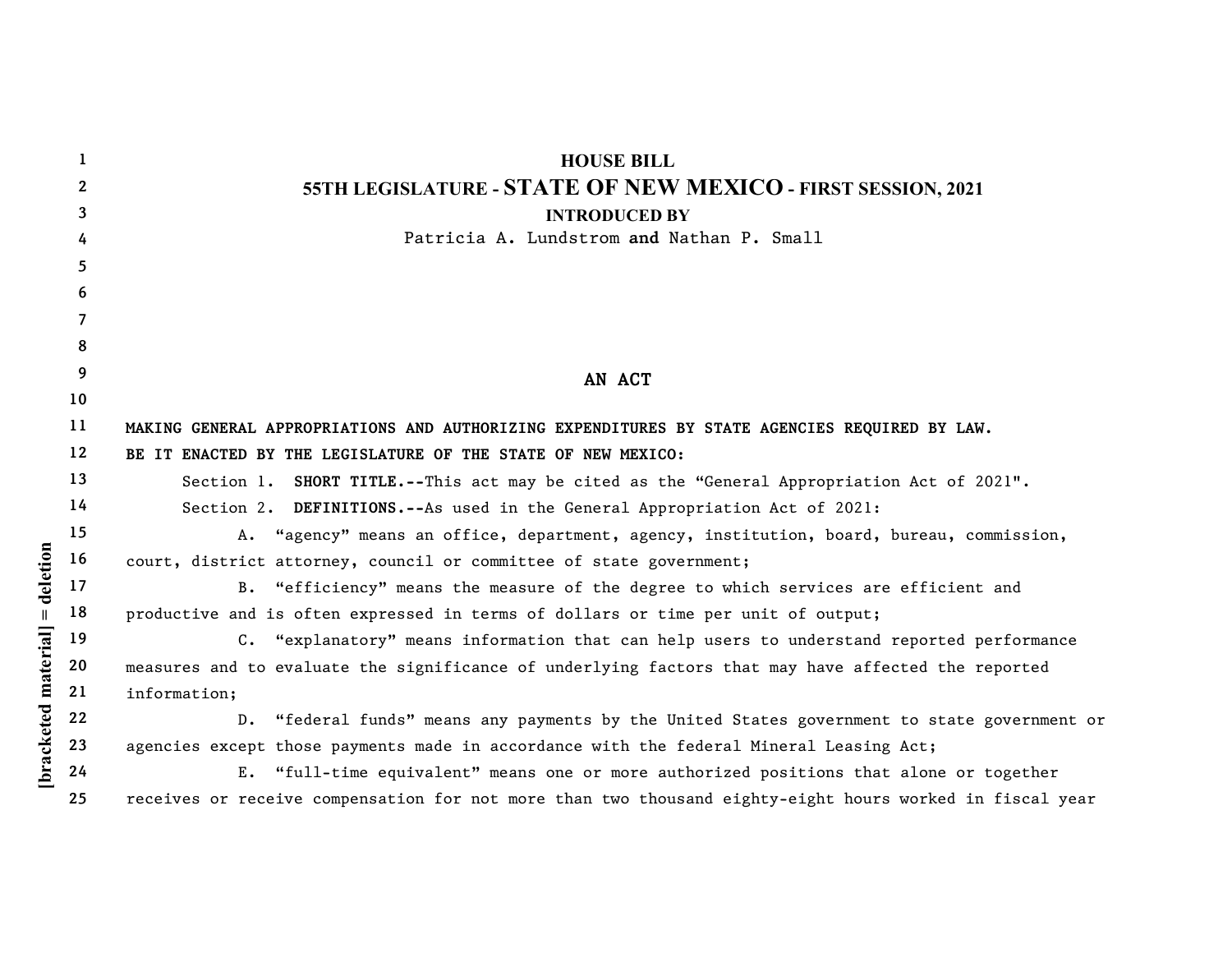**HOUSE BILL**

**55TH LEGISLATURE - STATE OF NEW MEXICO - FIRST SESSION, 2021**

**INTRODUCED BY**

Patricia A. Lundstrom **and** Nathan P. Small

AN ACT

MAKING GENERAL APPROPRIATIONS AND AUTHORIZING EXPENDITURES BY STATE AGENCIES REQUIRED BY LAW.

BE IT ENACTED BY THE LEGISLATURE OF THE STATE OF NEW MEXICO:

Section 1. **SHORT TITLE.--**This act may be cited as the "General Appropriation Act of 2021".

Section 2. **DEFINITIONS.--**As used in the General Appropriation Act of 2021:

A. "agency" means an office, department, agency, institution, board, bureau, commission, court, district attorney, council or committee of state government;

B. "efficiency" means the measure of the degree to which services are efficient and productive and is often expressed in terms of dollars or time per unit of output;

C. "explanatory" means information that can help users to understand reported performance measures and to evaluate the significance of underlying factors that may have affected the reported information;

D. "federal funds" means any payments by the United States government to state government or agencies except those payments made in accordance with the federal Mineral Leasing Act;

E. "full-time equivalent" means one or more authorized positions that alone or together receives or receive compensation for not more than two thousand eighty-eight hours worked in fiscal year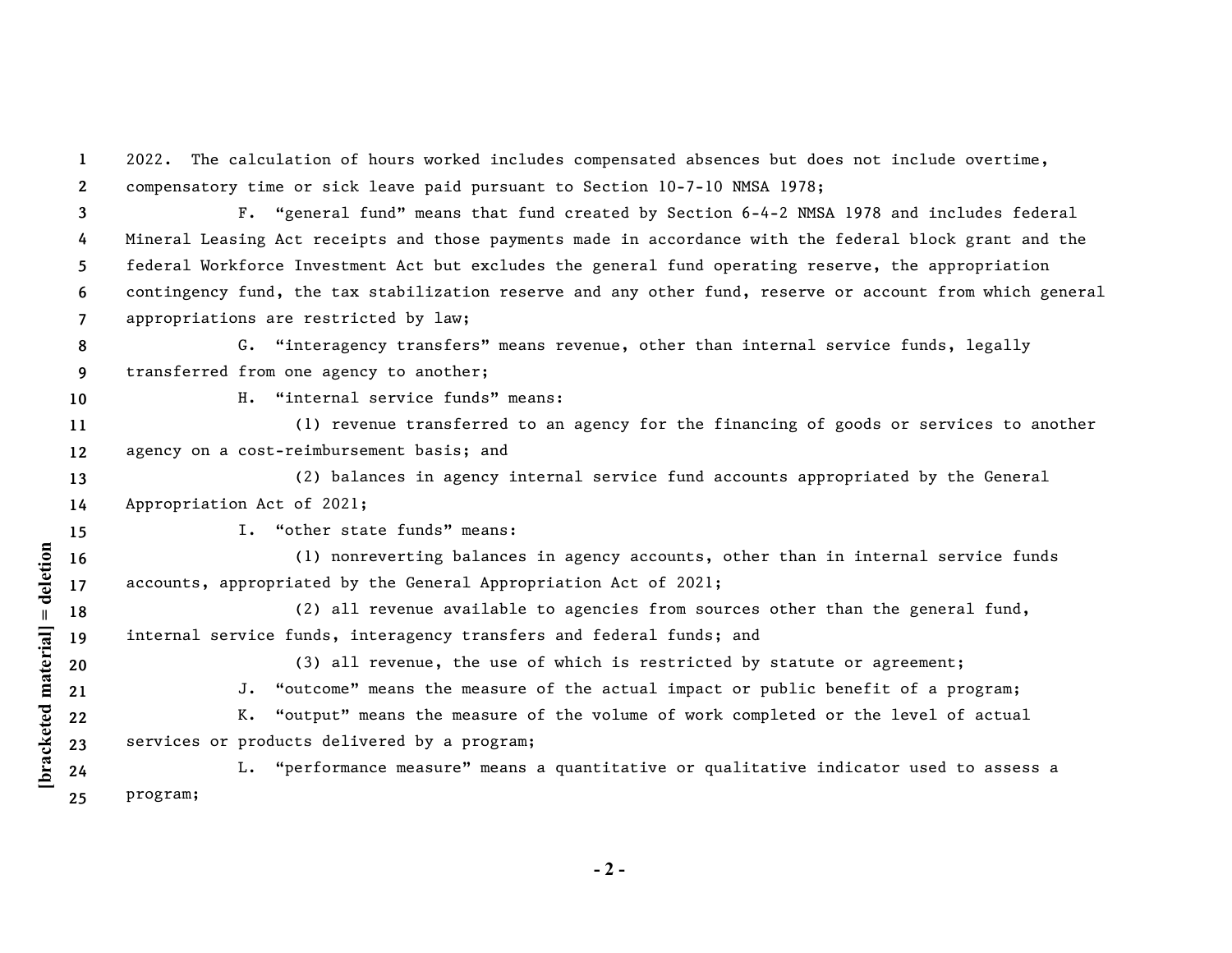2022. The calculation of hours worked includes compensated absences but does not include overtime, compensatory time or sick leave paid pursuant to Section 10-7-10 NMSA 1978;

F. "general fund" means that fund created by Section 6-4-2 NMSA 1978 and includes federal Mineral Leasing Act receipts and those payments made in accordance with the federal block grant and the federal Workforce Investment Act but excludes the general fund operating reserve, the appropriation contingency fund, the tax stabilization reserve and any other fund, reserve or account from which general appropriations are restricted by law;

G. "interagency transfers" means revenue, other than internal service funds, legally transferred from one agency to another;

H. "internal service funds" means:

(1) revenue transferred to an agency for the financing of goods or services to another agency on a cost-reimbursement basis; and

(2) balances in agency internal service fund accounts appropriated by the General Appropriation Act of 2021;

I. "other state funds" means:

(1) nonreverting balances in agency accounts, other than in internal service funds accounts, appropriated by the General Appropriation Act of 2021;

(2) all revenue available to agencies from sources other than the general fund, internal service funds, interagency transfers and federal funds; and

(3) all revenue, the use of which is restricted by statute or agreement;

J. "outcome" means the measure of the actual impact or public benefit of a program;

K. "output" means the measure of the volume of work completed or the level of actual services or products delivered by a program;

L. "performance measure" means a quantitative or qualitative indicator used to assess a program;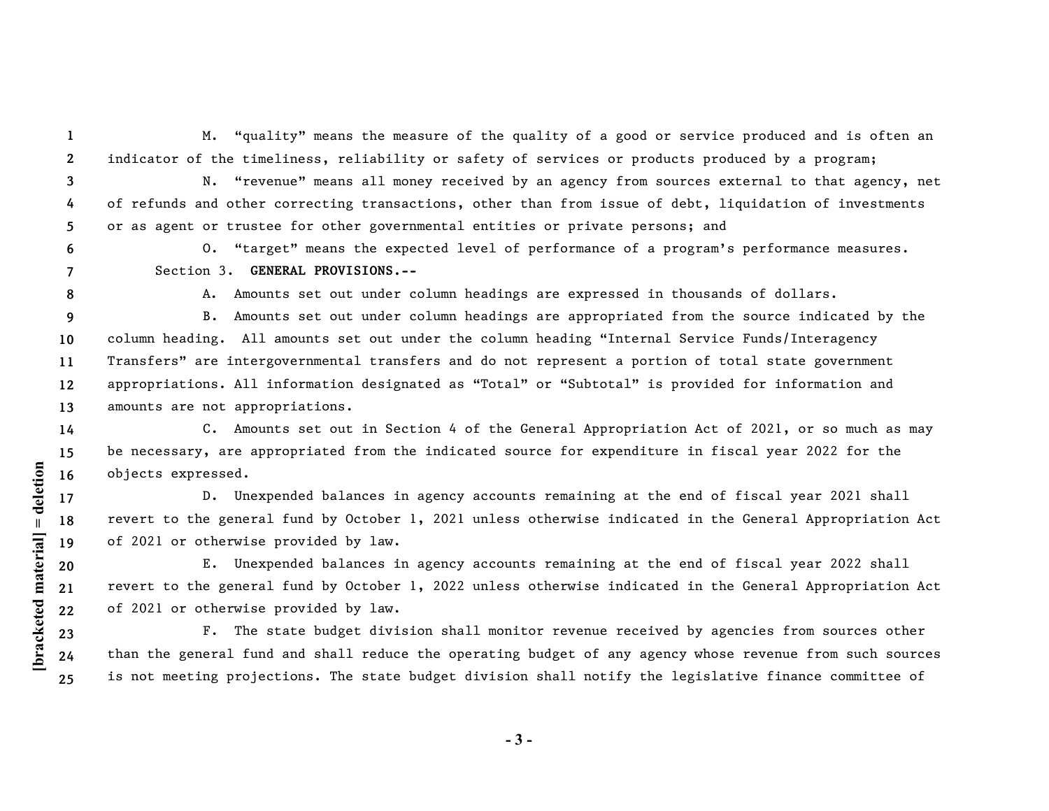M. "quality" means the measure of the quality of a good or service produced and is often an indicator of the timeliness, reliability or safety of services or products produced by a program;

N. "revenue" means all money received by an agency from sources external to that agency, net of refunds and other correcting transactions, other than from issue of debt, liquidation of investments or as agent or trustee for other governmental entities or private persons; and

O. "target" means the expected level of performance of a program's performance measures.

Section 3. **GENERAL PROVISIONS.--**

A. Amounts set out under column headings are expressed in thousands of dollars.

B. Amounts set out under column headings are appropriated from the source indicated by the column heading. All amounts set out under the column heading "Internal Service Funds/Interagency Transfers" are intergovernmental transfers and do not represent a portion of total state government appropriations. All information designated as "Total" or "Subtotal" is provided for information and amounts are not appropriations.

C. Amounts set out in Section 4 of the General Appropriation Act of 2021, or so much as may be necessary, are appropriated from the indicated source for expenditure in fiscal year 2022 for the objects expressed.

D. Unexpended balances in agency accounts remaining at the end of fiscal year 2021 shall revert to the general fund by October 1, 2021 unless otherwise indicated in the General Appropriation Act of 2021 or otherwise provided by law.

E. Unexpended balances in agency accounts remaining at the end of fiscal year 2022 shall revert to the general fund by October 1, 2022 unless otherwise indicated in the General Appropriation Act of 2021 or otherwise provided by law.

F. The state budget division shall monitor revenue received by agencies from sources other than the general fund and shall reduce the operating budget of any agency whose revenue from such sources is not meeting projections. The state budget division shall notify the legislative finance committee of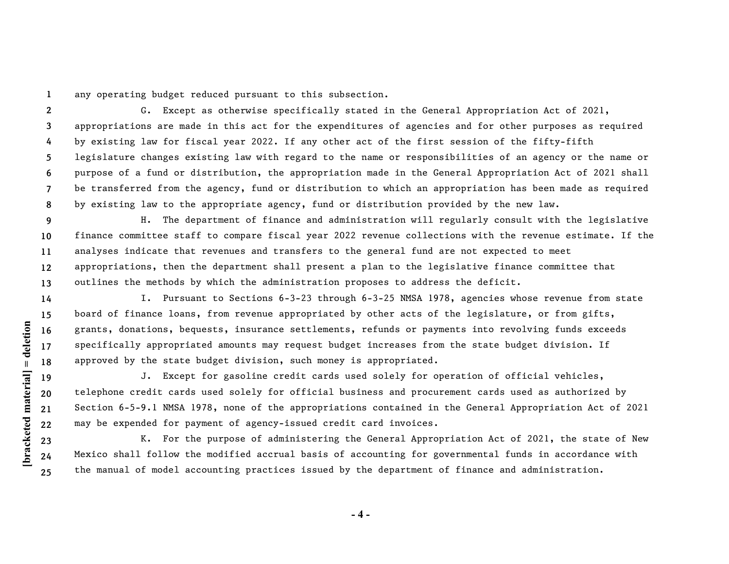any operating budget reduced pursuant to this subsection.

G. Except as otherwise specifically stated in the General Appropriation Act of 2021, appropriations are made in this act for the expenditures of agencies and for other purposes as required by existing law for fiscal year 2022. If any other act of the first session of the fifty-fifth legislature changes existing law with regard to the name or responsibilities of an agency or the name or purpose of a fund or distribution, the appropriation made in the General Appropriation Act of 2021 shall be transferred from the agency, fund or distribution to which an appropriation has been made as required by existing law to the appropriate agency, fund or distribution provided by the new law.

H. The department of finance and administration will regularly consult with the legislative finance committee staff to compare fiscal year 2022 revenue collections with the revenue estimate. If the analyses indicate that revenues and transfers to the general fund are not expected to meet appropriations, then the department shall present a plan to the legislative finance committee that outlines the methods by which the administration proposes to address the deficit.

I. Pursuant to Sections 6-3-23 through 6-3-25 NMSA 1978, agencies whose revenue from state board of finance loans, from revenue appropriated by other acts of the legislature, or from gifts, grants, donations, bequests, insurance settlements, refunds or payments into revolving funds exceeds specifically appropriated amounts may request budget increases from the state budget division. If approved by the state budget division, such money is appropriated.

J. Except for gasoline credit cards used solely for operation of official vehicles, telephone credit cards used solely for official business and procurement cards used as authorized by Section 6-5-9.1 NMSA 1978, none of the appropriations contained in the General Appropriation Act of 2021 may be expended for payment of agency-issued credit card invoices.

K. For the purpose of administering the General Appropriation Act of 2021, the state of New Mexico shall follow the modified accrual basis of accounting for governmental funds in accordance with the manual of model accounting practices issued by the department of finance and administration.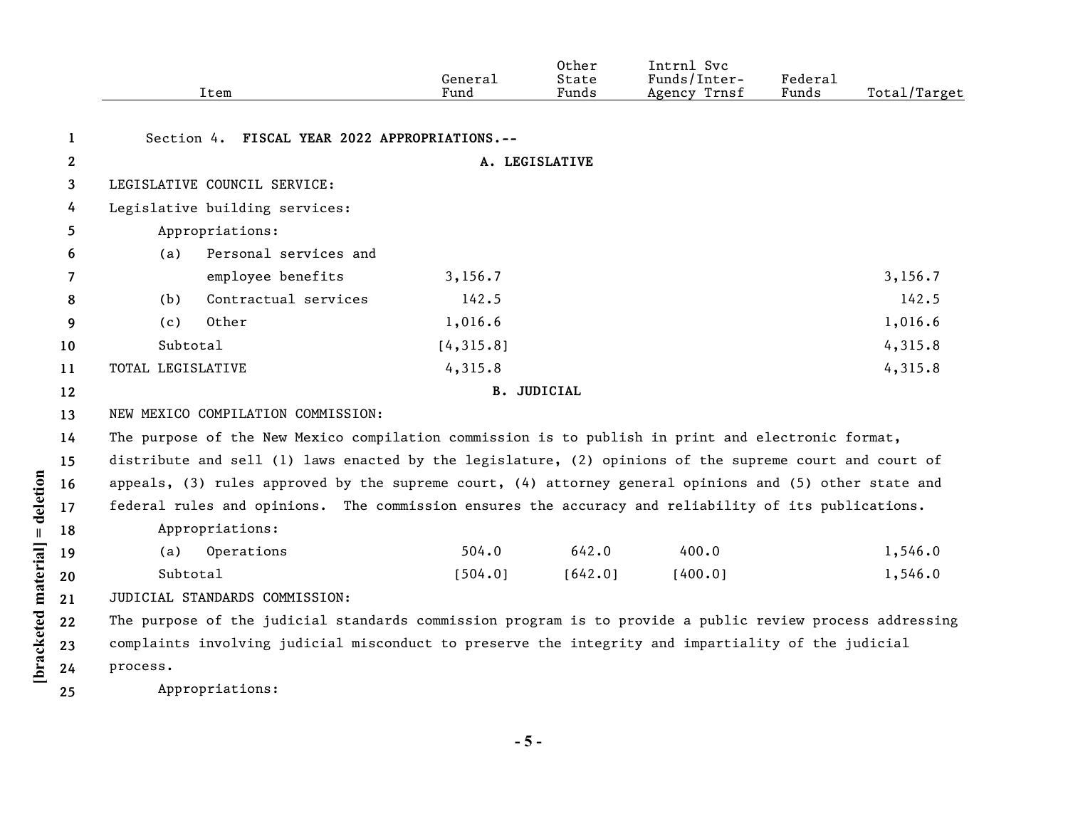| Item | General Fund | Other State Funds | Intrnl Svc Funds/Inter-Agency Trnsf | Federal Funds | Total/Target |
|---|---|---|---|---|---|

Section 4. **FISCAL YEAR 2022 APPROPRIATIONS.--**

**A. LEGISLATIVE**

LEGISLATIVE COUNCIL SERVICE:

Legislative building services:

| Item | General Fund | Other State Funds | Intrnl Svc Funds/Inter-Agency Trnsf | Federal Funds | Total/Target |
|---|---|---|---|---|---|
| Appropriations: | | | | | |
| (a) Personal services and employee benefits | 3,156.7 | | | | 3,156.7 |
| (b) Contractual services | 142.5 | | | | 142.5 |
| (c) Other | 1,016.6 | | | | 1,016.6 |
| Subtotal | [4,315.8] | | | | 4,315.8 |
| TOTAL LEGISLATIVE | 4,315.8 | | | | 4,315.8 |

**B. JUDICIAL**

NEW MEXICO COMPILATION COMMISSION:

The purpose of the New Mexico compilation commission is to publish in print and electronic format, distribute and sell (1) laws enacted by the legislature, (2) opinions of the supreme court and court of appeals, (3) rules approved by the supreme court, (4) attorney general opinions and (5) other state and federal rules and opinions. The commission ensures the accuracy and reliability of its publications.

| Item | General Fund | Other State Funds | Intrnl Svc Funds/Inter-Agency Trnsf | Federal Funds | Total/Target |
|---|---|---|---|---|---|
| Appropriations: | | | | | |
| (a) Operations | 504.0 | 642.0 | 400.0 | | 1,546.0 |
| Subtotal | [504.0] | [642.0] | [400.0] | | 1,546.0 |

JUDICIAL STANDARDS COMMISSION:

The purpose of the judicial standards commission program is to provide a public review process addressing complaints involving judicial misconduct to preserve the integrity and impartiality of the judicial process.

Appropriations: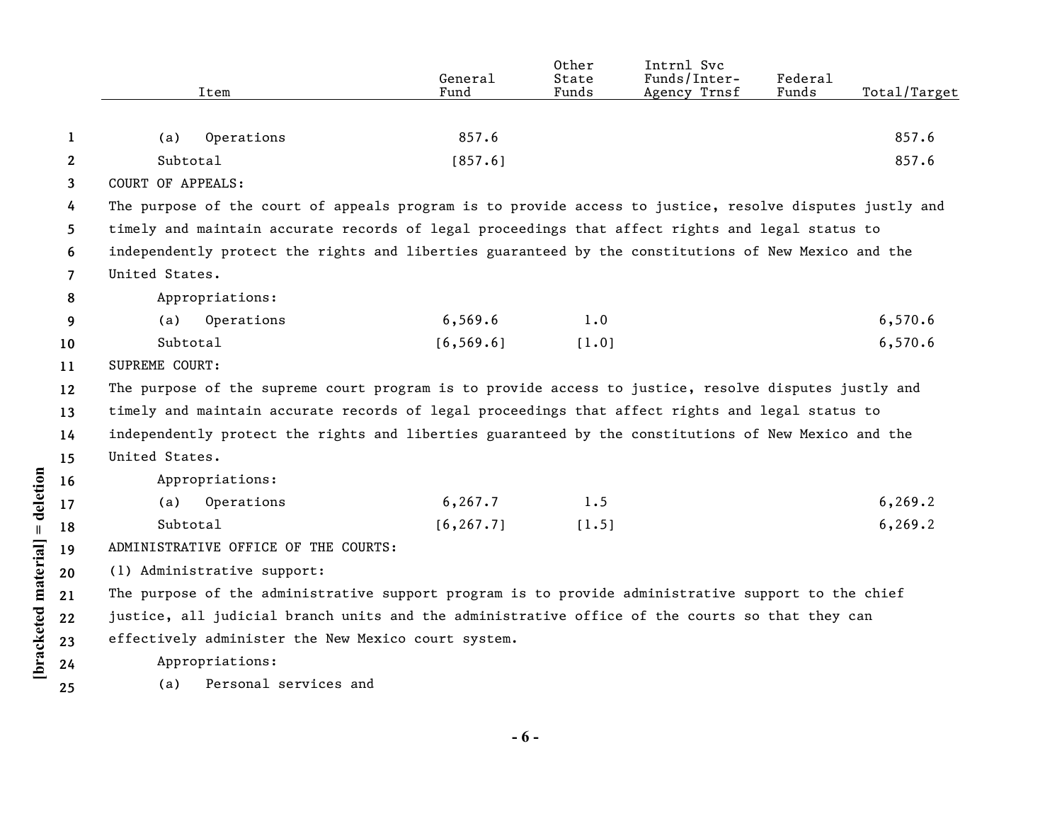| Item | General Fund | Other State Funds | Intrnl Svc Funds/Inter-Agency Trnsf | Federal Funds | Total/Target |
|---|---|---|---|---|---|
| (a) Operations | 857.6 | | | | 857.6 |
| Subtotal | [857.6] | | | | 857.6 |

COURT OF APPEALS:

The purpose of the court of appeals program is to provide access to justice, resolve disputes justly and timely and maintain accurate records of legal proceedings that affect rights and legal status to independently protect the rights and liberties guaranteed by the constitutions of New Mexico and the United States.

Appropriations:

| Item | General Fund | Other State Funds | Intrnl Svc Funds/Inter-Agency Trnsf | Federal Funds | Total/Target |
|---|---|---|---|---|---|
| (a) Operations | 6,569.6 | 1.0 | | | 6,570.6 |
| Subtotal | [6,569.6] | [1.0] | | | 6,570.6 |

SUPREME COURT:

The purpose of the supreme court program is to provide access to justice, resolve disputes justly and timely and maintain accurate records of legal proceedings that affect rights and legal status to independently protect the rights and liberties guaranteed by the constitutions of New Mexico and the United States.

Appropriations:

| Item | General Fund | Other State Funds | Intrnl Svc Funds/Inter-Agency Trnsf | Federal Funds | Total/Target |
|---|---|---|---|---|---|
| (a) Operations | 6,267.7 | 1.5 | | | 6,269.2 |
| Subtotal | [6,267.7] | [1.5] | | | 6,269.2 |

ADMINISTRATIVE OFFICE OF THE COURTS:

(1) Administrative support:

The purpose of the administrative support program is to provide administrative support to the chief justice, all judicial branch units and the administrative office of the courts so that they can effectively administer the New Mexico court system.

Appropriations:

(a) Personal services and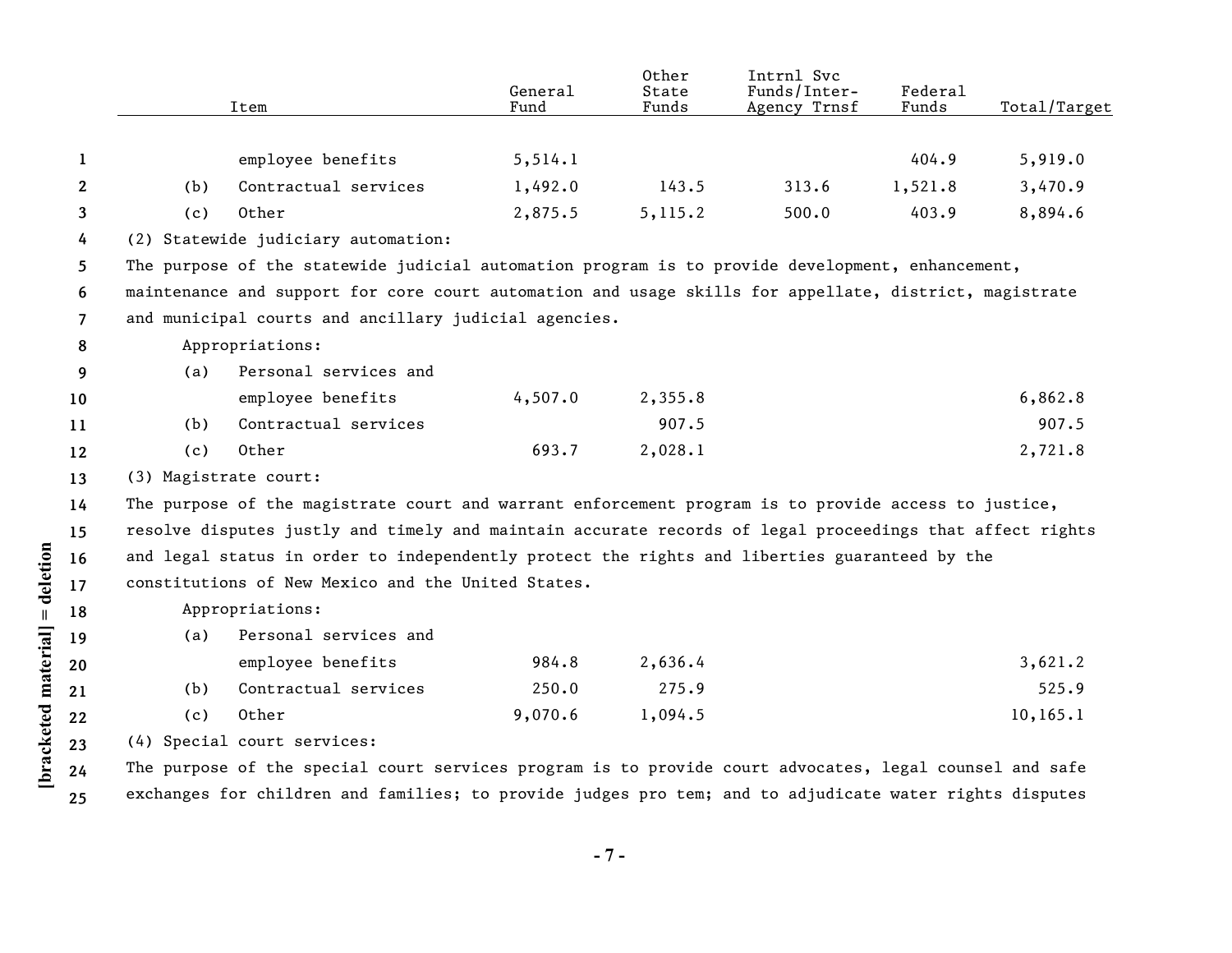| Item | General Fund | Other State Funds | Intrnl Svc Funds/Inter-Agency Trnsf | Federal Funds | Total/Target |
|---|---|---|---|---|---|
| employee benefits | 5,514.1 | | | 404.9 | 5,919.0 |
| (b) Contractual services | 1,492.0 | 143.5 | 313.6 | 1,521.8 | 3,470.9 |
| (c) Other | 2,875.5 | 5,115.2 | 500.0 | 403.9 | 8,894.6 |

(2) Statewide judiciary automation:

The purpose of the statewide judicial automation program is to provide development, enhancement, maintenance and support for core court automation and usage skills for appellate, district, magistrate and municipal courts and ancillary judicial agencies.

Appropriations:

| Item | General Fund | Other State Funds | Intrnl Svc Funds/Inter-Agency Trnsf | Federal Funds | Total/Target |
|---|---|---|---|---|---|
| (a) Personal services and employee benefits | 4,507.0 | 2,355.8 | | | 6,862.8 |
| (b) Contractual services | | 907.5 | | | 907.5 |
| (c) Other | 693.7 | 2,028.1 | | | 2,721.8 |

(3) Magistrate court:

The purpose of the magistrate court and warrant enforcement program is to provide access to justice, resolve disputes justly and timely and maintain accurate records of legal proceedings that affect rights and legal status in order to independently protect the rights and liberties guaranteed by the constitutions of New Mexico and the United States.

Appropriations:

| Item | General Fund | Other State Funds | Intrnl Svc Funds/Inter-Agency Trnsf | Federal Funds | Total/Target |
|---|---|---|---|---|---|
| (a) Personal services and employee benefits | 984.8 | 2,636.4 | | | 3,621.2 |
| (b) Contractual services | 250.0 | 275.9 | | | 525.9 |
| (c) Other | 9,070.6 | 1,094.5 | | | 10,165.1 |

(4) Special court services:

The purpose of the special court services program is to provide court advocates, legal counsel and safe exchanges for children and families; to provide judges pro tem; and to adjudicate water rights disputes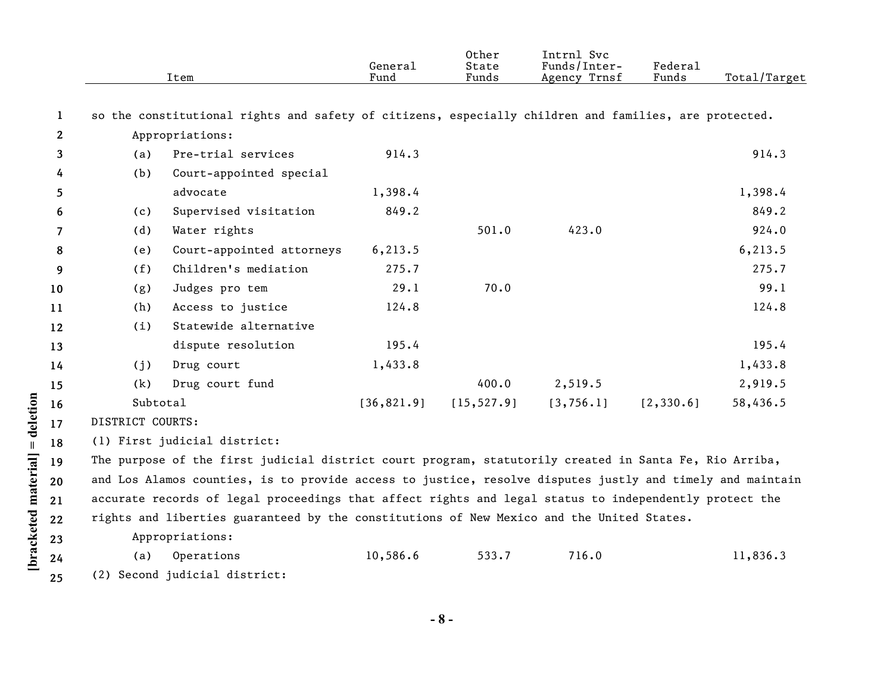| Item | General Fund | Other State Funds | Intrnl Svc Funds/Inter-Agency Trnsf | Federal Funds | Total/Target |
|---|---|---|---|---|---|
| so the constitutional rights and safety of citizens, especially children and families, are protected. | | | | | |
| Appropriations: | | | | | |
| (a) Pre-trial services | 914.3 | | | | 914.3 |
| (b) Court-appointed special advocate | 1,398.4 | | | | 1,398.4 |
| (c) Supervised visitation | 849.2 | | | | 849.2 |
| (d) Water rights | | 501.0 | 423.0 | | 924.0 |
| (e) Court-appointed attorneys | 6,213.5 | | | | 6,213.5 |
| (f) Children's mediation | 275.7 | | | | 275.7 |
| (g) Judges pro tem | 29.1 | 70.0 | | | 99.1 |
| (h) Access to justice | 124.8 | | | | 124.8 |
| (i) Statewide alternative dispute resolution | 195.4 | | | | 195.4 |
| (j) Drug court | 1,433.8 | | | | 1,433.8 |
| (k) Drug court fund | | 400.0 | 2,519.5 | | 2,919.5 |
| Subtotal | [36,821.9] | [15,527.9] | [3,756.1] | [2,330.6] | 58,436.5 |

DISTRICT COURTS:

(1) First judicial district:

The purpose of the first judicial district court program, statutorily created in Santa Fe, Rio Arriba, and Los Alamos counties, is to provide access to justice, resolve disputes justly and timely and maintain accurate records of legal proceedings that affect rights and legal status to independently protect the rights and liberties guaranteed by the constitutions of New Mexico and the United States.

| Item | General Fund | Other State Funds | Intrnl Svc Funds/Inter-Agency Trnsf | Federal Funds | Total/Target |
|---|---|---|---|---|---|
| Appropriations: | | | | | |
| (a) Operations | 10,586.6 | 533.7 | 716.0 | | 11,836.3 |

(2) Second judicial district: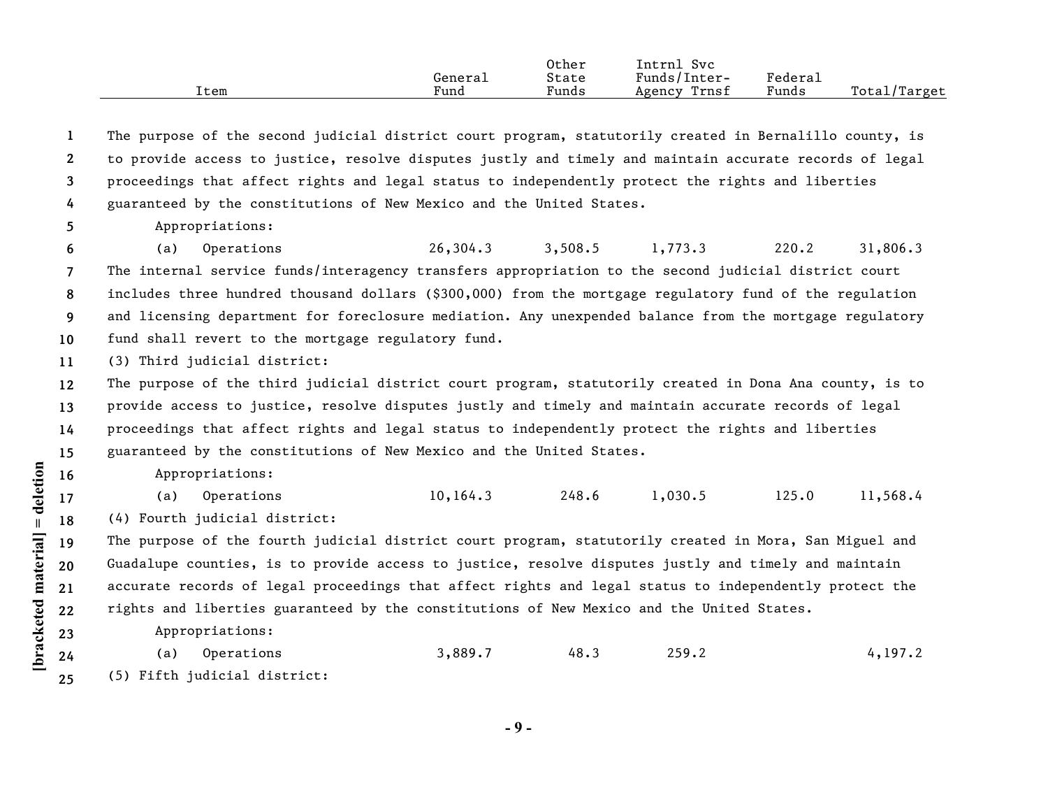| Item | General Fund | Other State Funds | Intrnl Svc Funds/Inter-Agency Trnsf | Federal Funds | Total/Target |
|---|---|---|---|---|---|

The purpose of the second judicial district court program, statutorily created in Bernalillo county, is to provide access to justice, resolve disputes justly and timely and maintain accurate records of legal proceedings that affect rights and legal status to independently protect the rights and liberties guaranteed by the constitutions of New Mexico and the United States.

Appropriations:

| Item | General Fund | Other State Funds | Intrnl Svc Funds/Inter-Agency Trnsf | Federal Funds | Total/Target |
|---|---|---|---|---|---|
| (a) Operations | 26,304.3 | 3,508.5 | 1,773.3 | 220.2 | 31,806.3 |

The internal service funds/interagency transfers appropriation to the second judicial district court includes three hundred thousand dollars ($300,000) from the mortgage regulatory fund of the regulation and licensing department for foreclosure mediation. Any unexpended balance from the mortgage regulatory fund shall revert to the mortgage regulatory fund.

(3) Third judicial district:

The purpose of the third judicial district court program, statutorily created in Dona Ana county, is to provide access to justice, resolve disputes justly and timely and maintain accurate records of legal proceedings that affect rights and legal status to independently protect the rights and liberties guaranteed by the constitutions of New Mexico and the United States.

Appropriations:

| Item | General Fund | Other State Funds | Intrnl Svc Funds/Inter-Agency Trnsf | Federal Funds | Total/Target |
|---|---|---|---|---|---|
| (a) Operations | 10,164.3 | 248.6 | 1,030.5 | 125.0 | 11,568.4 |

(4) Fourth judicial district:

The purpose of the fourth judicial district court program, statutorily created in Mora, San Miguel and Guadalupe counties, is to provide access to justice, resolve disputes justly and timely and maintain accurate records of legal proceedings that affect rights and legal status to independently protect the rights and liberties guaranteed by the constitutions of New Mexico and the United States.

Appropriations:

| Item | General Fund | Other State Funds | Intrnl Svc Funds/Inter-Agency Trnsf | Federal Funds | Total/Target |
|---|---|---|---|---|---|
| (a) Operations | 3,889.7 | 48.3 | 259.2 | | 4,197.2 |

(5) Fifth judicial district: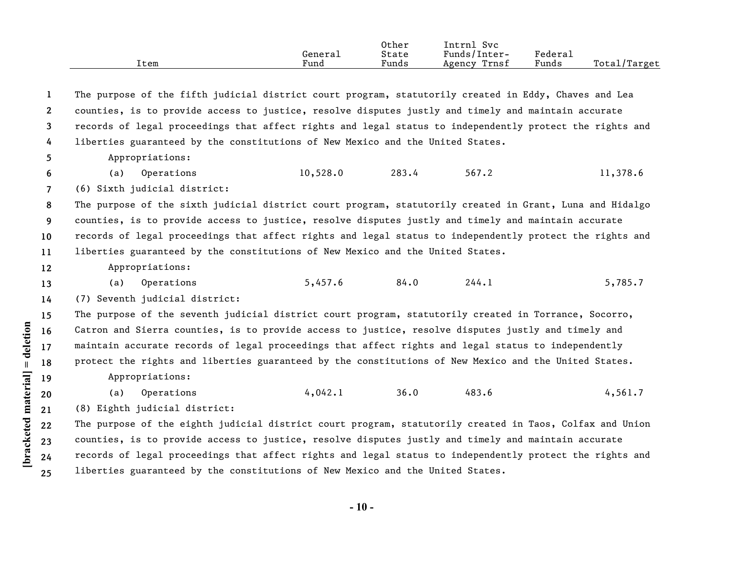| Item | General Fund | Other State Funds | Intrnl Svc Funds/Inter-Agency Trnsf | Federal Funds | Total/Target |
|---|---|---|---|---|---|

The purpose of the fifth judicial district court program, statutorily created in Eddy, Chaves and Lea counties, is to provide access to justice, resolve disputes justly and timely and maintain accurate records of legal proceedings that affect rights and legal status to independently protect the rights and liberties guaranteed by the constitutions of New Mexico and the United States.

Appropriations:

| Item | General Fund | Other State Funds | Intrnl Svc Funds/Inter-Agency Trnsf | Federal Funds | Total/Target |
|---|---|---|---|---|---|
| (a) Operations | 10,528.0 | 283.4 | 567.2 | | 11,378.6 |

(6) Sixth judicial district:

The purpose of the sixth judicial district court program, statutorily created in Grant, Luna and Hidalgo counties, is to provide access to justice, resolve disputes justly and timely and maintain accurate records of legal proceedings that affect rights and legal status to independently protect the rights and liberties guaranteed by the constitutions of New Mexico and the United States.

Appropriations:

| Item | General Fund | Other State Funds | Intrnl Svc Funds/Inter-Agency Trnsf | Federal Funds | Total/Target |
|---|---|---|---|---|---|
| (a) Operations | 5,457.6 | 84.0 | 244.1 | | 5,785.7 |

(7) Seventh judicial district:

The purpose of the seventh judicial district court program, statutorily created in Torrance, Socorro, Catron and Sierra counties, is to provide access to justice, resolve disputes justly and timely and maintain accurate records of legal proceedings that affect rights and legal status to independently protect the rights and liberties guaranteed by the constitutions of New Mexico and the United States.

Appropriations:

| Item | General Fund | Other State Funds | Intrnl Svc Funds/Inter-Agency Trnsf | Federal Funds | Total/Target |
|---|---|---|---|---|---|
| (a) Operations | 4,042.1 | 36.0 | 483.6 | | 4,561.7 |

(8) Eighth judicial district:

The purpose of the eighth judicial district court program, statutorily created in Taos, Colfax and Union counties, is to provide access to justice, resolve disputes justly and timely and maintain accurate records of legal proceedings that affect rights and legal status to independently protect the rights and liberties guaranteed by the constitutions of New Mexico and the United States.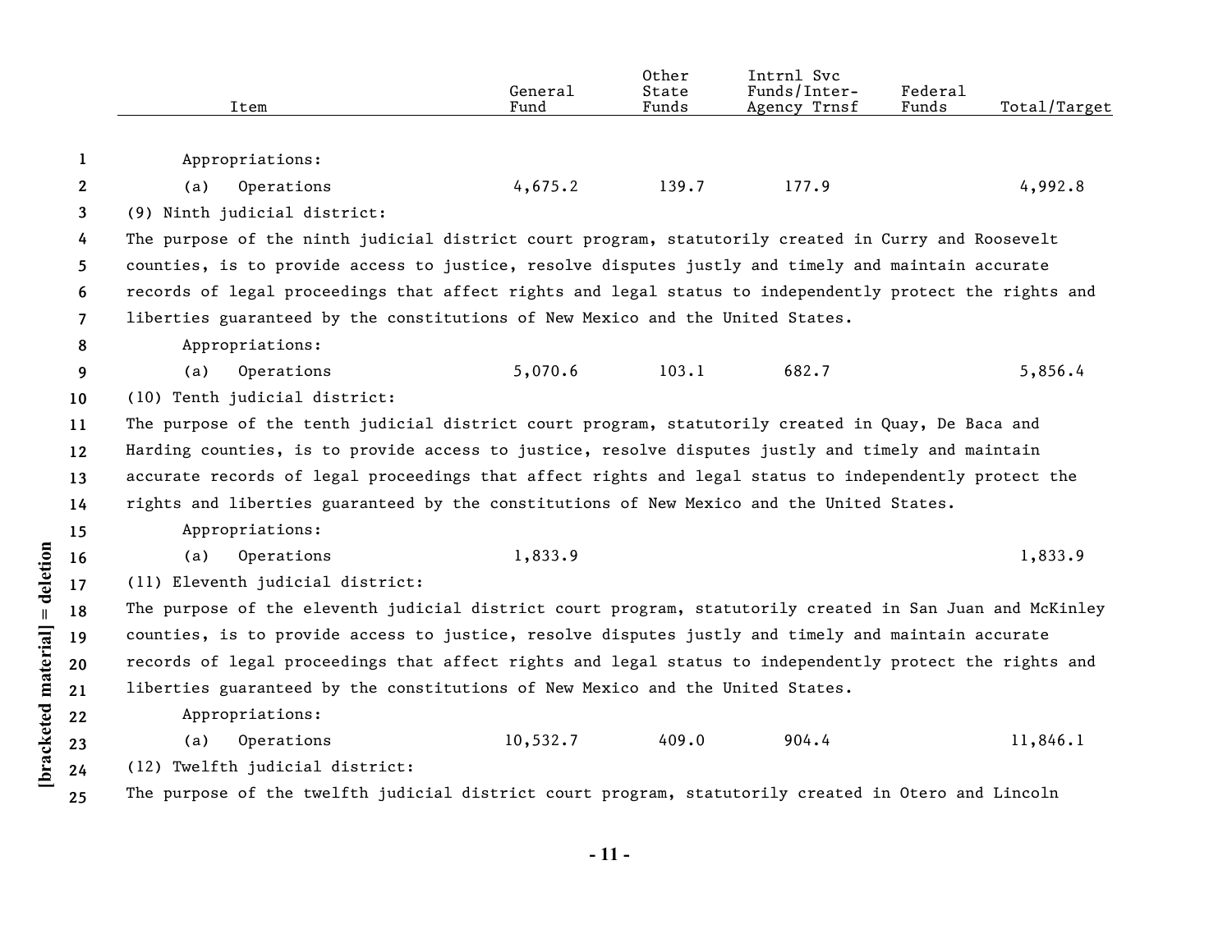| Item | General Fund | Other State Funds | Intrnl Svc Funds/Inter-Agency Trnsf | Federal Funds | Total/Target |
|---|---|---|---|---|---|
| Appropriations: | | | | | |
| (a) Operations | 4,675.2 | 139.7 | 177.9 | | 4,992.8 |

(9) Ninth judicial district:

The purpose of the ninth judicial district court program, statutorily created in Curry and Roosevelt counties, is to provide access to justice, resolve disputes justly and timely and maintain accurate records of legal proceedings that affect rights and legal status to independently protect the rights and liberties guaranteed by the constitutions of New Mexico and the United States.

| Item | General Fund | Other State Funds | Intrnl Svc Funds/Inter-Agency Trnsf | Federal Funds | Total/Target |
|---|---|---|---|---|---|
| Appropriations: | | | | | |
| (a) Operations | 5,070.6 | 103.1 | 682.7 | | 5,856.4 |

(10) Tenth judicial district:

The purpose of the tenth judicial district court program, statutorily created in Quay, De Baca and Harding counties, is to provide access to justice, resolve disputes justly and timely and maintain accurate records of legal proceedings that affect rights and legal status to independently protect the rights and liberties guaranteed by the constitutions of New Mexico and the United States.

| Item | General Fund | Other State Funds | Intrnl Svc Funds/Inter-Agency Trnsf | Federal Funds | Total/Target |
|---|---|---|---|---|---|
| Appropriations: | | | | | |
| (a) Operations | 1,833.9 | | | | 1,833.9 |

(11) Eleventh judicial district:

The purpose of the eleventh judicial district court program, statutorily created in San Juan and McKinley counties, is to provide access to justice, resolve disputes justly and timely and maintain accurate records of legal proceedings that affect rights and legal status to independently protect the rights and liberties guaranteed by the constitutions of New Mexico and the United States.

| Item | General Fund | Other State Funds | Intrnl Svc Funds/Inter-Agency Trnsf | Federal Funds | Total/Target |
|---|---|---|---|---|---|
| Appropriations: | | | | | |
| (a) Operations | 10,532.7 | 409.0 | 904.4 | | 11,846.1 |

(12) Twelfth judicial district:

The purpose of the twelfth judicial district court program, statutorily created in Otero and Lincoln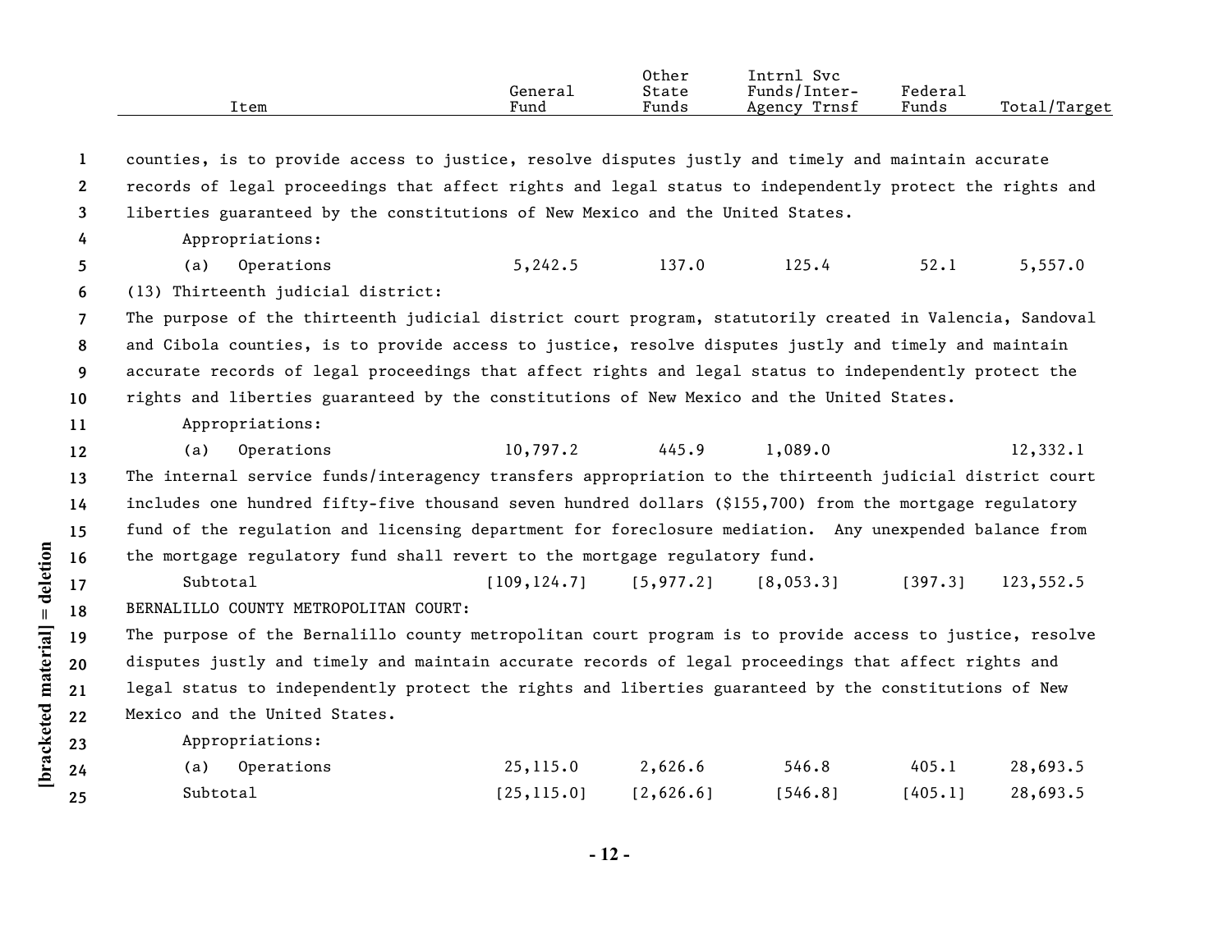| Item | General Fund | Other State Funds | Intrnl Svc Funds/Inter-Agency Trnsf | Federal Funds | Total/Target |
|---|---|---|---|---|---|

counties, is to provide access to justice, resolve disputes justly and timely and maintain accurate records of legal proceedings that affect rights and legal status to independently protect the rights and liberties guaranteed by the constitutions of New Mexico and the United States.

Appropriations:

| Item | General Fund | Other State Funds | Intrnl Svc Funds/Inter-Agency Trnsf | Federal Funds | Total/Target |
|---|---|---|---|---|---|
| (a) Operations | 5,242.5 | 137.0 | 125.4 | 52.1 | 5,557.0 |

(13) Thirteenth judicial district:

The purpose of the thirteenth judicial district court program, statutorily created in Valencia, Sandoval and Cibola counties, is to provide access to justice, resolve disputes justly and timely and maintain accurate records of legal proceedings that affect rights and legal status to independently protect the rights and liberties guaranteed by the constitutions of New Mexico and the United States.

Appropriations:

| Item | General Fund | Other State Funds | Intrnl Svc Funds/Inter-Agency Trnsf | Federal Funds | Total/Target |
|---|---|---|---|---|---|
| (a) Operations | 10,797.2 | 445.9 | 1,089.0 | | 12,332.1 |

The internal service funds/interagency transfers appropriation to the thirteenth judicial district court includes one hundred fifty-five thousand seven hundred dollars ($155,700) from the mortgage regulatory fund of the regulation and licensing department for foreclosure mediation. Any unexpended balance from the mortgage regulatory fund shall revert to the mortgage regulatory fund.

| Item | General Fund | Other State Funds | Intrnl Svc Funds/Inter-Agency Trnsf | Federal Funds | Total/Target |
|---|---|---|---|---|---|
| Subtotal | [109,124.7] | [5,977.2] | [8,053.3] | [397.3] | 123,552.5 |

BERNALILLO COUNTY METROPOLITAN COURT:

The purpose of the Bernalillo county metropolitan court program is to provide access to justice, resolve disputes justly and timely and maintain accurate records of legal proceedings that affect rights and legal status to independently protect the rights and liberties guaranteed by the constitutions of New Mexico and the United States.

Appropriations:

| Item | General Fund | Other State Funds | Intrnl Svc Funds/Inter-Agency Trnsf | Federal Funds | Total/Target |
|---|---|---|---|---|---|
| (a) Operations | 25,115.0 | 2,626.6 | 546.8 | 405.1 | 28,693.5 |
| Subtotal | [25,115.0] | [2,626.6] | [546.8] | [405.1] | 28,693.5 |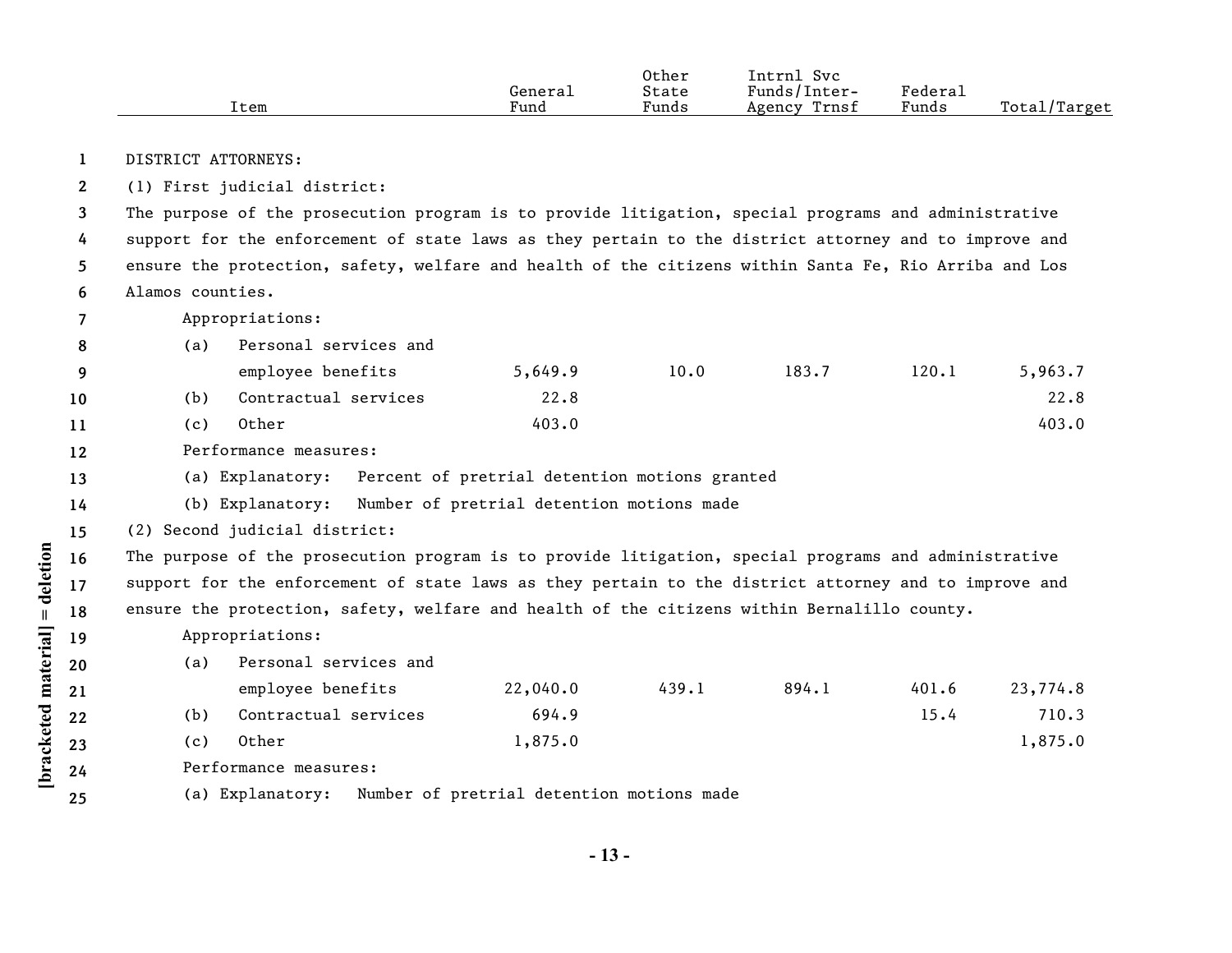| Item | General Fund | Other State Funds | Intrnl Svc Funds/Inter-Agency Trnsf | Federal Funds | Total/Target |
|---|---|---|---|---|---|

DISTRICT ATTORNEYS:

(1) First judicial district:

The purpose of the prosecution program is to provide litigation, special programs and administrative support for the enforcement of state laws as they pertain to the district attorney and to improve and ensure the protection, safety, welfare and health of the citizens within Santa Fe, Rio Arriba and Los Alamos counties.

Appropriations:

| Item | General Fund | Other State Funds | Intrnl Svc Funds/Inter-Agency Trnsf | Federal Funds | Total/Target |
|---|---|---|---|---|---|
| (a) Personal services and employee benefits | 5,649.9 | 10.0 | 183.7 | 120.1 | 5,963.7 |
| (b) Contractual services | 22.8 | | | | 22.8 |
| (c) Other | 403.0 | | | | 403.0 |

Performance measures:

(a) Explanatory: Percent of pretrial detention motions granted

(b) Explanatory: Number of pretrial detention motions made

(2) Second judicial district:

The purpose of the prosecution program is to provide litigation, special programs and administrative support for the enforcement of state laws as they pertain to the district attorney and to improve and ensure the protection, safety, welfare and health of the citizens within Bernalillo county.

Appropriations:

| Item | General Fund | Other State Funds | Intrnl Svc Funds/Inter-Agency Trnsf | Federal Funds | Total/Target |
|---|---|---|---|---|---|
| (a) Personal services and employee benefits | 22,040.0 | 439.1 | 894.1 | 401.6 | 23,774.8 |
| (b) Contractual services | 694.9 | | | 15.4 | 710.3 |
| (c) Other | 1,875.0 | | | | 1,875.0 |

Performance measures:

(a) Explanatory: Number of pretrial detention motions made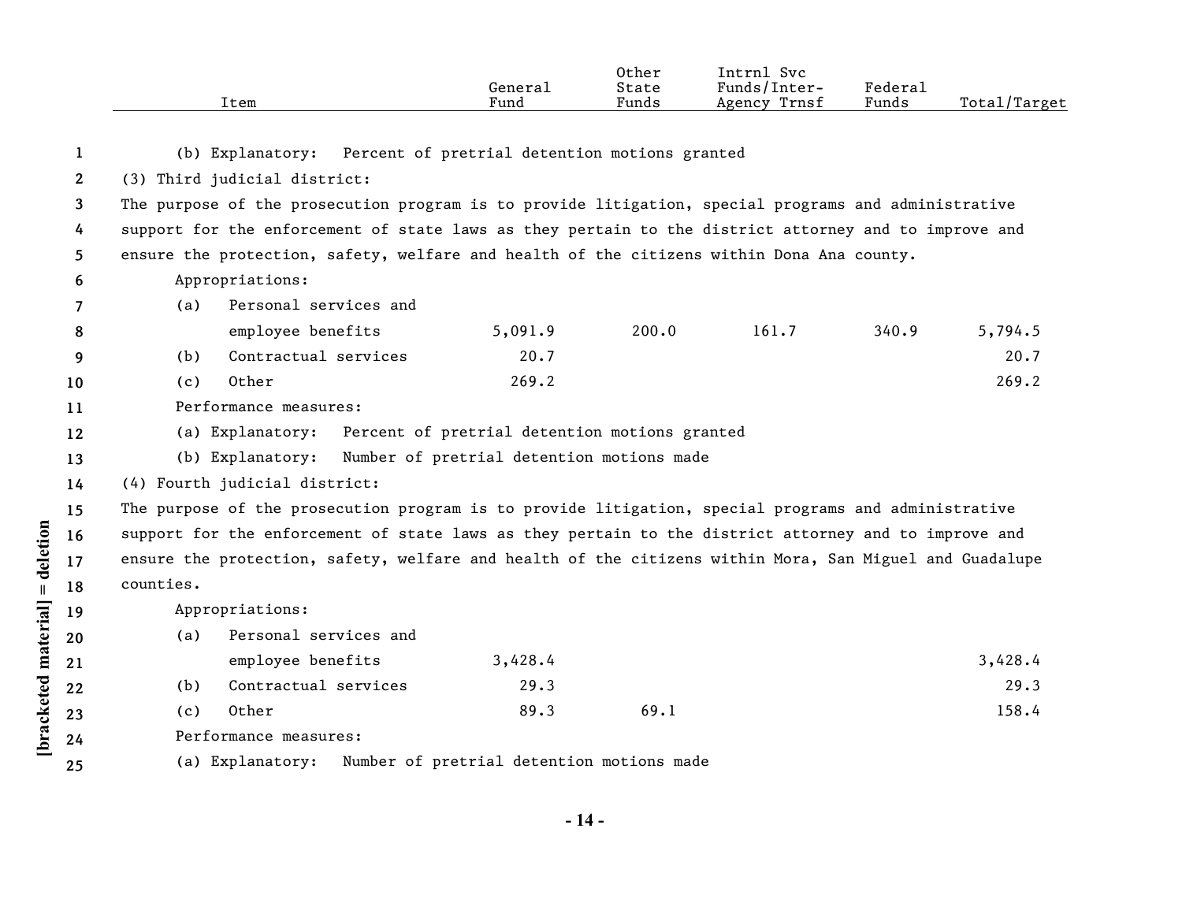| Item | General Fund | Other State Funds | Intrnl Svc Funds/Inter-Agency Trnsf | Federal Funds | Total/Target |
|---|---|---|---|---|---|
| (b) Explanatory: Percent of pretrial detention motions granted | | | | | |
| (3) Third judicial district: | | | | | |
| The purpose of the prosecution program is to provide litigation, special programs and administrative support for the enforcement of state laws as they pertain to the district attorney and to improve and ensure the protection, safety, welfare and health of the citizens within Dona Ana county. | | | | | |
| Appropriations: | | | | | |
| (a) Personal services and employee benefits | 5,091.9 | 200.0 | 161.7 | 340.9 | 5,794.5 |
| (b) Contractual services | 20.7 | | | | 20.7 |
| (c) Other | 269.2 | | | | 269.2 |
| Performance measures: | | | | | |
| (a) Explanatory: Percent of pretrial detention motions granted | | | | | |
| (b) Explanatory: Number of pretrial detention motions made | | | | | |
| (4) Fourth judicial district: | | | | | |
| The purpose of the prosecution program is to provide litigation, special programs and administrative support for the enforcement of state laws as they pertain to the district attorney and to improve and ensure the protection, safety, welfare and health of the citizens within Mora, San Miguel and Guadalupe counties. | | | | | |
| Appropriations: | | | | | |
| (a) Personal services and employee benefits | 3,428.4 | | | | 3,428.4 |
| (b) Contractual services | 29.3 | | | | 29.3 |
| (c) Other | 89.3 | 69.1 | | | 158.4 |
| Performance measures: | | | | | |
| (a) Explanatory: Number of pretrial detention motions made | | | | | |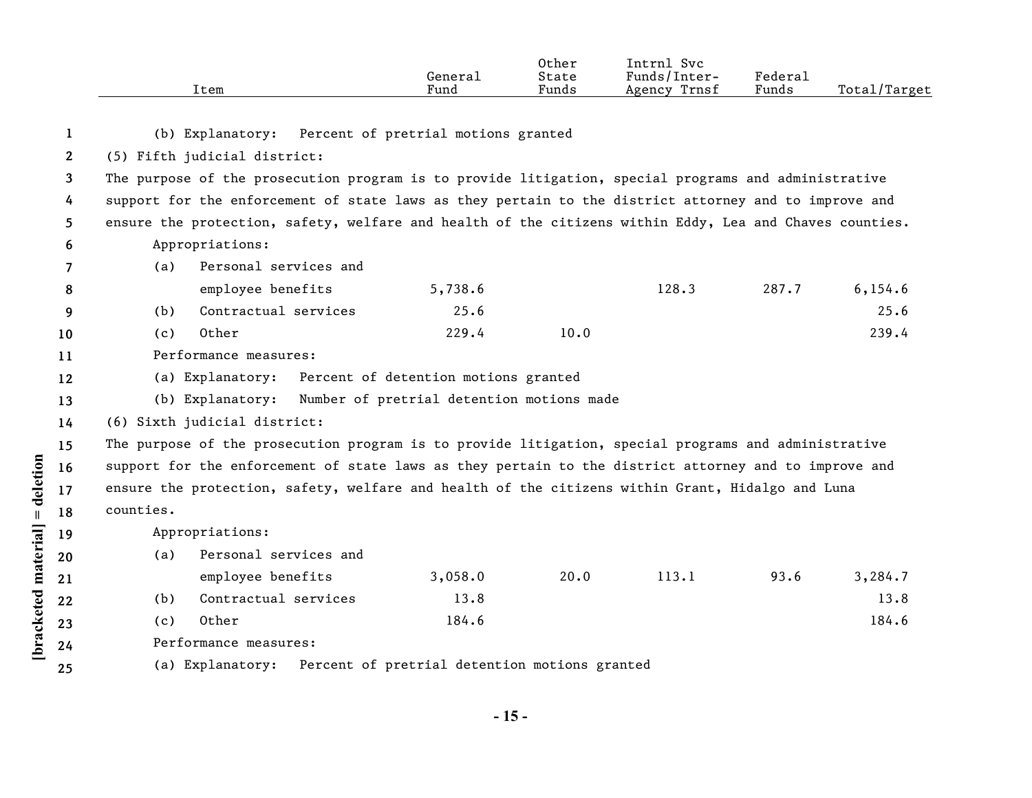| Item | General Fund | Other State Funds | Intrnl Svc Funds/Inter-Agency Trnsf | Federal Funds | Total/Target |
|---|---|---|---|---|---|
| (b) Explanatory: Percent of pretrial motions granted | | | | | |
| (5) Fifth judicial district: | | | | | |
| The purpose of the prosecution program is to provide litigation, special programs and administrative support for the enforcement of state laws as they pertain to the district attorney and to improve and ensure the protection, safety, welfare and health of the citizens within Eddy, Lea and Chaves counties. | | | | | |
| Appropriations: | | | | | |
| (a) Personal services and employee benefits | 5,738.6 | | 128.3 | 287.7 | 6,154.6 |
| (b) Contractual services | 25.6 | | | | 25.6 |
| (c) Other | 229.4 | 10.0 | | | 239.4 |
| Performance measures: | | | | | |
| (a) Explanatory: Percent of detention motions granted | | | | | |
| (b) Explanatory: Number of pretrial detention motions made | | | | | |
| (6) Sixth judicial district: | | | | | |
| The purpose of the prosecution program is to provide litigation, special programs and administrative support for the enforcement of state laws as they pertain to the district attorney and to improve and ensure the protection, safety, welfare and health of the citizens within Grant, Hidalgo and Luna counties. | | | | | |
| Appropriations: | | | | | |
| (a) Personal services and employee benefits | 3,058.0 | 20.0 | 113.1 | 93.6 | 3,284.7 |
| (b) Contractual services | 13.8 | | | | 13.8 |
| (c) Other | 184.6 | | | | 184.6 |
| Performance measures: | | | | | |
| (a) Explanatory: Percent of pretrial detention motions granted | | | | | |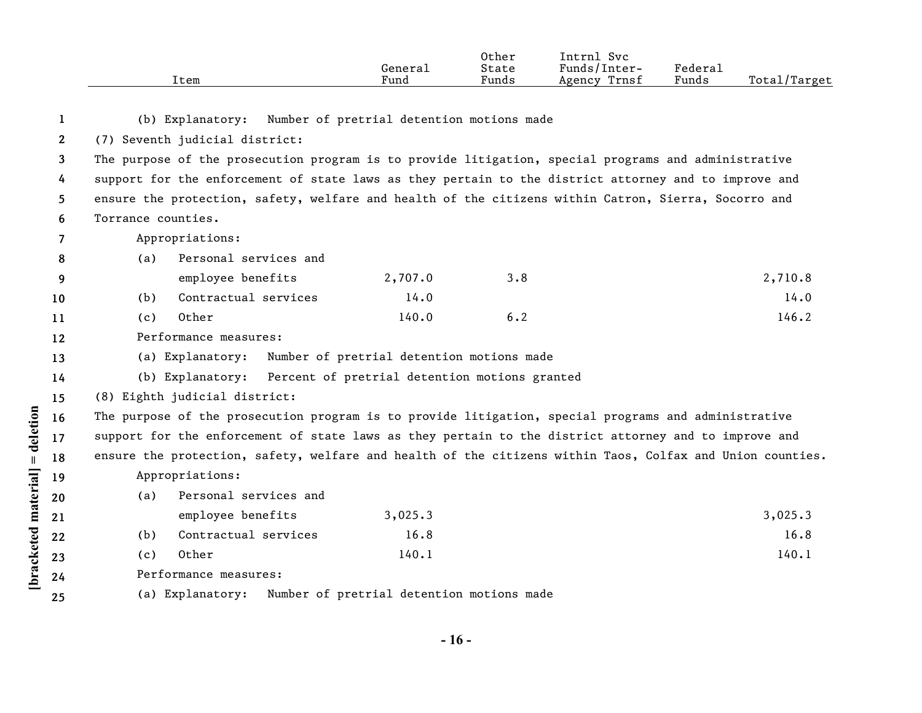| Item | General Fund | Other State Funds | Intrnl Svc Funds/Inter-Agency Trnsf | Federal Funds | Total/Target |
|---|---|---|---|---|---|
| (b) Explanatory: Number of pretrial detention motions made | | | | | |
| (7) Seventh judicial district: | | | | | |
| The purpose of the prosecution program is to provide litigation, special programs and administrative support for the enforcement of state laws as they pertain to the district attorney and to improve and ensure the protection, safety, welfare and health of the citizens within Catron, Sierra, Socorro and Torrance counties. | | | | | |
| Appropriations: | | | | | |
| (a) Personal services and employee benefits | 2,707.0 | 3.8 | | | 2,710.8 |
| (b) Contractual services | 14.0 | | | | 14.0 |
| (c) Other | 140.0 | 6.2 | | | 146.2 |
| Performance measures: | | | | | |
| (a) Explanatory: Number of pretrial detention motions made | | | | | |
| (b) Explanatory: Percent of pretrial detention motions granted | | | | | |
| (8) Eighth judicial district: | | | | | |
| The purpose of the prosecution program is to provide litigation, special programs and administrative support for the enforcement of state laws as they pertain to the district attorney and to improve and ensure the protection, safety, welfare and health of the citizens within Taos, Colfax and Union counties. | | | | | |
| Appropriations: | | | | | |
| (a) Personal services and employee benefits | 3,025.3 | | | | 3,025.3 |
| (b) Contractual services | 16.8 | | | | 16.8 |
| (c) Other | 140.1 | | | | 140.1 |
| Performance measures: | | | | | |
| (a) Explanatory: Number of pretrial detention motions made | | | | | |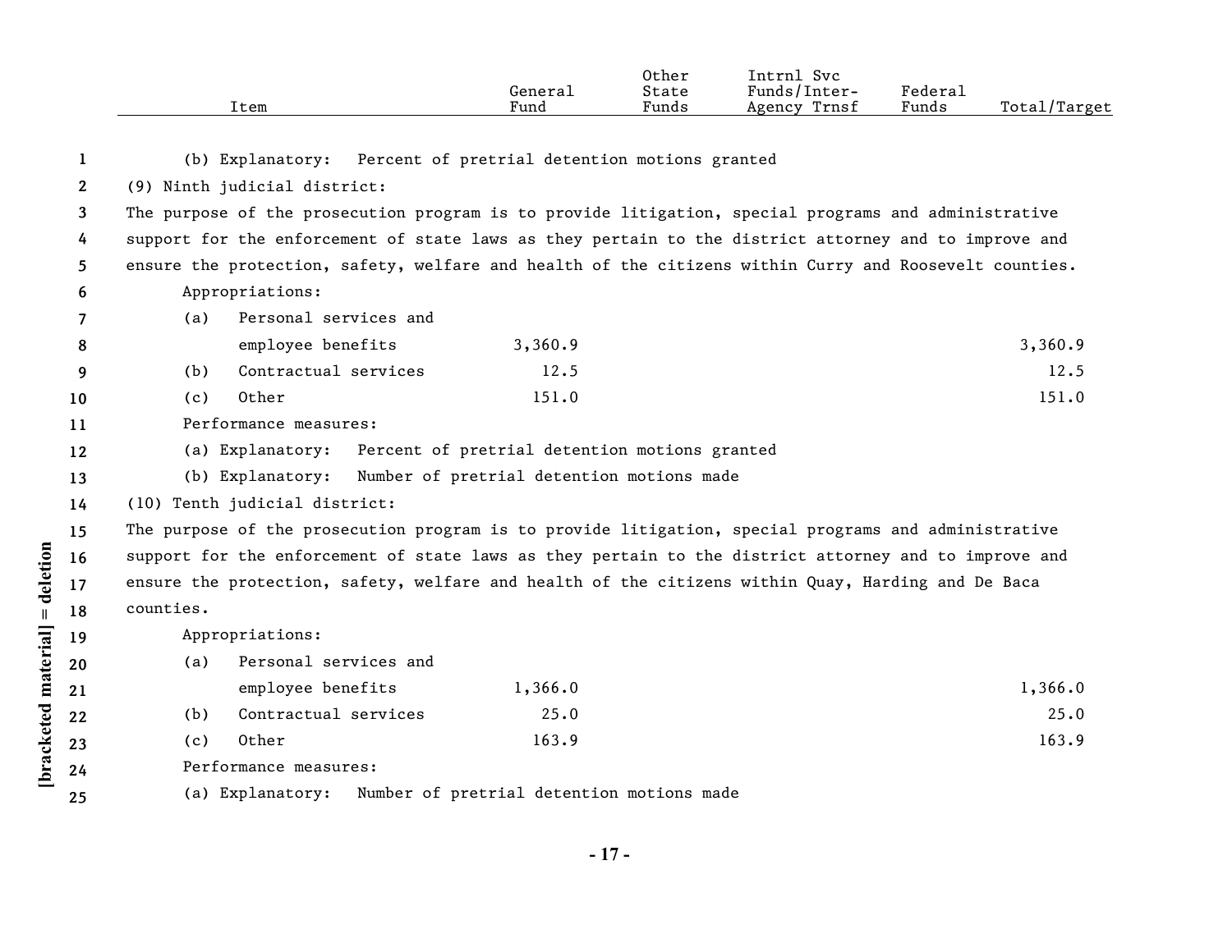| Item | General Fund | Other State Funds | Intrnl Svc Funds/Inter-Agency Trnsf | Federal Funds | Total/Target |
|---|---|---|---|---|---|
| (b) Explanatory: Percent of pretrial detention motions granted | | | | | |
| (9) Ninth judicial district: | | | | | |
| The purpose of the prosecution program is to provide litigation, special programs and administrative support for the enforcement of state laws as they pertain to the district attorney and to improve and ensure the protection, safety, welfare and health of the citizens within Curry and Roosevelt counties. | | | | | |
| Appropriations: | | | | | |
| (a) Personal services and employee benefits | 3,360.9 | | | | 3,360.9 |
| (b) Contractual services | 12.5 | | | | 12.5 |
| (c) Other | 151.0 | | | | 151.0 |
| Performance measures: | | | | | |
| (a) Explanatory: Percent of pretrial detention motions granted | | | | | |
| (b) Explanatory: Number of pretrial detention motions made | | | | | |
| (10) Tenth judicial district: | | | | | |
| The purpose of the prosecution program is to provide litigation, special programs and administrative support for the enforcement of state laws as they pertain to the district attorney and to improve and ensure the protection, safety, welfare and health of the citizens within Quay, Harding and De Baca counties. | | | | | |
| Appropriations: | | | | | |
| (a) Personal services and employee benefits | 1,366.0 | | | | 1,366.0 |
| (b) Contractual services | 25.0 | | | | 25.0 |
| (c) Other | 163.9 | | | | 163.9 |
| Performance measures: | | | | | |
| (a) Explanatory: Number of pretrial detention motions made | | | | | |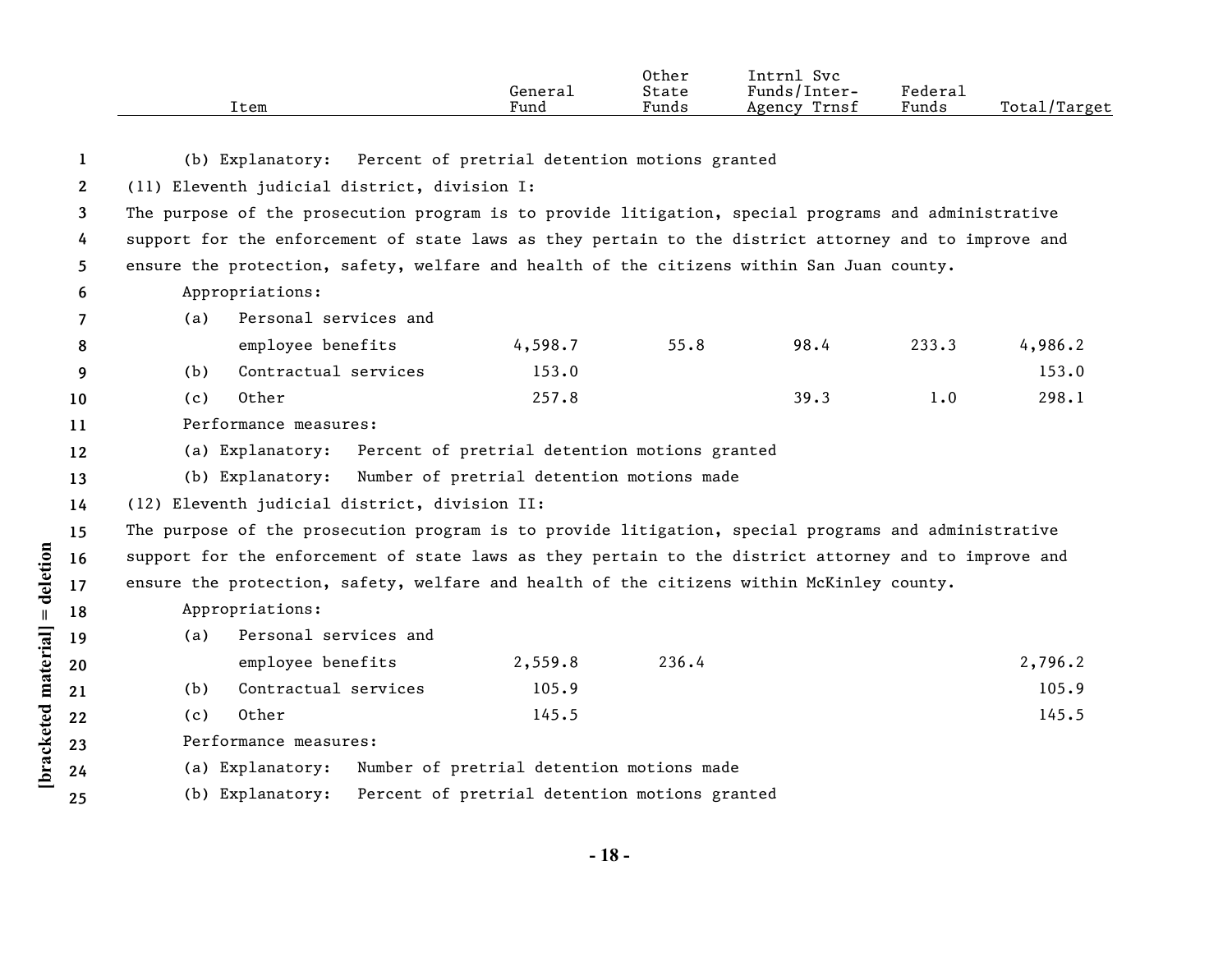| Item | General Fund | Other State Funds | Intrnl Svc Funds/Inter-Agency Trnsf | Federal Funds | Total/Target |
|---|---|---|---|---|---|
| (b) Explanatory: Percent of pretrial detention motions granted | | | | | |
| **(11) Eleventh judicial district, division I:** | | | | | |
| The purpose of the prosecution program is to provide litigation, special programs and administrative support for the enforcement of state laws as they pertain to the district attorney and to improve and ensure the protection, safety, welfare and health of the citizens within San Juan county. | | | | | |
| Appropriations: | | | | | |
| (a) Personal services and employee benefits | 4,598.7 | 55.8 | 98.4 | 233.3 | 4,986.2 |
| (b) Contractual services | 153.0 | | | | 153.0 |
| (c) Other | 257.8 | | 39.3 | 1.0 | 298.1 |
| Performance measures: | | | | | |
| (a) Explanatory: Percent of pretrial detention motions granted | | | | | |
| (b) Explanatory: Number of pretrial detention motions made | | | | | |
| **(12) Eleventh judicial district, division II:** | | | | | |
| The purpose of the prosecution program is to provide litigation, special programs and administrative support for the enforcement of state laws as they pertain to the district attorney and to improve and ensure the protection, safety, welfare and health of the citizens within McKinley county. | | | | | |
| Appropriations: | | | | | |
| (a) Personal services and employee benefits | 2,559.8 | 236.4 | | | 2,796.2 |
| (b) Contractual services | 105.9 | | | | 105.9 |
| (c) Other | 145.5 | | | | 145.5 |
| Performance measures: | | | | | |
| (a) Explanatory: Number of pretrial detention motions made | | | | | |
| (b) Explanatory: Percent of pretrial detention motions granted | | | | | |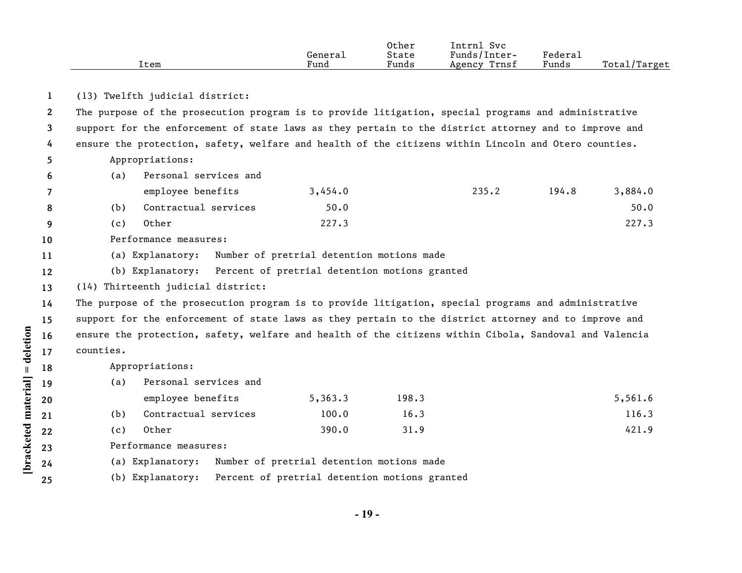| Item | General Fund | Other State Funds | Intrnl Svc Funds/Inter-Agency Trnsf | Federal Funds | Total/Target |
|---|---|---|---|---|---|

(13) Twelfth judicial district:

The purpose of the prosecution program is to provide litigation, special programs and administrative support for the enforcement of state laws as they pertain to the district attorney and to improve and ensure the protection, safety, welfare and health of the citizens within Lincoln and Otero counties.

Appropriations:

| Item | General Fund | Other State Funds | Intrnl Svc Funds/Inter-Agency Trnsf | Federal Funds | Total/Target |
|---|---|---|---|---|---|
| (a) Personal services and employee benefits | 3,454.0 | | 235.2 | 194.8 | 3,884.0 |
| (b) Contractual services | 50.0 | | | | 50.0 |
| (c) Other | 227.3 | | | | 227.3 |

Performance measures:

(a) Explanatory: Number of pretrial detention motions made

(b) Explanatory: Percent of pretrial detention motions granted

(14) Thirteenth judicial district:

The purpose of the prosecution program is to provide litigation, special programs and administrative support for the enforcement of state laws as they pertain to the district attorney and to improve and ensure the protection, safety, welfare and health of the citizens within Cibola, Sandoval and Valencia counties.

Appropriations:

| Item | General Fund | Other State Funds | Intrnl Svc Funds/Inter-Agency Trnsf | Federal Funds | Total/Target |
|---|---|---|---|---|---|
| (a) Personal services and employee benefits | 5,363.3 | 198.3 | | | 5,561.6 |
| (b) Contractual services | 100.0 | 16.3 | | | 116.3 |
| (c) Other | 390.0 | 31.9 | | | 421.9 |

Performance measures:

(a) Explanatory: Number of pretrial detention motions made

(b) Explanatory: Percent of pretrial detention motions granted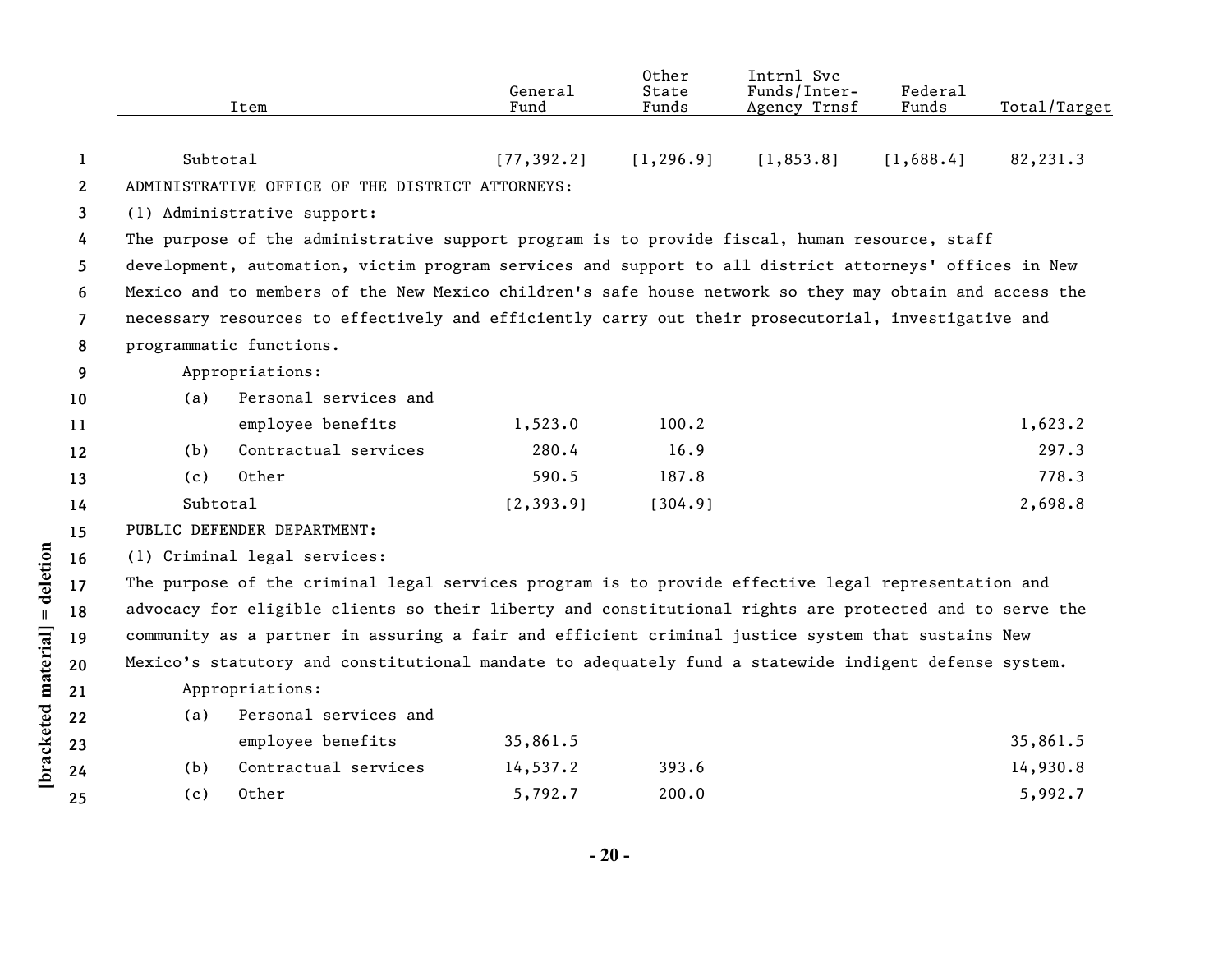| Item | General Fund | Other State Funds | Intrnl Svc Funds/Inter-Agency Trnsf | Federal Funds | Total/Target |
|---|---|---|---|---|---|
| Subtotal | [77,392.2] | [1,296.9] | [1,853.8] | [1,688.4] | 82,231.3 |

ADMINISTRATIVE OFFICE OF THE DISTRICT ATTORNEYS:

(1) Administrative support:

The purpose of the administrative support program is to provide fiscal, human resource, staff development, automation, victim program services and support to all district attorneys' offices in New Mexico and to members of the New Mexico children's safe house network so they may obtain and access the necessary resources to effectively and efficiently carry out their prosecutorial, investigative and programmatic functions.

| Item | General Fund | Other State Funds | Intrnl Svc Funds/Inter-Agency Trnsf | Federal Funds | Total/Target |
|---|---|---|---|---|---|
| Appropriations: | | | | | |
| (a) Personal services and employee benefits | 1,523.0 | 100.2 | | | 1,623.2 |
| (b) Contractual services | 280.4 | 16.9 | | | 297.3 |
| (c) Other | 590.5 | 187.8 | | | 778.3 |
| Subtotal | [2,393.9] | [304.9] | | | 2,698.8 |

PUBLIC DEFENDER DEPARTMENT:

(1) Criminal legal services:

The purpose of the criminal legal services program is to provide effective legal representation and advocacy for eligible clients so their liberty and constitutional rights are protected and to serve the community as a partner in assuring a fair and efficient criminal justice system that sustains New Mexico's statutory and constitutional mandate to adequately fund a statewide indigent defense system.

| Item | General Fund | Other State Funds | Intrnl Svc Funds/Inter-Agency Trnsf | Federal Funds | Total/Target |
|---|---|---|---|---|---|
| Appropriations: | | | | | |
| (a) Personal services and employee benefits | 35,861.5 | | | | 35,861.5 |
| (b) Contractual services | 14,537.2 | 393.6 | | | 14,930.8 |
| (c) Other | 5,792.7 | 200.0 | | | 5,992.7 |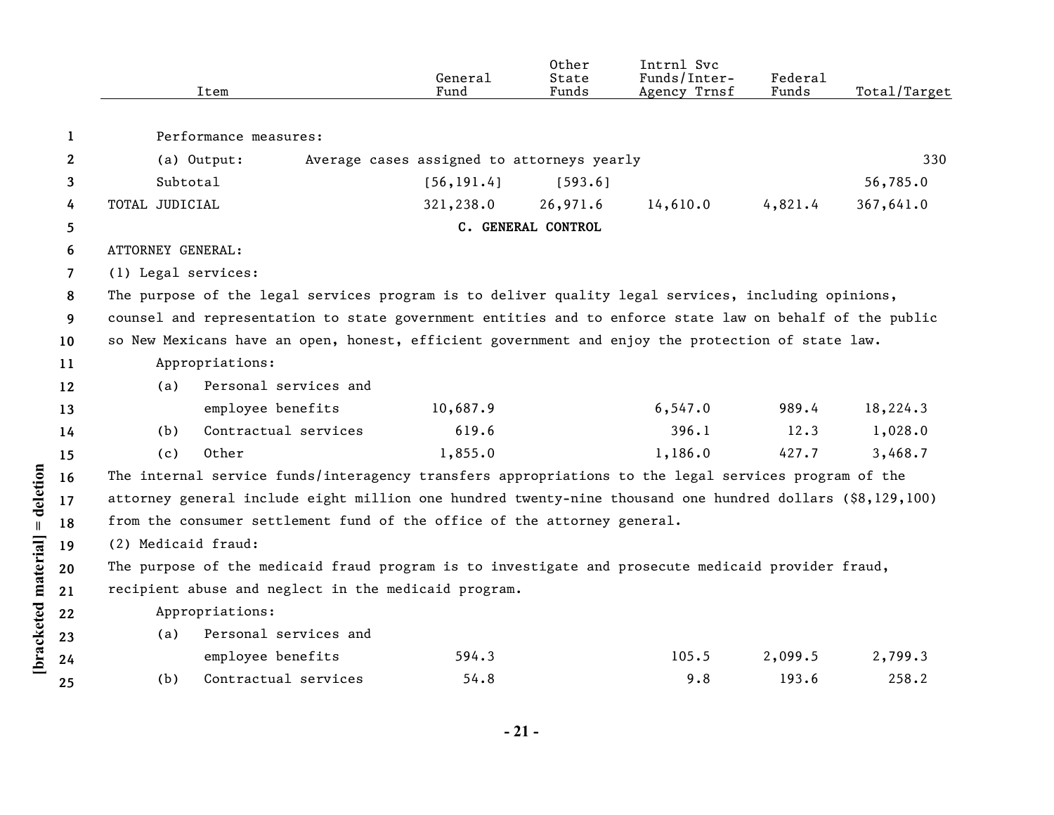| Item | General Fund | Other State Funds | Intrnl Svc Funds/Inter-Agency Trnsf | Federal Funds | Total/Target |
|---|---|---|---|---|---|
| Performance measures: | | | | | |
| (a) Output: Average cases assigned to attorneys yearly | | | | | 330 |
| Subtotal | [56,191.4] | [593.6] | | | 56,785.0 |
| TOTAL JUDICIAL | 321,238.0 | 26,971.6 | 14,610.0 | 4,821.4 | 367,641.0 |

## C. GENERAL CONTROL

ATTORNEY GENERAL:

(1) Legal services:

The purpose of the legal services program is to deliver quality legal services, including opinions, counsel and representation to state government entities and to enforce state law on behalf of the public so New Mexicans have an open, honest, efficient government and enjoy the protection of state law.

| Item | General Fund | Other State Funds | Intrnl Svc Funds/Inter-Agency Trnsf | Federal Funds | Total/Target |
|---|---|---|---|---|---|
| Appropriations: | | | | | |
| (a) Personal services and employee benefits | 10,687.9 | | 6,547.0 | 989.4 | 18,224.3 |
| (b) Contractual services | 619.6 | | 396.1 | 12.3 | 1,028.0 |
| (c) Other | 1,855.0 | | 1,186.0 | 427.7 | 3,468.7 |

The internal service funds/interagency transfers appropriations to the legal services program of the attorney general include eight million one hundred twenty-nine thousand one hundred dollars ($8,129,100) from the consumer settlement fund of the office of the attorney general.

(2) Medicaid fraud:

The purpose of the medicaid fraud program is to investigate and prosecute medicaid provider fraud, recipient abuse and neglect in the medicaid program.

| Item | General Fund | Other State Funds | Intrnl Svc Funds/Inter-Agency Trnsf | Federal Funds | Total/Target |
|---|---|---|---|---|---|
| Appropriations: | | | | | |
| (a) Personal services and employee benefits | 594.3 | | 105.5 | 2,099.5 | 2,799.3 |
| (b) Contractual services | 54.8 | | 9.8 | 193.6 | 258.2 |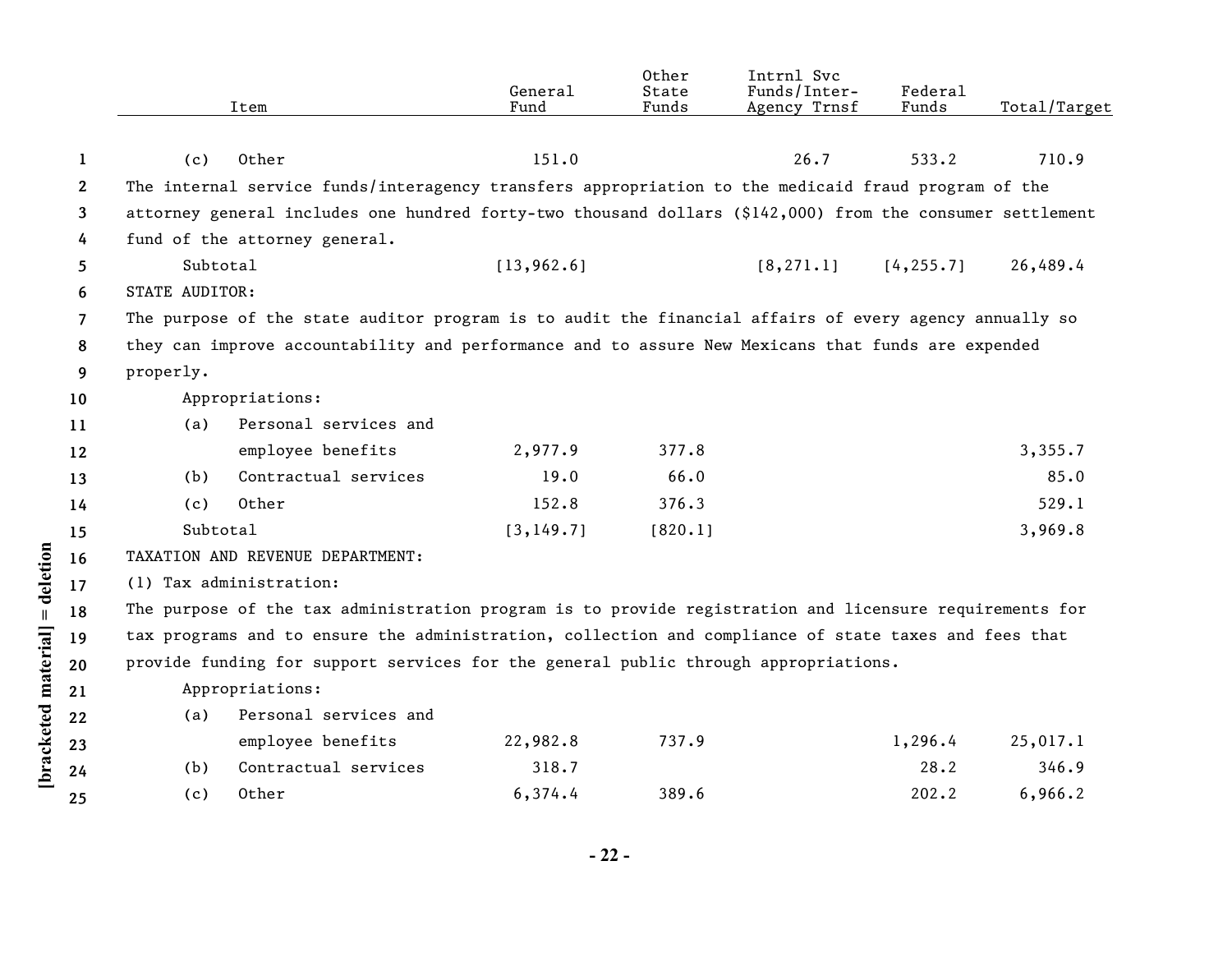| Item | General Fund | Other State Funds | Intrnl Svc Funds/Inter-Agency Trnsf | Federal Funds | Total/Target |
|---|---|---|---|---|---|
| (c) Other | 151.0 | | 26.7 | 533.2 | 710.9 |

The internal service funds/interagency transfers appropriation to the medicaid fraud program of the attorney general includes one hundred forty-two thousand dollars ($142,000) from the consumer settlement fund of the attorney general.

| Item | General Fund | Other State Funds | Intrnl Svc Funds/Inter-Agency Trnsf | Federal Funds | Total/Target |
|---|---|---|---|---|---|
| Subtotal | [13,962.6] | | [8,271.1] | [4,255.7] | 26,489.4 |

STATE AUDITOR:

The purpose of the state auditor program is to audit the financial affairs of every agency annually so they can improve accountability and performance and to assure New Mexicans that funds are expended properly.

Appropriations:

| Item | General Fund | Other State Funds | Intrnl Svc Funds/Inter-Agency Trnsf | Federal Funds | Total/Target |
|---|---|---|---|---|---|
| (a) Personal services and employee benefits | 2,977.9 | 377.8 | | | 3,355.7 |
| (b) Contractual services | 19.0 | 66.0 | | | 85.0 |
| (c) Other | 152.8 | 376.3 | | | 529.1 |
| Subtotal | [3,149.7] | [820.1] | | | 3,969.8 |

TAXATION AND REVENUE DEPARTMENT:

(1) Tax administration:

The purpose of the tax administration program is to provide registration and licensure requirements for tax programs and to ensure the administration, collection and compliance of state taxes and fees that provide funding for support services for the general public through appropriations.

Appropriations:

| Item | General Fund | Other State Funds | Intrnl Svc Funds/Inter-Agency Trnsf | Federal Funds | Total/Target |
|---|---|---|---|---|---|
| (a) Personal services and employee benefits | 22,982.8 | 737.9 | | 1,296.4 | 25,017.1 |
| (b) Contractual services | 318.7 | | | 28.2 | 346.9 |
| (c) Other | 6,374.4 | 389.6 | | 202.2 | 6,966.2 |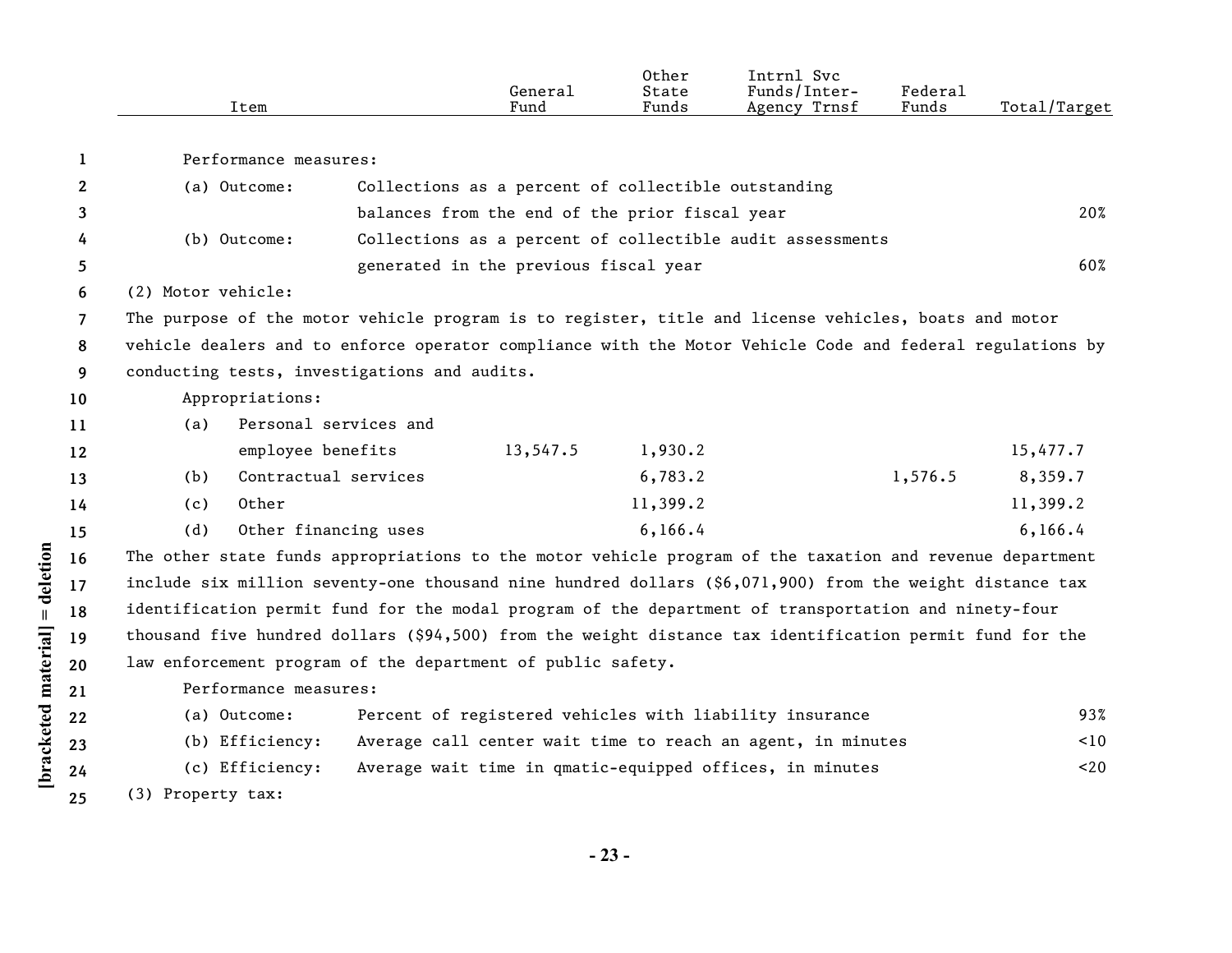| Item | General Fund | Other State Funds | Intrnl Svc Funds/Inter-Agency Trnsf | Federal Funds | Total/Target |
|---|---|---|---|---|---|

Performance measures:

| | | |
|---|---|---|
| (a) Outcome: | Collections as a percent of collectible outstanding balances from the end of the prior fiscal year | 20% |
| (b) Outcome: | Collections as a percent of collectible audit assessments generated in the previous fiscal year | 60% |

(2) Motor vehicle:

The purpose of the motor vehicle program is to register, title and license vehicles, boats and motor vehicle dealers and to enforce operator compliance with the Motor Vehicle Code and federal regulations by conducting tests, investigations and audits.

Appropriations:

| Item | General Fund | Other State Funds | Intrnl Svc Funds/Inter-Agency Trnsf | Federal Funds | Total/Target |
|---|---|---|---|---|---|
| (a) Personal services and employee benefits | 13,547.5 | 1,930.2 | | | 15,477.7 |
| (b) Contractual services | | 6,783.2 | | 1,576.5 | 8,359.7 |
| (c) Other | | 11,399.2 | | | 11,399.2 |
| (d) Other financing uses | | 6,166.4 | | | 6,166.4 |

The other state funds appropriations to the motor vehicle program of the taxation and revenue department include six million seventy-one thousand nine hundred dollars ($6,071,900) from the weight distance tax identification permit fund for the modal program of the department of transportation and ninety-four thousand five hundred dollars ($94,500) from the weight distance tax identification permit fund for the law enforcement program of the department of public safety.

Performance measures:

| | | |
|---|---|---|
| (a) Outcome: | Percent of registered vehicles with liability insurance | 93% |
| (b) Efficiency: | Average call center wait time to reach an agent, in minutes | <10 |
| (c) Efficiency: | Average wait time in qmatic-equipped offices, in minutes | <20 |

(3) Property tax: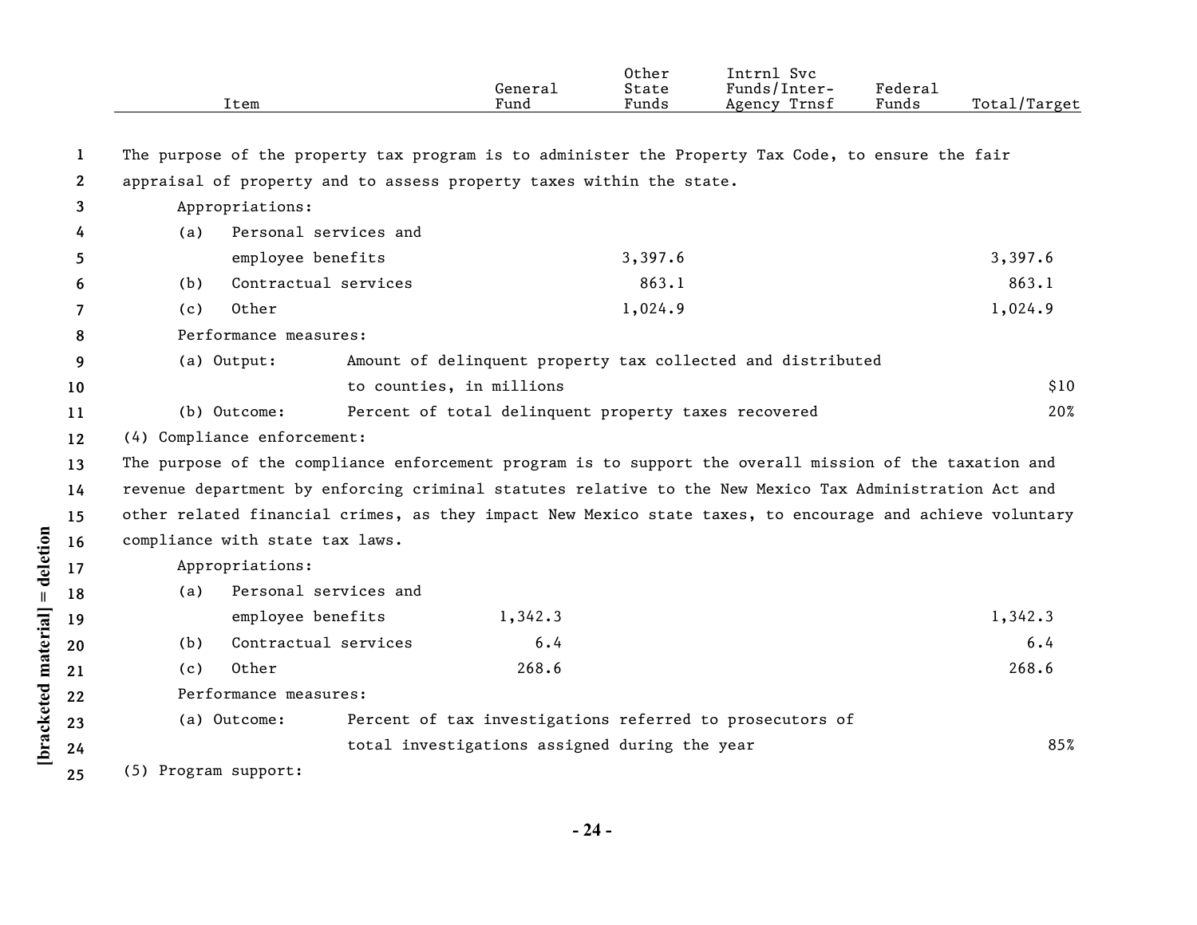| Item | General Fund | Other State Funds | Intrnl Svc Funds/Inter-Agency Trnsf | Federal Funds | Total/Target |
|---|---|---|---|---|---|
| The purpose of the property tax program is to administer the Property Tax Code, to ensure the fair appraisal of property and to assess property taxes within the state. | | | | | |
| Appropriations: | | | | | |
| (a) Personal services and employee benefits | | 3,397.6 | | | 3,397.6 |
| (b) Contractual services | | 863.1 | | | 863.1 |
| (c) Other | | 1,024.9 | | | 1,024.9 |
| Performance measures: | | | | | |
| (a) Output: Amount of delinquent property tax collected and distributed to counties, in millions | | | | | $10 |
| (b) Outcome: Percent of total delinquent property taxes recovered | | | | | 20% |
| (4) Compliance enforcement: | | | | | |
| The purpose of the compliance enforcement program is to support the overall mission of the taxation and revenue department by enforcing criminal statutes relative to the New Mexico Tax Administration Act and other related financial crimes, as they impact New Mexico state taxes, to encourage and achieve voluntary compliance with state tax laws. | | | | | |
| Appropriations: | | | | | |
| (a) Personal services and employee benefits | 1,342.3 | | | | 1,342.3 |
| (b) Contractual services | 6.4 | | | | 6.4 |
| (c) Other | 268.6 | | | | 268.6 |
| Performance measures: | | | | | |
| (a) Outcome: Percent of tax investigations referred to prosecutors of total investigations assigned during the year | | | | | 85% |
| (5) Program support: | | | | | |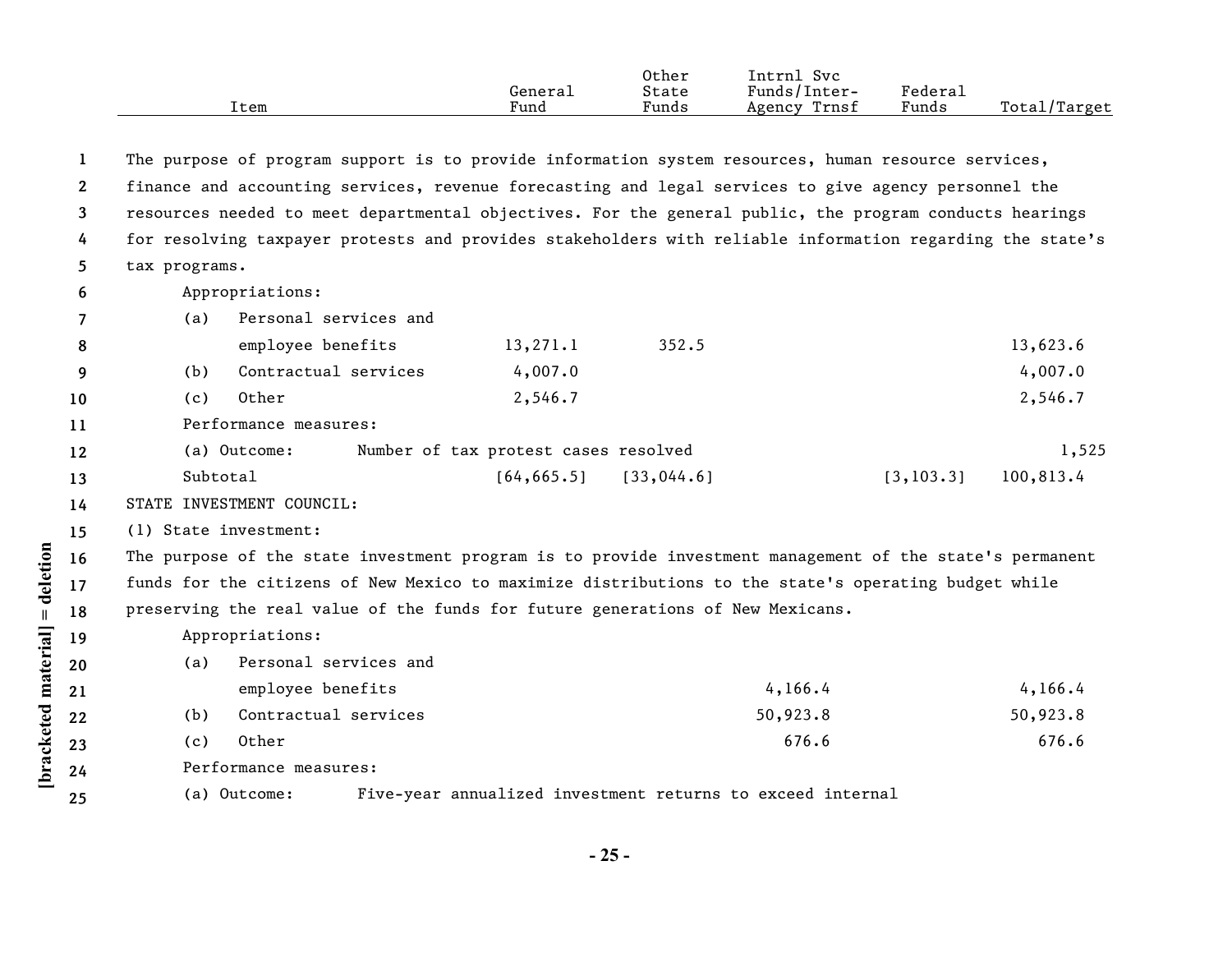| Item | General Fund | Other State Funds | Intrnl Svc Funds/Inter-Agency Trnsf | Federal Funds | Total/Target |
|---|---|---|---|---|---|
| The purpose of program support is to provide information system resources, human resource services, finance and accounting services, revenue forecasting and legal services to give agency personnel the resources needed to meet departmental objectives. For the general public, the program conducts hearings for resolving taxpayer protests and provides stakeholders with reliable information regarding the state's tax programs. | | | | | |
| Appropriations: | | | | | |
| (a) Personal services and employee benefits | 13,271.1 | 352.5 | | | 13,623.6 |
| (b) Contractual services | 4,007.0 | | | | 4,007.0 |
| (c) Other | 2,546.7 | | | | 2,546.7 |
| Performance measures: | | | | | |
| (a) Outcome: Number of tax protest cases resolved | | | | | 1,525 |
| Subtotal | [64,665.5] | [33,044.6] | | [3,103.3] | 100,813.4 |
| STATE INVESTMENT COUNCIL: | | | | | |
| (1) State investment: | | | | | |
| The purpose of the state investment program is to provide investment management of the state's permanent funds for the citizens of New Mexico to maximize distributions to the state's operating budget while preserving the real value of the funds for future generations of New Mexicans. | | | | | |
| Appropriations: | | | | | |
| (a) Personal services and employee benefits | | | 4,166.4 | | 4,166.4 |
| (b) Contractual services | | | 50,923.8 | | 50,923.8 |
| (c) Other | | | 676.6 | | 676.6 |
| Performance measures: | | | | | |
| (a) Outcome: Five-year annualized investment returns to exceed internal | | | | | |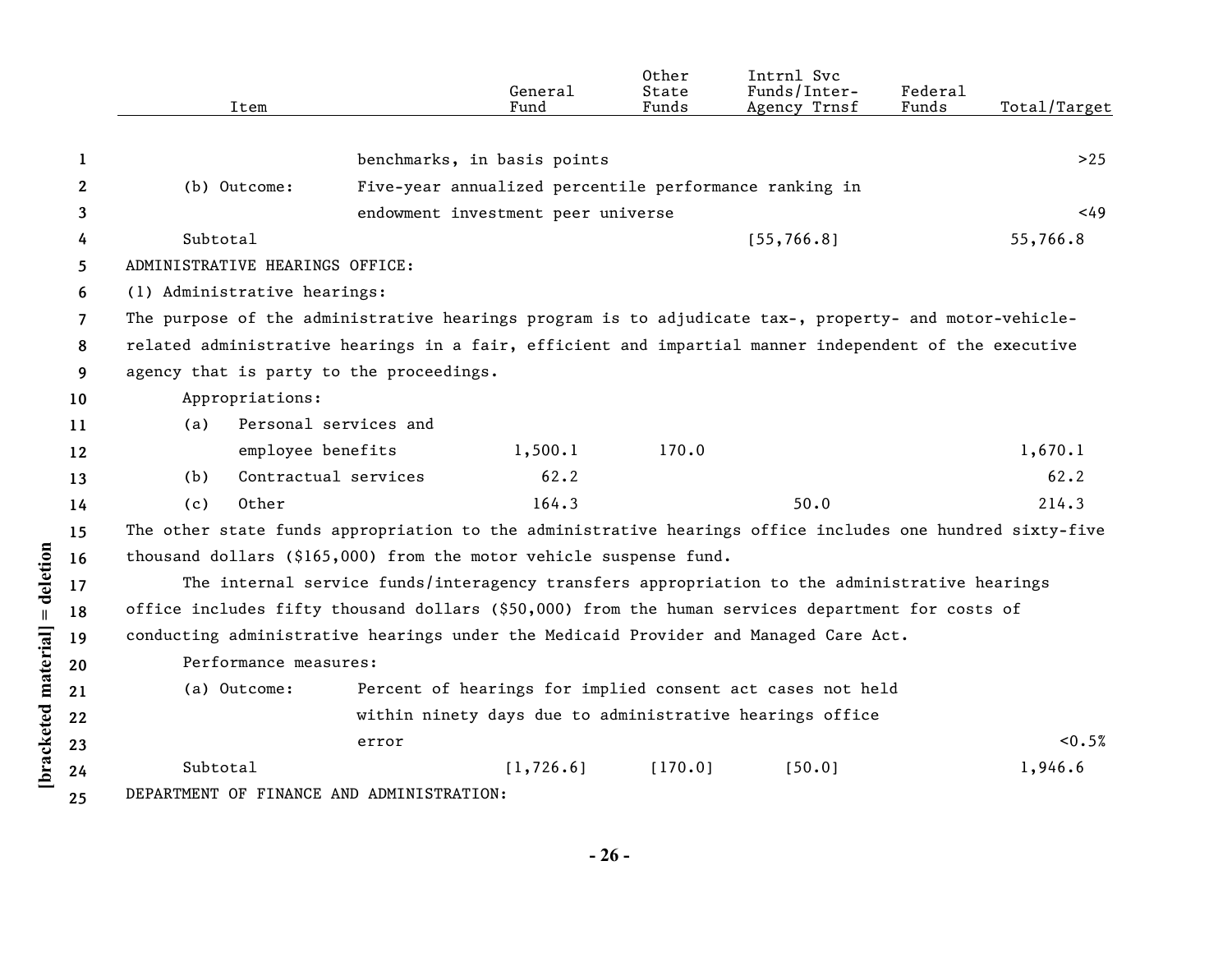| Item | | General Fund | Other State Funds | Intrnl Svc Funds/Inter-Agency Trnsf | Federal Funds | Total/Target |
|---|---|---|---|---|---|---|
| | benchmarks, in basis points | | | | | >25 |
| (b) Outcome: | Five-year annualized percentile performance ranking in endowment investment peer universe | | | | | <49 |
| Subtotal | | | | [55,766.8] | | 55,766.8 |

ADMINISTRATIVE HEARINGS OFFICE:

(1) Administrative hearings:

The purpose of the administrative hearings program is to adjudicate tax-, property- and motor-vehicle-related administrative hearings in a fair, efficient and impartial manner independent of the executive agency that is party to the proceedings.

Appropriations:

| Item | General Fund | Other State Funds | Intrnl Svc Funds/Inter-Agency Trnsf | Federal Funds | Total/Target |
|---|---|---|---|---|---|
| (a) Personal services and employee benefits | 1,500.1 | 170.0 | | | 1,670.1 |
| (b) Contractual services | 62.2 | | | | 62.2 |
| (c) Other | 164.3 | | 50.0 | | 214.3 |

The other state funds appropriation to the administrative hearings office includes one hundred sixty-five thousand dollars ($165,000) from the motor vehicle suspense fund.

The internal service funds/interagency transfers appropriation to the administrative hearings office includes fifty thousand dollars ($50,000) from the human services department for costs of conducting administrative hearings under the Medicaid Provider and Managed Care Act.

Performance measures:

| Item | | General Fund | Other State Funds | Intrnl Svc Funds/Inter-Agency Trnsf | Federal Funds | Total/Target |
|---|---|---|---|---|---|---|
| (a) Outcome: | Percent of hearings for implied consent act cases not held within ninety days due to administrative hearings office error | | | | | <0.5% |
| Subtotal | | [1,726.6] | [170.0] | [50.0] | | 1,946.6 |

DEPARTMENT OF FINANCE AND ADMINISTRATION: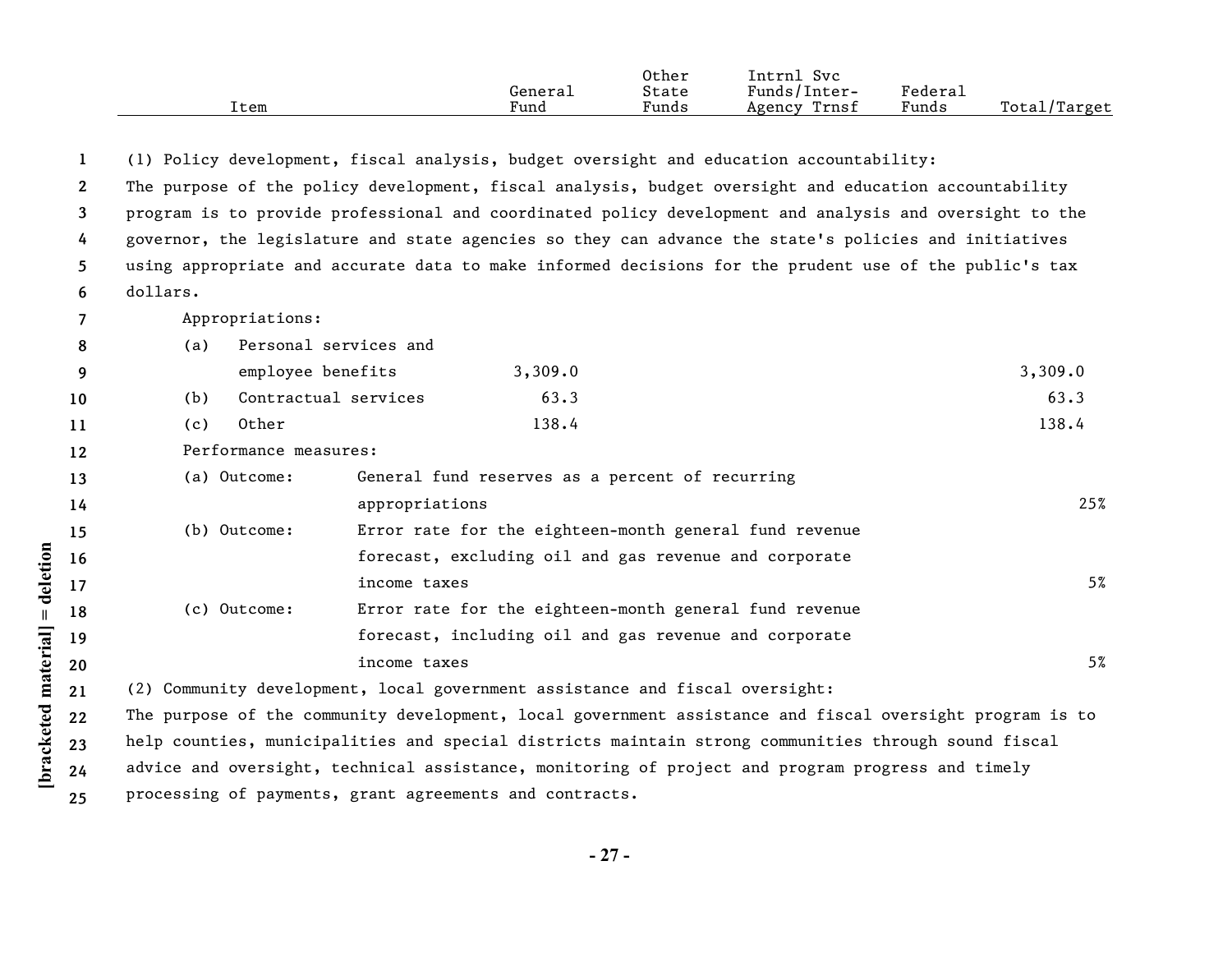| Item | General Fund | Other State Funds | Intrnl Svc Funds/Inter-Agency Trnsf | Federal Funds | Total/Target |
|---|---|---|---|---|---|

(1) Policy development, fiscal analysis, budget oversight and education accountability:

The purpose of the policy development, fiscal analysis, budget oversight and education accountability program is to provide professional and coordinated policy development and analysis and oversight to the governor, the legislature and state agencies so they can advance the state's policies and initiatives using appropriate and accurate data to make informed decisions for the prudent use of the public's tax dollars.

Appropriations:

| Item | General Fund | Other State Funds | Intrnl Svc Funds/Inter-Agency Trnsf | Federal Funds | Total/Target |
|---|---|---|---|---|---|
| (a) Personal services and employee benefits | 3,309.0 | | | | 3,309.0 |
| (b) Contractual services | 63.3 | | | | 63.3 |
| (c) Other | 138.4 | | | | 138.4 |

Performance measures:

| Measure | Description | Total/Target |
|---|---|---|
| (a) Outcome: | General fund reserves as a percent of recurring appropriations | 25% |
| (b) Outcome: | Error rate for the eighteen-month general fund revenue forecast, excluding oil and gas revenue and corporate income taxes | 5% |
| (c) Outcome: | Error rate for the eighteen-month general fund revenue forecast, including oil and gas revenue and corporate income taxes | 5% |

(2) Community development, local government assistance and fiscal oversight:

The purpose of the community development, local government assistance and fiscal oversight program is to help counties, municipalities and special districts maintain strong communities through sound fiscal advice and oversight, technical assistance, monitoring of project and program progress and timely processing of payments, grant agreements and contracts.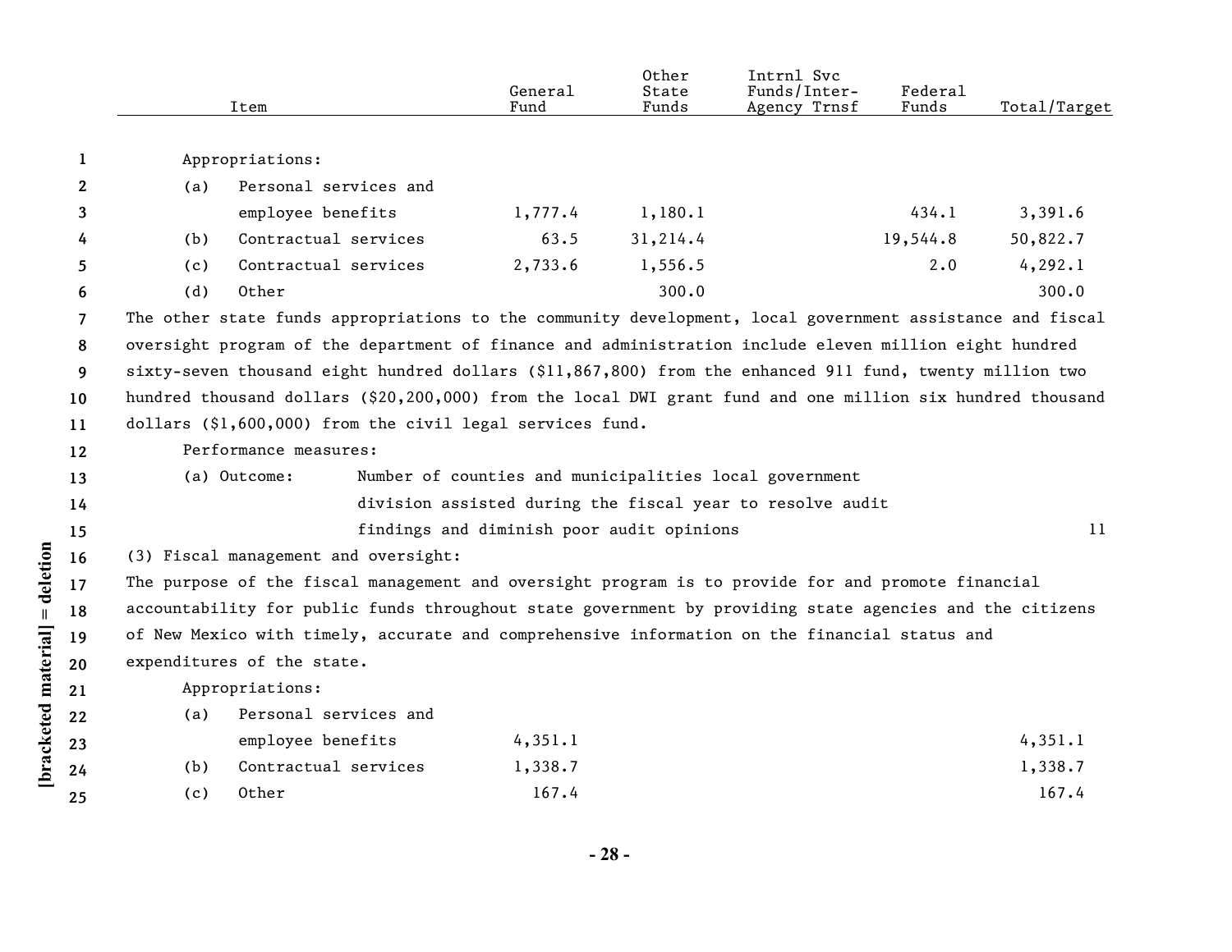| Item | General Fund | Other State Funds | Intrnl Svc Funds/Inter-Agency Trnsf | Federal Funds | Total/Target |
|---|---|---|---|---|---|
| Appropriations: | | | | | |
| (a) Personal services and employee benefits | 1,777.4 | 1,180.1 | | 434.1 | 3,391.6 |
| (b) Contractual services | 63.5 | 31,214.4 | | 19,544.8 | 50,822.7 |
| (c) Contractual services | 2,733.6 | 1,556.5 | | 2.0 | 4,292.1 |
| (d) Other | | 300.0 | | | 300.0 |

The other state funds appropriations to the community development, local government assistance and fiscal oversight program of the department of finance and administration include eleven million eight hundred sixty-seven thousand eight hundred dollars ($11,867,800) from the enhanced 911 fund, twenty million two hundred thousand dollars ($20,200,000) from the local DWI grant fund and one million six hundred thousand dollars ($1,600,000) from the civil legal services fund.

Performance measures:

| | | |
|---|---|---|
| (a) Outcome: | Number of counties and municipalities local government division assisted during the fiscal year to resolve audit findings and diminish poor audit opinions | 11 |

(3) Fiscal management and oversight:

The purpose of the fiscal management and oversight program is to provide for and promote financial accountability for public funds throughout state government by providing state agencies and the citizens of New Mexico with timely, accurate and comprehensive information on the financial status and expenditures of the state.

| Item | General Fund | Other State Funds | Intrnl Svc Funds/Inter-Agency Trnsf | Federal Funds | Total/Target |
|---|---|---|---|---|---|
| Appropriations: | | | | | |
| (a) Personal services and employee benefits | 4,351.1 | | | | 4,351.1 |
| (b) Contractual services | 1,338.7 | | | | 1,338.7 |
| (c) Other | 167.4 | | | | 167.4 |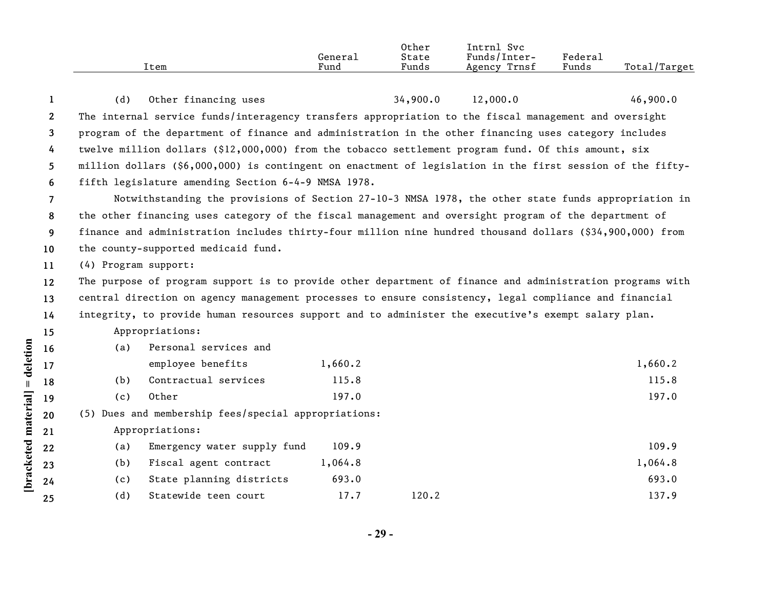| Item | General Fund | Other State Funds | Intrnl Svc Funds/Inter-Agency Trnsf | Federal Funds | Total/Target |
|---|---|---|---|---|---|
| (d) Other financing uses | | 34,900.0 | 12,000.0 | | 46,900.0 |

The internal service funds/interagency transfers appropriation to the fiscal management and oversight program of the department of finance and administration in the other financing uses category includes twelve million dollars ($12,000,000) from the tobacco settlement program fund. Of this amount, six million dollars ($6,000,000) is contingent on enactment of legislation in the first session of the fifty-fifth legislature amending Section 6-4-9 NMSA 1978.

Notwithstanding the provisions of Section 27-10-3 NMSA 1978, the other state funds appropriation in the other financing uses category of the fiscal management and oversight program of the department of finance and administration includes thirty-four million nine hundred thousand dollars ($34,900,000) from the county-supported medicaid fund.

(4) Program support:

The purpose of program support is to provide other department of finance and administration programs with central direction on agency management processes to ensure consistency, legal compliance and financial integrity, to provide human resources support and to administer the executive's exempt salary plan.

| Item | General Fund | Other State Funds | Intrnl Svc Funds/Inter-Agency Trnsf | Federal Funds | Total/Target |
|---|---|---|---|---|---|
| Appropriations: | | | | | |
| (a) Personal services and employee benefits | 1,660.2 | | | | 1,660.2 |
| (b) Contractual services | 115.8 | | | | 115.8 |
| (c) Other | 197.0 | | | | 197.0 |

(5) Dues and membership fees/special appropriations:

| Item | General Fund | Other State Funds | Intrnl Svc Funds/Inter-Agency Trnsf | Federal Funds | Total/Target |
|---|---|---|---|---|---|
| Appropriations: | | | | | |
| (a) Emergency water supply fund | 109.9 | | | | 109.9 |
| (b) Fiscal agent contract | 1,064.8 | | | | 1,064.8 |
| (c) State planning districts | 693.0 | | | | 693.0 |
| (d) Statewide teen court | 17.7 | 120.2 | | | 137.9 |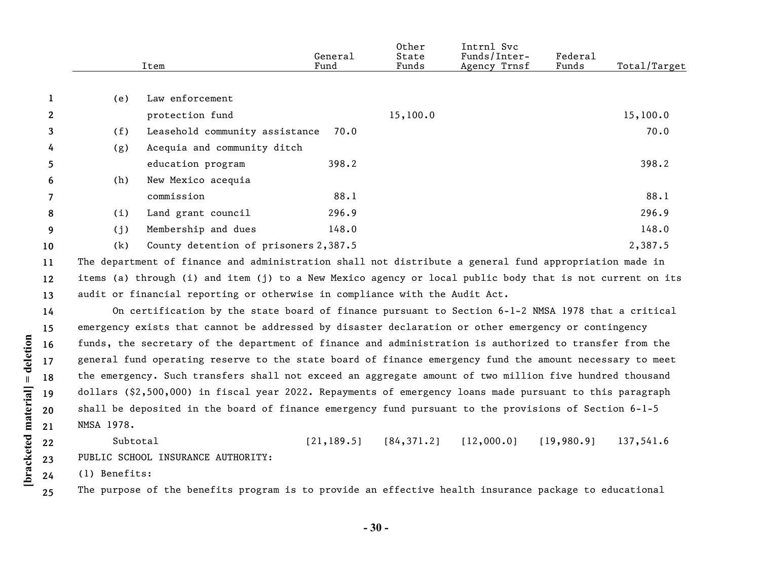| Item | General Fund | Other State Funds | Intrnl Svc Funds/Inter-Agency Trnsf | Federal Funds | Total/Target |
|---|---|---|---|---|---|
| (e) Law enforcement protection fund | | 15,100.0 | | | 15,100.0 |
| (f) Leasehold community assistance | 70.0 | | | | 70.0 |
| (g) Acequia and community ditch education program | 398.2 | | | | 398.2 |
| (h) New Mexico acequia commission | 88.1 | | | | 88.1 |
| (i) Land grant council | 296.9 | | | | 296.9 |
| (j) Membership and dues | 148.0 | | | | 148.0 |
| (k) County detention of prisoners | 2,387.5 | | | | 2,387.5 |

The department of finance and administration shall not distribute a general fund appropriation made in items (a) through (i) and item (j) to a New Mexico agency or local public body that is not current on its audit or financial reporting or otherwise in compliance with the Audit Act.

On certification by the state board of finance pursuant to Section 6-1-2 NMSA 1978 that a critical emergency exists that cannot be addressed by disaster declaration or other emergency or contingency funds, the secretary of the department of finance and administration is authorized to transfer from the general fund operating reserve to the state board of finance emergency fund the amount necessary to meet the emergency. Such transfers shall not exceed an aggregate amount of two million five hundred thousand dollars ($2,500,000) in fiscal year 2022. Repayments of emergency loans made pursuant to this paragraph shall be deposited in the board of finance emergency fund pursuant to the provisions of Section 6-1-5 NMSA 1978.

| | General Fund | Other State Funds | Intrnl Svc Funds/Inter-Agency Trnsf | Federal Funds | Total/Target |
|---|---|---|---|---|---|
| Subtotal | [21,189.5] | [84,371.2] | [12,000.0] | [19,980.9] | 137,541.6 |

PUBLIC SCHOOL INSURANCE AUTHORITY:

(1) Benefits:

The purpose of the benefits program is to provide an effective health insurance package to educational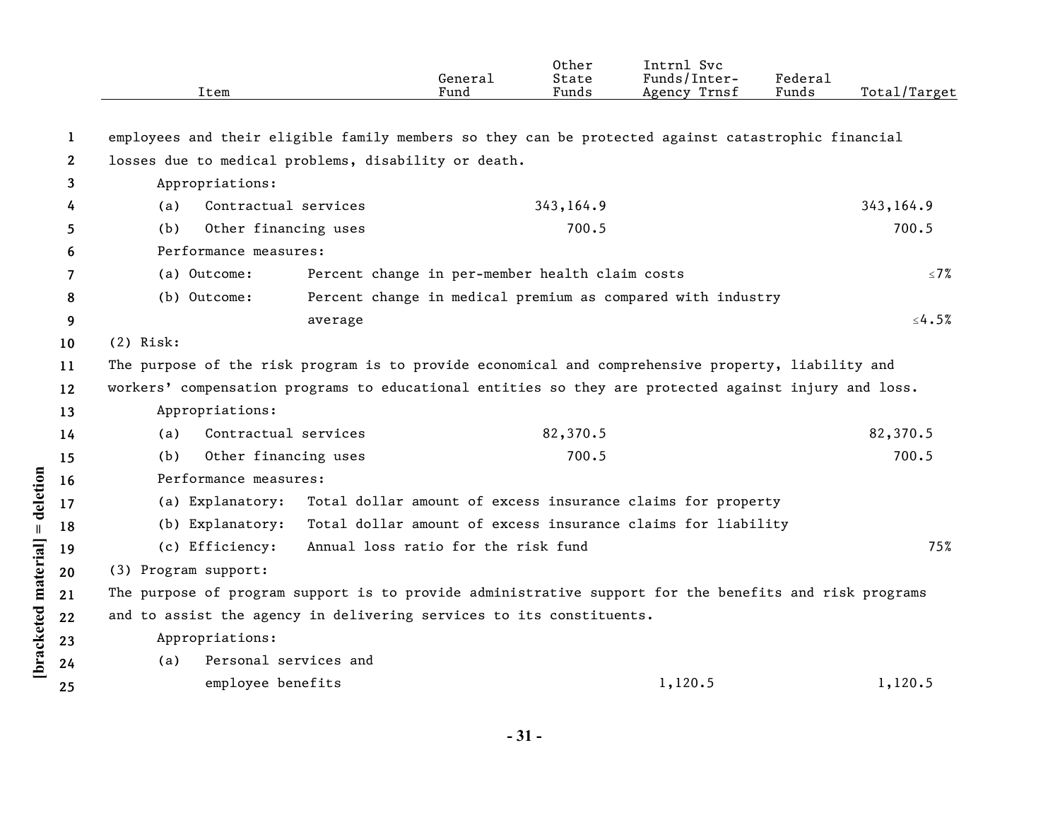| Item | General Fund | Other State Funds | Intrnl Svc Funds/Inter-Agency Trnsf | Federal Funds | Total/Target |
|---|---|---|---|---|---|
| employees and their eligible family members so they can be protected against catastrophic financial losses due to medical problems, disability or death. | | | | | |
| Appropriations: | | | | | |
| (a) Contractual services | | 343,164.9 | | | 343,164.9 |
| (b) Other financing uses | | 700.5 | | | 700.5 |
| Performance measures: | | | | | |
| (a) Outcome: Percent change in per-member health claim costs | | | | | ≤7% |
| (b) Outcome: Percent change in medical premium as compared with industry average | | | | | ≤4.5% |
| (2) Risk: | | | | | |
| The purpose of the risk program is to provide economical and comprehensive property, liability and workers' compensation programs to educational entities so they are protected against injury and loss. | | | | | |
| Appropriations: | | | | | |
| (a) Contractual services | | 82,370.5 | | | 82,370.5 |
| (b) Other financing uses | | 700.5 | | | 700.5 |
| Performance measures: | | | | | |
| (a) Explanatory: Total dollar amount of excess insurance claims for property | | | | | |
| (b) Explanatory: Total dollar amount of excess insurance claims for liability | | | | | |
| (c) Efficiency: Annual loss ratio for the risk fund | | | | | 75% |
| (3) Program support: | | | | | |
| The purpose of program support is to provide administrative support for the benefits and risk programs and to assist the agency in delivering services to its constituents. | | | | | |
| Appropriations: | | | | | |
| (a) Personal services and employee benefits | | | 1,120.5 | | 1,120.5 |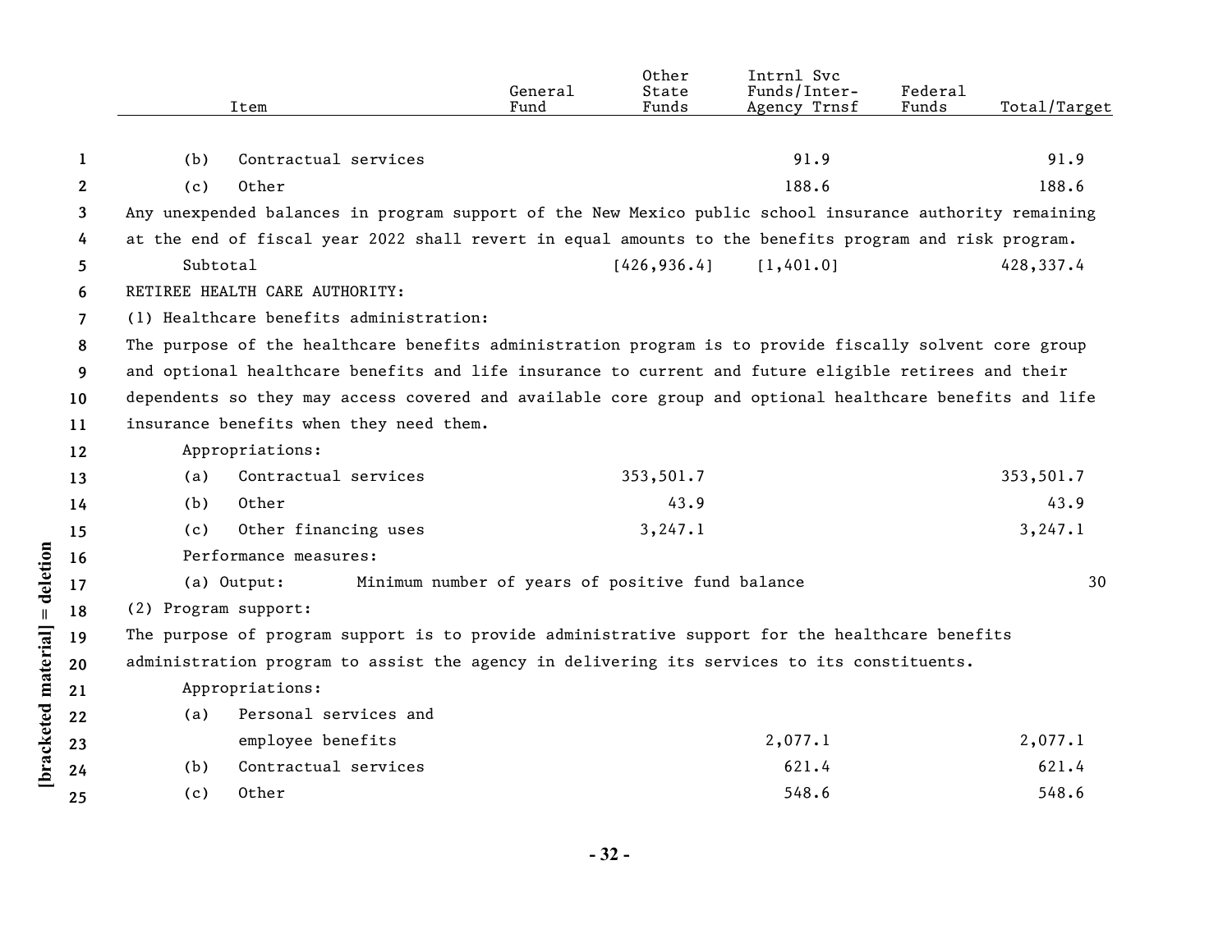| Item | General Fund | Other State Funds | Intrnl Svc Funds/Inter-Agency Trnsf | Federal Funds | Total/Target |
|---|---|---|---|---|---|
| (b) Contractual services | | | 91.9 | | 91.9 |
| (c) Other | | | 188.6 | | 188.6 |

Any unexpended balances in program support of the New Mexico public school insurance authority remaining at the end of fiscal year 2022 shall revert in equal amounts to the benefits program and risk program.

| Item | General Fund | Other State Funds | Intrnl Svc Funds/Inter-Agency Trnsf | Federal Funds | Total/Target |
|---|---|---|---|---|---|
| Subtotal | | [426,936.4] | [1,401.0] | | 428,337.4 |

RETIREE HEALTH CARE AUTHORITY:

(1) Healthcare benefits administration:

The purpose of the healthcare benefits administration program is to provide fiscally solvent core group and optional healthcare benefits and life insurance to current and future eligible retirees and their dependents so they may access covered and available core group and optional healthcare benefits and life insurance benefits when they need them.

| Item | General Fund | Other State Funds | Intrnl Svc Funds/Inter-Agency Trnsf | Federal Funds | Total/Target |
|---|---|---|---|---|---|
| Appropriations: | | | | | |
| (a) Contractual services | | 353,501.7 | | | 353,501.7 |
| (b) Other | | 43.9 | | | 43.9 |
| (c) Other financing uses | | 3,247.1 | | | 3,247.1 |
| Performance measures: | | | | | |
| (a) Output: Minimum number of years of positive fund balance | | | | | 30 |

(2) Program support:

The purpose of program support is to provide administrative support for the healthcare benefits administration program to assist the agency in delivering its services to its constituents.

| Item | General Fund | Other State Funds | Intrnl Svc Funds/Inter-Agency Trnsf | Federal Funds | Total/Target |
|---|---|---|---|---|---|
| Appropriations: | | | | | |
| (a) Personal services and employee benefits | | | 2,077.1 | | 2,077.1 |
| (b) Contractual services | | | 621.4 | | 621.4 |
| (c) Other | | | 548.6 | | 548.6 |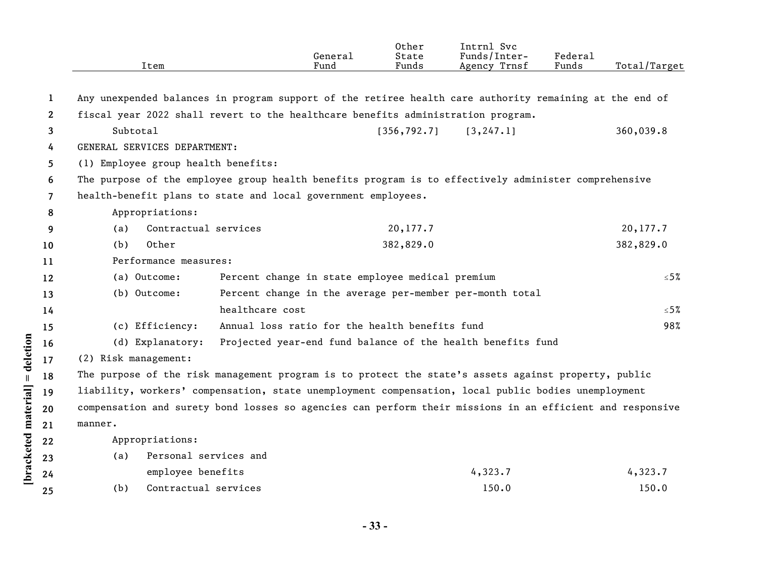| Item | General Fund | Other State Funds | Intrnl Svc Funds/Inter-Agency Trnsf | Federal Funds | Total/Target |
|---|---|---|---|---|---|
| Any unexpended balances in program support of the retiree health care authority remaining at the end of fiscal year 2022 shall revert to the healthcare benefits administration program. | | | | | |
| Subtotal | | [356,792.7] | [3,247.1] | | 360,039.8 |
| GENERAL SERVICES DEPARTMENT: | | | | | |
| (1) Employee group health benefits: | | | | | |
| The purpose of the employee group health benefits program is to effectively administer comprehensive health-benefit plans to state and local government employees. | | | | | |
| Appropriations: | | | | | |
| (a) Contractual services | | 20,177.7 | | | 20,177.7 |
| (b) Other | | 382,829.0 | | | 382,829.0 |
| Performance measures: | | | | | |
| (a) Outcome: Percent change in state employee medical premium | | | | | ≤5% |
| (b) Outcome: Percent change in the average per-member per-month total healthcare cost | | | | | ≤5% |
| (c) Efficiency: Annual loss ratio for the health benefits fund | | | | | 98% |
| (d) Explanatory: Projected year-end fund balance of the health benefits fund | | | | | |
| (2) Risk management: | | | | | |
| The purpose of the risk management program is to protect the state's assets against property, public liability, workers' compensation, state unemployment compensation, local public bodies unemployment compensation and surety bond losses so agencies can perform their missions in an efficient and responsive manner. | | | | | |
| Appropriations: | | | | | |
| (a) Personal services and employee benefits | | | 4,323.7 | | 4,323.7 |
| (b) Contractual services | | | 150.0 | | 150.0 |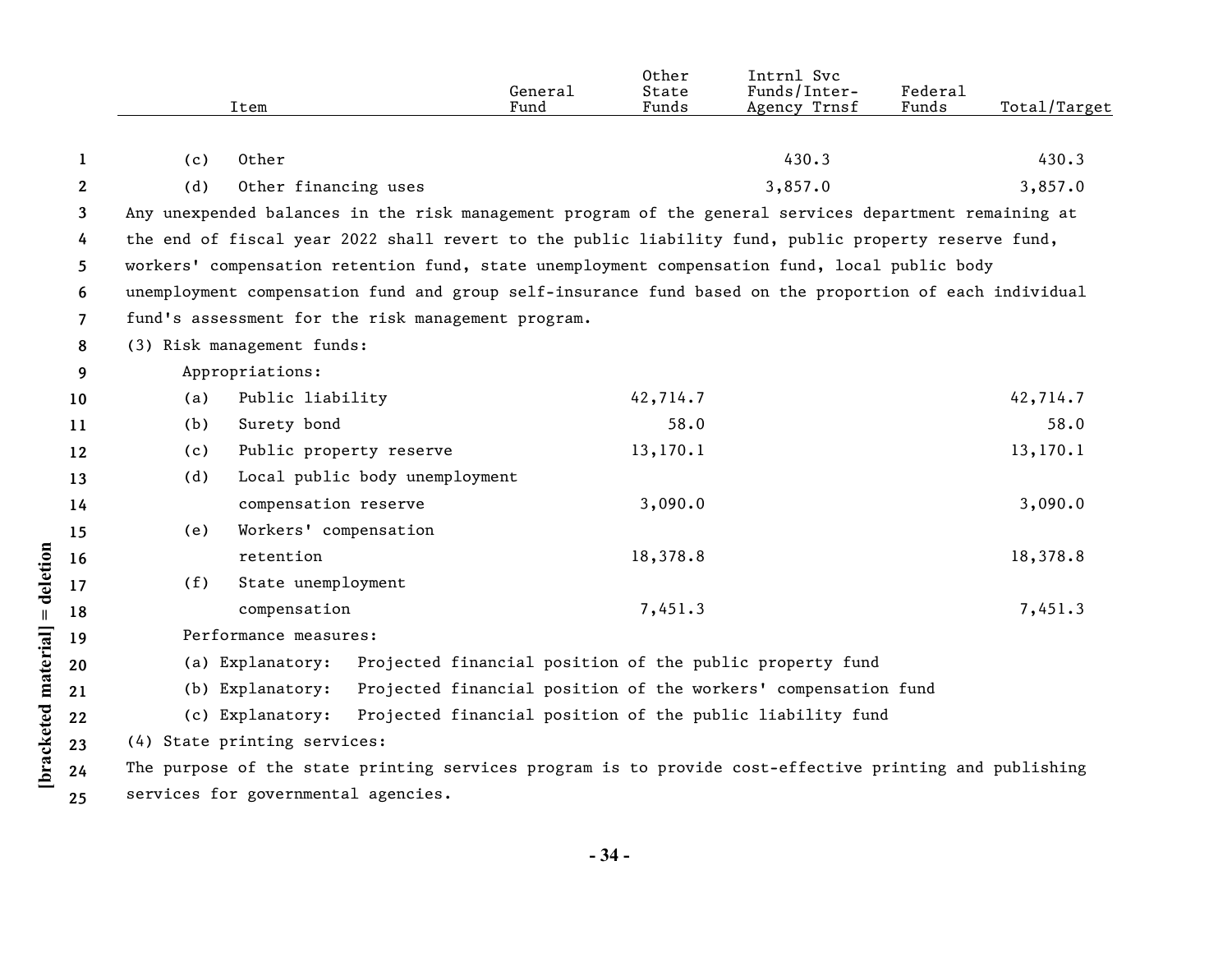| Item | General Fund | Other State Funds | Intrnl Svc Funds/Inter-Agency Trnsf | Federal Funds | Total/Target |
|---|---|---|---|---|---|
| (c) Other | | | 430.3 | | 430.3 |
| (d) Other financing uses | | | 3,857.0 | | 3,857.0 |

Any unexpended balances in the risk management program of the general services department remaining at the end of fiscal year 2022 shall revert to the public liability fund, public property reserve fund, workers' compensation retention fund, state unemployment compensation fund, local public body unemployment compensation fund and group self-insurance fund based on the proportion of each individual fund's assessment for the risk management program.

(3) Risk management funds:

Appropriations:

| Item | General Fund | Other State Funds | Intrnl Svc Funds/Inter-Agency Trnsf | Federal Funds | Total/Target |
|---|---|---|---|---|---|
| (a) Public liability | | 42,714.7 | | | 42,714.7 |
| (b) Surety bond | | 58.0 | | | 58.0 |
| (c) Public property reserve | | 13,170.1 | | | 13,170.1 |
| (d) Local public body unemployment compensation reserve | | 3,090.0 | | | 3,090.0 |
| (e) Workers' compensation retention | | 18,378.8 | | | 18,378.8 |
| (f) State unemployment compensation | | 7,451.3 | | | 7,451.3 |

Performance measures:

(a) Explanatory: Projected financial position of the public property fund

(b) Explanatory: Projected financial position of the workers' compensation fund

(c) Explanatory: Projected financial position of the public liability fund

(4) State printing services:

The purpose of the state printing services program is to provide cost-effective printing and publishing services for governmental agencies.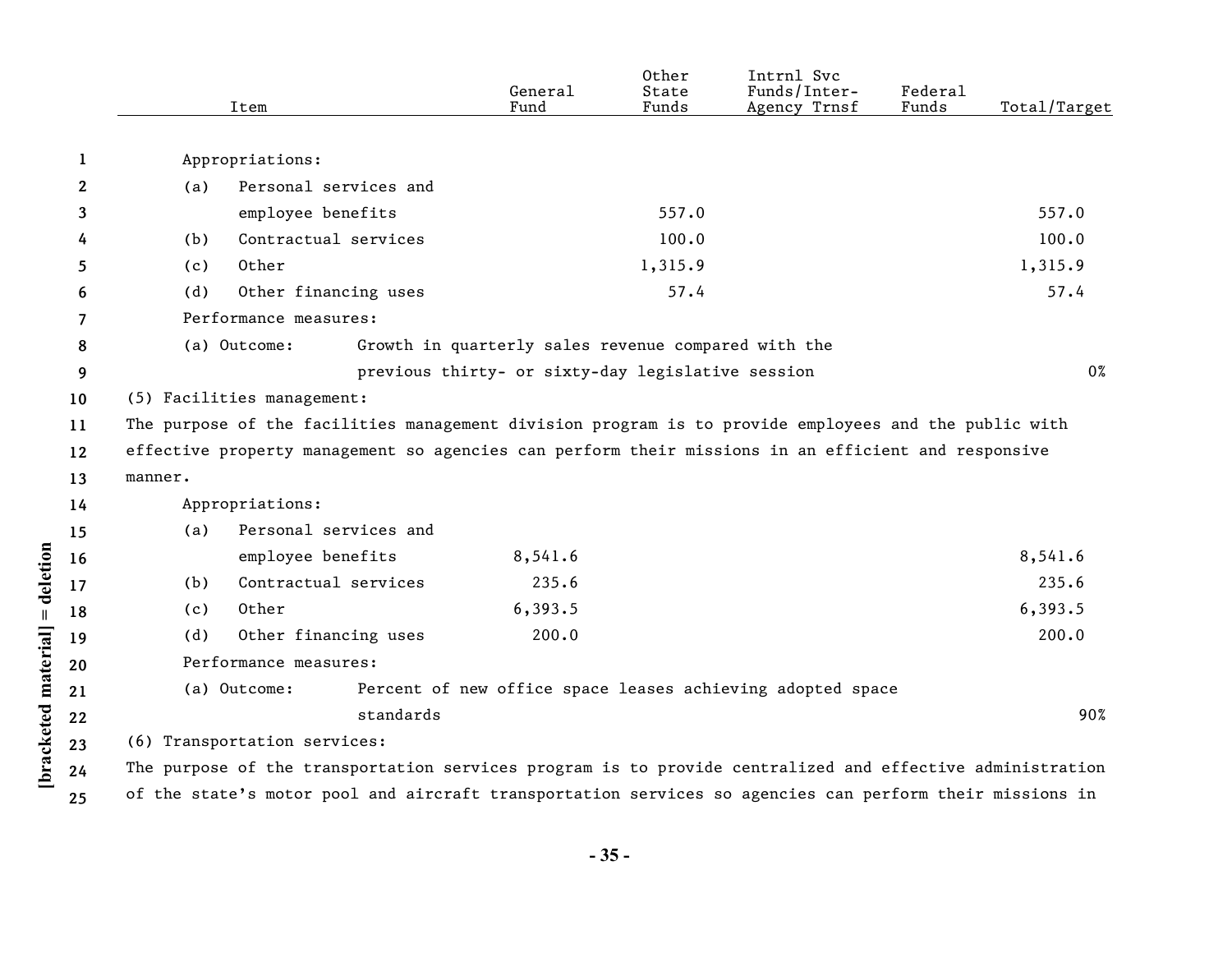| Item | General Fund | Other State Funds | Intrnl Svc Funds/Inter-Agency Trnsf | Federal Funds | Total/Target |
|---|---|---|---|---|---|
| Appropriations: | | | | | |
| (a) Personal services and employee benefits | | 557.0 | | | 557.0 |
| (b) Contractual services | | 100.0 | | | 100.0 |
| (c) Other | | 1,315.9 | | | 1,315.9 |
| (d) Other financing uses | | 57.4 | | | 57.4 |
| Performance measures: | | | | | |
| (a) Outcome: Growth in quarterly sales revenue compared with the previous thirty- or sixty-day legislative session | | | | | 0% |

(5) Facilities management:

The purpose of the facilities management division program is to provide employees and the public with effective property management so agencies can perform their missions in an efficient and responsive manner.

| Item | General Fund | Other State Funds | Intrnl Svc Funds/Inter-Agency Trnsf | Federal Funds | Total/Target |
|---|---|---|---|---|---|
| Appropriations: | | | | | |
| (a) Personal services and employee benefits | 8,541.6 | | | | 8,541.6 |
| (b) Contractual services | 235.6 | | | | 235.6 |
| (c) Other | 6,393.5 | | | | 6,393.5 |
| (d) Other financing uses | 200.0 | | | | 200.0 |
| Performance measures: | | | | | |
| (a) Outcome: Percent of new office space leases achieving adopted space standards | | | | | 90% |

(6) Transportation services:

The purpose of the transportation services program is to provide centralized and effective administration of the state's motor pool and aircraft transportation services so agencies can perform their missions in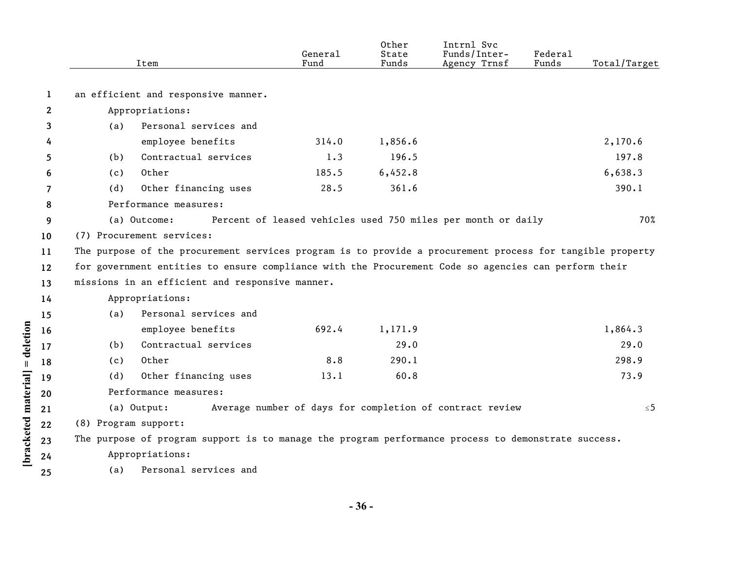| Item | General Fund | Other State Funds | Intrnl Svc Funds/Inter-Agency Trnsf | Federal Funds | Total/Target |
|---|---|---|---|---|---|
| an efficient and responsive manner. | | | | | |
| Appropriations: | | | | | |
| (a) Personal services and employee benefits | 314.0 | 1,856.6 | | | 2,170.6 |
| (b) Contractual services | 1.3 | 196.5 | | | 197.8 |
| (c) Other | 185.5 | 6,452.8 | | | 6,638.3 |
| (d) Other financing uses | 28.5 | 361.6 | | | 390.1 |
| Performance measures: | | | | | |
| (a) Outcome: Percent of leased vehicles used 750 miles per month or daily | | | | | 70% |

(7) Procurement services:

The purpose of the procurement services program is to provide a procurement process for tangible property for government entities to ensure compliance with the Procurement Code so agencies can perform their missions in an efficient and responsive manner.

| Item | General Fund | Other State Funds | Intrnl Svc Funds/Inter-Agency Trnsf | Federal Funds | Total/Target |
|---|---|---|---|---|---|
| Appropriations: | | | | | |
| (a) Personal services and employee benefits | 692.4 | 1,171.9 | | | 1,864.3 |
| (b) Contractual services | | 29.0 | | | 29.0 |
| (c) Other | 8.8 | 290.1 | | | 298.9 |
| (d) Other financing uses | 13.1 | 60.8 | | | 73.9 |
| Performance measures: | | | | | |
| (a) Output: Average number of days for completion of contract review | | | | | ≤5 |

(8) Program support:

The purpose of program support is to manage the program performance process to demonstrate success.

Appropriations:

(a) Personal services and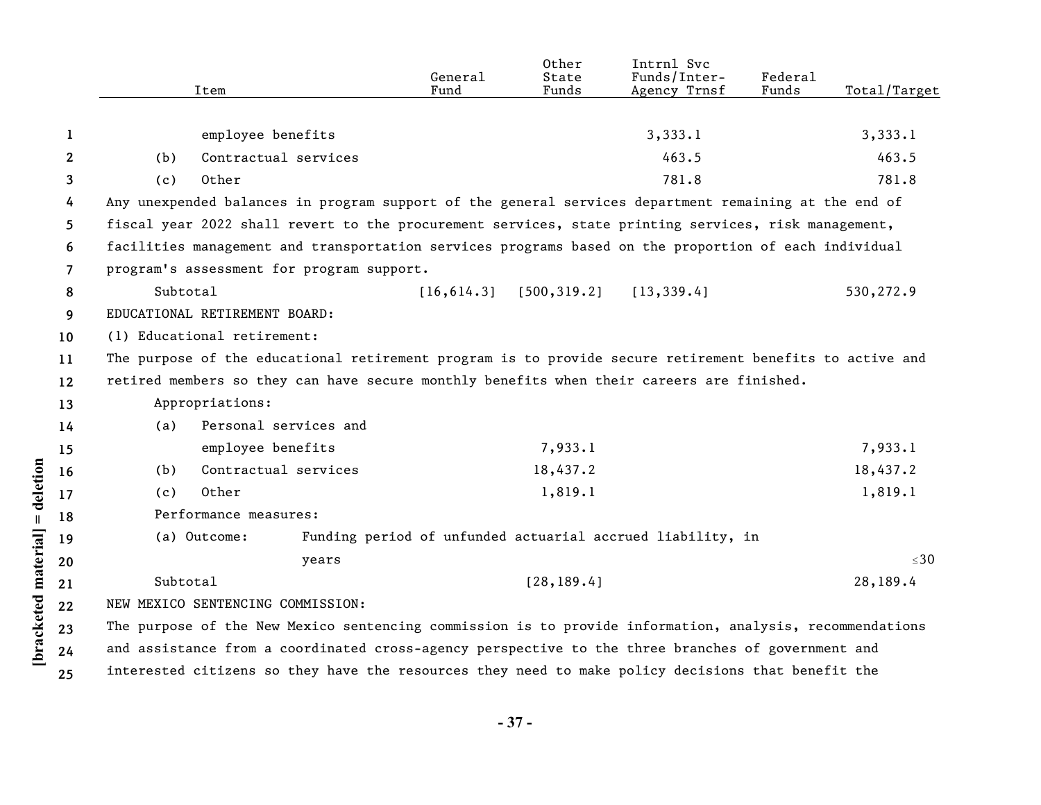| Item | General Fund | Other State Funds | Intrnl Svc Funds/Inter-Agency Trnsf | Federal Funds | Total/Target |
|---|---|---|---|---|---|
| employee benefits | | | 3,333.1 | | 3,333.1 |
| (b) Contractual services | | | 463.5 | | 463.5 |
| (c) Other | | | 781.8 | | 781.8 |

Any unexpended balances in program support of the general services department remaining at the end of fiscal year 2022 shall revert to the procurement services, state printing services, risk management, facilities management and transportation services programs based on the proportion of each individual program's assessment for program support.

| Item | General Fund | Other State Funds | Intrnl Svc Funds/Inter-Agency Trnsf | Federal Funds | Total/Target |
|---|---|---|---|---|---|
| Subtotal | [16,614.3] | [500,319.2] | [13,339.4] | | 530,272.9 |

EDUCATIONAL RETIREMENT BOARD:

(1) Educational retirement:

The purpose of the educational retirement program is to provide secure retirement benefits to active and retired members so they can have secure monthly benefits when their careers are finished.

Appropriations:

| Item | General Fund | Other State Funds | Intrnl Svc Funds/Inter-Agency Trnsf | Federal Funds | Total/Target |
|---|---|---|---|---|---|
| (a) Personal services and employee benefits | | 7,933.1 | | | 7,933.1 |
| (b) Contractual services | | 18,437.2 | | | 18,437.2 |
| (c) Other | | 1,819.1 | | | 1,819.1 |

Performance measures:

| Item | General Fund | Other State Funds | Intrnl Svc Funds/Inter-Agency Trnsf | Federal Funds | Total/Target |
|---|---|---|---|---|---|
| (a) Outcome: Funding period of unfunded actuarial accrued liability, in years | | | | | ≤30 |
| Subtotal | | [28,189.4] | | | 28,189.4 |

NEW MEXICO SENTENCING COMMISSION:

The purpose of the New Mexico sentencing commission is to provide information, analysis, recommendations and assistance from a coordinated cross-agency perspective to the three branches of government and interested citizens so they have the resources they need to make policy decisions that benefit the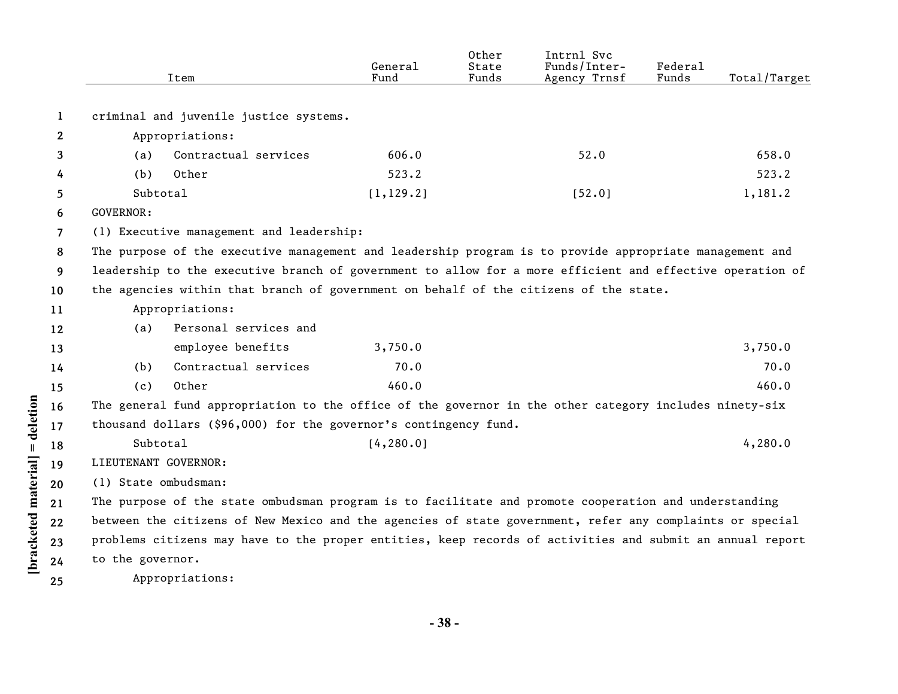| Item | General Fund | Other State Funds | Intrnl Svc Funds/Inter-Agency Trnsf | Federal Funds | Total/Target |
|---|---|---|---|---|---|
| criminal and juvenile justice systems. | | | | | |
| Appropriations: | | | | | |
| (a) Contractual services | 606.0 | | 52.0 | | 658.0 |
| (b) Other | 523.2 | | | | 523.2 |
| Subtotal | [1,129.2] | | [52.0] | | 1,181.2 |

GOVERNOR:

(1) Executive management and leadership:

The purpose of the executive management and leadership program is to provide appropriate management and leadership to the executive branch of government to allow for a more efficient and effective operation of the agencies within that branch of government on behalf of the citizens of the state.

| Item | General Fund | Other State Funds | Intrnl Svc Funds/Inter-Agency Trnsf | Federal Funds | Total/Target |
|---|---|---|---|---|---|
| Appropriations: | | | | | |
| (a) Personal services and employee benefits | 3,750.0 | | | | 3,750.0 |
| (b) Contractual services | 70.0 | | | | 70.0 |
| (c) Other | 460.0 | | | | 460.0 |

The general fund appropriation to the office of the governor in the other category includes ninety-six thousand dollars ($96,000) for the governor's contingency fund.

| Item | General Fund | Other State Funds | Intrnl Svc Funds/Inter-Agency Trnsf | Federal Funds | Total/Target |
|---|---|---|---|---|---|
| Subtotal | [4,280.0] | | | | 4,280.0 |

LIEUTENANT GOVERNOR:

(1) State ombudsman:

The purpose of the state ombudsman program is to facilitate and promote cooperation and understanding between the citizens of New Mexico and the agencies of state government, refer any complaints or special problems citizens may have to the proper entities, keep records of activities and submit an annual report to the governor.

Appropriations: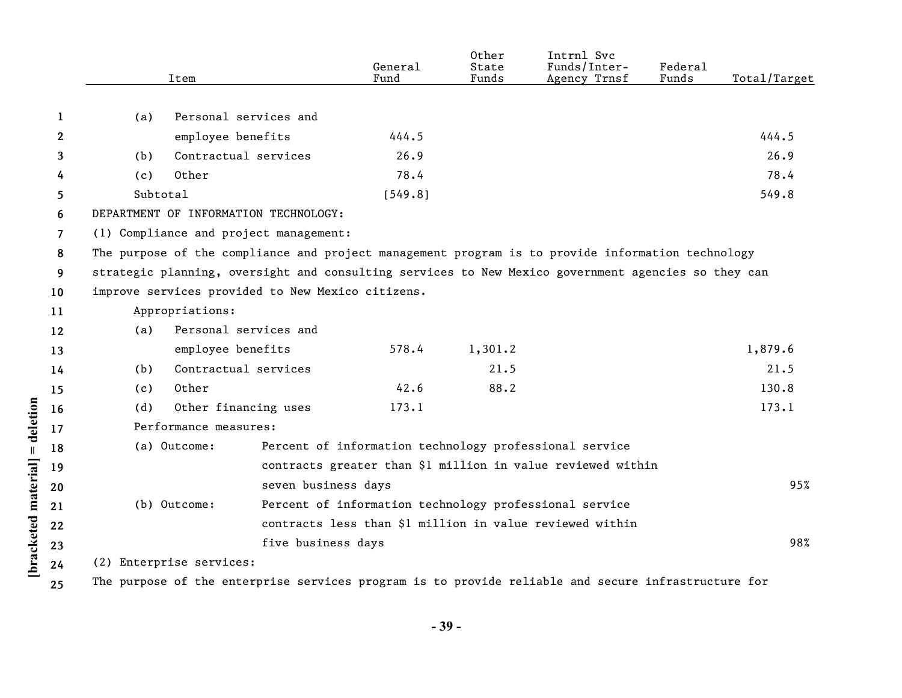| Item | General Fund | Other State Funds | Intrnl Svc Funds/Inter-Agency Trnsf | Federal Funds | Total/Target |
|---|---|---|---|---|---|
| (a) Personal services and employee benefits | 444.5 | | | | 444.5 |
| (b) Contractual services | 26.9 | | | | 26.9 |
| (c) Other | 78.4 | | | | 78.4 |
| Subtotal | [549.8] | | | | 549.8 |

DEPARTMENT OF INFORMATION TECHNOLOGY:

(1) Compliance and project management:

The purpose of the compliance and project management program is to provide information technology strategic planning, oversight and consulting services to New Mexico government agencies so they can improve services provided to New Mexico citizens.

Appropriations:

| Item | General Fund | Other State Funds | Intrnl Svc Funds/Inter-Agency Trnsf | Federal Funds | Total/Target |
|---|---|---|---|---|---|
| (a) Personal services and employee benefits | 578.4 | 1,301.2 | | | 1,879.6 |
| (b) Contractual services | | 21.5 | | | 21.5 |
| (c) Other | 42.6 | 88.2 | | | 130.8 |
| (d) Other financing uses | 173.1 | | | | 173.1 |

Performance measures:

| Measure | Description | Target |
|---|---|---|
| (a) Outcome: | Percent of information technology professional service contracts greater than $1 million in value reviewed within seven business days | 95% |
| (b) Outcome: | Percent of information technology professional service contracts less than $1 million in value reviewed within five business days | 98% |

(2) Enterprise services:

The purpose of the enterprise services program is to provide reliable and secure infrastructure for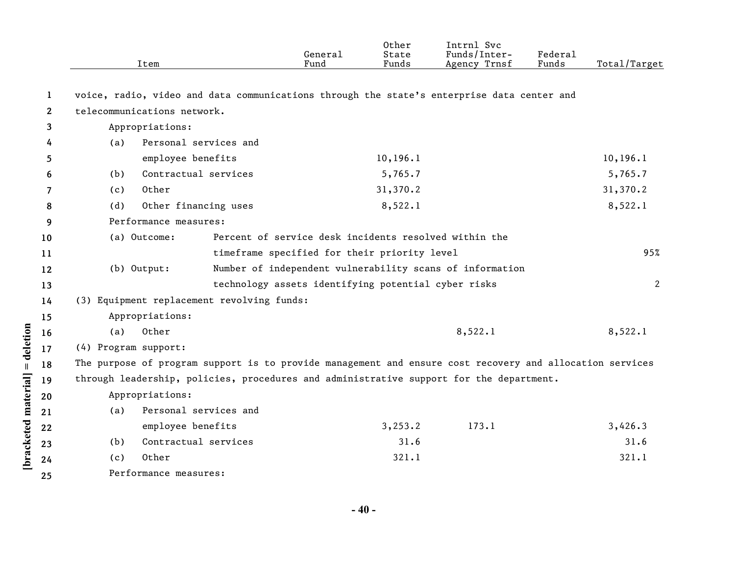| Item | General Fund | Other State Funds | Intrnl Svc Funds/Inter-Agency Trnsf | Federal Funds | Total/Target |
|---|---|---|---|---|---|

voice, radio, video and data communications through the state's enterprise data center and telecommunications network.

| Item | General Fund | Other State Funds | Intrnl Svc Funds/Inter-Agency Trnsf | Federal Funds | Total/Target |
|---|---|---|---|---|---|
| Appropriations: | | | | | |
| (a) Personal services and employee benefits | | 10,196.1 | | | 10,196.1 |
| (b) Contractual services | | 5,765.7 | | | 5,765.7 |
| (c) Other | | 31,370.2 | | | 31,370.2 |
| (d) Other financing uses | | 8,522.1 | | | 8,522.1 |
| Performance measures: | | | | | |
| (a) Outcome: Percent of service desk incidents resolved within the timeframe specified for their priority level | | | | | 95% |
| (b) Output: Number of independent vulnerability scans of information technology assets identifying potential cyber risks | | | | | 2 |

(3) Equipment replacement revolving funds:

| Item | General Fund | Other State Funds | Intrnl Svc Funds/Inter-Agency Trnsf | Federal Funds | Total/Target |
|---|---|---|---|---|---|
| Appropriations: | | | | | |
| (a) Other | | | 8,522.1 | | 8,522.1 |

(4) Program support:

The purpose of program support is to provide management and ensure cost recovery and allocation services through leadership, policies, procedures and administrative support for the department.

| Item | General Fund | Other State Funds | Intrnl Svc Funds/Inter-Agency Trnsf | Federal Funds | Total/Target |
|---|---|---|---|---|---|
| Appropriations: | | | | | |
| (a) Personal services and employee benefits | | 3,253.2 | 173.1 | | 3,426.3 |
| (b) Contractual services | | 31.6 | | | 31.6 |
| (c) Other | | 321.1 | | | 321.1 |
| Performance measures: | | | | | |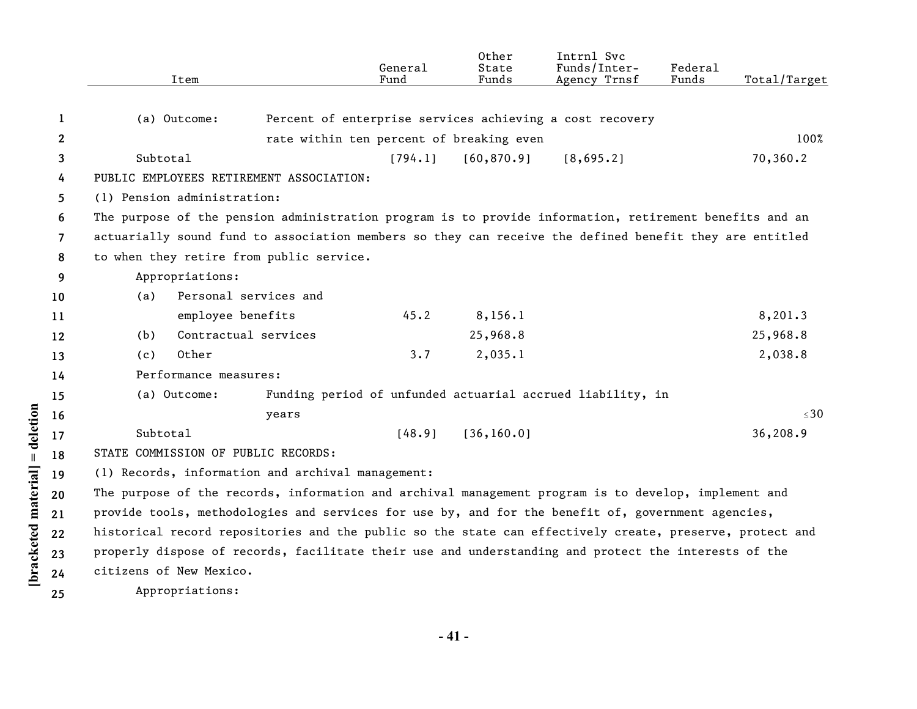| Item | General Fund | Other State Funds | Intrnl Svc Funds/Inter-Agency Trnsf | Federal Funds | Total/Target |
|---|---|---|---|---|---|
| (a) Outcome: Percent of enterprise services achieving a cost recovery rate within ten percent of breaking even | | | | | 100% |
| Subtotal | [794.1] | [60,870.9] | [8,695.2] | | 70,360.2 |

PUBLIC EMPLOYEES RETIREMENT ASSOCIATION:

(1) Pension administration:

The purpose of the pension administration program is to provide information, retirement benefits and an actuarially sound fund to association members so they can receive the defined benefit they are entitled to when they retire from public service.

| Item | General Fund | Other State Funds | Intrnl Svc Funds/Inter-Agency Trnsf | Federal Funds | Total/Target |
|---|---|---|---|---|---|
| Appropriations: | | | | | |
| (a) Personal services and employee benefits | 45.2 | 8,156.1 | | | 8,201.3 |
| (b) Contractual services | | 25,968.8 | | | 25,968.8 |
| (c) Other | 3.7 | 2,035.1 | | | 2,038.8 |
| Performance measures: | | | | | |
| (a) Outcome: Funding period of unfunded actuarial accrued liability, in years | | | | | ≤30 |
| Subtotal | [48.9] | [36,160.0] | | | 36,208.9 |

STATE COMMISSION OF PUBLIC RECORDS:

(1) Records, information and archival management:

The purpose of the records, information and archival management program is to develop, implement and provide tools, methodologies and services for use by, and for the benefit of, government agencies, historical record repositories and the public so the state can effectively create, preserve, protect and properly dispose of records, facilitate their use and understanding and protect the interests of the citizens of New Mexico.

Appropriations: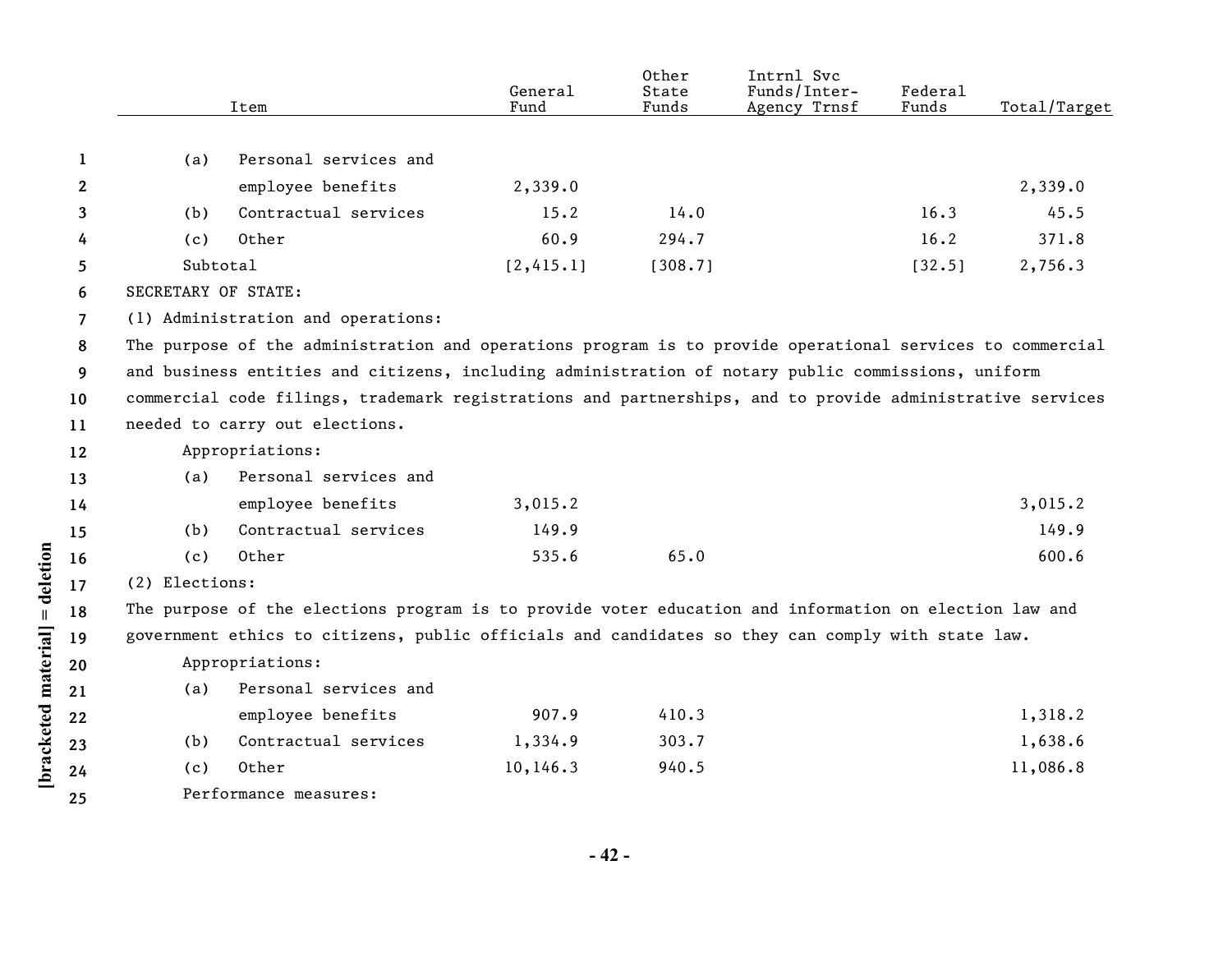| Item | General Fund | Other State Funds | Intrnl Svc Funds/Inter-Agency Trnsf | Federal Funds | Total/Target |
|---|---|---|---|---|---|
| (a) Personal services and employee benefits | 2,339.0 | | | | 2,339.0 |
| (b) Contractual services | 15.2 | 14.0 | | 16.3 | 45.5 |
| (c) Other | 60.9 | 294.7 | | 16.2 | 371.8 |
| Subtotal | [2,415.1] | [308.7] | | [32.5] | 2,756.3 |

SECRETARY OF STATE:

(1) Administration and operations:

The purpose of the administration and operations program is to provide operational services to commercial and business entities and citizens, including administration of notary public commissions, uniform commercial code filings, trademark registrations and partnerships, and to provide administrative services needed to carry out elections.

Appropriations:

| Item | General Fund | Other State Funds | Intrnl Svc Funds/Inter-Agency Trnsf | Federal Funds | Total/Target |
|---|---|---|---|---|---|
| (a) Personal services and employee benefits | 3,015.2 | | | | 3,015.2 |
| (b) Contractual services | 149.9 | | | | 149.9 |
| (c) Other | 535.6 | 65.0 | | | 600.6 |

(2) Elections:

The purpose of the elections program is to provide voter education and information on election law and government ethics to citizens, public officials and candidates so they can comply with state law.

Appropriations:

| Item | General Fund | Other State Funds | Intrnl Svc Funds/Inter-Agency Trnsf | Federal Funds | Total/Target |
|---|---|---|---|---|---|
| (a) Personal services and employee benefits | 907.9 | 410.3 | | | 1,318.2 |
| (b) Contractual services | 1,334.9 | 303.7 | | | 1,638.6 |
| (c) Other | 10,146.3 | 940.5 | | | 11,086.8 |

Performance measures: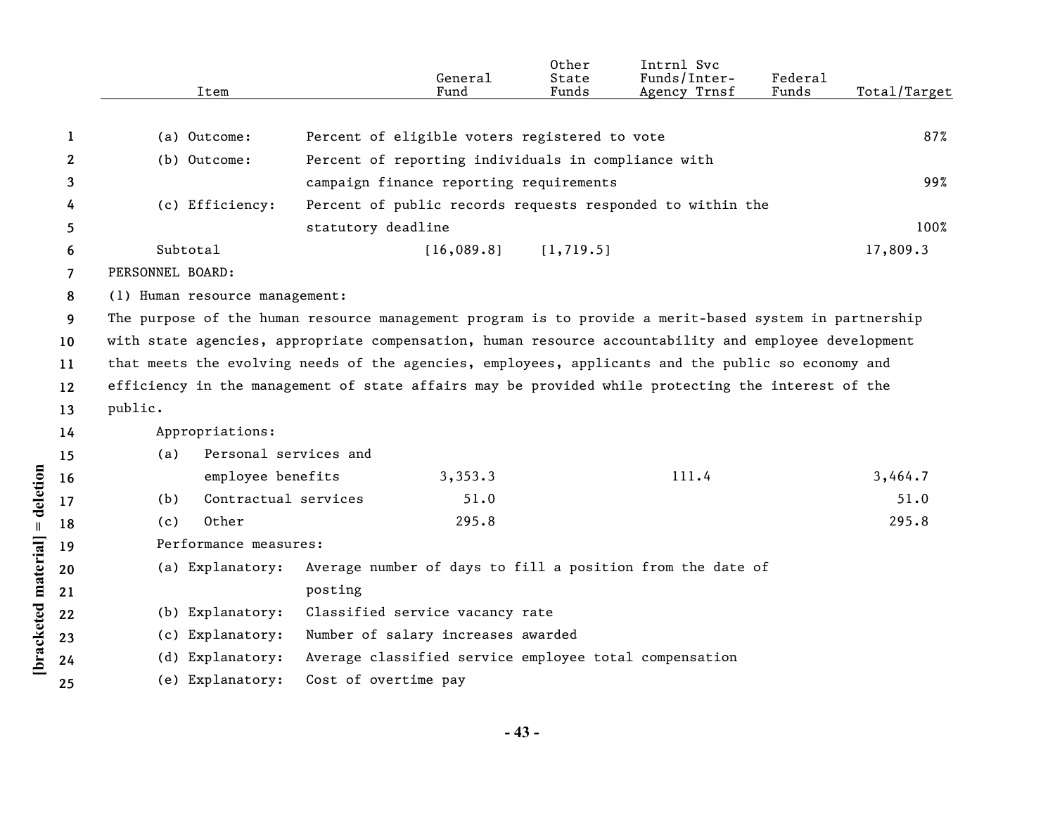| Item | | General Fund | Other State Funds | Intrnl Svc Funds/Inter-Agency Trnsf | Federal Funds | Total/Target |
|---|---|---|---|---|---|---|
| (a) Outcome: | Percent of eligible voters registered to vote | | | | | 87% |
| (b) Outcome: | Percent of reporting individuals in compliance with campaign finance reporting requirements | | | | | 99% |
| (c) Efficiency: | Percent of public records requests responded to within the statutory deadline | | | | | 100% |
| Subtotal | | [16,089.8] | [1,719.5] | | | 17,809.3 |

PERSONNEL BOARD:

(1) Human resource management:

The purpose of the human resource management program is to provide a merit-based system in partnership with state agencies, appropriate compensation, human resource accountability and employee development that meets the evolving needs of the agencies, employees, applicants and the public so economy and efficiency in the management of state affairs may be provided while protecting the interest of the public.

| Item | General Fund | Other State Funds | Intrnl Svc Funds/Inter-Agency Trnsf | Federal Funds | Total/Target |
|---|---|---|---|---|---|
| Appropriations: | | | | | |
| (a) Personal services and employee benefits | 3,353.3 | | 111.4 | | 3,464.7 |
| (b) Contractual services | 51.0 | | | | 51.0 |
| (c) Other | 295.8 | | | | 295.8 |

Performance measures:

(a) Explanatory: Average number of days to fill a position from the date of posting

(b) Explanatory: Classified service vacancy rate

(c) Explanatory: Number of salary increases awarded

(d) Explanatory: Average classified service employee total compensation

(e) Explanatory: Cost of overtime pay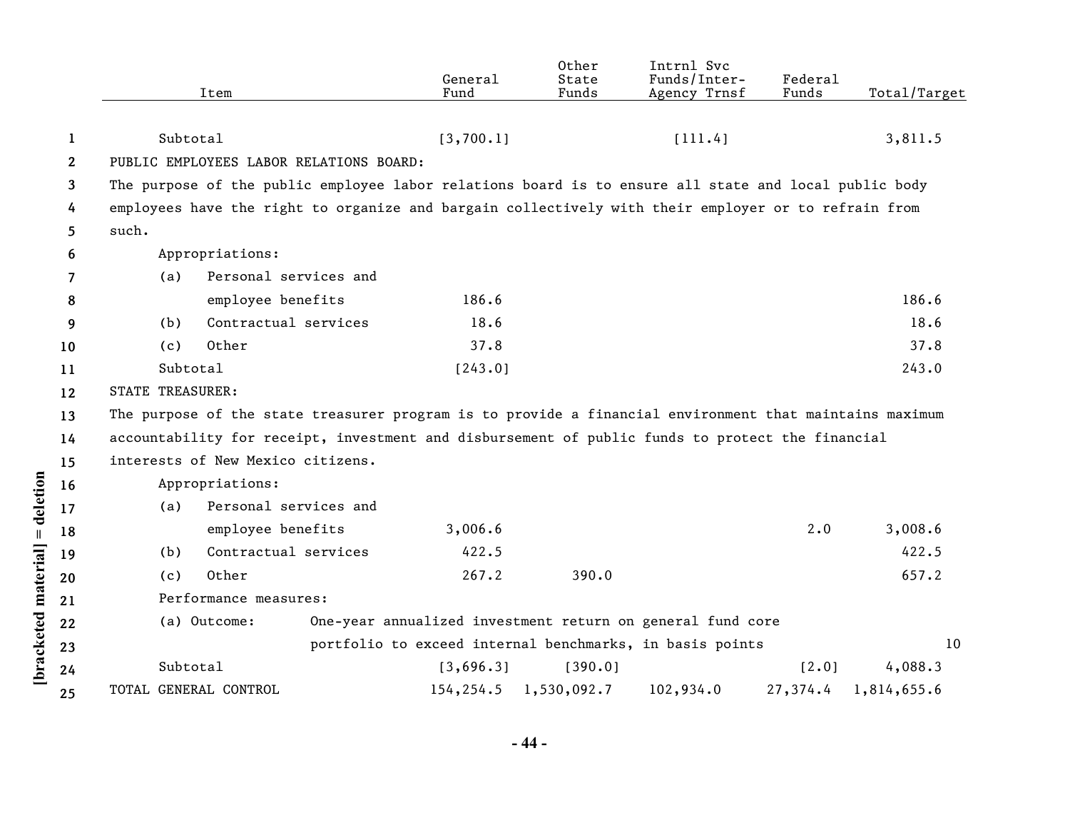| Item | General Fund | Other State Funds | Intrnl Svc Funds/Inter-Agency Trnsf | Federal Funds | Total/Target |
|---|---|---|---|---|---|
| Subtotal | [3,700.1] | | [111.4] | | 3,811.5 |
| PUBLIC EMPLOYEES LABOR RELATIONS BOARD: | | | | | |
| The purpose of the public employee labor relations board is to ensure all state and local public body employees have the right to organize and bargain collectively with their employer or to refrain from such. | | | | | |
| Appropriations: | | | | | |
| (a) Personal services and employee benefits | 186.6 | | | | 186.6 |
| (b) Contractual services | 18.6 | | | | 18.6 |
| (c) Other | 37.8 | | | | 37.8 |
| Subtotal | [243.0] | | | | 243.0 |
| STATE TREASURER: | | | | | |
| The purpose of the state treasurer program is to provide a financial environment that maintains maximum accountability for receipt, investment and disbursement of public funds to protect the financial interests of New Mexico citizens. | | | | | |
| Appropriations: | | | | | |
| (a) Personal services and employee benefits | 3,006.6 | | | 2.0 | 3,008.6 |
| (b) Contractual services | 422.5 | | | | 422.5 |
| (c) Other | 267.2 | 390.0 | | | 657.2 |
| Performance measures: | | | | | |
| (a) Outcome: One-year annualized investment return on general fund core portfolio to exceed internal benchmarks, in basis points | | | | | 10 |
| Subtotal | [3,696.3] | [390.0] | | [2.0] | 4,088.3 |
| TOTAL GENERAL CONTROL | 154,254.5 | 1,530,092.7 | 102,934.0 | 27,374.4 | 1,814,655.6 |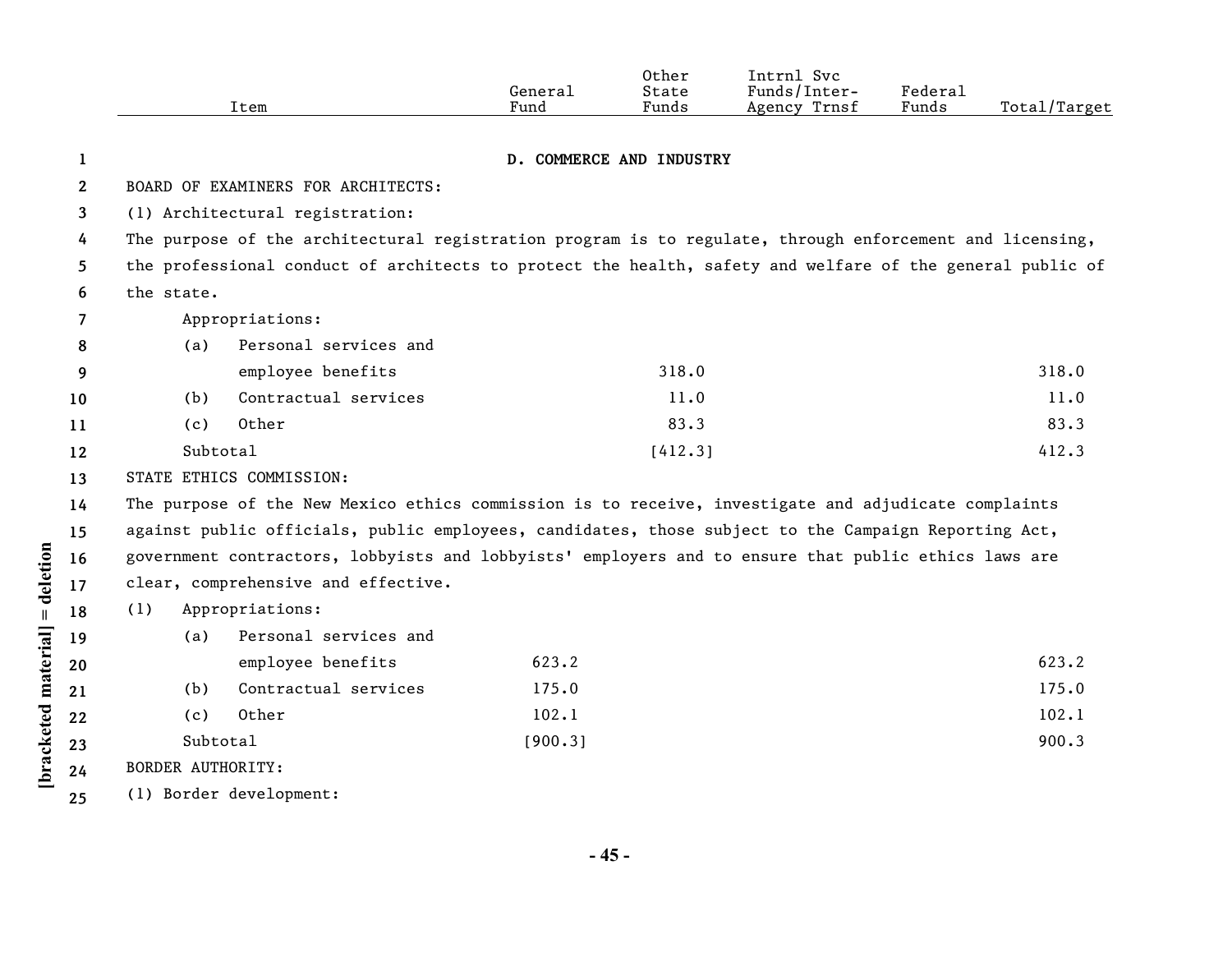| Item | General Fund | Other State Funds | Intrnl Svc Funds/Inter-Agency Trnsf | Federal Funds | Total/Target |
|---|---|---|---|---|---|

## D. COMMERCE AND INDUSTRY

BOARD OF EXAMINERS FOR ARCHITECTS:

(1) Architectural registration:

The purpose of the architectural registration program is to regulate, through enforcement and licensing, the professional conduct of architects to protect the health, safety and welfare of the general public of the state.

| Item | General Fund | Other State Funds | Intrnl Svc Funds/Inter-Agency Trnsf | Federal Funds | Total/Target |
|---|---|---|---|---|---|
| Appropriations: | | | | | |
| (a) Personal services and employee benefits | | 318.0 | | | 318.0 |
| (b) Contractual services | | 11.0 | | | 11.0 |
| (c) Other | | 83.3 | | | 83.3 |
| Subtotal | | [412.3] | | | 412.3 |

STATE ETHICS COMMISSION:

The purpose of the New Mexico ethics commission is to receive, investigate and adjudicate complaints against public officials, public employees, candidates, those subject to the Campaign Reporting Act, government contractors, lobbyists and lobbyists' employers and to ensure that public ethics laws are clear, comprehensive and effective.

| Item | General Fund | Other State Funds | Intrnl Svc Funds/Inter-Agency Trnsf | Federal Funds | Total/Target |
|---|---|---|---|---|---|
| (1) Appropriations: | | | | | |
| (a) Personal services and employee benefits | 623.2 | | | | 623.2 |
| (b) Contractual services | 175.0 | | | | 175.0 |
| (c) Other | 102.1 | | | | 102.1 |
| Subtotal | [900.3] | | | | 900.3 |

BORDER AUTHORITY:

(1) Border development: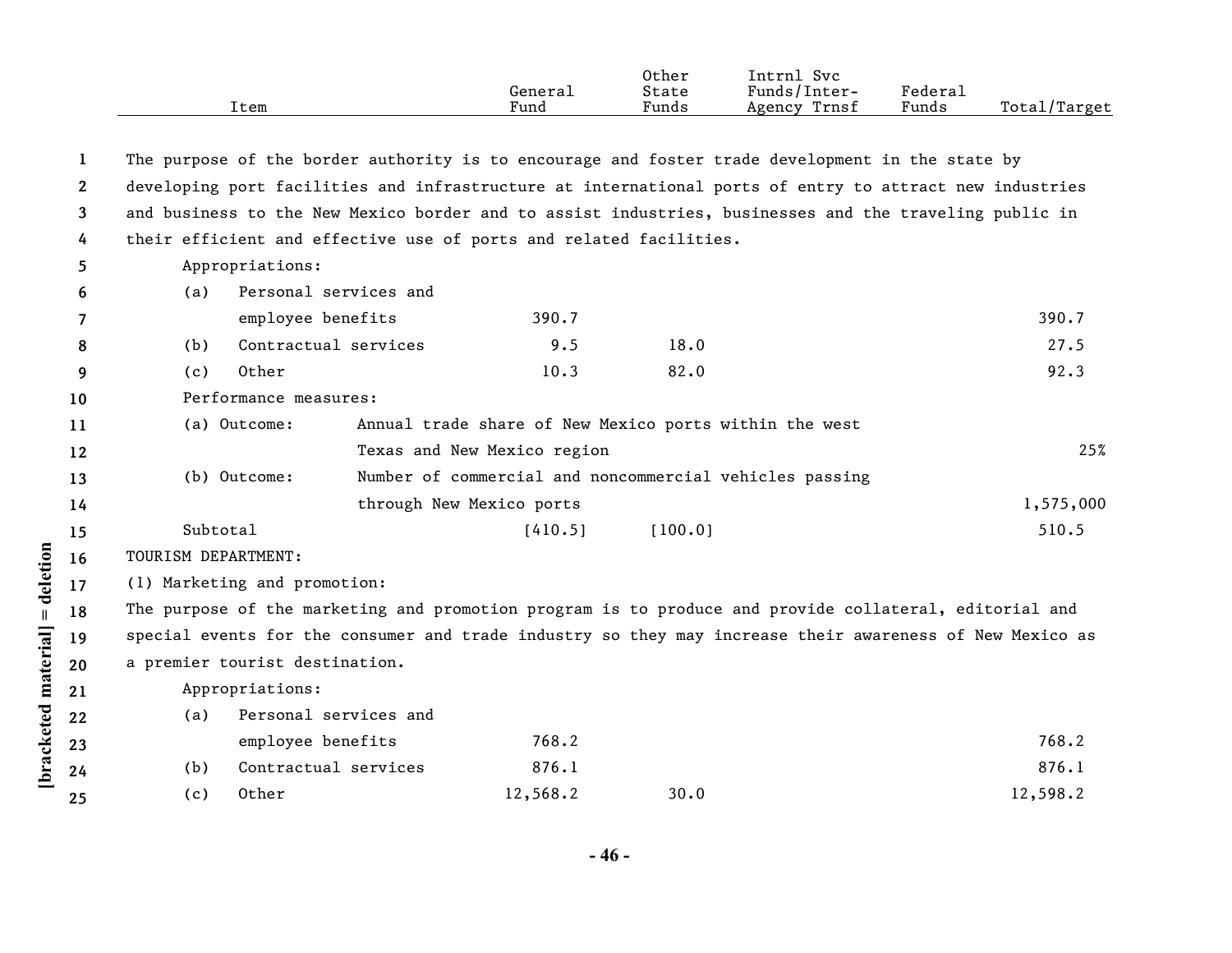| Item | General Fund | Other State Funds | Intrnl Svc Funds/Inter-Agency Trnsf | Federal Funds | Total/Target |
|---|---|---|---|---|---|

The purpose of the border authority is to encourage and foster trade development in the state by developing port facilities and infrastructure at international ports of entry to attract new industries and business to the New Mexico border and to assist industries, businesses and the traveling public in their efficient and effective use of ports and related facilities.

Appropriations:

| Item | General Fund | Other State Funds | Intrnl Svc Funds/Inter-Agency Trnsf | Federal Funds | Total/Target |
|---|---|---|---|---|---|
| (a) Personal services and employee benefits | 390.7 | | | | 390.7 |
| (b) Contractual services | 9.5 | 18.0 | | | 27.5 |
| (c) Other | 10.3 | 82.0 | | | 92.3 |

Performance measures:

| Item | | Total/Target |
|---|---|---|
| (a) Outcome: | Annual trade share of New Mexico ports within the west Texas and New Mexico region | 25% |
| (b) Outcome: | Number of commercial and noncommercial vehicles passing through New Mexico ports | 1,575,000 |

| Item | General Fund | Other State Funds | Intrnl Svc Funds/Inter-Agency Trnsf | Federal Funds | Total/Target |
|---|---|---|---|---|---|
| Subtotal | [410.5] | [100.0] | | | 510.5 |

TOURISM DEPARTMENT:

(1) Marketing and promotion:

The purpose of the marketing and promotion program is to produce and provide collateral, editorial and special events for the consumer and trade industry so they may increase their awareness of New Mexico as a premier tourist destination.

Appropriations:

| Item | General Fund | Other State Funds | Intrnl Svc Funds/Inter-Agency Trnsf | Federal Funds | Total/Target |
|---|---|---|---|---|---|
| (a) Personal services and employee benefits | 768.2 | | | | 768.2 |
| (b) Contractual services | 876.1 | | | | 876.1 |
| (c) Other | 12,568.2 | 30.0 | | | 12,598.2 |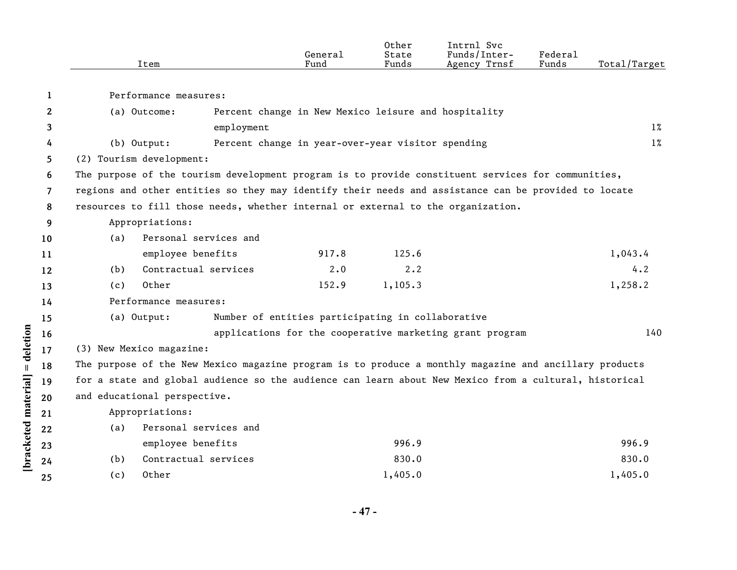| Item | General Fund | Other State Funds | Intrnl Svc Funds/Inter-Agency Trnsf | Federal Funds | Total/Target |
|---|---|---|---|---|---|
| Performance measures: | | | | | |
| (a) Outcome: Percent change in New Mexico leisure and hospitality employment | | | | | 1% |
| (b) Output: Percent change in year-over-year visitor spending | | | | | 1% |
| (2) Tourism development: | | | | | |

The purpose of the tourism development program is to provide constituent services for communities, regions and other entities so they may identify their needs and assistance can be provided to locate resources to fill those needs, whether internal or external to the organization.

| Item | General Fund | Other State Funds | Intrnl Svc Funds/Inter-Agency Trnsf | Federal Funds | Total/Target |
|---|---|---|---|---|---|
| Appropriations: | | | | | |
| (a) Personal services and employee benefits | 917.8 | 125.6 | | | 1,043.4 |
| (b) Contractual services | 2.0 | 2.2 | | | 4.2 |
| (c) Other | 152.9 | 1,105.3 | | | 1,258.2 |
| Performance measures: | | | | | |
| (a) Output: Number of entities participating in collaborative applications for the cooperative marketing grant program | | | | | 140 |
| (3) New Mexico magazine: | | | | | |

The purpose of the New Mexico magazine program is to produce a monthly magazine and ancillary products for a state and global audience so the audience can learn about New Mexico from a cultural, historical and educational perspective.

| Item | General Fund | Other State Funds | Intrnl Svc Funds/Inter-Agency Trnsf | Federal Funds | Total/Target |
|---|---|---|---|---|---|
| Appropriations: | | | | | |
| (a) Personal services and employee benefits | | 996.9 | | | 996.9 |
| (b) Contractual services | | 830.0 | | | 830.0 |
| (c) Other | | 1,405.0 | | | 1,405.0 |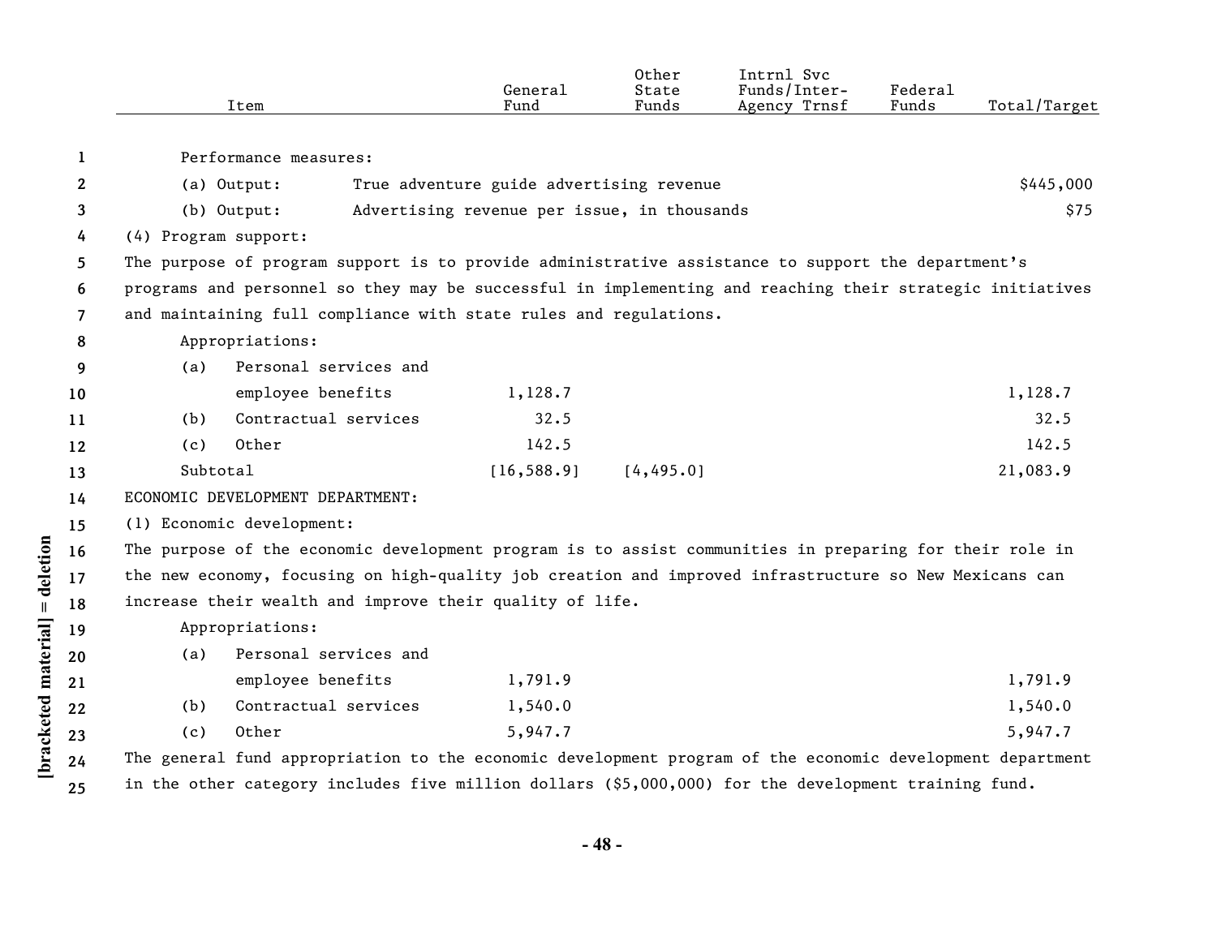| Item | General Fund | Other State Funds | Intrnl Svc Funds/Inter-Agency Trnsf | Federal Funds | Total/Target |
|---|---|---|---|---|---|
| Performance measures: | | | | | |
| (a) Output: True adventure guide advertising revenue | | | | | $445,000 |
| (b) Output: Advertising revenue per issue, in thousands | | | | | $75 |

(4) Program support:

The purpose of program support is to provide administrative assistance to support the department's programs and personnel so they may be successful in implementing and reaching their strategic initiatives and maintaining full compliance with state rules and regulations.

| Item | General Fund | Other State Funds | Intrnl Svc Funds/Inter-Agency Trnsf | Federal Funds | Total/Target |
|---|---|---|---|---|---|
| Appropriations: | | | | | |
| (a) Personal services and employee benefits | 1,128.7 | | | | 1,128.7 |
| (b) Contractual services | 32.5 | | | | 32.5 |
| (c) Other | 142.5 | | | | 142.5 |
| Subtotal | [16,588.9] | [4,495.0] | | | 21,083.9 |

ECONOMIC DEVELOPMENT DEPARTMENT:

(1) Economic development:

The purpose of the economic development program is to assist communities in preparing for their role in the new economy, focusing on high-quality job creation and improved infrastructure so New Mexicans can increase their wealth and improve their quality of life.

| Item | General Fund | Other State Funds | Intrnl Svc Funds/Inter-Agency Trnsf | Federal Funds | Total/Target |
|---|---|---|---|---|---|
| Appropriations: | | | | | |
| (a) Personal services and employee benefits | 1,791.9 | | | | 1,791.9 |
| (b) Contractual services | 1,540.0 | | | | 1,540.0 |
| (c) Other | 5,947.7 | | | | 5,947.7 |

The general fund appropriation to the economic development program of the economic development department in the other category includes five million dollars ($5,000,000) for the development training fund.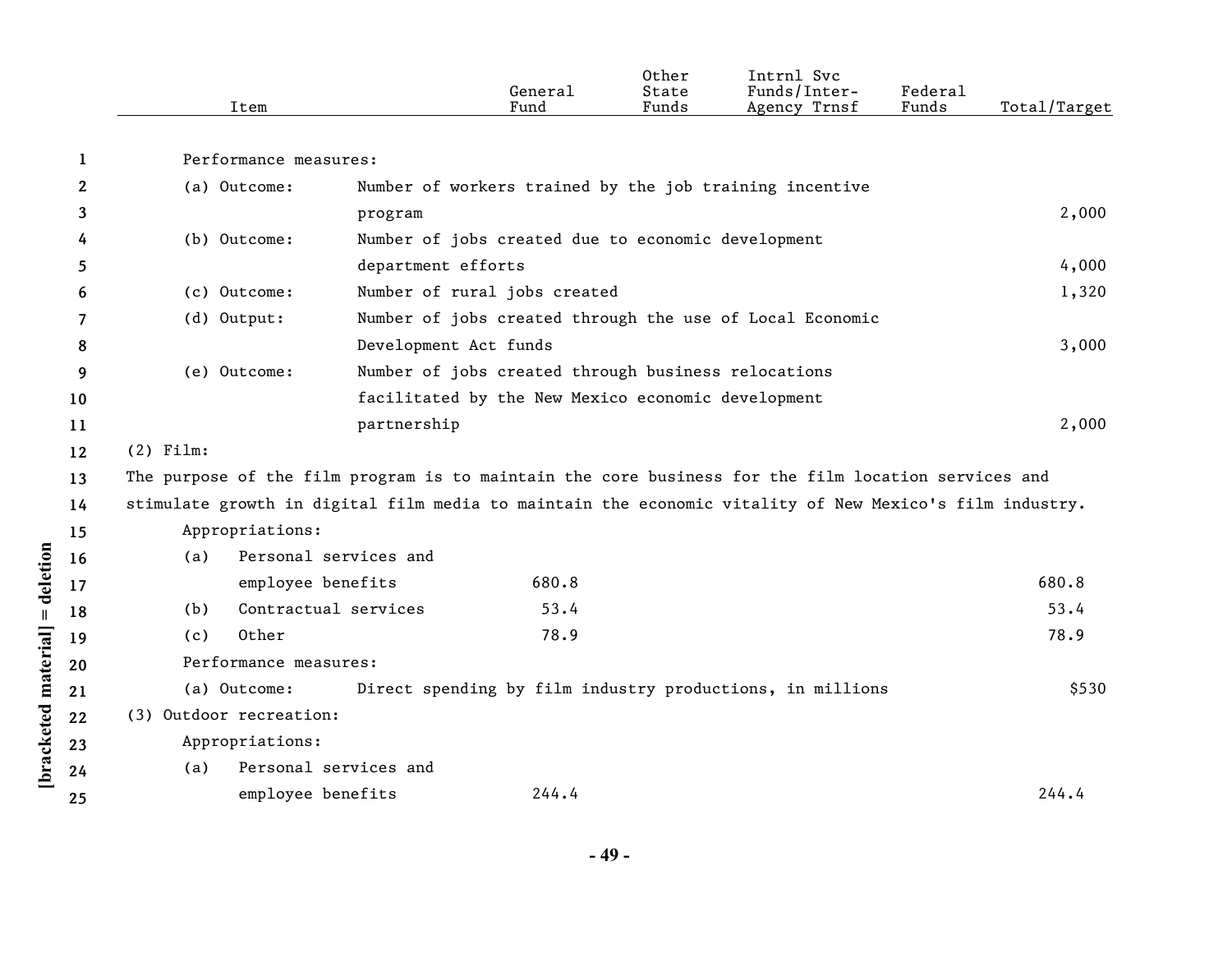| Item | General Fund | Other State Funds | Intrnl Svc Funds/Inter-Agency Trnsf | Federal Funds | Total/Target |
|---|---|---|---|---|---|
| Performance measures: | | | | | |
| (a) Outcome: Number of workers trained by the job training incentive program | | | | | 2,000 |
| (b) Outcome: Number of jobs created due to economic development department efforts | | | | | 4,000 |
| (c) Outcome: Number of rural jobs created | | | | | 1,320 |
| (d) Output: Number of jobs created through the use of Local Economic Development Act funds | | | | | 3,000 |
| (e) Outcome: Number of jobs created through business relocations facilitated by the New Mexico economic development partnership | | | | | 2,000 |
| (2) Film: | | | | | |
| The purpose of the film program is to maintain the core business for the film location services and stimulate growth in digital film media to maintain the economic vitality of New Mexico's film industry. | | | | | |
| Appropriations: | | | | | |
| (a) Personal services and employee benefits | 680.8 | | | | 680.8 |
| (b) Contractual services | 53.4 | | | | 53.4 |
| (c) Other | 78.9 | | | | 78.9 |
| Performance measures: | | | | | |
| (a) Outcome: Direct spending by film industry productions, in millions | | | | | $530 |
| (3) Outdoor recreation: | | | | | |
| Appropriations: | | | | | |
| (a) Personal services and employee benefits | 244.4 | | | | 244.4 |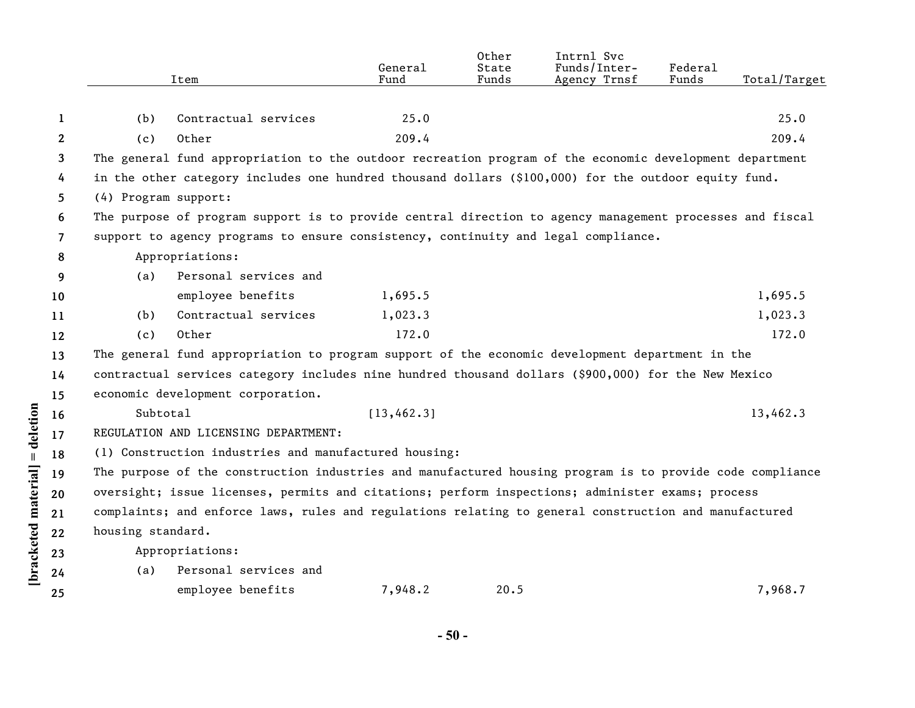| Item | General Fund | Other State Funds | Intrnl Svc Funds/Inter-Agency Trnsf | Federal Funds | Total/Target |
|---|---|---|---|---|---|
| (b) Contractual services | 25.0 | | | | 25.0 |
| (c) Other | 209.4 | | | | 209.4 |

The general fund appropriation to the outdoor recreation program of the economic development department in the other category includes one hundred thousand dollars ($100,000) for the outdoor equity fund.

(4) Program support:

The purpose of program support is to provide central direction to agency management processes and fiscal support to agency programs to ensure consistency, continuity and legal compliance.

Appropriations:

| Item | General Fund | Other State Funds | Intrnl Svc Funds/Inter-Agency Trnsf | Federal Funds | Total/Target |
|---|---|---|---|---|---|
| (a) Personal services and employee benefits | 1,695.5 | | | | 1,695.5 |
| (b) Contractual services | 1,023.3 | | | | 1,023.3 |
| (c) Other | 172.0 | | | | 172.0 |

The general fund appropriation to program support of the economic development department in the contractual services category includes nine hundred thousand dollars ($900,000) for the New Mexico economic development corporation.

| Item | General Fund | Other State Funds | Intrnl Svc Funds/Inter-Agency Trnsf | Federal Funds | Total/Target |
|---|---|---|---|---|---|
| Subtotal | [13,462.3] | | | | 13,462.3 |

REGULATION AND LICENSING DEPARTMENT:

(1) Construction industries and manufactured housing:

The purpose of the construction industries and manufactured housing program is to provide code compliance oversight; issue licenses, permits and citations; perform inspections; administer exams; process complaints; and enforce laws, rules and regulations relating to general construction and manufactured housing standard.

Appropriations:

| Item | General Fund | Other State Funds | Intrnl Svc Funds/Inter-Agency Trnsf | Federal Funds | Total/Target |
|---|---|---|---|---|---|
| (a) Personal services and employee benefits | 7,948.2 | 20.5 | | | 7,968.7 |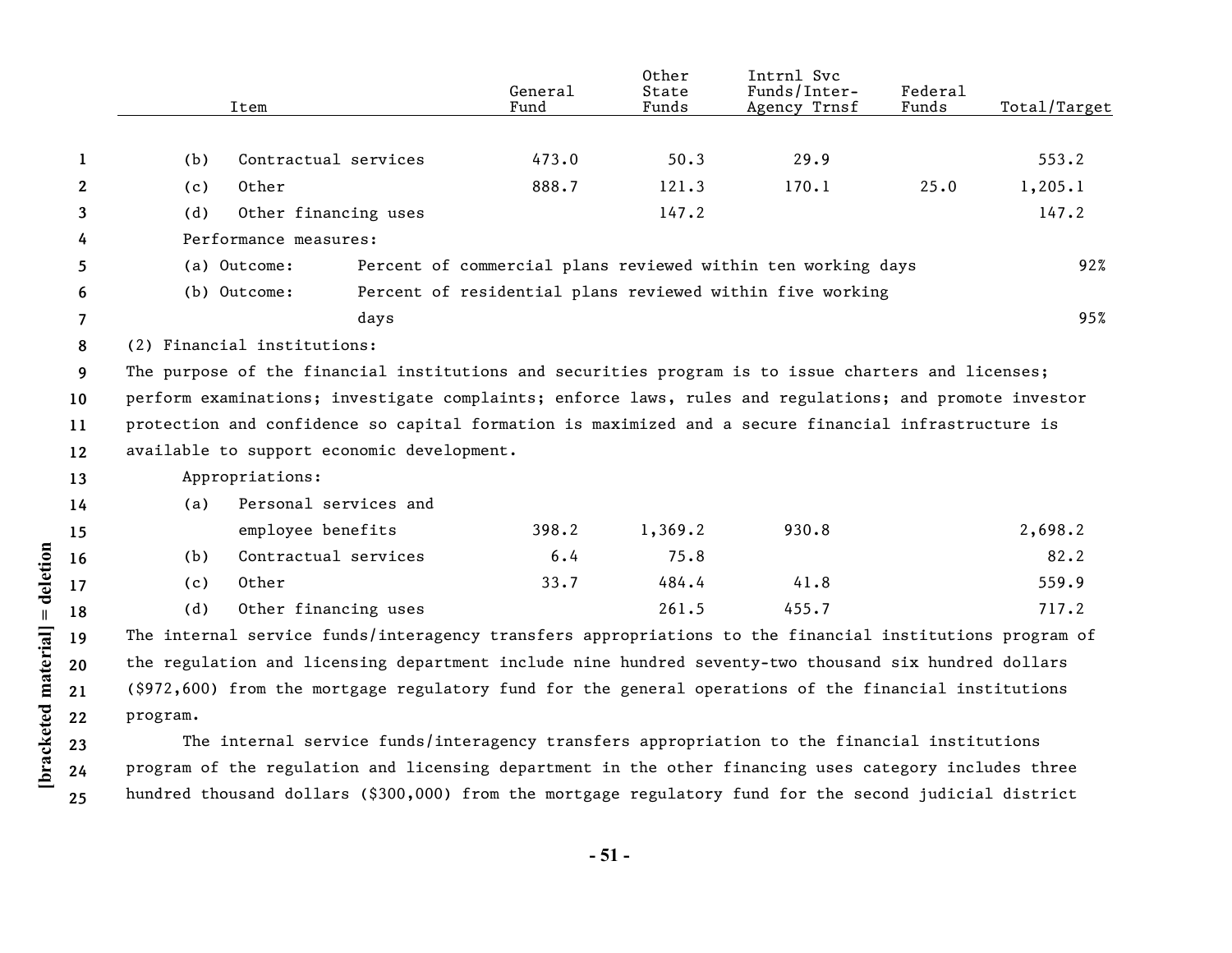| Item | General Fund | Other State Funds | Intrnl Svc Funds/Inter-Agency Trnsf | Federal Funds | Total/Target |
|---|---|---|---|---|---|
| (b) Contractual services | 473.0 | 50.3 | 29.9 | | 553.2 |
| (c) Other | 888.7 | 121.3 | 170.1 | 25.0 | 1,205.1 |
| (d) Other financing uses | | 147.2 | | | 147.2 |

Performance measures:

| | | |
|---|---|---|
| (a) Outcome: | Percent of commercial plans reviewed within ten working days | 92% |
| (b) Outcome: | Percent of residential plans reviewed within five working days | 95% |

(2) Financial institutions:

The purpose of the financial institutions and securities program is to issue charters and licenses; perform examinations; investigate complaints; enforce laws, rules and regulations; and promote investor protection and confidence so capital formation is maximized and a secure financial infrastructure is available to support economic development.

Appropriations:

| Item | General Fund | Other State Funds | Intrnl Svc Funds/Inter-Agency Trnsf | Federal Funds | Total/Target |
|---|---|---|---|---|---|
| (a) Personal services and employee benefits | 398.2 | 1,369.2 | 930.8 | | 2,698.2 |
| (b) Contractual services | 6.4 | 75.8 | | | 82.2 |
| (c) Other | 33.7 | 484.4 | 41.8 | | 559.9 |
| (d) Other financing uses | | 261.5 | 455.7 | | 717.2 |

The internal service funds/interagency transfers appropriations to the financial institutions program of the regulation and licensing department include nine hundred seventy-two thousand six hundred dollars ($972,600) from the mortgage regulatory fund for the general operations of the financial institutions program.

The internal service funds/interagency transfers appropriation to the financial institutions program of the regulation and licensing department in the other financing uses category includes three hundred thousand dollars ($300,000) from the mortgage regulatory fund for the second judicial district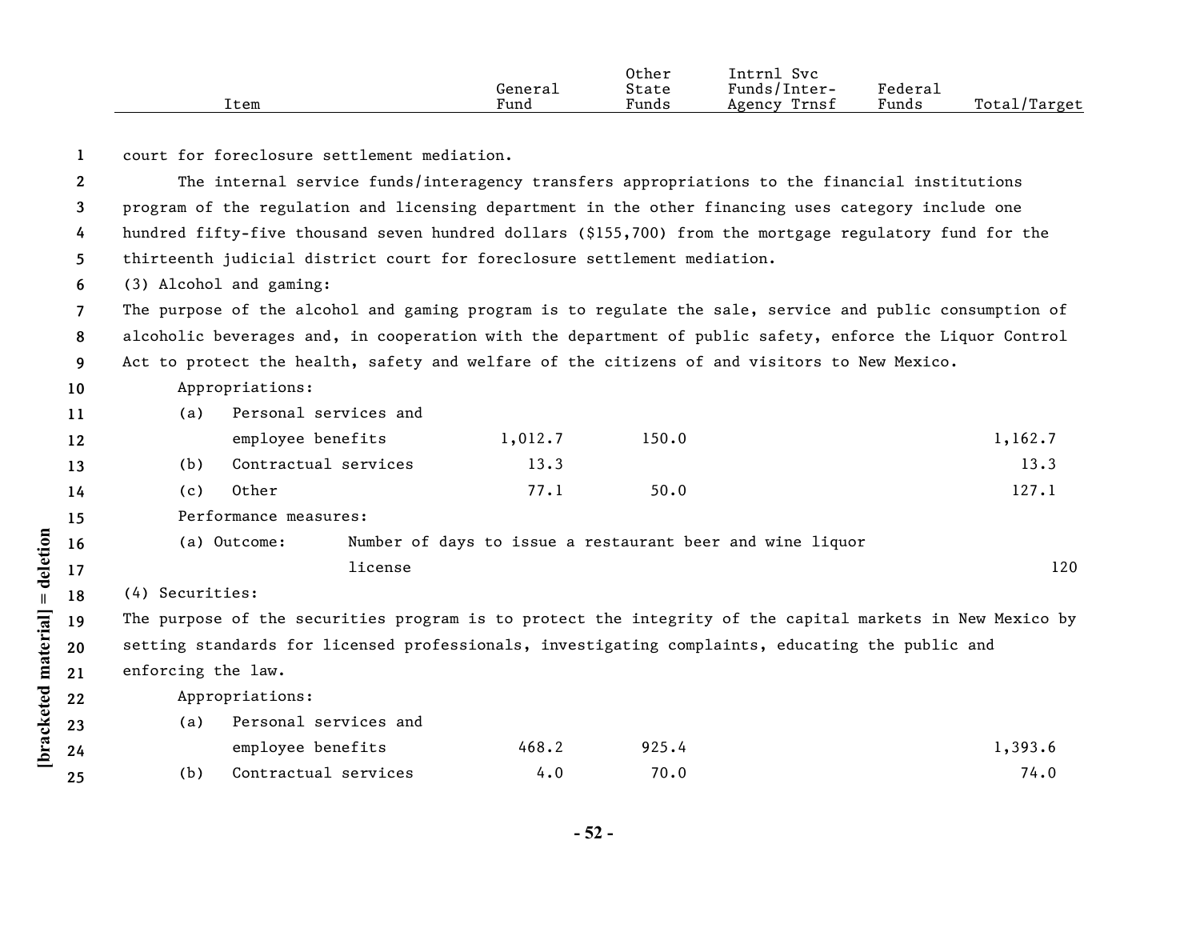| Item | General Fund | Other State Funds | Intrnl Svc Funds/Inter-Agency Trnsf | Federal Funds | Total/Target |
|---|---|---|---|---|---|

court for foreclosure settlement mediation.

The internal service funds/interagency transfers appropriations to the financial institutions program of the regulation and licensing department in the other financing uses category include one hundred fifty-five thousand seven hundred dollars ($155,700) from the mortgage regulatory fund for the thirteenth judicial district court for foreclosure settlement mediation.

(3) Alcohol and gaming:

The purpose of the alcohol and gaming program is to regulate the sale, service and public consumption of alcoholic beverages and, in cooperation with the department of public safety, enforce the Liquor Control Act to protect the health, safety and welfare of the citizens of and visitors to New Mexico.

| Item | General Fund | Other State Funds | Intrnl Svc Funds/Inter-Agency Trnsf | Federal Funds | Total/Target |
|---|---|---|---|---|---|
| Appropriations: | | | | | |
| (a) Personal services and employee benefits | 1,012.7 | 150.0 | | | 1,162.7 |
| (b) Contractual services | 13.3 | | | | 13.3 |
| (c) Other | 77.1 | 50.0 | | | 127.1 |
| Performance measures: | | | | | |
| (a) Outcome: Number of days to issue a restaurant beer and wine liquor license | | | | | 120 |

(4) Securities:

The purpose of the securities program is to protect the integrity of the capital markets in New Mexico by setting standards for licensed professionals, investigating complaints, educating the public and enforcing the law.

| Item | General Fund | Other State Funds | Intrnl Svc Funds/Inter-Agency Trnsf | Federal Funds | Total/Target |
|---|---|---|---|---|---|
| Appropriations: | | | | | |
| (a) Personal services and employee benefits | 468.2 | 925.4 | | | 1,393.6 |
| (b) Contractual services | 4.0 | 70.0 | | | 74.0 |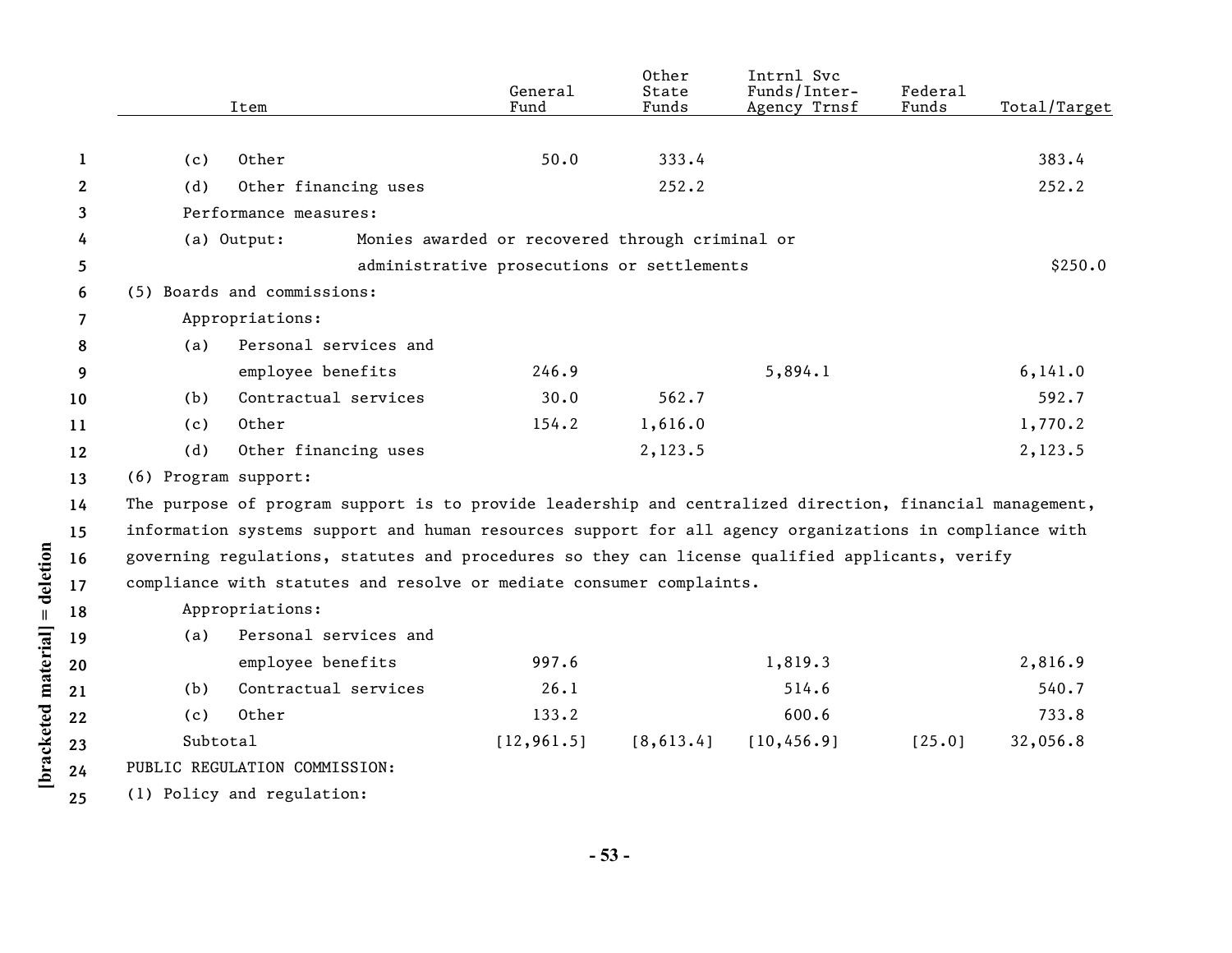| Item | General Fund | Other State Funds | Intrnl Svc Funds/Inter-Agency Trnsf | Federal Funds | Total/Target |
|---|---|---|---|---|---|
| (c) Other | 50.0 | 333.4 | | | 383.4 |
| (d) Other financing uses | | 252.2 | | | 252.2 |
| Performance measures: | | | | | |
| (a) Output: Monies awarded or recovered through criminal or administrative prosecutions or settlements | | | | | $250.0 |
| (5) Boards and commissions: | | | | | |
| Appropriations: | | | | | |
| (a) Personal services and employee benefits | 246.9 | | 5,894.1 | | 6,141.0 |
| (b) Contractual services | 30.0 | 562.7 | | | 592.7 |
| (c) Other | 154.2 | 1,616.0 | | | 1,770.2 |
| (d) Other financing uses | | 2,123.5 | | | 2,123.5 |

(6) Program support:

The purpose of program support is to provide leadership and centralized direction, financial management, information systems support and human resources support for all agency organizations in compliance with governing regulations, statutes and procedures so they can license qualified applicants, verify compliance with statutes and resolve or mediate consumer complaints.

| Item | General Fund | Other State Funds | Intrnl Svc Funds/Inter-Agency Trnsf | Federal Funds | Total/Target |
|---|---|---|---|---|---|
| Appropriations: | | | | | |
| (a) Personal services and employee benefits | 997.6 | | 1,819.3 | | 2,816.9 |
| (b) Contractual services | 26.1 | | 514.6 | | 540.7 |
| (c) Other | 133.2 | | 600.6 | | 733.8 |
| Subtotal | [12,961.5] | [8,613.4] | [10,456.9] | [25.0] | 32,056.8 |

PUBLIC REGULATION COMMISSION:

(1) Policy and regulation: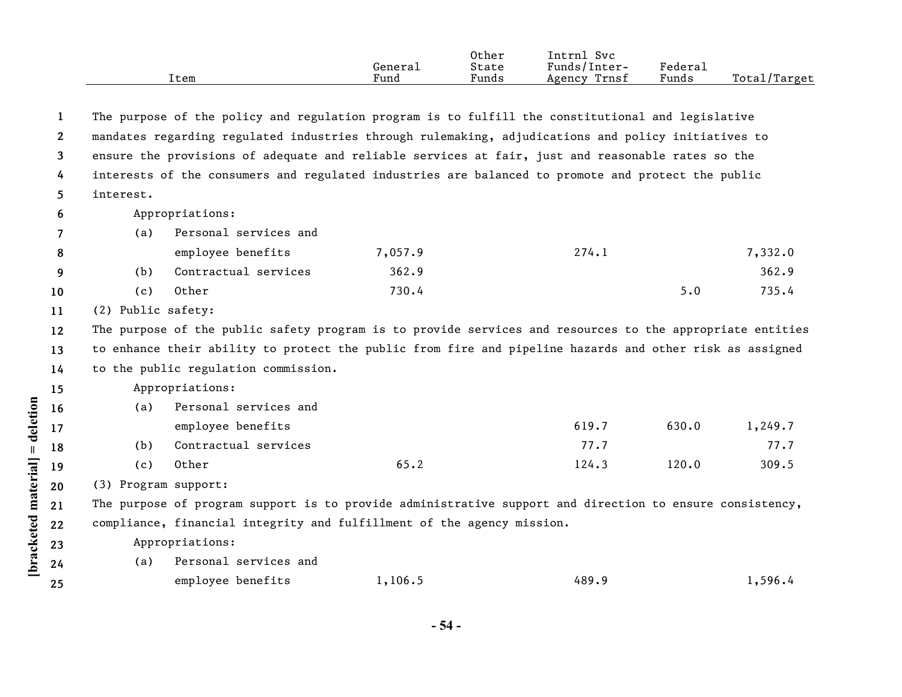| Item | General Fund | Other State Funds | Intrnl Svc Funds/Inter-Agency Trnsf | Federal Funds | Total/Target |
|---|---|---|---|---|---|

The purpose of the policy and regulation program is to fulfill the constitutional and legislative mandates regarding regulated industries through rulemaking, adjudications and policy initiatives to ensure the provisions of adequate and reliable services at fair, just and reasonable rates so the interests of the consumers and regulated industries are balanced to promote and protect the public interest.

Appropriations:

| Item | General Fund | Other State Funds | Intrnl Svc Funds/Inter-Agency Trnsf | Federal Funds | Total/Target |
|---|---|---|---|---|---|
| (a) Personal services and employee benefits | 7,057.9 | | 274.1 | | 7,332.0 |
| (b) Contractual services | 362.9 | | | | 362.9 |
| (c) Other | 730.4 | | | 5.0 | 735.4 |

(2) Public safety:

The purpose of the public safety program is to provide services and resources to the appropriate entities to enhance their ability to protect the public from fire and pipeline hazards and other risk as assigned to the public regulation commission.

Appropriations:

| Item | General Fund | Other State Funds | Intrnl Svc Funds/Inter-Agency Trnsf | Federal Funds | Total/Target |
|---|---|---|---|---|---|
| (a) Personal services and employee benefits | | | 619.7 | 630.0 | 1,249.7 |
| (b) Contractual services | | | 77.7 | | 77.7 |
| (c) Other | 65.2 | | 124.3 | 120.0 | 309.5 |

(3) Program support:

The purpose of program support is to provide administrative support and direction to ensure consistency, compliance, financial integrity and fulfillment of the agency mission.

Appropriations:

| Item | General Fund | Other State Funds | Intrnl Svc Funds/Inter-Agency Trnsf | Federal Funds | Total/Target |
|---|---|---|---|---|---|
| (a) Personal services and employee benefits | 1,106.5 | | 489.9 | | 1,596.4 |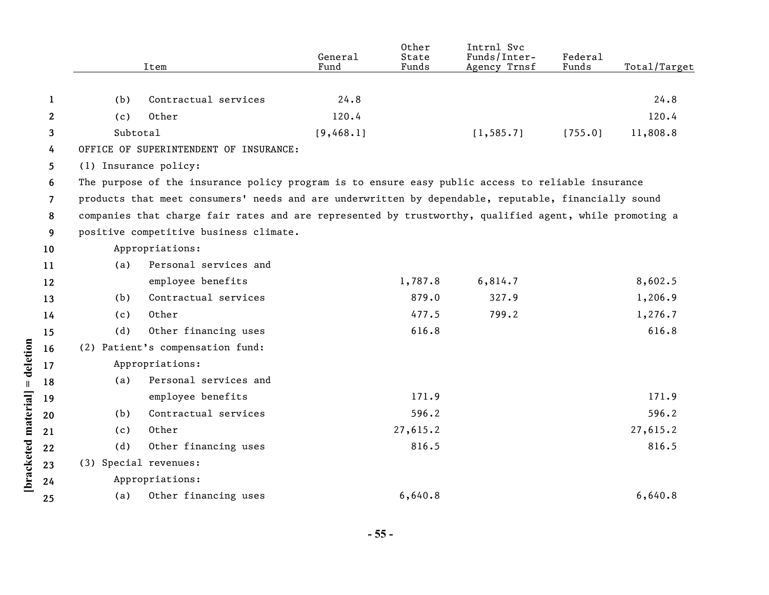| Item | General Fund | Other State Funds | Intrnl Svc Funds/Inter-Agency Trnsf | Federal Funds | Total/Target |
|---|---|---|---|---|---|
| (b) Contractual services | 24.8 | | | | 24.8 |
| (c) Other | 120.4 | | | | 120.4 |
| Subtotal | [9,468.1] | | [1,585.7] | [755.0] | 11,808.8 |
| OFFICE OF SUPERINTENDENT OF INSURANCE: | | | | | |
| (1) Insurance policy: | | | | | |
| The purpose of the insurance policy program is to ensure easy public access to reliable insurance products that meet consumers' needs and are underwritten by dependable, reputable, financially sound companies that charge fair rates and are represented by trustworthy, qualified agent, while promoting a positive competitive business climate. | | | | | |
| Appropriations: | | | | | |
| (a) Personal services and employee benefits | | 1,787.8 | 6,814.7 | | 8,602.5 |
| (b) Contractual services | | 879.0 | 327.9 | | 1,206.9 |
| (c) Other | | 477.5 | 799.2 | | 1,276.7 |
| (d) Other financing uses | | 616.8 | | | 616.8 |
| (2) Patient's compensation fund: | | | | | |
| Appropriations: | | | | | |
| (a) Personal services and employee benefits | | 171.9 | | | 171.9 |
| (b) Contractual services | | 596.2 | | | 596.2 |
| (c) Other | | 27,615.2 | | | 27,615.2 |
| (d) Other financing uses | | 816.5 | | | 816.5 |
| (3) Special revenues: | | | | | |
| Appropriations: | | | | | |
| (a) Other financing uses | | 6,640.8 | | | 6,640.8 |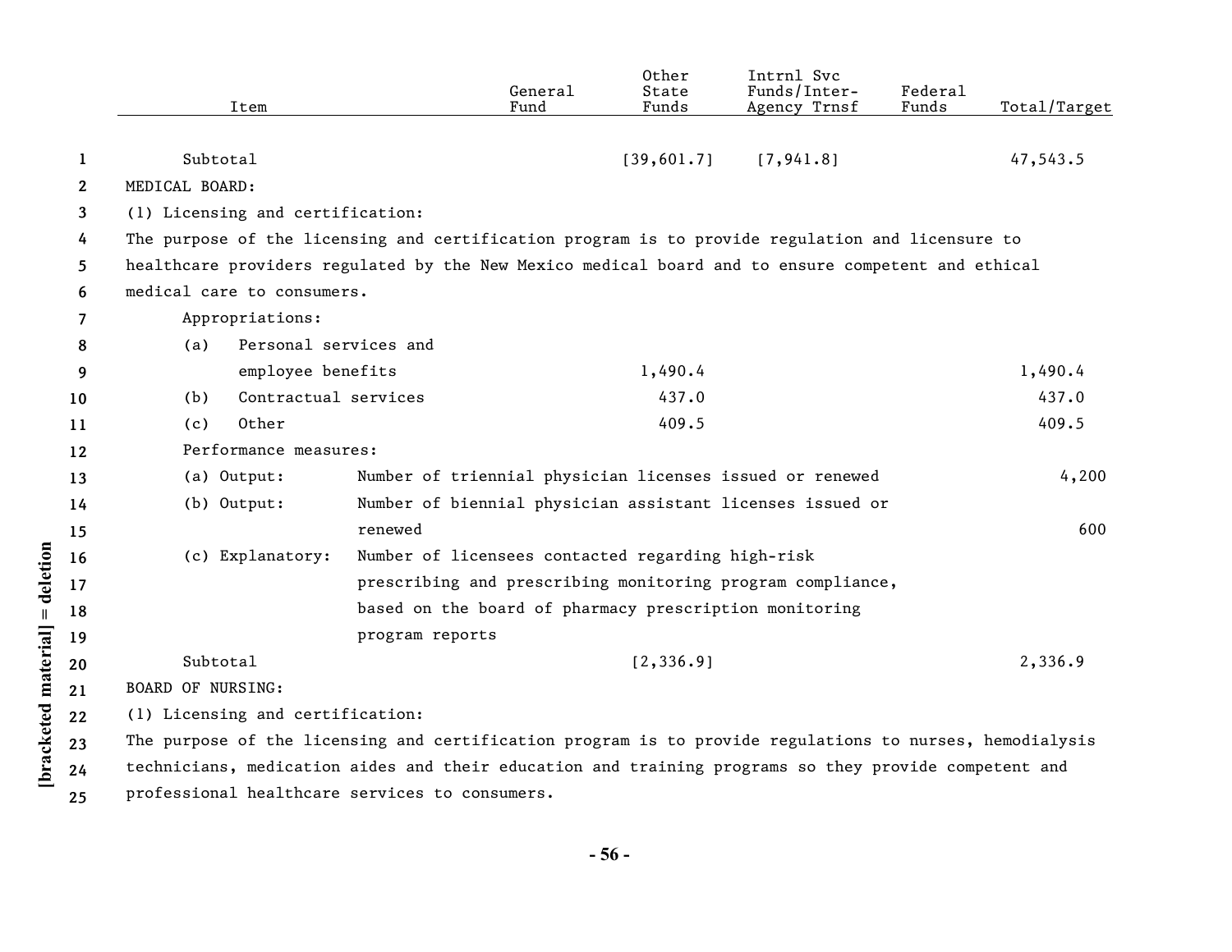| Item | General Fund | Other State Funds | Intrnl Svc Funds/Inter-Agency Trnsf | Federal Funds | Total/Target |
|---|---|---|---|---|---|
| Subtotal | | [39,601.7] | [7,941.8] | | 47,543.5 |

MEDICAL BOARD:

(1) Licensing and certification:

The purpose of the licensing and certification program is to provide regulation and licensure to healthcare providers regulated by the New Mexico medical board and to ensure competent and ethical medical care to consumers.

| Item | General Fund | Other State Funds | Intrnl Svc Funds/Inter-Agency Trnsf | Federal Funds | Total/Target |
|---|---|---|---|---|---|
| Appropriations: | | | | | |
| (a) Personal services and employee benefits | | 1,490.4 | | | 1,490.4 |
| (b) Contractual services | | 437.0 | | | 437.0 |
| (c) Other | | 409.5 | | | 409.5 |

Performance measures:

| Measure | Description | Target |
|---|---|---|
| (a) Output: | Number of triennial physician licenses issued or renewed | 4,200 |
| (b) Output: | Number of biennial physician assistant licenses issued or renewed | 600 |
| (c) Explanatory: | Number of licensees contacted regarding high-risk prescribing and prescribing monitoring program compliance, based on the board of pharmacy prescription monitoring program reports | |

| Item | General Fund | Other State Funds | Intrnl Svc Funds/Inter-Agency Trnsf | Federal Funds | Total/Target |
|---|---|---|---|---|---|
| Subtotal | | [2,336.9] | | | 2,336.9 |

BOARD OF NURSING:

(1) Licensing and certification:

The purpose of the licensing and certification program is to provide regulations to nurses, hemodialysis technicians, medication aides and their education and training programs so they provide competent and professional healthcare services to consumers.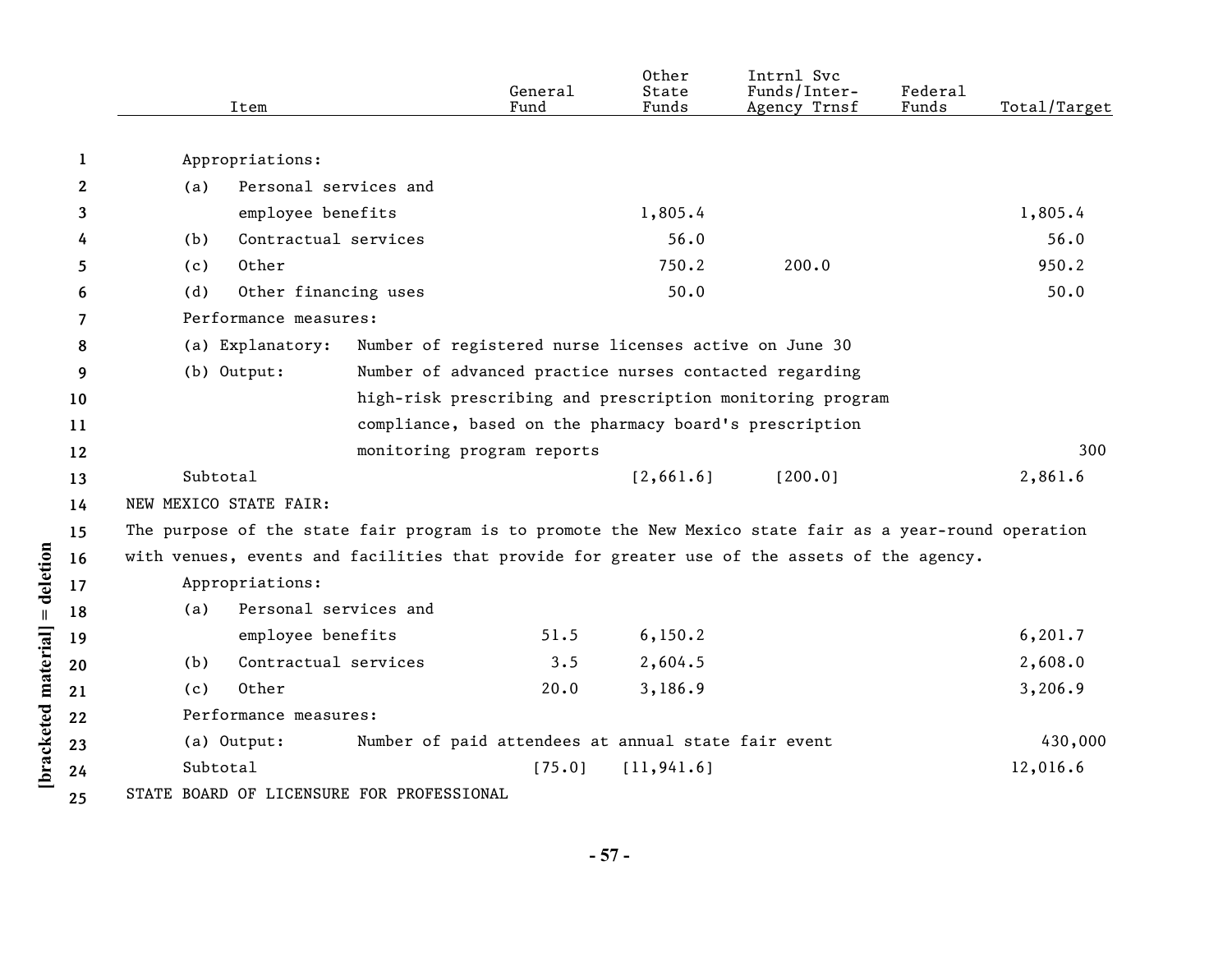| Item | General Fund | Other State Funds | Intrnl Svc Funds/Inter-Agency Trnsf | Federal Funds | Total/Target |
|---|---|---|---|---|---|
| Appropriations: | | | | | |
| (a) Personal services and employee benefits | | 1,805.4 | | | 1,805.4 |
| (b) Contractual services | | 56.0 | | | 56.0 |
| (c) Other | | 750.2 | 200.0 | | 950.2 |
| (d) Other financing uses | | 50.0 | | | 50.0 |
| Performance measures: | | | | | |
| (a) Explanatory: Number of registered nurse licenses active on June 30 | | | | | |
| (b) Output: Number of advanced practice nurses contacted regarding high-risk prescribing and prescription monitoring program compliance, based on the pharmacy board's prescription monitoring program reports | | | | | 300 |
| Subtotal | | [2,661.6] | [200.0] | | 2,861.6 |

NEW MEXICO STATE FAIR:

The purpose of the state fair program is to promote the New Mexico state fair as a year-round operation with venues, events and facilities that provide for greater use of the assets of the agency.

| Item | General Fund | Other State Funds | Intrnl Svc Funds/Inter-Agency Trnsf | Federal Funds | Total/Target |
|---|---|---|---|---|---|
| Appropriations: | | | | | |
| (a) Personal services and employee benefits | 51.5 | 6,150.2 | | | 6,201.7 |
| (b) Contractual services | 3.5 | 2,604.5 | | | 2,608.0 |
| (c) Other | 20.0 | 3,186.9 | | | 3,206.9 |
| Performance measures: | | | | | |
| (a) Output: Number of paid attendees at annual state fair event | | | | | 430,000 |
| Subtotal | [75.0] | [11,941.6] | | | 12,016.6 |

STATE BOARD OF LICENSURE FOR PROFESSIONAL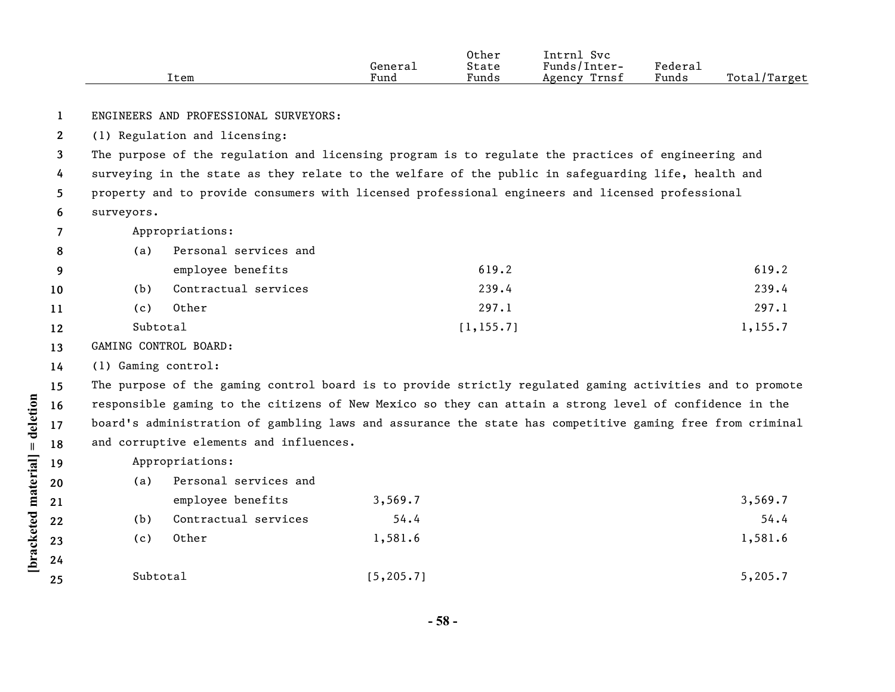| Item | General Fund | Other State Funds | Intrnl Svc Funds/Inter-Agency Trnsf | Federal Funds | Total/Target |
|---|---|---|---|---|---|
| ENGINEERS AND PROFESSIONAL SURVEYORS: | | | | | |
| (1) Regulation and licensing: | | | | | |
| The purpose of the regulation and licensing program is to regulate the practices of engineering and surveying in the state as they relate to the welfare of the public in safeguarding life, health and property and to provide consumers with licensed professional engineers and licensed professional surveyors. | | | | | |
| Appropriations: | | | | | |
| (a) Personal services and employee benefits | | 619.2 | | | 619.2 |
| (b) Contractual services | | 239.4 | | | 239.4 |
| (c) Other | | 297.1 | | | 297.1 |
| Subtotal | | [1,155.7] | | | 1,155.7 |
| GAMING CONTROL BOARD: | | | | | |
| (1) Gaming control: | | | | | |
| The purpose of the gaming control board is to provide strictly regulated gaming activities and to promote responsible gaming to the citizens of New Mexico so they can attain a strong level of confidence in the board's administration of gambling laws and assurance the state has competitive gaming free from criminal and corruptive elements and influences. | | | | | |
| Appropriations: | | | | | |
| (a) Personal services and employee benefits | 3,569.7 | | | | 3,569.7 |
| (b) Contractual services | 54.4 | | | | 54.4 |
| (c) Other | 1,581.6 | | | | 1,581.6 |
| Subtotal | [5,205.7] | | | | 5,205.7 |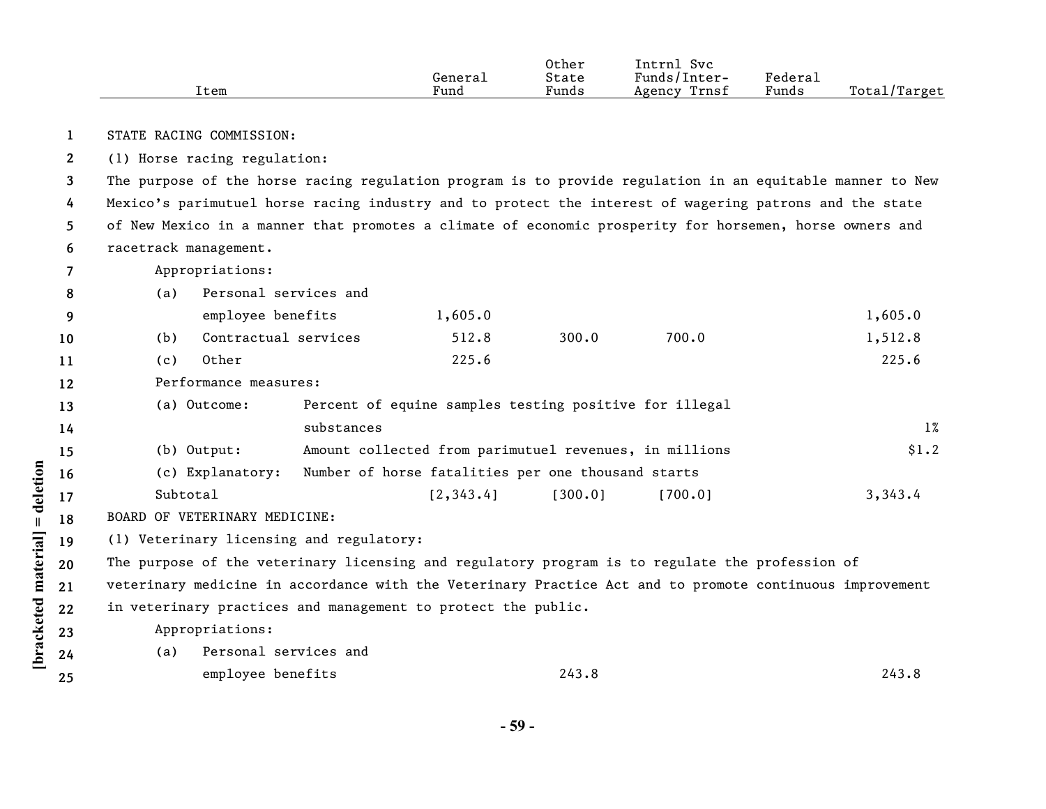| Item | General Fund | Other State Funds | Intrnl Svc Funds/Inter-Agency Trnsf | Federal Funds | Total/Target |
|---|---|---|---|---|---|
| STATE RACING COMMISSION: | | | | | |
| (1) Horse racing regulation: | | | | | |
| The purpose of the horse racing regulation program is to provide regulation in an equitable manner to New Mexico's parimutuel horse racing industry and to protect the interest of wagering patrons and the state of New Mexico in a manner that promotes a climate of economic prosperity for horsemen, horse owners and racetrack management. | | | | | |
| Appropriations: | | | | | |
| (a) Personal services and employee benefits | 1,605.0 | | | | 1,605.0 |
| (b) Contractual services | 512.8 | 300.0 | 700.0 | | 1,512.8 |
| (c) Other | 225.6 | | | | 225.6 |
| Performance measures: | | | | | |
| (a) Outcome: Percent of equine samples testing positive for illegal substances | | | | | 1% |
| (b) Output: Amount collected from parimutuel revenues, in millions | | | | | $1.2 |
| (c) Explanatory: Number of horse fatalities per one thousand starts | | | | | |
| Subtotal | [2,343.4] | [300.0] | [700.0] | | 3,343.4 |
| BOARD OF VETERINARY MEDICINE: | | | | | |
| (1) Veterinary licensing and regulatory: | | | | | |
| The purpose of the veterinary licensing and regulatory program is to regulate the profession of veterinary medicine in accordance with the Veterinary Practice Act and to promote continuous improvement in veterinary practices and management to protect the public. | | | | | |
| Appropriations: | | | | | |
| (a) Personal services and employee benefits | | 243.8 | | | 243.8 |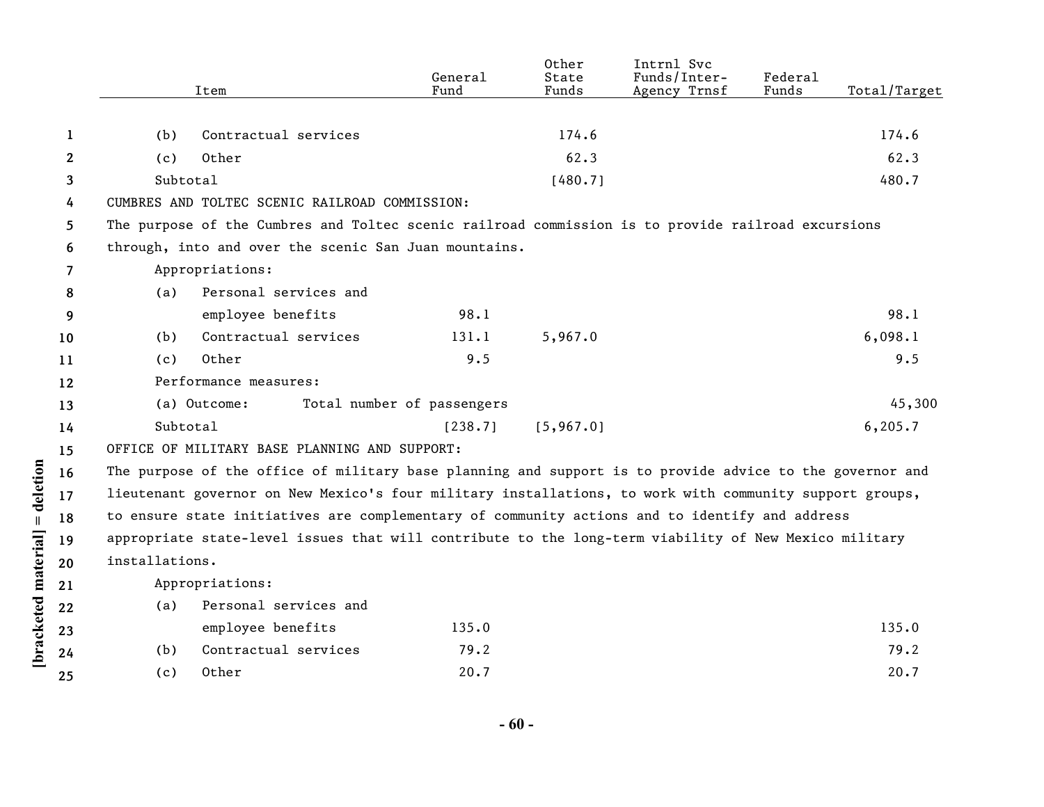| Item | General Fund | Other State Funds | Intrnl Svc Funds/Inter-Agency Trnsf | Federal Funds | Total/Target |
|---|---|---|---|---|---|
| (b) Contractual services | | 174.6 | | | 174.6 |
| (c) Other | | 62.3 | | | 62.3 |
| Subtotal | | [480.7] | | | 480.7 |
| CUMBRES AND TOLTEC SCENIC RAILROAD COMMISSION: | | | | | |
| The purpose of the Cumbres and Toltec scenic railroad commission is to provide railroad excursions through, into and over the scenic San Juan mountains. | | | | | |
| Appropriations: | | | | | |
| (a) Personal services and employee benefits | 98.1 | | | | 98.1 |
| (b) Contractual services | 131.1 | 5,967.0 | | | 6,098.1 |
| (c) Other | 9.5 | | | | 9.5 |
| Performance measures: | | | | | |
| (a) Outcome: Total number of passengers | | | | | 45,300 |
| Subtotal | [238.7] | [5,967.0] | | | 6,205.7 |
| OFFICE OF MILITARY BASE PLANNING AND SUPPORT: | | | | | |
| The purpose of the office of military base planning and support is to provide advice to the governor and lieutenant governor on New Mexico's four military installations, to work with community support groups, to ensure state initiatives are complementary of community actions and to identify and address appropriate state-level issues that will contribute to the long-term viability of New Mexico military installations. | | | | | |
| Appropriations: | | | | | |
| (a) Personal services and employee benefits | 135.0 | | | | 135.0 |
| (b) Contractual services | 79.2 | | | | 79.2 |
| (c) Other | 20.7 | | | | 20.7 |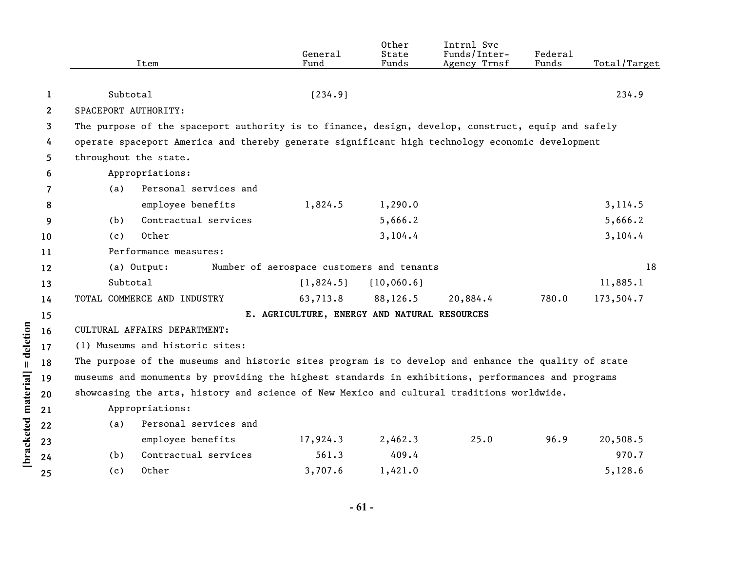| Item | General Fund | Other State Funds | Intrnl Svc Funds/Inter-Agency Trnsf | Federal Funds | Total/Target |
|---|---|---|---|---|---|
| Subtotal | [234.9] | | | | 234.9 |
| SPACEPORT AUTHORITY: | | | | | |
| The purpose of the spaceport authority is to finance, design, develop, construct, equip and safely operate spaceport America and thereby generate significant high technology economic development throughout the state. | | | | | |
| Appropriations: | | | | | |
| (a) Personal services and employee benefits | 1,824.5 | 1,290.0 | | | 3,114.5 |
| (b) Contractual services | | 5,666.2 | | | 5,666.2 |
| (c) Other | | 3,104.4 | | | 3,104.4 |
| Performance measures: | | | | | |
| (a) Output: Number of aerospace customers and tenants | | | | | 18 |
| Subtotal | [1,824.5] | [10,060.6] | | | 11,885.1 |
| TOTAL COMMERCE AND INDUSTRY | 63,713.8 | 88,126.5 | 20,884.4 | 780.0 | 173,504.7 |

**E. AGRICULTURE, ENERGY AND NATURAL RESOURCES**

| Item | General Fund | Other State Funds | Intrnl Svc Funds/Inter-Agency Trnsf | Federal Funds | Total/Target |
|---|---|---|---|---|---|
| CULTURAL AFFAIRS DEPARTMENT: | | | | | |
| (1) Museums and historic sites: | | | | | |
| The purpose of the museums and historic sites program is to develop and enhance the quality of state museums and monuments by providing the highest standards in exhibitions, performances and programs showcasing the arts, history and science of New Mexico and cultural traditions worldwide. | | | | | |
| Appropriations: | | | | | |
| (a) Personal services and employee benefits | 17,924.3 | 2,462.3 | 25.0 | 96.9 | 20,508.5 |
| (b) Contractual services | 561.3 | 409.4 | | | 970.7 |
| (c) Other | 3,707.6 | 1,421.0 | | | 5,128.6 |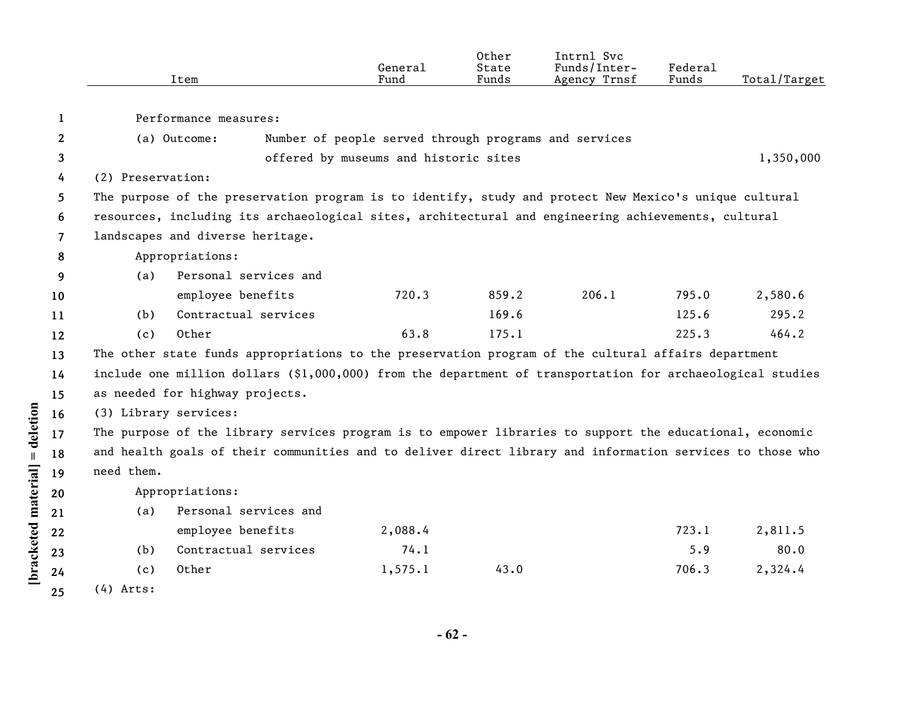| Item | General Fund | Other State Funds | Intrnl Svc Funds/Inter-Agency Trnsf | Federal Funds | Total/Target |
|---|---|---|---|---|---|
| Performance measures: | | | | | |
| (a) Outcome: Number of people served through programs and services offered by museums and historic sites | | | | | 1,350,000 |
| (2) Preservation: | | | | | |

The purpose of the preservation program is to identify, study and protect New Mexico's unique cultural resources, including its archaeological sites, architectural and engineering achievements, cultural landscapes and diverse heritage.

| Item | General Fund | Other State Funds | Intrnl Svc Funds/Inter-Agency Trnsf | Federal Funds | Total/Target |
|---|---|---|---|---|---|
| Appropriations: | | | | | |
| (a) Personal services and employee benefits | 720.3 | 859.2 | 206.1 | 795.0 | 2,580.6 |
| (b) Contractual services | | 169.6 | | 125.6 | 295.2 |
| (c) Other | 63.8 | 175.1 | | 225.3 | 464.2 |

The other state funds appropriations to the preservation program of the cultural affairs department include one million dollars ($1,000,000) from the department of transportation for archaeological studies as needed for highway projects.

(3) Library services:

The purpose of the library services program is to empower libraries to support the educational, economic and health goals of their communities and to deliver direct library and information services to those who need them.

| Item | General Fund | Other State Funds | Intrnl Svc Funds/Inter-Agency Trnsf | Federal Funds | Total/Target |
|---|---|---|---|---|---|
| Appropriations: | | | | | |
| (a) Personal services and employee benefits | 2,088.4 | | | 723.1 | 2,811.5 |
| (b) Contractual services | 74.1 | | | 5.9 | 80.0 |
| (c) Other | 1,575.1 | 43.0 | | 706.3 | 2,324.4 |

(4) Arts: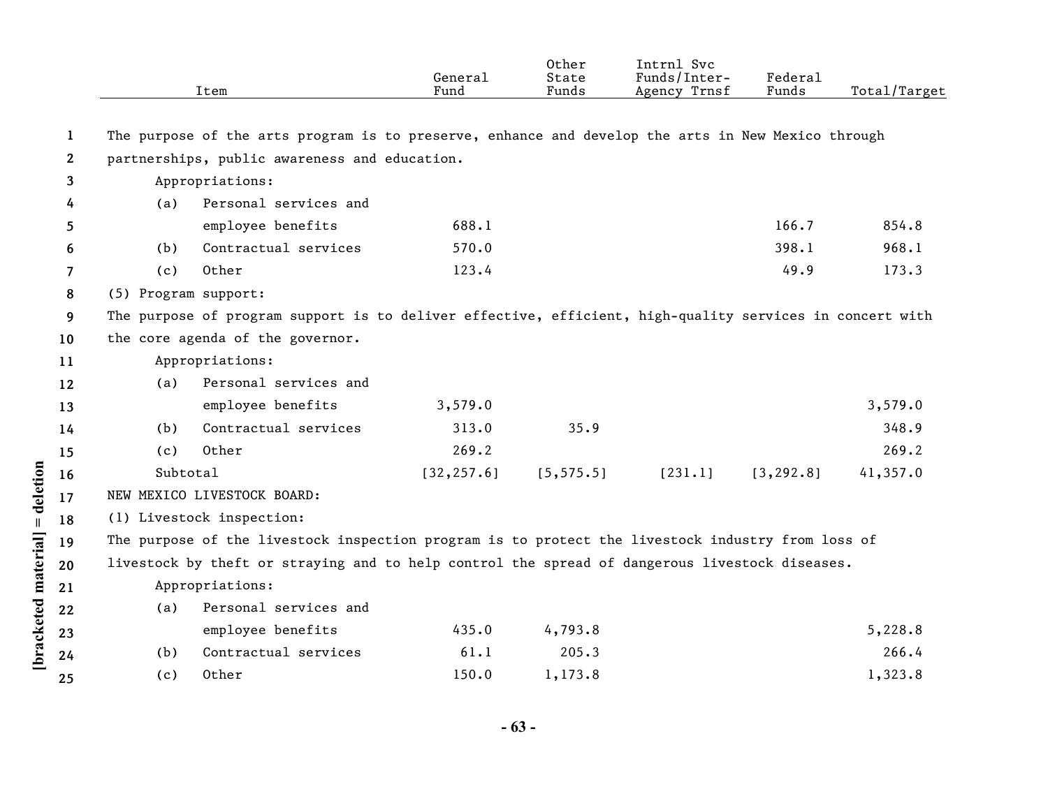| Item | General Fund | Other State Funds | Intrnl Svc Funds/Inter-Agency Trnsf | Federal Funds | Total/Target |
|---|---|---|---|---|---|
| The purpose of the arts program is to preserve, enhance and develop the arts in New Mexico through partnerships, public awareness and education. | | | | | |
| Appropriations: | | | | | |
| (a) Personal services and employee benefits | 688.1 | | | 166.7 | 854.8 |
| (b) Contractual services | 570.0 | | | 398.1 | 968.1 |
| (c) Other | 123.4 | | | 49.9 | 173.3 |
| (5) Program support: | | | | | |
| The purpose of program support is to deliver effective, efficient, high-quality services in concert with the core agenda of the governor. | | | | | |
| Appropriations: | | | | | |
| (a) Personal services and employee benefits | 3,579.0 | | | | 3,579.0 |
| (b) Contractual services | 313.0 | 35.9 | | | 348.9 |
| (c) Other | 269.2 | | | | 269.2 |
| Subtotal | [32,257.6] | [5,575.5] | [231.1] | [3,292.8] | 41,357.0 |
| NEW MEXICO LIVESTOCK BOARD: | | | | | |
| (1) Livestock inspection: | | | | | |
| The purpose of the livestock inspection program is to protect the livestock industry from loss of livestock by theft or straying and to help control the spread of dangerous livestock diseases. | | | | | |
| Appropriations: | | | | | |
| (a) Personal services and employee benefits | 435.0 | 4,793.8 | | | 5,228.8 |
| (b) Contractual services | 61.1 | 205.3 | | | 266.4 |
| (c) Other | 150.0 | 1,173.8 | | | 1,323.8 |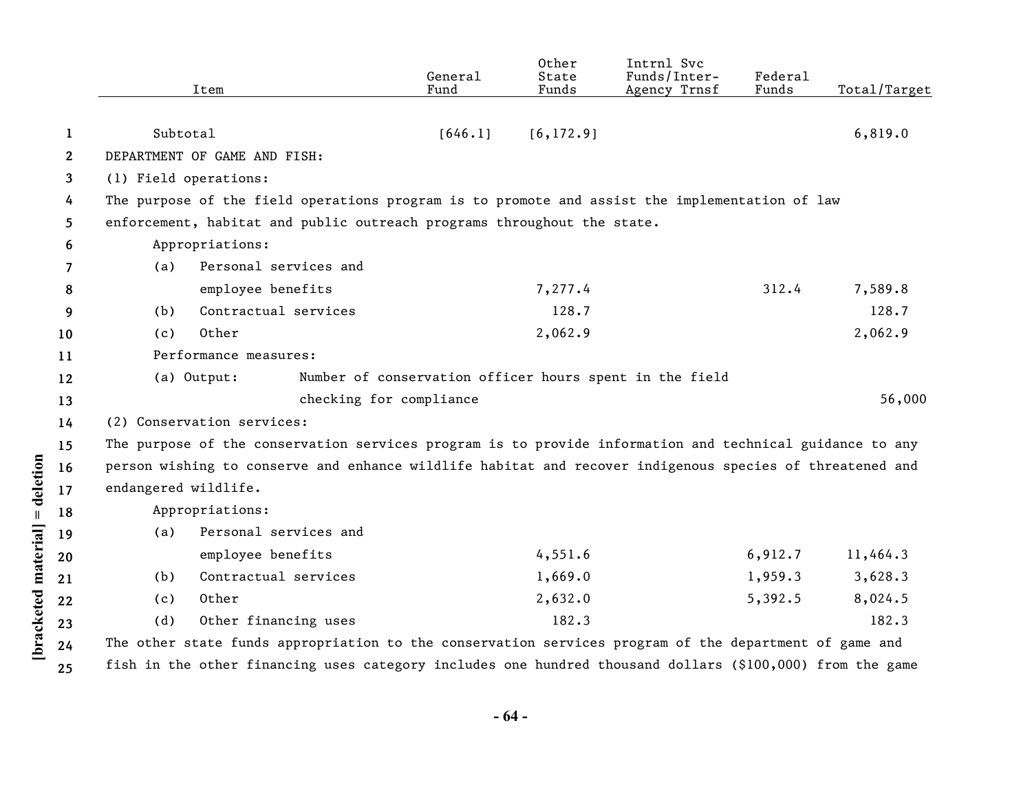| Item | General Fund | Other State Funds | Intrnl Svc Funds/Inter-Agency Trnsf | Federal Funds | Total/Target |
|---|---|---|---|---|---|
| Subtotal | [646.1] | [6,172.9] | | | 6,819.0 |
| DEPARTMENT OF GAME AND FISH: | | | | | |
| (1) Field operations: | | | | | |
| The purpose of the field operations program is to promote and assist the implementation of law enforcement, habitat and public outreach programs throughout the state. | | | | | |
| Appropriations: | | | | | |
| (a) Personal services and employee benefits | | 7,277.4 | | 312.4 | 7,589.8 |
| (b) Contractual services | | 128.7 | | | 128.7 |
| (c) Other | | 2,062.9 | | | 2,062.9 |
| Performance measures: | | | | | |
| (a) Output: Number of conservation officer hours spent in the field checking for compliance | | | | | 56,000 |
| (2) Conservation services: | | | | | |
| The purpose of the conservation services program is to provide information and technical guidance to any person wishing to conserve and enhance wildlife habitat and recover indigenous species of threatened and endangered wildlife. | | | | | |
| Appropriations: | | | | | |
| (a) Personal services and employee benefits | | 4,551.6 | | 6,912.7 | 11,464.3 |
| (b) Contractual services | | 1,669.0 | | 1,959.3 | 3,628.3 |
| (c) Other | | 2,632.0 | | 5,392.5 | 8,024.5 |
| (d) Other financing uses | | 182.3 | | | 182.3 |

The other state funds appropriation to the conservation services program of the department of game and fish in the other financing uses category includes one hundred thousand dollars ($100,000) from the game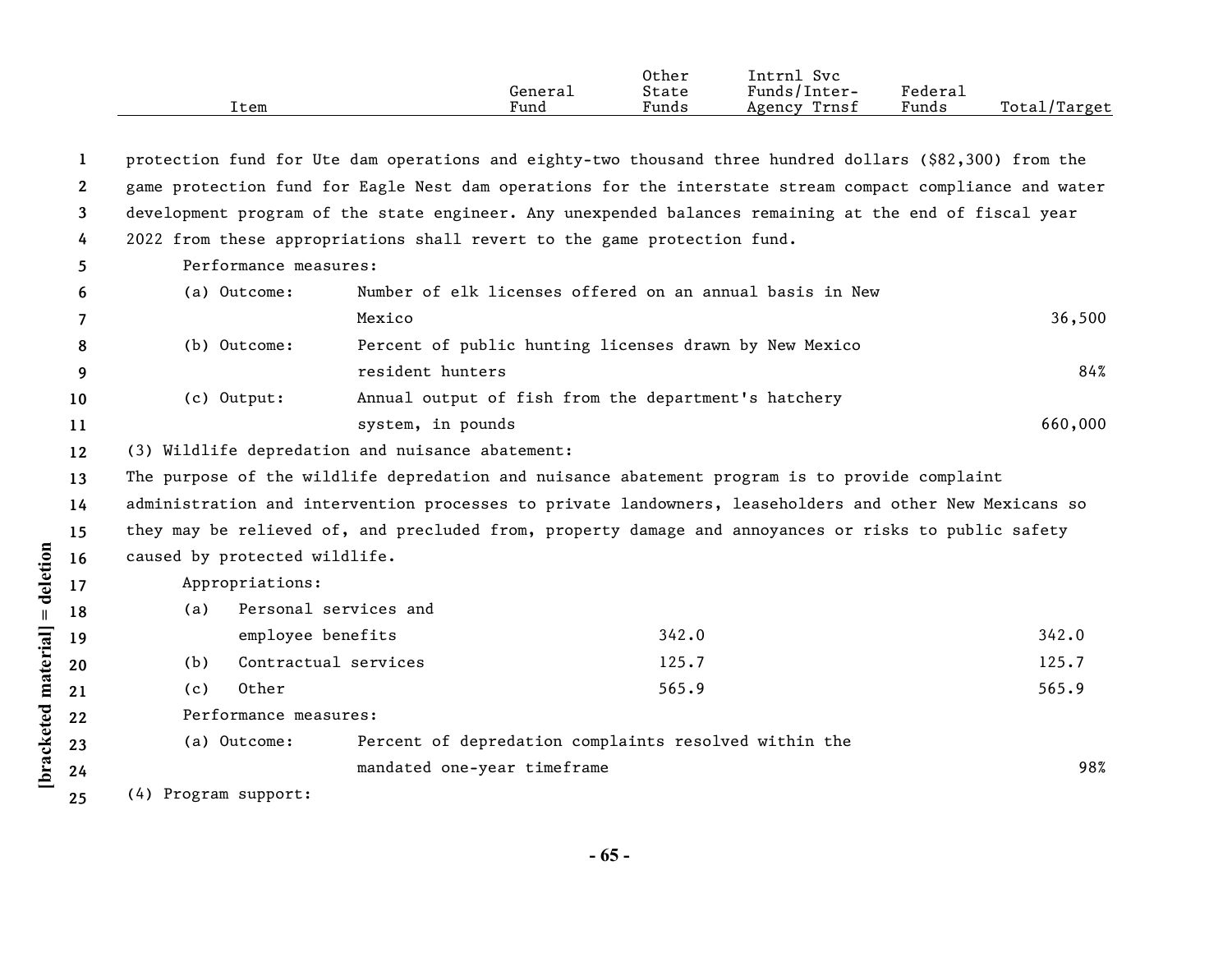| Item | General Fund | Other State Funds | Intrnl Svc Funds/Inter-Agency Trnsf | Federal Funds | Total/Target |
|---|---|---|---|---|---|

protection fund for Ute dam operations and eighty-two thousand three hundred dollars ($82,300) from the game protection fund for Eagle Nest dam operations for the interstate stream compact compliance and water development program of the state engineer. Any unexpended balances remaining at the end of fiscal year 2022 from these appropriations shall revert to the game protection fund.

Performance measures:

| Item | General Fund | Other State Funds | Intrnl Svc Funds/Inter-Agency Trnsf | Federal Funds | Total/Target |
|---|---|---|---|---|---|
| (a) Outcome: Number of elk licenses offered on an annual basis in New Mexico | | | | | 36,500 |
| (b) Outcome: Percent of public hunting licenses drawn by New Mexico resident hunters | | | | | 84% |
| (c) Output: Annual output of fish from the department's hatchery system, in pounds | | | | | 660,000 |

(3) Wildlife depredation and nuisance abatement:

The purpose of the wildlife depredation and nuisance abatement program is to provide complaint administration and intervention processes to private landowners, leaseholders and other New Mexicans so they may be relieved of, and precluded from, property damage and annoyances or risks to public safety caused by protected wildlife.

Appropriations:

| Item | General Fund | Other State Funds | Intrnl Svc Funds/Inter-Agency Trnsf | Federal Funds | Total/Target |
|---|---|---|---|---|---|
| (a) Personal services and employee benefits | | 342.0 | | | 342.0 |
| (b) Contractual services | | 125.7 | | | 125.7 |
| (c) Other | | 565.9 | | | 565.9 |

Performance measures:

| Item | General Fund | Other State Funds | Intrnl Svc Funds/Inter-Agency Trnsf | Federal Funds | Total/Target |
|---|---|---|---|---|---|
| (a) Outcome: Percent of depredation complaints resolved within the mandated one-year timeframe | | | | | 98% |

(4) Program support: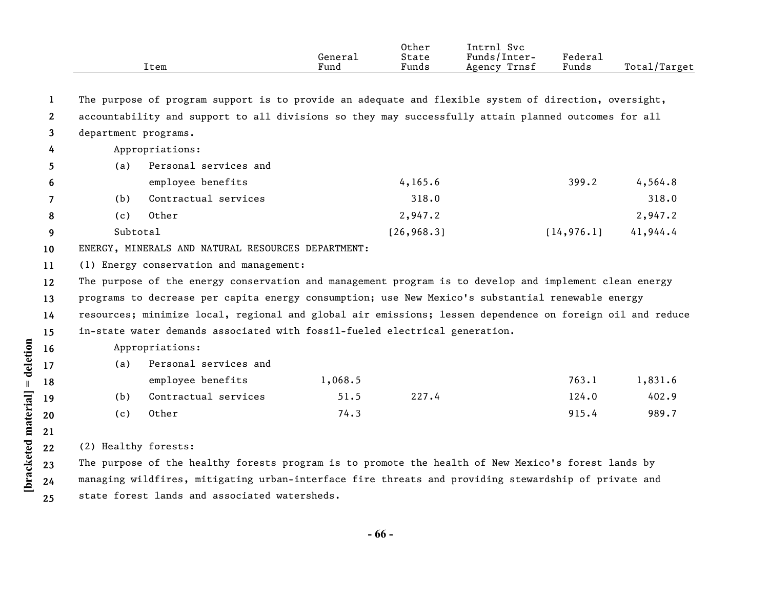| Item | General Fund | Other State Funds | Intrnl Svc Funds/Inter-Agency Trnsf | Federal Funds | Total/Target |
|---|---|---|---|---|---|

The purpose of program support is to provide an adequate and flexible system of direction, oversight, accountability and support to all divisions so they may successfully attain planned outcomes for all department programs.

Appropriations:

| Item | General Fund | Other State Funds | Intrnl Svc Funds/Inter-Agency Trnsf | Federal Funds | Total/Target |
|---|---|---|---|---|---|
| (a) Personal services and employee benefits | | 4,165.6 | | 399.2 | 4,564.8 |
| (b) Contractual services | | 318.0 | | | 318.0 |
| (c) Other | | 2,947.2 | | | 2,947.2 |
| Subtotal | | [26,968.3] | | [14,976.1] | 41,944.4 |

ENERGY, MINERALS AND NATURAL RESOURCES DEPARTMENT:

(1) Energy conservation and management:

The purpose of the energy conservation and management program is to develop and implement clean energy programs to decrease per capita energy consumption; use New Mexico's substantial renewable energy resources; minimize local, regional and global air emissions; lessen dependence on foreign oil and reduce in-state water demands associated with fossil-fueled electrical generation.

Appropriations:

| Item | General Fund | Other State Funds | Intrnl Svc Funds/Inter-Agency Trnsf | Federal Funds | Total/Target |
|---|---|---|---|---|---|
| (a) Personal services and employee benefits | 1,068.5 | | | 763.1 | 1,831.6 |
| (b) Contractual services | 51.5 | 227.4 | | 124.0 | 402.9 |
| (c) Other | 74.3 | | | 915.4 | 989.7 |

(2) Healthy forests:

The purpose of the healthy forests program is to promote the health of New Mexico's forest lands by managing wildfires, mitigating urban-interface fire threats and providing stewardship of private and state forest lands and associated watersheds.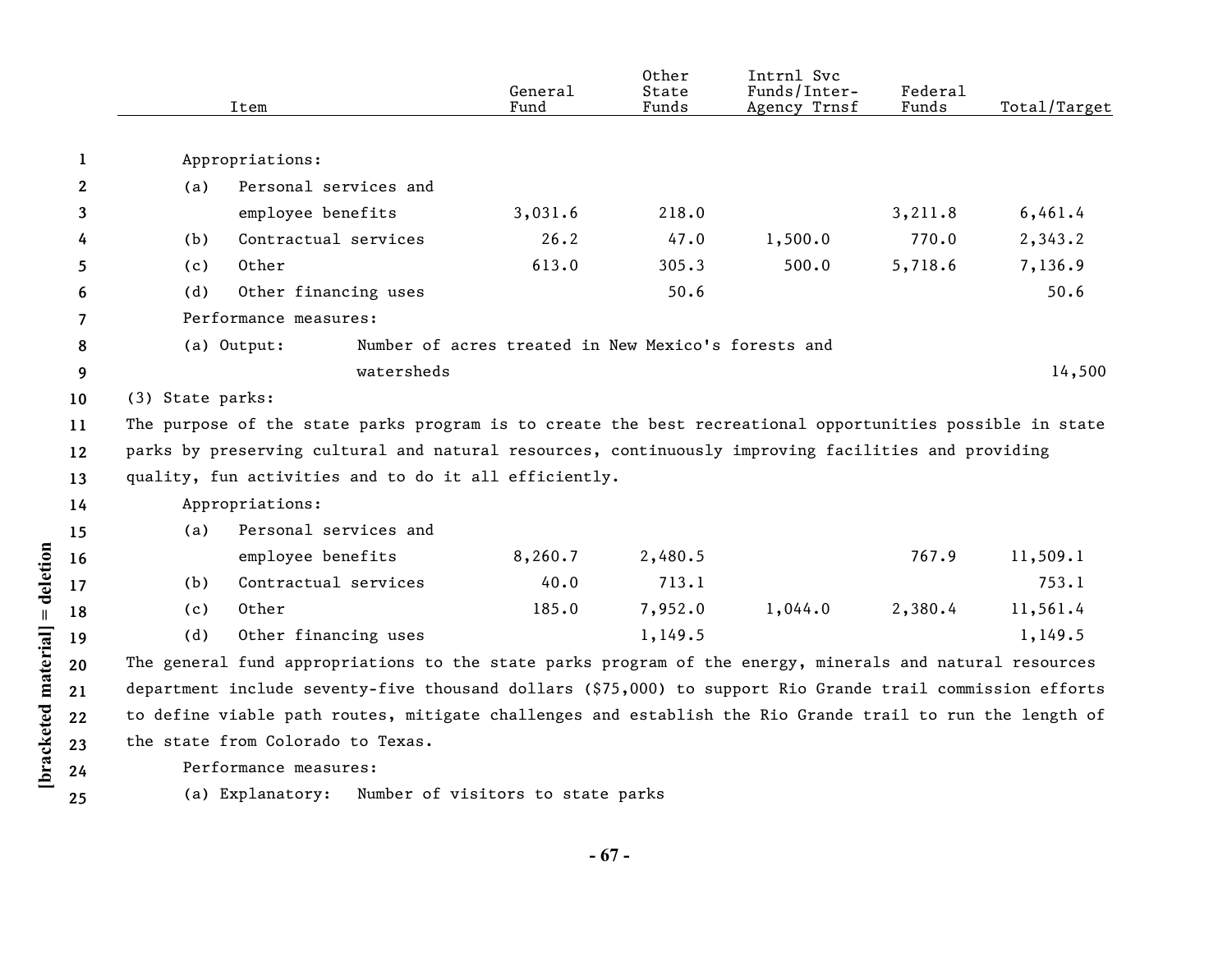| Item | General Fund | Other State Funds | Intrnl Svc Funds/Inter-Agency Trnsf | Federal Funds | Total/Target |
|---|---|---|---|---|---|
| Appropriations: | | | | | |
| (a) Personal services and employee benefits | 3,031.6 | 218.0 | | 3,211.8 | 6,461.4 |
| (b) Contractual services | 26.2 | 47.0 | 1,500.0 | 770.0 | 2,343.2 |
| (c) Other | 613.0 | 305.3 | 500.0 | 5,718.6 | 7,136.9 |
| (d) Other financing uses | | 50.6 | | | 50.6 |
| Performance measures: | | | | | |
| (a) Output: Number of acres treated in New Mexico's forests and watersheds | | | | | 14,500 |

(3) State parks:

The purpose of the state parks program is to create the best recreational opportunities possible in state parks by preserving cultural and natural resources, continuously improving facilities and providing quality, fun activities and to do it all efficiently.

| Item | General Fund | Other State Funds | Intrnl Svc Funds/Inter-Agency Trnsf | Federal Funds | Total/Target |
|---|---|---|---|---|---|
| Appropriations: | | | | | |
| (a) Personal services and employee benefits | 8,260.7 | 2,480.5 | | 767.9 | 11,509.1 |
| (b) Contractual services | 40.0 | 713.1 | | | 753.1 |
| (c) Other | 185.0 | 7,952.0 | 1,044.0 | 2,380.4 | 11,561.4 |
| (d) Other financing uses | | 1,149.5 | | | 1,149.5 |

The general fund appropriations to the state parks program of the energy, minerals and natural resources department include seventy-five thousand dollars ($75,000) to support Rio Grande trail commission efforts to define viable path routes, mitigate challenges and establish the Rio Grande trail to run the length of the state from Colorado to Texas.

Performance measures:

(a) Explanatory: Number of visitors to state parks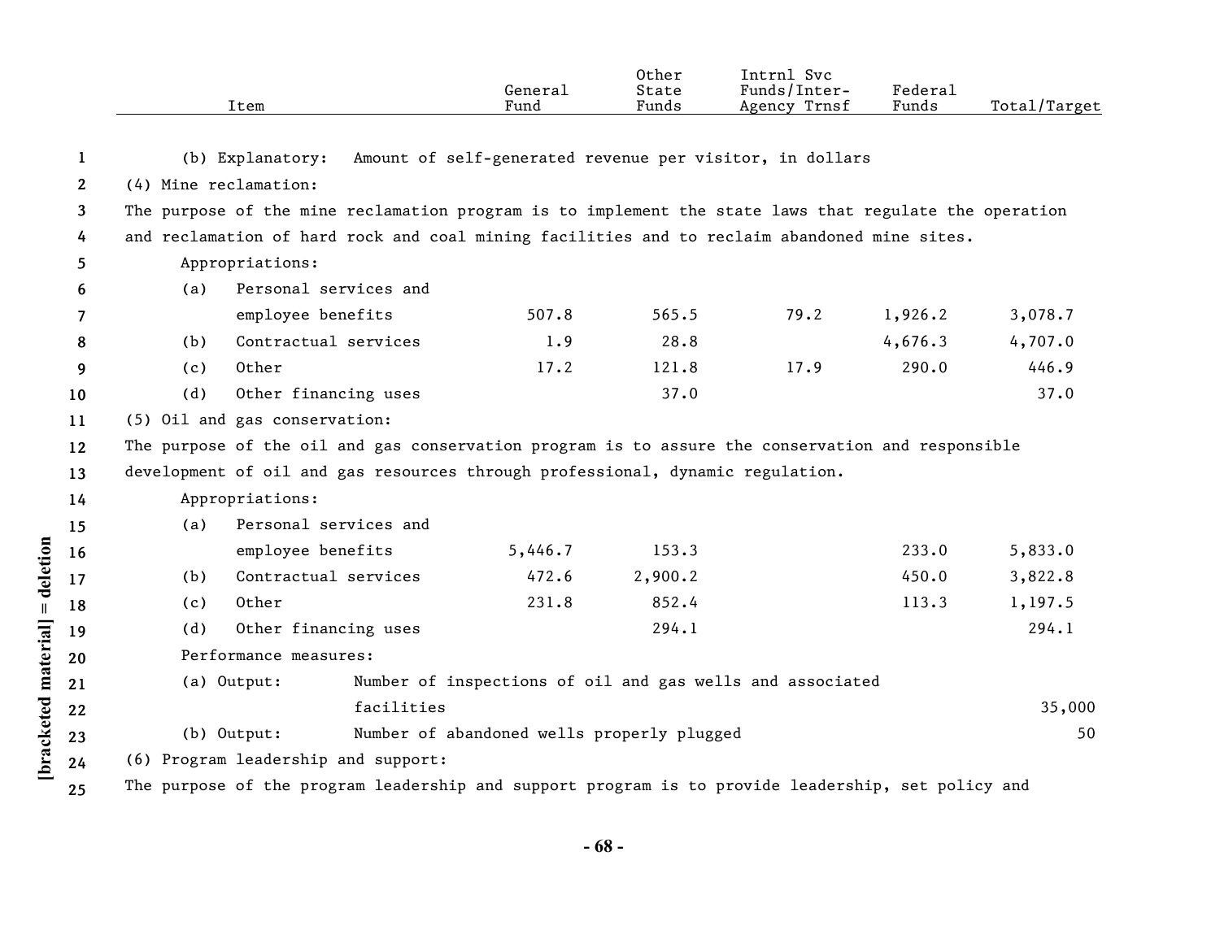| Item | General Fund | Other State Funds | Intrnl Svc Funds/Inter-Agency Trnsf | Federal Funds | Total/Target |
|---|---|---|---|---|---|
| (b) Explanatory: Amount of self-generated revenue per visitor, in dollars | | | | | |
| (4) Mine reclamation: | | | | | |
| The purpose of the mine reclamation program is to implement the state laws that regulate the operation and reclamation of hard rock and coal mining facilities and to reclaim abandoned mine sites. | | | | | |
| Appropriations: | | | | | |
| (a) Personal services and employee benefits | 507.8 | 565.5 | 79.2 | 1,926.2 | 3,078.7 |
| (b) Contractual services | 1.9 | 28.8 | | 4,676.3 | 4,707.0 |
| (c) Other | 17.2 | 121.8 | 17.9 | 290.0 | 446.9 |
| (d) Other financing uses | | 37.0 | | | 37.0 |
| (5) Oil and gas conservation: | | | | | |
| The purpose of the oil and gas conservation program is to assure the conservation and responsible development of oil and gas resources through professional, dynamic regulation. | | | | | |
| Appropriations: | | | | | |
| (a) Personal services and employee benefits | 5,446.7 | 153.3 | | 233.0 | 5,833.0 |
| (b) Contractual services | 472.6 | 2,900.2 | | 450.0 | 3,822.8 |
| (c) Other | 231.8 | 852.4 | | 113.3 | 1,197.5 |
| (d) Other financing uses | | 294.1 | | | 294.1 |
| Performance measures: | | | | | |
| (a) Output: Number of inspections of oil and gas wells and associated facilities | | | | | 35,000 |
| (b) Output: Number of abandoned wells properly plugged | | | | | 50 |
| (6) Program leadership and support: | | | | | |
| The purpose of the program leadership and support program is to provide leadership, set policy and | | | | | |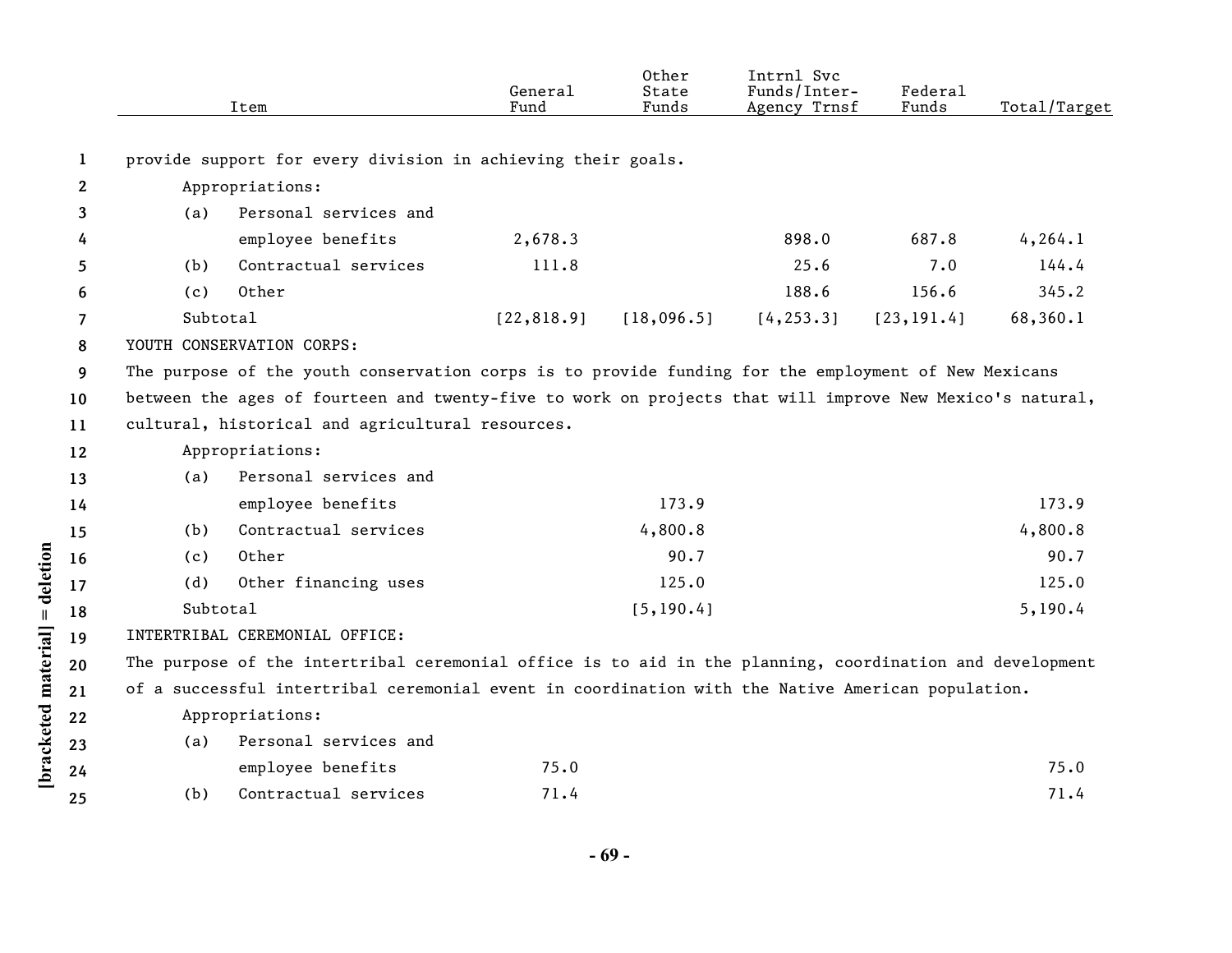| Item | General Fund | Other State Funds | Intrnl Svc Funds/Inter-Agency Trnsf | Federal Funds | Total/Target |
|---|---|---|---|---|---|
| provide support for every division in achieving their goals. | | | | | |
| Appropriations: | | | | | |
| (a) Personal services and employee benefits | 2,678.3 | | 898.0 | 687.8 | 4,264.1 |
| (b) Contractual services | 111.8 | | 25.6 | 7.0 | 144.4 |
| (c) Other | | | 188.6 | 156.6 | 345.2 |
| Subtotal | [22,818.9] | [18,096.5] | [4,253.3] | [23,191.4] | 68,360.1 |
| YOUTH CONSERVATION CORPS: | | | | | |
| The purpose of the youth conservation corps is to provide funding for the employment of New Mexicans between the ages of fourteen and twenty-five to work on projects that will improve New Mexico's natural, cultural, historical and agricultural resources. | | | | | |
| Appropriations: | | | | | |
| (a) Personal services and employee benefits | | 173.9 | | | 173.9 |
| (b) Contractual services | | 4,800.8 | | | 4,800.8 |
| (c) Other | | 90.7 | | | 90.7 |
| (d) Other financing uses | | 125.0 | | | 125.0 |
| Subtotal | | [5,190.4] | | | 5,190.4 |
| INTERTRIBAL CEREMONIAL OFFICE: | | | | | |
| The purpose of the intertribal ceremonial office is to aid in the planning, coordination and development of a successful intertribal ceremonial event in coordination with the Native American population. | | | | | |
| Appropriations: | | | | | |
| (a) Personal services and employee benefits | 75.0 | | | | 75.0 |
| (b) Contractual services | 71.4 | | | | 71.4 |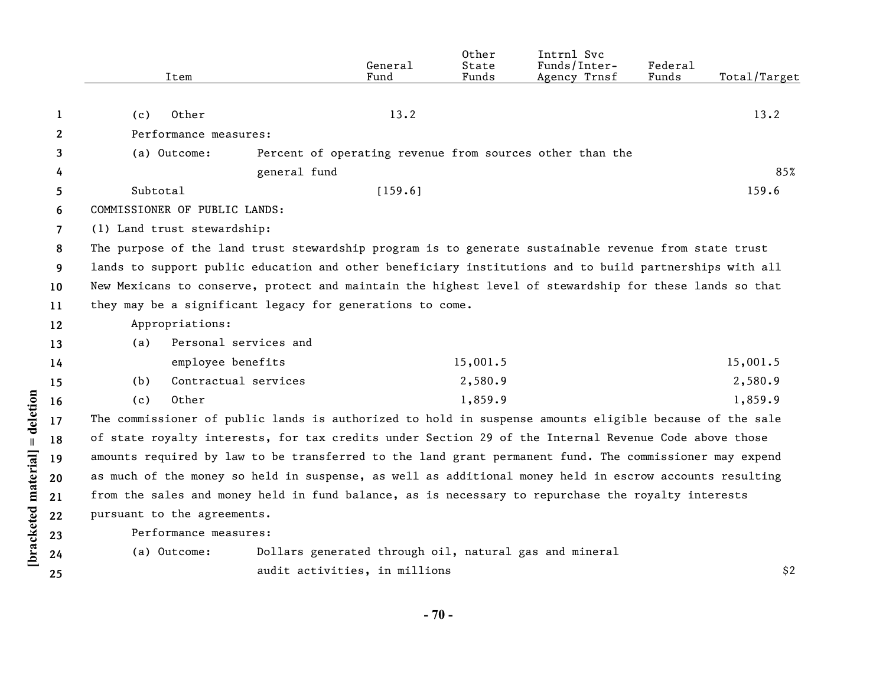| Item | General Fund | Other State Funds | Intrnl Svc Funds/Inter-Agency Trnsf | Federal Funds | Total/Target |
|---|---|---|---|---|---|
| (c) Other | 13.2 | | | | 13.2 |
| Performance measures: | | | | | |
| (a) Outcome: Percent of operating revenue from sources other than the general fund | | | | | 85% |
| Subtotal | [159.6] | | | | 159.6 |

COMMISSIONER OF PUBLIC LANDS:

(1) Land trust stewardship:

The purpose of the land trust stewardship program is to generate sustainable revenue from state trust lands to support public education and other beneficiary institutions and to build partnerships with all New Mexicans to conserve, protect and maintain the highest level of stewardship for these lands so that they may be a significant legacy for generations to come.

| Item | General Fund | Other State Funds | Intrnl Svc Funds/Inter-Agency Trnsf | Federal Funds | Total/Target |
|---|---|---|---|---|---|
| Appropriations: | | | | | |
| (a) Personal services and employee benefits | | 15,001.5 | | | 15,001.5 |
| (b) Contractual services | | 2,580.9 | | | 2,580.9 |
| (c) Other | | 1,859.9 | | | 1,859.9 |

The commissioner of public lands is authorized to hold in suspense amounts eligible because of the sale of state royalty interests, for tax credits under Section 29 of the Internal Revenue Code above those amounts required by law to be transferred to the land grant permanent fund. The commissioner may expend as much of the money so held in suspense, as well as additional money held in escrow accounts resulting from the sales and money held in fund balance, as is necessary to repurchase the royalty interests pursuant to the agreements.

| Item | General Fund | Other State Funds | Intrnl Svc Funds/Inter-Agency Trnsf | Federal Funds | Total/Target |
|---|---|---|---|---|---|
| Performance measures: | | | | | |
| (a) Outcome: Dollars generated through oil, natural gas and mineral audit activities, in millions | | | | | $2 |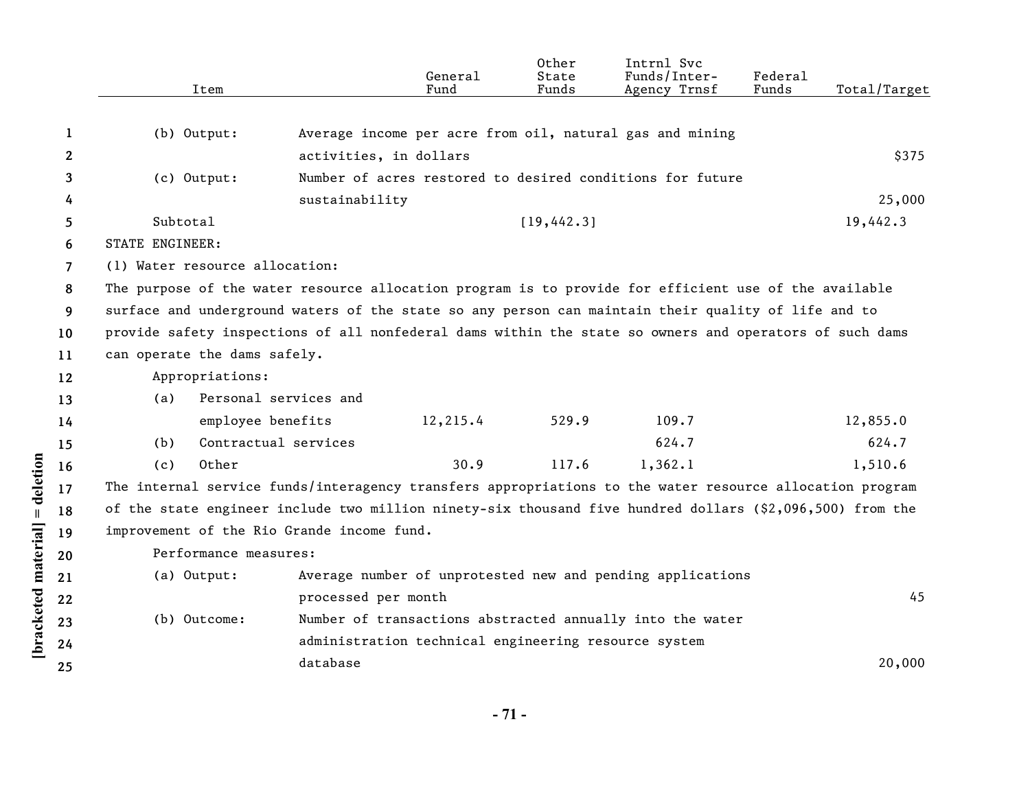| Item | | General Fund | Other State Funds | Intrnl Svc Funds/Inter-Agency Trnsf | Federal Funds | Total/Target |
|---|---|---|---|---|---|---|
| (b) Output: | Average income per acre from oil, natural gas and mining activities, in dollars | | | | | $375 |
| (c) Output: | Number of acres restored to desired conditions for future sustainability | | | | | 25,000 |
| Subtotal | | | [19,442.3] | | | 19,442.3 |

STATE ENGINEER:

(1) Water resource allocation:

The purpose of the water resource allocation program is to provide for efficient use of the available surface and underground waters of the state so any person can maintain their quality of life and to provide safety inspections of all nonfederal dams within the state so owners and operators of such dams can operate the dams safely.

Appropriations:

| Item | General Fund | Other State Funds | Intrnl Svc Funds/Inter-Agency Trnsf | Federal Funds | Total/Target |
|---|---|---|---|---|---|
| (a) Personal services and employee benefits | 12,215.4 | 529.9 | 109.7 | | 12,855.0 |
| (b) Contractual services | | | 624.7 | | 624.7 |
| (c) Other | 30.9 | 117.6 | 1,362.1 | | 1,510.6 |

The internal service funds/interagency transfers appropriations to the water resource allocation program of the state engineer include two million ninety-six thousand five hundred dollars ($2,096,500) from the improvement of the Rio Grande income fund.

Performance measures:

| Item | | Total/Target |
|---|---|---|
| (a) Output: | Average number of unprotested new and pending applications processed per month | 45 |
| (b) Outcome: | Number of transactions abstracted annually into the water administration technical engineering resource system database | 20,000 |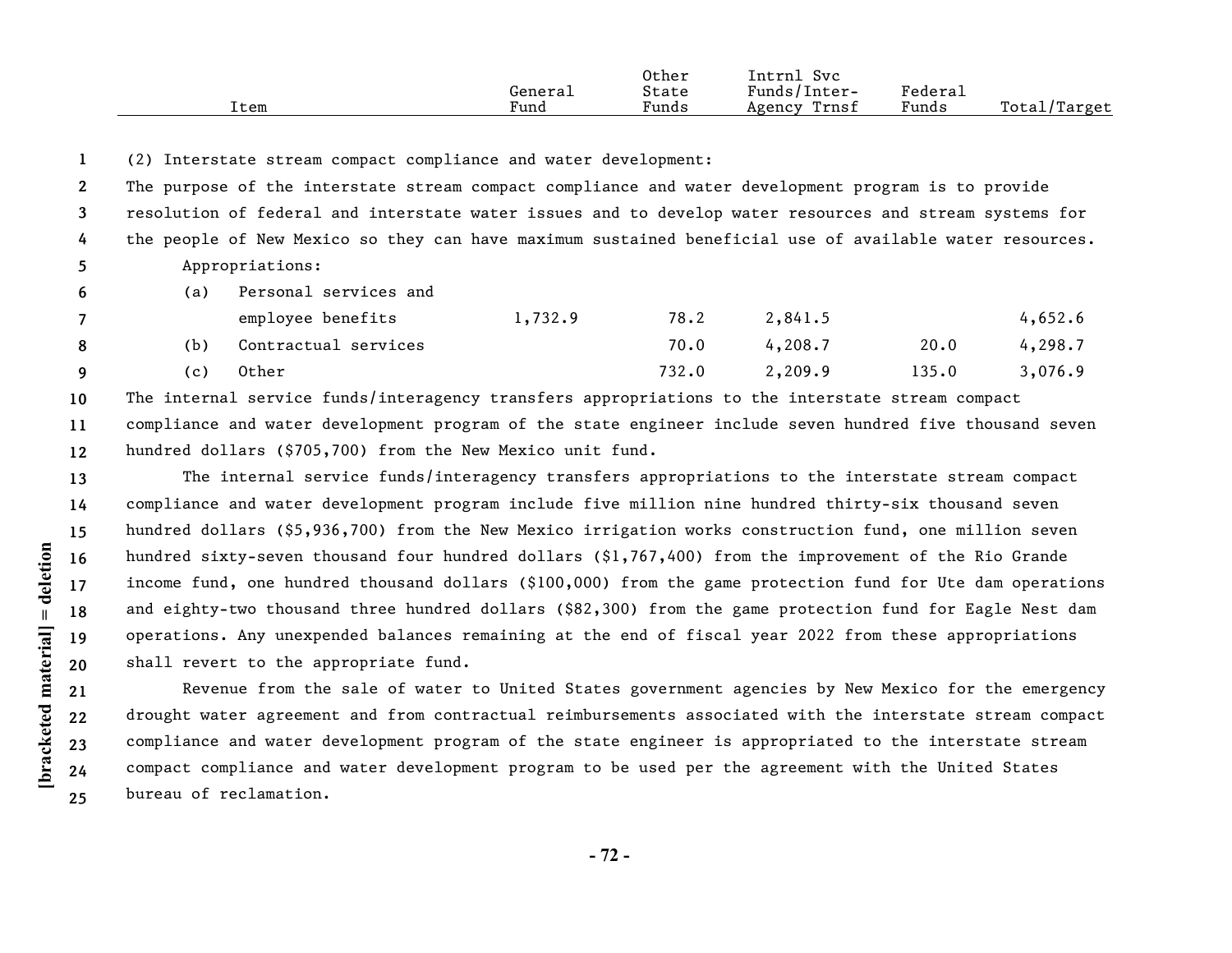| Item | General Fund | Other State Funds | Intrnl Svc Funds/Inter-Agency Trnsf | Federal Funds | Total/Target |
|---|---|---|---|---|---|

(2) Interstate stream compact compliance and water development:

The purpose of the interstate stream compact compliance and water development program is to provide resolution of federal and interstate water issues and to develop water resources and stream systems for the people of New Mexico so they can have maximum sustained beneficial use of available water resources.

Appropriations:

| Item | General Fund | Other State Funds | Intrnl Svc Funds/Inter-Agency Trnsf | Federal Funds | Total/Target |
|---|---|---|---|---|---|
| (a) Personal services and employee benefits | 1,732.9 | 78.2 | 2,841.5 | | 4,652.6 |
| (b) Contractual services | | 70.0 | 4,208.7 | 20.0 | 4,298.7 |
| (c) Other | | 732.0 | 2,209.9 | 135.0 | 3,076.9 |

The internal service funds/interagency transfers appropriations to the interstate stream compact compliance and water development program of the state engineer include seven hundred five thousand seven hundred dollars ($705,700) from the New Mexico unit fund.

The internal service funds/interagency transfers appropriations to the interstate stream compact compliance and water development program include five million nine hundred thirty-six thousand seven hundred dollars ($5,936,700) from the New Mexico irrigation works construction fund, one million seven hundred sixty-seven thousand four hundred dollars ($1,767,400) from the improvement of the Rio Grande income fund, one hundred thousand dollars ($100,000) from the game protection fund for Ute dam operations and eighty-two thousand three hundred dollars ($82,300) from the game protection fund for Eagle Nest dam operations. Any unexpended balances remaining at the end of fiscal year 2022 from these appropriations shall revert to the appropriate fund.

Revenue from the sale of water to United States government agencies by New Mexico for the emergency drought water agreement and from contractual reimbursements associated with the interstate stream compact compliance and water development program of the state engineer is appropriated to the interstate stream compact compliance and water development program to be used per the agreement with the United States bureau of reclamation.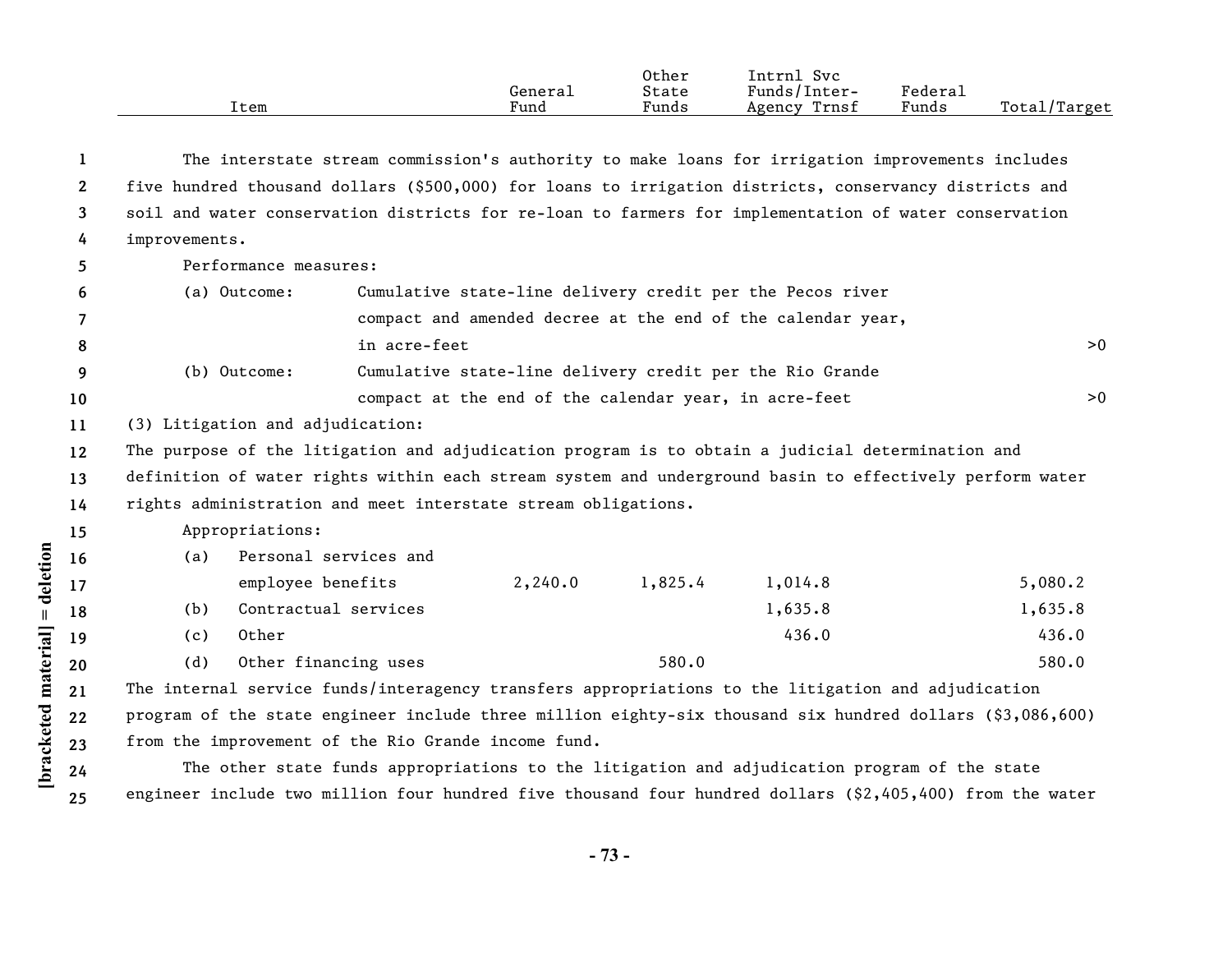| Item | General Fund | Other State Funds | Intrnl Svc Funds/Inter-Agency Trnsf | Federal Funds | Total/Target |
|---|---|---|---|---|---|

The interstate stream commission's authority to make loans for irrigation improvements includes five hundred thousand dollars ($500,000) for loans to irrigation districts, conservancy districts and soil and water conservation districts for re-loan to farmers for implementation of water conservation improvements.

Performance measures:

| | | | | | |
|---|---|---|---|---|---|
| (a) Outcome: Cumulative state-line delivery credit per the Pecos river compact and amended decree at the end of the calendar year, in acre-feet | | | | | >0 |
| (b) Outcome: Cumulative state-line delivery credit per the Rio Grande compact at the end of the calendar year, in acre-feet | | | | | >0 |

(3) Litigation and adjudication:

The purpose of the litigation and adjudication program is to obtain a judicial determination and definition of water rights within each stream system and underground basin to effectively perform water rights administration and meet interstate stream obligations.

Appropriations:

| Item | General Fund | Other State Funds | Intrnl Svc Funds/Inter-Agency Trnsf | Federal Funds | Total/Target |
|---|---|---|---|---|---|
| (a) Personal services and employee benefits | 2,240.0 | 1,825.4 | 1,014.8 | | 5,080.2 |
| (b) Contractual services | | | 1,635.8 | | 1,635.8 |
| (c) Other | | | 436.0 | | 436.0 |
| (d) Other financing uses | | 580.0 | | | 580.0 |

The internal service funds/interagency transfers appropriations to the litigation and adjudication program of the state engineer include three million eighty-six thousand six hundred dollars ($3,086,600) from the improvement of the Rio Grande income fund.

The other state funds appropriations to the litigation and adjudication program of the state engineer include two million four hundred five thousand four hundred dollars ($2,405,400) from the water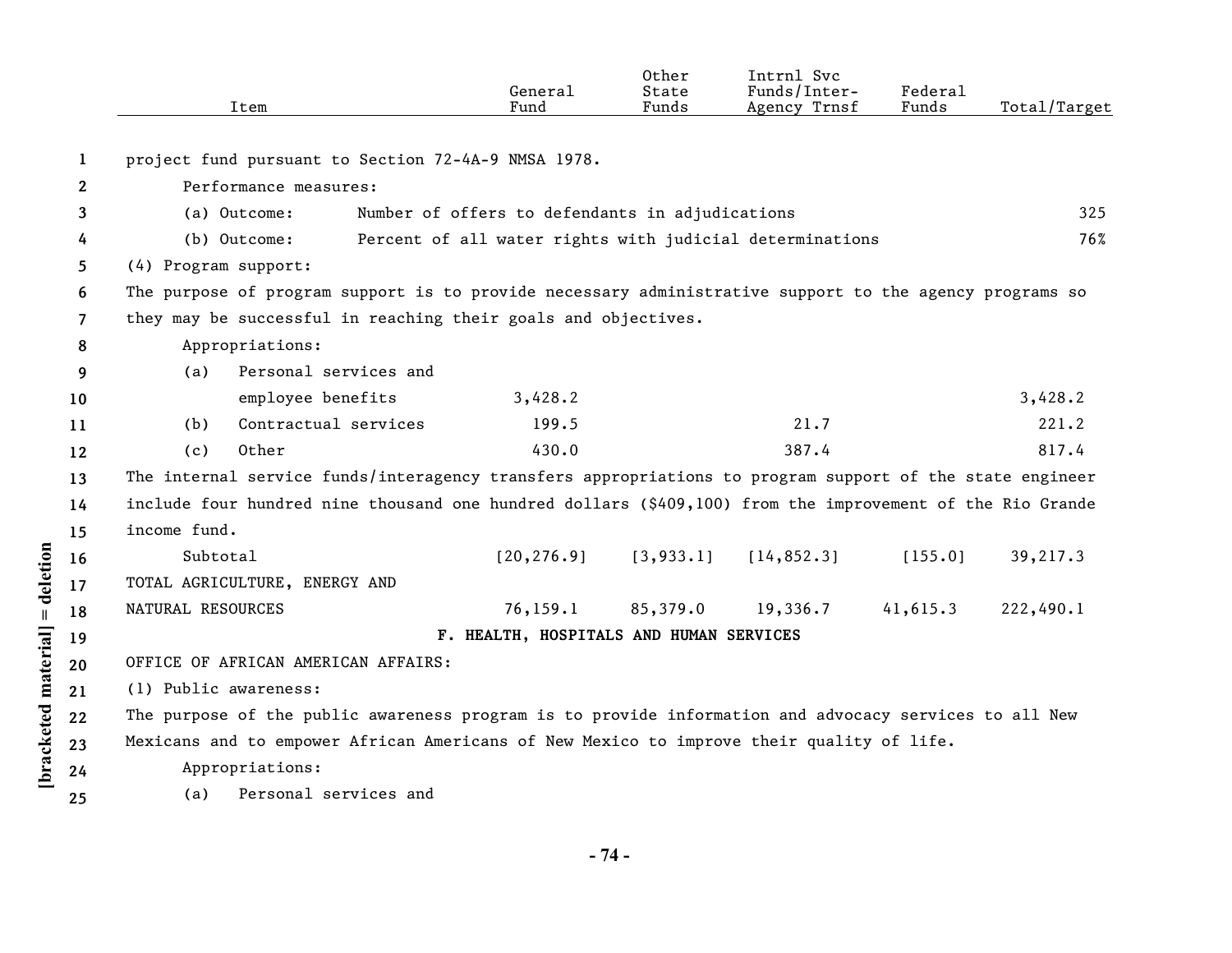| Item | General Fund | Other State Funds | Intrnl Svc Funds/Inter-Agency Trnsf | Federal Funds | Total/Target |
|---|---|---|---|---|---|

project fund pursuant to Section 72-4A-9 NMSA 1978.

Performance measures:

| | | |
|---|---|---|
| (a) Outcome: | Number of offers to defendants in adjudications | 325 |
| (b) Outcome: | Percent of all water rights with judicial determinations | 76% |

(4) Program support:

The purpose of program support is to provide necessary administrative support to the agency programs so they may be successful in reaching their goals and objectives.

Appropriations:

| Item | General Fund | Other State Funds | Intrnl Svc Funds/Inter-Agency Trnsf | Federal Funds | Total/Target |
|---|---|---|---|---|---|
| (a) Personal services and employee benefits | 3,428.2 | | | | 3,428.2 |
| (b) Contractual services | 199.5 | | 21.7 | | 221.2 |
| (c) Other | 430.0 | | 387.4 | | 817.4 |

The internal service funds/interagency transfers appropriations to program support of the state engineer include four hundred nine thousand one hundred dollars ($409,100) from the improvement of the Rio Grande income fund.

| Item | General Fund | Other State Funds | Intrnl Svc Funds/Inter-Agency Trnsf | Federal Funds | Total/Target |
|---|---|---|---|---|---|
| Subtotal | [20,276.9] | [3,933.1] | [14,852.3] | [155.0] | 39,217.3 |
| TOTAL AGRICULTURE, ENERGY AND NATURAL RESOURCES | 76,159.1 | 85,379.0 | 19,336.7 | 41,615.3 | 222,490.1 |

## F. HEALTH, HOSPITALS AND HUMAN SERVICES

OFFICE OF AFRICAN AMERICAN AFFAIRS:

(1) Public awareness:

The purpose of the public awareness program is to provide information and advocacy services to all New Mexicans and to empower African Americans of New Mexico to improve their quality of life.

Appropriations:

(a) Personal services and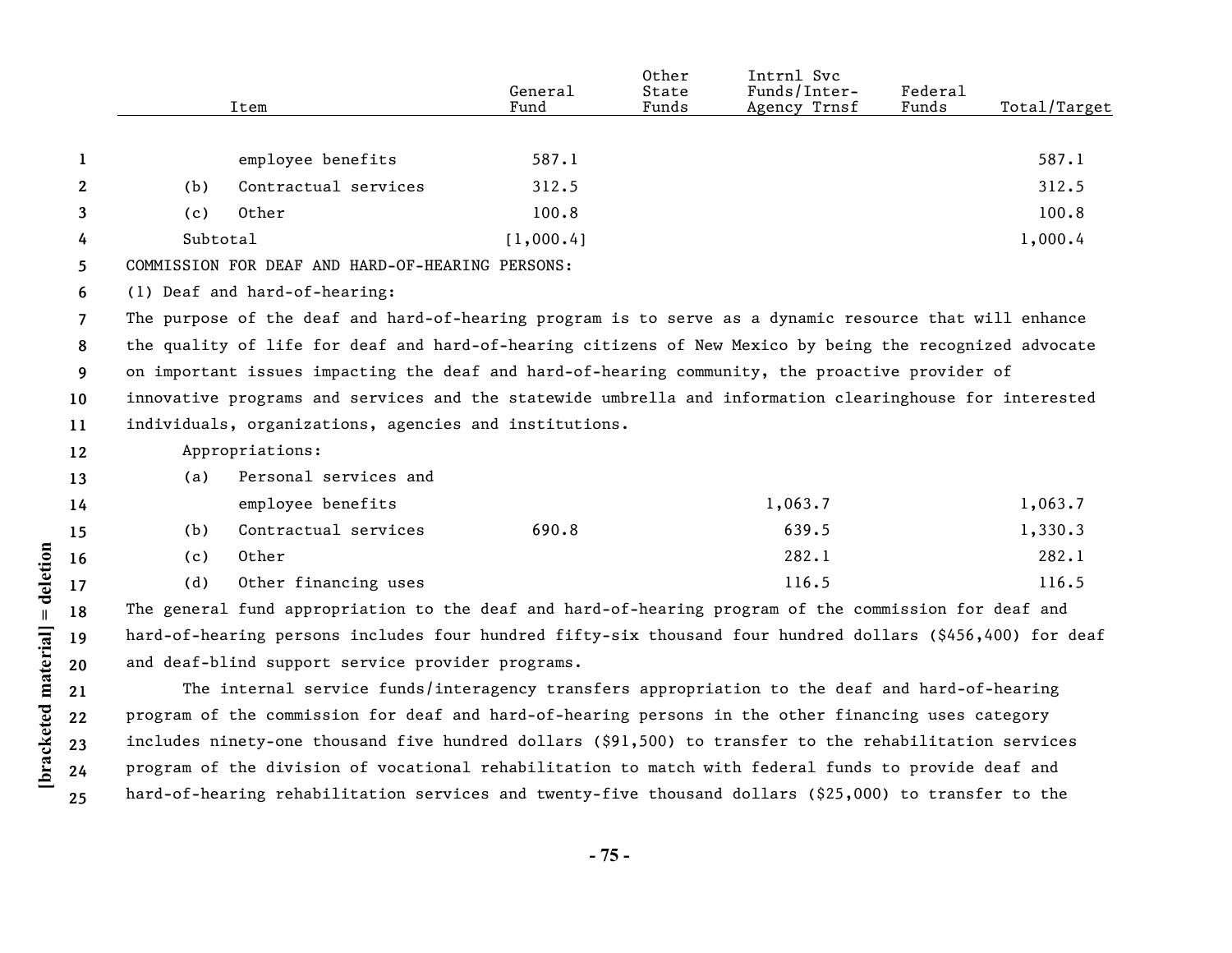| Item | General Fund | Other State Funds | Intrnl Svc Funds/Inter-Agency Trnsf | Federal Funds | Total/Target |
|---|---|---|---|---|---|
| employee benefits | 587.1 | | | | 587.1 |
| (b) Contractual services | 312.5 | | | | 312.5 |
| (c) Other | 100.8 | | | | 100.8 |
| Subtotal | [1,000.4] | | | | 1,000.4 |

COMMISSION FOR DEAF AND HARD-OF-HEARING PERSONS:

(1) Deaf and hard-of-hearing:

The purpose of the deaf and hard-of-hearing program is to serve as a dynamic resource that will enhance the quality of life for deaf and hard-of-hearing citizens of New Mexico by being the recognized advocate on important issues impacting the deaf and hard-of-hearing community, the proactive provider of innovative programs and services and the statewide umbrella and information clearinghouse for interested individuals, organizations, agencies and institutions.

| Item | General Fund | Other State Funds | Intrnl Svc Funds/Inter-Agency Trnsf | Federal Funds | Total/Target |
|---|---|---|---|---|---|
| Appropriations: | | | | | |
| (a) Personal services and employee benefits | | | 1,063.7 | | 1,063.7 |
| (b) Contractual services | 690.8 | | 639.5 | | 1,330.3 |
| (c) Other | | | 282.1 | | 282.1 |
| (d) Other financing uses | | | 116.5 | | 116.5 |

The general fund appropriation to the deaf and hard-of-hearing program of the commission for deaf and hard-of-hearing persons includes four hundred fifty-six thousand four hundred dollars ($456,400) for deaf and deaf-blind support service provider programs.

The internal service funds/interagency transfers appropriation to the deaf and hard-of-hearing program of the commission for deaf and hard-of-hearing persons in the other financing uses category includes ninety-one thousand five hundred dollars ($91,500) to transfer to the rehabilitation services program of the division of vocational rehabilitation to match with federal funds to provide deaf and hard-of-hearing rehabilitation services and twenty-five thousand dollars ($25,000) to transfer to the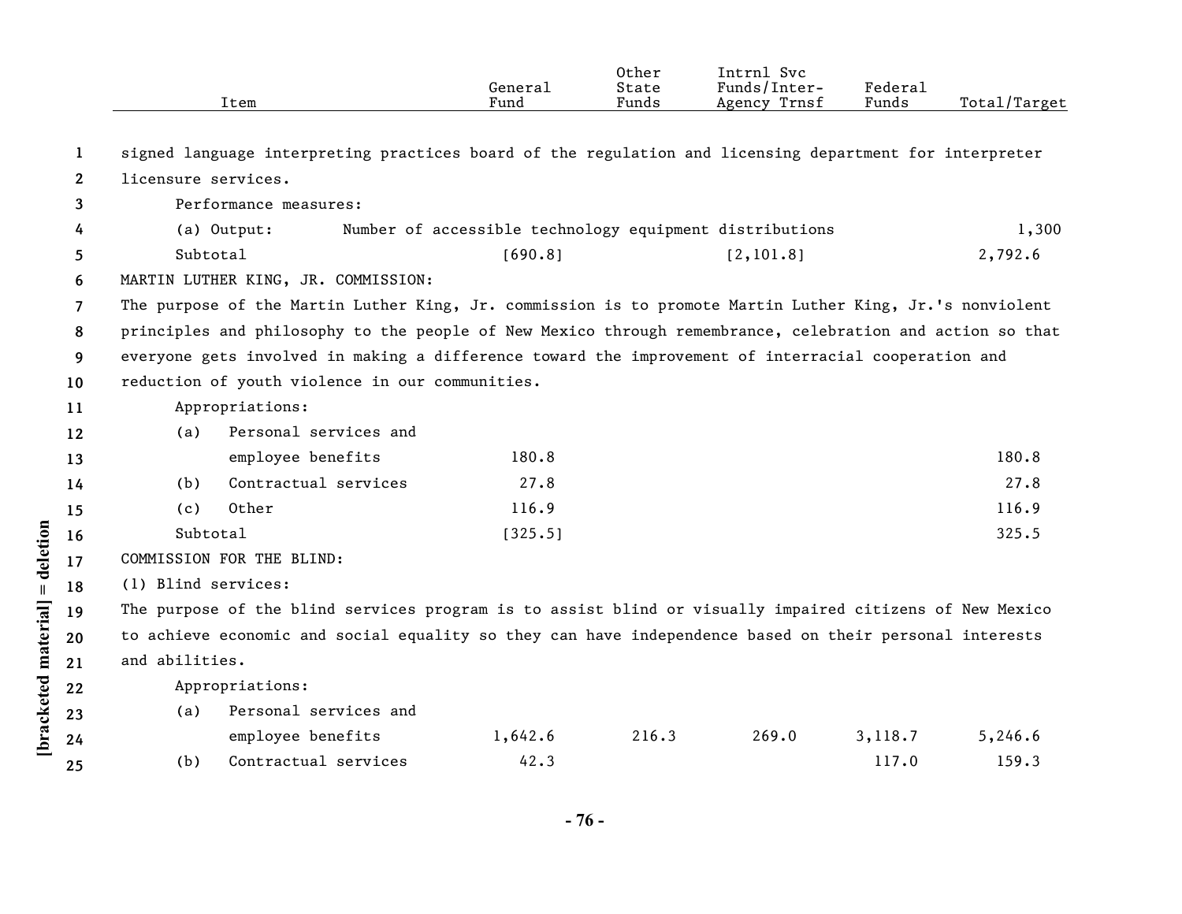| Item | General Fund | Other State Funds | Intrnl Svc Funds/Inter-Agency Trnsf | Federal Funds | Total/Target |
|---|---|---|---|---|---|
| signed language interpreting practices board of the regulation and licensing department for interpreter licensure services. | | | | | |
| Performance measures: | | | | | |
| (a) Output: Number of accessible technology equipment distributions | | | | | 1,300 |
| Subtotal | [690.8] | | [2,101.8] | | 2,792.6 |
| MARTIN LUTHER KING, JR. COMMISSION: | | | | | |
| The purpose of the Martin Luther King, Jr. commission is to promote Martin Luther King, Jr.'s nonviolent principles and philosophy to the people of New Mexico through remembrance, celebration and action so that everyone gets involved in making a difference toward the improvement of interracial cooperation and reduction of youth violence in our communities. | | | | | |
| Appropriations: | | | | | |
| (a) Personal services and employee benefits | 180.8 | | | | 180.8 |
| (b) Contractual services | 27.8 | | | | 27.8 |
| (c) Other | 116.9 | | | | 116.9 |
| Subtotal | [325.5] | | | | 325.5 |
| COMMISSION FOR THE BLIND: | | | | | |
| (1) Blind services: | | | | | |
| The purpose of the blind services program is to assist blind or visually impaired citizens of New Mexico to achieve economic and social equality so they can have independence based on their personal interests and abilities. | | | | | |
| Appropriations: | | | | | |
| (a) Personal services and employee benefits | 1,642.6 | 216.3 | 269.0 | 3,118.7 | 5,246.6 |
| (b) Contractual services | 42.3 | | | 117.0 | 159.3 |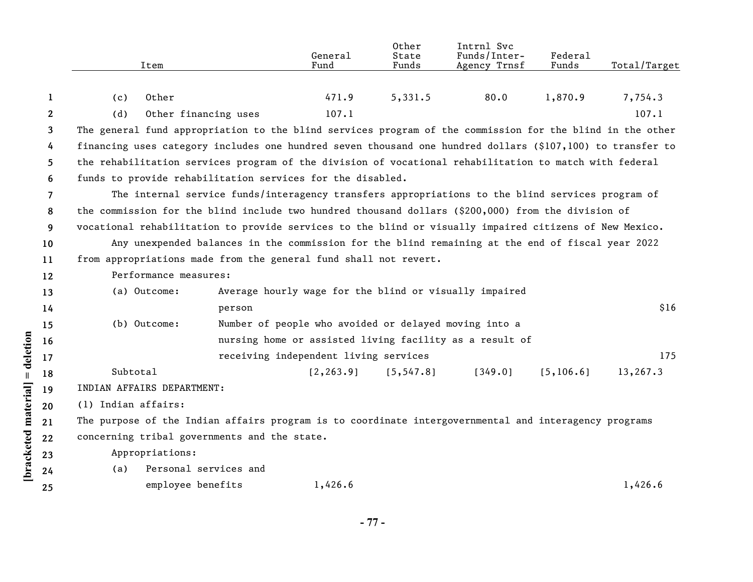| Item | General Fund | Other State Funds | Intrnl Svc Funds/Inter-Agency Trnsf | Federal Funds | Total/Target |
|---|---|---|---|---|---|
| (c) Other | 471.9 | 5,331.5 | 80.0 | 1,870.9 | 7,754.3 |
| (d) Other financing uses | 107.1 | | | | 107.1 |

The general fund appropriation to the blind services program of the commission for the blind in the other financing uses category includes one hundred seven thousand one hundred dollars ($107,100) to transfer to the rehabilitation services program of the division of vocational rehabilitation to match with federal funds to provide rehabilitation services for the disabled.

The internal service funds/interagency transfers appropriations to the blind services program of the commission for the blind include two hundred thousand dollars ($200,000) from the division of vocational rehabilitation to provide services to the blind or visually impaired citizens of New Mexico.

Any unexpended balances in the commission for the blind remaining at the end of fiscal year 2022 from appropriations made from the general fund shall not revert.

Performance measures:

| Measure | Description | Target |
|---|---|---|
| (a) Outcome: | Average hourly wage for the blind or visually impaired person | $16 |
| (b) Outcome: | Number of people who avoided or delayed moving into a nursing home or assisted living facility as a result of receiving independent living services | 175 |

| Item | General Fund | Other State Funds | Intrnl Svc Funds/Inter-Agency Trnsf | Federal Funds | Total/Target |
|---|---|---|---|---|---|
| Subtotal | [2,263.9] | [5,547.8] | [349.0] | [5,106.6] | 13,267.3 |

INDIAN AFFAIRS DEPARTMENT:

(1) Indian affairs:

The purpose of the Indian affairs program is to coordinate intergovernmental and interagency programs concerning tribal governments and the state.

Appropriations:

| Item | General Fund | Other State Funds | Intrnl Svc Funds/Inter-Agency Trnsf | Federal Funds | Total/Target |
|---|---|---|---|---|---|
| (a) Personal services and employee benefits | 1,426.6 | | | | 1,426.6 |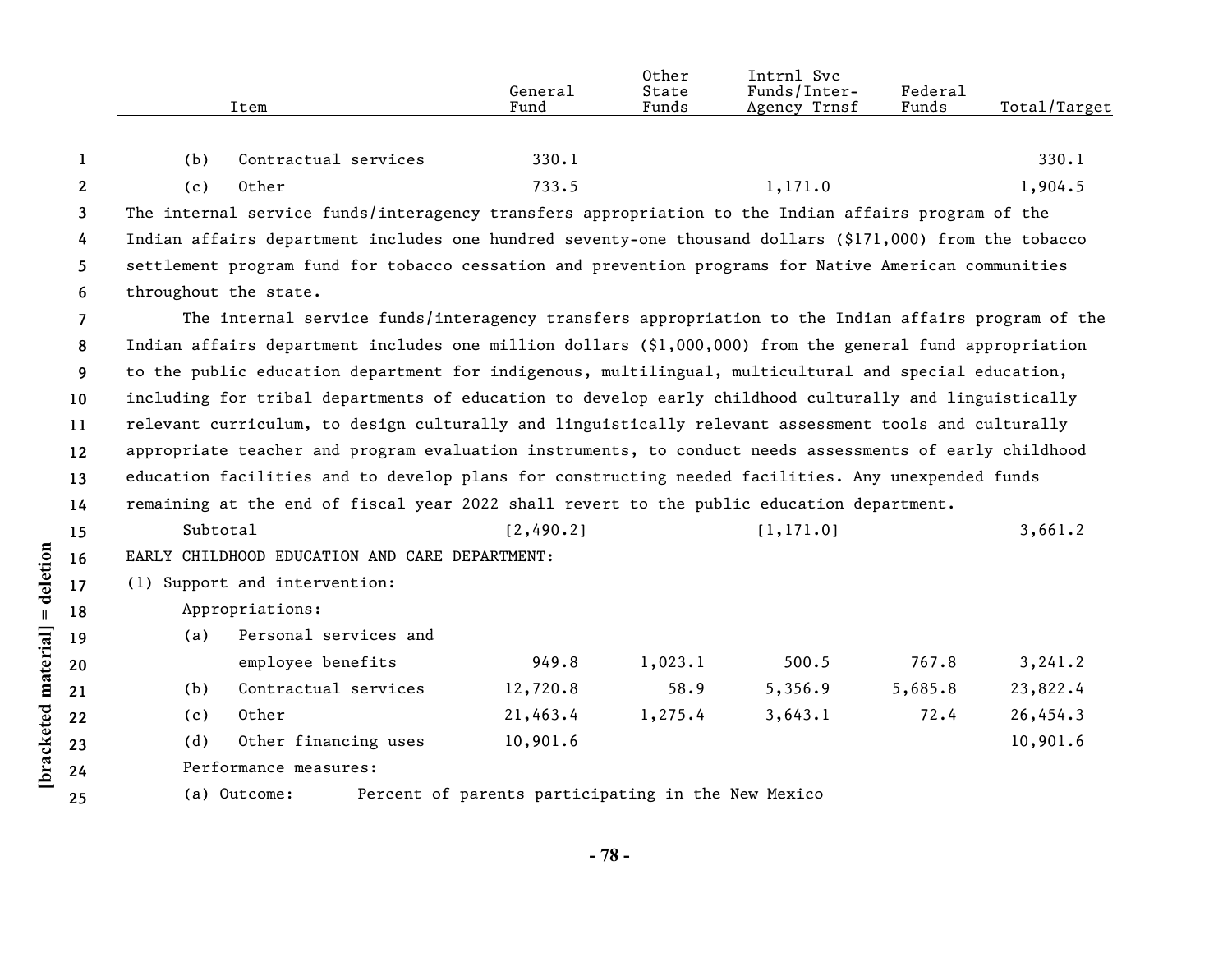| Item | General Fund | Other State Funds | Intrnl Svc Funds/Inter-Agency Trnsf | Federal Funds | Total/Target |
|---|---|---|---|---|---|
| (b) Contractual services | 330.1 | | | | 330.1 |
| (c) Other | 733.5 | | 1,171.0 | | 1,904.5 |

The internal service funds/interagency transfers appropriation to the Indian affairs program of the Indian affairs department includes one hundred seventy-one thousand dollars ($171,000) from the tobacco settlement program fund for tobacco cessation and prevention programs for Native American communities throughout the state.

The internal service funds/interagency transfers appropriation to the Indian affairs program of the Indian affairs department includes one million dollars ($1,000,000) from the general fund appropriation to the public education department for indigenous, multilingual, multicultural and special education, including for tribal departments of education to develop early childhood culturally and linguistically relevant curriculum, to design culturally and linguistically relevant assessment tools and culturally appropriate teacher and program evaluation instruments, to conduct needs assessments of early childhood education facilities and to develop plans for constructing needed facilities. Any unexpended funds remaining at the end of fiscal year 2022 shall revert to the public education department.

| Item | General Fund | Other State Funds | Intrnl Svc Funds/Inter-Agency Trnsf | Federal Funds | Total/Target |
|---|---|---|---|---|---|
| Subtotal | [2,490.2] | | [1,171.0] | | 3,661.2 |

EARLY CHILDHOOD EDUCATION AND CARE DEPARTMENT:

(1) Support and intervention:

Appropriations:

| Item | General Fund | Other State Funds | Intrnl Svc Funds/Inter-Agency Trnsf | Federal Funds | Total/Target |
|---|---|---|---|---|---|
| (a) Personal services and employee benefits | 949.8 | 1,023.1 | 500.5 | 767.8 | 3,241.2 |
| (b) Contractual services | 12,720.8 | 58.9 | 5,356.9 | 5,685.8 | 23,822.4 |
| (c) Other | 21,463.4 | 1,275.4 | 3,643.1 | 72.4 | 26,454.3 |
| (d) Other financing uses | 10,901.6 | | | | 10,901.6 |

Performance measures:

(a) Outcome: Percent of parents participating in the New Mexico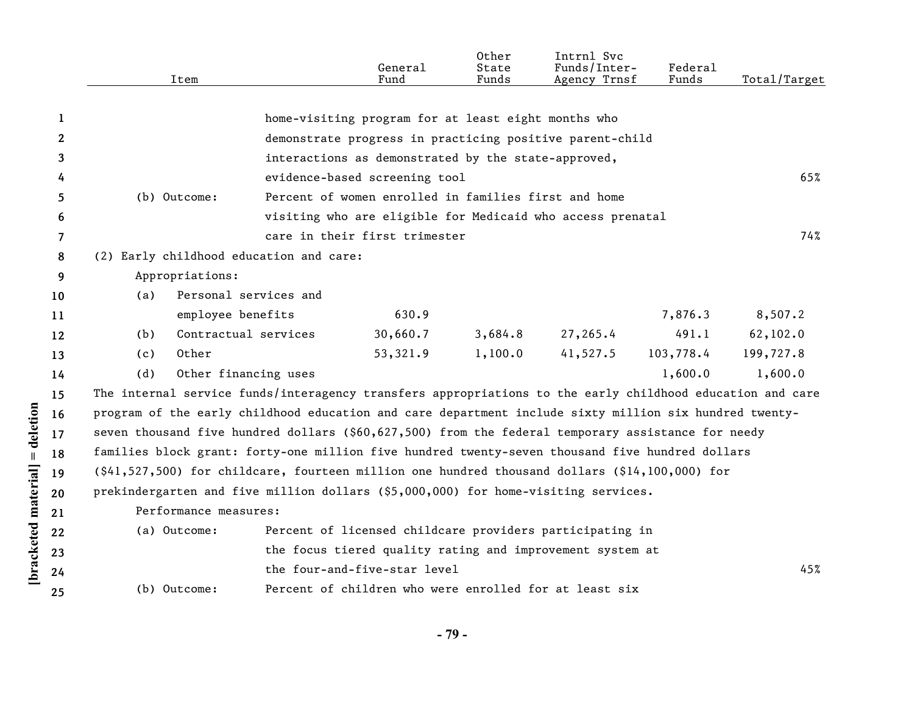| Item | | General Fund | Other State Funds | Intrnl Svc Funds/Inter-Agency Trnsf | Federal Funds | Total/Target |
|---|---|---|---|---|---|---|
| | home-visiting program for at least eight months who demonstrate progress in practicing positive parent-child interactions as demonstrated by the state-approved, evidence-based screening tool | | | | | 65% |
| (b) Outcome: | Percent of women enrolled in families first and home visiting who are eligible for Medicaid who access prenatal care in their first trimester | | | | | 74% |
| (2) Early childhood education and care: | | | | | | |
| Appropriations: | | | | | | |
| (a) Personal services and employee benefits | | 630.9 | | | 7,876.3 | 8,507.2 |
| (b) Contractual services | | 30,660.7 | 3,684.8 | 27,265.4 | 491.1 | 62,102.0 |
| (c) Other | | 53,321.9 | 1,100.0 | 41,527.5 | 103,778.4 | 199,727.8 |
| (d) Other financing uses | | | | | 1,600.0 | 1,600.0 |

The internal service funds/interagency transfers appropriations to the early childhood education and care program of the early childhood education and care department include sixty million six hundred twenty-seven thousand five hundred dollars ($60,627,500) from the federal temporary assistance for needy families block grant: forty-one million five hundred twenty-seven thousand five hundred dollars ($41,527,500) for childcare, fourteen million one hundred thousand dollars ($14,100,000) for prekindergarten and five million dollars ($5,000,000) for home-visiting services.

Performance measures:

| | | Total/Target |
|---|---|---|
| (a) Outcome: | Percent of licensed childcare providers participating in the focus tiered quality rating and improvement system at the four-and-five-star level | 45% |
| (b) Outcome: | Percent of children who were enrolled for at least six | |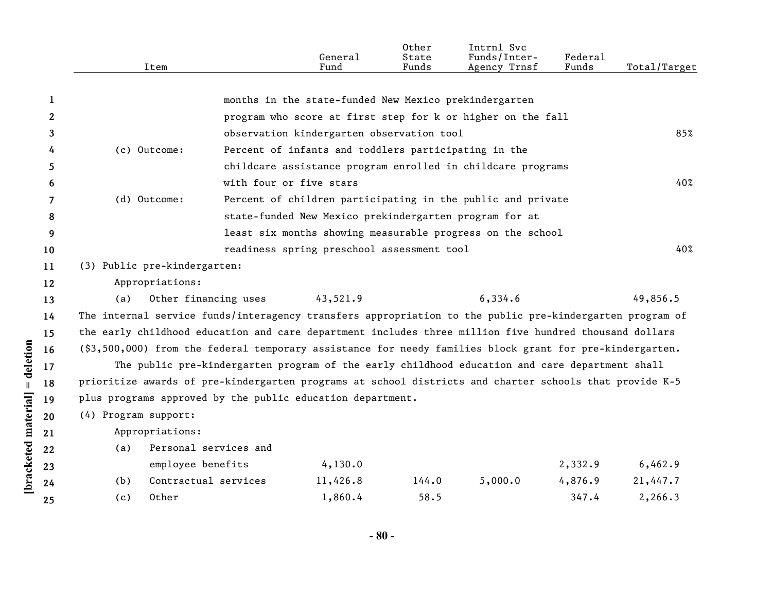| Item | | General Fund | Other State Funds | Intrnl Svc Funds/Inter-Agency Trnsf | Federal Funds | Total/Target |
|---|---|---|---|---|---|---|
| | months in the state-funded New Mexico prekindergarten program who score at first step for k or higher on the fall observation kindergarten observation tool | | | | | 85% |
| (c) Outcome: | Percent of infants and toddlers participating in the childcare assistance program enrolled in childcare programs with four or five stars | | | | | 40% |
| (d) Outcome: | Percent of children participating in the public and private state-funded New Mexico prekindergarten program for at least six months showing measurable progress on the school readiness spring preschool assessment tool | | | | | 40% |
| (3) Public pre-kindergarten: | | | | | | |
| Appropriations: | | | | | | |
| (a) Other financing uses | | 43,521.9 | | 6,334.6 | | 49,856.5 |

The internal service funds/interagency transfers appropriation to the public pre-kindergarten program of the early childhood education and care department includes three million five hundred thousand dollars ($3,500,000) from the federal temporary assistance for needy families block grant for pre-kindergarten.

The public pre-kindergarten program of the early childhood education and care department shall prioritize awards of pre-kindergarten programs at school districts and charter schools that provide K-5 plus programs approved by the public education department.

| Item | General Fund | Other State Funds | Intrnl Svc Funds/Inter-Agency Trnsf | Federal Funds | Total/Target |
|---|---|---|---|---|---|
| (4) Program support: | | | | | |
| Appropriations: | | | | | |
| (a) Personal services and employee benefits | 4,130.0 | | | 2,332.9 | 6,462.9 |
| (b) Contractual services | 11,426.8 | 144.0 | 5,000.0 | 4,876.9 | 21,447.7 |
| (c) Other | 1,860.4 | 58.5 | | 347.4 | 2,266.3 |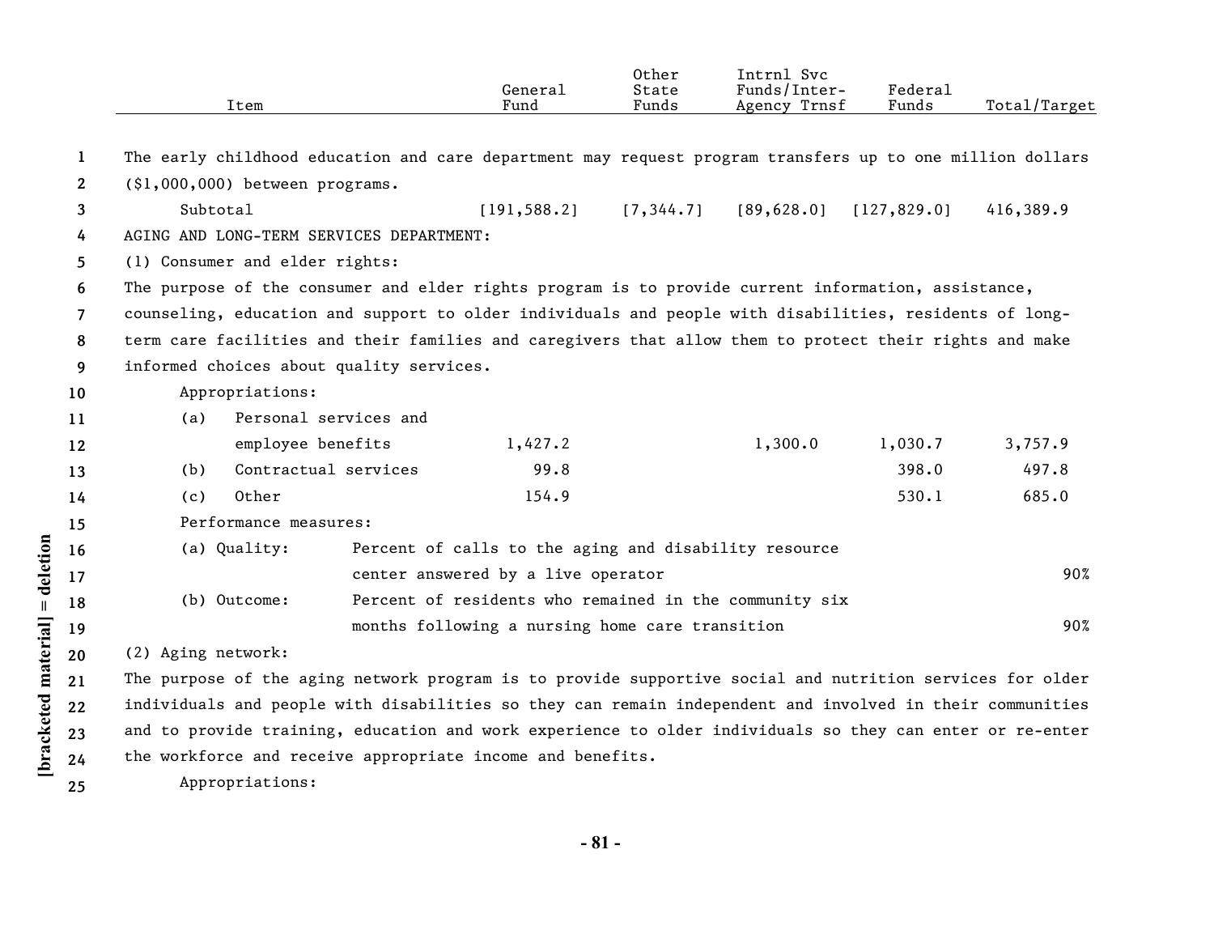| Item | General Fund | Other State Funds | Intrnl Svc Funds/Inter-Agency Trnsf | Federal Funds | Total/Target |
|---|---|---|---|---|---|
| The early childhood education and care department may request program transfers up to one million dollars ($1,000,000) between programs. | | | | | |
| Subtotal | [191,588.2] | [7,344.7] | [89,628.0] | [127,829.0] | 416,389.9 |
| AGING AND LONG-TERM SERVICES DEPARTMENT: | | | | | |
| (1) Consumer and elder rights: | | | | | |
| The purpose of the consumer and elder rights program is to provide current information, assistance, counseling, education and support to older individuals and people with disabilities, residents of long-term care facilities and their families and caregivers that allow them to protect their rights and make informed choices about quality services. | | | | | |
| Appropriations: | | | | | |
| (a) Personal services and employee benefits | 1,427.2 | | 1,300.0 | 1,030.7 | 3,757.9 |
| (b) Contractual services | 99.8 | | | 398.0 | 497.8 |
| (c) Other | 154.9 | | | 530.1 | 685.0 |
| Performance measures: | | | | | |
| (a) Quality: Percent of calls to the aging and disability resource center answered by a live operator | | | | | 90% |
| (b) Outcome: Percent of residents who remained in the community six months following a nursing home care transition | | | | | 90% |
| (2) Aging network: | | | | | |
| The purpose of the aging network program is to provide supportive social and nutrition services for older individuals and people with disabilities so they can remain independent and involved in their communities and to provide training, education and work experience to older individuals so they can enter or re-enter the workforce and receive appropriate income and benefits. | | | | | |
| Appropriations: | | | | | |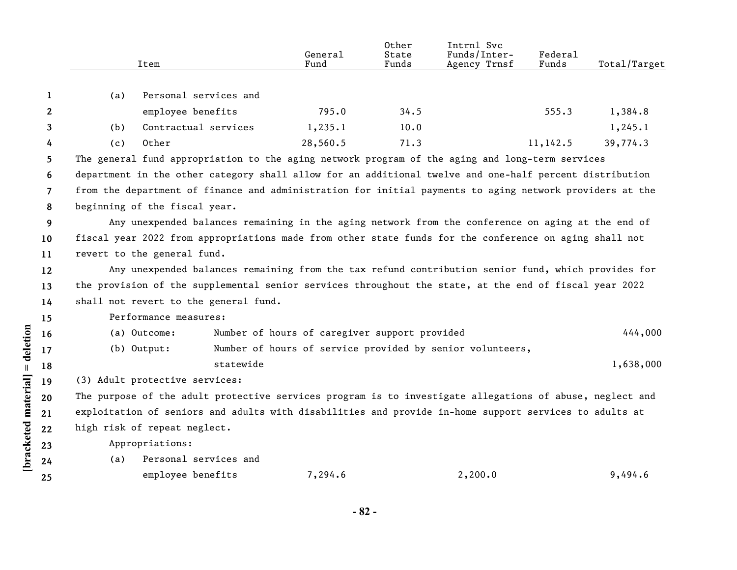| Item | General Fund | Other State Funds | Intrnl Svc Funds/Inter-Agency Trnsf | Federal Funds | Total/Target |
|---|---|---|---|---|---|
| (a) Personal services and employee benefits | 795.0 | 34.5 | | 555.3 | 1,384.8 |
| (b) Contractual services | 1,235.1 | 10.0 | | | 1,245.1 |
| (c) Other | 28,560.5 | 71.3 | | 11,142.5 | 39,774.3 |

The general fund appropriation to the aging network program of the aging and long-term services department in the other category shall allow for an additional twelve and one-half percent distribution from the department of finance and administration for initial payments to aging network providers at the beginning of the fiscal year.

Any unexpended balances remaining in the aging network from the conference on aging at the end of fiscal year 2022 from appropriations made from other state funds for the conference on aging shall not revert to the general fund.

Any unexpended balances remaining from the tax refund contribution senior fund, which provides for the provision of the supplemental senior services throughout the state, at the end of fiscal year 2022 shall not revert to the general fund.

Performance measures:

| | | |
|---|---|---|
| (a) Outcome: | Number of hours of caregiver support provided | 444,000 |
| (b) Output: | Number of hours of service provided by senior volunteers, statewide | 1,638,000 |

(3) Adult protective services:

The purpose of the adult protective services program is to investigate allegations of abuse, neglect and exploitation of seniors and adults with disabilities and provide in-home support services to adults at high risk of repeat neglect.

Appropriations:

| Item | General Fund | Other State Funds | Intrnl Svc Funds/Inter-Agency Trnsf | Federal Funds | Total/Target |
|---|---|---|---|---|---|
| (a) Personal services and employee benefits | 7,294.6 | | 2,200.0 | | 9,494.6 |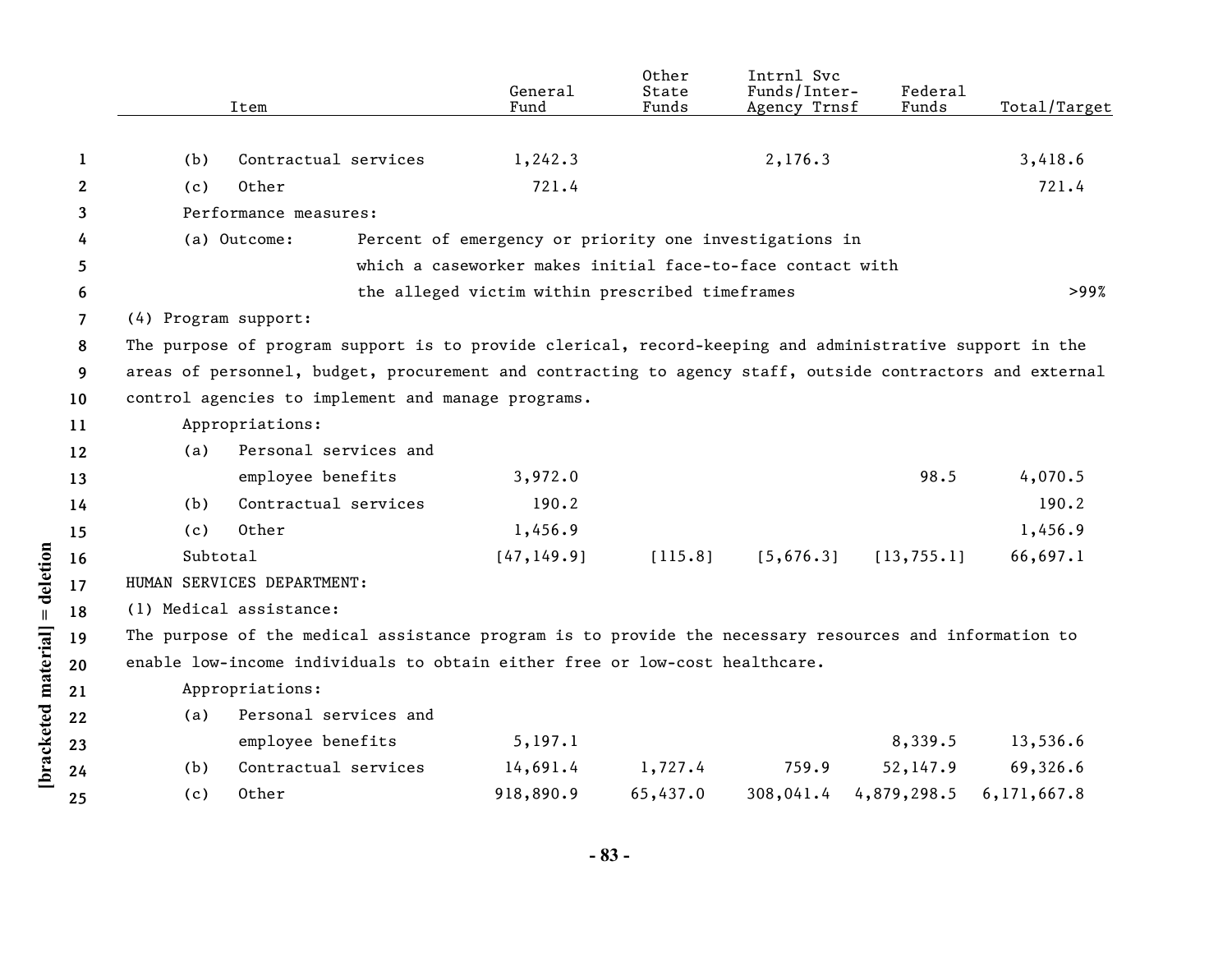| Item | General Fund | Other State Funds | Intrnl Svc Funds/Inter-Agency Trnsf | Federal Funds | Total/Target |
|---|---|---|---|---|---|
| (b) Contractual services | 1,242.3 | | 2,176.3 | | 3,418.6 |
| (c) Other | 721.4 | | | | 721.4 |
| Performance measures: | | | | | |
| (a) Outcome: Percent of emergency or priority one investigations in which a caseworker makes initial face-to-face contact with the alleged victim within prescribed timeframes | | | | | >99% |
| (4) Program support: | | | | | |
| The purpose of program support is to provide clerical, record-keeping and administrative support in the areas of personnel, budget, procurement and contracting to agency staff, outside contractors and external control agencies to implement and manage programs. | | | | | |
| Appropriations: | | | | | |
| (a) Personal services and employee benefits | 3,972.0 | | | 98.5 | 4,070.5 |
| (b) Contractual services | 190.2 | | | | 190.2 |
| (c) Other | 1,456.9 | | | | 1,456.9 |
| Subtotal | [47,149.9] | [115.8] | [5,676.3] | [13,755.1] | 66,697.1 |
| HUMAN SERVICES DEPARTMENT: | | | | | |
| (1) Medical assistance: | | | | | |
| The purpose of the medical assistance program is to provide the necessary resources and information to enable low-income individuals to obtain either free or low-cost healthcare. | | | | | |
| Appropriations: | | | | | |
| (a) Personal services and employee benefits | 5,197.1 | | | 8,339.5 | 13,536.6 |
| (b) Contractual services | 14,691.4 | 1,727.4 | 759.9 | 52,147.9 | 69,326.6 |
| (c) Other | 918,890.9 | 65,437.0 | 308,041.4 | 4,879,298.5 | 6,171,667.8 |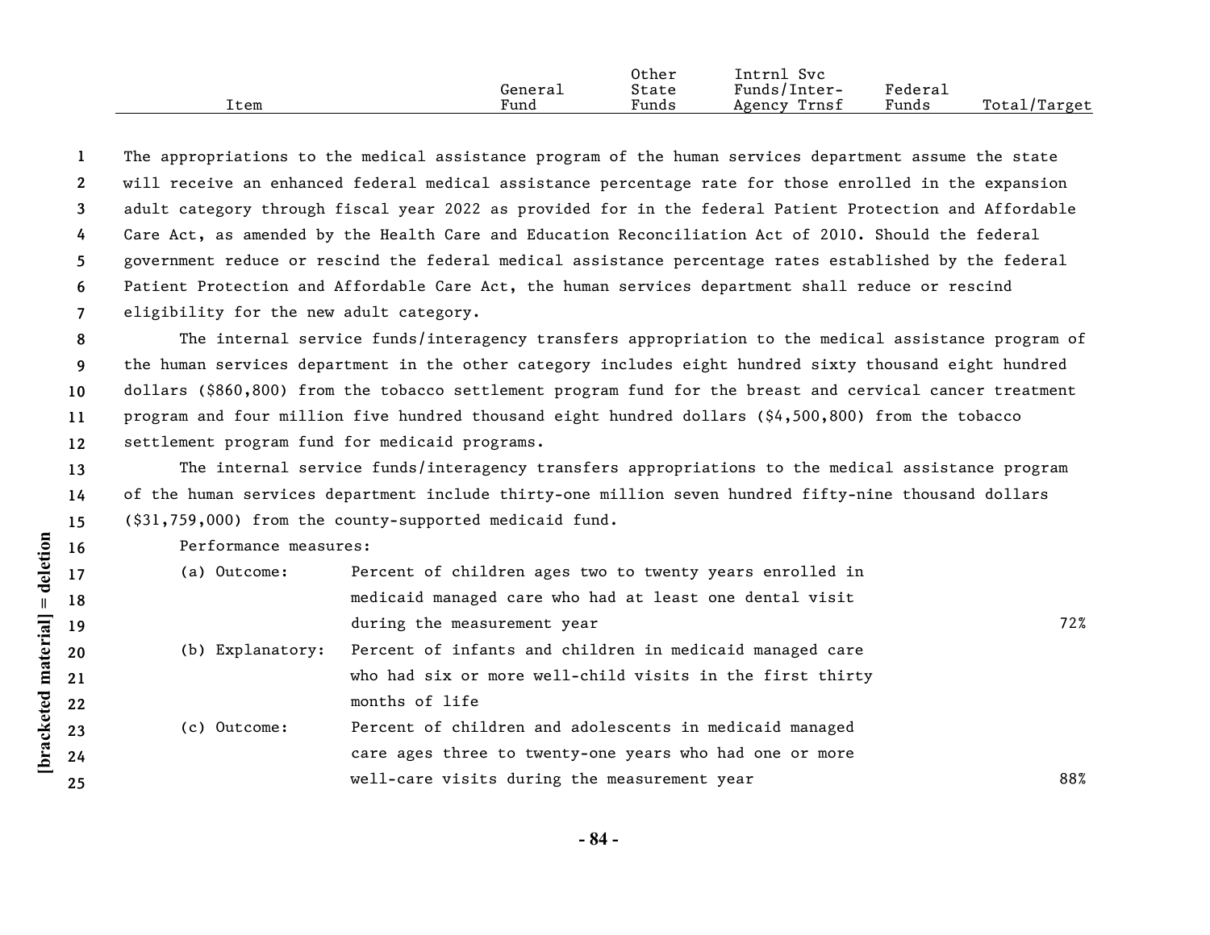| Item | General Fund | Other State Funds | Intrnl Svc Funds/Inter-Agency Trnsf | Federal Funds | Total/Target |
|---|---|---|---|---|---|

The appropriations to the medical assistance program of the human services department assume the state will receive an enhanced federal medical assistance percentage rate for those enrolled in the expansion adult category through fiscal year 2022 as provided for in the federal Patient Protection and Affordable Care Act, as amended by the Health Care and Education Reconciliation Act of 2010. Should the federal government reduce or rescind the federal medical assistance percentage rates established by the federal Patient Protection and Affordable Care Act, the human services department shall reduce or rescind eligibility for the new adult category.

The internal service funds/interagency transfers appropriation to the medical assistance program of the human services department in the other category includes eight hundred sixty thousand eight hundred dollars ($860,800) from the tobacco settlement program fund for the breast and cervical cancer treatment program and four million five hundred thousand eight hundred dollars ($4,500,800) from the tobacco settlement program fund for medicaid programs.

The internal service funds/interagency transfers appropriations to the medical assistance program of the human services department include thirty-one million seven hundred fifty-nine thousand dollars ($31,759,000) from the county-supported medicaid fund.

Performance measures:

| | | |
|---|---|---|
| (a) Outcome: | Percent of children ages two to twenty years enrolled in medicaid managed care who had at least one dental visit during the measurement year | 72% |
| (b) Explanatory: | Percent of infants and children in medicaid managed care who had six or more well-child visits in the first thirty months of life | |
| (c) Outcome: | Percent of children and adolescents in medicaid managed care ages three to twenty-one years who had one or more well-care visits during the measurement year | 88% |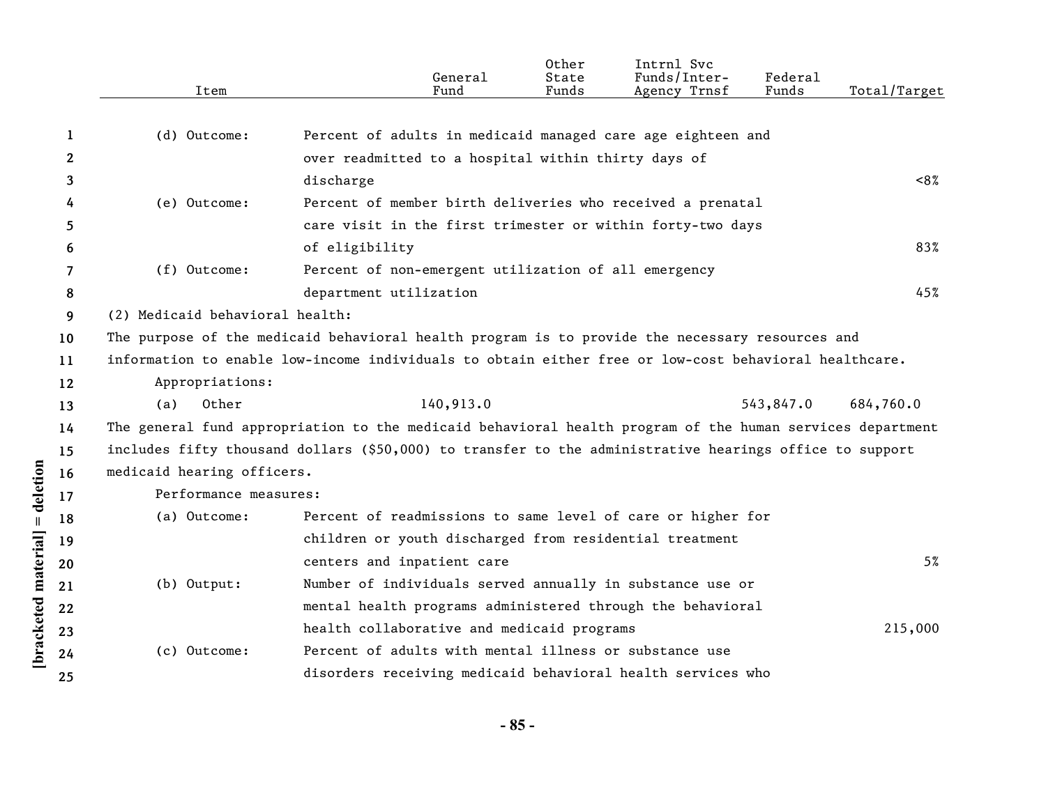| Item | | General Fund | Other State Funds | Intrnl Svc Funds/Inter-Agency Trnsf | Federal Funds | Total/Target |
|---|---|---|---|---|---|---|
| (d) Outcome: | Percent of adults in medicaid managed care age eighteen and over readmitted to a hospital within thirty days of discharge | | | | | <8% |
| (e) Outcome: | Percent of member birth deliveries who received a prenatal care visit in the first trimester or within forty-two days of eligibility | | | | | 83% |
| (f) Outcome: | Percent of non-emergent utilization of all emergency department utilization | | | | | 45% |

(2) Medicaid behavioral health:

The purpose of the medicaid behavioral health program is to provide the necessary resources and information to enable low-income individuals to obtain either free or low-cost behavioral healthcare.

Appropriations:

| Item | General Fund | Other State Funds | Intrnl Svc Funds/Inter-Agency Trnsf | Federal Funds | Total/Target |
|---|---|---|---|---|---|
| (a) Other | 140,913.0 | | | 543,847.0 | 684,760.0 |

The general fund appropriation to the medicaid behavioral health program of the human services department includes fifty thousand dollars ($50,000) to transfer to the administrative hearings office to support medicaid hearing officers.

Performance measures:

| Item | | Total/Target |
|---|---|---|
| (a) Outcome: | Percent of readmissions to same level of care or higher for children or youth discharged from residential treatment centers and inpatient care | 5% |
| (b) Output: | Number of individuals served annually in substance use or mental health programs administered through the behavioral health collaborative and medicaid programs | 215,000 |
| (c) Outcome: | Percent of adults with mental illness or substance use disorders receiving medicaid behavioral health services who | |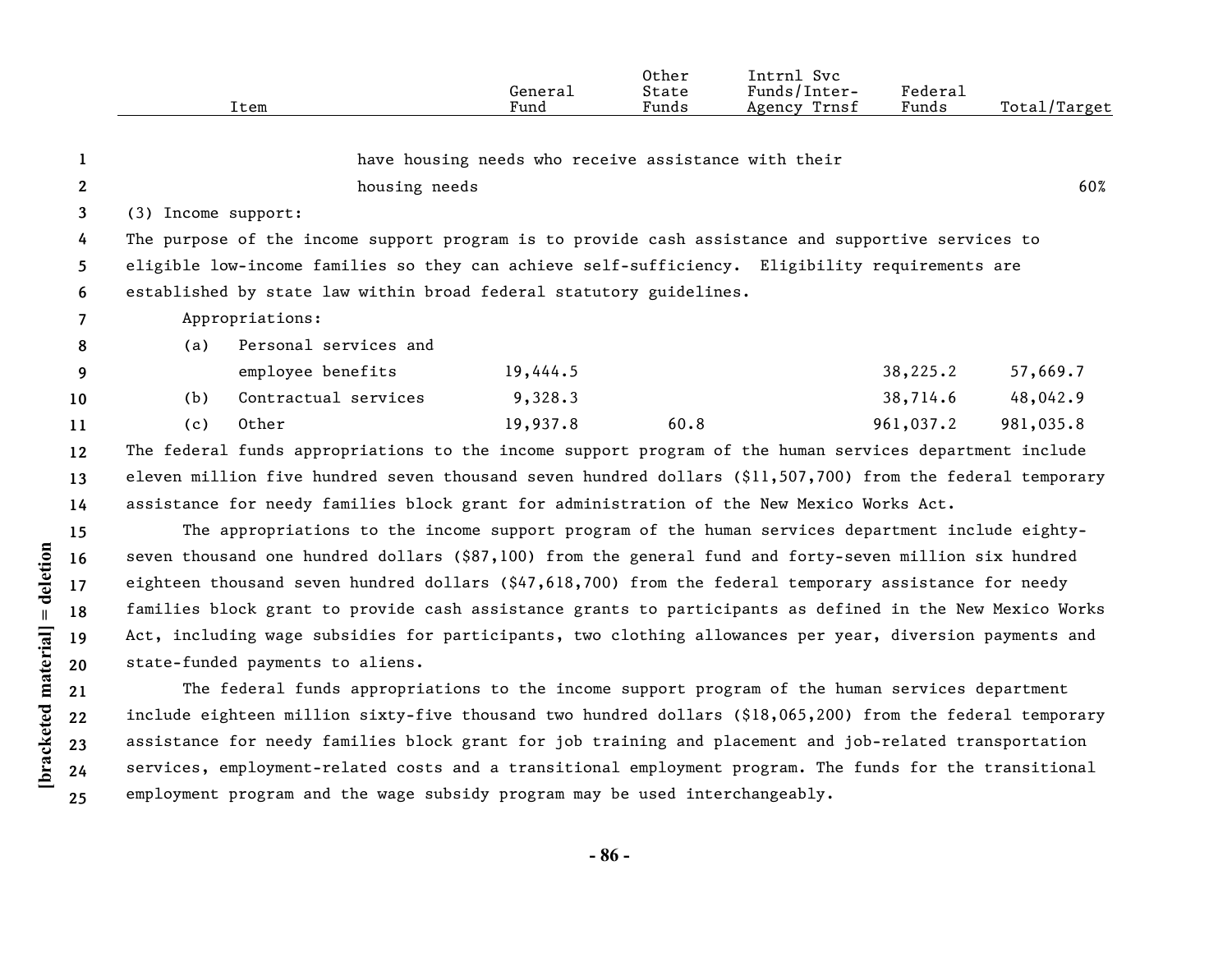| Item | General Fund | Other State Funds | Intrnl Svc Funds/Inter-Agency Trnsf | Federal Funds | Total/Target |
|---|---|---|---|---|---|
| have housing needs who receive assistance with their housing needs | | | | | 60% |

(3) Income support:

The purpose of the income support program is to provide cash assistance and supportive services to eligible low-income families so they can achieve self-sufficiency. Eligibility requirements are established by state law within broad federal statutory guidelines.

| Item | General Fund | Other State Funds | Intrnl Svc Funds/Inter-Agency Trnsf | Federal Funds | Total/Target |
|---|---|---|---|---|---|
| Appropriations: | | | | | |
| (a) Personal services and employee benefits | 19,444.5 | | | 38,225.2 | 57,669.7 |
| (b) Contractual services | 9,328.3 | | | 38,714.6 | 48,042.9 |
| (c) Other | 19,937.8 | 60.8 | | 961,037.2 | 981,035.8 |

The federal funds appropriations to the income support program of the human services department include eleven million five hundred seven thousand seven hundred dollars ($11,507,700) from the federal temporary assistance for needy families block grant for administration of the New Mexico Works Act.

The appropriations to the income support program of the human services department include eighty-seven thousand one hundred dollars ($87,100) from the general fund and forty-seven million six hundred eighteen thousand seven hundred dollars ($47,618,700) from the federal temporary assistance for needy families block grant to provide cash assistance grants to participants as defined in the New Mexico Works Act, including wage subsidies for participants, two clothing allowances per year, diversion payments and state-funded payments to aliens.

The federal funds appropriations to the income support program of the human services department include eighteen million sixty-five thousand two hundred dollars ($18,065,200) from the federal temporary assistance for needy families block grant for job training and placement and job-related transportation services, employment-related costs and a transitional employment program. The funds for the transitional employment program and the wage subsidy program may be used interchangeably.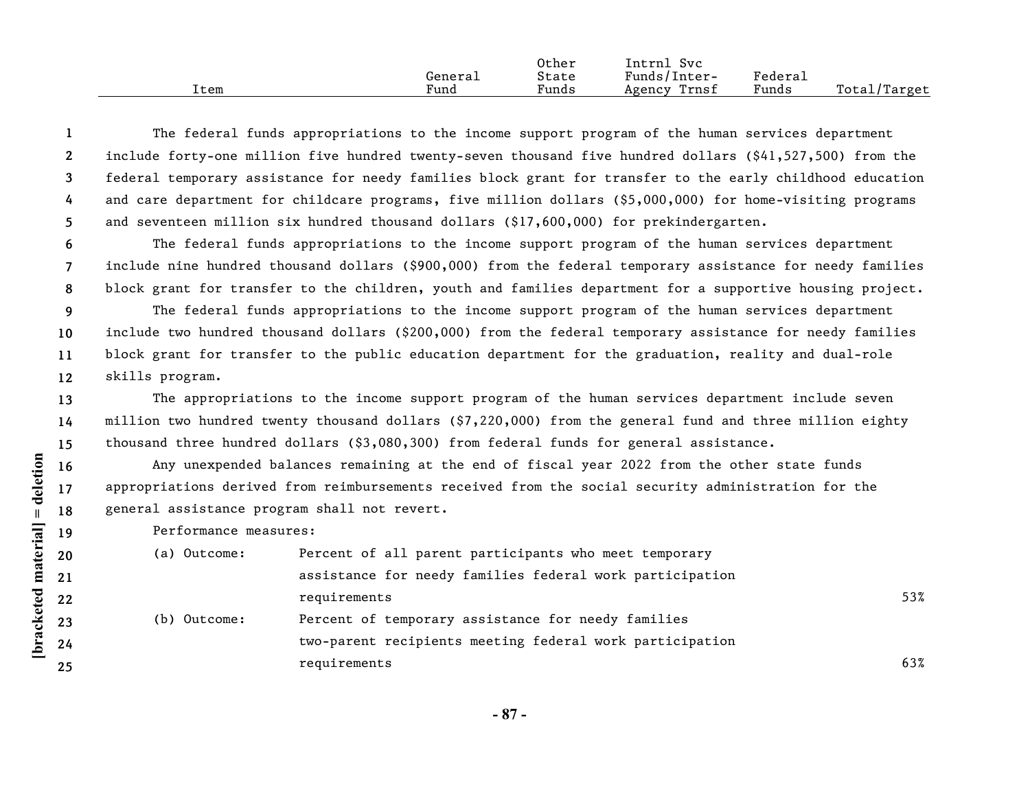| Item | General Fund | Other State Funds | Intrnl Svc Funds/Inter-Agency Trnsf | Federal Funds | Total/Target |
|---|---|---|---|---|---|

The federal funds appropriations to the income support program of the human services department include forty-one million five hundred twenty-seven thousand five hundred dollars ($41,527,500) from the federal temporary assistance for needy families block grant for transfer to the early childhood education and care department for childcare programs, five million dollars ($5,000,000) for home-visiting programs and seventeen million six hundred thousand dollars ($17,600,000) for prekindergarten.

The federal funds appropriations to the income support program of the human services department include nine hundred thousand dollars ($900,000) from the federal temporary assistance for needy families block grant for transfer to the children, youth and families department for a supportive housing project.

The federal funds appropriations to the income support program of the human services department include two hundred thousand dollars ($200,000) from the federal temporary assistance for needy families block grant for transfer to the public education department for the graduation, reality and dual-role skills program.

The appropriations to the income support program of the human services department include seven million two hundred twenty thousand dollars ($7,220,000) from the general fund and three million eighty thousand three hundred dollars ($3,080,300) from federal funds for general assistance.

Any unexpended balances remaining at the end of fiscal year 2022 from the other state funds appropriations derived from reimbursements received from the social security administration for the general assistance program shall not revert.

Performance measures:

| | | |
|---|---|---|
| (a) Outcome: | Percent of all parent participants who meet temporary assistance for needy families federal work participation requirements | 53% |
| (b) Outcome: | Percent of temporary assistance for needy families two-parent recipients meeting federal work participation requirements | 63% |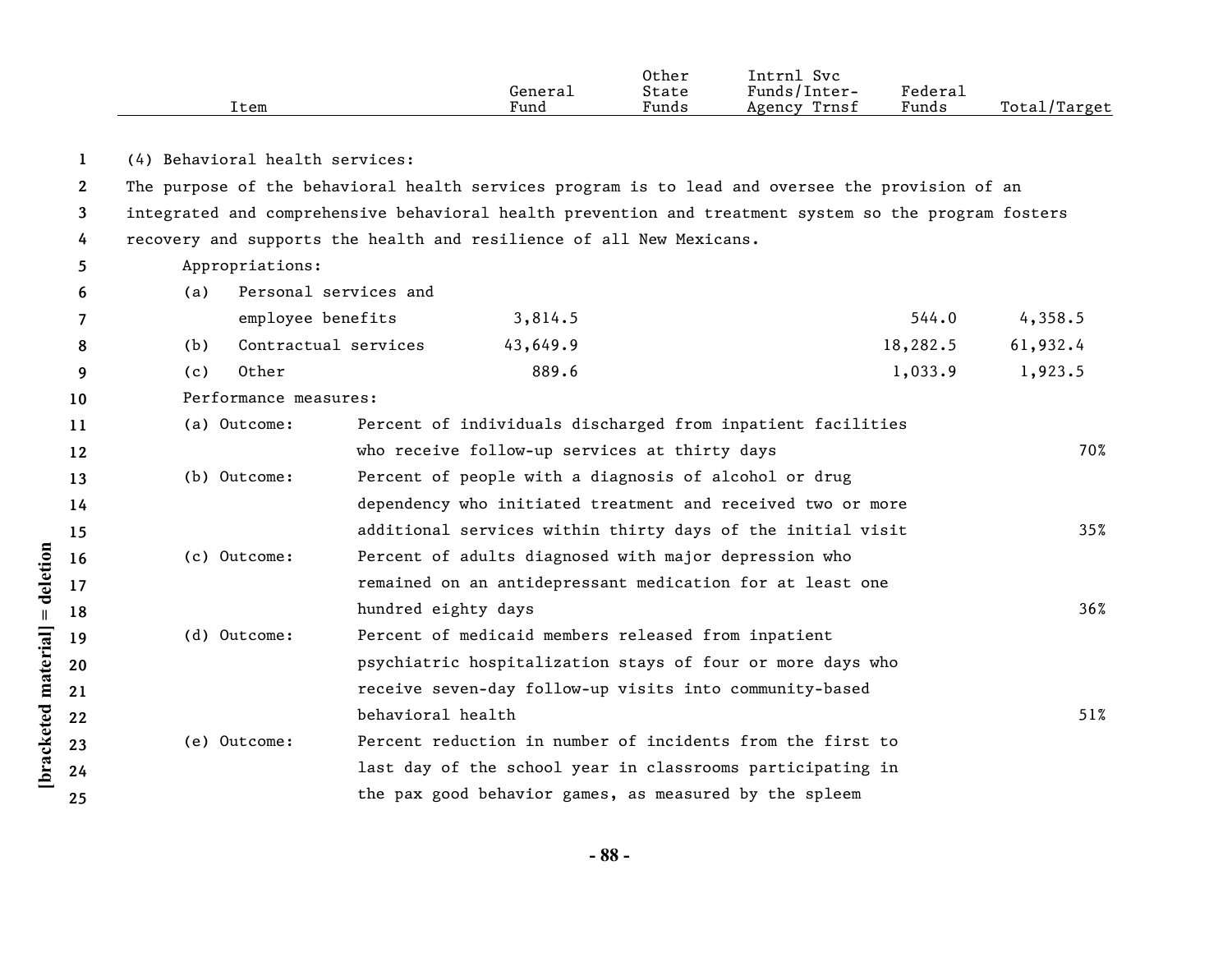| Item | General Fund | Other State Funds | Intrnl Svc Funds/Inter-Agency Trnsf | Federal Funds | Total/Target |
|---|---|---|---|---|---|

(4) Behavioral health services:

The purpose of the behavioral health services program is to lead and oversee the provision of an integrated and comprehensive behavioral health prevention and treatment system so the program fosters recovery and supports the health and resilience of all New Mexicans.

Appropriations:

| Item | General Fund | Other State Funds | Intrnl Svc Funds/Inter-Agency Trnsf | Federal Funds | Total/Target |
|---|---|---|---|---|---|
| (a) Personal services and employee benefits | 3,814.5 | | | 544.0 | 4,358.5 |
| (b) Contractual services | 43,649.9 | | | 18,282.5 | 61,932.4 |
| (c) Other | 889.6 | | | 1,033.9 | 1,923.5 |

Performance measures:

| Measure | Description | Target |
|---|---|---|
| (a) Outcome: | Percent of individuals discharged from inpatient facilities who receive follow-up services at thirty days | 70% |
| (b) Outcome: | Percent of people with a diagnosis of alcohol or drug dependency who initiated treatment and received two or more additional services within thirty days of the initial visit | 35% |
| (c) Outcome: | Percent of adults diagnosed with major depression who remained on an antidepressant medication for at least one hundred eighty days | 36% |
| (d) Outcome: | Percent of medicaid members released from inpatient psychiatric hospitalization stays of four or more days who receive seven-day follow-up visits into community-based behavioral health | 51% |
| (e) Outcome: | Percent reduction in number of incidents from the first to last day of the school year in classrooms participating in the pax good behavior games, as measured by the spleem | |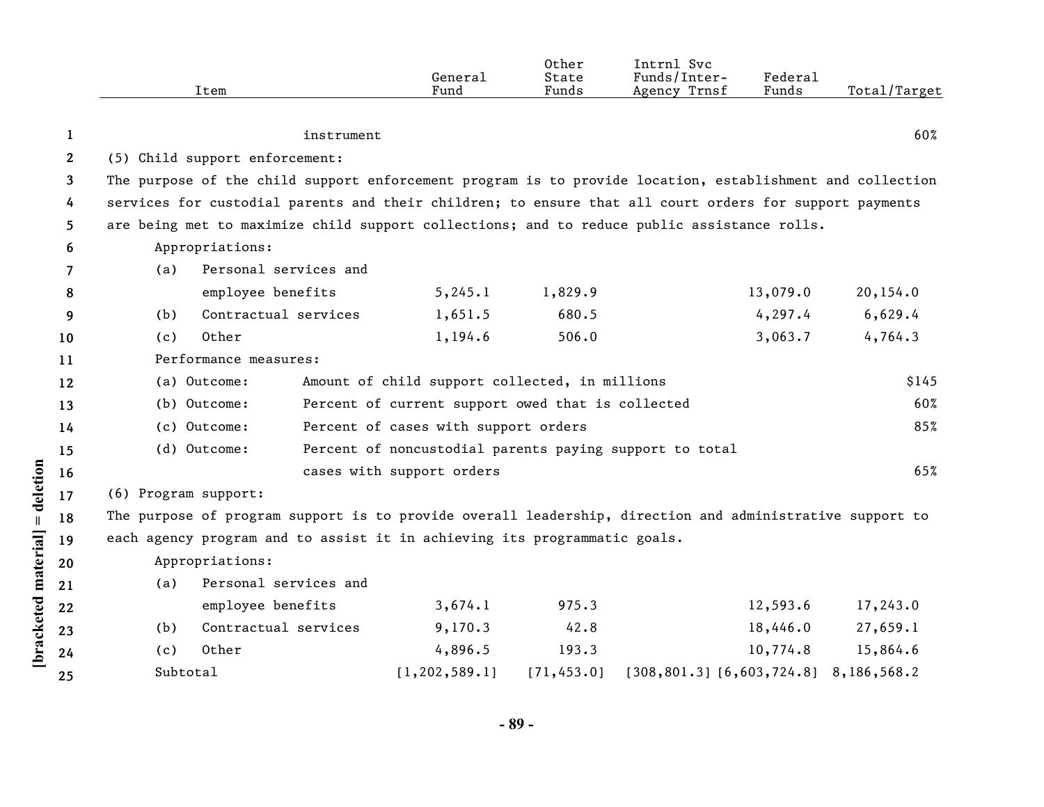| Item | General Fund | Other State Funds | Intrnl Svc Funds/Inter-Agency Trnsf | Federal Funds | Total/Target |
|---|---|---|---|---|---|
| instrument | | | | | 60% |
| (5) Child support enforcement: | | | | | |
| The purpose of the child support enforcement program is to provide location, establishment and collection services for custodial parents and their children; to ensure that all court orders for support payments are being met to maximize child support collections; and to reduce public assistance rolls. | | | | | |
| Appropriations: | | | | | |
| (a) Personal services and employee benefits | 5,245.1 | 1,829.9 | | 13,079.0 | 20,154.0 |
| (b) Contractual services | 1,651.5 | 680.5 | | 4,297.4 | 6,629.4 |
| (c) Other | 1,194.6 | 506.0 | | 3,063.7 | 4,764.3 |
| Performance measures: | | | | | |
| (a) Outcome: Amount of child support collected, in millions | | | | | $145 |
| (b) Outcome: Percent of current support owed that is collected | | | | | 60% |
| (c) Outcome: Percent of cases with support orders | | | | | 85% |
| (d) Outcome: Percent of noncustodial parents paying support to total cases with support orders | | | | | 65% |
| (6) Program support: | | | | | |
| The purpose of program support is to provide overall leadership, direction and administrative support to each agency program and to assist it in achieving its programmatic goals. | | | | | |
| Appropriations: | | | | | |
| (a) Personal services and employee benefits | 3,674.1 | 975.3 | | 12,593.6 | 17,243.0 |
| (b) Contractual services | 9,170.3 | 42.8 | | 18,446.0 | 27,659.1 |
| (c) Other | 4,896.5 | 193.3 | | 10,774.8 | 15,864.6 |
| Subtotal | [1,202,589.1] | [71,453.0] | [308,801.3] | [6,603,724.8] | 8,186,568.2 |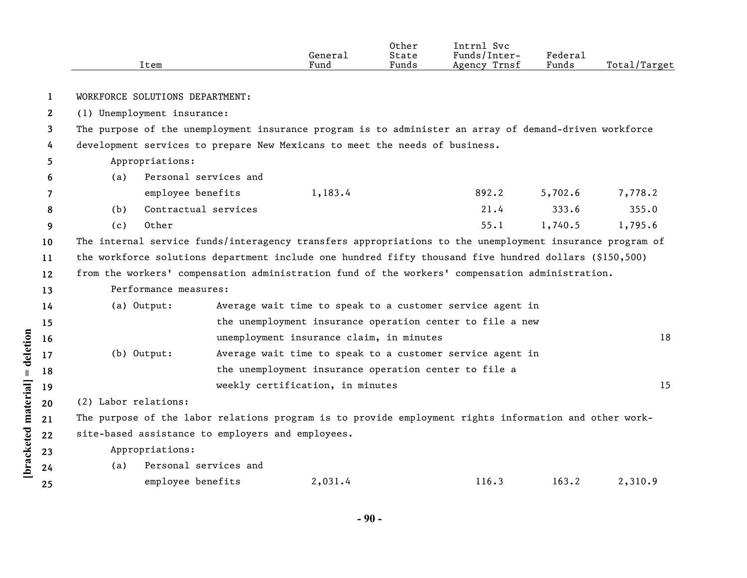| Item | General Fund | Other State Funds | Intrnl Svc Funds/Inter-Agency Trnsf | Federal Funds | Total/Target |
|---|---|---|---|---|---|
| WORKFORCE SOLUTIONS DEPARTMENT: | | | | | |
| (1) Unemployment insurance: | | | | | |
| The purpose of the unemployment insurance program is to administer an array of demand-driven workforce development services to prepare New Mexicans to meet the needs of business. | | | | | |
| Appropriations: | | | | | |
| (a) Personal services and employee benefits | 1,183.4 | | 892.2 | 5,702.6 | 7,778.2 |
| (b) Contractual services | | | 21.4 | 333.6 | 355.0 |
| (c) Other | | | 55.1 | 1,740.5 | 1,795.6 |
| The internal service funds/interagency transfers appropriations to the unemployment insurance program of the workforce solutions department include one hundred fifty thousand five hundred dollars ($150,500) from the workers' compensation administration fund of the workers' compensation administration. | | | | | |
| Performance measures: | | | | | |
| (a) Output: Average wait time to speak to a customer service agent in the unemployment insurance operation center to file a new unemployment insurance claim, in minutes | | | | | 18 |
| (b) Output: Average wait time to speak to a customer service agent in the unemployment insurance operation center to file a weekly certification, in minutes | | | | | 15 |
| (2) Labor relations: | | | | | |
| The purpose of the labor relations program is to provide employment rights information and other work-site-based assistance to employers and employees. | | | | | |
| Appropriations: | | | | | |
| (a) Personal services and employee benefits | 2,031.4 | | 116.3 | 163.2 | 2,310.9 |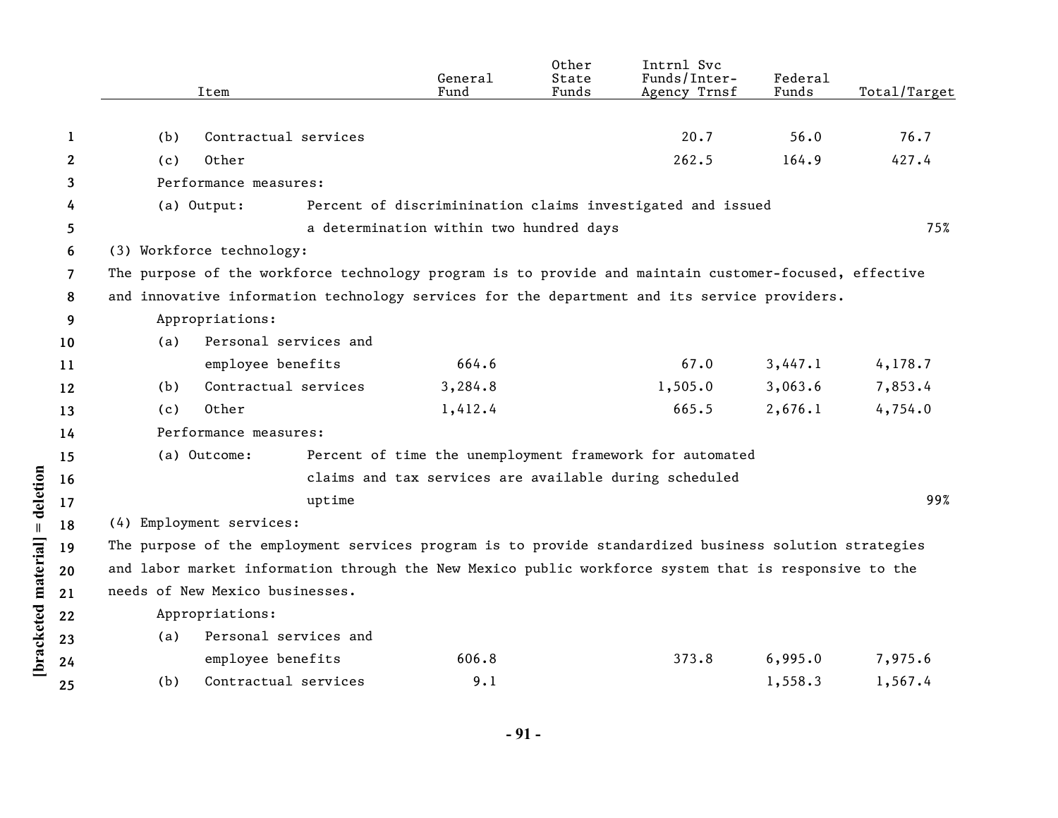| Item | General Fund | Other State Funds | Intrnl Svc Funds/Inter-Agency Trnsf | Federal Funds | Total/Target |
|---|---|---|---|---|---|
| (b) Contractual services | | | 20.7 | 56.0 | 76.7 |
| (c) Other | | | 262.5 | 164.9 | 427.4 |
| Performance measures: | | | | | |
| (a) Output: Percent of discriminination claims investigated and issued a determination within two hundred days | | | | | 75% |
| **(3) Workforce technology:** | | | | | |
| The purpose of the workforce technology program is to provide and maintain customer-focused, effective and innovative information technology services for the department and its service providers. | | | | | |
| Appropriations: | | | | | |
| (a) Personal services and employee benefits | 664.6 | | 67.0 | 3,447.1 | 4,178.7 |
| (b) Contractual services | 3,284.8 | | 1,505.0 | 3,063.6 | 7,853.4 |
| (c) Other | 1,412.4 | | 665.5 | 2,676.1 | 4,754.0 |
| Performance measures: | | | | | |
| (a) Outcome: Percent of time the unemployment framework for automated claims and tax services are available during scheduled uptime | | | | | 99% |
| **(4) Employment services:** | | | | | |
| The purpose of the employment services program is to provide standardized business solution strategies and labor market information through the New Mexico public workforce system that is responsive to the needs of New Mexico businesses. | | | | | |
| Appropriations: | | | | | |
| (a) Personal services and employee benefits | 606.8 | | 373.8 | 6,995.0 | 7,975.6 |
| (b) Contractual services | 9.1 | | | 1,558.3 | 1,567.4 |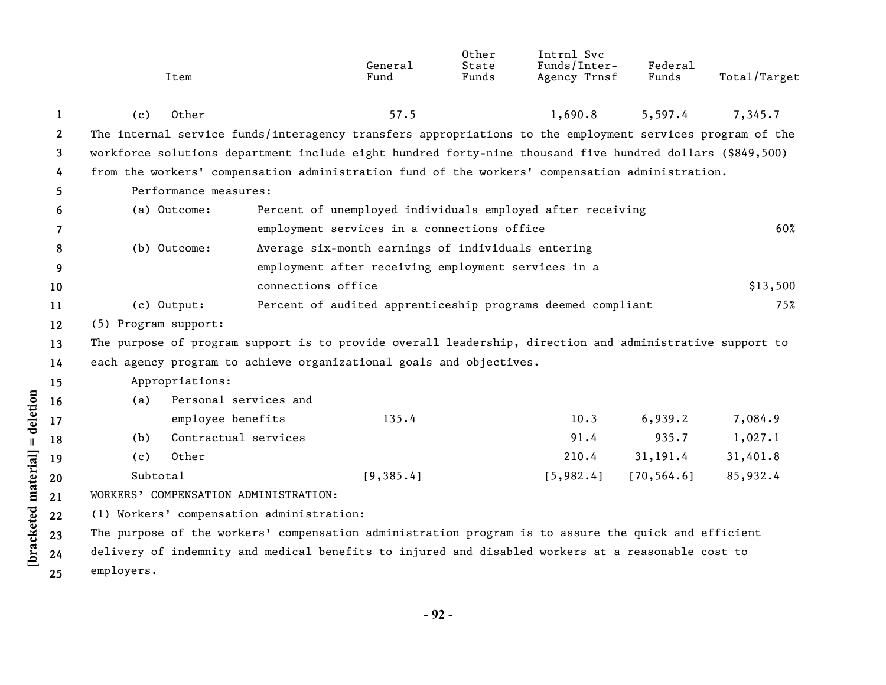| Item | General Fund | Other State Funds | Intrnl Svc Funds/Inter-Agency Trnsf | Federal Funds | Total/Target |
|---|---|---|---|---|---|
| (c) Other | 57.5 | | 1,690.8 | 5,597.4 | 7,345.7 |

The internal service funds/interagency transfers appropriations to the employment services program of the workforce solutions department include eight hundred forty-nine thousand five hundred dollars ($849,500) from the workers' compensation administration fund of the workers' compensation administration.

Performance measures:

| | | |
|---|---|---|
| (a) Outcome: | Percent of unemployed individuals employed after receiving employment services in a connections office | 60% |
| (b) Outcome: | Average six-month earnings of individuals entering employment after receiving employment services in a connections office | $13,500 |
| (c) Output: | Percent of audited apprenticeship programs deemed compliant | 75% |

(5) Program support:

The purpose of program support is to provide overall leadership, direction and administrative support to each agency program to achieve organizational goals and objectives.

Appropriations:

| Item | General Fund | Other State Funds | Intrnl Svc Funds/Inter-Agency Trnsf | Federal Funds | Total/Target |
|---|---|---|---|---|---|
| (a) Personal services and employee benefits | 135.4 | | 10.3 | 6,939.2 | 7,084.9 |
| (b) Contractual services | | | 91.4 | 935.7 | 1,027.1 |
| (c) Other | | | 210.4 | 31,191.4 | 31,401.8 |
| Subtotal | [9,385.4] | | [5,982.4] | [70,564.6] | 85,932.4 |

WORKERS' COMPENSATION ADMINISTRATION:

(1) Workers' compensation administration:

The purpose of the workers' compensation administration program is to assure the quick and efficient delivery of indemnity and medical benefits to injured and disabled workers at a reasonable cost to employers.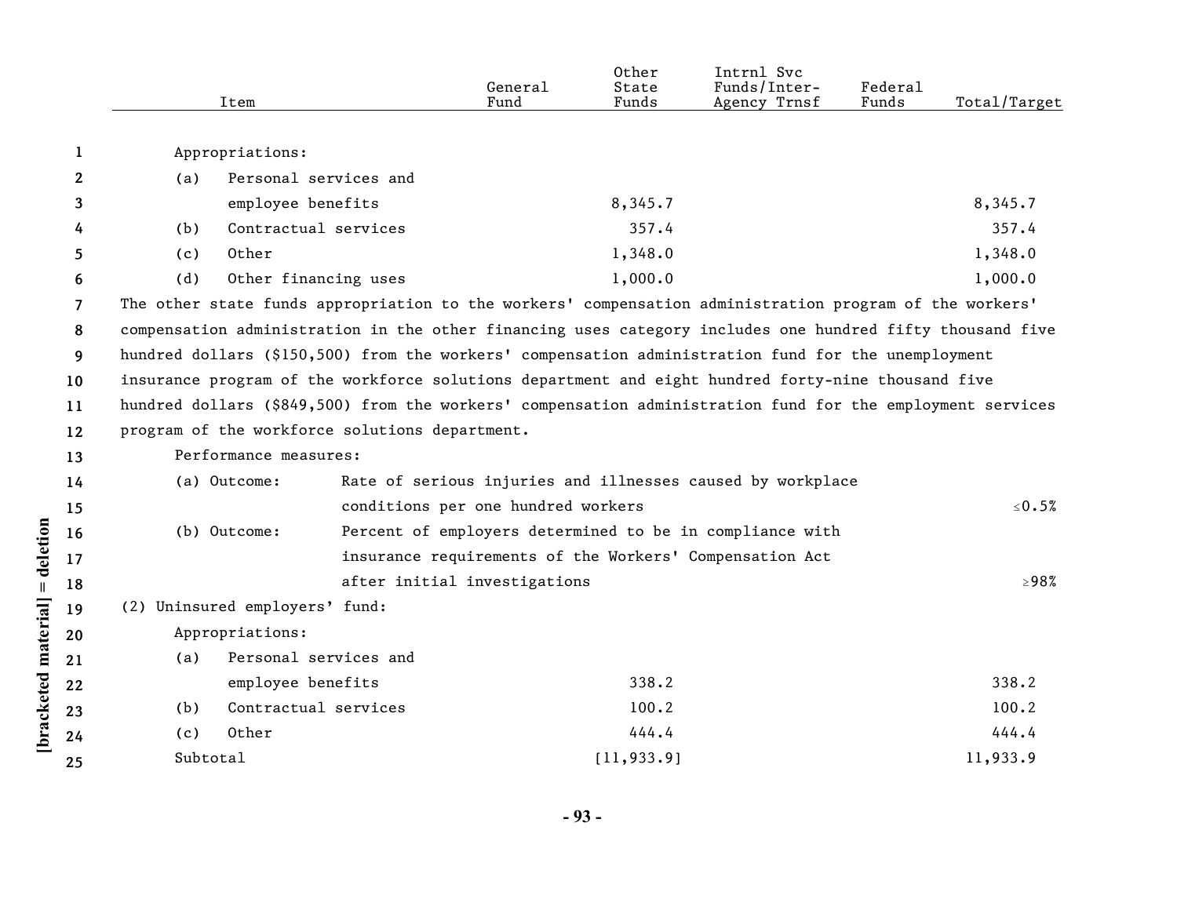| Item | General Fund | Other State Funds | Intrnl Svc Funds/Inter-Agency Trnsf | Federal Funds | Total/Target |
|---|---|---|---|---|---|
| Appropriations: | | | | | |
| (a) Personal services and employee benefits | | 8,345.7 | | | 8,345.7 |
| (b) Contractual services | | 357.4 | | | 357.4 |
| (c) Other | | 1,348.0 | | | 1,348.0 |
| (d) Other financing uses | | 1,000.0 | | | 1,000.0 |

The other state funds appropriation to the workers' compensation administration program of the workers' compensation administration in the other financing uses category includes one hundred fifty thousand five hundred dollars ($150,500) from the workers' compensation administration fund for the unemployment insurance program of the workforce solutions department and eight hundred forty-nine thousand five hundred dollars ($849,500) from the workers' compensation administration fund for the employment services program of the workforce solutions department.

Performance measures:

| | | |
|---|---|---|
| (a) Outcome: | Rate of serious injuries and illnesses caused by workplace conditions per one hundred workers | ≤0.5% |
| (b) Outcome: | Percent of employers determined to be in compliance with insurance requirements of the Workers' Compensation Act after initial investigations | ≥98% |

(2) Uninsured employers' fund:

| Item | General Fund | Other State Funds | Intrnl Svc Funds/Inter-Agency Trnsf | Federal Funds | Total/Target |
|---|---|---|---|---|---|
| Appropriations: | | | | | |
| (a) Personal services and employee benefits | | 338.2 | | | 338.2 |
| (b) Contractual services | | 100.2 | | | 100.2 |
| (c) Other | | 444.4 | | | 444.4 |
| Subtotal | | [11,933.9] | | | 11,933.9 |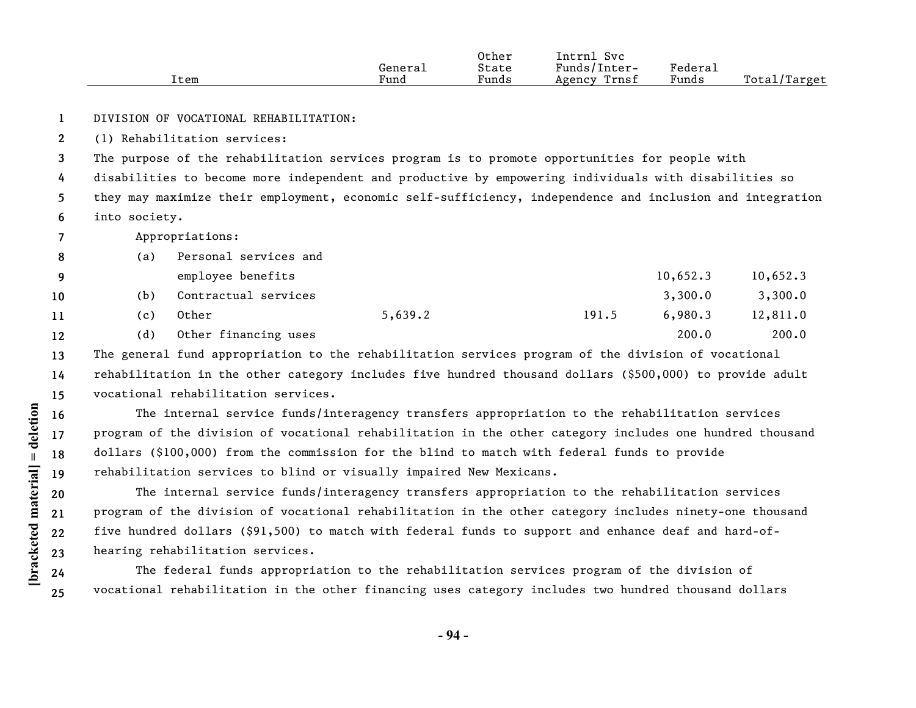| Item | General Fund | Other State Funds | Intrnl Svc Funds/Inter-Agency Trnsf | Federal Funds | Total/Target |
|---|---|---|---|---|---|

DIVISION OF VOCATIONAL REHABILITATION:

(1) Rehabilitation services:

The purpose of the rehabilitation services program is to promote opportunities for people with disabilities to become more independent and productive by empowering individuals with disabilities so they may maximize their employment, economic self-sufficiency, independence and inclusion and integration into society.

Appropriations:

| Item | General Fund | Other State Funds | Intrnl Svc Funds/Inter-Agency Trnsf | Federal Funds | Total/Target |
|---|---|---|---|---|---|
| (a) Personal services and employee benefits | | | | 10,652.3 | 10,652.3 |
| (b) Contractual services | | | | 3,300.0 | 3,300.0 |
| (c) Other | 5,639.2 | | 191.5 | 6,980.3 | 12,811.0 |
| (d) Other financing uses | | | | 200.0 | 200.0 |

The general fund appropriation to the rehabilitation services program of the division of vocational rehabilitation in the other category includes five hundred thousand dollars ($500,000) to provide adult vocational rehabilitation services.

The internal service funds/interagency transfers appropriation to the rehabilitation services program of the division of vocational rehabilitation in the other category includes one hundred thousand dollars ($100,000) from the commission for the blind to match with federal funds to provide rehabilitation services to blind or visually impaired New Mexicans.

The internal service funds/interagency transfers appropriation to the rehabilitation services program of the division of vocational rehabilitation in the other category includes ninety-one thousand five hundred dollars ($91,500) to match with federal funds to support and enhance deaf and hard-of-hearing rehabilitation services.

The federal funds appropriation to the rehabilitation services program of the division of vocational rehabilitation in the other financing uses category includes two hundred thousand dollars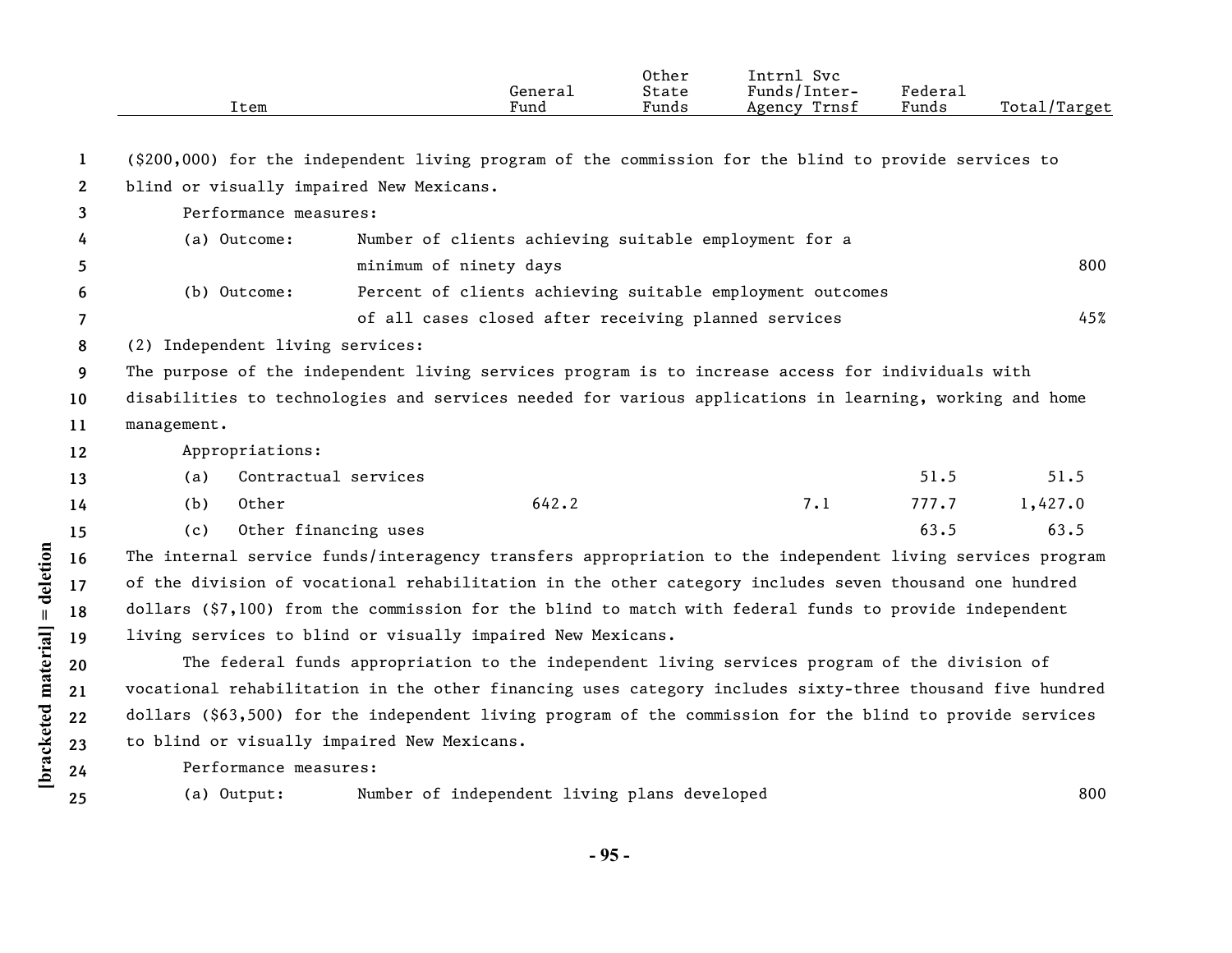| Item | General Fund | Other State Funds | Intrnl Svc Funds/Inter-Agency Trnsf | Federal Funds | Total/Target |
|---|---|---|---|---|---|

($200,000) for the independent living program of the commission for the blind to provide services to blind or visually impaired New Mexicans.

Performance measures:

| | | |
|---|---|---|
| (a) Outcome: | Number of clients achieving suitable employment for a minimum of ninety days | 800 |
| (b) Outcome: | Percent of clients achieving suitable employment outcomes of all cases closed after receiving planned services | 45% |

(2) Independent living services:

The purpose of the independent living services program is to increase access for individuals with disabilities to technologies and services needed for various applications in learning, working and home management.

Appropriations:

| Item | General Fund | Other State Funds | Intrnl Svc Funds/Inter-Agency Trnsf | Federal Funds | Total/Target |
|---|---|---|---|---|---|
| (a) Contractual services | | | | 51.5 | 51.5 |
| (b) Other | 642.2 | | 7.1 | 777.7 | 1,427.0 |
| (c) Other financing uses | | | | 63.5 | 63.5 |

The internal service funds/interagency transfers appropriation to the independent living services program of the division of vocational rehabilitation in the other category includes seven thousand one hundred dollars ($7,100) from the commission for the blind to match with federal funds to provide independent living services to blind or visually impaired New Mexicans.

The federal funds appropriation to the independent living services program of the division of vocational rehabilitation in the other financing uses category includes sixty-three thousand five hundred dollars ($63,500) for the independent living program of the commission for the blind to provide services to blind or visually impaired New Mexicans.

Performance measures:

| | | |
|---|---|---|
| (a) Output: | Number of independent living plans developed | 800 |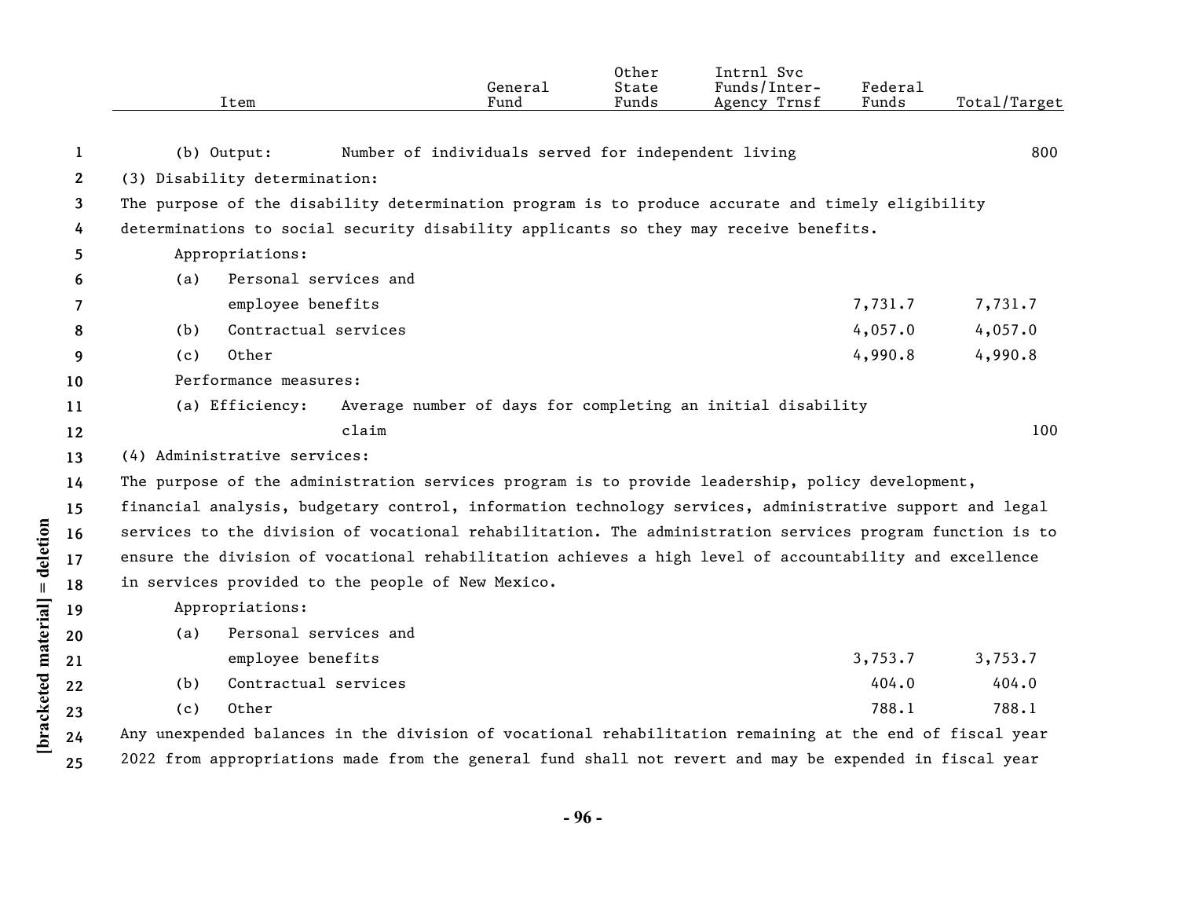| Item | General Fund | Other State Funds | Intrnl Svc Funds/Inter-Agency Trnsf | Federal Funds | Total/Target |
|---|---|---|---|---|---|
| (b) Output: Number of individuals served for independent living | | | | | 800 |

(3) Disability determination:

The purpose of the disability determination program is to produce accurate and timely eligibility determinations to social security disability applicants so they may receive benefits.

| Item | General Fund | Other State Funds | Intrnl Svc Funds/Inter-Agency Trnsf | Federal Funds | Total/Target |
|---|---|---|---|---|---|
| Appropriations: | | | | | |
| (a) Personal services and employee benefits | | | | 7,731.7 | 7,731.7 |
| (b) Contractual services | | | | 4,057.0 | 4,057.0 |
| (c) Other | | | | 4,990.8 | 4,990.8 |
| Performance measures: | | | | | |
| (a) Efficiency: Average number of days for completing an initial disability claim | | | | | 100 |

(4) Administrative services:

The purpose of the administration services program is to provide leadership, policy development, financial analysis, budgetary control, information technology services, administrative support and legal services to the division of vocational rehabilitation. The administration services program function is to ensure the division of vocational rehabilitation achieves a high level of accountability and excellence in services provided to the people of New Mexico.

| Item | General Fund | Other State Funds | Intrnl Svc Funds/Inter-Agency Trnsf | Federal Funds | Total/Target |
|---|---|---|---|---|---|
| Appropriations: | | | | | |
| (a) Personal services and employee benefits | | | | 3,753.7 | 3,753.7 |
| (b) Contractual services | | | | 404.0 | 404.0 |
| (c) Other | | | | 788.1 | 788.1 |

Any unexpended balances in the division of vocational rehabilitation remaining at the end of fiscal year 2022 from appropriations made from the general fund shall not revert and may be expended in fiscal year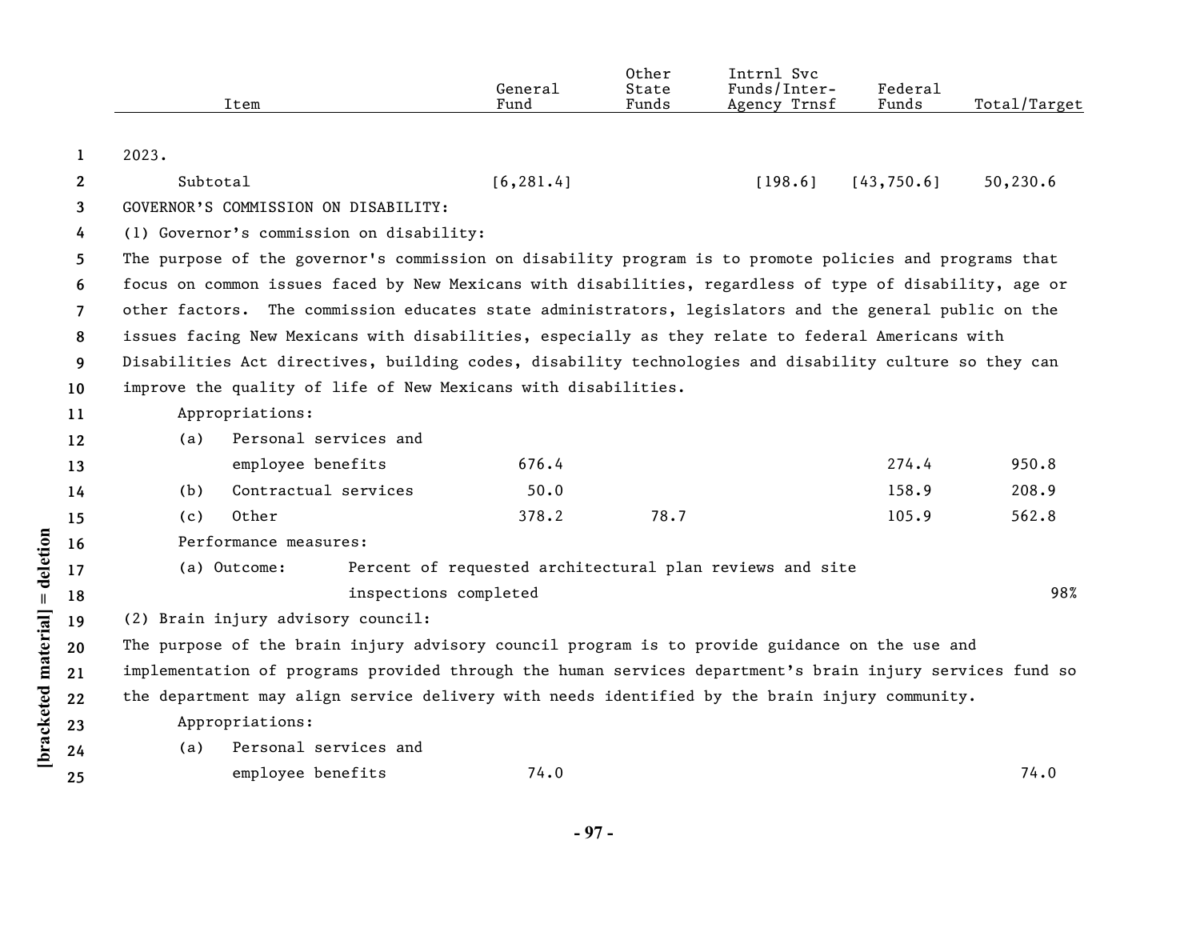| Item | General Fund | Other State Funds | Intrnl Svc Funds/Inter-Agency Trnsf | Federal Funds | Total/Target |
|---|---|---|---|---|---|
| 2023. | | | | | |
| Subtotal | [6,281.4] | | [198.6] | [43,750.6] | 50,230.6 |
| GOVERNOR'S COMMISSION ON DISABILITY: | | | | | |
| (1) Governor's commission on disability: | | | | | |
| The purpose of the governor's commission on disability program is to promote policies and programs that focus on common issues faced by New Mexicans with disabilities, regardless of type of disability, age or other factors. The commission educates state administrators, legislators and the general public on the issues facing New Mexicans with disabilities, especially as they relate to federal Americans with Disabilities Act directives, building codes, disability technologies and disability culture so they can improve the quality of life of New Mexicans with disabilities. | | | | | |
| Appropriations: | | | | | |
| (a) Personal services and employee benefits | 676.4 | | | 274.4 | 950.8 |
| (b) Contractual services | 50.0 | | | 158.9 | 208.9 |
| (c) Other | 378.2 | 78.7 | | 105.9 | 562.8 |
| Performance measures: | | | | | |
| (a) Outcome: Percent of requested architectural plan reviews and site inspections completed | | | | | 98% |
| (2) Brain injury advisory council: | | | | | |
| The purpose of the brain injury advisory council program is to provide guidance on the use and implementation of programs provided through the human services department's brain injury services fund so the department may align service delivery with needs identified by the brain injury community. | | | | | |
| Appropriations: | | | | | |
| (a) Personal services and employee benefits | 74.0 | | | | 74.0 |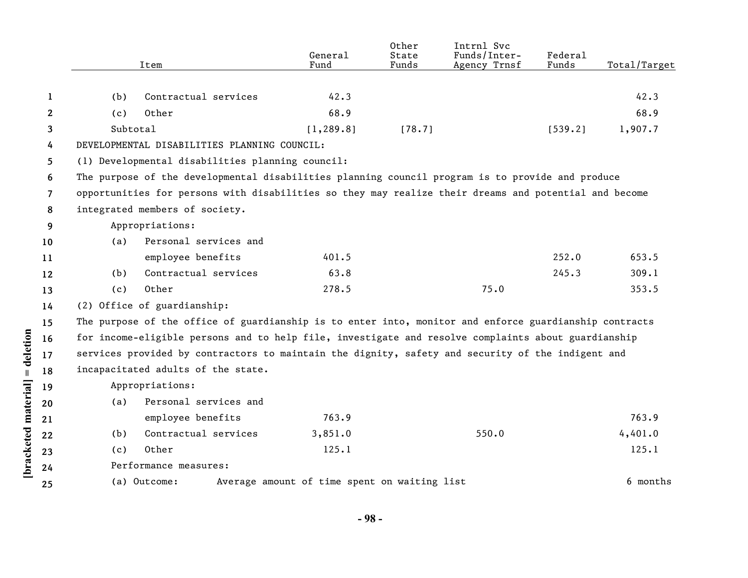| Item | General Fund | Other State Funds | Intrnl Svc Funds/Inter-Agency Trnsf | Federal Funds | Total/Target |
|---|---|---|---|---|---|
| (b) Contractual services | 42.3 | | | | 42.3 |
| (c) Other | 68.9 | | | | 68.9 |
| Subtotal | [1,289.8] | [78.7] | | [539.2] | 1,907.7 |

DEVELOPMENTAL DISABILITIES PLANNING COUNCIL:

(1) Developmental disabilities planning council:

The purpose of the developmental disabilities planning council program is to provide and produce opportunities for persons with disabilities so they may realize their dreams and potential and become integrated members of society.

Appropriations:

| Item | General Fund | Other State Funds | Intrnl Svc Funds/Inter-Agency Trnsf | Federal Funds | Total/Target |
|---|---|---|---|---|---|
| (a) Personal services and employee benefits | 401.5 | | | 252.0 | 653.5 |
| (b) Contractual services | 63.8 | | | 245.3 | 309.1 |
| (c) Other | 278.5 | | 75.0 | | 353.5 |

(2) Office of guardianship:

The purpose of the office of guardianship is to enter into, monitor and enforce guardianship contracts for income-eligible persons and to help file, investigate and resolve complaints about guardianship services provided by contractors to maintain the dignity, safety and security of the indigent and incapacitated adults of the state.

Appropriations:

| Item | General Fund | Other State Funds | Intrnl Svc Funds/Inter-Agency Trnsf | Federal Funds | Total/Target |
|---|---|---|---|---|---|
| (a) Personal services and employee benefits | 763.9 | | | | 763.9 |
| (b) Contractual services | 3,851.0 | | 550.0 | | 4,401.0 |
| (c) Other | 125.1 | | | | 125.1 |

Performance measures:

| | | |
|---|---|---|
| (a) Outcome: | Average amount of time spent on waiting list | 6 months |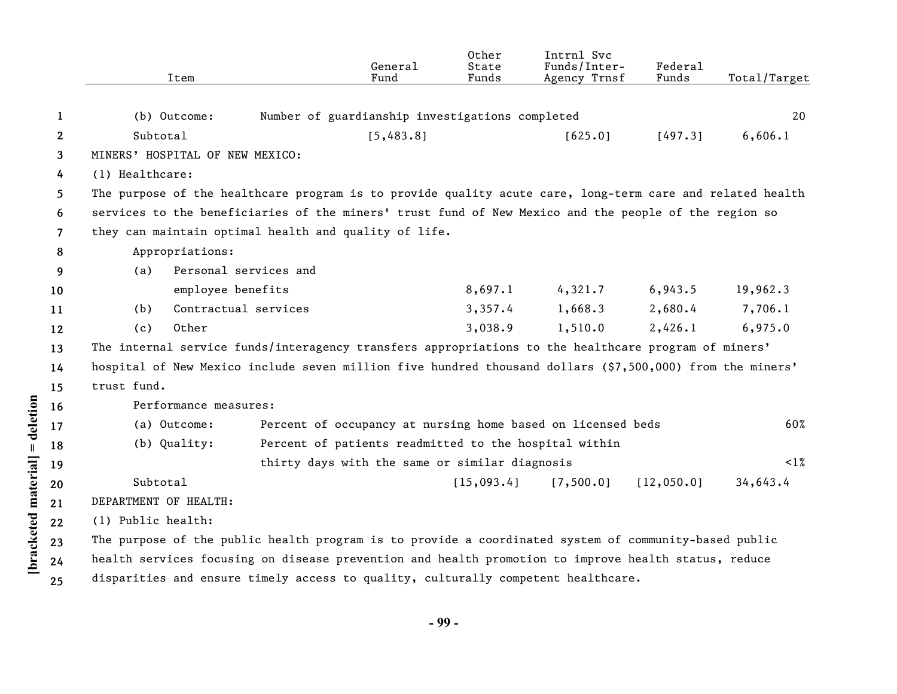| Item | General Fund | Other State Funds | Intrnl Svc Funds/Inter-Agency Trnsf | Federal Funds | Total/Target |
|---|---|---|---|---|---|
| (b) Outcome: Number of guardianship investigations completed | | | | | 20 |
| Subtotal | [5,483.8] | | [625.0] | [497.3] | 6,606.1 |

MINERS' HOSPITAL OF NEW MEXICO:

(1) Healthcare:

The purpose of the healthcare program is to provide quality acute care, long-term care and related health services to the beneficiaries of the miners' trust fund of New Mexico and the people of the region so they can maintain optimal health and quality of life.

| Item | General Fund | Other State Funds | Intrnl Svc Funds/Inter-Agency Trnsf | Federal Funds | Total/Target |
|---|---|---|---|---|---|
| Appropriations: | | | | | |
| (a) Personal services and employee benefits | | 8,697.1 | 4,321.7 | 6,943.5 | 19,962.3 |
| (b) Contractual services | | 3,357.4 | 1,668.3 | 2,680.4 | 7,706.1 |
| (c) Other | | 3,038.9 | 1,510.0 | 2,426.1 | 6,975.0 |

The internal service funds/interagency transfers appropriations to the healthcare program of miners' hospital of New Mexico include seven million five hundred thousand dollars ($7,500,000) from the miners' trust fund.

| Item | General Fund | Other State Funds | Intrnl Svc Funds/Inter-Agency Trnsf | Federal Funds | Total/Target |
|---|---|---|---|---|---|
| Performance measures: | | | | | |
| (a) Outcome: Percent of occupancy at nursing home based on licensed beds | | | | | 60% |
| (b) Quality: Percent of patients readmitted to the hospital within thirty days with the same or similar diagnosis | | | | | <1% |
| Subtotal | | [15,093.4] | [7,500.0] | [12,050.0] | 34,643.4 |

DEPARTMENT OF HEALTH:

(1) Public health:

The purpose of the public health program is to provide a coordinated system of community-based public health services focusing on disease prevention and health promotion to improve health status, reduce disparities and ensure timely access to quality, culturally competent healthcare.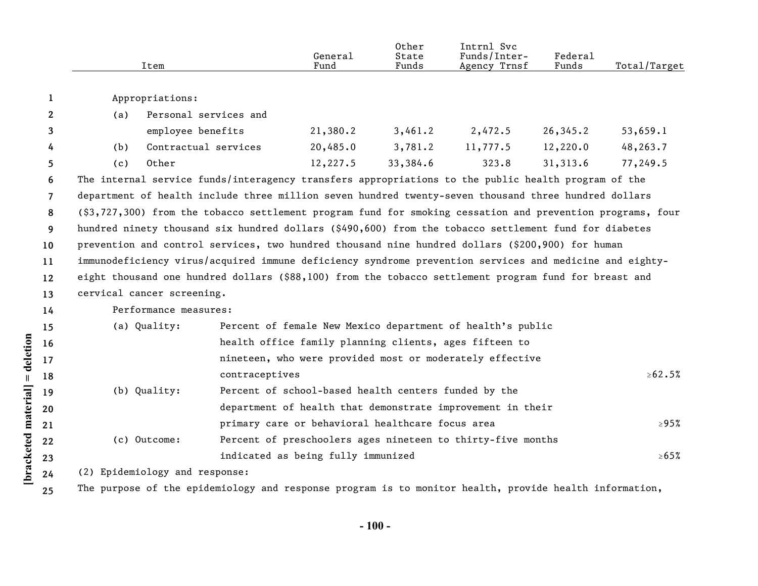| Item | General Fund | Other State Funds | Intrnl Svc Funds/Inter-Agency Trnsf | Federal Funds | Total/Target |
|---|---|---|---|---|---|
| Appropriations: | | | | | |
| (a) Personal services and employee benefits | 21,380.2 | 3,461.2 | 2,472.5 | 26,345.2 | 53,659.1 |
| (b) Contractual services | 20,485.0 | 3,781.2 | 11,777.5 | 12,220.0 | 48,263.7 |
| (c) Other | 12,227.5 | 33,384.6 | 323.8 | 31,313.6 | 77,249.5 |

The internal service funds/interagency transfers appropriations to the public health program of the department of health include three million seven hundred twenty-seven thousand three hundred dollars ($3,727,300) from the tobacco settlement program fund for smoking cessation and prevention programs, four hundred ninety thousand six hundred dollars ($490,600) from the tobacco settlement fund for diabetes prevention and control services, two hundred thousand nine hundred dollars ($200,900) for human immunodeficiency virus/acquired immune deficiency syndrome prevention services and medicine and eighty-eight thousand one hundred dollars ($88,100) from the tobacco settlement program fund for breast and cervical cancer screening.

Performance measures:

| | | |
|---|---|---|
| (a) Quality: | Percent of female New Mexico department of health's public health office family planning clients, ages fifteen to nineteen, who were provided most or moderately effective contraceptives | ≥62.5% |
| (b) Quality: | Percent of school-based health centers funded by the department of health that demonstrate improvement in their primary care or behavioral healthcare focus area | ≥95% |
| (c) Outcome: | Percent of preschoolers ages nineteen to thirty-five months indicated as being fully immunized | ≥65% |

(2) Epidemiology and response:

The purpose of the epidemiology and response program is to monitor health, provide health information,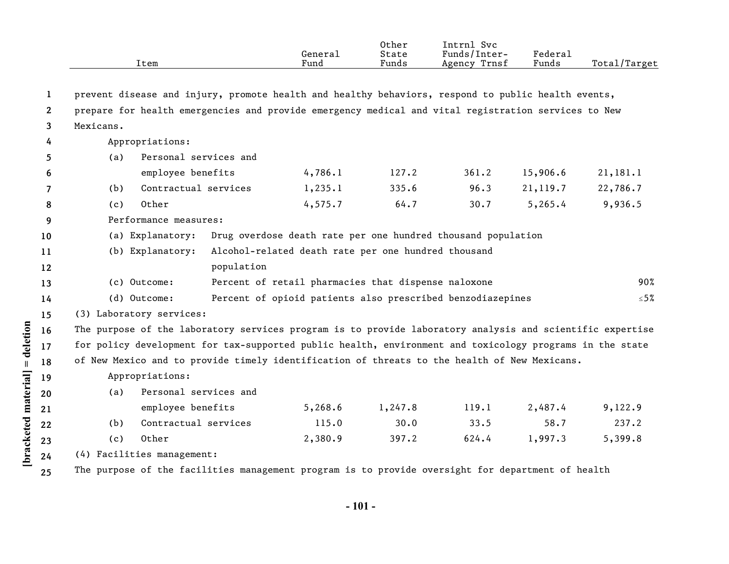| Item | General Fund | Other State Funds | Intrnl Svc Funds/Inter-Agency Trnsf | Federal Funds | Total/Target |
|---|---|---|---|---|---|
| prevent disease and injury, promote health and healthy behaviors, respond to public health events, prepare for health emergencies and provide emergency medical and vital registration services to New Mexicans. | | | | | |
| Appropriations: | | | | | |
| (a) Personal services and employee benefits | 4,786.1 | 127.2 | 361.2 | 15,906.6 | 21,181.1 |
| (b) Contractual services | 1,235.1 | 335.6 | 96.3 | 21,119.7 | 22,786.7 |
| (c) Other | 4,575.7 | 64.7 | 30.7 | 5,265.4 | 9,936.5 |
| Performance measures: | | | | | |
| (a) Explanatory: Drug overdose death rate per one hundred thousand population | | | | | |
| (b) Explanatory: Alcohol-related death rate per one hundred thousand population | | | | | |
| (c) Outcome: Percent of retail pharmacies that dispense naloxone | | | | | 90% |
| (d) Outcome: Percent of opioid patients also prescribed benzodiazepines | | | | | ≤5% |
| (3) Laboratory services: | | | | | |
| The purpose of the laboratory services program is to provide laboratory analysis and scientific expertise for policy development for tax-supported public health, environment and toxicology programs in the state of New Mexico and to provide timely identification of threats to the health of New Mexicans. | | | | | |
| Appropriations: | | | | | |
| (a) Personal services and employee benefits | 5,268.6 | 1,247.8 | 119.1 | 2,487.4 | 9,122.9 |
| (b) Contractual services | 115.0 | 30.0 | 33.5 | 58.7 | 237.2 |
| (c) Other | 2,380.9 | 397.2 | 624.4 | 1,997.3 | 5,399.8 |
| (4) Facilities management: | | | | | |
| The purpose of the facilities management program is to provide oversight for department of health | | | | | |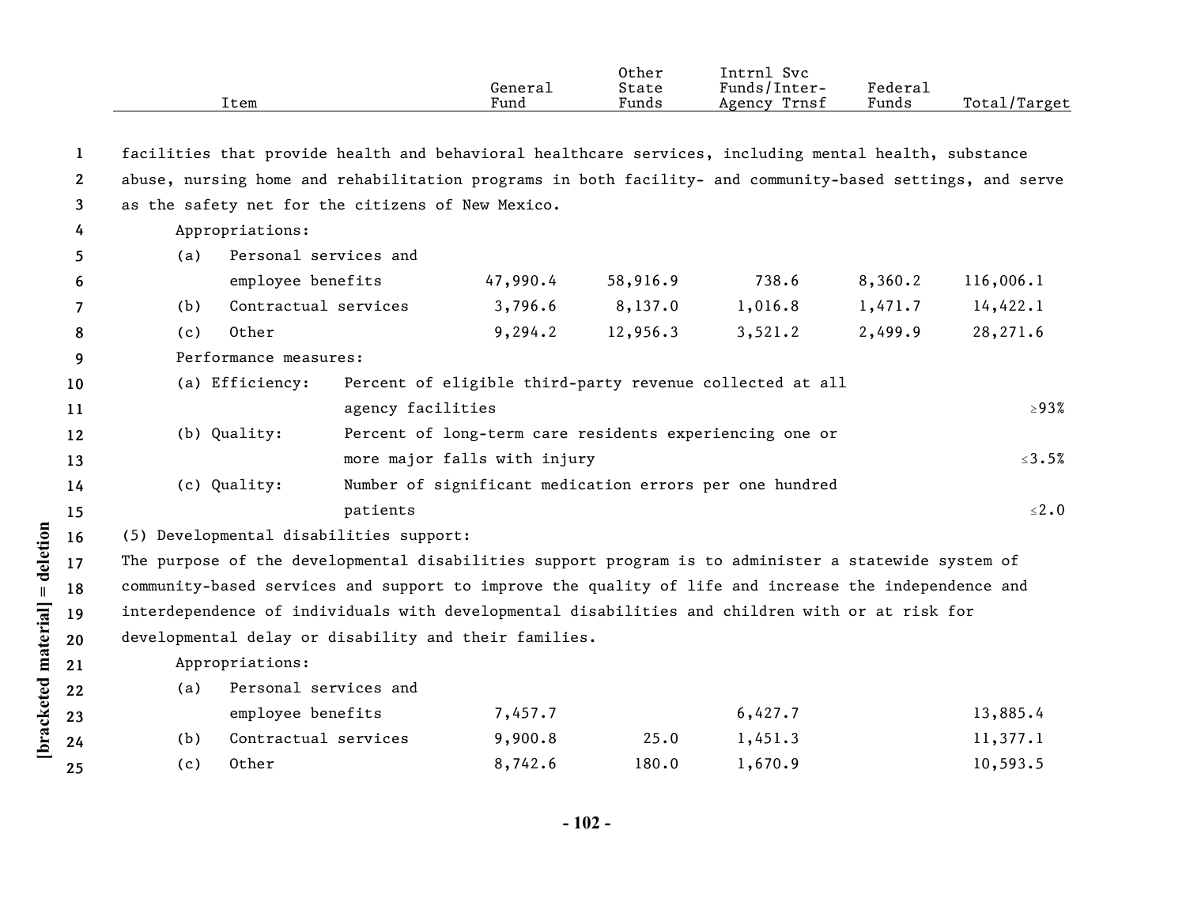| Item | General Fund | Other State Funds | Intrnl Svc Funds/Inter-Agency Trnsf | Federal Funds | Total/Target |
|---|---|---|---|---|---|

facilities that provide health and behavioral healthcare services, including mental health, substance abuse, nursing home and rehabilitation programs in both facility- and community-based settings, and serve as the safety net for the citizens of New Mexico.

Appropriations:

| Item | General Fund | Other State Funds | Intrnl Svc Funds/Inter-Agency Trnsf | Federal Funds | Total/Target |
|---|---|---|---|---|---|
| (a) Personal services and employee benefits | 47,990.4 | 58,916.9 | 738.6 | 8,360.2 | 116,006.1 |
| (b) Contractual services | 3,796.6 | 8,137.0 | 1,016.8 | 1,471.7 | 14,422.1 |
| (c) Other | 9,294.2 | 12,956.3 | 3,521.2 | 2,499.9 | 28,271.6 |

Performance measures:

| Measure | Description | Target |
|---|---|---|
| (a) Efficiency: | Percent of eligible third-party revenue collected at all agency facilities | ≥93% |
| (b) Quality: | Percent of long-term care residents experiencing one or more major falls with injury | ≤3.5% |
| (c) Quality: | Number of significant medication errors per one hundred patients | ≤2.0 |

(5) Developmental disabilities support:

The purpose of the developmental disabilities support program is to administer a statewide system of community-based services and support to improve the quality of life and increase the independence and interdependence of individuals with developmental disabilities and children with or at risk for developmental delay or disability and their families.

Appropriations:

| Item | General Fund | Other State Funds | Intrnl Svc Funds/Inter-Agency Trnsf | Federal Funds | Total/Target |
|---|---|---|---|---|---|
| (a) Personal services and employee benefits | 7,457.7 | | 6,427.7 | | 13,885.4 |
| (b) Contractual services | 9,900.8 | 25.0 | 1,451.3 | | 11,377.1 |
| (c) Other | 8,742.6 | 180.0 | 1,670.9 | | 10,593.5 |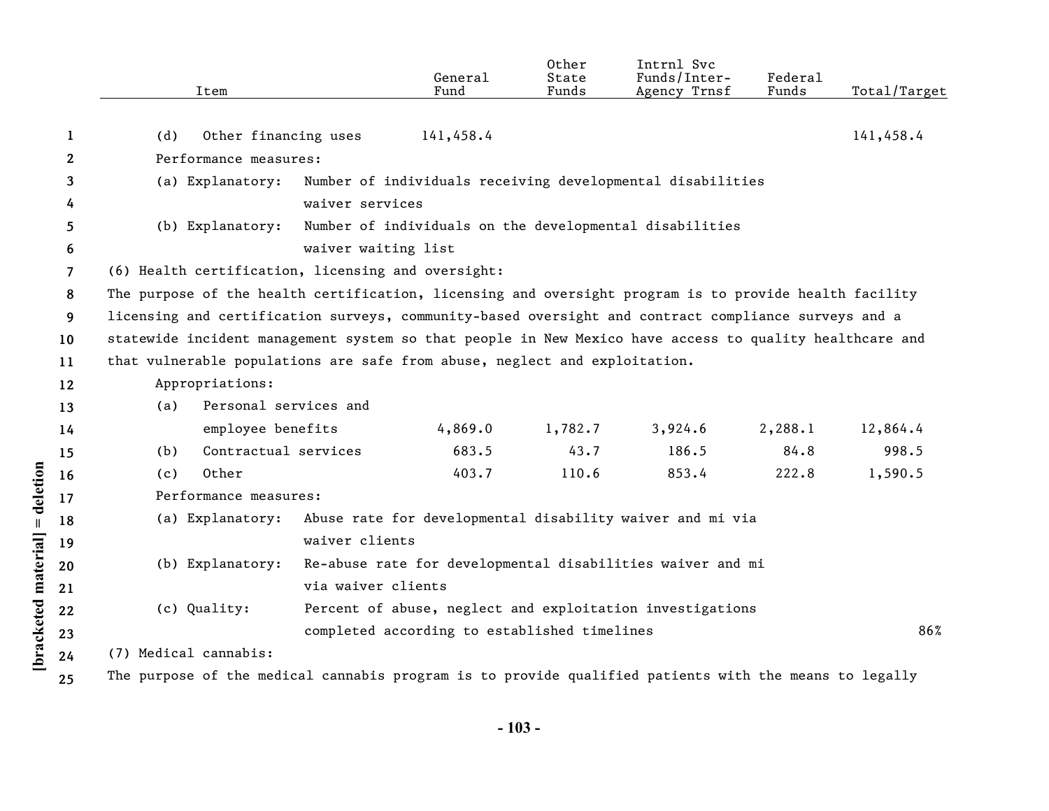| Item | General Fund | Other State Funds | Intrnl Svc Funds/Inter-Agency Trnsf | Federal Funds | Total/Target |
|---|---|---|---|---|---|
| (d) Other financing uses | 141,458.4 | | | | 141,458.4 |

Performance measures:

(a) Explanatory: Number of individuals receiving developmental disabilities waiver services

(b) Explanatory: Number of individuals on the developmental disabilities waiver waiting list

(6) Health certification, licensing and oversight:

The purpose of the health certification, licensing and oversight program is to provide health facility licensing and certification surveys, community-based oversight and contract compliance surveys and a statewide incident management system so that people in New Mexico have access to quality healthcare and that vulnerable populations are safe from abuse, neglect and exploitation.

Appropriations:

| Item | General Fund | Other State Funds | Intrnl Svc Funds/Inter-Agency Trnsf | Federal Funds | Total/Target |
|---|---|---|---|---|---|
| (a) Personal services and employee benefits | 4,869.0 | 1,782.7 | 3,924.6 | 2,288.1 | 12,864.4 |
| (b) Contractual services | 683.5 | 43.7 | 186.5 | 84.8 | 998.5 |
| (c) Other | 403.7 | 110.6 | 853.4 | 222.8 | 1,590.5 |

Performance measures:

| Measure | Target |
|---|---|
| (a) Explanatory: Abuse rate for developmental disability waiver and mi via waiver clients | |
| (b) Explanatory: Re-abuse rate for developmental disabilities waiver and mi via waiver clients | |
| (c) Quality: Percent of abuse, neglect and exploitation investigations completed according to established timelines | 86% |

(7) Medical cannabis:

The purpose of the medical cannabis program is to provide qualified patients with the means to legally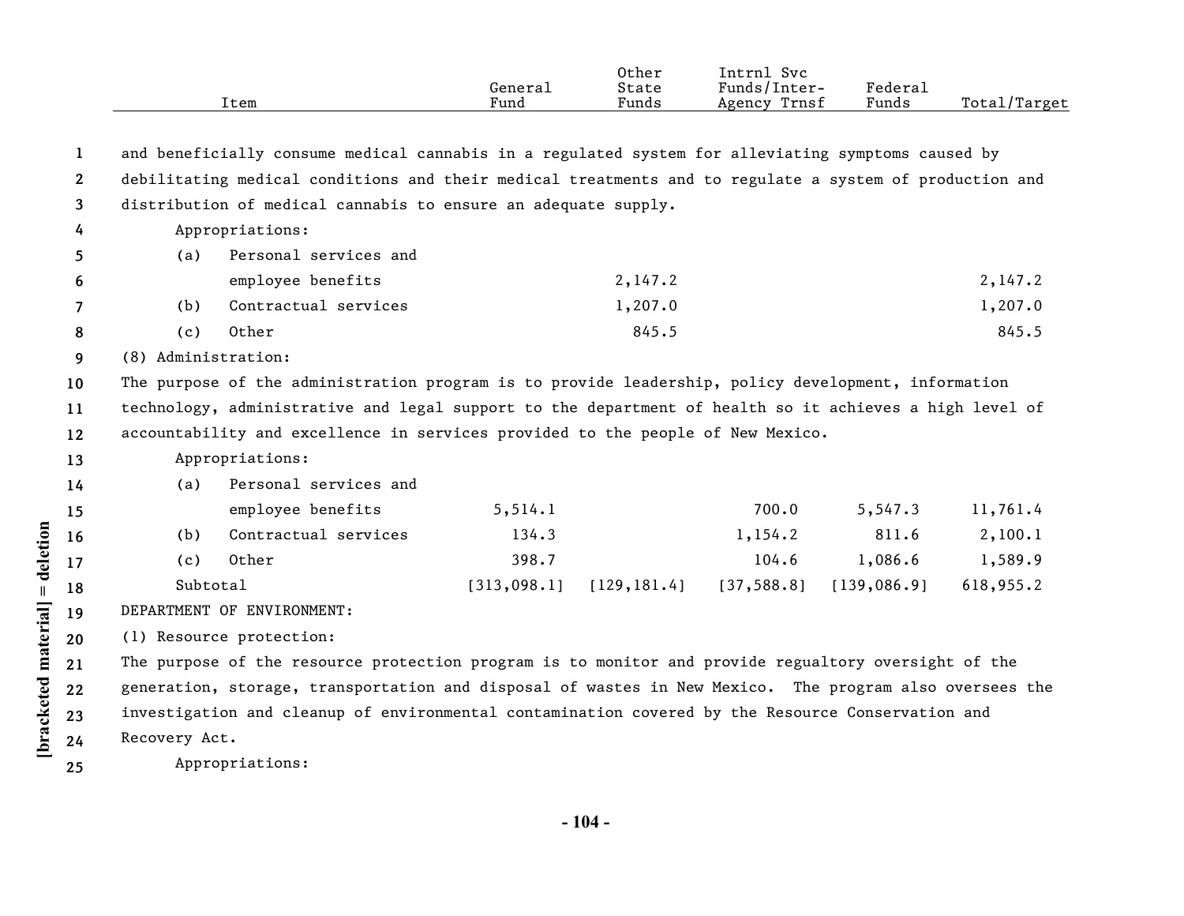| Item | General Fund | Other State Funds | Intrnl Svc Funds/Inter-Agency Trnsf | Federal Funds | Total/Target |
|---|---|---|---|---|---|

and beneficially consume medical cannabis in a regulated system for alleviating symptoms caused by debilitating medical conditions and their medical treatments and to regulate a system of production and distribution of medical cannabis to ensure an adequate supply.

Appropriations:

| Item | General Fund | Other State Funds | Intrnl Svc Funds/Inter-Agency Trnsf | Federal Funds | Total/Target |
|---|---|---|---|---|---|
| (a) Personal services and employee benefits | | 2,147.2 | | | 2,147.2 |
| (b) Contractual services | | 1,207.0 | | | 1,207.0 |
| (c) Other | | 845.5 | | | 845.5 |

(8) Administration:

The purpose of the administration program is to provide leadership, policy development, information technology, administrative and legal support to the department of health so it achieves a high level of accountability and excellence in services provided to the people of New Mexico.

Appropriations:

| Item | General Fund | Other State Funds | Intrnl Svc Funds/Inter-Agency Trnsf | Federal Funds | Total/Target |
|---|---|---|---|---|---|
| (a) Personal services and employee benefits | 5,514.1 | | 700.0 | 5,547.3 | 11,761.4 |
| (b) Contractual services | 134.3 | | 1,154.2 | 811.6 | 2,100.1 |
| (c) Other | 398.7 | | 104.6 | 1,086.6 | 1,589.9 |
| Subtotal | [313,098.1] | [129,181.4] | [37,588.8] | [139,086.9] | 618,955.2 |

DEPARTMENT OF ENVIRONMENT:

(1) Resource protection:

The purpose of the resource protection program is to monitor and provide regualtory oversight of the generation, storage, transportation and disposal of wastes in New Mexico. The program also oversees the investigation and cleanup of environmental contamination covered by the Resource Conservation and Recovery Act.

Appropriations: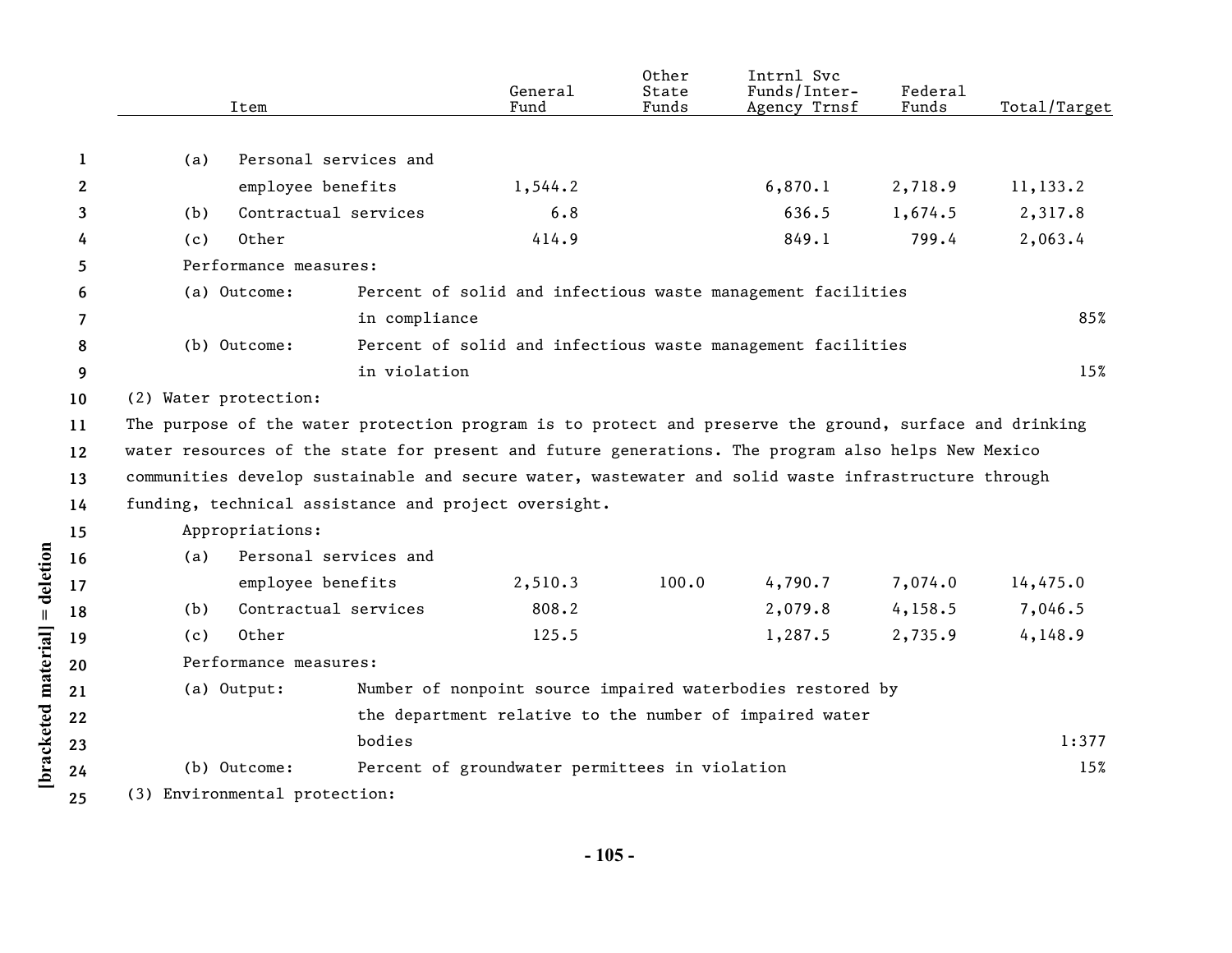| Item | General Fund | Other State Funds | Intrnl Svc Funds/Inter-Agency Trnsf | Federal Funds | Total/Target |
|---|---|---|---|---|---|
| (a) Personal services and employee benefits | 1,544.2 | | 6,870.1 | 2,718.9 | 11,133.2 |
| (b) Contractual services | 6.8 | | 636.5 | 1,674.5 | 2,317.8 |
| (c) Other | 414.9 | | 849.1 | 799.4 | 2,063.4 |
| Performance measures: | | | | | |
| (a) Outcome: Percent of solid and infectious waste management facilities in compliance | | | | | 85% |
| (b) Outcome: Percent of solid and infectious waste management facilities in violation | | | | | 15% |

(2) Water protection:

The purpose of the water protection program is to protect and preserve the ground, surface and drinking water resources of the state for present and future generations. The program also helps New Mexico communities develop sustainable and secure water, wastewater and solid waste infrastructure through funding, technical assistance and project oversight.

| Item | General Fund | Other State Funds | Intrnl Svc Funds/Inter-Agency Trnsf | Federal Funds | Total/Target |
|---|---|---|---|---|---|
| Appropriations: | | | | | |
| (a) Personal services and employee benefits | 2,510.3 | 100.0 | 4,790.7 | 7,074.0 | 14,475.0 |
| (b) Contractual services | 808.2 | | 2,079.8 | 4,158.5 | 7,046.5 |
| (c) Other | 125.5 | | 1,287.5 | 2,735.9 | 4,148.9 |
| Performance measures: | | | | | |
| (a) Output: Number of nonpoint source impaired waterbodies restored by the department relative to the number of impaired water bodies | | | | | 1:377 |
| (b) Outcome: Percent of groundwater permittees in violation | | | | | 15% |

(3) Environmental protection: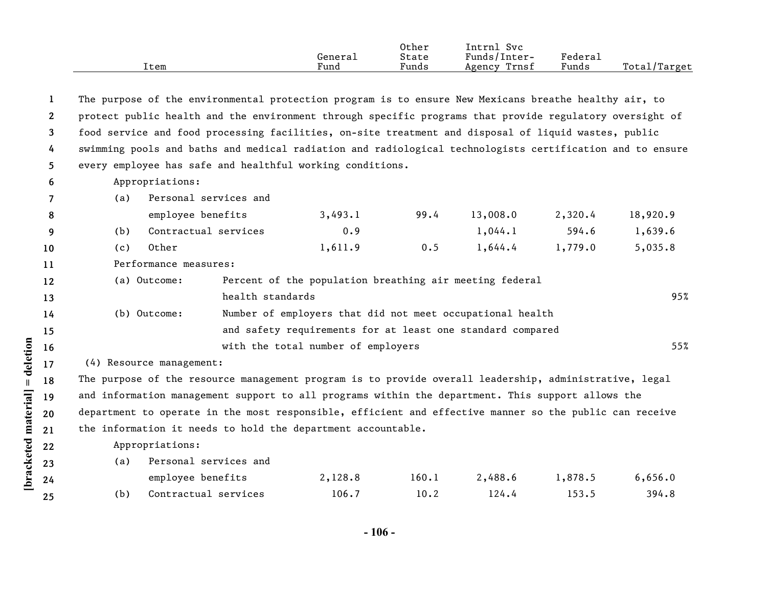| Item | General Fund | Other State Funds | Intrnl Svc Funds/Inter-Agency Trnsf | Federal Funds | Total/Target |
|---|---|---|---|---|---|

The purpose of the environmental protection program is to ensure New Mexicans breathe healthy air, to protect public health and the environment through specific programs that provide regulatory oversight of food service and food processing facilities, on-site treatment and disposal of liquid wastes, public swimming pools and baths and medical radiation and radiological technologists certification and to ensure every employee has safe and healthful working conditions.

Appropriations:

| Item | General Fund | Other State Funds | Intrnl Svc Funds/Inter-Agency Trnsf | Federal Funds | Total/Target |
|---|---|---|---|---|---|
| (a) Personal services and employee benefits | 3,493.1 | 99.4 | 13,008.0 | 2,320.4 | 18,920.9 |
| (b) Contractual services | 0.9 | | 1,044.1 | 594.6 | 1,639.6 |
| (c) Other | 1,611.9 | 0.5 | 1,644.4 | 1,779.0 | 5,035.8 |

Performance measures:

| Measure | Description | Target |
|---|---|---|
| (a) Outcome: | Percent of the population breathing air meeting federal health standards | 95% |
| (b) Outcome: | Number of employers that did not meet occupational health and safety requirements for at least one standard compared with the total number of employers | 55% |

(4) Resource management:

The purpose of the resource management program is to provide overall leadership, administrative, legal and information management support to all programs within the department. This support allows the department to operate in the most responsible, efficient and effective manner so the public can receive the information it needs to hold the department accountable.

Appropriations:

| Item | General Fund | Other State Funds | Intrnl Svc Funds/Inter-Agency Trnsf | Federal Funds | Total/Target |
|---|---|---|---|---|---|
| (a) Personal services and employee benefits | 2,128.8 | 160.1 | 2,488.6 | 1,878.5 | 6,656.0 |
| (b) Contractual services | 106.7 | 10.2 | 124.4 | 153.5 | 394.8 |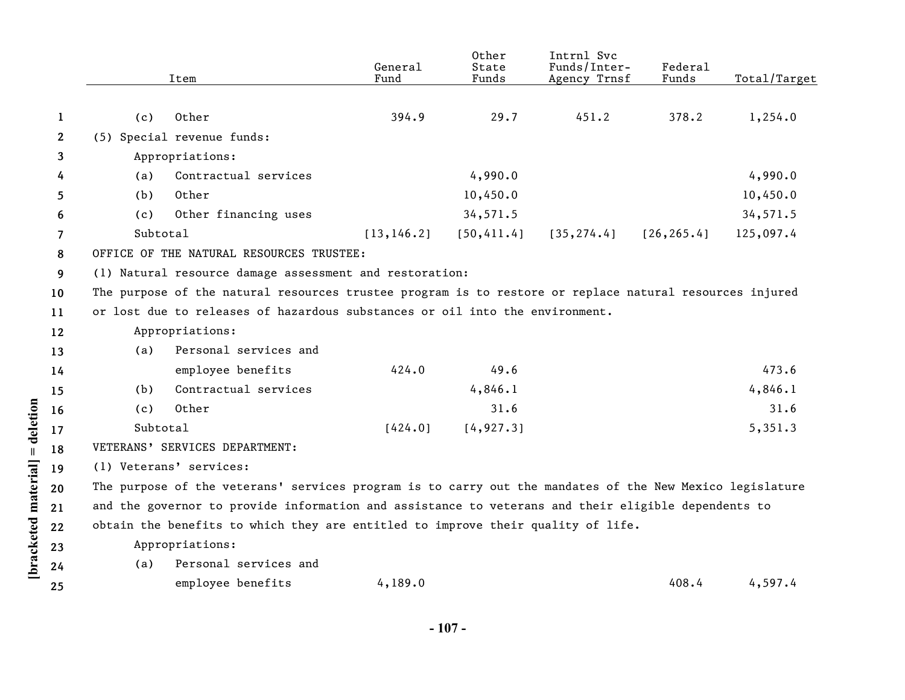| Item | General Fund | Other State Funds | Intrnl Svc Funds/Inter-Agency Trnsf | Federal Funds | Total/Target |
|---|---|---|---|---|---|
| (c) Other | 394.9 | 29.7 | 451.2 | 378.2 | 1,254.0 |
| (5) Special revenue funds: | | | | | |
| Appropriations: | | | | | |
| (a) Contractual services | | 4,990.0 | | | 4,990.0 |
| (b) Other | | 10,450.0 | | | 10,450.0 |
| (c) Other financing uses | | 34,571.5 | | | 34,571.5 |
| Subtotal | [13,146.2] | [50,411.4] | [35,274.4] | [26,265.4] | 125,097.4 |
| OFFICE OF THE NATURAL RESOURCES TRUSTEE: | | | | | |
| (1) Natural resource damage assessment and restoration: | | | | | |
| The purpose of the natural resources trustee program is to restore or replace natural resources injured or lost due to releases of hazardous substances or oil into the environment. | | | | | |
| Appropriations: | | | | | |
| (a) Personal services and employee benefits | 424.0 | 49.6 | | | 473.6 |
| (b) Contractual services | | 4,846.1 | | | 4,846.1 |
| (c) Other | | 31.6 | | | 31.6 |
| Subtotal | [424.0] | [4,927.3] | | | 5,351.3 |
| VETERANS' SERVICES DEPARTMENT: | | | | | |
| (1) Veterans' services: | | | | | |
| The purpose of the veterans' services program is to carry out the mandates of the New Mexico legislature and the governor to provide information and assistance to veterans and their eligible dependents to obtain the benefits to which they are entitled to improve their quality of life. | | | | | |
| Appropriations: | | | | | |
| (a) Personal services and employee benefits | 4,189.0 | | | 408.4 | 4,597.4 |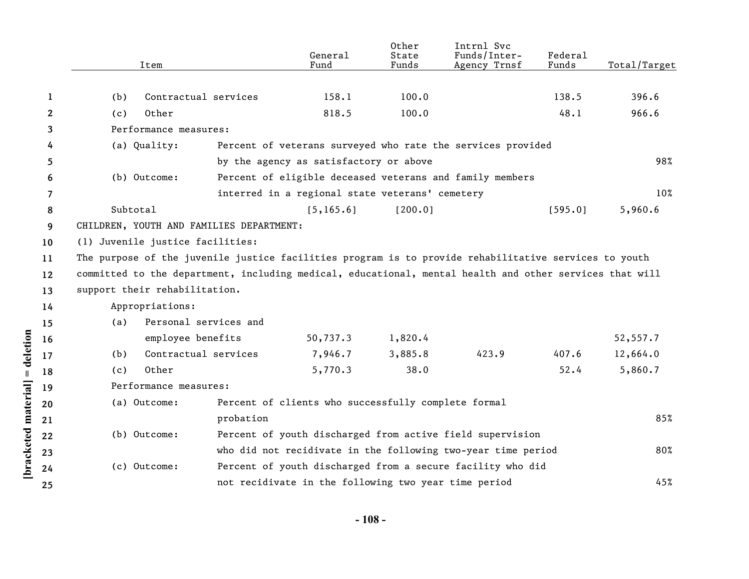| Item | General Fund | Other State Funds | Intrnl Svc Funds/Inter-Agency Trnsf | Federal Funds | Total/Target |
|---|---|---|---|---|---|
| (b) Contractual services | 158.1 | 100.0 | | 138.5 | 396.6 |
| (c) Other | 818.5 | 100.0 | | 48.1 | 966.6 |
| Performance measures: | | | | | |
| (a) Quality: Percent of veterans surveyed who rate the services provided by the agency as satisfactory or above | | | | | 98% |
| (b) Outcome: Percent of eligible deceased veterans and family members interred in a regional state veterans' cemetery | | | | | 10% |
| Subtotal | [5,165.6] | [200.0] | | [595.0] | 5,960.6 |

CHILDREN, YOUTH AND FAMILIES DEPARTMENT:

(1) Juvenile justice facilities:

The purpose of the juvenile justice facilities program is to provide rehabilitative services to youth committed to the department, including medical, educational, mental health and other services that will support their rehabilitation.

| Item | General Fund | Other State Funds | Intrnl Svc Funds/Inter-Agency Trnsf | Federal Funds | Total/Target |
|---|---|---|---|---|---|
| Appropriations: | | | | | |
| (a) Personal services and employee benefits | 50,737.3 | 1,820.4 | | | 52,557.7 |
| (b) Contractual services | 7,946.7 | 3,885.8 | 423.9 | 407.6 | 12,664.0 |
| (c) Other | 5,770.3 | 38.0 | | 52.4 | 5,860.7 |
| Performance measures: | | | | | |
| (a) Outcome: Percent of clients who successfully complete formal probation | | | | | 85% |
| (b) Outcome: Percent of youth discharged from active field supervision who did not recidivate in the following two-year time period | | | | | 80% |
| (c) Outcome: Percent of youth discharged from a secure facility who did not recidivate in the following two year time period | | | | | 45% |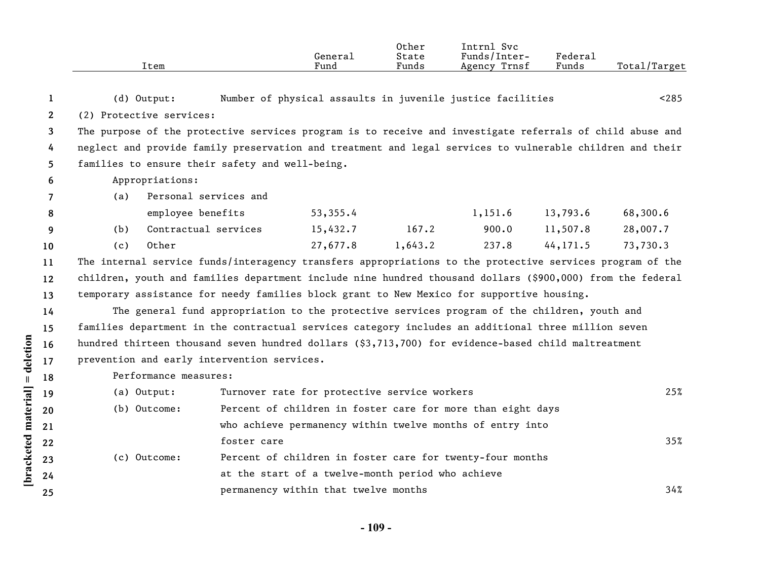| Item | General Fund | Other State Funds | Intrnl Svc Funds/Inter-Agency Trnsf | Federal Funds | Total/Target |
|---|---|---|---|---|---|
| (d) Output: Number of physical assaults in juvenile justice facilities | | | | | <285 |

(2) Protective services:

The purpose of the protective services program is to receive and investigate referrals of child abuse and neglect and provide family preservation and treatment and legal services to vulnerable children and their families to ensure their safety and well-being.

Appropriations:

| Item | General Fund | Other State Funds | Intrnl Svc Funds/Inter-Agency Trnsf | Federal Funds | Total/Target |
|---|---|---|---|---|---|
| (a) Personal services and employee benefits | 53,355.4 | | 1,151.6 | 13,793.6 | 68,300.6 |
| (b) Contractual services | 15,432.7 | 167.2 | 900.0 | 11,507.8 | 28,007.7 |
| (c) Other | 27,677.8 | 1,643.2 | 237.8 | 44,171.5 | 73,730.3 |

The internal service funds/interagency transfers appropriations to the protective services program of the children, youth and families department include nine hundred thousand dollars ($900,000) from the federal temporary assistance for needy families block grant to New Mexico for supportive housing.

The general fund appropriation to the protective services program of the children, youth and families department in the contractual services category includes an additional three million seven hundred thirteen thousand seven hundred dollars ($3,713,700) for evidence-based child maltreatment prevention and early intervention services.

Performance measures:

| Measure | Description | Target |
|---|---|---|
| (a) Output: | Turnover rate for protective service workers | 25% |
| (b) Outcome: | Percent of children in foster care for more than eight days who achieve permanency within twelve months of entry into foster care | 35% |
| (c) Outcome: | Percent of children in foster care for twenty-four months at the start of a twelve-month period who achieve permanency within that twelve months | 34% |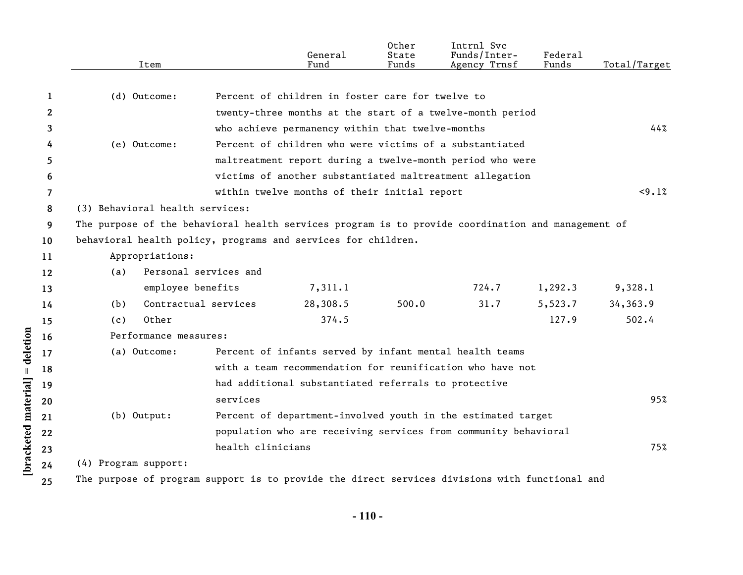| Item | | General Fund | Other State Funds | Intrnl Svc Funds/Inter-Agency Trnsf | Federal Funds | Total/Target |
|---|---|---|---|---|---|---|
| (d) Outcome: | Percent of children in foster care for twelve to twenty-three months at the start of a twelve-month period who achieve permanency within that twelve-months | | | | | 44% |
| (e) Outcome: | Percent of children who were victims of a substantiated maltreatment report during a twelve-month period who were victims of another substantiated maltreatment allegation within twelve months of their initial report | | | | | <9.1% |

(3) Behavioral health services:

The purpose of the behavioral health services program is to provide coordination and management of behavioral health policy, programs and services for children.

Appropriations:

| Item | General Fund | Other State Funds | Intrnl Svc Funds/Inter-Agency Trnsf | Federal Funds | Total/Target |
|---|---|---|---|---|---|
| (a) Personal services and employee benefits | 7,311.1 | | 724.7 | 1,292.3 | 9,328.1 |
| (b) Contractual services | 28,308.5 | 500.0 | 31.7 | 5,523.7 | 34,363.9 |
| (c) Other | 374.5 | | | 127.9 | 502.4 |

Performance measures:

| Item | | Total/Target |
|---|---|---|
| (a) Outcome: | Percent of infants served by infant mental health teams with a team recommendation for reunification who have not had additional substantiated referrals to protective services | 95% |
| (b) Output: | Percent of department-involved youth in the estimated target population who are receiving services from community behavioral health clinicians | 75% |

(4) Program support:

The purpose of program support is to provide the direct services divisions with functional and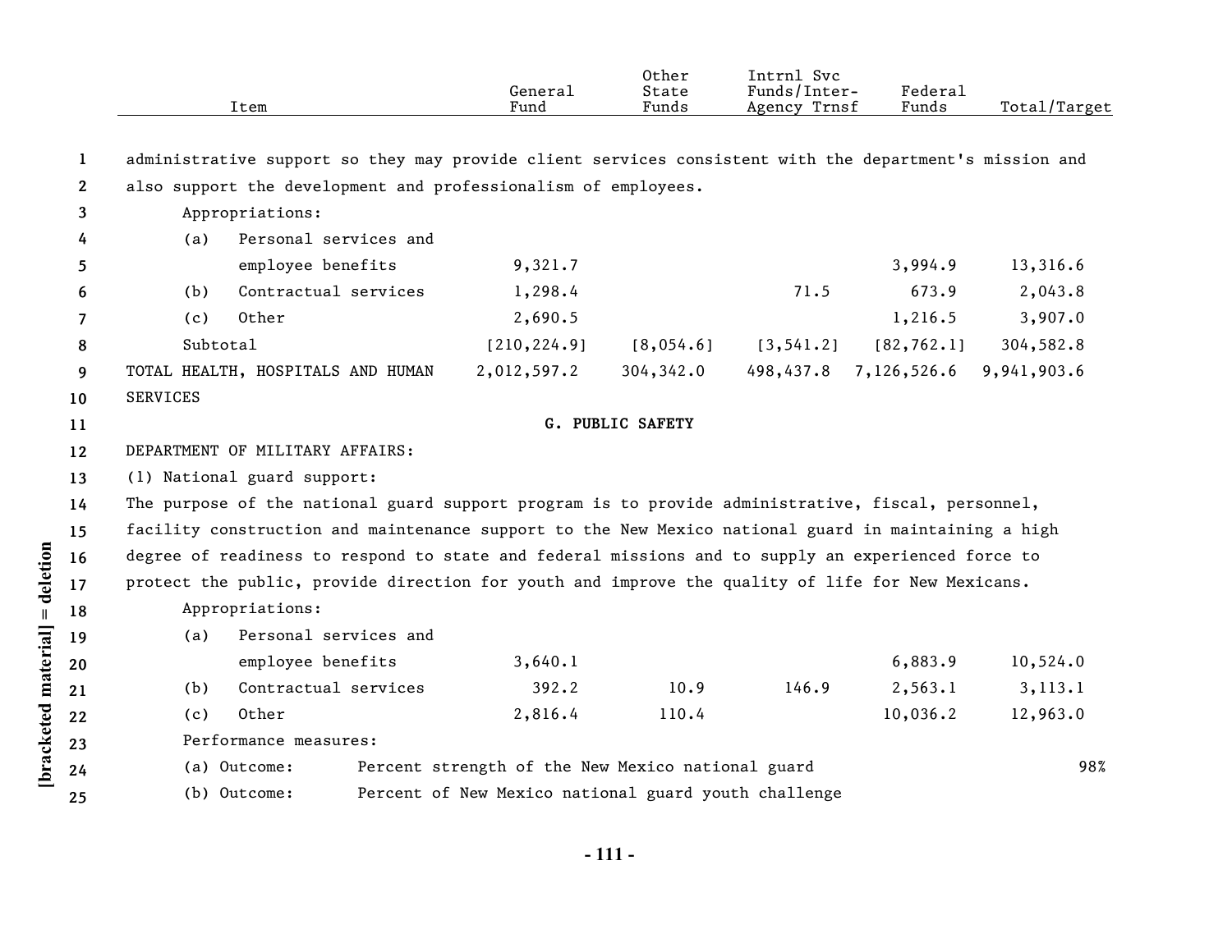| Item | General Fund | Other State Funds | Intrnl Svc Funds/Inter-Agency Trnsf | Federal Funds | Total/Target |
|---|---|---|---|---|---|
| administrative support so they may provide client services consistent with the department's mission and also support the development and professionalism of employees. | | | | | |
| Appropriations: | | | | | |
| (a) Personal services and employee benefits | 9,321.7 | | | 3,994.9 | 13,316.6 |
| (b) Contractual services | 1,298.4 | | 71.5 | 673.9 | 2,043.8 |
| (c) Other | 2,690.5 | | | 1,216.5 | 3,907.0 |
| Subtotal | [210,224.9] | [8,054.6] | [3,541.2] | [82,762.1] | 304,582.8 |
| TOTAL HEALTH, HOSPITALS AND HUMAN SERVICES | 2,012,597.2 | 304,342.0 | 498,437.8 | 7,126,526.6 | 9,941,903.6 |

## G. PUBLIC SAFETY

DEPARTMENT OF MILITARY AFFAIRS:

(1) National guard support:

The purpose of the national guard support program is to provide administrative, fiscal, personnel, facility construction and maintenance support to the New Mexico national guard in maintaining a high degree of readiness to respond to state and federal missions and to supply an experienced force to protect the public, provide direction for youth and improve the quality of life for New Mexicans.

| Item | General Fund | Other State Funds | Intrnl Svc Funds/Inter-Agency Trnsf | Federal Funds | Total/Target |
|---|---|---|---|---|---|
| Appropriations: | | | | | |
| (a) Personal services and employee benefits | 3,640.1 | | | 6,883.9 | 10,524.0 |
| (b) Contractual services | 392.2 | 10.9 | 146.9 | 2,563.1 | 3,113.1 |
| (c) Other | 2,816.4 | 110.4 | | 10,036.2 | 12,963.0 |
| Performance measures: | | | | | |
| (a) Outcome: Percent strength of the New Mexico national guard | | | | | 98% |
| (b) Outcome: Percent of New Mexico national guard youth challenge | | | | | |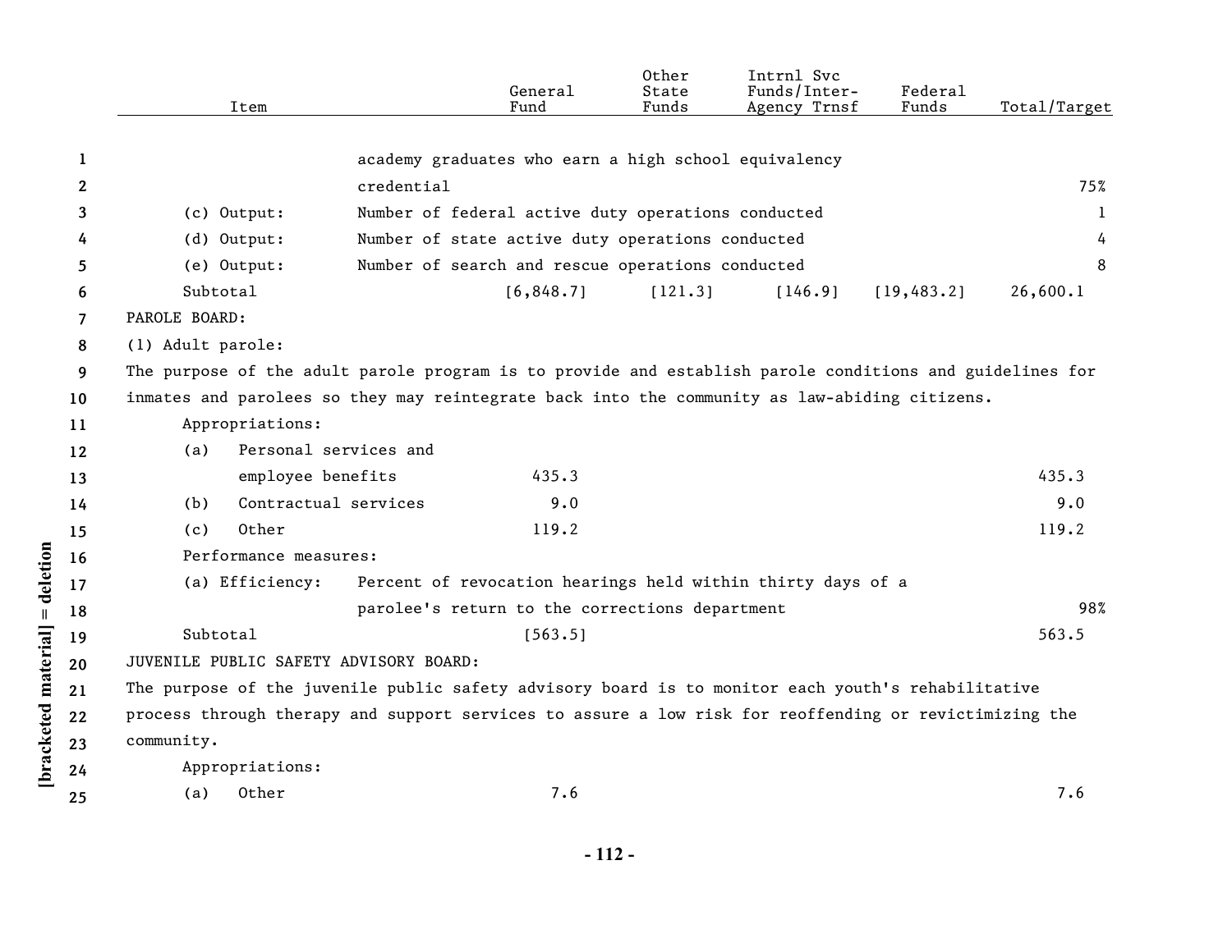| Item | | General Fund | Other State Funds | Intrnl Svc Funds/Inter-Agency Trnsf | Federal Funds | Total/Target |
|---|---|---|---|---|---|---|
| | academy graduates who earn a high school equivalency credential | | | | | 75% |
| (c) Output: | Number of federal active duty operations conducted | | | | | 1 |
| (d) Output: | Number of state active duty operations conducted | | | | | 4 |
| (e) Output: | Number of search and rescue operations conducted | | | | | 8 |
| Subtotal | | [6,848.7] | [121.3] | [146.9] | [19,483.2] | 26,600.1 |

PAROLE BOARD:

(1) Adult parole:

The purpose of the adult parole program is to provide and establish parole conditions and guidelines for inmates and parolees so they may reintegrate back into the community as law-abiding citizens.

| Item | | General Fund | Other State Funds | Intrnl Svc Funds/Inter-Agency Trnsf | Federal Funds | Total/Target |
|---|---|---|---|---|---|---|
| Appropriations: | | | | | | |
| (a) Personal services and employee benefits | | 435.3 | | | | 435.3 |
| (b) Contractual services | | 9.0 | | | | 9.0 |
| (c) Other | | 119.2 | | | | 119.2 |
| Performance measures: | | | | | | |
| (a) Efficiency: | Percent of revocation hearings held within thirty days of a parolee's return to the corrections department | | | | | 98% |
| Subtotal | | [563.5] | | | | 563.5 |

JUVENILE PUBLIC SAFETY ADVISORY BOARD:

The purpose of the juvenile public safety advisory board is to monitor each youth's rehabilitative process through therapy and support services to assure a low risk for reoffending or revictimizing the community.

| Item | General Fund | Other State Funds | Intrnl Svc Funds/Inter-Agency Trnsf | Federal Funds | Total/Target |
|---|---|---|---|---|---|
| Appropriations: | | | | | |
| (a) Other | 7.6 | | | | 7.6 |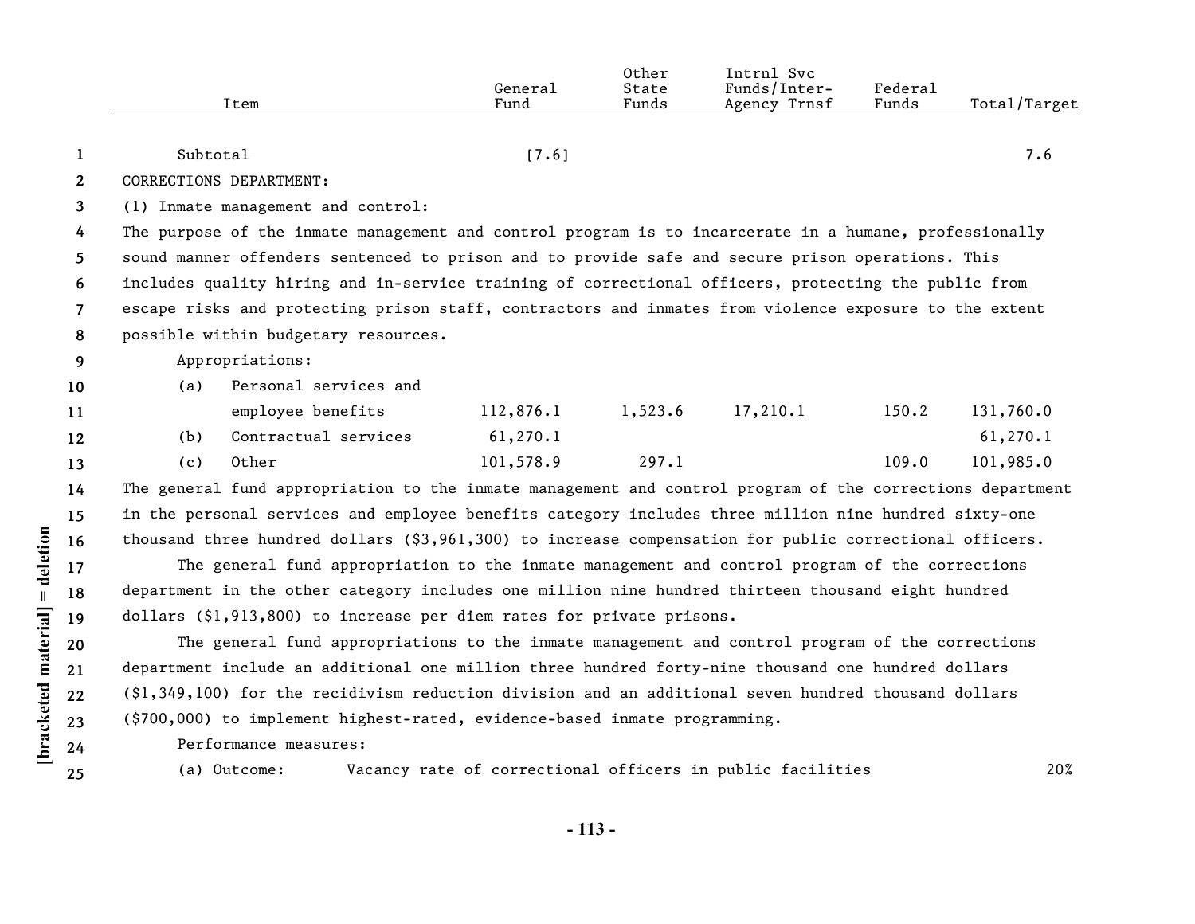| Item | General Fund | Other State Funds | Intrnl Svc Funds/Inter-Agency Trnsf | Federal Funds | Total/Target |
|---|---|---|---|---|---|
| Subtotal | [7.6] | | | | 7.6 |

CORRECTIONS DEPARTMENT:

(1) Inmate management and control:

The purpose of the inmate management and control program is to incarcerate in a humane, professionally sound manner offenders sentenced to prison and to provide safe and secure prison operations. This includes quality hiring and in-service training of correctional officers, protecting the public from escape risks and protecting prison staff, contractors and inmates from violence exposure to the extent possible within budgetary resources.

Appropriations:

| Item | General Fund | Other State Funds | Intrnl Svc Funds/Inter-Agency Trnsf | Federal Funds | Total/Target |
|---|---|---|---|---|---|
| (a) Personal services and employee benefits | 112,876.1 | 1,523.6 | 17,210.1 | 150.2 | 131,760.0 |
| (b) Contractual services | 61,270.1 | | | | 61,270.1 |
| (c) Other | 101,578.9 | 297.1 | | 109.0 | 101,985.0 |

The general fund appropriation to the inmate management and control program of the corrections department in the personal services and employee benefits category includes three million nine hundred sixty-one thousand three hundred dollars ($3,961,300) to increase compensation for public correctional officers.

The general fund appropriation to the inmate management and control program of the corrections department in the other category includes one million nine hundred thirteen thousand eight hundred dollars ($1,913,800) to increase per diem rates for private prisons.

The general fund appropriations to the inmate management and control program of the corrections department include an additional one million three hundred forty-nine thousand one hundred dollars ($1,349,100) for the recidivism reduction division and an additional seven hundred thousand dollars ($700,000) to implement highest-rated, evidence-based inmate programming.

Performance measures:

| | | |
|---|---|---|
| (a) Outcome: | Vacancy rate of correctional officers in public facilities | 20% |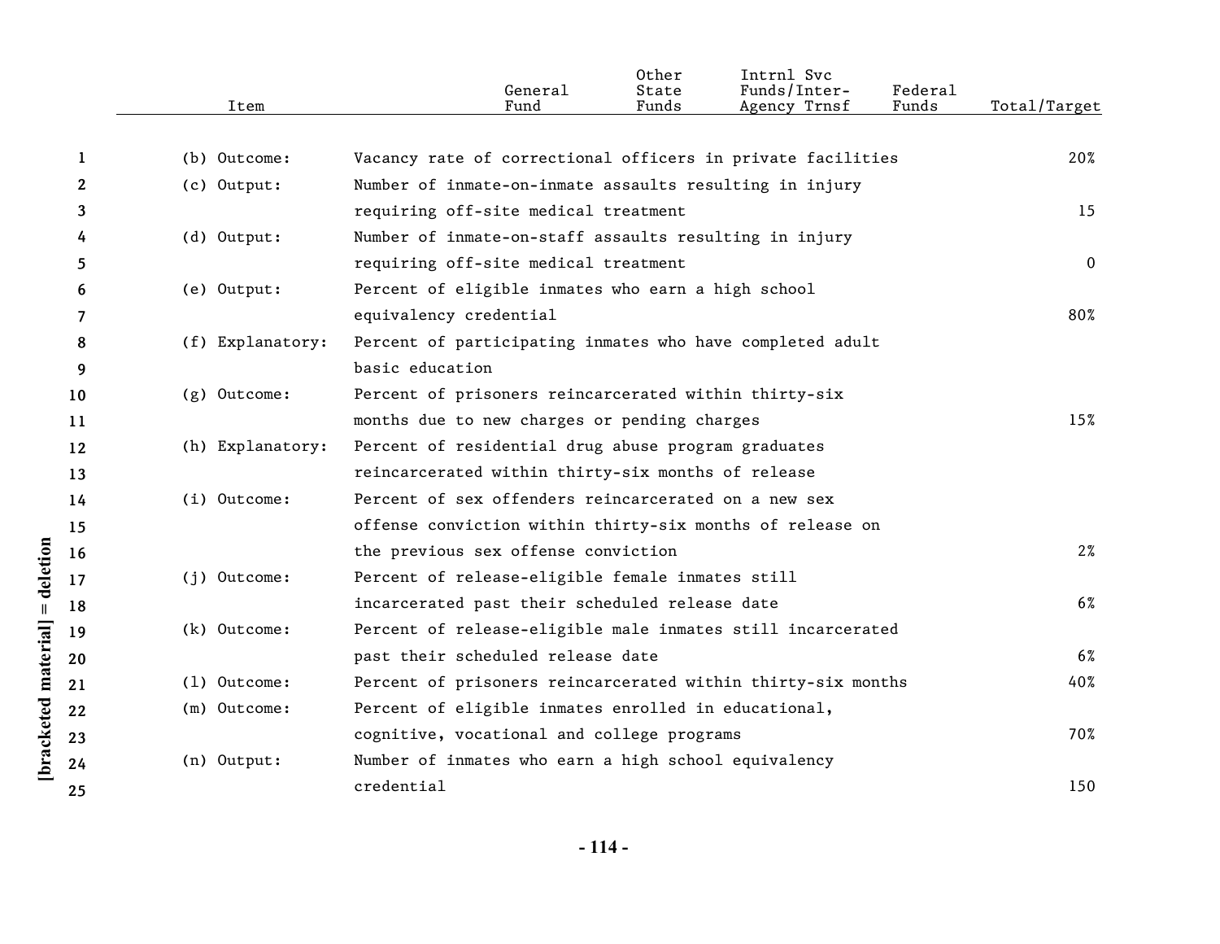| Item | | General Fund | Other State Funds | Intrnl Svc Funds/Inter-Agency Trnsf | Federal Funds | Total/Target |
|---|---|---|---|---|---|---|
| (b) Outcome: | Vacancy rate of correctional officers in private facilities | | | | | 20% |
| (c) Output: | Number of inmate-on-inmate assaults resulting in injury requiring off-site medical treatment | | | | | 15 |
| (d) Output: | Number of inmate-on-staff assaults resulting in injury requiring off-site medical treatment | | | | | 0 |
| (e) Output: | Percent of eligible inmates who earn a high school equivalency credential | | | | | 80% |
| (f) Explanatory: | Percent of participating inmates who have completed adult basic education | | | | | |
| (g) Outcome: | Percent of prisoners reincarcerated within thirty-six months due to new charges or pending charges | | | | | 15% |
| (h) Explanatory: | Percent of residential drug abuse program graduates reincarcerated within thirty-six months of release | | | | | |
| (i) Outcome: | Percent of sex offenders reincarcerated on a new sex offense conviction within thirty-six months of release on the previous sex offense conviction | | | | | 2% |
| (j) Outcome: | Percent of release-eligible female inmates still incarcerated past their scheduled release date | | | | | 6% |
| (k) Outcome: | Percent of release-eligible male inmates still incarcerated past their scheduled release date | | | | | 6% |
| (l) Outcome: | Percent of prisoners reincarcerated within thirty-six months | | | | | 40% |
| (m) Outcome: | Percent of eligible inmates enrolled in educational, cognitive, vocational and college programs | | | | | 70% |
| (n) Output: | Number of inmates who earn a high school equivalency credential | | | | | 150 |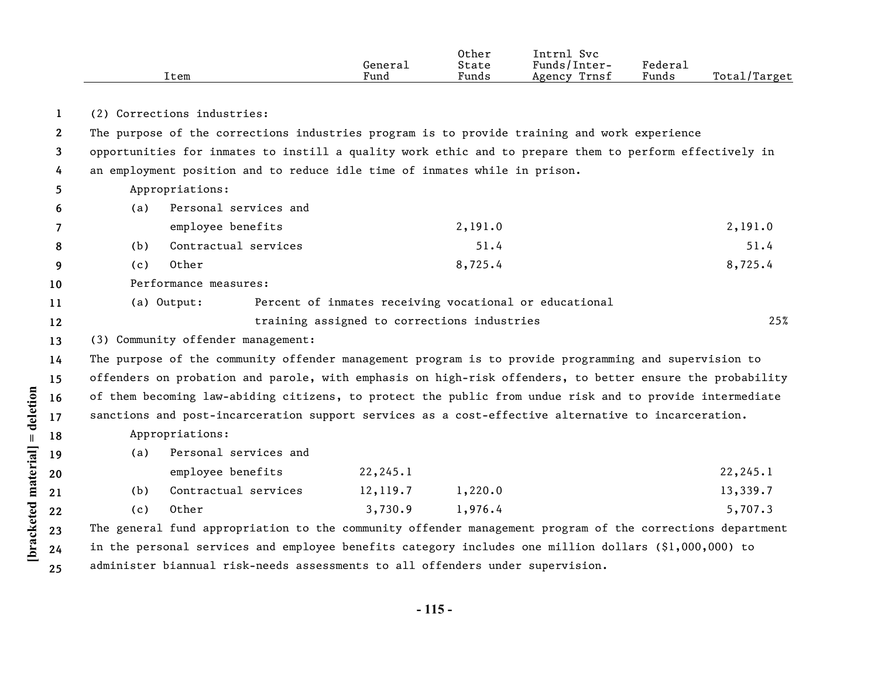| Item | General Fund | Other State Funds | Intrnl Svc Funds/Inter-Agency Trnsf | Federal Funds | Total/Target |
|---|---|---|---|---|---|

(2) Corrections industries:

The purpose of the corrections industries program is to provide training and work experience opportunities for inmates to instill a quality work ethic and to prepare them to perform effectively in an employment position and to reduce idle time of inmates while in prison.

| Item | General Fund | Other State Funds | Intrnl Svc Funds/Inter-Agency Trnsf | Federal Funds | Total/Target |
|---|---|---|---|---|---|
| Appropriations: | | | | | |
| (a) Personal services and employee benefits | | 2,191.0 | | | 2,191.0 |
| (b) Contractual services | | 51.4 | | | 51.4 |
| (c) Other | | 8,725.4 | | | 8,725.4 |
| Performance measures: | | | | | |
| (a) Output: Percent of inmates receiving vocational or educational training assigned to corrections industries | | | | | 25% |

(3) Community offender management:

The purpose of the community offender management program is to provide programming and supervision to offenders on probation and parole, with emphasis on high-risk offenders, to better ensure the probability of them becoming law-abiding citizens, to protect the public from undue risk and to provide intermediate sanctions and post-incarceration support services as a cost-effective alternative to incarceration.

| Item | General Fund | Other State Funds | Intrnl Svc Funds/Inter-Agency Trnsf | Federal Funds | Total/Target |
|---|---|---|---|---|---|
| Appropriations: | | | | | |
| (a) Personal services and employee benefits | 22,245.1 | | | | 22,245.1 |
| (b) Contractual services | 12,119.7 | 1,220.0 | | | 13,339.7 |
| (c) Other | 3,730.9 | 1,976.4 | | | 5,707.3 |

The general fund appropriation to the community offender management program of the corrections department in the personal services and employee benefits category includes one million dollars ($1,000,000) to administer biannual risk-needs assessments to all offenders under supervision.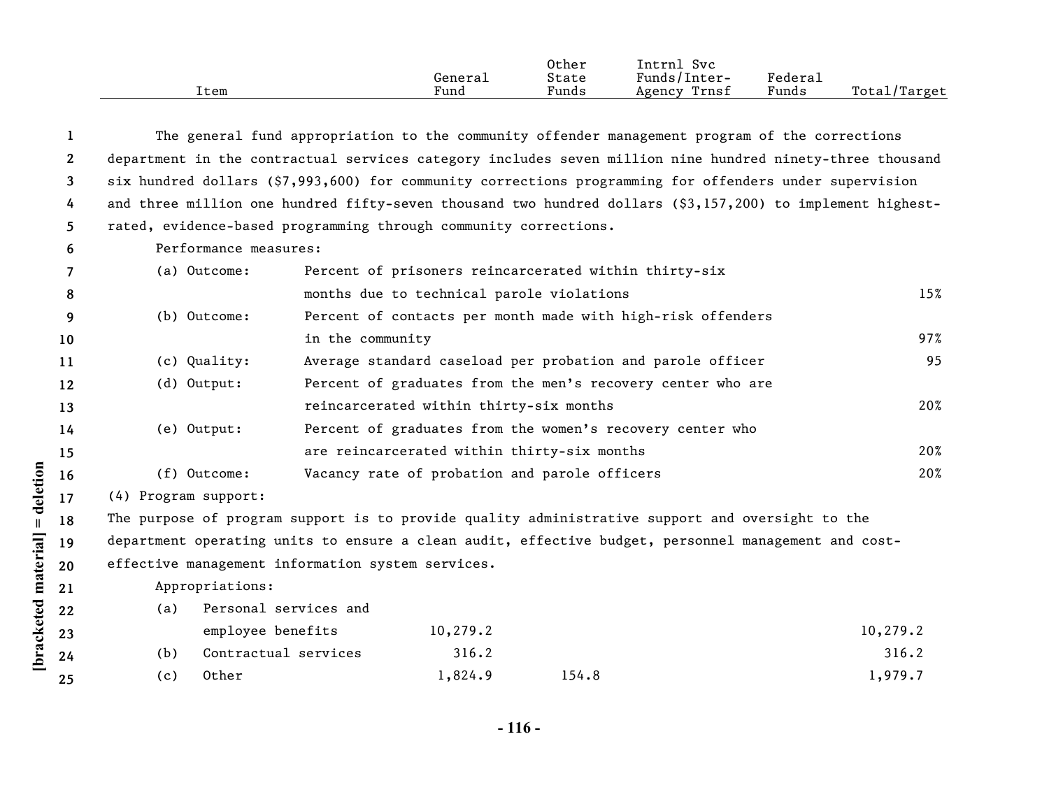| Item | General Fund | Other State Funds | Intrnl Svc Funds/Inter-Agency Trnsf | Federal Funds | Total/Target |
|---|---|---|---|---|---|

The general fund appropriation to the community offender management program of the corrections department in the contractual services category includes seven million nine hundred ninety-three thousand six hundred dollars ($7,993,600) for community corrections programming for offenders under supervision and three million one hundred fifty-seven thousand two hundred dollars ($3,157,200) to implement highest-rated, evidence-based programming through community corrections.

Performance measures:

| | | |
|---|---|---|
| (a) Outcome: | Percent of prisoners reincarcerated within thirty-six months due to technical parole violations | 15% |
| (b) Outcome: | Percent of contacts per month made with high-risk offenders in the community | 97% |
| (c) Quality: | Average standard caseload per probation and parole officer | 95 |
| (d) Output: | Percent of graduates from the men's recovery center who are reincarcerated within thirty-six months | 20% |
| (e) Output: | Percent of graduates from the women's recovery center who are reincarcerated within thirty-six months | 20% |
| (f) Outcome: | Vacancy rate of probation and parole officers | 20% |

(4) Program support:

The purpose of program support is to provide quality administrative support and oversight to the department operating units to ensure a clean audit, effective budget, personnel management and cost-effective management information system services.

Appropriations:

| Item | General Fund | Other State Funds | Intrnl Svc Funds/Inter-Agency Trnsf | Federal Funds | Total/Target |
|---|---|---|---|---|---|
| (a) Personal services and employee benefits | 10,279.2 | | | | 10,279.2 |
| (b) Contractual services | 316.2 | | | | 316.2 |
| (c) Other | 1,824.9 | 154.8 | | | 1,979.7 |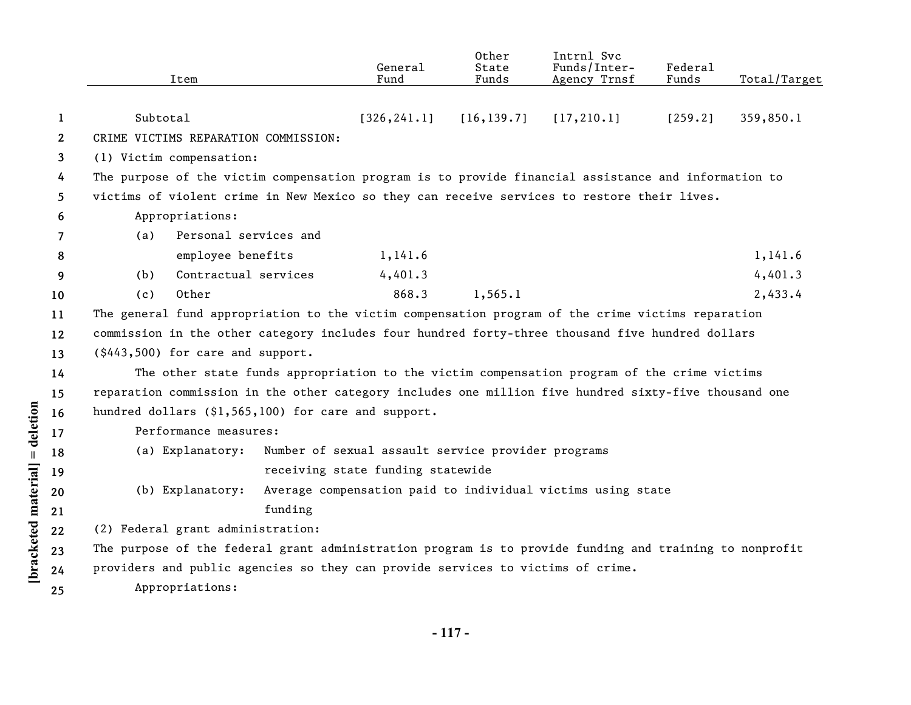| Item | General Fund | Other State Funds | Intrnl Svc Funds/Inter-Agency Trnsf | Federal Funds | Total/Target |
|---|---|---|---|---|---|
| Subtotal | [326,241.1] | [16,139.7] | [17,210.1] | [259.2] | 359,850.1 |

CRIME VICTIMS REPARATION COMMISSION:

(1) Victim compensation:

The purpose of the victim compensation program is to provide financial assistance and information to victims of violent crime in New Mexico so they can receive services to restore their lives.

Appropriations:

| Item | General Fund | Other State Funds | Intrnl Svc Funds/Inter-Agency Trnsf | Federal Funds | Total/Target |
|---|---|---|---|---|---|
| (a) Personal services and employee benefits | 1,141.6 | | | | 1,141.6 |
| (b) Contractual services | 4,401.3 | | | | 4,401.3 |
| (c) Other | 868.3 | 1,565.1 | | | 2,433.4 |

The general fund appropriation to the victim compensation program of the crime victims reparation commission in the other category includes four hundred forty-three thousand five hundred dollars ($443,500) for care and support.

The other state funds appropriation to the victim compensation program of the crime victims reparation commission in the other category includes one million five hundred sixty-five thousand one hundred dollars ($1,565,100) for care and support.

Performance measures:

(a) Explanatory: Number of sexual assault service provider programs receiving state funding statewide

(b) Explanatory: Average compensation paid to individual victims using state funding

(2) Federal grant administration:

The purpose of the federal grant administration program is to provide funding and training to nonprofit providers and public agencies so they can provide services to victims of crime.

Appropriations: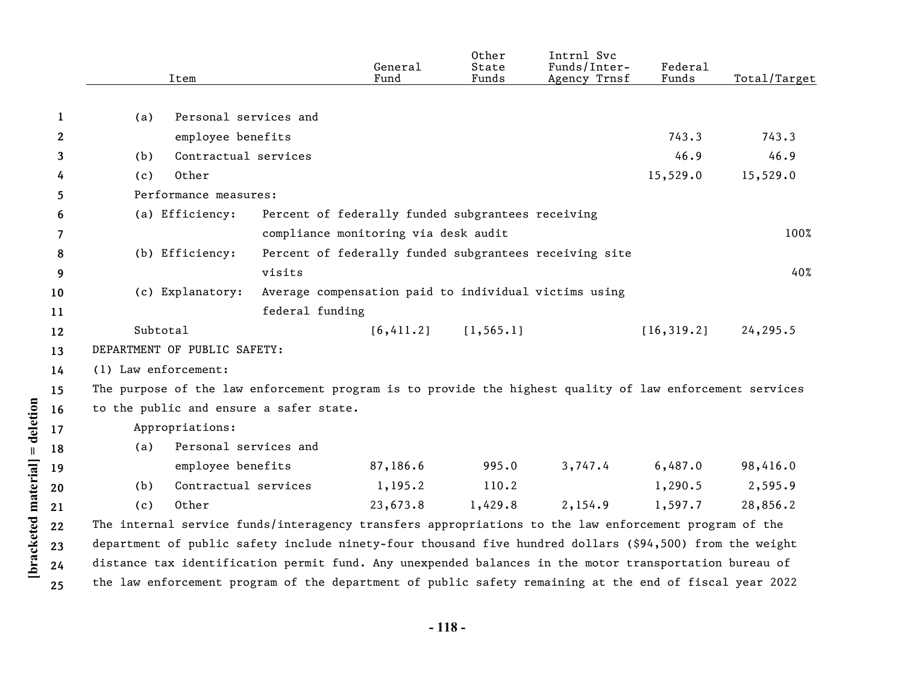| Item | General Fund | Other State Funds | Intrnl Svc Funds/Inter-Agency Trnsf | Federal Funds | Total/Target |
|---|---|---|---|---|---|
| (a) Personal services and employee benefits | | | | 743.3 | 743.3 |
| (b) Contractual services | | | | 46.9 | 46.9 |
| (c) Other | | | | 15,529.0 | 15,529.0 |
| Performance measures: | | | | | |
| (a) Efficiency: Percent of federally funded subgrantees receiving compliance monitoring via desk audit | | | | | 100% |
| (b) Efficiency: Percent of federally funded subgrantees receiving site visits | | | | | 40% |
| (c) Explanatory: Average compensation paid to individual victims using federal funding | | | | | |
| Subtotal | [6,411.2] | [1,565.1] | | [16,319.2] | 24,295.5 |

DEPARTMENT OF PUBLIC SAFETY:

(1) Law enforcement:

The purpose of the law enforcement program is to provide the highest quality of law enforcement services to the public and ensure a safer state.

| Item | General Fund | Other State Funds | Intrnl Svc Funds/Inter-Agency Trnsf | Federal Funds | Total/Target |
|---|---|---|---|---|---|
| Appropriations: | | | | | |
| (a) Personal services and employee benefits | 87,186.6 | 995.0 | 3,747.4 | 6,487.0 | 98,416.0 |
| (b) Contractual services | 1,195.2 | 110.2 | | 1,290.5 | 2,595.9 |
| (c) Other | 23,673.8 | 1,429.8 | 2,154.9 | 1,597.7 | 28,856.2 |

The internal service funds/interagency transfers appropriations to the law enforcement program of the department of public safety include ninety-four thousand five hundred dollars ($94,500) from the weight distance tax identification permit fund. Any unexpended balances in the motor transportation bureau of the law enforcement program of the department of public safety remaining at the end of fiscal year 2022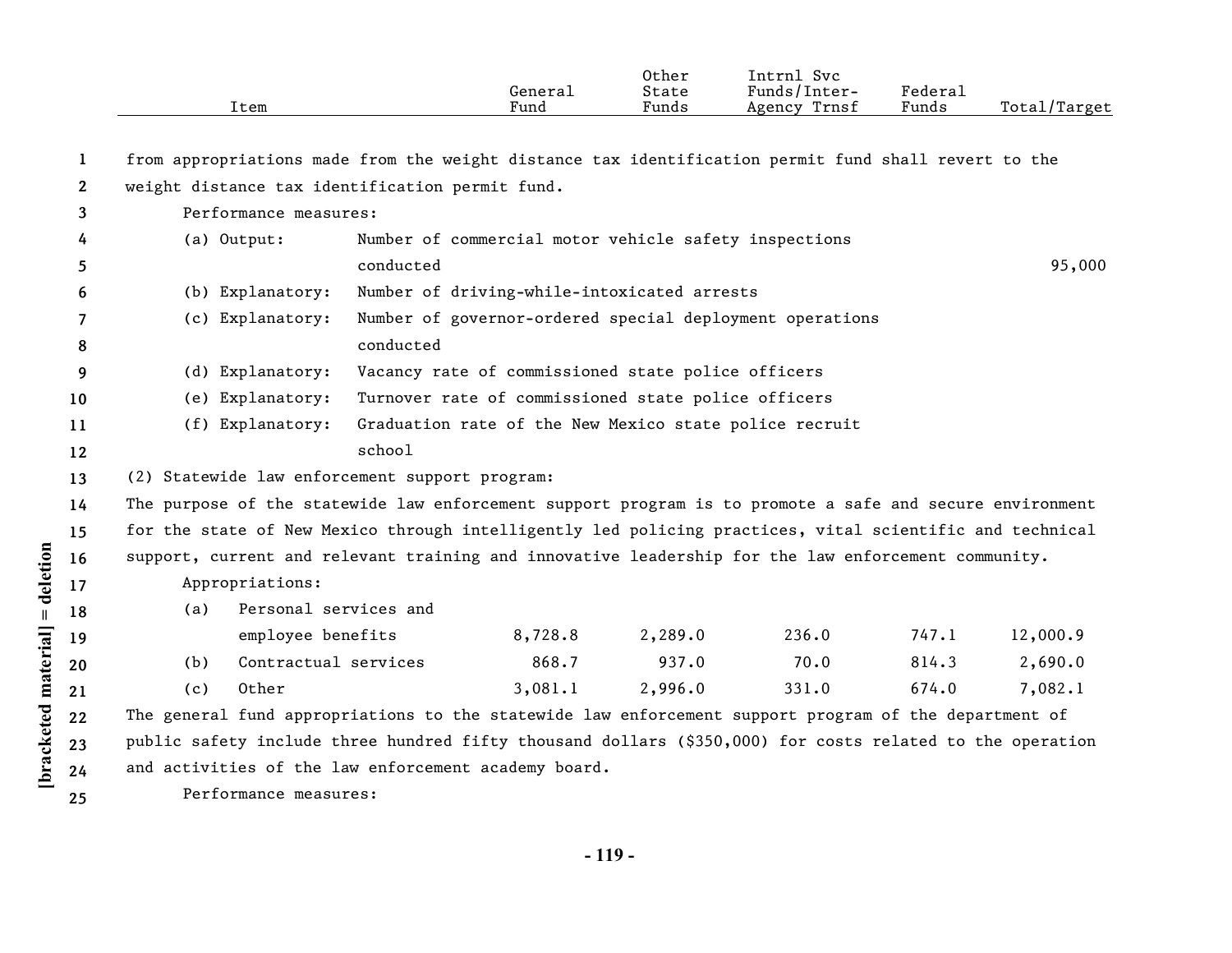| Item | General Fund | Other State Funds | Intrnl Svc Funds/Inter-Agency Trnsf | Federal Funds | Total/Target |
|---|---|---|---|---|---|

from appropriations made from the weight distance tax identification permit fund shall revert to the weight distance tax identification permit fund.

Performance measures:

| Item | General Fund | Other State Funds | Intrnl Svc Funds/Inter-Agency Trnsf | Federal Funds | Total/Target |
|---|---|---|---|---|---|
| (a) Output: Number of commercial motor vehicle safety inspections conducted | | | | | 95,000 |
| (b) Explanatory: Number of driving-while-intoxicated arrests | | | | | |
| (c) Explanatory: Number of governor-ordered special deployment operations conducted | | | | | |
| (d) Explanatory: Vacancy rate of commissioned state police officers | | | | | |
| (e) Explanatory: Turnover rate of commissioned state police officers | | | | | |
| (f) Explanatory: Graduation rate of the New Mexico state police recruit school | | | | | |

(2) Statewide law enforcement support program:

The purpose of the statewide law enforcement support program is to promote a safe and secure environment for the state of New Mexico through intelligently led policing practices, vital scientific and technical support, current and relevant training and innovative leadership for the law enforcement community.

Appropriations:

| Item | General Fund | Other State Funds | Intrnl Svc Funds/Inter-Agency Trnsf | Federal Funds | Total/Target |
|---|---|---|---|---|---|
| (a) Personal services and employee benefits | 8,728.8 | 2,289.0 | 236.0 | 747.1 | 12,000.9 |
| (b) Contractual services | 868.7 | 937.0 | 70.0 | 814.3 | 2,690.0 |
| (c) Other | 3,081.1 | 2,996.0 | 331.0 | 674.0 | 7,082.1 |

The general fund appropriations to the statewide law enforcement support program of the department of public safety include three hundred fifty thousand dollars ($350,000) for costs related to the operation and activities of the law enforcement academy board.

Performance measures: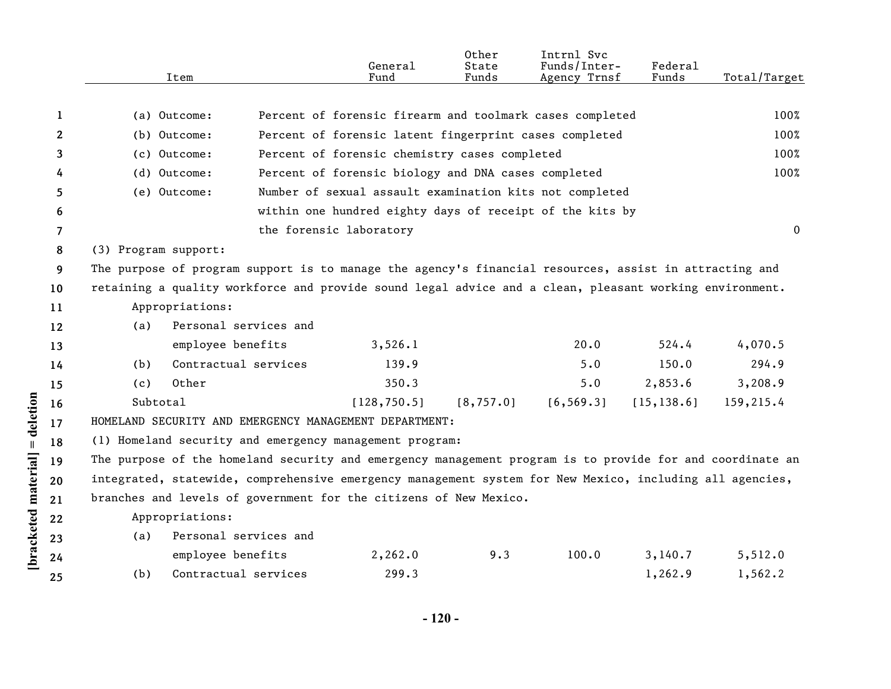| Item | | General Fund | Other State Funds | Intrnl Svc Funds/Inter-Agency Trnsf | Federal Funds | Total/Target |
|---|---|---|---|---|---|---|
| (a) Outcome: | Percent of forensic firearm and toolmark cases completed | | | | | 100% |
| (b) Outcome: | Percent of forensic latent fingerprint cases completed | | | | | 100% |
| (c) Outcome: | Percent of forensic chemistry cases completed | | | | | 100% |
| (d) Outcome: | Percent of forensic biology and DNA cases completed | | | | | 100% |
| (e) Outcome: | Number of sexual assault examination kits not completed within one hundred eighty days of receipt of the kits by the forensic laboratory | | | | | 0 |

(3) Program support:

The purpose of program support is to manage the agency's financial resources, assist in attracting and retaining a quality workforce and provide sound legal advice and a clean, pleasant working environment.

Appropriations:

| Item | General Fund | Other State Funds | Intrnl Svc Funds/Inter-Agency Trnsf | Federal Funds | Total/Target |
|---|---|---|---|---|---|
| (a) Personal services and employee benefits | 3,526.1 | | 20.0 | 524.4 | 4,070.5 |
| (b) Contractual services | 139.9 | | 5.0 | 150.0 | 294.9 |
| (c) Other | 350.3 | | 5.0 | 2,853.6 | 3,208.9 |
| Subtotal | [128,750.5] | [8,757.0] | [6,569.3] | [15,138.6] | 159,215.4 |

HOMELAND SECURITY AND EMERGENCY MANAGEMENT DEPARTMENT:

(1) Homeland security and emergency management program:

The purpose of the homeland security and emergency management program is to provide for and coordinate an integrated, statewide, comprehensive emergency management system for New Mexico, including all agencies, branches and levels of government for the citizens of New Mexico.

Appropriations:

| Item | General Fund | Other State Funds | Intrnl Svc Funds/Inter-Agency Trnsf | Federal Funds | Total/Target |
|---|---|---|---|---|---|
| (a) Personal services and employee benefits | 2,262.0 | 9.3 | 100.0 | 3,140.7 | 5,512.0 |
| (b) Contractual services | 299.3 | | | 1,262.9 | 1,562.2 |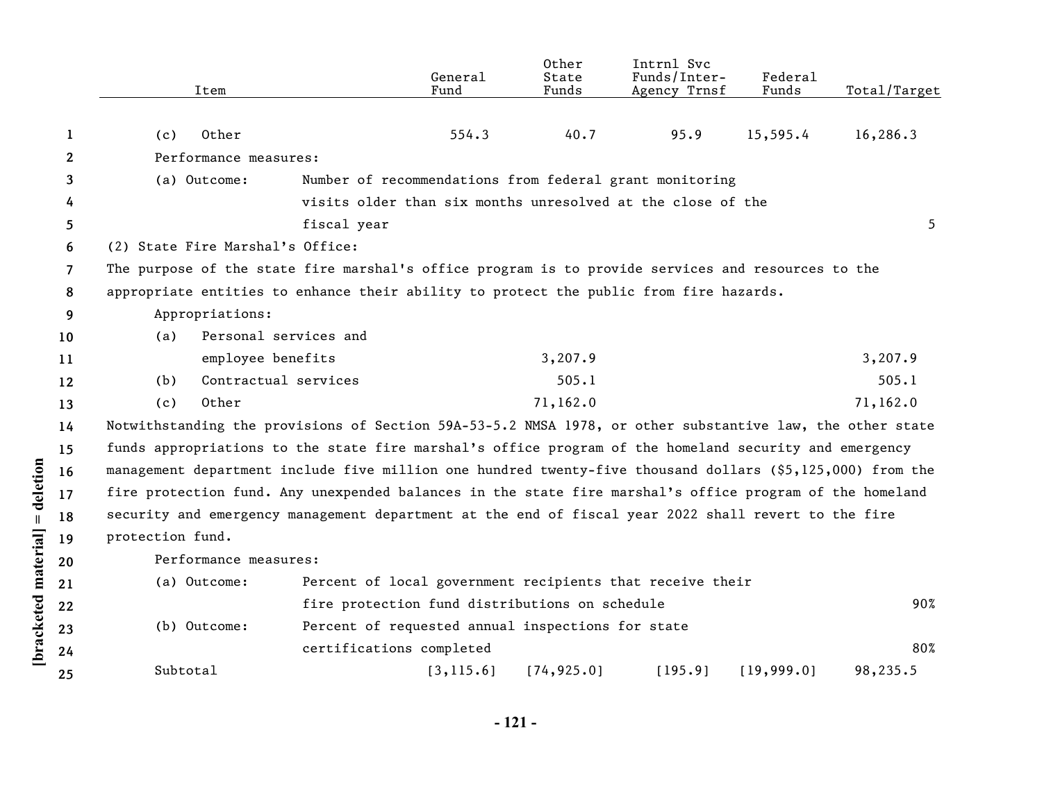| Item | General Fund | Other State Funds | Intrnl Svc Funds/Inter-Agency Trnsf | Federal Funds | Total/Target |
|---|---|---|---|---|---|
| (c) Other | 554.3 | 40.7 | 95.9 | 15,595.4 | 16,286.3 |
| Performance measures: | | | | | |
| (a) Outcome: Number of recommendations from federal grant monitoring visits older than six months unresolved at the close of the fiscal year | | | | | 5 |

(2) State Fire Marshal's Office:

The purpose of the state fire marshal's office program is to provide services and resources to the appropriate entities to enhance their ability to protect the public from fire hazards.

| Item | General Fund | Other State Funds | Intrnl Svc Funds/Inter-Agency Trnsf | Federal Funds | Total/Target |
|---|---|---|---|---|---|
| Appropriations: | | | | | |
| (a) Personal services and employee benefits | | 3,207.9 | | | 3,207.9 |
| (b) Contractual services | | 505.1 | | | 505.1 |
| (c) Other | | 71,162.0 | | | 71,162.0 |

Notwithstanding the provisions of Section 59A-53-5.2 NMSA 1978, or other substantive law, the other state funds appropriations to the state fire marshal's office program of the homeland security and emergency management department include five million one hundred twenty-five thousand dollars ($5,125,000) from the fire protection fund. Any unexpended balances in the state fire marshal's office program of the homeland security and emergency management department at the end of fiscal year 2022 shall revert to the fire protection fund.

| Item | General Fund | Other State Funds | Intrnl Svc Funds/Inter-Agency Trnsf | Federal Funds | Total/Target |
|---|---|---|---|---|---|
| Performance measures: | | | | | |
| (a) Outcome: Percent of local government recipients that receive their fire protection fund distributions on schedule | | | | | 90% |
| (b) Outcome: Percent of requested annual inspections for state certifications completed | | | | | 80% |
| Subtotal | [3,115.6] | [74,925.0] | [195.9] | [19,999.0] | 98,235.5 |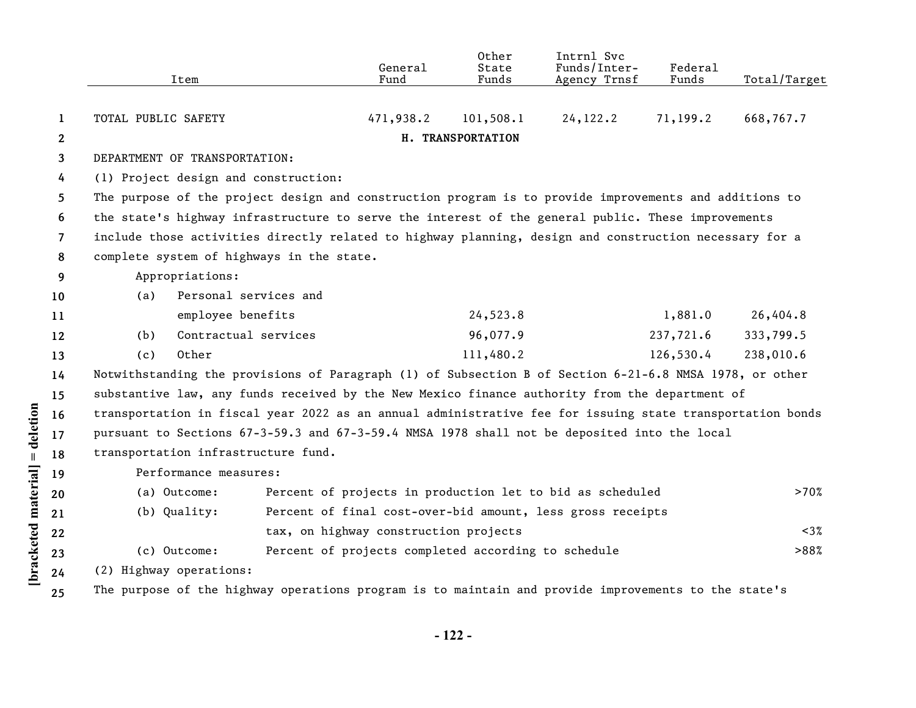| Item | General Fund | Other State Funds | Intrnl Svc Funds/Inter-Agency Trnsf | Federal Funds | Total/Target |
|---|---|---|---|---|---|
| TOTAL PUBLIC SAFETY | 471,938.2 | 101,508.1 | 24,122.2 | 71,199.2 | 668,767.7 |

## H. TRANSPORTATION

DEPARTMENT OF TRANSPORTATION:

(1) Project design and construction:

The purpose of the project design and construction program is to provide improvements and additions to the state's highway infrastructure to serve the interest of the general public. These improvements include those activities directly related to highway planning, design and construction necessary for a complete system of highways in the state.

Appropriations:

| Item | General Fund | Other State Funds | Intrnl Svc Funds/Inter-Agency Trnsf | Federal Funds | Total/Target |
|---|---|---|---|---|---|
| (a) Personal services and employee benefits | | 24,523.8 | | 1,881.0 | 26,404.8 |
| (b) Contractual services | | 96,077.9 | | 237,721.6 | 333,799.5 |
| (c) Other | | 111,480.2 | | 126,530.4 | 238,010.6 |

Notwithstanding the provisions of Paragraph (1) of Subsection B of Section 6-21-6.8 NMSA 1978, or other substantive law, any funds received by the New Mexico finance authority from the department of transportation in fiscal year 2022 as an annual administrative fee for issuing state transportation bonds pursuant to Sections 67-3-59.3 and 67-3-59.4 NMSA 1978 shall not be deposited into the local transportation infrastructure fund.

Performance measures:

| Measure | Description | Target |
|---|---|---|
| (a) Outcome: | Percent of projects in production let to bid as scheduled | >70% |
| (b) Quality: | Percent of final cost-over-bid amount, less gross receipts tax, on highway construction projects | <3% |
| (c) Outcome: | Percent of projects completed according to schedule | >88% |

(2) Highway operations:

The purpose of the highway operations program is to maintain and provide improvements to the state's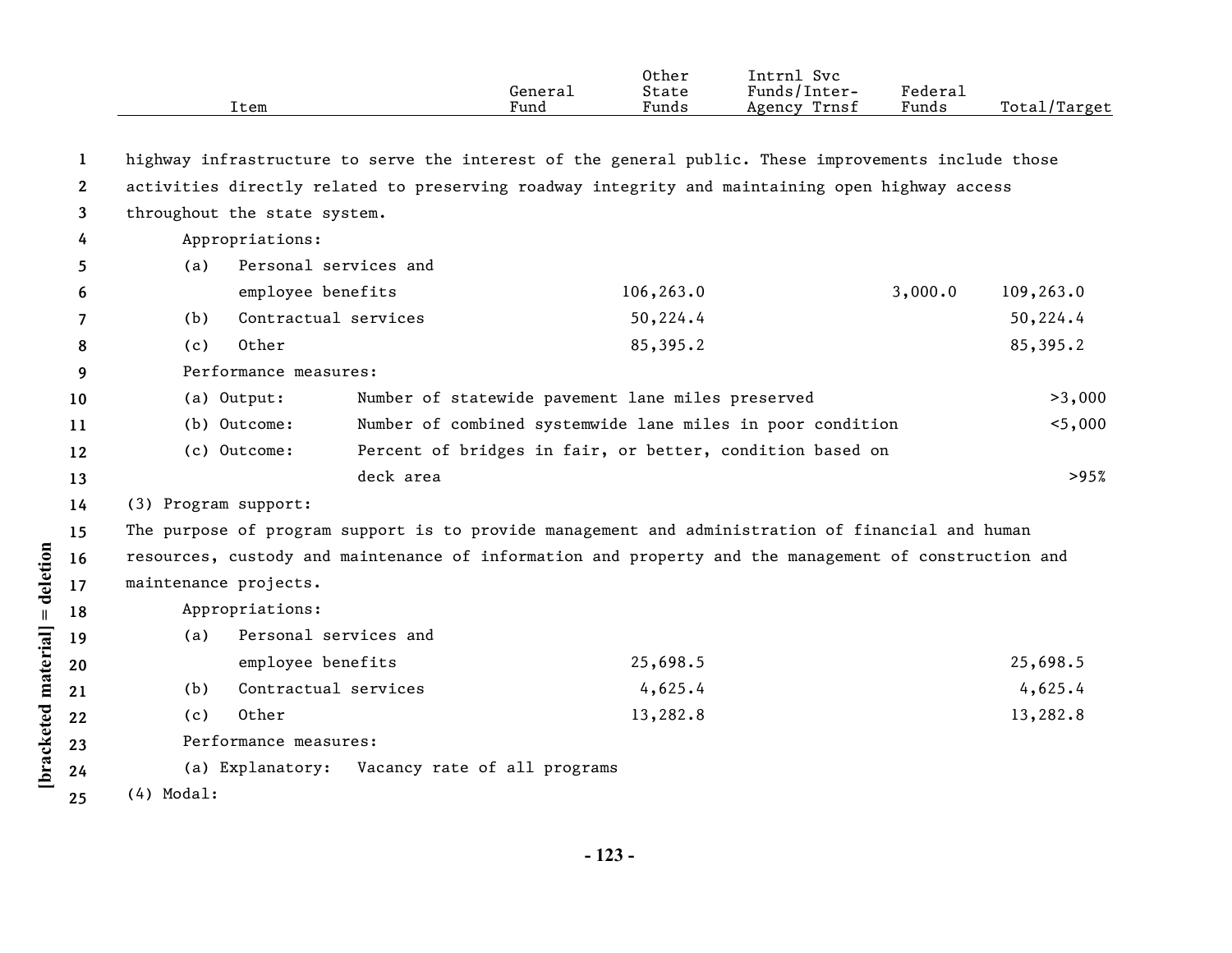| Item | General Fund | Other State Funds | Intrnl Svc Funds/Inter-Agency Trnsf | Federal Funds | Total/Target |
|---|---|---|---|---|---|
| highway infrastructure to serve the interest of the general public. These improvements include those activities directly related to preserving roadway integrity and maintaining open highway access throughout the state system. | | | | | |
| Appropriations: | | | | | |
| (a) Personal services and employee benefits | | 106,263.0 | | 3,000.0 | 109,263.0 |
| (b) Contractual services | | 50,224.4 | | | 50,224.4 |
| (c) Other | | 85,395.2 | | | 85,395.2 |
| Performance measures: | | | | | |
| (a) Output: Number of statewide pavement lane miles preserved | | | | | >3,000 |
| (b) Outcome: Number of combined systemwide lane miles in poor condition | | | | | <5,000 |
| (c) Outcome: Percent of bridges in fair, or better, condition based on deck area | | | | | >95% |
| (3) Program support: | | | | | |
| The purpose of program support is to provide management and administration of financial and human resources, custody and maintenance of information and property and the management of construction and maintenance projects. | | | | | |
| Appropriations: | | | | | |
| (a) Personal services and employee benefits | | 25,698.5 | | | 25,698.5 |
| (b) Contractual services | | 4,625.4 | | | 4,625.4 |
| (c) Other | | 13,282.8 | | | 13,282.8 |
| Performance measures: | | | | | |
| (a) Explanatory: Vacancy rate of all programs | | | | | |
| (4) Modal: | | | | | |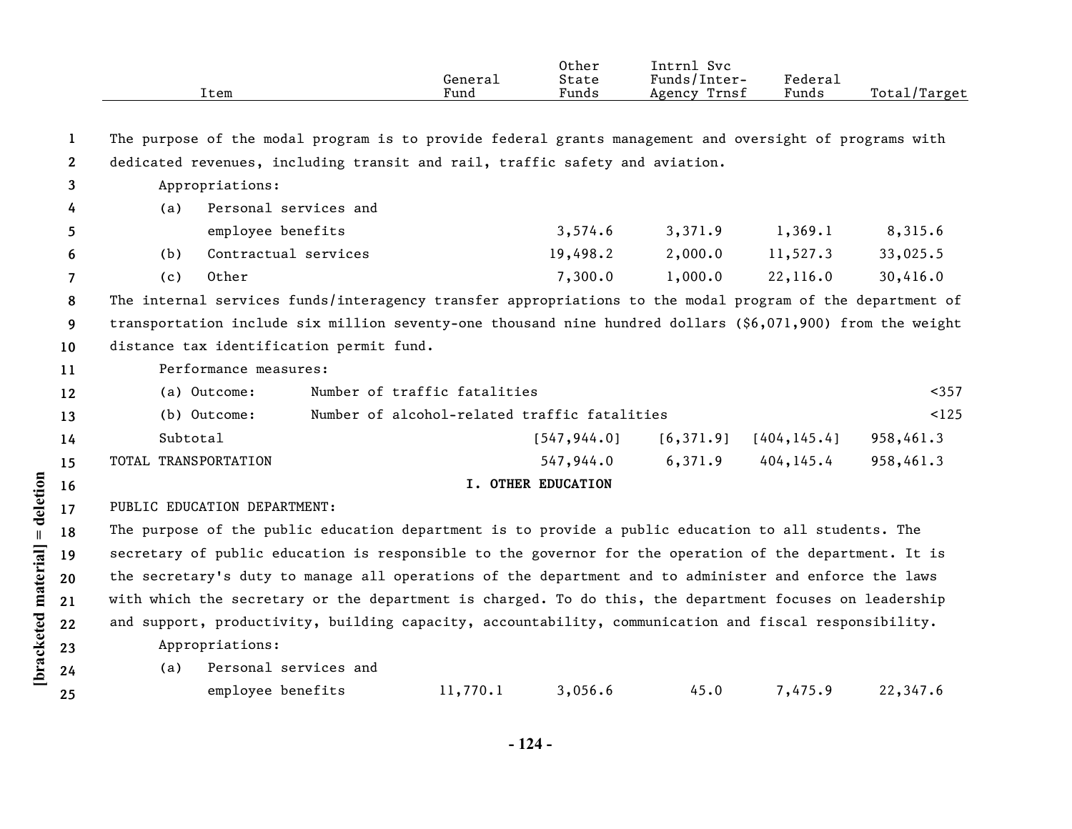| Item | General Fund | Other State Funds | Intrnl Svc Funds/Inter-Agency Trnsf | Federal Funds | Total/Target |
|---|---|---|---|---|---|

The purpose of the modal program is to provide federal grants management and oversight of programs with dedicated revenues, including transit and rail, traffic safety and aviation.

Appropriations:

| Item | General Fund | Other State Funds | Intrnl Svc Funds/Inter-Agency Trnsf | Federal Funds | Total/Target |
|---|---|---|---|---|---|
| (a) Personal services and employee benefits | | 3,574.6 | 3,371.9 | 1,369.1 | 8,315.6 |
| (b) Contractual services | | 19,498.2 | 2,000.0 | 11,527.3 | 33,025.5 |
| (c) Other | | 7,300.0 | 1,000.0 | 22,116.0 | 30,416.0 |

The internal services funds/interagency transfer appropriations to the modal program of the department of transportation include six million seventy-one thousand nine hundred dollars ($6,071,900) from the weight distance tax identification permit fund.

Performance measures:

| Measure | Description | Target |
|---|---|---|
| (a) Outcome: | Number of traffic fatalities | <357 |
| (b) Outcome: | Number of alcohol-related traffic fatalities | <125 |

| Item | General Fund | Other State Funds | Intrnl Svc Funds/Inter-Agency Trnsf | Federal Funds | Total/Target |
|---|---|---|---|---|---|
| Subtotal | | [547,944.0] | [6,371.9] | [404,145.4] | 958,461.3 |
| TOTAL TRANSPORTATION | | 547,944.0 | 6,371.9 | 404,145.4 | 958,461.3 |

## I. OTHER EDUCATION

PUBLIC EDUCATION DEPARTMENT:

The purpose of the public education department is to provide a public education to all students. The secretary of public education is responsible to the governor for the operation of the department. It is the secretary's duty to manage all operations of the department and to administer and enforce the laws with which the secretary or the department is charged. To do this, the department focuses on leadership and support, productivity, building capacity, accountability, communication and fiscal responsibility.

Appropriations:

| Item | General Fund | Other State Funds | Intrnl Svc Funds/Inter-Agency Trnsf | Federal Funds | Total/Target |
|---|---|---|---|---|---|
| (a) Personal services and employee benefits | 11,770.1 | 3,056.6 | 45.0 | 7,475.9 | 22,347.6 |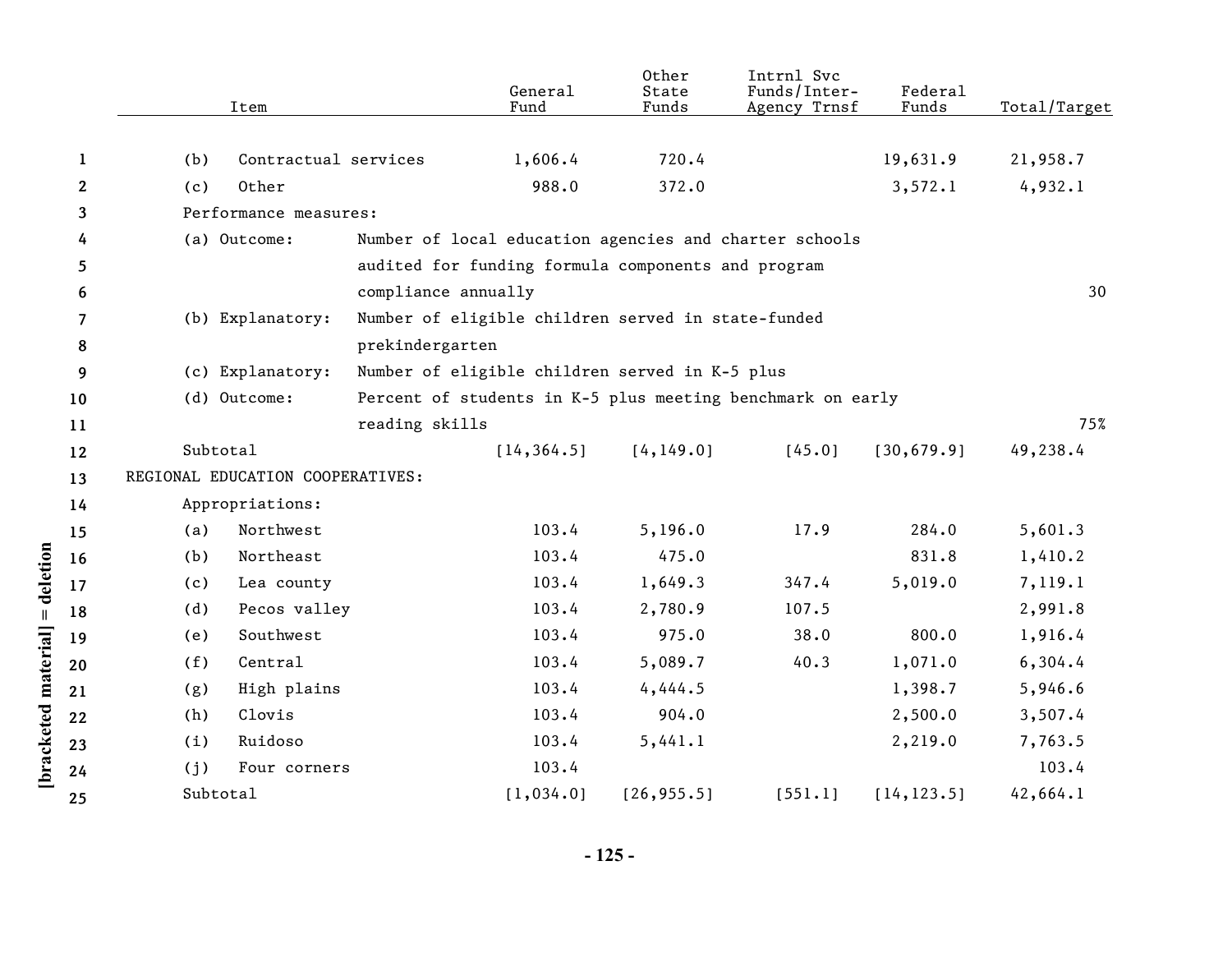| Item | General Fund | Other State Funds | Intrnl Svc Funds/Inter-Agency Trnsf | Federal Funds | Total/Target |
|---|---|---|---|---|---|
| (b) Contractual services | 1,606.4 | 720.4 | | 19,631.9 | 21,958.7 |
| (c) Other | 988.0 | 372.0 | | 3,572.1 | 4,932.1 |
| Performance measures: | | | | | |
| (a) Outcome: Number of local education agencies and charter schools audited for funding formula components and program compliance annually | | | | | 30 |
| (b) Explanatory: Number of eligible children served in state-funded prekindergarten | | | | | |
| (c) Explanatory: Number of eligible children served in K-5 plus | | | | | |
| (d) Outcome: Percent of students in K-5 plus meeting benchmark on early reading skills | | | | | 75% |
| Subtotal | [14,364.5] | [4,149.0] | [45.0] | [30,679.9] | 49,238.4 |
| REGIONAL EDUCATION COOPERATIVES: | | | | | |
| Appropriations: | | | | | |
| (a) Northwest | 103.4 | 5,196.0 | 17.9 | 284.0 | 5,601.3 |
| (b) Northeast | 103.4 | 475.0 | | 831.8 | 1,410.2 |
| (c) Lea county | 103.4 | 1,649.3 | 347.4 | 5,019.0 | 7,119.1 |
| (d) Pecos valley | 103.4 | 2,780.9 | 107.5 | | 2,991.8 |
| (e) Southwest | 103.4 | 975.0 | 38.0 | 800.0 | 1,916.4 |
| (f) Central | 103.4 | 5,089.7 | 40.3 | 1,071.0 | 6,304.4 |
| (g) High plains | 103.4 | 4,444.5 | | 1,398.7 | 5,946.6 |
| (h) Clovis | 103.4 | 904.0 | | 2,500.0 | 3,507.4 |
| (i) Ruidoso | 103.4 | 5,441.1 | | 2,219.0 | 7,763.5 |
| (j) Four corners | 103.4 | | | | 103.4 |
| Subtotal | [1,034.0] | [26,955.5] | [551.1] | [14,123.5] | 42,664.1 |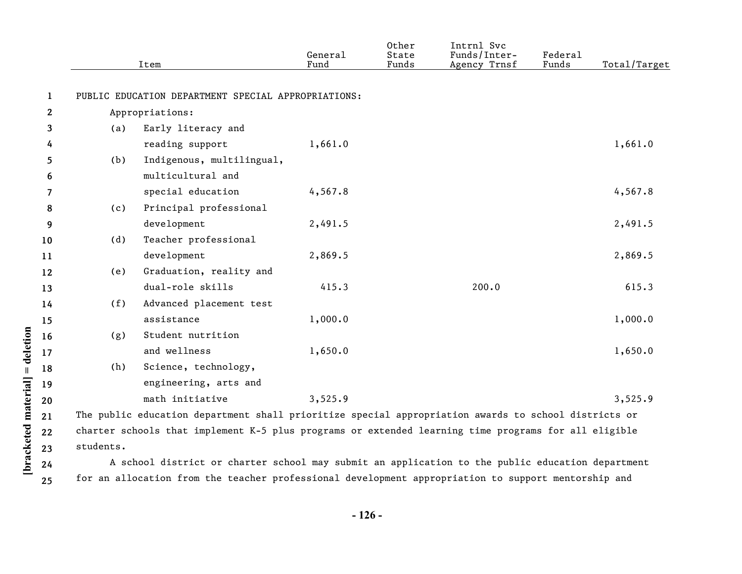| Item | General Fund | Other State Funds | Intrnl Svc Funds/Inter-Agency Trnsf | Federal Funds | Total/Target |
|---|---|---|---|---|---|
| PUBLIC EDUCATION DEPARTMENT SPECIAL APPROPRIATIONS: | | | | | |
| Appropriations: | | | | | |
| (a) Early literacy and reading support | 1,661.0 | | | | 1,661.0 |
| (b) Indigenous, multilingual, multicultural and special education | 4,567.8 | | | | 4,567.8 |
| (c) Principal professional development | 2,491.5 | | | | 2,491.5 |
| (d) Teacher professional development | 2,869.5 | | | | 2,869.5 |
| (e) Graduation, reality and dual-role skills | 415.3 | | 200.0 | | 615.3 |
| (f) Advanced placement test assistance | 1,000.0 | | | | 1,000.0 |
| (g) Student nutrition and wellness | 1,650.0 | | | | 1,650.0 |
| (h) Science, technology, engineering, arts and math initiative | 3,525.9 | | | | 3,525.9 |

The public education department shall prioritize special appropriation awards to school districts or charter schools that implement K-5 plus programs or extended learning time programs for all eligible students.

A school district or charter school may submit an application to the public education department for an allocation from the teacher professional development appropriation to support mentorship and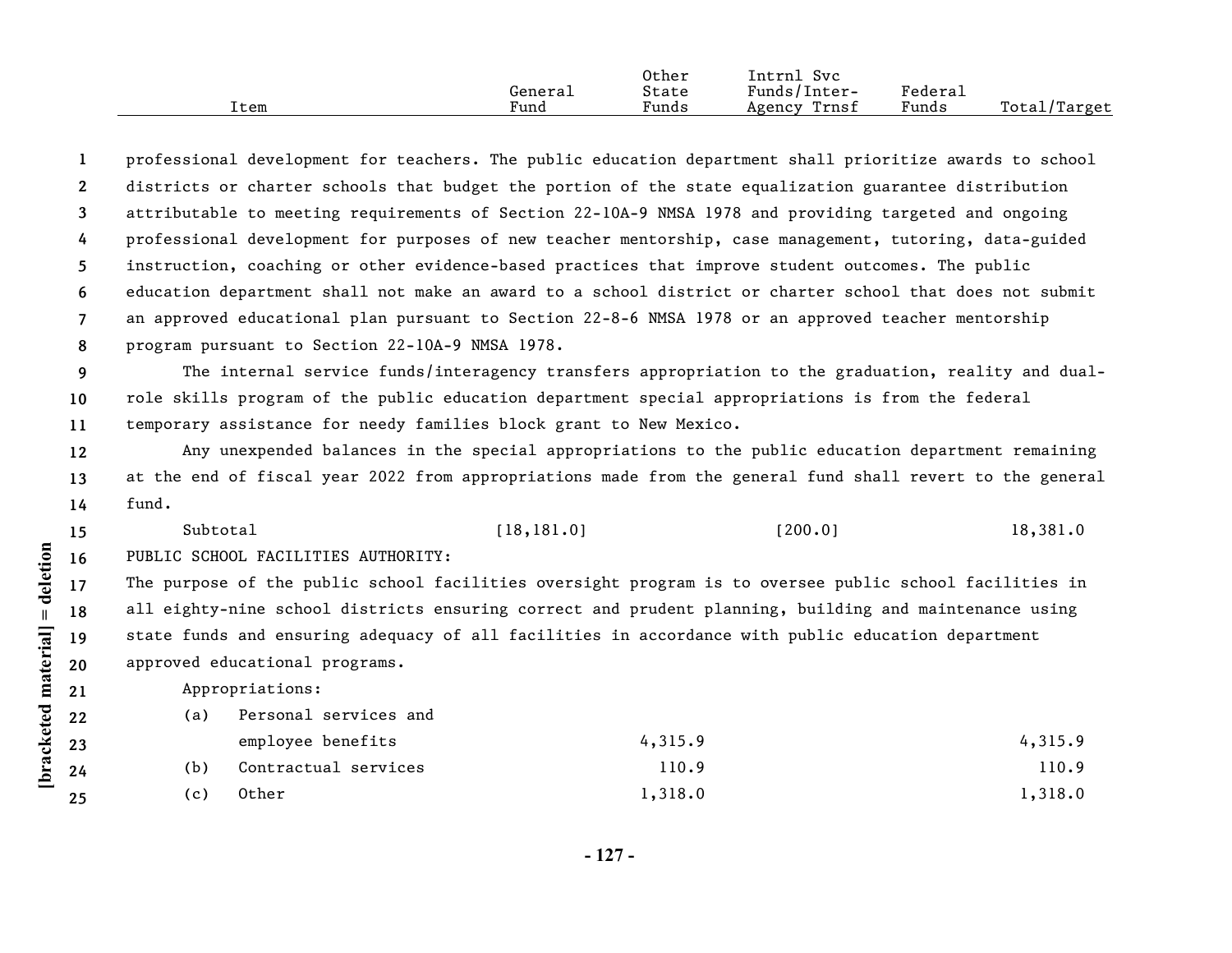| Item | General Fund | Other State Funds | Intrnl Svc Funds/Inter-Agency Trnsf | Federal Funds | Total/Target |
|---|---|---|---|---|---|

professional development for teachers. The public education department shall prioritize awards to school districts or charter schools that budget the portion of the state equalization guarantee distribution attributable to meeting requirements of Section 22-10A-9 NMSA 1978 and providing targeted and ongoing professional development for purposes of new teacher mentorship, case management, tutoring, data-guided instruction, coaching or other evidence-based practices that improve student outcomes. The public education department shall not make an award to a school district or charter school that does not submit an approved educational plan pursuant to Section 22-8-6 NMSA 1978 or an approved teacher mentorship program pursuant to Section 22-10A-9 NMSA 1978.

The internal service funds/interagency transfers appropriation to the graduation, reality and dual-role skills program of the public education department special appropriations is from the federal temporary assistance for needy families block grant to New Mexico.

Any unexpended balances in the special appropriations to the public education department remaining at the end of fiscal year 2022 from appropriations made from the general fund shall revert to the general fund.

| Item | General Fund | Other State Funds | Intrnl Svc Funds/Inter-Agency Trnsf | Federal Funds | Total/Target |
|---|---|---|---|---|---|
| Subtotal | [18,181.0] | | [200.0] | | 18,381.0 |

PUBLIC SCHOOL FACILITIES AUTHORITY:

The purpose of the public school facilities oversight program is to oversee public school facilities in all eighty-nine school districts ensuring correct and prudent planning, building and maintenance using state funds and ensuring adequacy of all facilities in accordance with public education department approved educational programs.

| Item | General Fund | Other State Funds | Intrnl Svc Funds/Inter-Agency Trnsf | Federal Funds | Total/Target |
|---|---|---|---|---|---|
| Appropriations: | | | | | |
| (a) Personal services and employee benefits | | 4,315.9 | | | 4,315.9 |
| (b) Contractual services | | 110.9 | | | 110.9 |
| (c) Other | | 1,318.0 | | | 1,318.0 |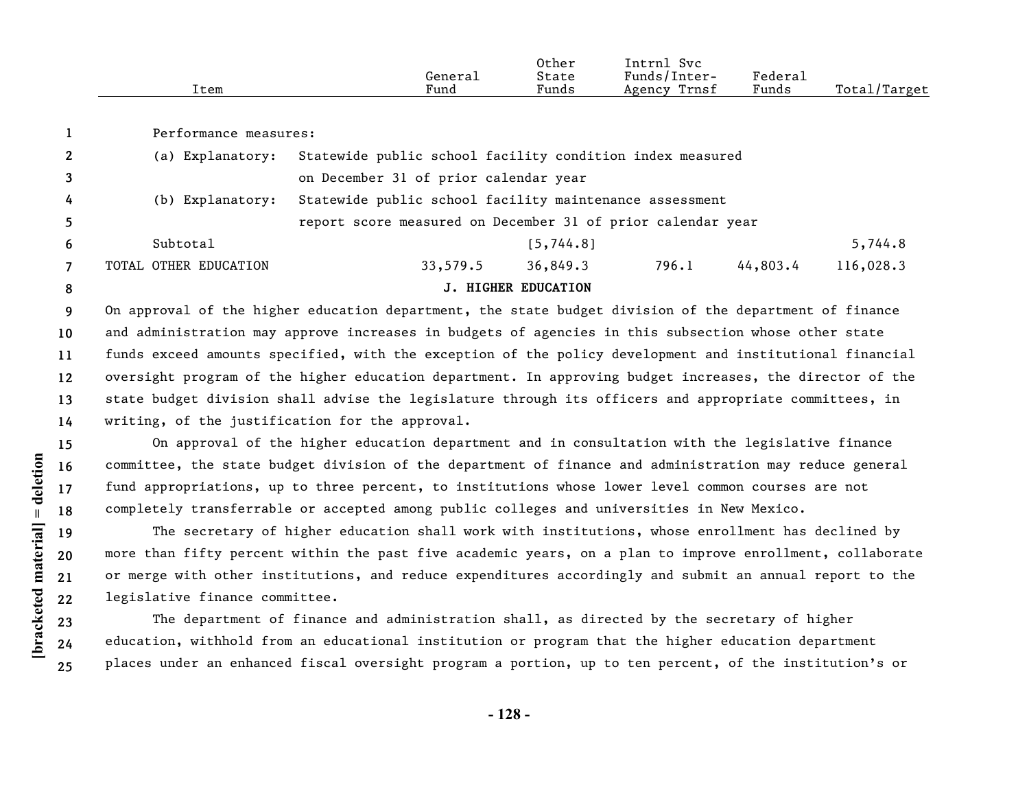| Item | General Fund | Other State Funds | Intrnl Svc Funds/Inter-Agency Trnsf | Federal Funds | Total/Target |
|---|---|---|---|---|---|
| Performance measures: | | | | | |
| (a) Explanatory: Statewide public school facility condition index measured on December 31 of prior calendar year | | | | | |
| (b) Explanatory: Statewide public school facility maintenance assessment report score measured on December 31 of prior calendar year | | | | | |
| Subtotal | | [5,744.8] | | | 5,744.8 |
| TOTAL OTHER EDUCATION | 33,579.5 | 36,849.3 | 796.1 | 44,803.4 | 116,028.3 |

**J. HIGHER EDUCATION**

On approval of the higher education department, the state budget division of the department of finance and administration may approve increases in budgets of agencies in this subsection whose other state funds exceed amounts specified, with the exception of the policy development and institutional financial oversight program of the higher education department. In approving budget increases, the director of the state budget division shall advise the legislature through its officers and appropriate committees, in writing, of the justification for the approval.

On approval of the higher education department and in consultation with the legislative finance committee, the state budget division of the department of finance and administration may reduce general fund appropriations, up to three percent, to institutions whose lower level common courses are not completely transferrable or accepted among public colleges and universities in New Mexico.

The secretary of higher education shall work with institutions, whose enrollment has declined by more than fifty percent within the past five academic years, on a plan to improve enrollment, collaborate or merge with other institutions, and reduce expenditures accordingly and submit an annual report to the legislative finance committee.

The department of finance and administration shall, as directed by the secretary of higher education, withhold from an educational institution or program that the higher education department places under an enhanced fiscal oversight program a portion, up to ten percent, of the institution's or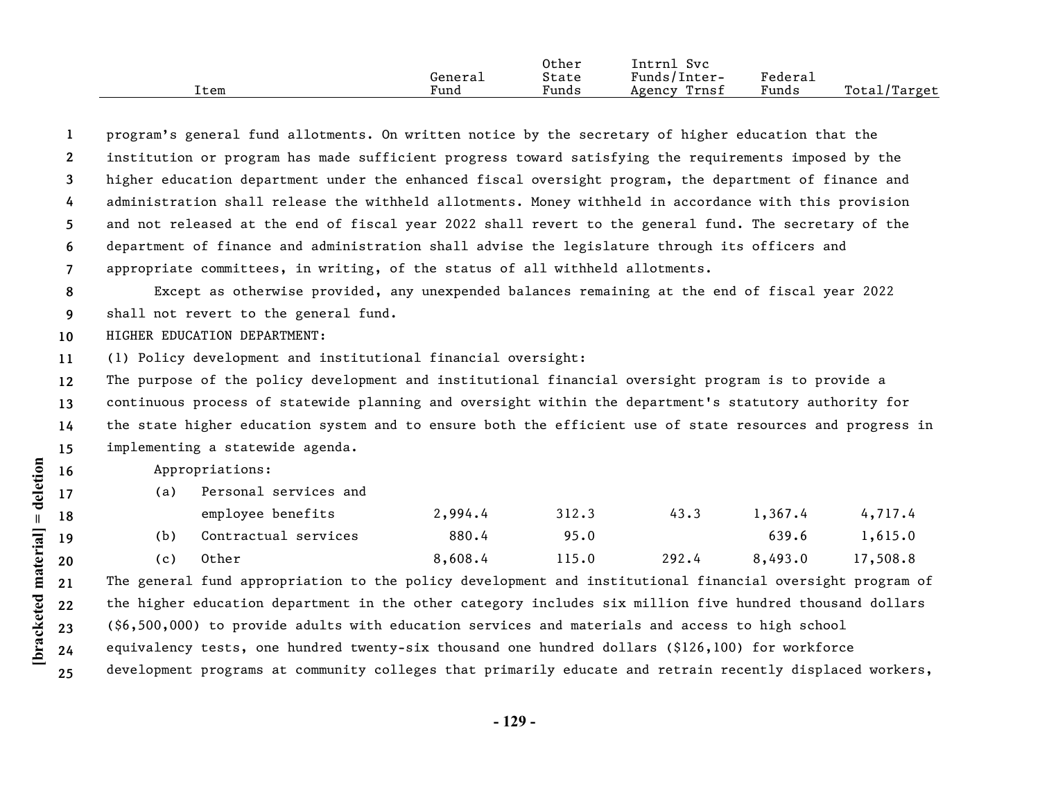program's general fund allotments. On written notice by the secretary of higher education that the institution or program has made sufficient progress toward satisfying the requirements imposed by the higher education department under the enhanced fiscal oversight program, the department of finance and administration shall release the withheld allotments. Money withheld in accordance with this provision and not released at the end of fiscal year 2022 shall revert to the general fund. The secretary of the department of finance and administration shall advise the legislature through its officers and appropriate committees, in writing, of the status of all withheld allotments.

Except as otherwise provided, any unexpended balances remaining at the end of fiscal year 2022 shall not revert to the general fund.

HIGHER EDUCATION DEPARTMENT:

(1) Policy development and institutional financial oversight:

The purpose of the policy development and institutional financial oversight program is to provide a continuous process of statewide planning and oversight within the department's statutory authority for the state higher education system and to ensure both the efficient use of state resources and progress in implementing a statewide agenda.

Appropriations:

| Item | General Fund | Other State Funds | Intrnl Svc Funds/Inter-Agency Trnsf | Federal Funds | Total/Target |
|---|---|---|---|---|---|
| (a) Personal services and employee benefits | 2,994.4 | 312.3 | 43.3 | 1,367.4 | 4,717.4 |
| (b) Contractual services | 880.4 | 95.0 | | 639.6 | 1,615.0 |
| (c) Other | 8,608.4 | 115.0 | 292.4 | 8,493.0 | 17,508.8 |

The general fund appropriation to the policy development and institutional financial oversight program of the higher education department in the other category includes six million five hundred thousand dollars ($6,500,000) to provide adults with education services and materials and access to high school equivalency tests, one hundred twenty-six thousand one hundred dollars ($126,100) for workforce development programs at community colleges that primarily educate and retrain recently displaced workers,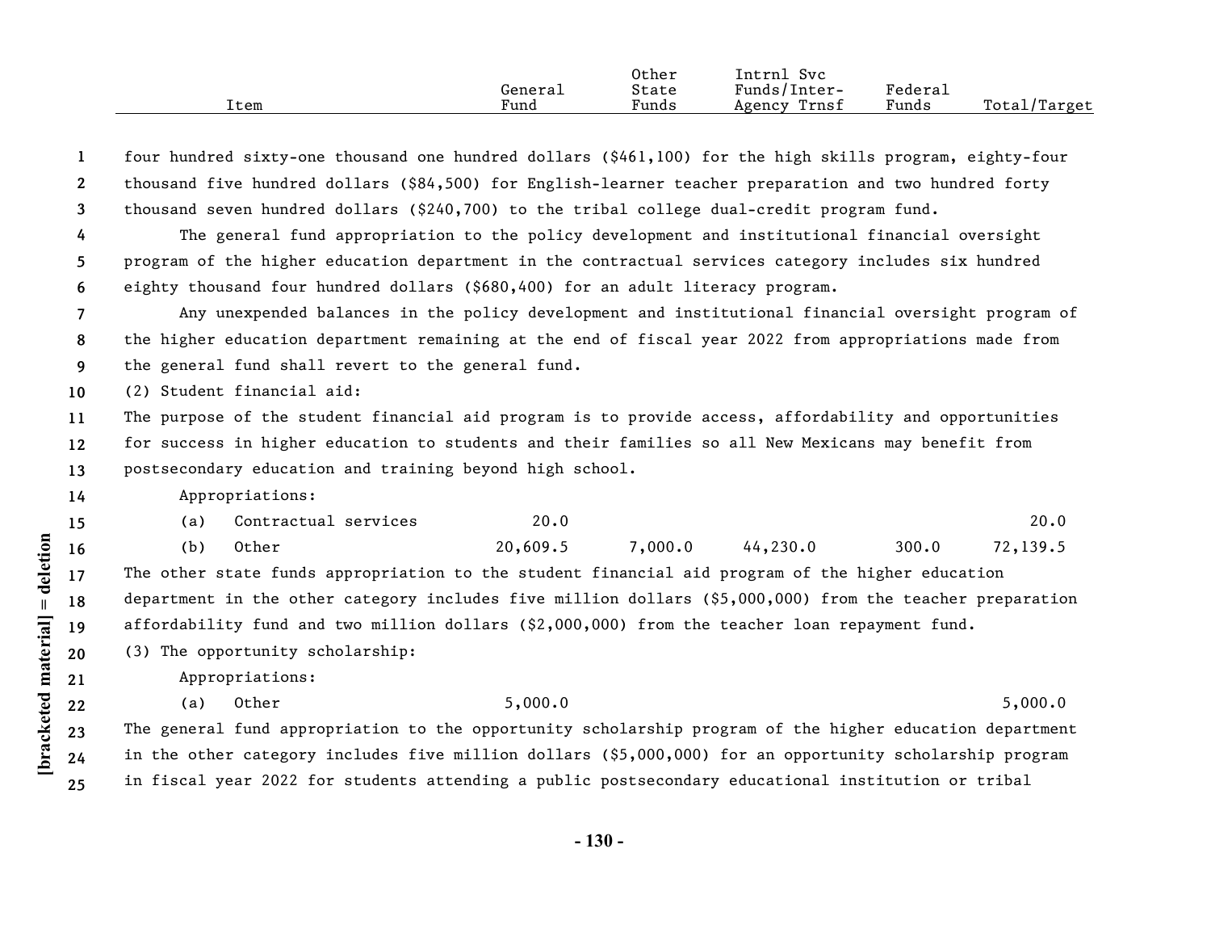| Item | General Fund | Other State Funds | Intrnl Svc Funds/Inter-Agency Trnsf | Federal Funds | Total/Target |
|---|---|---|---|---|---|

four hundred sixty-one thousand one hundred dollars ($461,100) for the high skills program, eighty-four thousand five hundred dollars ($84,500) for English-learner teacher preparation and two hundred forty thousand seven hundred dollars ($240,700) to the tribal college dual-credit program fund.

The general fund appropriation to the policy development and institutional financial oversight program of the higher education department in the contractual services category includes six hundred eighty thousand four hundred dollars ($680,400) for an adult literacy program.

Any unexpended balances in the policy development and institutional financial oversight program of the higher education department remaining at the end of fiscal year 2022 from appropriations made from the general fund shall revert to the general fund.

(2) Student financial aid:

The purpose of the student financial aid program is to provide access, affordability and opportunities for success in higher education to students and their families so all New Mexicans may benefit from postsecondary education and training beyond high school.

Appropriations:

| Item | General Fund | Other State Funds | Intrnl Svc Funds/Inter-Agency Trnsf | Federal Funds | Total/Target |
|---|---|---|---|---|---|
| (a) Contractual services | 20.0 | | | | 20.0 |
| (b) Other | 20,609.5 | 7,000.0 | 44,230.0 | 300.0 | 72,139.5 |

The other state funds appropriation to the student financial aid program of the higher education department in the other category includes five million dollars ($5,000,000) from the teacher preparation affordability fund and two million dollars ($2,000,000) from the teacher loan repayment fund.

(3) The opportunity scholarship:

Appropriations:

| Item | General Fund | Other State Funds | Intrnl Svc Funds/Inter-Agency Trnsf | Federal Funds | Total/Target |
|---|---|---|---|---|---|
| (a) Other | 5,000.0 | | | | 5,000.0 |

The general fund appropriation to the opportunity scholarship program of the higher education department in the other category includes five million dollars ($5,000,000) for an opportunity scholarship program in fiscal year 2022 for students attending a public postsecondary educational institution or tribal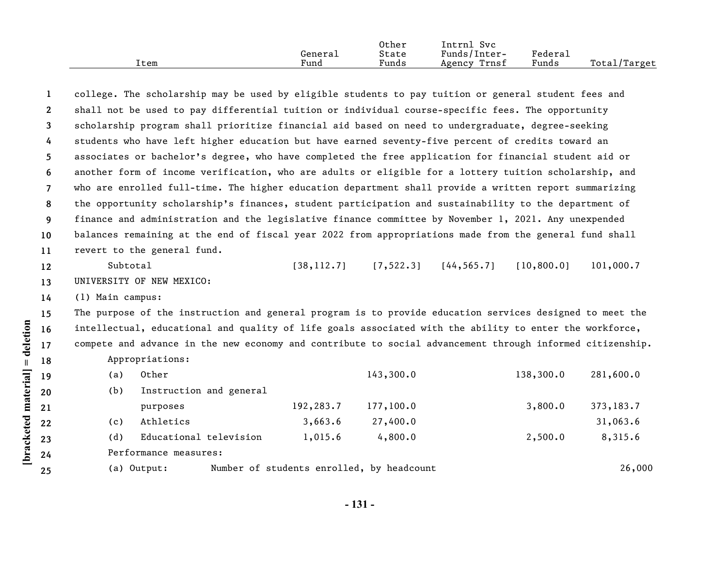| Item | General Fund | Other State Funds | Intrnl Svc Funds/Inter-Agency Trnsf | Federal Funds | Total/Target |
|---|---|---|---|---|---|

college. The scholarship may be used by eligible students to pay tuition or general student fees and shall not be used to pay differential tuition or individual course-specific fees. The opportunity scholarship program shall prioritize financial aid based on need to undergraduate, degree-seeking students who have left higher education but have earned seventy-five percent of credits toward an associates or bachelor's degree, who have completed the free application for financial student aid or another form of income verification, who are adults or eligible for a lottery tuition scholarship, and who are enrolled full-time. The higher education department shall provide a written report summarizing the opportunity scholarship's finances, student participation and sustainability to the department of finance and administration and the legislative finance committee by November 1, 2021. Any unexpended balances remaining at the end of fiscal year 2022 from appropriations made from the general fund shall revert to the general fund.

| Item | General Fund | Other State Funds | Intrnl Svc Funds/Inter-Agency Trnsf | Federal Funds | Total/Target |
|---|---|---|---|---|---|
| Subtotal | [38,112.7] | [7,522.3] | [44,565.7] | [10,800.0] | 101,000.7 |

UNIVERSITY OF NEW MEXICO:

(1) Main campus:

The purpose of the instruction and general program is to provide education services designed to meet the intellectual, educational and quality of life goals associated with the ability to enter the workforce, compete and advance in the new economy and contribute to social advancement through informed citizenship.

Appropriations:

| Item | General Fund | Other State Funds | Intrnl Svc Funds/Inter-Agency Trnsf | Federal Funds | Total/Target |
|---|---|---|---|---|---|
| (a) Other | | 143,300.0 | | 138,300.0 | 281,600.0 |
| (b) Instruction and general purposes | 192,283.7 | 177,100.0 | | 3,800.0 | 373,183.7 |
| (c) Athletics | 3,663.6 | 27,400.0 | | | 31,063.6 |
| (d) Educational television | 1,015.6 | 4,800.0 | | 2,500.0 | 8,315.6 |

Performance measures:

| Measure | | Total/Target |
|---|---|---|
| (a) Output: | Number of students enrolled, by headcount | 26,000 |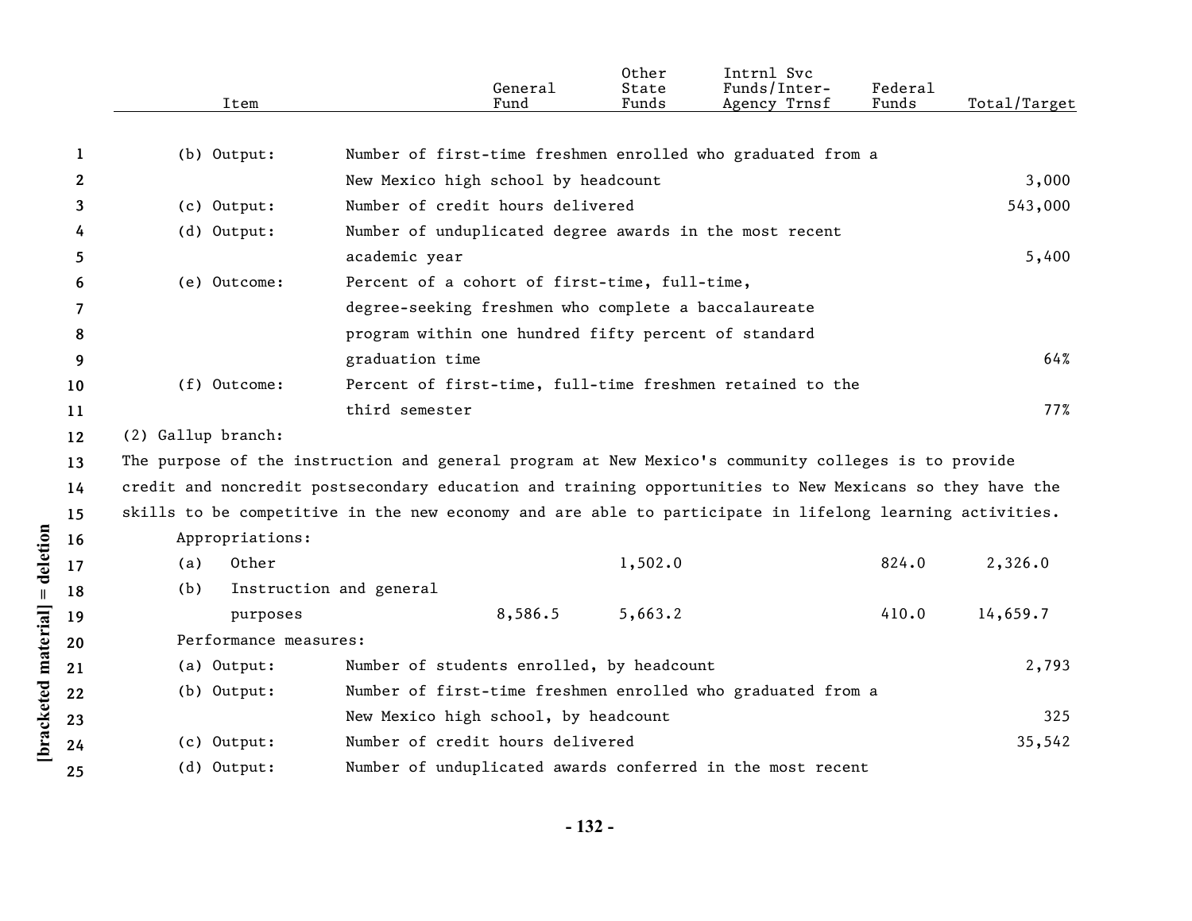| Item | | General Fund | Other State Funds | Intrnl Svc Funds/Inter-Agency Trnsf | Federal Funds | Total/Target |
|---|---|---|---|---|---|---|
| (b) Output: | Number of first-time freshmen enrolled who graduated from a New Mexico high school by headcount | | | | | 3,000 |
| (c) Output: | Number of credit hours delivered | | | | | 543,000 |
| (d) Output: | Number of unduplicated degree awards in the most recent academic year | | | | | 5,400 |
| (e) Outcome: | Percent of a cohort of first-time, full-time, degree-seeking freshmen who complete a baccalaureate program within one hundred fifty percent of standard graduation time | | | | | 64% |
| (f) Outcome: | Percent of first-time, full-time freshmen retained to the third semester | | | | | 77% |

(2) Gallup branch:

The purpose of the instruction and general program at New Mexico's community colleges is to provide credit and noncredit postsecondary education and training opportunities to New Mexicans so they have the skills to be competitive in the new economy and are able to participate in lifelong learning activities.

| Item | General Fund | Other State Funds | Intrnl Svc Funds/Inter-Agency Trnsf | Federal Funds | Total/Target |
|---|---|---|---|---|---|
| Appropriations: | | | | | |
| (a) Other | | 1,502.0 | | 824.0 | 2,326.0 |
| (b) Instruction and general purposes | 8,586.5 | 5,663.2 | | 410.0 | 14,659.7 |

Performance measures:

| Item | | Total/Target |
|---|---|---|
| (a) Output: | Number of students enrolled, by headcount | 2,793 |
| (b) Output: | Number of first-time freshmen enrolled who graduated from a New Mexico high school, by headcount | 325 |
| (c) Output: | Number of credit hours delivered | 35,542 |
| (d) Output: | Number of unduplicated awards conferred in the most recent | |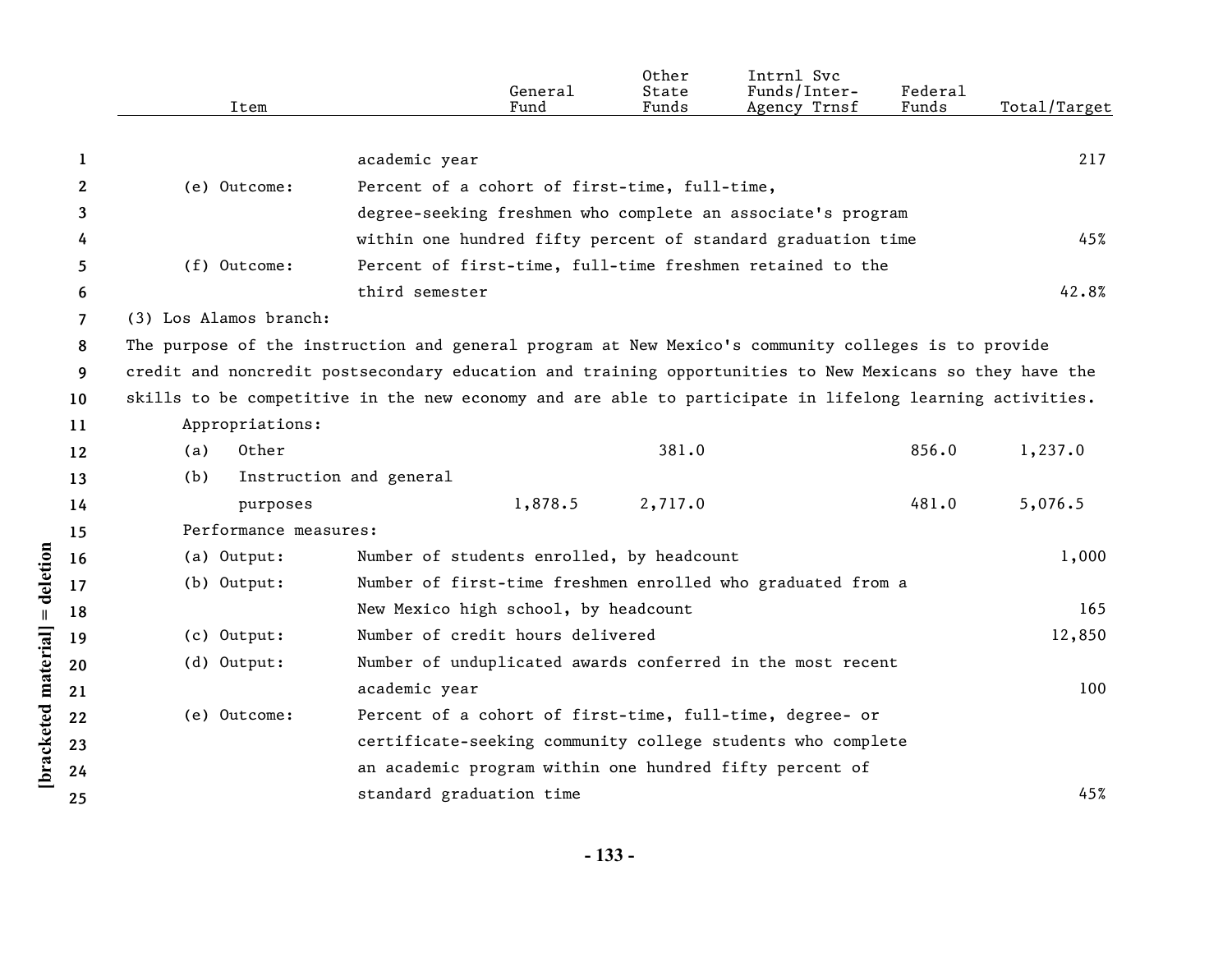| Item | | General Fund | Other State Funds | Intrnl Svc Funds/Inter-Agency Trnsf | Federal Funds | Total/Target |
|---|---|---|---|---|---|---|
| | academic year | | | | | 217 |
| (e) Outcome: | Percent of a cohort of first-time, full-time, degree-seeking freshmen who complete an associate's program within one hundred fifty percent of standard graduation time | | | | | 45% |
| (f) Outcome: | Percent of first-time, full-time freshmen retained to the third semester | | | | | 42.8% |

(3) Los Alamos branch:

The purpose of the instruction and general program at New Mexico's community colleges is to provide credit and noncredit postsecondary education and training opportunities to New Mexicans so they have the skills to be competitive in the new economy and are able to participate in lifelong learning activities.

| Item | | General Fund | Other State Funds | Intrnl Svc Funds/Inter-Agency Trnsf | Federal Funds | Total/Target |
|---|---|---|---|---|---|---|
| Appropriations: | | | | | | |
| (a) Other | | | 381.0 | | 856.0 | 1,237.0 |
| (b) Instruction and general purposes | | 1,878.5 | 2,717.0 | | 481.0 | 5,076.5 |
| Performance measures: | | | | | | |
| (a) Output: | Number of students enrolled, by headcount | | | | | 1,000 |
| (b) Output: | Number of first-time freshmen enrolled who graduated from a New Mexico high school, by headcount | | | | | 165 |
| (c) Output: | Number of credit hours delivered | | | | | 12,850 |
| (d) Output: | Number of unduplicated awards conferred in the most recent academic year | | | | | 100 |
| (e) Outcome: | Percent of a cohort of first-time, full-time, degree- or certificate-seeking community college students who complete an academic program within one hundred fifty percent of standard graduation time | | | | | 45% |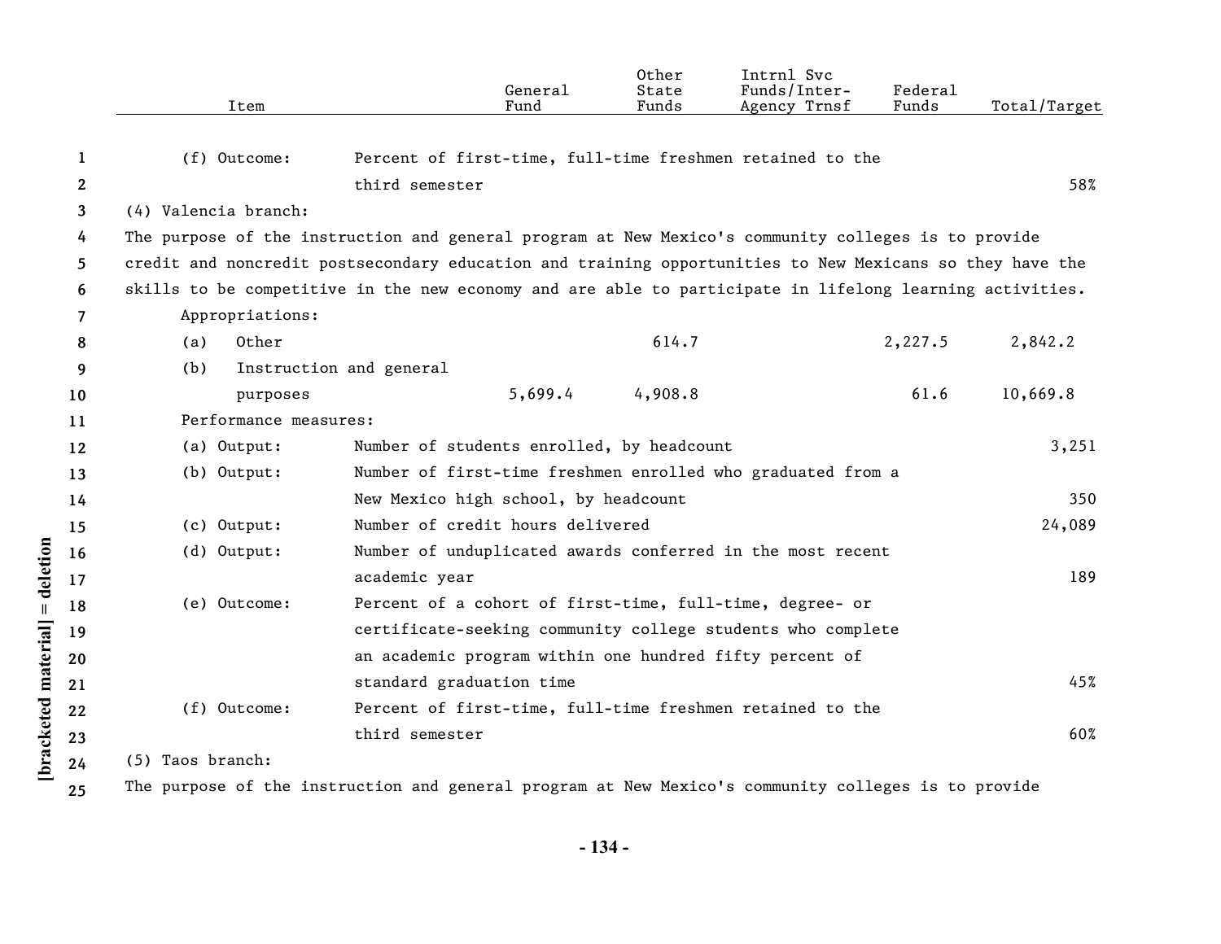| Item | | General Fund | Other State Funds | Intrnl Svc Funds/Inter-Agency Trnsf | Federal Funds | Total/Target |
|---|---|---|---|---|---|---|
| (f) Outcome: | Percent of first-time, full-time freshmen retained to the third semester | | | | | 58% |

(4) Valencia branch:

The purpose of the instruction and general program at New Mexico's community colleges is to provide credit and noncredit postsecondary education and training opportunities to New Mexicans so they have the skills to be competitive in the new economy and are able to participate in lifelong learning activities.

| Item | | General Fund | Other State Funds | Intrnl Svc Funds/Inter-Agency Trnsf | Federal Funds | Total/Target |
|---|---|---|---|---|---|---|
| Appropriations: | | | | | | |
| (a) Other | | | 614.7 | | 2,227.5 | 2,842.2 |
| (b) Instruction and general purposes | | 5,699.4 | 4,908.8 | | 61.6 | 10,669.8 |
| Performance measures: | | | | | | |
| (a) Output: | Number of students enrolled, by headcount | | | | | 3,251 |
| (b) Output: | Number of first-time freshmen enrolled who graduated from a New Mexico high school, by headcount | | | | | 350 |
| (c) Output: | Number of credit hours delivered | | | | | 24,089 |
| (d) Output: | Number of unduplicated awards conferred in the most recent academic year | | | | | 189 |
| (e) Outcome: | Percent of a cohort of first-time, full-time, degree- or certificate-seeking community college students who complete an academic program within one hundred fifty percent of standard graduation time | | | | | 45% |
| (f) Outcome: | Percent of first-time, full-time freshmen retained to the third semester | | | | | 60% |

(5) Taos branch:

The purpose of the instruction and general program at New Mexico's community colleges is to provide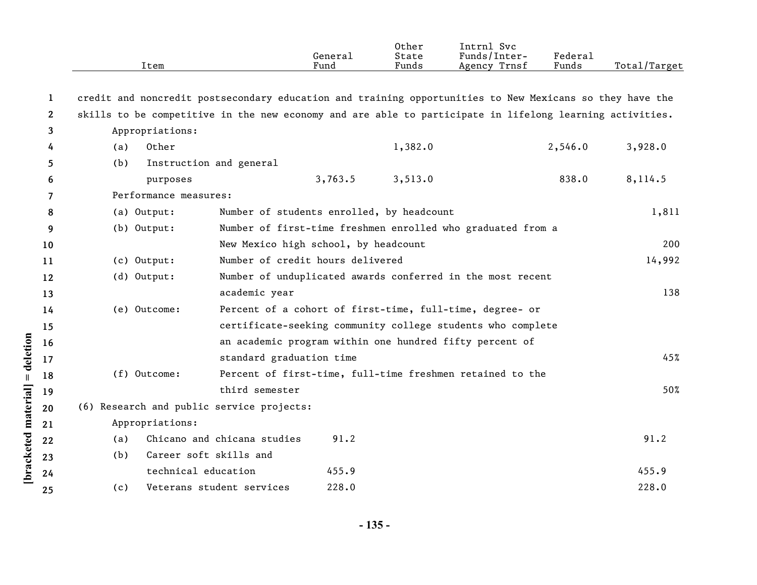| Item | General Fund | Other State Funds | Intrnl Svc Funds/Inter-Agency Trnsf | Federal Funds | Total/Target |
|---|---|---|---|---|---|

credit and noncredit postsecondary education and training opportunities to New Mexicans so they have the skills to be competitive in the new economy and are able to participate in lifelong learning activities.

Appropriations:

| Item | General Fund | Other State Funds | Intrnl Svc Funds/Inter-Agency Trnsf | Federal Funds | Total/Target |
|---|---|---|---|---|---|
| (a) Other | | 1,382.0 | | 2,546.0 | 3,928.0 |
| (b) Instruction and general purposes | 3,763.5 | 3,513.0 | | 838.0 | 8,114.5 |

Performance measures:

| Measure | Description | Target |
|---|---|---|
| (a) Output: | Number of students enrolled, by headcount | 1,811 |
| (b) Output: | Number of first-time freshmen enrolled who graduated from a New Mexico high school, by headcount | 200 |
| (c) Output: | Number of credit hours delivered | 14,992 |
| (d) Output: | Number of unduplicated awards conferred in the most recent academic year | 138 |
| (e) Outcome: | Percent of a cohort of first-time, full-time, degree- or certificate-seeking community college students who complete an academic program within one hundred fifty percent of standard graduation time | 45% |
| (f) Outcome: | Percent of first-time, full-time freshmen retained to the third semester | 50% |

(6) Research and public service projects:

Appropriations:

| Item | General Fund | Other State Funds | Intrnl Svc Funds/Inter-Agency Trnsf | Federal Funds | Total/Target |
|---|---|---|---|---|---|
| (a) Chicano and chicana studies | 91.2 | | | | 91.2 |
| (b) Career soft skills and technical education | 455.9 | | | | 455.9 |
| (c) Veterans student services | 228.0 | | | | 228.0 |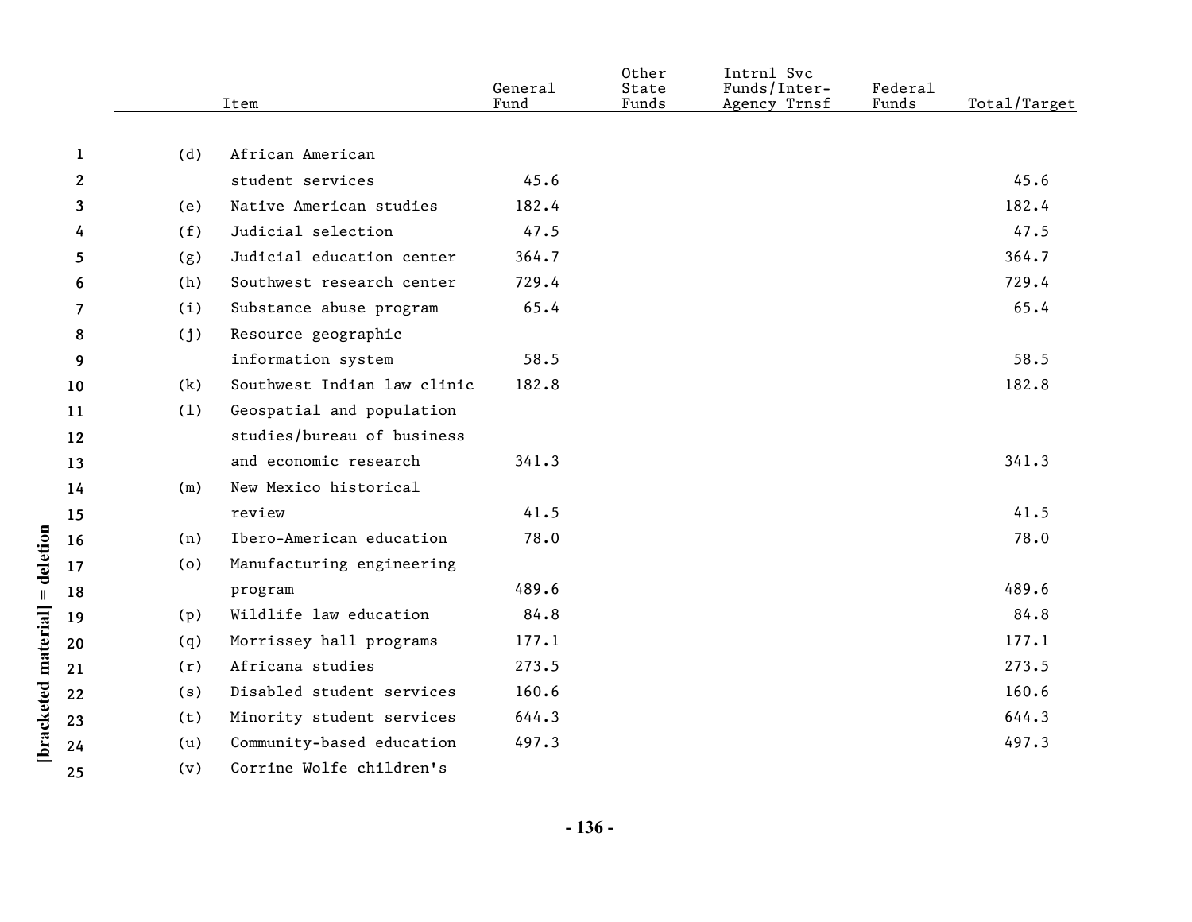| | Item | General Fund | Other State Funds | Intrnl Svc Funds/Inter-Agency Trnsf | Federal Funds | Total/Target |
|---|---|---|---|---|---|---|
| (d) | African American student services | 45.6 | | | | 45.6 |
| (e) | Native American studies | 182.4 | | | | 182.4 |
| (f) | Judicial selection | 47.5 | | | | 47.5 |
| (g) | Judicial education center | 364.7 | | | | 364.7 |
| (h) | Southwest research center | 729.4 | | | | 729.4 |
| (i) | Substance abuse program | 65.4 | | | | 65.4 |
| (j) | Resource geographic information system | 58.5 | | | | 58.5 |
| (k) | Southwest Indian law clinic | 182.8 | | | | 182.8 |
| (l) | Geospatial and population studies/bureau of business and economic research | 341.3 | | | | 341.3 |
| (m) | New Mexico historical review | 41.5 | | | | 41.5 |
| (n) | Ibero-American education | 78.0 | | | | 78.0 |
| (o) | Manufacturing engineering program | 489.6 | | | | 489.6 |
| (p) | Wildlife law education | 84.8 | | | | 84.8 |
| (q) | Morrissey hall programs | 177.1 | | | | 177.1 |
| (r) | Africana studies | 273.5 | | | | 273.5 |
| (s) | Disabled student services | 160.6 | | | | 160.6 |
| (t) | Minority student services | 644.3 | | | | 644.3 |
| (u) | Community-based education | 497.3 | | | | 497.3 |
| (v) | Corrine Wolfe children's | | | | | |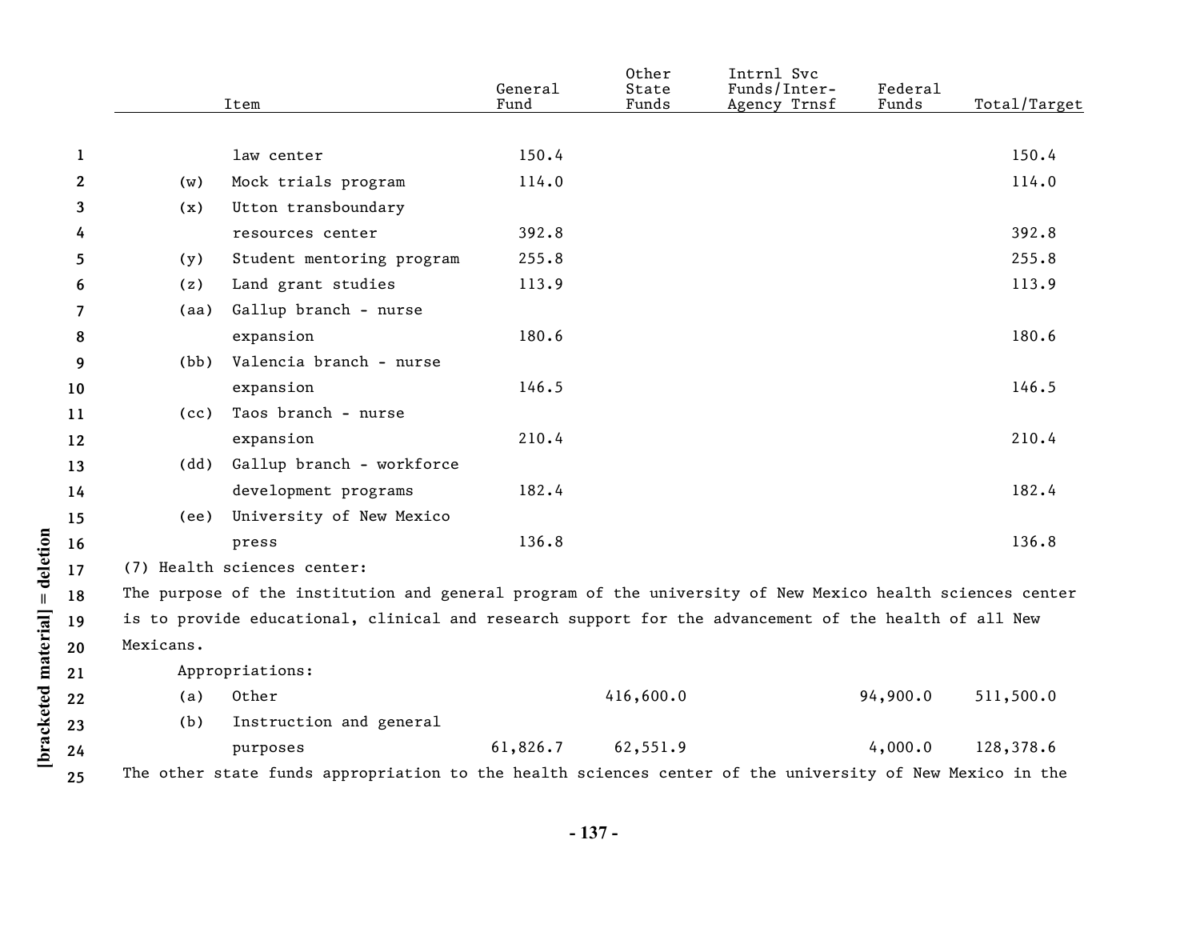| Item | General Fund | Other State Funds | Intrnl Svc Funds/Inter-Agency Trnsf | Federal Funds | Total/Target |
|---|---|---|---|---|---|
| law center | 150.4 | | | | 150.4 |
| (w) Mock trials program | 114.0 | | | | 114.0 |
| (x) Utton transboundary resources center | 392.8 | | | | 392.8 |
| (y) Student mentoring program | 255.8 | | | | 255.8 |
| (z) Land grant studies | 113.9 | | | | 113.9 |
| (aa) Gallup branch - nurse expansion | 180.6 | | | | 180.6 |
| (bb) Valencia branch - nurse expansion | 146.5 | | | | 146.5 |
| (cc) Taos branch - nurse expansion | 210.4 | | | | 210.4 |
| (dd) Gallup branch - workforce development programs | 182.4 | | | | 182.4 |
| (ee) University of New Mexico press | 136.8 | | | | 136.8 |

(7) Health sciences center:

The purpose of the institution and general program of the university of New Mexico health sciences center is to provide educational, clinical and research support for the advancement of the health of all New Mexicans.

Appropriations:

| Item | General Fund | Other State Funds | Intrnl Svc Funds/Inter-Agency Trnsf | Federal Funds | Total/Target |
|---|---|---|---|---|---|
| (a) Other | | 416,600.0 | | 94,900.0 | 511,500.0 |
| (b) Instruction and general purposes | 61,826.7 | 62,551.9 | | 4,000.0 | 128,378.6 |

The other state funds appropriation to the health sciences center of the university of New Mexico in the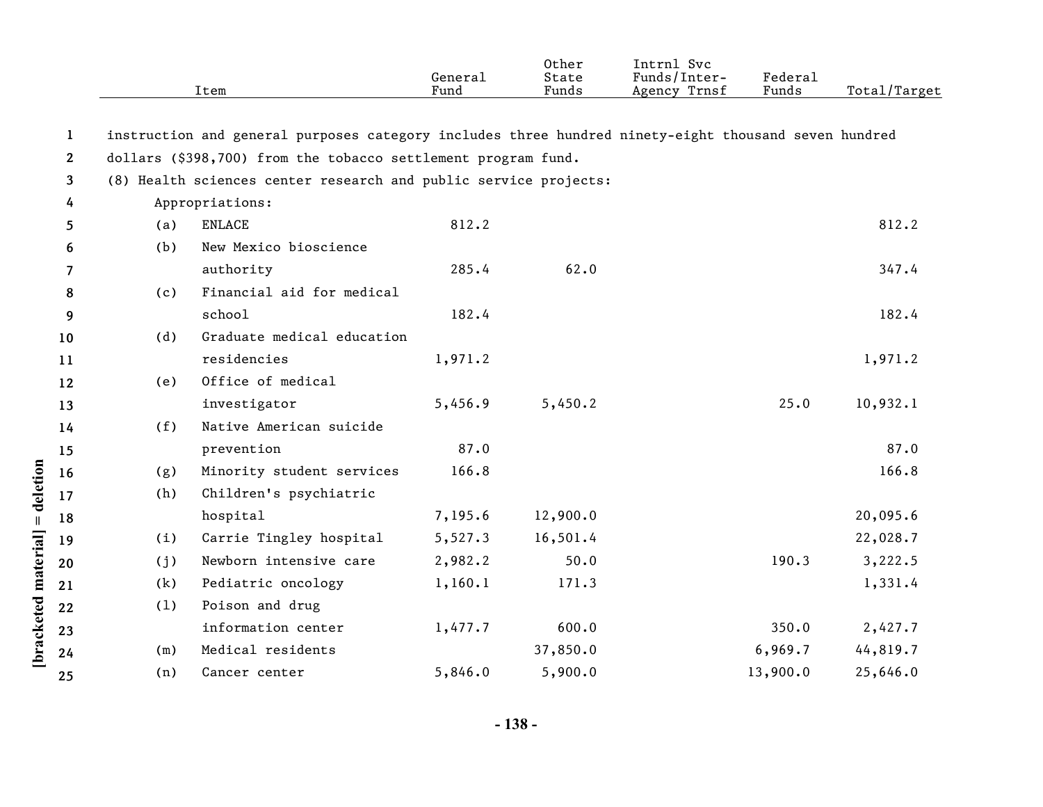instruction and general purposes category includes three hundred ninety-eight thousand seven hundred dollars ($398,700) from the tobacco settlement program fund.

(8) Health sciences center research and public service projects:

| Item | General Fund | Other State Funds | Intrnl Svc Funds/Inter-Agency Trnsf | Federal Funds | Total/Target |
|---|---|---|---|---|---|
| Appropriations: | | | | | |
| (a) ENLACE | 812.2 | | | | 812.2 |
| (b) New Mexico bioscience authority | 285.4 | 62.0 | | | 347.4 |
| (c) Financial aid for medical school | 182.4 | | | | 182.4 |
| (d) Graduate medical education residencies | 1,971.2 | | | | 1,971.2 |
| (e) Office of medical investigator | 5,456.9 | 5,450.2 | | 25.0 | 10,932.1 |
| (f) Native American suicide prevention | 87.0 | | | | 87.0 |
| (g) Minority student services | 166.8 | | | | 166.8 |
| (h) Children's psychiatric hospital | 7,195.6 | 12,900.0 | | | 20,095.6 |
| (i) Carrie Tingley hospital | 5,527.3 | 16,501.4 | | | 22,028.7 |
| (j) Newborn intensive care | 2,982.2 | 50.0 | | 190.3 | 3,222.5 |
| (k) Pediatric oncology | 1,160.1 | 171.3 | | | 1,331.4 |
| (l) Poison and drug information center | 1,477.7 | 600.0 | | 350.0 | 2,427.7 |
| (m) Medical residents | | 37,850.0 | | 6,969.7 | 44,819.7 |
| (n) Cancer center | 5,846.0 | 5,900.0 | | 13,900.0 | 25,646.0 |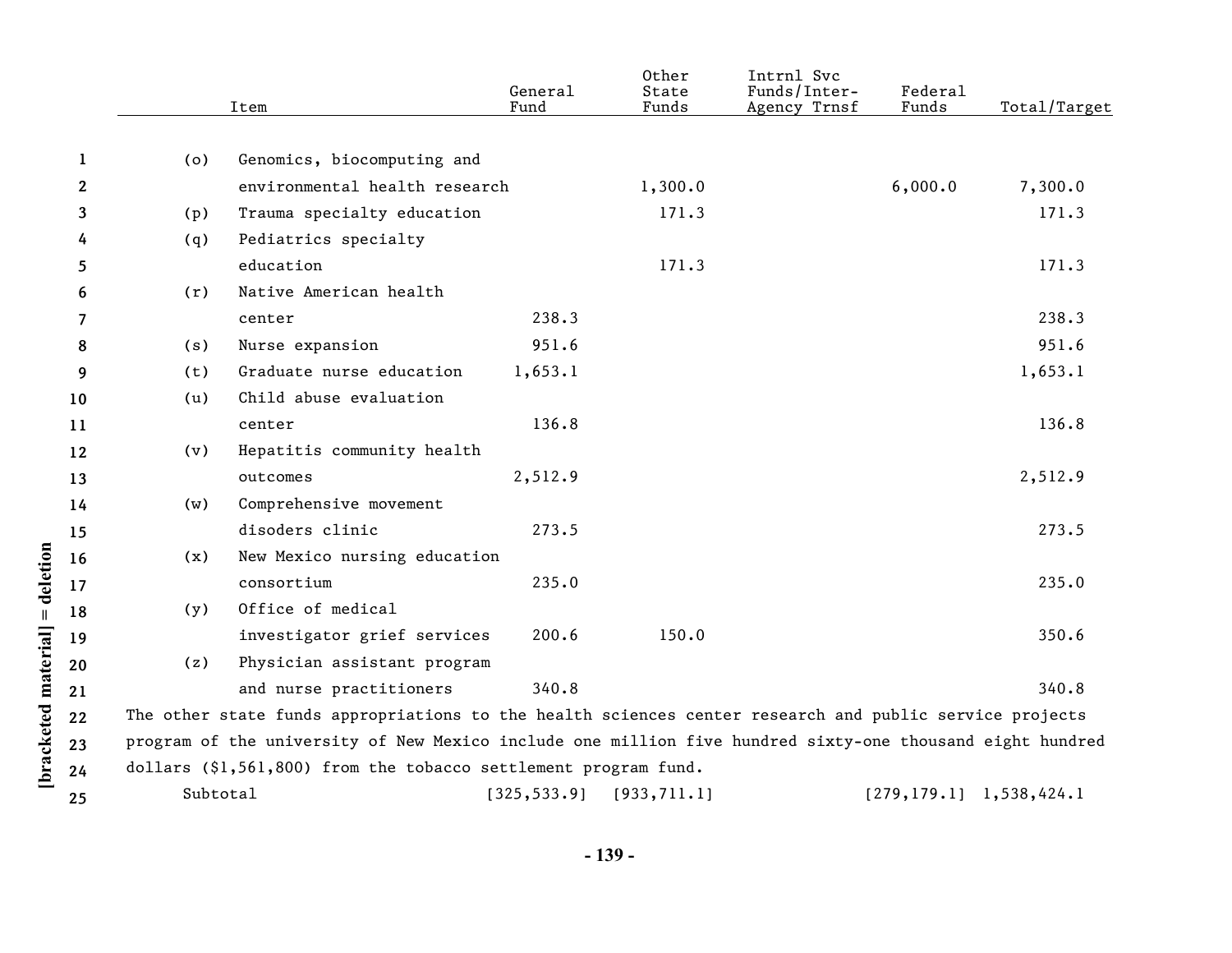| | Item | General Fund | Other State Funds | Intrnl Svc Funds/Inter-Agency Trnsf | Federal Funds | Total/Target |
|---|---|---|---|---|---|---|
| (o) | Genomics, biocomputing and environmental health research | | 1,300.0 | | 6,000.0 | 7,300.0 |
| (p) | Trauma specialty education | | 171.3 | | | 171.3 |
| (q) | Pediatrics specialty education | | 171.3 | | | 171.3 |
| (r) | Native American health center | 238.3 | | | | 238.3 |
| (s) | Nurse expansion | 951.6 | | | | 951.6 |
| (t) | Graduate nurse education | 1,653.1 | | | | 1,653.1 |
| (u) | Child abuse evaluation center | 136.8 | | | | 136.8 |
| (v) | Hepatitis community health outcomes | 2,512.9 | | | | 2,512.9 |
| (w) | Comprehensive movement disoders clinic | 273.5 | | | | 273.5 |
| (x) | New Mexico nursing education consortium | 235.0 | | | | 235.0 |
| (y) | Office of medical investigator grief services | 200.6 | 150.0 | | | 350.6 |
| (z) | Physician assistant program and nurse practitioners | 340.8 | | | | 340.8 |

The other state funds appropriations to the health sciences center research and public service projects program of the university of New Mexico include one million five hundred sixty-one thousand eight hundred dollars ($1,561,800) from the tobacco settlement program fund.

| | General Fund | Other State Funds | Intrnl Svc Funds/Inter-Agency Trnsf | Federal Funds | Total/Target |
|---|---|---|---|---|---|
| Subtotal | [325,533.9] | [933,711.1] | | [279,179.1] | 1,538,424.1 |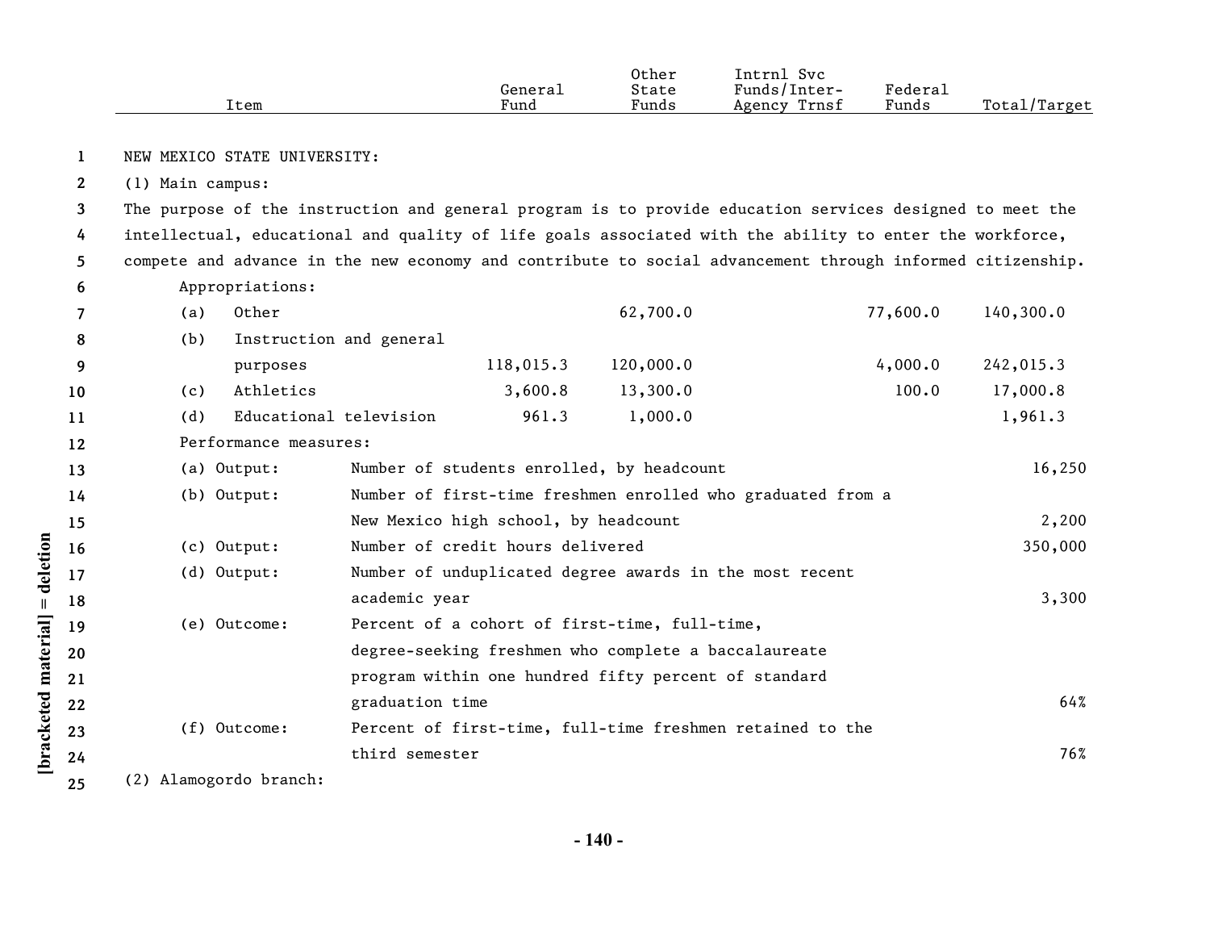| Item | General Fund | Other State Funds | Intrnl Svc Funds/Inter-Agency Trnsf | Federal Funds | Total/Target |
|---|---|---|---|---|---|
| NEW MEXICO STATE UNIVERSITY: | | | | | |
| (1) Main campus: | | | | | |
| The purpose of the instruction and general program is to provide education services designed to meet the intellectual, educational and quality of life goals associated with the ability to enter the workforce, compete and advance in the new economy and contribute to social advancement through informed citizenship. | | | | | |
| Appropriations: | | | | | |
| (a) Other | | 62,700.0 | | 77,600.0 | 140,300.0 |
| (b) Instruction and general purposes | 118,015.3 | 120,000.0 | | 4,000.0 | 242,015.3 |
| (c) Athletics | 3,600.8 | 13,300.0 | | 100.0 | 17,000.8 |
| (d) Educational television | 961.3 | 1,000.0 | | | 1,961.3 |
| Performance measures: | | | | | |
| (a) Output: Number of students enrolled, by headcount | | | | | 16,250 |
| (b) Output: Number of first-time freshmen enrolled who graduated from a New Mexico high school, by headcount | | | | | 2,200 |
| (c) Output: Number of credit hours delivered | | | | | 350,000 |
| (d) Output: Number of unduplicated degree awards in the most recent academic year | | | | | 3,300 |
| (e) Outcome: Percent of a cohort of first-time, full-time, degree-seeking freshmen who complete a baccalaureate program within one hundred fifty percent of standard graduation time | | | | | 64% |
| (f) Outcome: Percent of first-time, full-time freshmen retained to the third semester | | | | | 76% |
| (2) Alamogordo branch: | | | | | |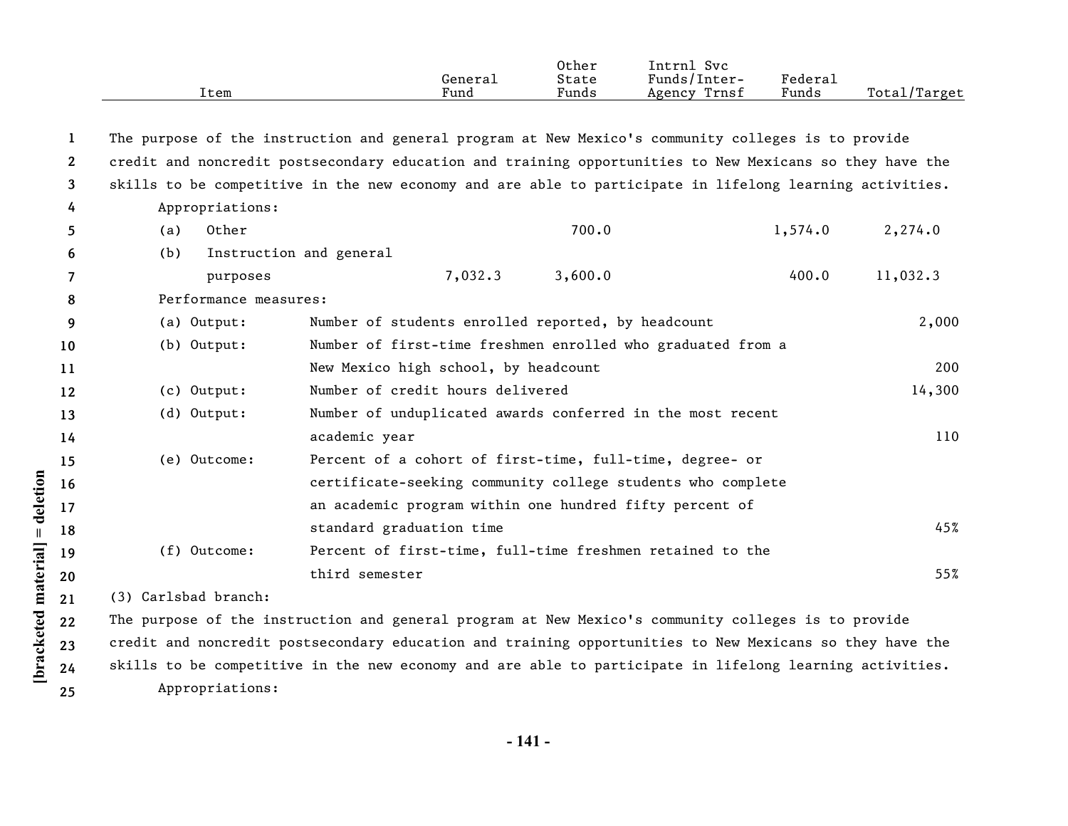| Item | General Fund | Other State Funds | Intrnl Svc Funds/Inter-Agency Trnsf | Federal Funds | Total/Target |
|---|---|---|---|---|---|

The purpose of the instruction and general program at New Mexico's community colleges is to provide credit and noncredit postsecondary education and training opportunities to New Mexicans so they have the skills to be competitive in the new economy and are able to participate in lifelong learning activities.

| Item | General Fund | Other State Funds | Intrnl Svc Funds/Inter-Agency Trnsf | Federal Funds | Total/Target |
|---|---|---|---|---|---|
| Appropriations: | | | | | |
| (a) Other | | 700.0 | | 1,574.0 | 2,274.0 |
| (b) Instruction and general purposes | 7,032.3 | 3,600.0 | | 400.0 | 11,032.3 |
| Performance measures: | | | | | |
| (a) Output: Number of students enrolled reported, by headcount | | | | | 2,000 |
| (b) Output: Number of first-time freshmen enrolled who graduated from a New Mexico high school, by headcount | | | | | 200 |
| (c) Output: Number of credit hours delivered | | | | | 14,300 |
| (d) Output: Number of unduplicated awards conferred in the most recent academic year | | | | | 110 |
| (e) Outcome: Percent of a cohort of first-time, full-time, degree- or certificate-seeking community college students who complete an academic program within one hundred fifty percent of standard graduation time | | | | | 45% |
| (f) Outcome: Percent of first-time, full-time freshmen retained to the third semester | | | | | 55% |

(3) Carlsbad branch:

The purpose of the instruction and general program at New Mexico's community colleges is to provide credit and noncredit postsecondary education and training opportunities to New Mexicans so they have the skills to be competitive in the new economy and are able to participate in lifelong learning activities.

Appropriations: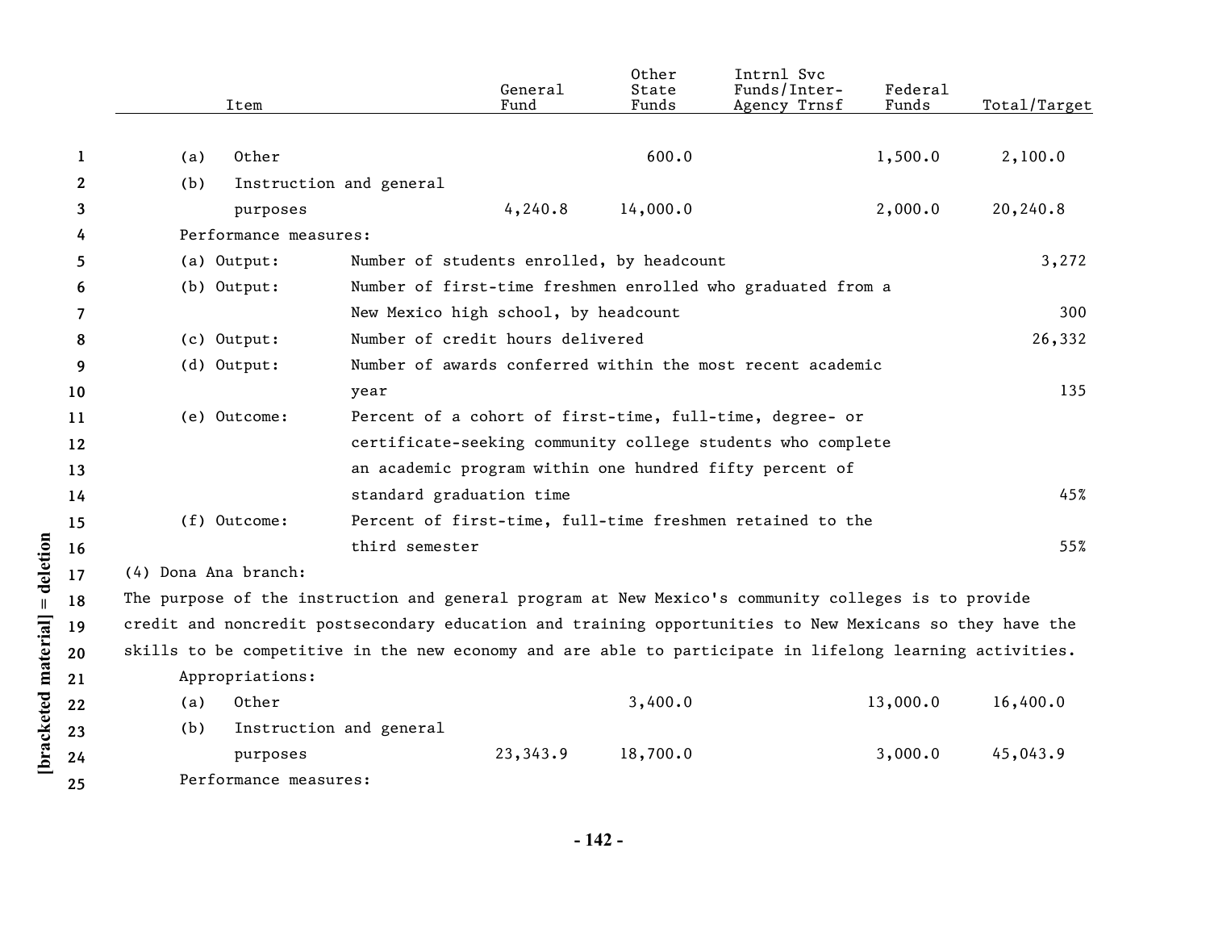| Item | General Fund | Other State Funds | Intrnl Svc Funds/Inter-Agency Trnsf | Federal Funds | Total/Target |
|---|---|---|---|---|---|
| (a) Other | | 600.0 | | 1,500.0 | 2,100.0 |
| (b) Instruction and general purposes | 4,240.8 | 14,000.0 | | 2,000.0 | 20,240.8 |

Performance measures:

| | | |
|---|---|---|
| (a) Output: | Number of students enrolled, by headcount | 3,272 |
| (b) Output: | Number of first-time freshmen enrolled who graduated from a New Mexico high school, by headcount | 300 |
| (c) Output: | Number of credit hours delivered | 26,332 |
| (d) Output: | Number of awards conferred within the most recent academic year | 135 |
| (e) Outcome: | Percent of a cohort of first-time, full-time, degree- or certificate-seeking community college students who complete an academic program within one hundred fifty percent of standard graduation time | 45% |
| (f) Outcome: | Percent of first-time, full-time freshmen retained to the third semester | 55% |

(4) Dona Ana branch:

The purpose of the instruction and general program at New Mexico's community colleges is to provide credit and noncredit postsecondary education and training opportunities to New Mexicans so they have the skills to be competitive in the new economy and are able to participate in lifelong learning activities.

Appropriations:

| Item | General Fund | Other State Funds | Intrnl Svc Funds/Inter-Agency Trnsf | Federal Funds | Total/Target |
|---|---|---|---|---|---|
| (a) Other | | 3,400.0 | | 13,000.0 | 16,400.0 |
| (b) Instruction and general purposes | 23,343.9 | 18,700.0 | | 3,000.0 | 45,043.9 |

Performance measures: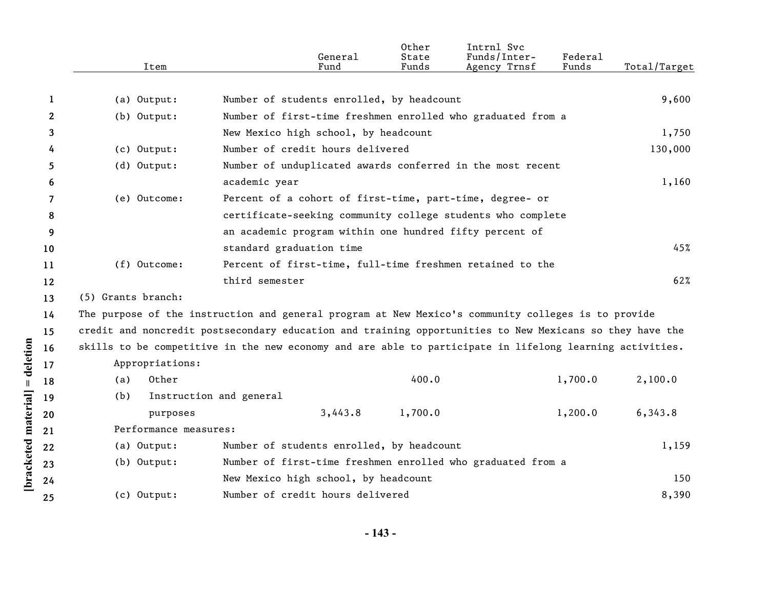| Item | | General Fund | Other State Funds | Intrnl Svc Funds/Inter-Agency Trnsf | Federal Funds | Total/Target |
|---|---|---|---|---|---|---|
| (a) Output: | Number of students enrolled, by headcount | | | | | 9,600 |
| (b) Output: | Number of first-time freshmen enrolled who graduated from a New Mexico high school, by headcount | | | | | 1,750 |
| (c) Output: | Number of credit hours delivered | | | | | 130,000 |
| (d) Output: | Number of unduplicated awards conferred in the most recent academic year | | | | | 1,160 |
| (e) Outcome: | Percent of a cohort of first-time, part-time, degree- or certificate-seeking community college students who complete an academic program within one hundred fifty percent of standard graduation time | | | | | 45% |
| (f) Outcome: | Percent of first-time, full-time freshmen retained to the third semester | | | | | 62% |

(5) Grants branch:

The purpose of the instruction and general program at New Mexico's community colleges is to provide credit and noncredit postsecondary education and training opportunities to New Mexicans so they have the skills to be competitive in the new economy and are able to participate in lifelong learning activities.

Appropriations:

| Item | General Fund | Other State Funds | Intrnl Svc Funds/Inter-Agency Trnsf | Federal Funds | Total/Target |
|---|---|---|---|---|---|
| (a) Other | | 400.0 | | 1,700.0 | 2,100.0 |
| (b) Instruction and general purposes | 3,443.8 | 1,700.0 | | 1,200.0 | 6,343.8 |

Performance measures:

| Item | | Total/Target |
|---|---|---|
| (a) Output: | Number of students enrolled, by headcount | 1,159 |
| (b) Output: | Number of first-time freshmen enrolled who graduated from a New Mexico high school, by headcount | 150 |
| (c) Output: | Number of credit hours delivered | 8,390 |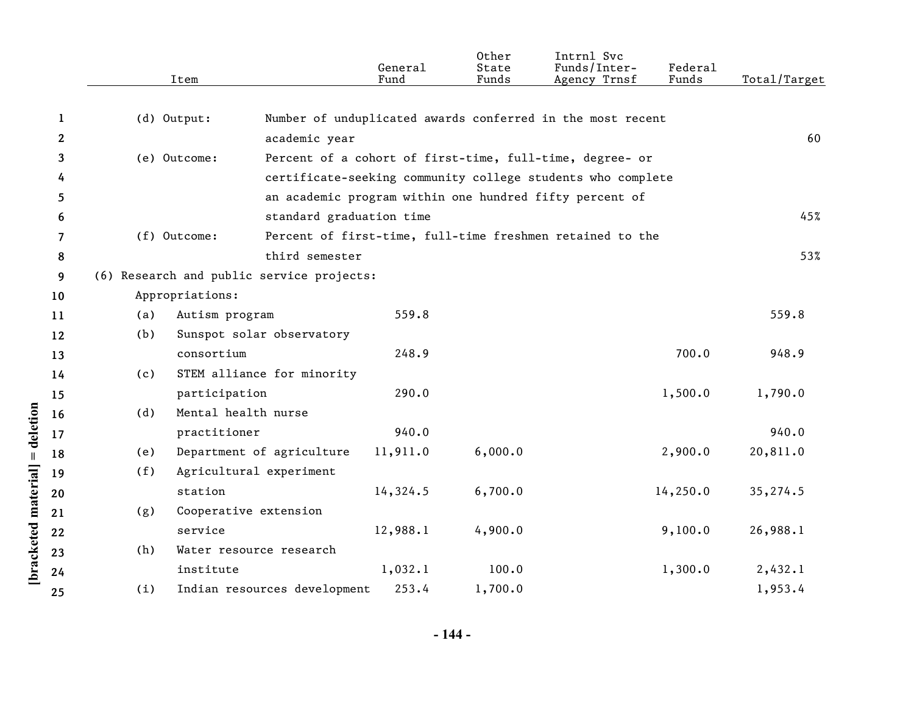| Item | | General Fund | Other State Funds | Intrnl Svc Funds/Inter-Agency Trnsf | Federal Funds | Total/Target |
|---|---|---|---|---|---|---|
| (d) Output: | Number of unduplicated awards conferred in the most recent academic year | | | | | 60 |
| (e) Outcome: | Percent of a cohort of first-time, full-time, degree- or certificate-seeking community college students who complete an academic program within one hundred fifty percent of standard graduation time | | | | | 45% |
| (f) Outcome: | Percent of first-time, full-time freshmen retained to the third semester | | | | | 53% |
| (6) Research and public service projects: | | | | | | |
| Appropriations: | | | | | | |
| (a) | Autism program | 559.8 | | | | 559.8 |
| (b) | Sunspot solar observatory consortium | 248.9 | | | 700.0 | 948.9 |
| (c) | STEM alliance for minority participation | 290.0 | | | 1,500.0 | 1,790.0 |
| (d) | Mental health nurse practitioner | 940.0 | | | | 940.0 |
| (e) | Department of agriculture | 11,911.0 | 6,000.0 | | 2,900.0 | 20,811.0 |
| (f) | Agricultural experiment station | 14,324.5 | 6,700.0 | | 14,250.0 | 35,274.5 |
| (g) | Cooperative extension service | 12,988.1 | 4,900.0 | | 9,100.0 | 26,988.1 |
| (h) | Water resource research institute | 1,032.1 | 100.0 | | 1,300.0 | 2,432.1 |
| (i) | Indian resources development | 253.4 | 1,700.0 | | | 1,953.4 |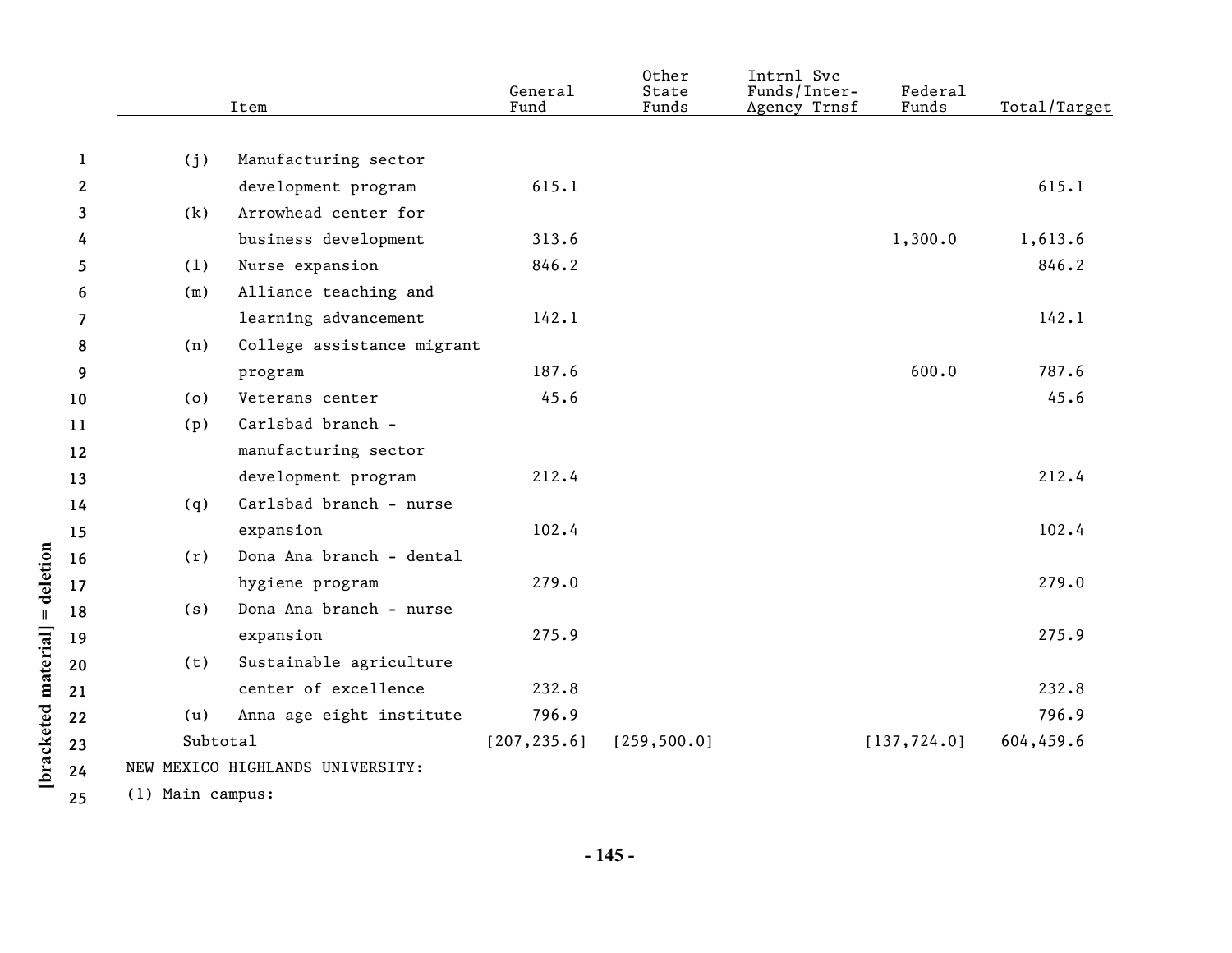| Item | General Fund | Other State Funds | Intrnl Svc Funds/Inter-Agency Trnsf | Federal Funds | Total/Target |
|---|---|---|---|---|---|
| (j) Manufacturing sector development program | 615.1 | | | | 615.1 |
| (k) Arrowhead center for business development | 313.6 | | | 1,300.0 | 1,613.6 |
| (l) Nurse expansion | 846.2 | | | | 846.2 |
| (m) Alliance teaching and learning advancement | 142.1 | | | | 142.1 |
| (n) College assistance migrant program | 187.6 | | | 600.0 | 787.6 |
| (o) Veterans center | 45.6 | | | | 45.6 |
| (p) Carlsbad branch - manufacturing sector development program | 212.4 | | | | 212.4 |
| (q) Carlsbad branch - nurse expansion | 102.4 | | | | 102.4 |
| (r) Dona Ana branch - dental hygiene program | 279.0 | | | | 279.0 |
| (s) Dona Ana branch - nurse expansion | 275.9 | | | | 275.9 |
| (t) Sustainable agriculture center of excellence | 232.8 | | | | 232.8 |
| (u) Anna age eight institute | 796.9 | | | | 796.9 |
| Subtotal | [207,235.6] | [259,500.0] | | [137,724.0] | 604,459.6 |

NEW MEXICO HIGHLANDS UNIVERSITY:

(1) Main campus: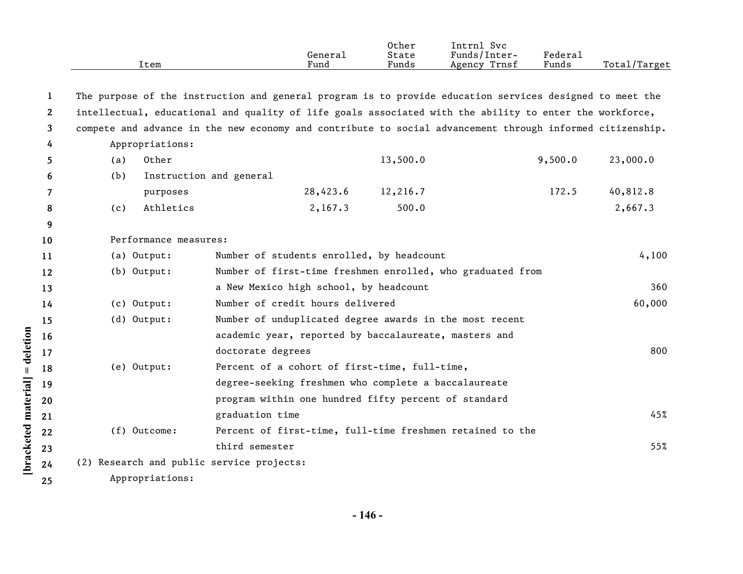| Item | General Fund | Other State Funds | Intrnl Svc Funds/Inter-Agency Trnsf | Federal Funds | Total/Target |
|---|---|---|---|---|---|

The purpose of the instruction and general program is to provide education services designed to meet the intellectual, educational and quality of life goals associated with the ability to enter the workforce, compete and advance in the new economy and contribute to social advancement through informed citizenship.

Appropriations:

| Item | General Fund | Other State Funds | Intrnl Svc Funds/Inter-Agency Trnsf | Federal Funds | Total/Target |
|---|---|---|---|---|---|
| (a) Other | | 13,500.0 | | 9,500.0 | 23,000.0 |
| (b) Instruction and general purposes | 28,423.6 | 12,216.7 | | 172.5 | 40,812.8 |
| (c) Athletics | 2,167.3 | 500.0 | | | 2,667.3 |

Performance measures:

| Measure | Description | Target |
|---|---|---|
| (a) Output: | Number of students enrolled, by headcount | 4,100 |
| (b) Output: | Number of first-time freshmen enrolled, who graduated from a New Mexico high school, by headcount | 360 |
| (c) Output: | Number of credit hours delivered | 60,000 |
| (d) Output: | Number of unduplicated degree awards in the most recent academic year, reported by baccalaureate, masters and doctorate degrees | 800 |
| (e) Output: | Percent of a cohort of first-time, full-time, degree-seeking freshmen who complete a baccalaureate program within one hundred fifty percent of standard graduation time | 45% |
| (f) Outcome: | Percent of first-time, full-time freshmen retained to the third semester | 55% |

(2) Research and public service projects:

Appropriations: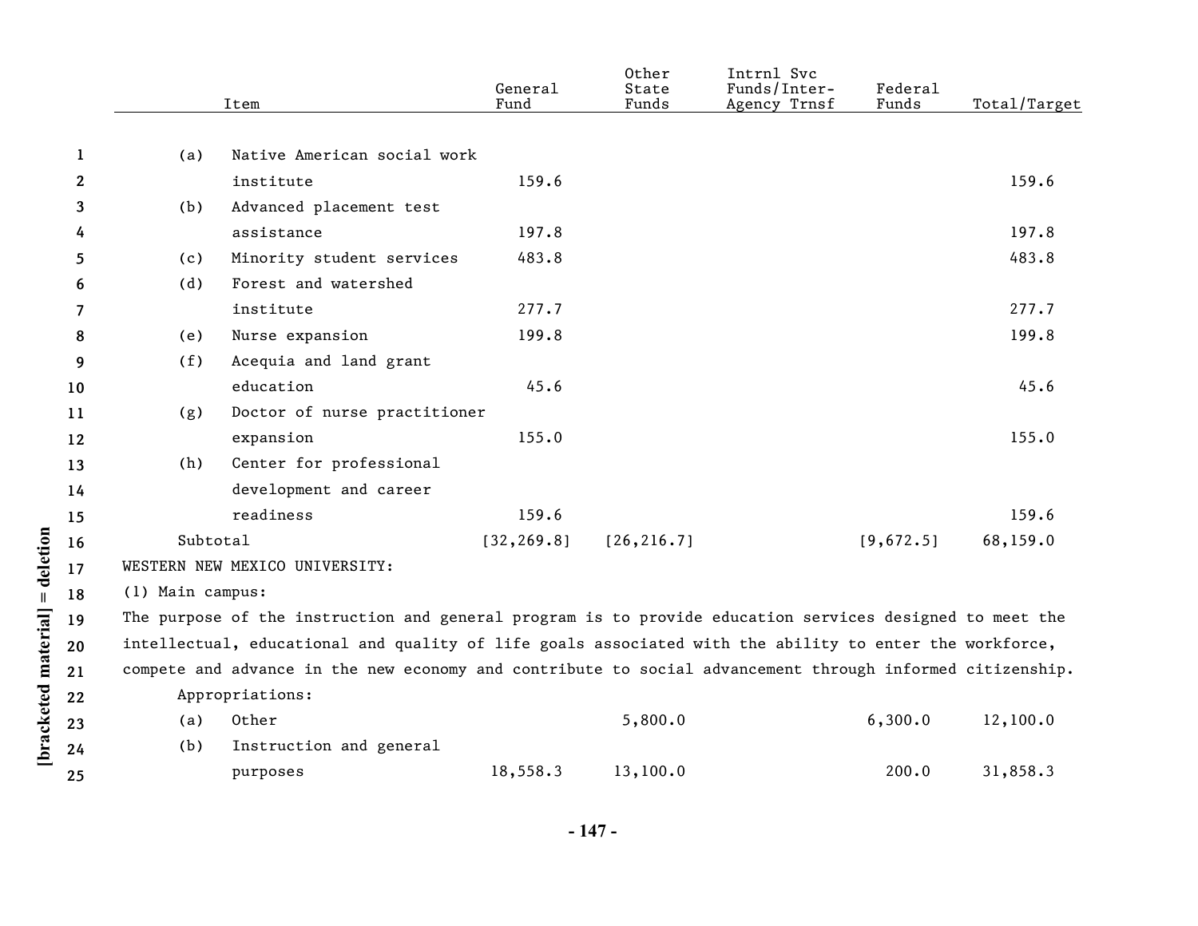| Item | General Fund | Other State Funds | Intrnl Svc Funds/Inter-Agency Trnsf | Federal Funds | Total/Target |
|---|---|---|---|---|---|
| (a) Native American social work institute | 159.6 | | | | 159.6 |
| (b) Advanced placement test assistance | 197.8 | | | | 197.8 |
| (c) Minority student services | 483.8 | | | | 483.8 |
| (d) Forest and watershed institute | 277.7 | | | | 277.7 |
| (e) Nurse expansion | 199.8 | | | | 199.8 |
| (f) Acequia and land grant education | 45.6 | | | | 45.6 |
| (g) Doctor of nurse practitioner expansion | 155.0 | | | | 155.0 |
| (h) Center for professional development and career readiness | 159.6 | | | | 159.6 |
| Subtotal | [32,269.8] | [26,216.7] | | [9,672.5] | 68,159.0 |

WESTERN NEW MEXICO UNIVERSITY:

(1) Main campus:

The purpose of the instruction and general program is to provide education services designed to meet the intellectual, educational and quality of life goals associated with the ability to enter the workforce, compete and advance in the new economy and contribute to social advancement through informed citizenship.

Appropriations:

| Item | General Fund | Other State Funds | Intrnl Svc Funds/Inter-Agency Trnsf | Federal Funds | Total/Target |
|---|---|---|---|---|---|
| (a) Other | | 5,800.0 | | 6,300.0 | 12,100.0 |
| (b) Instruction and general purposes | 18,558.3 | 13,100.0 | | 200.0 | 31,858.3 |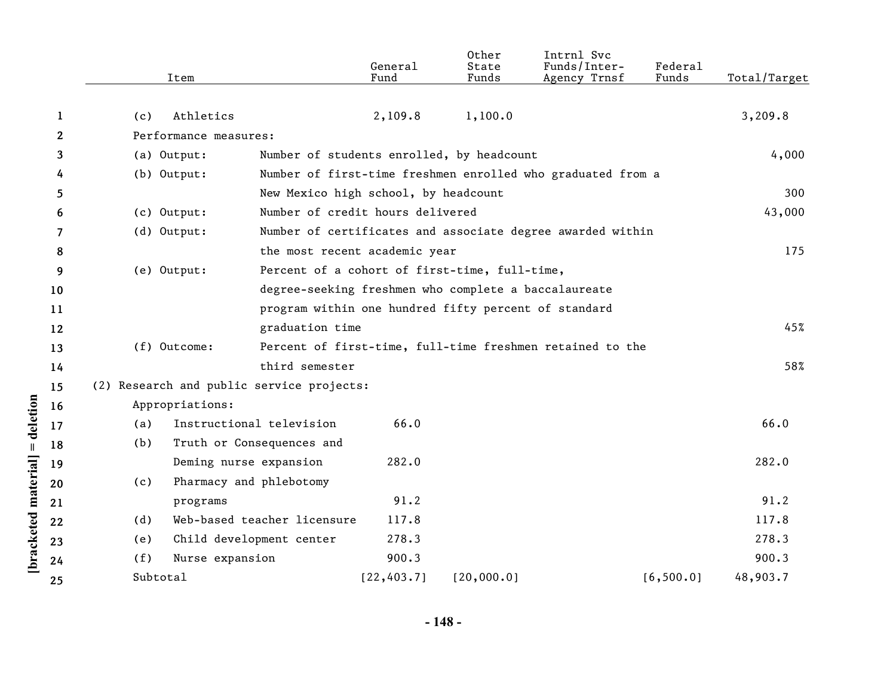| Item | General Fund | Other State Funds | Intrnl Svc Funds/Inter-Agency Trnsf | Federal Funds | Total/Target |
|---|---|---|---|---|---|
| (c) Athletics | 2,109.8 | 1,100.0 | | | 3,209.8 |
| Performance measures: | | | | | |
| (a) Output: Number of students enrolled, by headcount | | | | | 4,000 |
| (b) Output: Number of first-time freshmen enrolled who graduated from a New Mexico high school, by headcount | | | | | 300 |
| (c) Output: Number of credit hours delivered | | | | | 43,000 |
| (d) Output: Number of certificates and associate degree awarded within the most recent academic year | | | | | 175 |
| (e) Output: Percent of a cohort of first-time, full-time, degree-seeking freshmen who complete a baccalaureate program within one hundred fifty percent of standard graduation time | | | | | 45% |
| (f) Outcome: Percent of first-time, full-time freshmen retained to the third semester | | | | | 58% |
| (2) Research and public service projects: | | | | | |
| Appropriations: | | | | | |
| (a) Instructional television | 66.0 | | | | 66.0 |
| (b) Truth or Consequences and Deming nurse expansion | 282.0 | | | | 282.0 |
| (c) Pharmacy and phlebotomy programs | 91.2 | | | | 91.2 |
| (d) Web-based teacher licensure | 117.8 | | | | 117.8 |
| (e) Child development center | 278.3 | | | | 278.3 |
| (f) Nurse expansion | 900.3 | | | | 900.3 |
| Subtotal | [22,403.7] | [20,000.0] | | [6,500.0] | 48,903.7 |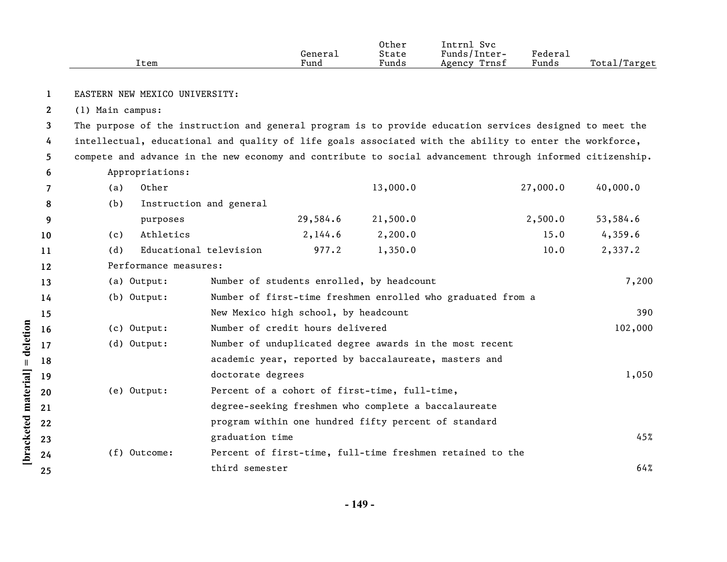| Item | General Fund | Other State Funds | Intrnl Svc Funds/Inter-Agency Trnsf | Federal Funds | Total/Target |
|---|---|---|---|---|---|

EASTERN NEW MEXICO UNIVERSITY:

(1) Main campus:

The purpose of the instruction and general program is to provide education services designed to meet the intellectual, educational and quality of life goals associated with the ability to enter the workforce, compete and advance in the new economy and contribute to social advancement through informed citizenship.

Appropriations:

| Item | General Fund | Other State Funds | Intrnl Svc Funds/Inter-Agency Trnsf | Federal Funds | Total/Target |
|---|---|---|---|---|---|
| (a) Other | | 13,000.0 | | 27,000.0 | 40,000.0 |
| (b) Instruction and general purposes | 29,584.6 | 21,500.0 | | 2,500.0 | 53,584.6 |
| (c) Athletics | 2,144.6 | 2,200.0 | | 15.0 | 4,359.6 |
| (d) Educational television | 977.2 | 1,350.0 | | 10.0 | 2,337.2 |

Performance measures:

| Measure | Description | Target |
|---|---|---|
| (a) Output: | Number of students enrolled, by headcount | 7,200 |
| (b) Output: | Number of first-time freshmen enrolled who graduated from a New Mexico high school, by headcount | 390 |
| (c) Output: | Number of credit hours delivered | 102,000 |
| (d) Output: | Number of unduplicated degree awards in the most recent academic year, reported by baccalaureate, masters and doctorate degrees | 1,050 |
| (e) Output: | Percent of a cohort of first-time, full-time, degree-seeking freshmen who complete a baccalaureate program within one hundred fifty percent of standard graduation time | 45% |
| (f) Outcome: | Percent of first-time, full-time freshmen retained to the third semester | 64% |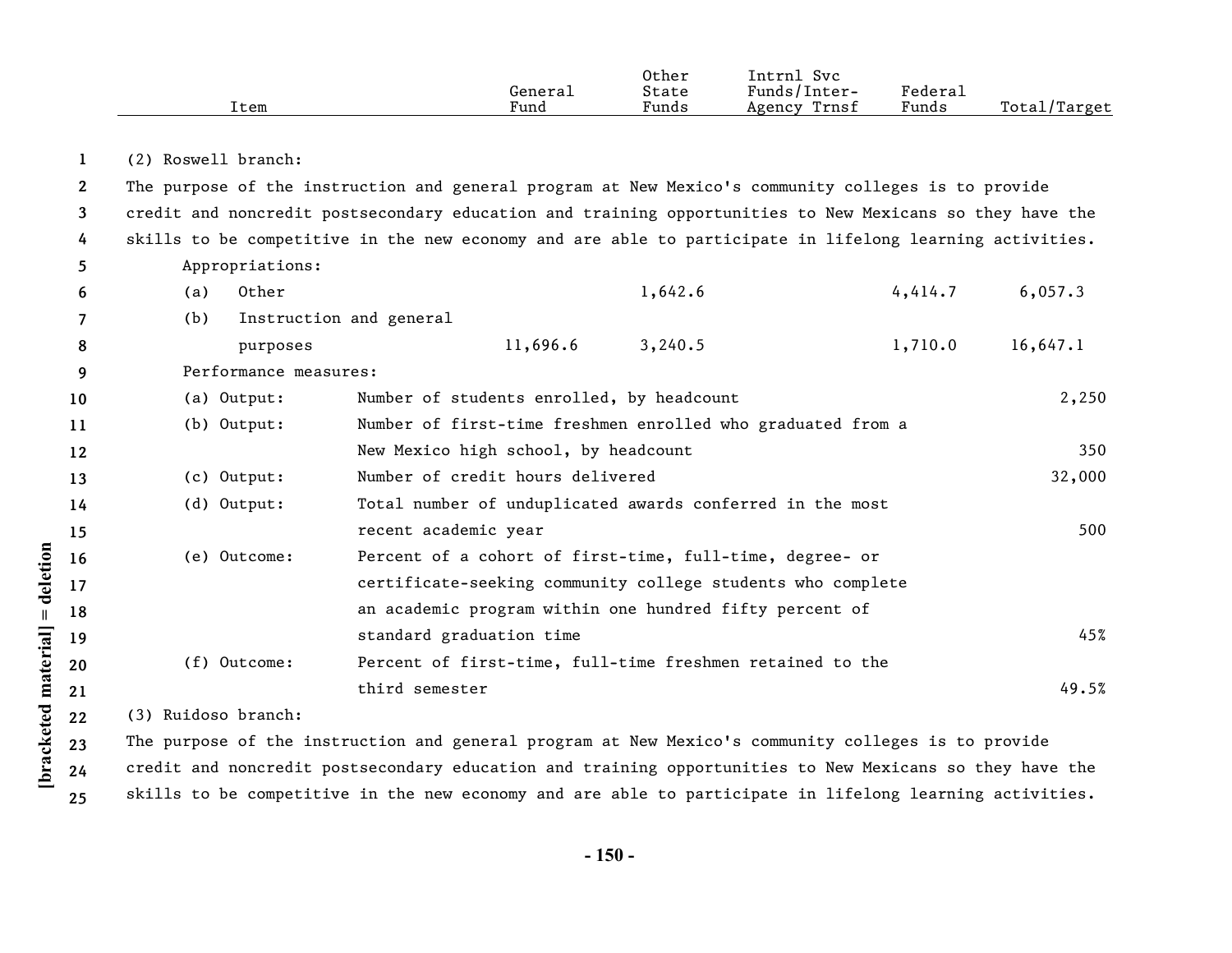| Item | General Fund | Other State Funds | Intrnl Svc Funds/Inter-Agency Trnsf | Federal Funds | Total/Target |
|---|---|---|---|---|---|
| (2) Roswell branch: | | | | | |
| The purpose of the instruction and general program at New Mexico's community colleges is to provide credit and noncredit postsecondary education and training opportunities to New Mexicans so they have the skills to be competitive in the new economy and are able to participate in lifelong learning activities. | | | | | |
| Appropriations: | | | | | |
| (a) Other | | 1,642.6 | | 4,414.7 | 6,057.3 |
| (b) Instruction and general purposes | 11,696.6 | 3,240.5 | | 1,710.0 | 16,647.1 |
| Performance measures: | | | | | |
| (a) Output: Number of students enrolled, by headcount | | | | | 2,250 |
| (b) Output: Number of first-time freshmen enrolled who graduated from a New Mexico high school, by headcount | | | | | 350 |
| (c) Output: Number of credit hours delivered | | | | | 32,000 |
| (d) Output: Total number of unduplicated awards conferred in the most recent academic year | | | | | 500 |
| (e) Outcome: Percent of a cohort of first-time, full-time, degree- or certificate-seeking community college students who complete an academic program within one hundred fifty percent of standard graduation time | | | | | 45% |
| (f) Outcome: Percent of first-time, full-time freshmen retained to the third semester | | | | | 49.5% |
| (3) Ruidoso branch: | | | | | |
| The purpose of the instruction and general program at New Mexico's community colleges is to provide credit and noncredit postsecondary education and training opportunities to New Mexicans so they have the skills to be competitive in the new economy and are able to participate in lifelong learning activities. | | | | | |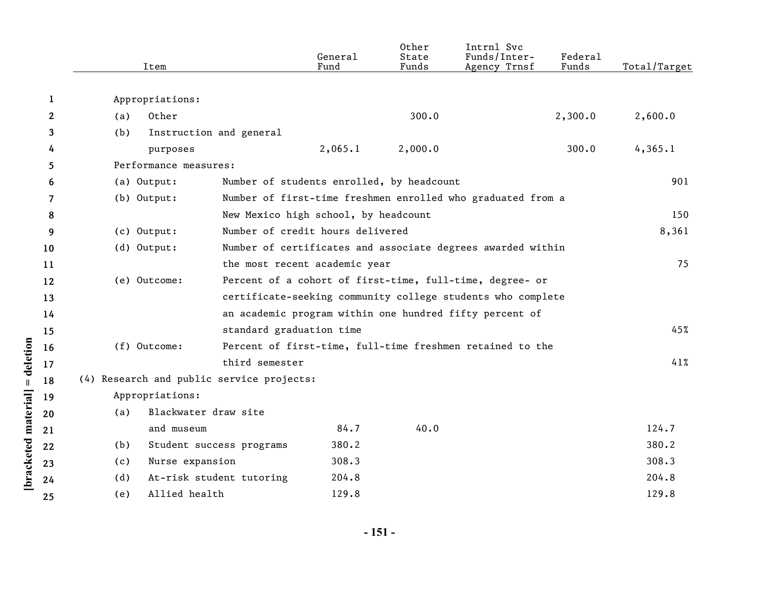| Item | General Fund | Other State Funds | Intrnl Svc Funds/Inter-Agency Trnsf | Federal Funds | Total/Target |
|---|---|---|---|---|---|
| Appropriations: | | | | | |
| (a) Other | | 300.0 | | 2,300.0 | 2,600.0 |
| (b) Instruction and general purposes | 2,065.1 | 2,000.0 | | 300.0 | 4,365.1 |
| Performance measures: | | | | | |
| (a) Output: Number of students enrolled, by headcount | | | | | 901 |
| (b) Output: Number of first-time freshmen enrolled who graduated from a New Mexico high school, by headcount | | | | | 150 |
| (c) Output: Number of credit hours delivered | | | | | 8,361 |
| (d) Output: Number of certificates and associate degrees awarded within the most recent academic year | | | | | 75 |
| (e) Outcome: Percent of a cohort of first-time, full-time, degree- or certificate-seeking community college students who complete an academic program within one hundred fifty percent of standard graduation time | | | | | 45% |
| (f) Outcome: Percent of first-time, full-time freshmen retained to the third semester | | | | | 41% |
| (4) Research and public service projects: | | | | | |
| Appropriations: | | | | | |
| (a) Blackwater draw site and museum | 84.7 | 40.0 | | | 124.7 |
| (b) Student success programs | 380.2 | | | | 380.2 |
| (c) Nurse expansion | 308.3 | | | | 308.3 |
| (d) At-risk student tutoring | 204.8 | | | | 204.8 |
| (e) Allied health | 129.8 | | | | 129.8 |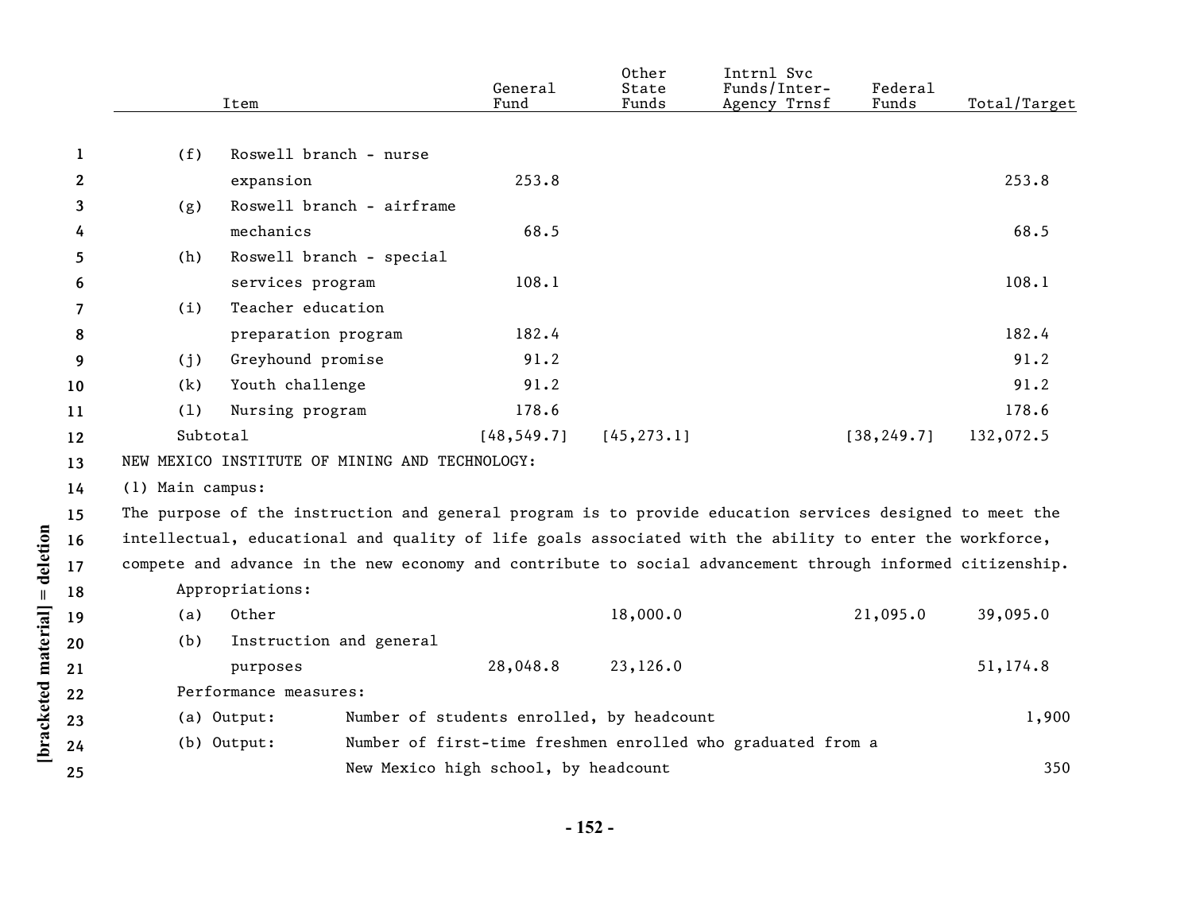| Item | General Fund | Other State Funds | Intrnl Svc Funds/Inter-Agency Trnsf | Federal Funds | Total/Target |
|---|---|---|---|---|---|
| (f) Roswell branch - nurse expansion | 253.8 | | | | 253.8 |
| (g) Roswell branch - airframe mechanics | 68.5 | | | | 68.5 |
| (h) Roswell branch - special services program | 108.1 | | | | 108.1 |
| (i) Teacher education preparation program | 182.4 | | | | 182.4 |
| (j) Greyhound promise | 91.2 | | | | 91.2 |
| (k) Youth challenge | 91.2 | | | | 91.2 |
| (l) Nursing program | 178.6 | | | | 178.6 |
| Subtotal | [48,549.7] | [45,273.1] | | [38,249.7] | 132,072.5 |

NEW MEXICO INSTITUTE OF MINING AND TECHNOLOGY:

(1) Main campus:

The purpose of the instruction and general program is to provide education services designed to meet the intellectual, educational and quality of life goals associated with the ability to enter the workforce, compete and advance in the new economy and contribute to social advancement through informed citizenship.

Appropriations:

| Item | General Fund | Other State Funds | Intrnl Svc Funds/Inter-Agency Trnsf | Federal Funds | Total/Target |
|---|---|---|---|---|---|
| (a) Other | | 18,000.0 | | 21,095.0 | 39,095.0 |
| (b) Instruction and general purposes | 28,048.8 | 23,126.0 | | | 51,174.8 |

Performance measures:

| Measure | Description | Target |
|---|---|---|
| (a) Output: | Number of students enrolled, by headcount | 1,900 |
| (b) Output: | Number of first-time freshmen enrolled who graduated from a New Mexico high school, by headcount | 350 |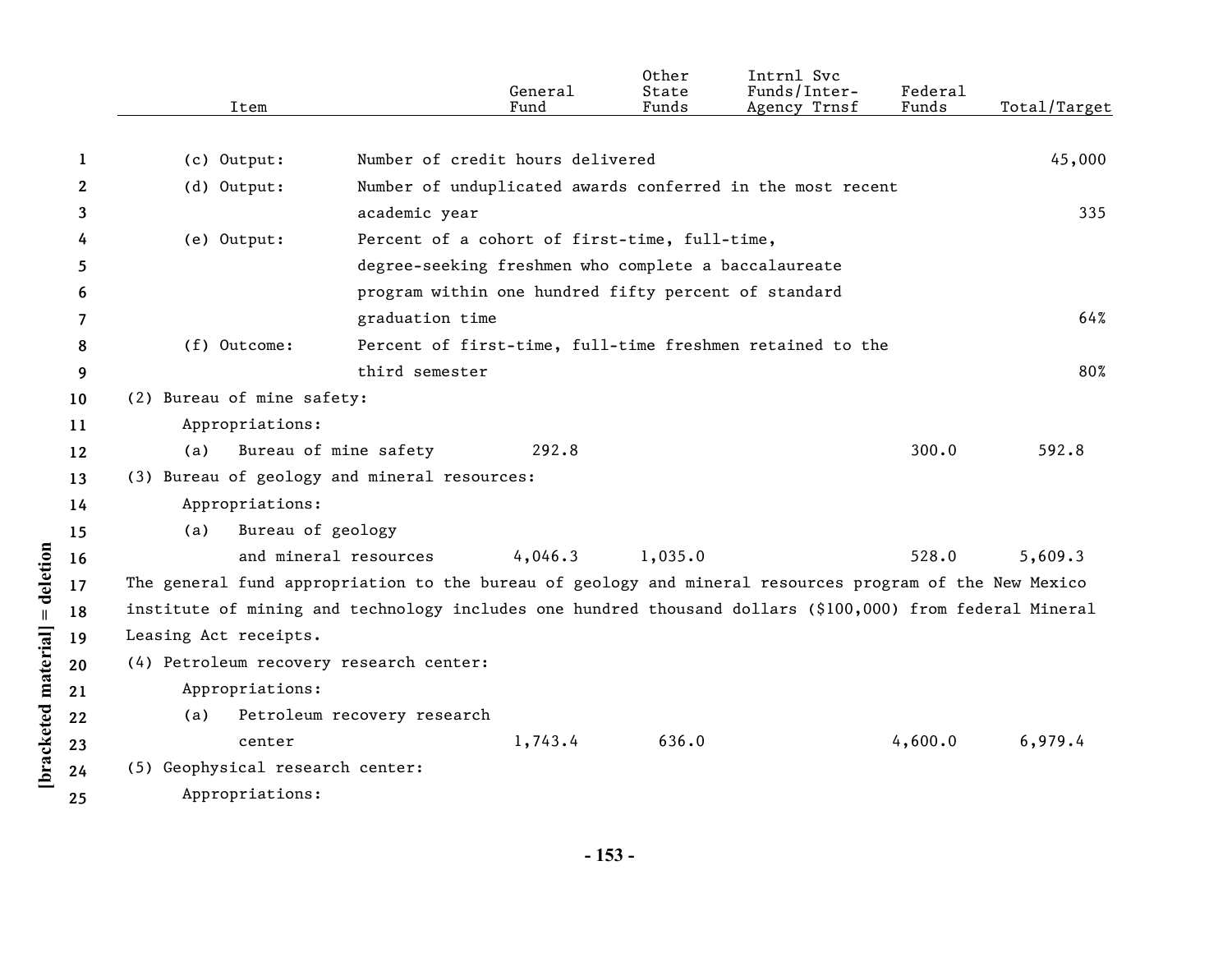| Item | | General Fund | Other State Funds | Intrnl Svc Funds/Inter-Agency Trnsf | Federal Funds | Total/Target |
|---|---|---|---|---|---|---|
| (c) Output: | Number of credit hours delivered | | | | | 45,000 |
| (d) Output: | Number of unduplicated awards conferred in the most recent academic year | | | | | 335 |
| (e) Output: | Percent of a cohort of first-time, full-time, degree-seeking freshmen who complete a baccalaureate program within one hundred fifty percent of standard graduation time | | | | | 64% |
| (f) Outcome: | Percent of first-time, full-time freshmen retained to the third semester | | | | | 80% |
| (2) Bureau of mine safety: | | | | | | |
| Appropriations: | | | | | | |
| (a) | Bureau of mine safety | 292.8 | | | 300.0 | 592.8 |
| (3) Bureau of geology and mineral resources: | | | | | | |
| Appropriations: | | | | | | |
| (a) | Bureau of geology and mineral resources | 4,046.3 | 1,035.0 | | 528.0 | 5,609.3 |

The general fund appropriation to the bureau of geology and mineral resources program of the New Mexico institute of mining and technology includes one hundred thousand dollars ($100,000) from federal Mineral Leasing Act receipts.

| Item | | General Fund | Other State Funds | Intrnl Svc Funds/Inter-Agency Trnsf | Federal Funds | Total/Target |
|---|---|---|---|---|---|---|
| (4) Petroleum recovery research center: | | | | | | |
| Appropriations: | | | | | | |
| (a) | Petroleum recovery research center | 1,743.4 | 636.0 | | 4,600.0 | 6,979.4 |
| (5) Geophysical research center: | | | | | | |
| Appropriations: | | | | | | |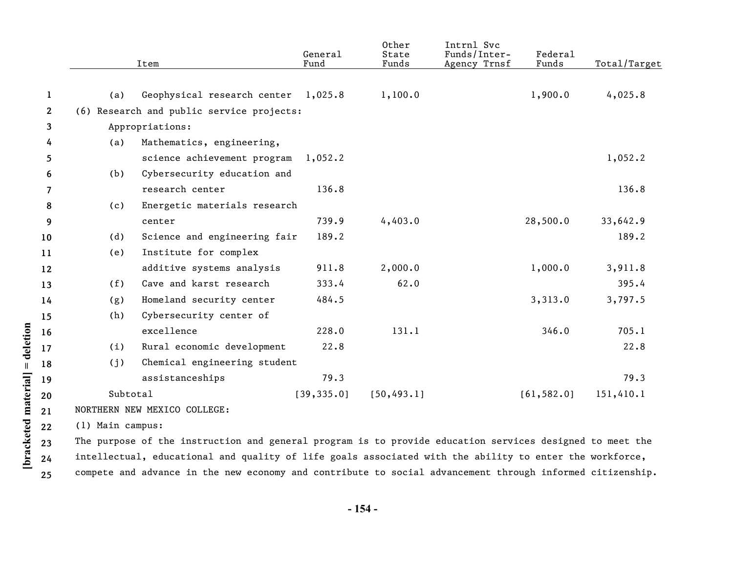| Item | General Fund | Other State Funds | Intrnl Svc Funds/Inter-Agency Trnsf | Federal Funds | Total/Target |
|---|---|---|---|---|---|
| (a) Geophysical research center | 1,025.8 | 1,100.0 | | 1,900.0 | 4,025.8 |
| (6) Research and public service projects: | | | | | |
| Appropriations: | | | | | |
| (a) Mathematics, engineering, science achievement program | 1,052.2 | | | | 1,052.2 |
| (b) Cybersecurity education and research center | 136.8 | | | | 136.8 |
| (c) Energetic materials research center | 739.9 | 4,403.0 | | 28,500.0 | 33,642.9 |
| (d) Science and engineering fair | 189.2 | | | | 189.2 |
| (e) Institute for complex additive systems analysis | 911.8 | 2,000.0 | | 1,000.0 | 3,911.8 |
| (f) Cave and karst research | 333.4 | 62.0 | | | 395.4 |
| (g) Homeland security center | 484.5 | | | 3,313.0 | 3,797.5 |
| (h) Cybersecurity center of excellence | 228.0 | 131.1 | | 346.0 | 705.1 |
| (i) Rural economic development | 22.8 | | | | 22.8 |
| (j) Chemical engineering student assistanceships | 79.3 | | | | 79.3 |
| Subtotal | [39,335.0] | [50,493.1] | | [61,582.0] | 151,410.1 |

NORTHERN NEW MEXICO COLLEGE:

(1) Main campus:

The purpose of the instruction and general program is to provide education services designed to meet the intellectual, educational and quality of life goals associated with the ability to enter the workforce, compete and advance in the new economy and contribute to social advancement through informed citizenship.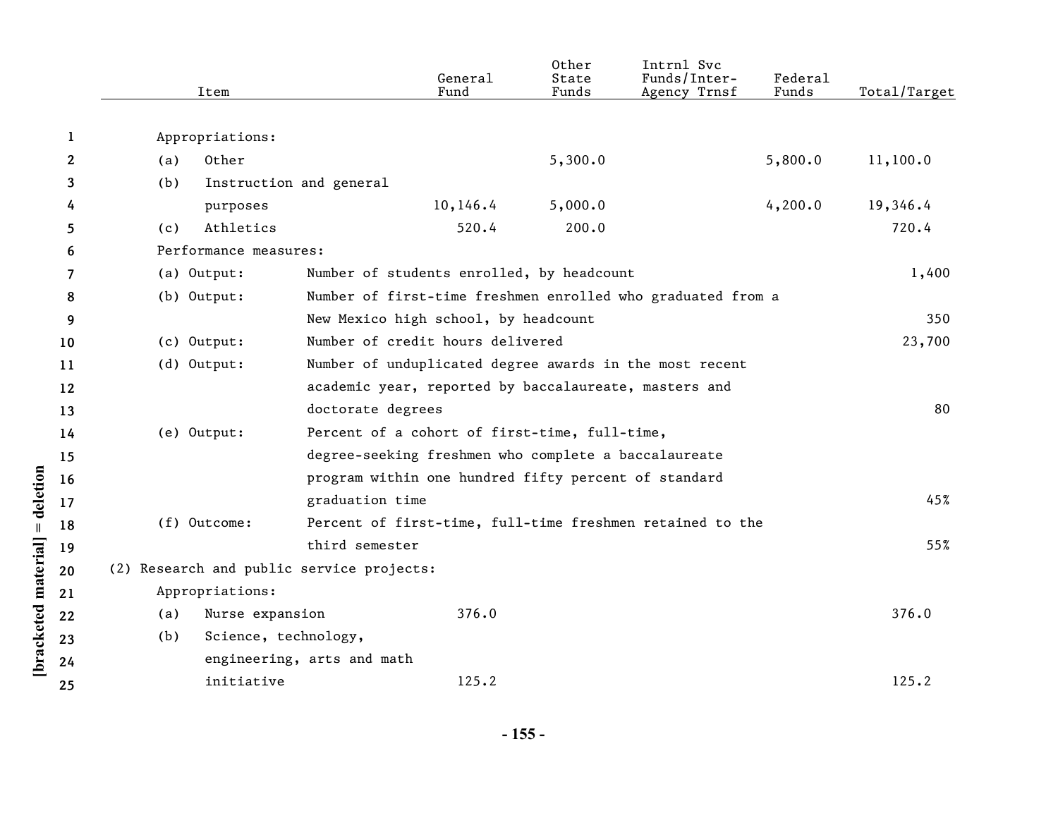| Item | General Fund | Other State Funds | Intrnl Svc Funds/Inter-Agency Trnsf | Federal Funds | Total/Target |
|---|---|---|---|---|---|
| Appropriations: | | | | | |
| (a) Other | | 5,300.0 | | 5,800.0 | 11,100.0 |
| (b) Instruction and general purposes | 10,146.4 | 5,000.0 | | 4,200.0 | 19,346.4 |
| (c) Athletics | 520.4 | 200.0 | | | 720.4 |
| Performance measures: | | | | | |
| (a) Output: Number of students enrolled, by headcount | | | | | 1,400 |
| (b) Output: Number of first-time freshmen enrolled who graduated from a New Mexico high school, by headcount | | | | | 350 |
| (c) Output: Number of credit hours delivered | | | | | 23,700 |
| (d) Output: Number of unduplicated degree awards in the most recent academic year, reported by baccalaureate, masters and doctorate degrees | | | | | 80 |
| (e) Output: Percent of a cohort of first-time, full-time, degree-seeking freshmen who complete a baccalaureate program within one hundred fifty percent of standard graduation time | | | | | 45% |
| (f) Outcome: Percent of first-time, full-time freshmen retained to the third semester | | | | | 55% |
| (2) Research and public service projects: | | | | | |
| Appropriations: | | | | | |
| (a) Nurse expansion | 376.0 | | | | 376.0 |
| (b) Science, technology, engineering, arts and math initiative | 125.2 | | | | 125.2 |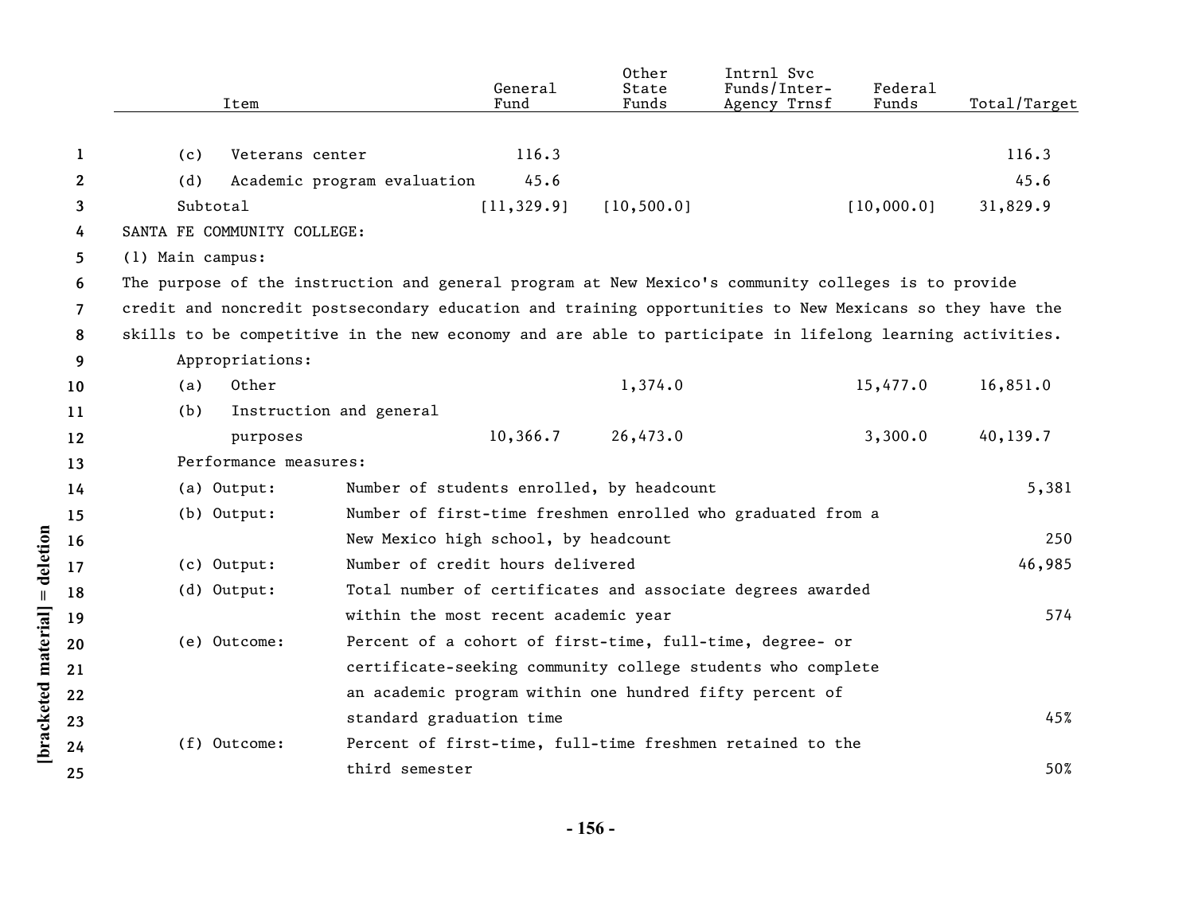| Item | General Fund | Other State Funds | Intrnl Svc Funds/Inter-Agency Trnsf | Federal Funds | Total/Target |
|---|---|---|---|---|---|
| (c) Veterans center | 116.3 | | | | 116.3 |
| (d) Academic program evaluation | 45.6 | | | | 45.6 |
| Subtotal | [11,329.9] | [10,500.0] | | [10,000.0] | 31,829.9 |

SANTA FE COMMUNITY COLLEGE:

(1) Main campus:

The purpose of the instruction and general program at New Mexico's community colleges is to provide credit and noncredit postsecondary education and training opportunities to New Mexicans so they have the skills to be competitive in the new economy and are able to participate in lifelong learning activities.

Appropriations:

| Item | General Fund | Other State Funds | Intrnl Svc Funds/Inter-Agency Trnsf | Federal Funds | Total/Target |
|---|---|---|---|---|---|
| (a) Other | | 1,374.0 | | 15,477.0 | 16,851.0 |
| (b) Instruction and general purposes | 10,366.7 | 26,473.0 | | 3,300.0 | 40,139.7 |

Performance measures:

| Measure | Description | Target |
|---|---|---|
| (a) Output: | Number of students enrolled, by headcount | 5,381 |
| (b) Output: | Number of first-time freshmen enrolled who graduated from a New Mexico high school, by headcount | 250 |
| (c) Output: | Number of credit hours delivered | 46,985 |
| (d) Output: | Total number of certificates and associate degrees awarded within the most recent academic year | 574 |
| (e) Outcome: | Percent of a cohort of first-time, full-time, degree- or certificate-seeking community college students who complete an academic program within one hundred fifty percent of standard graduation time | 45% |
| (f) Outcome: | Percent of first-time, full-time freshmen retained to the third semester | 50% |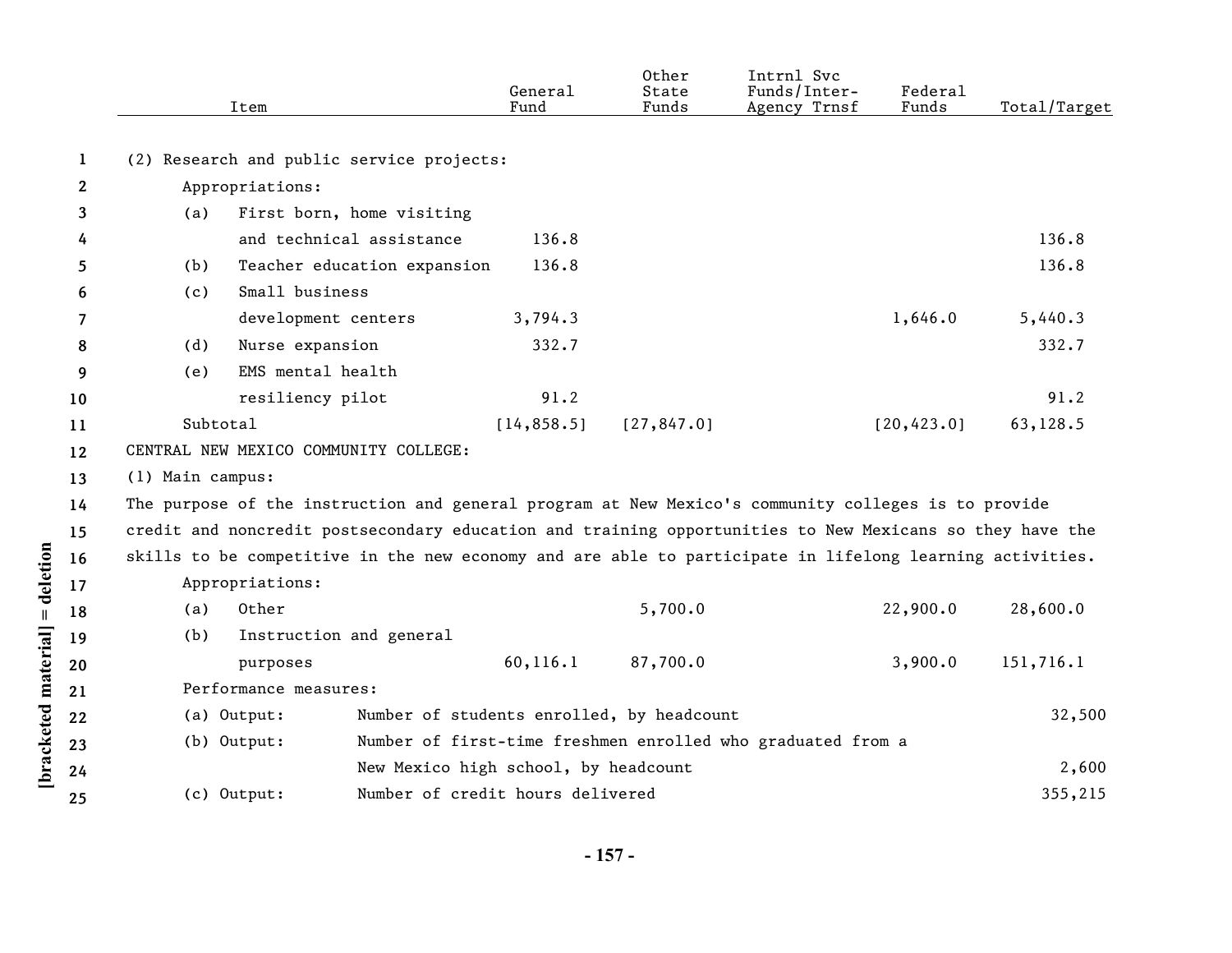| Item | General Fund | Other State Funds | Intrnl Svc Funds/Inter-Agency Trnsf | Federal Funds | Total/Target |
|---|---|---|---|---|---|
| (2) Research and public service projects: | | | | | |
| Appropriations: | | | | | |
| (a) First born, home visiting and technical assistance | 136.8 | | | | 136.8 |
| (b) Teacher education expansion | 136.8 | | | | 136.8 |
| (c) Small business development centers | 3,794.3 | | | 1,646.0 | 5,440.3 |
| (d) Nurse expansion | 332.7 | | | | 332.7 |
| (e) EMS mental health resiliency pilot | 91.2 | | | | 91.2 |
| Subtotal | [14,858.5] | [27,847.0] | | [20,423.0] | 63,128.5 |

CENTRAL NEW MEXICO COMMUNITY COLLEGE:

(1) Main campus:

The purpose of the instruction and general program at New Mexico's community colleges is to provide credit and noncredit postsecondary education and training opportunities to New Mexicans so they have the skills to be competitive in the new economy and are able to participate in lifelong learning activities.

| Item | General Fund | Other State Funds | Intrnl Svc Funds/Inter-Agency Trnsf | Federal Funds | Total/Target |
|---|---|---|---|---|---|
| Appropriations: | | | | | |
| (a) Other | | 5,700.0 | | 22,900.0 | 28,600.0 |
| (b) Instruction and general purposes | 60,116.1 | 87,700.0 | | 3,900.0 | 151,716.1 |

Performance measures:

| Measure | Description | Target |
|---|---|---|
| (a) Output: | Number of students enrolled, by headcount | 32,500 |
| (b) Output: | Number of first-time freshmen enrolled who graduated from a New Mexico high school, by headcount | 2,600 |
| (c) Output: | Number of credit hours delivered | 355,215 |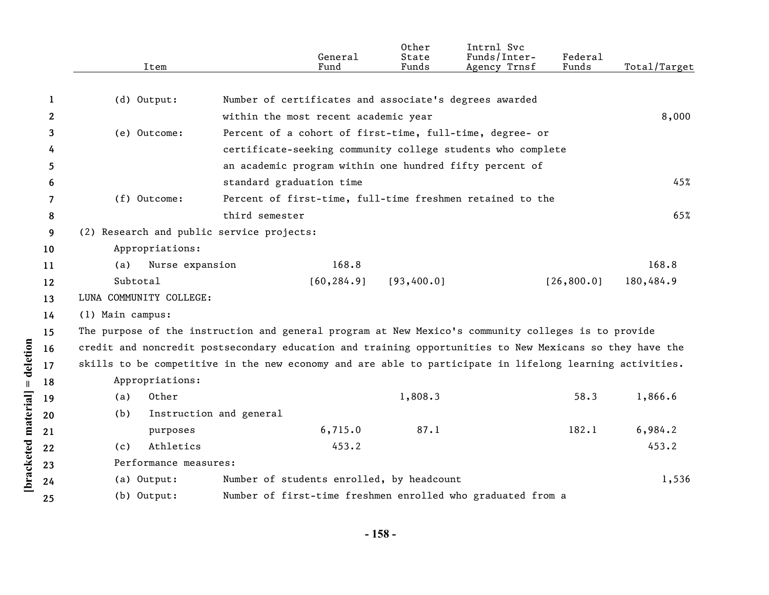| Item | | General Fund | Other State Funds | Intrnl Svc Funds/Inter-Agency Trnsf | Federal Funds | Total/Target |
|---|---|---|---|---|---|---|
| (d) Output: | Number of certificates and associate's degrees awarded within the most recent academic year | | | | | 8,000 |
| (e) Outcome: | Percent of a cohort of first-time, full-time, degree- or certificate-seeking community college students who complete an academic program within one hundred fifty percent of standard graduation time | | | | | 45% |
| (f) Outcome: | Percent of first-time, full-time freshmen retained to the third semester | | | | | 65% |
| (2) Research and public service projects: | | | | | | |
| Appropriations: | | | | | | |
| (a) Nurse expansion | | 168.8 | | | | 168.8 |
| Subtotal | | [60,284.9] | [93,400.0] | | [26,800.0] | 180,484.9 |
| LUNA COMMUNITY COLLEGE: | | | | | | |
| (1) Main campus: | | | | | | |

The purpose of the instruction and general program at New Mexico's community colleges is to provide credit and noncredit postsecondary education and training opportunities to New Mexicans so they have the skills to be competitive in the new economy and are able to participate in lifelong learning activities.

| Item | | General Fund | Other State Funds | Intrnl Svc Funds/Inter-Agency Trnsf | Federal Funds | Total/Target |
|---|---|---|---|---|---|---|
| Appropriations: | | | | | | |
| (a) Other | | | 1,808.3 | | 58.3 | 1,866.6 |
| (b) Instruction and general purposes | | 6,715.0 | 87.1 | | 182.1 | 6,984.2 |
| (c) Athletics | | 453.2 | | | | 453.2 |
| Performance measures: | | | | | | |
| (a) Output: | Number of students enrolled, by headcount | | | | | 1,536 |
| (b) Output: | Number of first-time freshmen enrolled who graduated from a | | | | | |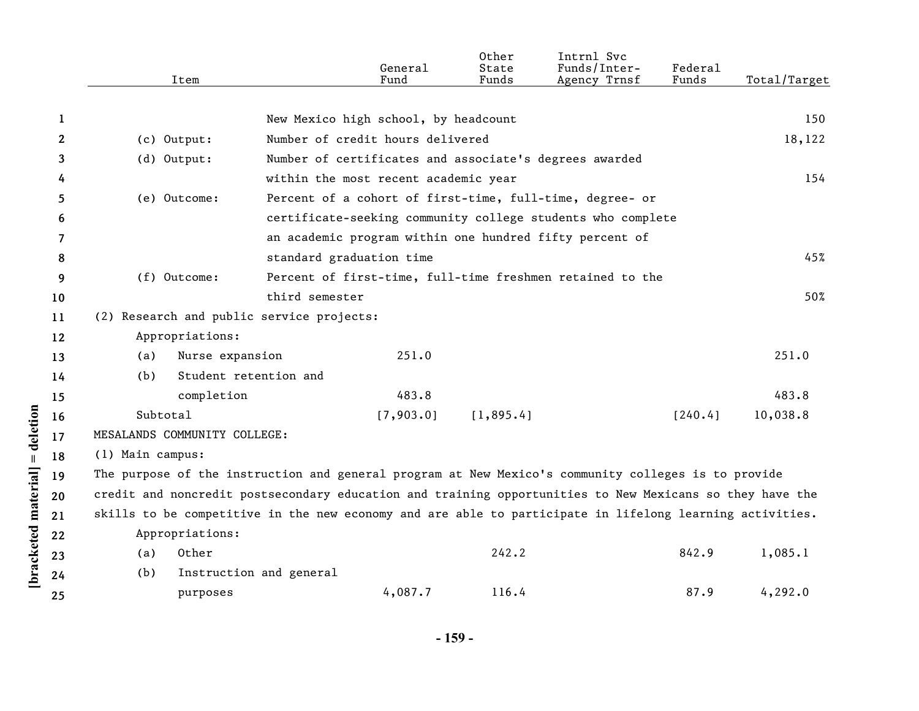| Item | | General Fund | Other State Funds | Intrnl Svc Funds/Inter-Agency Trnsf | Federal Funds | Total/Target |
|---|---|---|---|---|---|---|
| | New Mexico high school, by headcount | | | | | 150 |
| (c) Output: | Number of credit hours delivered | | | | | 18,122 |
| (d) Output: | Number of certificates and associate's degrees awarded within the most recent academic year | | | | | 154 |
| (e) Outcome: | Percent of a cohort of first-time, full-time, degree- or certificate-seeking community college students who complete an academic program within one hundred fifty percent of standard graduation time | | | | | 45% |
| (f) Outcome: | Percent of first-time, full-time freshmen retained to the third semester | | | | | 50% |
| (2) Research and public service projects: | | | | | | |
| Appropriations: | | | | | | |
| (a) Nurse expansion | | 251.0 | | | | 251.0 |
| (b) Student retention and completion | | 483.8 | | | | 483.8 |
| Subtotal | | [7,903.0] | [1,895.4] | | [240.4] | 10,038.8 |

MESALANDS COMMUNITY COLLEGE:

(1) Main campus:

The purpose of the instruction and general program at New Mexico's community colleges is to provide credit and noncredit postsecondary education and training opportunities to New Mexicans so they have the skills to be competitive in the new economy and are able to participate in lifelong learning activities.

| Item | General Fund | Other State Funds | Intrnl Svc Funds/Inter-Agency Trnsf | Federal Funds | Total/Target |
|---|---|---|---|---|---|
| Appropriations: | | | | | |
| (a) Other | | 242.2 | | 842.9 | 1,085.1 |
| (b) Instruction and general purposes | 4,087.7 | 116.4 | | 87.9 | 4,292.0 |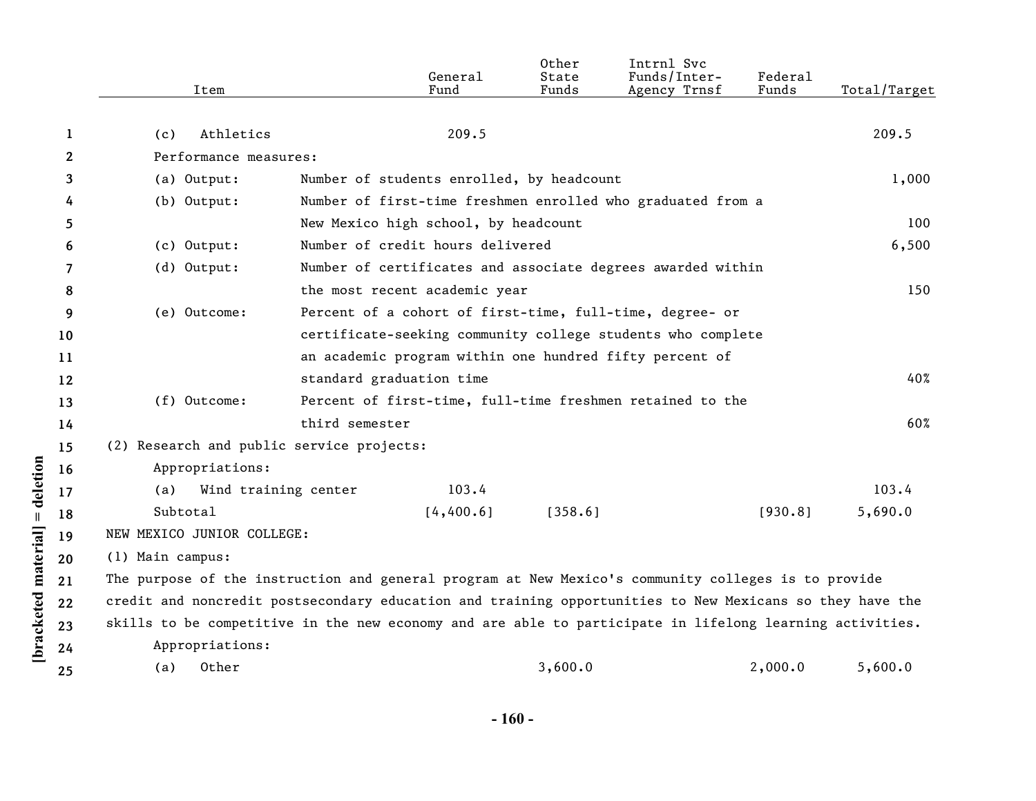| Item | General Fund | Other State Funds | Intrnl Svc Funds/Inter-Agency Trnsf | Federal Funds | Total/Target |
|---|---|---|---|---|---|
| (c) Athletics | 209.5 | | | | 209.5 |
| Performance measures: | | | | | |
| (a) Output: Number of students enrolled, by headcount | | | | | 1,000 |
| (b) Output: Number of first-time freshmen enrolled who graduated from a New Mexico high school, by headcount | | | | | 100 |
| (c) Output: Number of credit hours delivered | | | | | 6,500 |
| (d) Output: Number of certificates and associate degrees awarded within the most recent academic year | | | | | 150 |
| (e) Outcome: Percent of a cohort of first-time, full-time, degree- or certificate-seeking community college students who complete an academic program within one hundred fifty percent of standard graduation time | | | | | 40% |
| (f) Outcome: Percent of first-time, full-time freshmen retained to the third semester | | | | | 60% |
| (2) Research and public service projects: | | | | | |
| Appropriations: | | | | | |
| (a) Wind training center | 103.4 | | | | 103.4 |
| Subtotal | [4,400.6] | [358.6] | | [930.8] | 5,690.0 |

NEW MEXICO JUNIOR COLLEGE:

(1) Main campus:

The purpose of the instruction and general program at New Mexico's community colleges is to provide credit and noncredit postsecondary education and training opportunities to New Mexicans so they have the skills to be competitive in the new economy and are able to participate in lifelong learning activities.

| Item | General Fund | Other State Funds | Intrnl Svc Funds/Inter-Agency Trnsf | Federal Funds | Total/Target |
|---|---|---|---|---|---|
| Appropriations: | | | | | |
| (a) Other | | 3,600.0 | | 2,000.0 | 5,600.0 |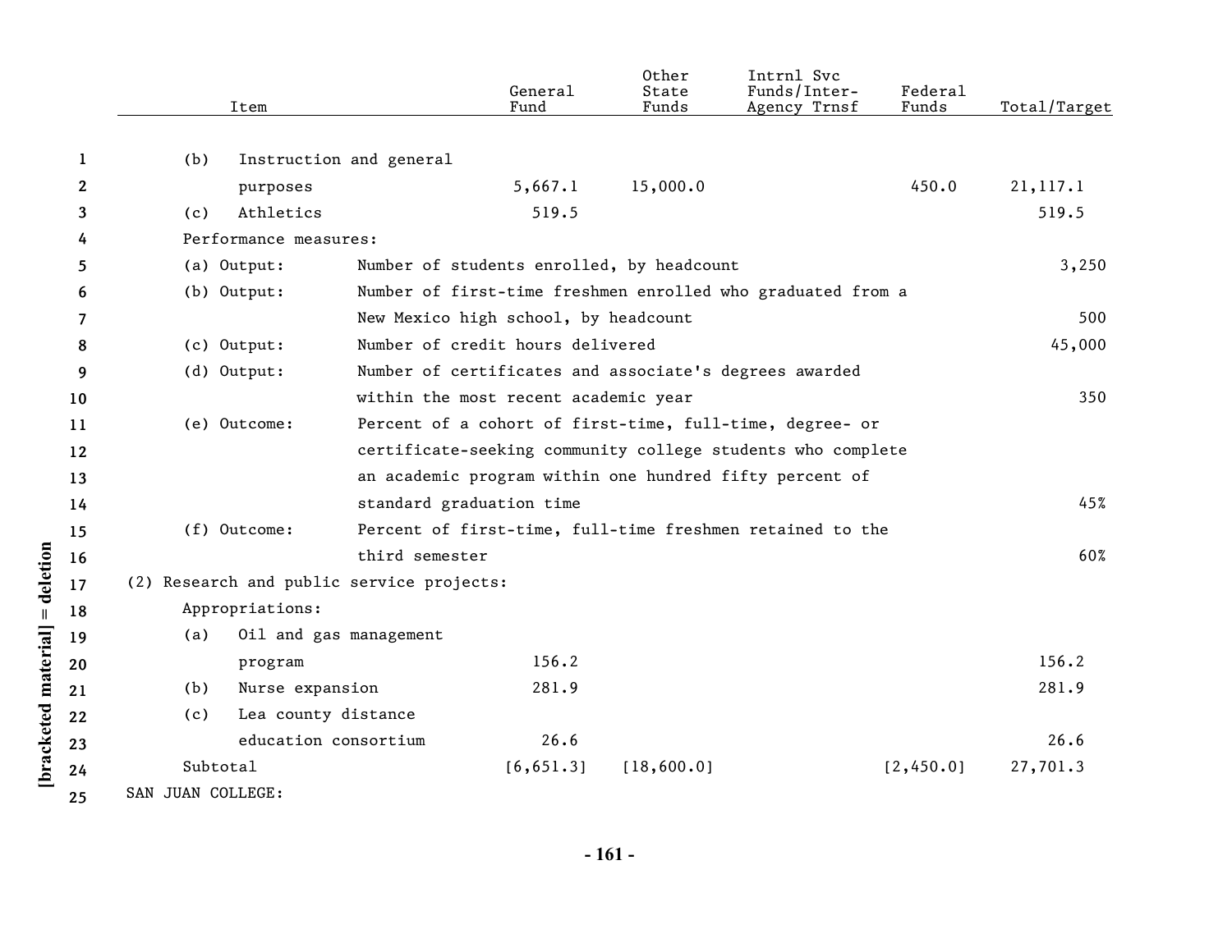| Item | General Fund | Other State Funds | Intrnl Svc Funds/Inter-Agency Trnsf | Federal Funds | Total/Target |
|---|---|---|---|---|---|
| (b) Instruction and general purposes | 5,667.1 | 15,000.0 | | 450.0 | 21,117.1 |
| (c) Athletics | 519.5 | | | | 519.5 |
| Performance measures: | | | | | |
| (a) Output: Number of students enrolled, by headcount | | | | | 3,250 |
| (b) Output: Number of first-time freshmen enrolled who graduated from a New Mexico high school, by headcount | | | | | 500 |
| (c) Output: Number of credit hours delivered | | | | | 45,000 |
| (d) Output: Number of certificates and associate's degrees awarded within the most recent academic year | | | | | 350 |
| (e) Outcome: Percent of a cohort of first-time, full-time, degree- or certificate-seeking community college students who complete an academic program within one hundred fifty percent of standard graduation time | | | | | 45% |
| (f) Outcome: Percent of first-time, full-time freshmen retained to the third semester | | | | | 60% |
| (2) Research and public service projects: | | | | | |
| Appropriations: | | | | | |
| (a) Oil and gas management program | 156.2 | | | | 156.2 |
| (b) Nurse expansion | 281.9 | | | | 281.9 |
| (c) Lea county distance education consortium | 26.6 | | | | 26.6 |
| Subtotal | [6,651.3] | [18,600.0] | | [2,450.0] | 27,701.3 |

SAN JUAN COLLEGE: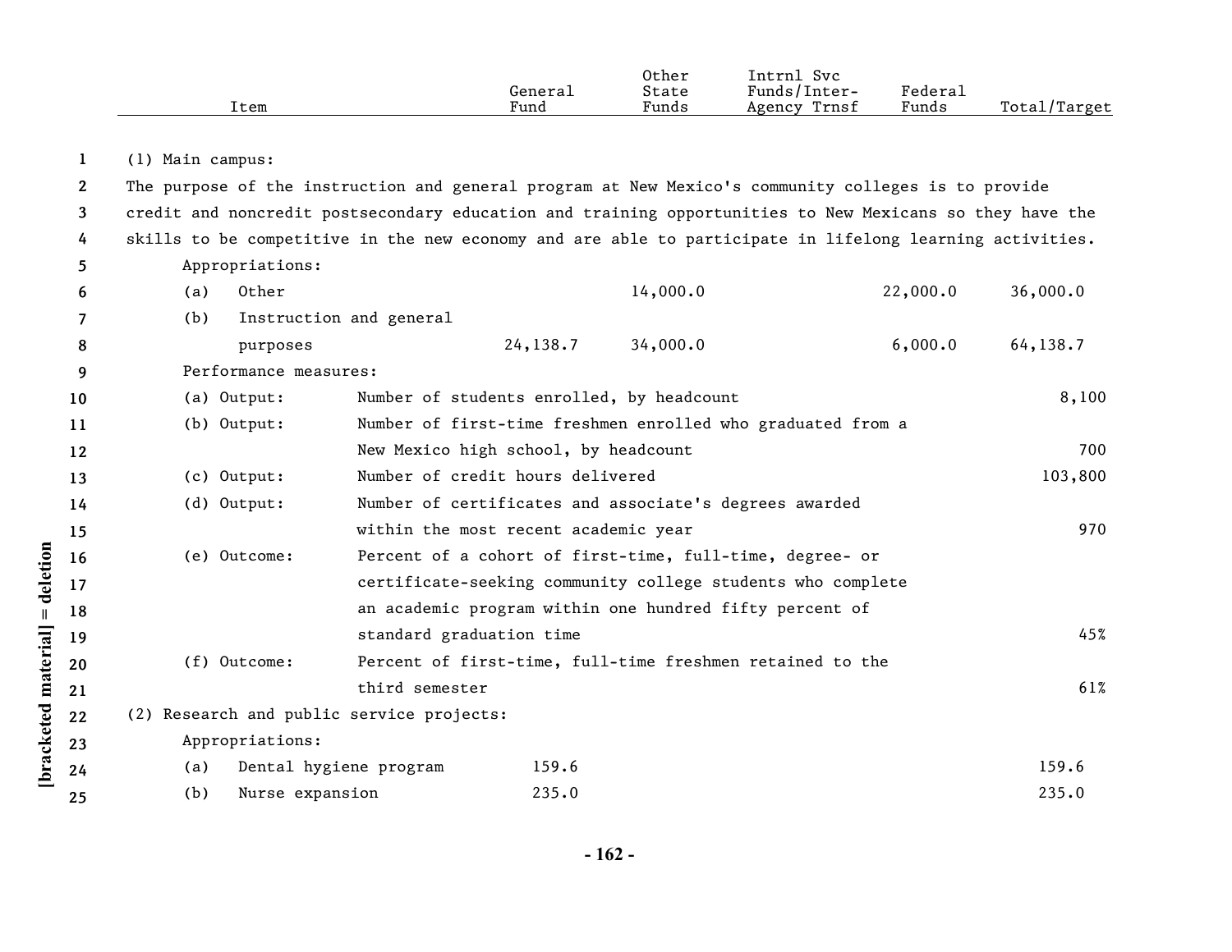| Item | General Fund | Other State Funds | Intrnl Svc Funds/Inter-Agency Trnsf | Federal Funds | Total/Target |
|---|---|---|---|---|---|
| (1) Main campus: | | | | | |
| The purpose of the instruction and general program at New Mexico's community colleges is to provide credit and noncredit postsecondary education and training opportunities to New Mexicans so they have the skills to be competitive in the new economy and are able to participate in lifelong learning activities. | | | | | |
| Appropriations: | | | | | |
| (a) Other | | 14,000.0 | | 22,000.0 | 36,000.0 |
| (b) Instruction and general purposes | 24,138.7 | 34,000.0 | | 6,000.0 | 64,138.7 |
| Performance measures: | | | | | |
| (a) Output: Number of students enrolled, by headcount | | | | | 8,100 |
| (b) Output: Number of first-time freshmen enrolled who graduated from a New Mexico high school, by headcount | | | | | 700 |
| (c) Output: Number of credit hours delivered | | | | | 103,800 |
| (d) Output: Number of certificates and associate's degrees awarded within the most recent academic year | | | | | 970 |
| (e) Outcome: Percent of a cohort of first-time, full-time, degree- or certificate-seeking community college students who complete an academic program within one hundred fifty percent of standard graduation time | | | | | 45% |
| (f) Outcome: Percent of first-time, full-time freshmen retained to the third semester | | | | | 61% |
| (2) Research and public service projects: | | | | | |
| Appropriations: | | | | | |
| (a) Dental hygiene program | 159.6 | | | | 159.6 |
| (b) Nurse expansion | 235.0 | | | | 235.0 |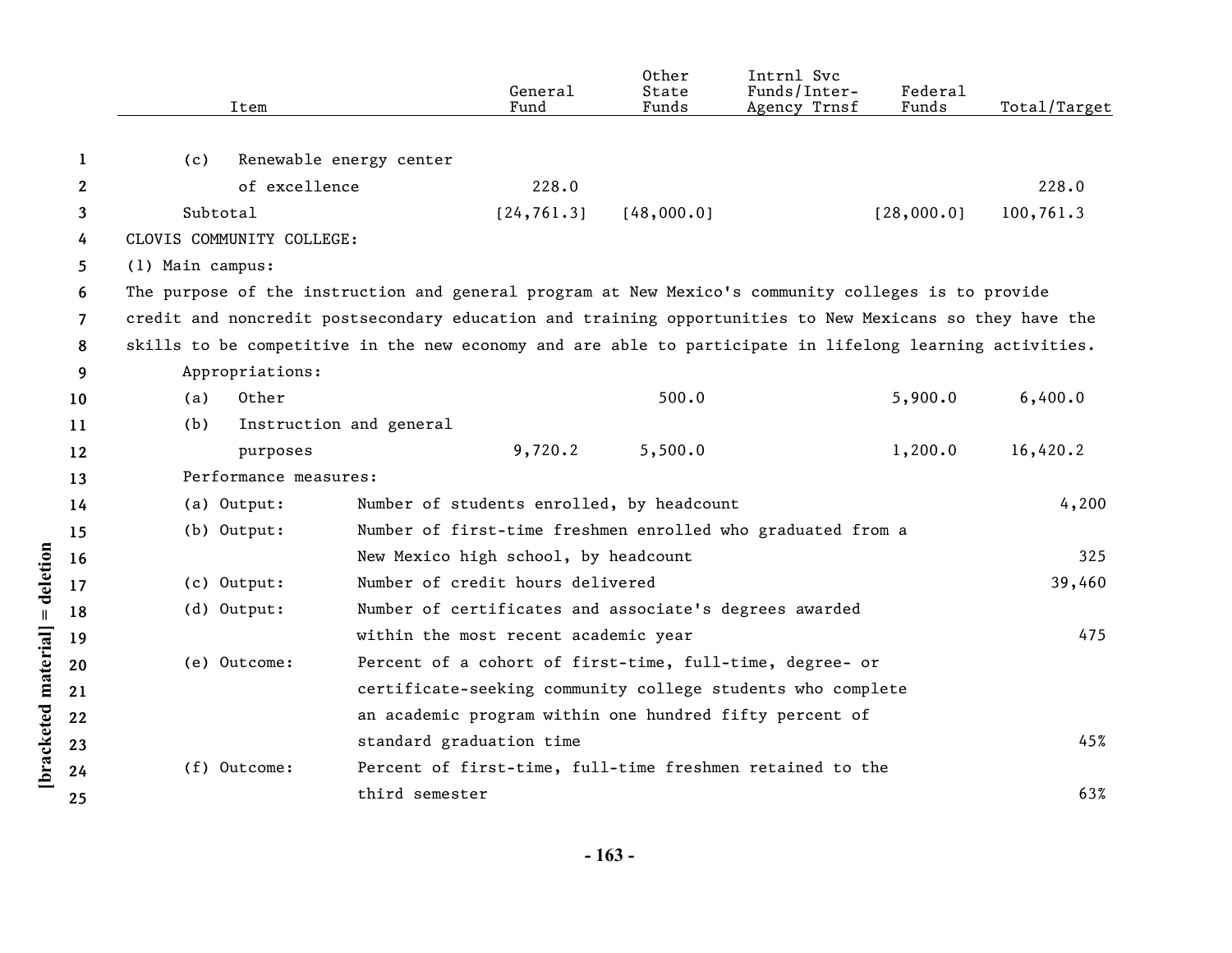| Item | General Fund | Other State Funds | Intrnl Svc Funds/Inter-Agency Trnsf | Federal Funds | Total/Target |
|---|---|---|---|---|---|
| (c) Renewable energy center of excellence | 228.0 | | | | 228.0 |
| Subtotal | [24,761.3] | [48,000.0] | | [28,000.0] | 100,761.3 |

CLOVIS COMMUNITY COLLEGE:

(1) Main campus:

The purpose of the instruction and general program at New Mexico's community colleges is to provide credit and noncredit postsecondary education and training opportunities to New Mexicans so they have the skills to be competitive in the new economy and are able to participate in lifelong learning activities.

Appropriations:

| Item | General Fund | Other State Funds | Intrnl Svc Funds/Inter-Agency Trnsf | Federal Funds | Total/Target |
|---|---|---|---|---|---|
| (a) Other | | 500.0 | | 5,900.0 | 6,400.0 |
| (b) Instruction and general purposes | 9,720.2 | 5,500.0 | | 1,200.0 | 16,420.2 |

Performance measures:

| Measure | Description | Target |
|---|---|---|
| (a) Output: | Number of students enrolled, by headcount | 4,200 |
| (b) Output: | Number of first-time freshmen enrolled who graduated from a New Mexico high school, by headcount | 325 |
| (c) Output: | Number of credit hours delivered | 39,460 |
| (d) Output: | Number of certificates and associate's degrees awarded within the most recent academic year | 475 |
| (e) Outcome: | Percent of a cohort of first-time, full-time, degree- or certificate-seeking community college students who complete an academic program within one hundred fifty percent of standard graduation time | 45% |
| (f) Outcome: | Percent of first-time, full-time freshmen retained to the third semester | 63% |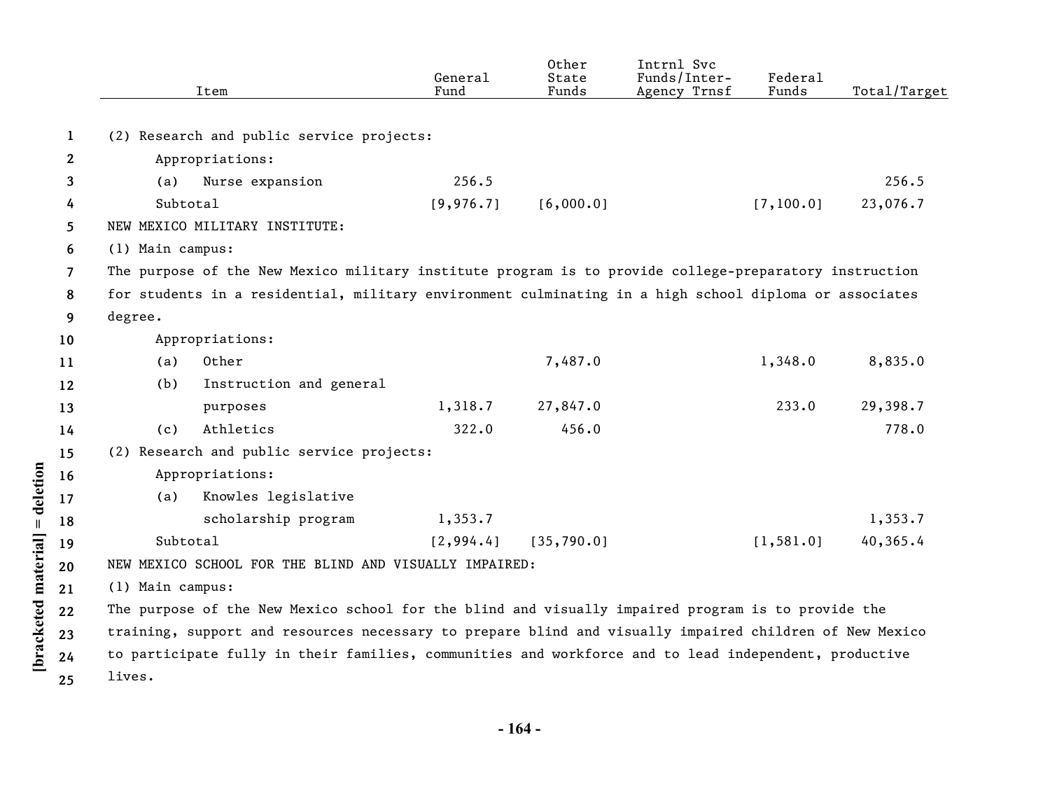| Item | General Fund | Other State Funds | Intrnl Svc Funds/Inter-Agency Trnsf | Federal Funds | Total/Target |
|---|---|---|---|---|---|
| (2) Research and public service projects: | | | | | |
| Appropriations: | | | | | |
| (a) Nurse expansion | 256.5 | | | | 256.5 |
| Subtotal | [9,976.7] | [6,000.0] | | [7,100.0] | 23,076.7 |
| NEW MEXICO MILITARY INSTITUTE: | | | | | |
| (1) Main campus: | | | | | |
| The purpose of the New Mexico military institute program is to provide college-preparatory instruction for students in a residential, military environment culminating in a high school diploma or associates degree. | | | | | |
| Appropriations: | | | | | |
| (a) Other | | 7,487.0 | | 1,348.0 | 8,835.0 |
| (b) Instruction and general purposes | 1,318.7 | 27,847.0 | | 233.0 | 29,398.7 |
| (c) Athletics | 322.0 | 456.0 | | | 778.0 |
| (2) Research and public service projects: | | | | | |
| Appropriations: | | | | | |
| (a) Knowles legislative scholarship program | 1,353.7 | | | | 1,353.7 |
| Subtotal | [2,994.4] | [35,790.0] | | [1,581.0] | 40,365.4 |
| NEW MEXICO SCHOOL FOR THE BLIND AND VISUALLY IMPAIRED: | | | | | |
| (1) Main campus: | | | | | |
| The purpose of the New Mexico school for the blind and visually impaired program is to provide the training, support and resources necessary to prepare blind and visually impaired children of New Mexico to participate fully in their families, communities and workforce and to lead independent, productive lives. | | | | | |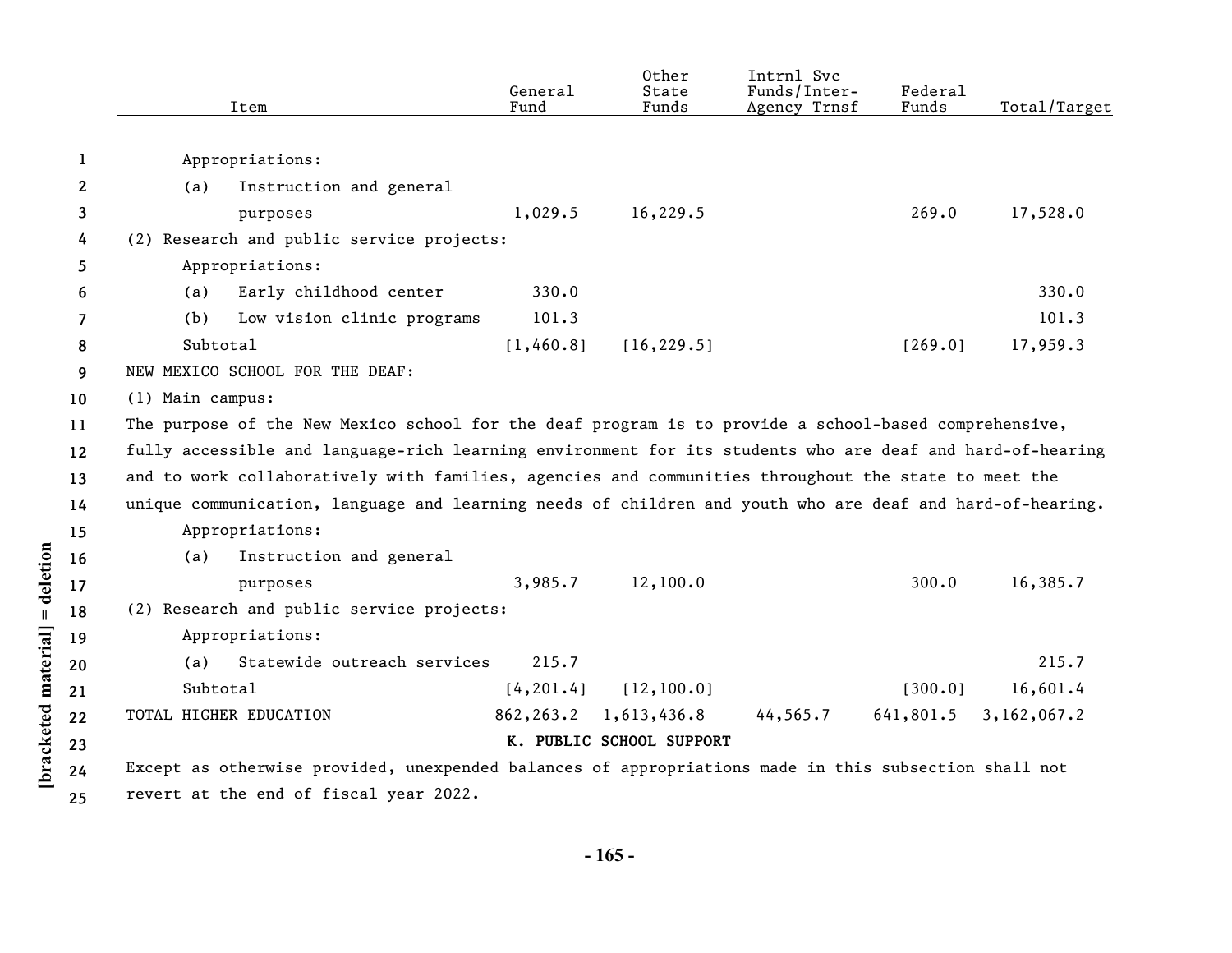| Item | General Fund | Other State Funds | Intrnl Svc Funds/Inter-Agency Trnsf | Federal Funds | Total/Target |
|---|---|---|---|---|---|
| Appropriations: | | | | | |
| (a) Instruction and general purposes | 1,029.5 | 16,229.5 | | 269.0 | 17,528.0 |
| (2) Research and public service projects: | | | | | |
| Appropriations: | | | | | |
| (a) Early childhood center | 330.0 | | | | 330.0 |
| (b) Low vision clinic programs | 101.3 | | | | 101.3 |
| Subtotal | [1,460.8] | [16,229.5] | | [269.0] | 17,959.3 |
| NEW MEXICO SCHOOL FOR THE DEAF: | | | | | |
| (1) Main campus: | | | | | |

The purpose of the New Mexico school for the deaf program is to provide a school-based comprehensive, fully accessible and language-rich learning environment for its students who are deaf and hard-of-hearing and to work collaboratively with families, agencies and communities throughout the state to meet the unique communication, language and learning needs of children and youth who are deaf and hard-of-hearing.

| Item | General Fund | Other State Funds | Intrnl Svc Funds/Inter-Agency Trnsf | Federal Funds | Total/Target |
|---|---|---|---|---|---|
| Appropriations: | | | | | |
| (a) Instruction and general purposes | 3,985.7 | 12,100.0 | | 300.0 | 16,385.7 |
| (2) Research and public service projects: | | | | | |
| Appropriations: | | | | | |
| (a) Statewide outreach services | 215.7 | | | | 215.7 |
| Subtotal | [4,201.4] | [12,100.0] | | [300.0] | 16,601.4 |
| TOTAL HIGHER EDUCATION | 862,263.2 | 1,613,436.8 | 44,565.7 | 641,801.5 | 3,162,067.2 |

**K. PUBLIC SCHOOL SUPPORT**

Except as otherwise provided, unexpended balances of appropriations made in this subsection shall not revert at the end of fiscal year 2022.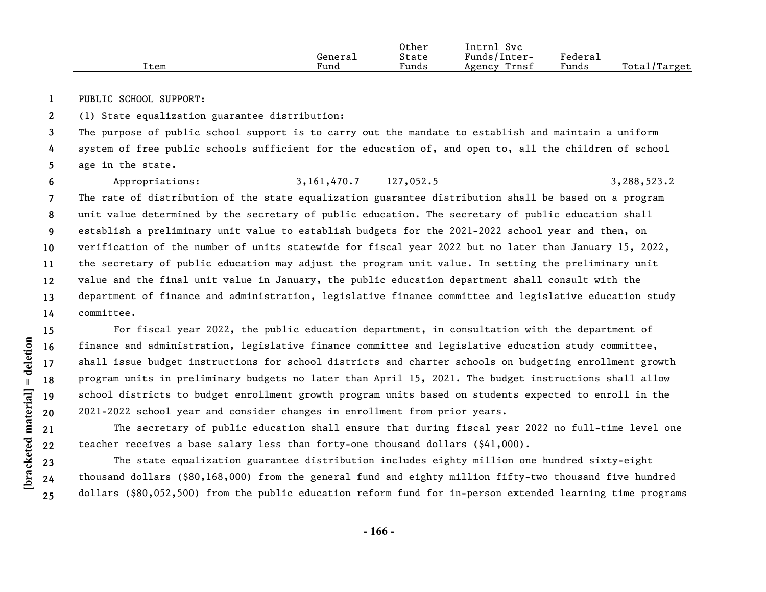| Item | General Fund | Other State Funds | Intrnl Svc Funds/Inter-Agency Trnsf | Federal Funds | Total/Target |
|---|---|---|---|---|---|

PUBLIC SCHOOL SUPPORT:

(1) State equalization guarantee distribution:

The purpose of public school support is to carry out the mandate to establish and maintain a uniform system of free public schools sufficient for the education of, and open to, all the children of school age in the state.

| Item | General Fund | Other State Funds | Intrnl Svc Funds/Inter-Agency Trnsf | Federal Funds | Total/Target |
|---|---|---|---|---|---|
| Appropriations: | 3,161,470.7 | 127,052.5 | | | 3,288,523.2 |

The rate of distribution of the state equalization guarantee distribution shall be based on a program unit value determined by the secretary of public education. The secretary of public education shall establish a preliminary unit value to establish budgets for the 2021-2022 school year and then, on verification of the number of units statewide for fiscal year 2022 but no later than January 15, 2022, the secretary of public education may adjust the program unit value. In setting the preliminary unit value and the final unit value in January, the public education department shall consult with the department of finance and administration, legislative finance committee and legislative education study committee.

For fiscal year 2022, the public education department, in consultation with the department of finance and administration, legislative finance committee and legislative education study committee, shall issue budget instructions for school districts and charter schools on budgeting enrollment growth program units in preliminary budgets no later than April 15, 2021. The budget instructions shall allow school districts to budget enrollment growth program units based on students expected to enroll in the 2021-2022 school year and consider changes in enrollment from prior years.

The secretary of public education shall ensure that during fiscal year 2022 no full-time level one teacher receives a base salary less than forty-one thousand dollars ($41,000).

The state equalization guarantee distribution includes eighty million one hundred sixty-eight thousand dollars ($80,168,000) from the general fund and eighty million fifty-two thousand five hundred dollars ($80,052,500) from the public education reform fund for in-person extended learning time programs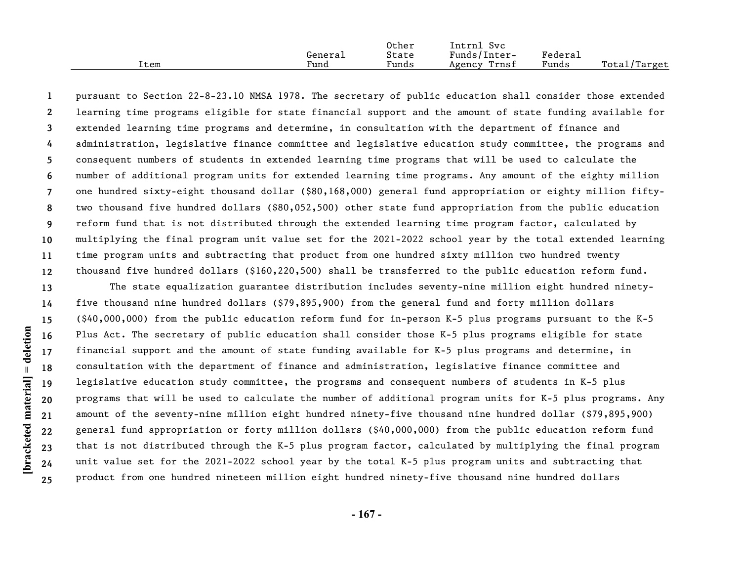| Item | General Fund | Other State Funds | Intrnl Svc Funds/Inter-Agency Trnsf | Federal Funds | Total/Target |
|---|---|---|---|---|---|

pursuant to Section 22-8-23.10 NMSA 1978. The secretary of public education shall consider those extended learning time programs eligible for state financial support and the amount of state funding available for extended learning time programs and determine, in consultation with the department of finance and administration, legislative finance committee and legislative education study committee, the programs and consequent numbers of students in extended learning time programs that will be used to calculate the number of additional program units for extended learning time programs. Any amount of the eighty million one hundred sixty-eight thousand dollar ($80,168,000) general fund appropriation or eighty million fifty-two thousand five hundred dollars ($80,052,500) other state fund appropriation from the public education reform fund that is not distributed through the extended learning time program factor, calculated by multiplying the final program unit value set for the 2021-2022 school year by the total extended learning time program units and subtracting that product from one hundred sixty million two hundred twenty thousand five hundred dollars ($160,220,500) shall be transferred to the public education reform fund.

The state equalization guarantee distribution includes seventy-nine million eight hundred ninety-five thousand nine hundred dollars ($79,895,900) from the general fund and forty million dollars ($40,000,000) from the public education reform fund for in-person K-5 plus programs pursuant to the K-5 Plus Act. The secretary of public education shall consider those K-5 plus programs eligible for state financial support and the amount of state funding available for K-5 plus programs and determine, in consultation with the department of finance and administration, legislative finance committee and legislative education study committee, the programs and consequent numbers of students in K-5 plus programs that will be used to calculate the number of additional program units for K-5 plus programs. Any amount of the seventy-nine million eight hundred ninety-five thousand nine hundred dollar ($79,895,900) general fund appropriation or forty million dollars ($40,000,000) from the public education reform fund that is not distributed through the K-5 plus program factor, calculated by multiplying the final program unit value set for the 2021-2022 school year by the total K-5 plus program units and subtracting that product from one hundred nineteen million eight hundred ninety-five thousand nine hundred dollars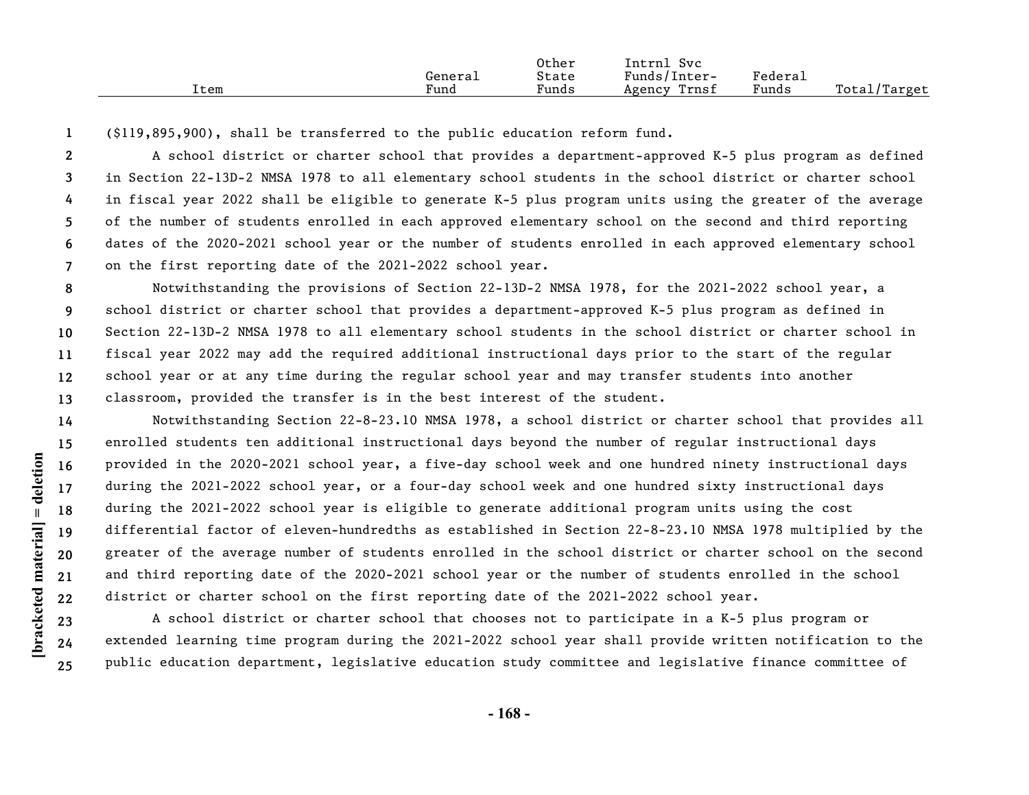| Item | General Fund | Other State Funds | Intrnl Svc Funds/Inter-Agency Trnsf | Federal Funds | Total/Target |
|---|---|---|---|---|---|

($119,895,900), shall be transferred to the public education reform fund.

A school district or charter school that provides a department-approved K-5 plus program as defined in Section 22-13D-2 NMSA 1978 to all elementary school students in the school district or charter school in fiscal year 2022 shall be eligible to generate K-5 plus program units using the greater of the average of the number of students enrolled in each approved elementary school on the second and third reporting dates of the 2020-2021 school year or the number of students enrolled in each approved elementary school on the first reporting date of the 2021-2022 school year.

Notwithstanding the provisions of Section 22-13D-2 NMSA 1978, for the 2021-2022 school year, a school district or charter school that provides a department-approved K-5 plus program as defined in Section 22-13D-2 NMSA 1978 to all elementary school students in the school district or charter school in fiscal year 2022 may add the required additional instructional days prior to the start of the regular school year or at any time during the regular school year and may transfer students into another classroom, provided the transfer is in the best interest of the student.

Notwithstanding Section 22-8-23.10 NMSA 1978, a school district or charter school that provides all enrolled students ten additional instructional days beyond the number of regular instructional days provided in the 2020-2021 school year, a five-day school week and one hundred ninety instructional days during the 2021-2022 school year, or a four-day school week and one hundred sixty instructional days during the 2021-2022 school year is eligible to generate additional program units using the cost differential factor of eleven-hundredths as established in Section 22-8-23.10 NMSA 1978 multiplied by the greater of the average number of students enrolled in the school district or charter school on the second and third reporting date of the 2020-2021 school year or the number of students enrolled in the school district or charter school on the first reporting date of the 2021-2022 school year.

A school district or charter school that chooses not to participate in a K-5 plus program or extended learning time program during the 2021-2022 school year shall provide written notification to the public education department, legislative education study committee and legislative finance committee of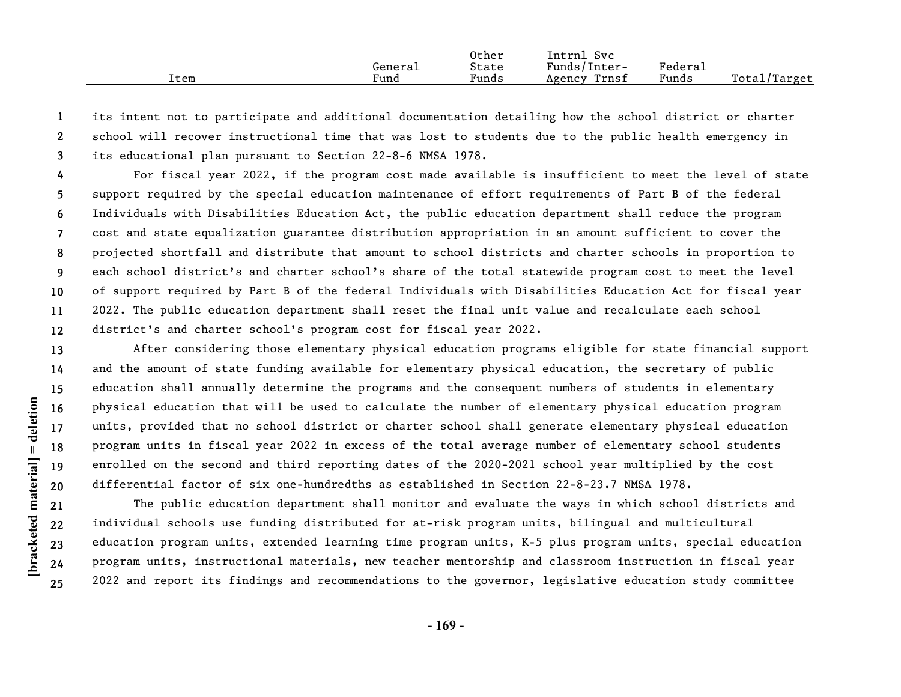its intent not to participate and additional documentation detailing how the school district or charter school will recover instructional time that was lost to students due to the public health emergency in its educational plan pursuant to Section 22-8-6 NMSA 1978.

For fiscal year 2022, if the program cost made available is insufficient to meet the level of state support required by the special education maintenance of effort requirements of Part B of the federal Individuals with Disabilities Education Act, the public education department shall reduce the program cost and state equalization guarantee distribution appropriation in an amount sufficient to cover the projected shortfall and distribute that amount to school districts and charter schools in proportion to each school district's and charter school's share of the total statewide program cost to meet the level of support required by Part B of the federal Individuals with Disabilities Education Act for fiscal year 2022. The public education department shall reset the final unit value and recalculate each school district's and charter school's program cost for fiscal year 2022.

After considering those elementary physical education programs eligible for state financial support and the amount of state funding available for elementary physical education, the secretary of public education shall annually determine the programs and the consequent numbers of students in elementary physical education that will be used to calculate the number of elementary physical education program units, provided that no school district or charter school shall generate elementary physical education program units in fiscal year 2022 in excess of the total average number of elementary school students enrolled on the second and third reporting dates of the 2020-2021 school year multiplied by the cost differential factor of six one-hundredths as established in Section 22-8-23.7 NMSA 1978.

The public education department shall monitor and evaluate the ways in which school districts and individual schools use funding distributed for at-risk program units, bilingual and multicultural education program units, extended learning time program units, K-5 plus program units, special education program units, instructional materials, new teacher mentorship and classroom instruction in fiscal year 2022 and report its findings and recommendations to the governor, legislative education study committee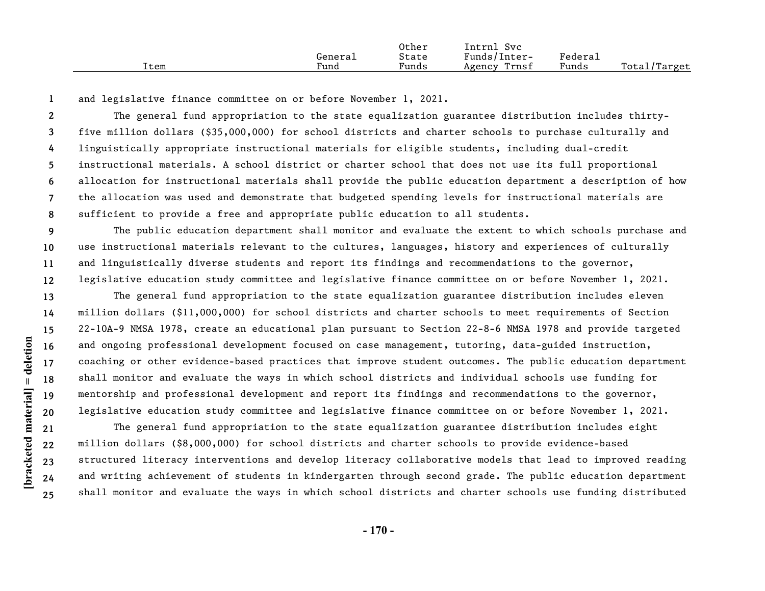| Item | General Fund | Other State Funds | Intrnl Svc Funds/Inter-Agency Trnsf | Federal Funds | Total/Target |
|---|---|---|---|---|---|

and legislative finance committee on or before November 1, 2021.

The general fund appropriation to the state equalization guarantee distribution includes thirty-five million dollars ($35,000,000) for school districts and charter schools to purchase culturally and linguistically appropriate instructional materials for eligible students, including dual-credit instructional materials. A school district or charter school that does not use its full proportional allocation for instructional materials shall provide the public education department a description of how the allocation was used and demonstrate that budgeted spending levels for instructional materials are sufficient to provide a free and appropriate public education to all students.

The public education department shall monitor and evaluate the extent to which schools purchase and use instructional materials relevant to the cultures, languages, history and experiences of culturally and linguistically diverse students and report its findings and recommendations to the governor, legislative education study committee and legislative finance committee on or before November 1, 2021.

The general fund appropriation to the state equalization guarantee distribution includes eleven million dollars ($11,000,000) for school districts and charter schools to meet requirements of Section 22-10A-9 NMSA 1978, create an educational plan pursuant to Section 22-8-6 NMSA 1978 and provide targeted and ongoing professional development focused on case management, tutoring, data-guided instruction, coaching or other evidence-based practices that improve student outcomes. The public education department shall monitor and evaluate the ways in which school districts and individual schools use funding for mentorship and professional development and report its findings and recommendations to the governor, legislative education study committee and legislative finance committee on or before November 1, 2021.

The general fund appropriation to the state equalization guarantee distribution includes eight million dollars ($8,000,000) for school districts and charter schools to provide evidence-based structured literacy interventions and develop literacy collaborative models that lead to improved reading and writing achievement of students in kindergarten through second grade. The public education department shall monitor and evaluate the ways in which school districts and charter schools use funding distributed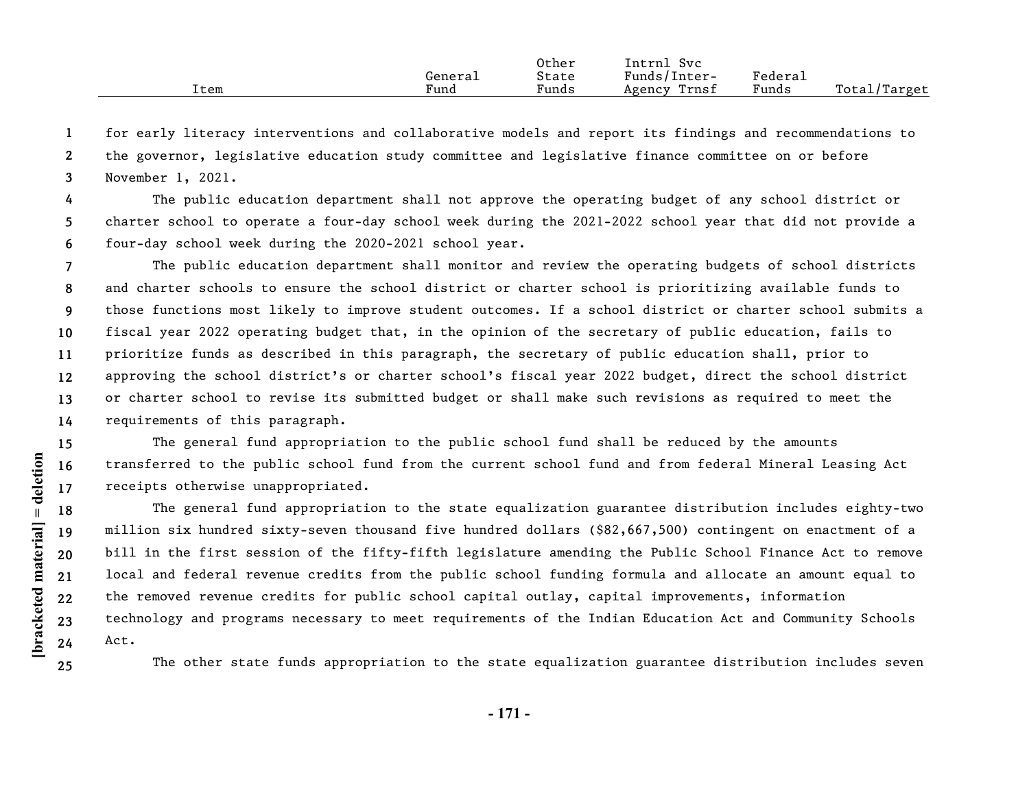| Item | General Fund | Other State Funds | Intrnl Svc Funds/Inter-Agency Trnsf | Federal Funds | Total/Target |
|---|---|---|---|---|---|

for early literacy interventions and collaborative models and report its findings and recommendations to the governor, legislative education study committee and legislative finance committee on or before November 1, 2021.

The public education department shall not approve the operating budget of any school district or charter school to operate a four-day school week during the 2021-2022 school year that did not provide a four-day school week during the 2020-2021 school year.

The public education department shall monitor and review the operating budgets of school districts and charter schools to ensure the school district or charter school is prioritizing available funds to those functions most likely to improve student outcomes. If a school district or charter school submits a fiscal year 2022 operating budget that, in the opinion of the secretary of public education, fails to prioritize funds as described in this paragraph, the secretary of public education shall, prior to approving the school district's or charter school's fiscal year 2022 budget, direct the school district or charter school to revise its submitted budget or shall make such revisions as required to meet the requirements of this paragraph.

The general fund appropriation to the public school fund shall be reduced by the amounts transferred to the public school fund from the current school fund and from federal Mineral Leasing Act receipts otherwise unappropriated.

The general fund appropriation to the state equalization guarantee distribution includes eighty-two million six hundred sixty-seven thousand five hundred dollars ($82,667,500) contingent on enactment of a bill in the first session of the fifty-fifth legislature amending the Public School Finance Act to remove local and federal revenue credits from the public school funding formula and allocate an amount equal to the removed revenue credits for public school capital outlay, capital improvements, information technology and programs necessary to meet requirements of the Indian Education Act and Community Schools Act.

The other state funds appropriation to the state equalization guarantee distribution includes seven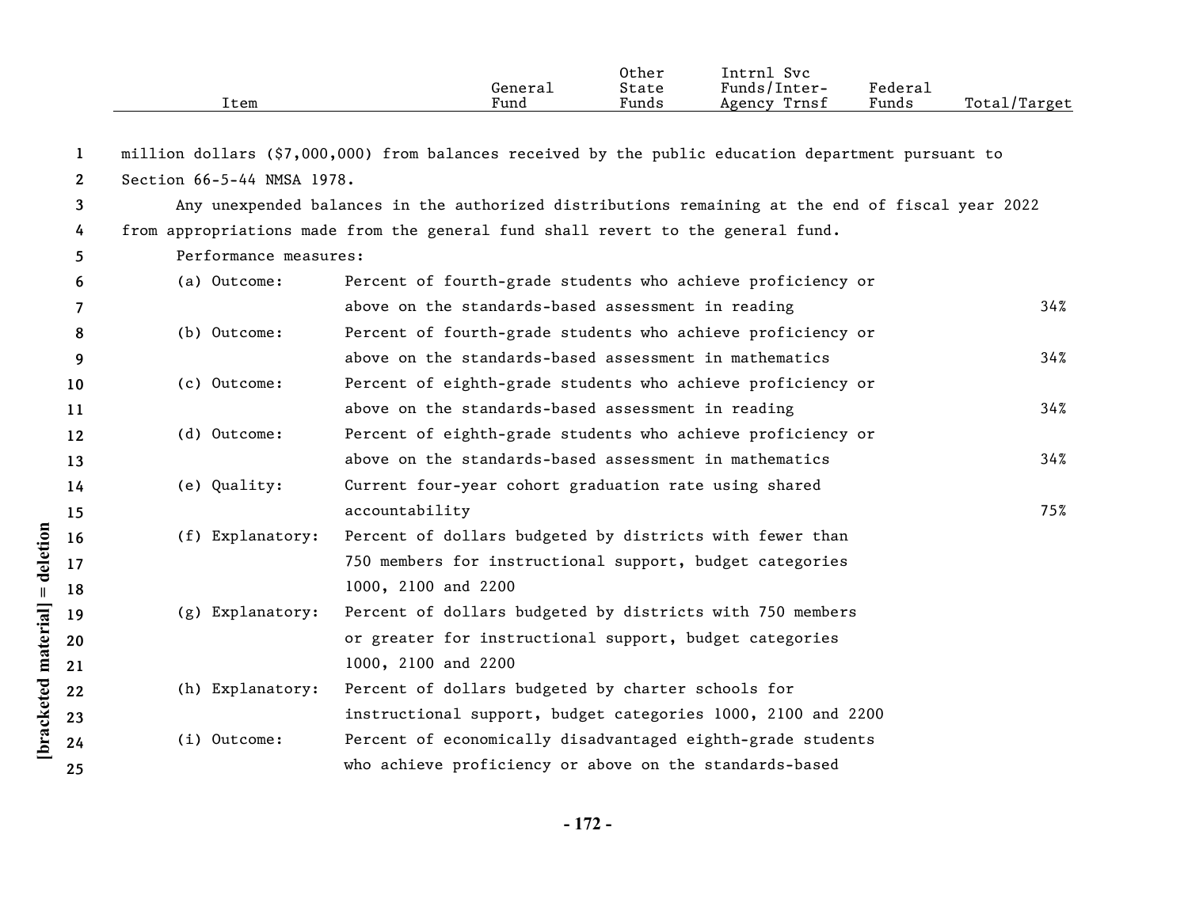| Item | General Fund | Other State Funds | Intrnl Svc Funds/Inter-Agency Trnsf | Federal Funds | Total/Target |
|---|---|---|---|---|---|

million dollars ($7,000,000) from balances received by the public education department pursuant to Section 66-5-44 NMSA 1978.

Any unexpended balances in the authorized distributions remaining at the end of fiscal year 2022 from appropriations made from the general fund shall revert to the general fund.

Performance measures:

| | | |
|---|---|---|
| (a) Outcome: | Percent of fourth-grade students who achieve proficiency or above on the standards-based assessment in reading | 34% |
| (b) Outcome: | Percent of fourth-grade students who achieve proficiency or above on the standards-based assessment in mathematics | 34% |
| (c) Outcome: | Percent of eighth-grade students who achieve proficiency or above on the standards-based assessment in reading | 34% |
| (d) Outcome: | Percent of eighth-grade students who achieve proficiency or above on the standards-based assessment in mathematics | 34% |
| (e) Quality: | Current four-year cohort graduation rate using shared accountability | 75% |
| (f) Explanatory: | Percent of dollars budgeted by districts with fewer than 750 members for instructional support, budget categories 1000, 2100 and 2200 | |
| (g) Explanatory: | Percent of dollars budgeted by districts with 750 members or greater for instructional support, budget categories 1000, 2100 and 2200 | |
| (h) Explanatory: | Percent of dollars budgeted by charter schools for instructional support, budget categories 1000, 2100 and 2200 | |
| (i) Outcome: | Percent of economically disadvantaged eighth-grade students who achieve proficiency or above on the standards-based | |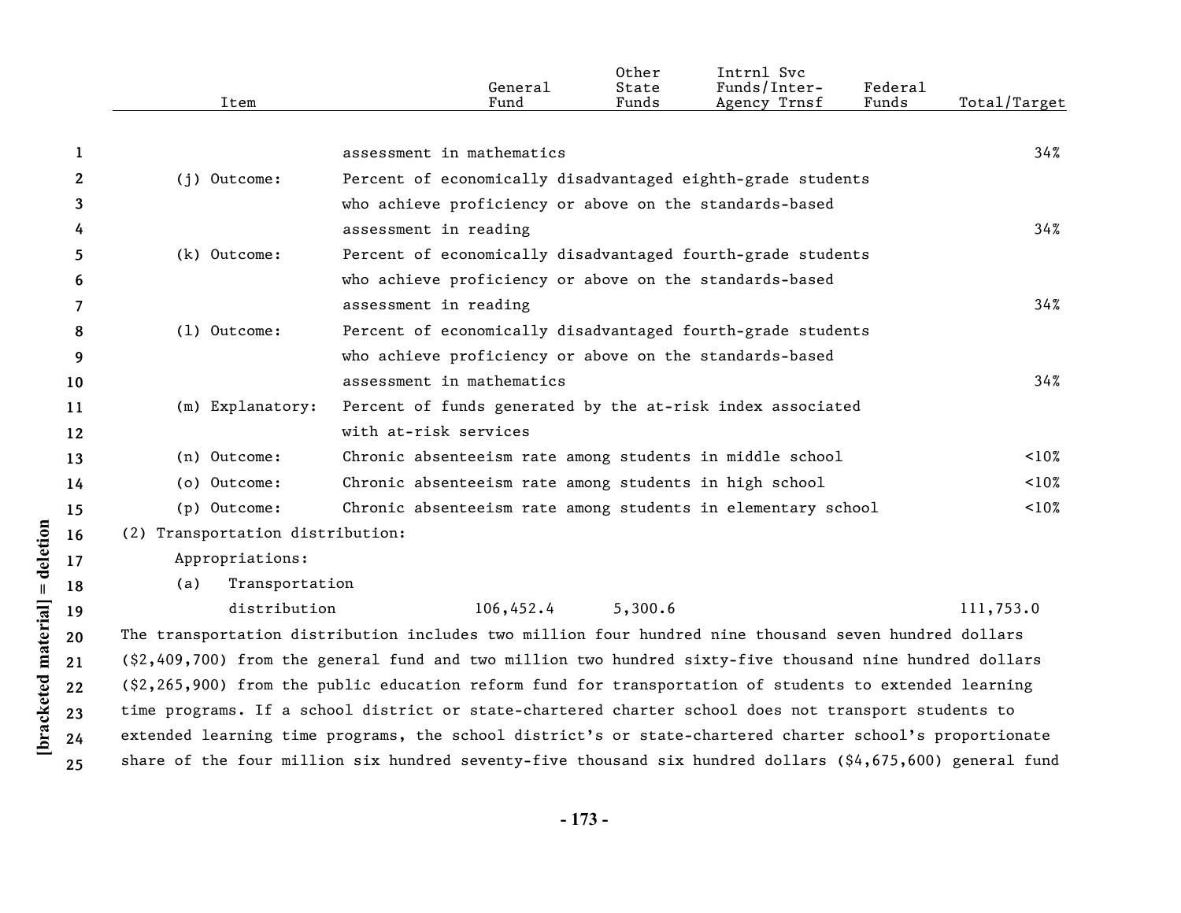| Item | | General Fund | Other State Funds | Intrnl Svc Funds/Inter-Agency Trnsf | Federal Funds | Total/Target |
|---|---|---|---|---|---|---|
| | assessment in mathematics | | | | | 34% |
| (j) Outcome: | Percent of economically disadvantaged eighth-grade students who achieve proficiency or above on the standards-based assessment in reading | | | | | 34% |
| (k) Outcome: | Percent of economically disadvantaged fourth-grade students who achieve proficiency or above on the standards-based assessment in reading | | | | | 34% |
| (l) Outcome: | Percent of economically disadvantaged fourth-grade students who achieve proficiency or above on the standards-based assessment in mathematics | | | | | 34% |
| (m) Explanatory: | Percent of funds generated by the at-risk index associated with at-risk services | | | | | |
| (n) Outcome: | Chronic absenteeism rate among students in middle school | | | | | <10% |
| (o) Outcome: | Chronic absenteeism rate among students in high school | | | | | <10% |
| (p) Outcome: | Chronic absenteeism rate among students in elementary school | | | | | <10% |

(2) Transportation distribution:

Appropriations:

| Item | General Fund | Other State Funds | Intrnl Svc Funds/Inter-Agency Trnsf | Federal Funds | Total/Target |
|---|---|---|---|---|---|
| (a) Transportation distribution | 106,452.4 | 5,300.6 | | | 111,753.0 |

The transportation distribution includes two million four hundred nine thousand seven hundred dollars ($2,409,700) from the general fund and two million two hundred sixty-five thousand nine hundred dollars ($2,265,900) from the public education reform fund for transportation of students to extended learning time programs. If a school district or state-chartered charter school does not transport students to extended learning time programs, the school district's or state-chartered charter school's proportionate share of the four million six hundred seventy-five thousand six hundred dollars ($4,675,600) general fund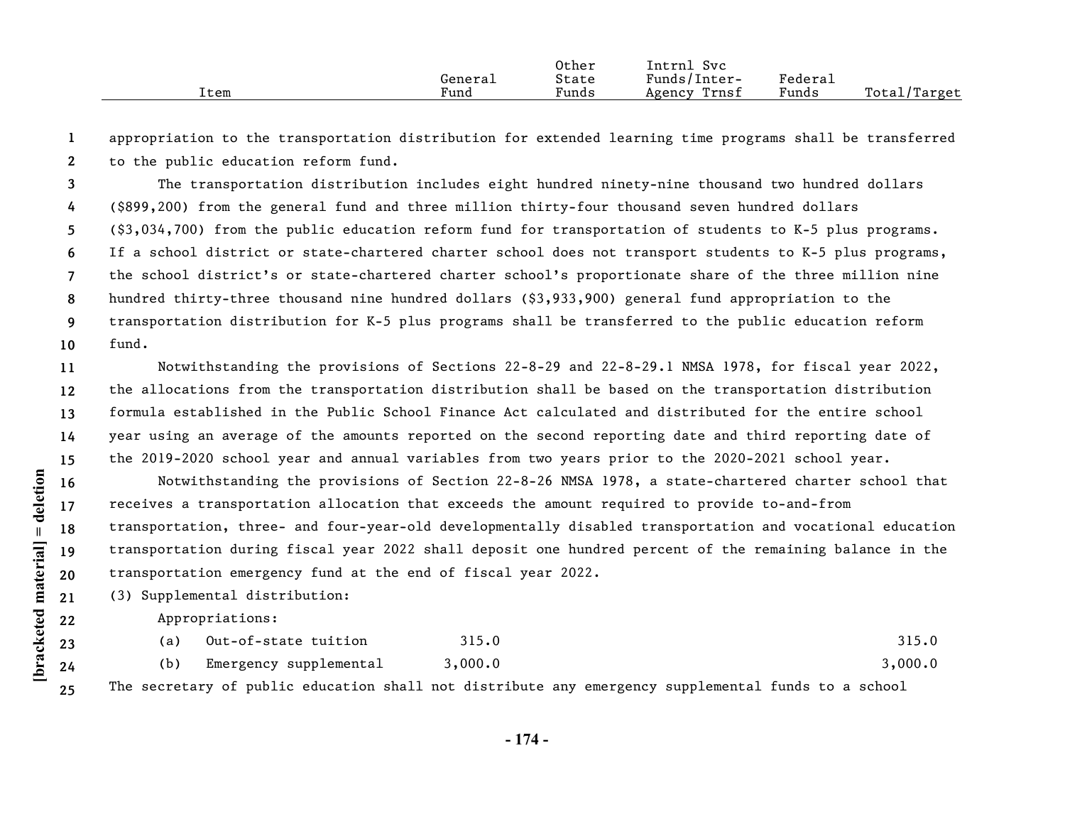| Item | General Fund | Other State Funds | Intrnl Svc Funds/Inter-Agency Trnsf | Federal Funds | Total/Target |
|---|---|---|---|---|---|

appropriation to the transportation distribution for extended learning time programs shall be transferred to the public education reform fund.

The transportation distribution includes eight hundred ninety-nine thousand two hundred dollars ($899,200) from the general fund and three million thirty-four thousand seven hundred dollars ($3,034,700) from the public education reform fund for transportation of students to K-5 plus programs. If a school district or state-chartered charter school does not transport students to K-5 plus programs, the school district's or state-chartered charter school's proportionate share of the three million nine hundred thirty-three thousand nine hundred dollars ($3,933,900) general fund appropriation to the transportation distribution for K-5 plus programs shall be transferred to the public education reform fund.

Notwithstanding the provisions of Sections 22-8-29 and 22-8-29.1 NMSA 1978, for fiscal year 2022, the allocations from the transportation distribution shall be based on the transportation distribution formula established in the Public School Finance Act calculated and distributed for the entire school year using an average of the amounts reported on the second reporting date and third reporting date of the 2019-2020 school year and annual variables from two years prior to the 2020-2021 school year.

Notwithstanding the provisions of Section 22-8-26 NMSA 1978, a state-chartered charter school that receives a transportation allocation that exceeds the amount required to provide to-and-from transportation, three- and four-year-old developmentally disabled transportation and vocational education transportation during fiscal year 2022 shall deposit one hundred percent of the remaining balance in the transportation emergency fund at the end of fiscal year 2022.

(3) Supplemental distribution:

Appropriations:

| Item | General Fund | Other State Funds | Intrnl Svc Funds/Inter-Agency Trnsf | Federal Funds | Total/Target |
|---|---|---|---|---|---|
| (a) Out-of-state tuition | 315.0 | | | | 315.0 |
| (b) Emergency supplemental | 3,000.0 | | | | 3,000.0 |

The secretary of public education shall not distribute any emergency supplemental funds to a school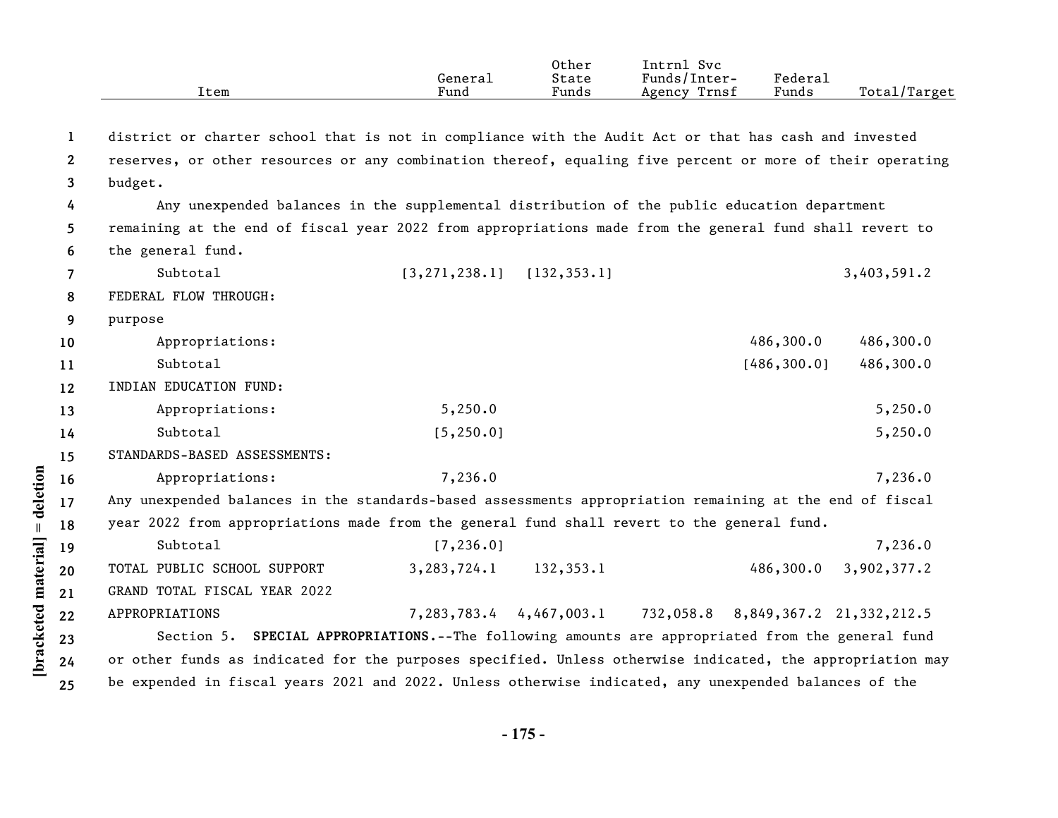| Item | General Fund | Other State Funds | Intrnl Svc Funds/Inter-Agency Trnsf | Federal Funds | Total/Target |
|---|---|---|---|---|---|

district or charter school that is not in compliance with the Audit Act or that has cash and invested reserves, or other resources or any combination thereof, equaling five percent or more of their operating budget.

Any unexpended balances in the supplemental distribution of the public education department remaining at the end of fiscal year 2022 from appropriations made from the general fund shall revert to the general fund.

| Item | General Fund | Other State Funds | Intrnl Svc Funds/Inter-Agency Trnsf | Federal Funds | Total/Target |
|---|---|---|---|---|---|
| Subtotal | [3,271,238.1] | [132,353.1] | | | 3,403,591.2 |
| FEDERAL FLOW THROUGH: | | | | | |
| purpose | | | | | |
| Appropriations: | | | | 486,300.0 | 486,300.0 |
| Subtotal | | | | [486,300.0] | 486,300.0 |
| INDIAN EDUCATION FUND: | | | | | |
| Appropriations: | 5,250.0 | | | | 5,250.0 |
| Subtotal | [5,250.0] | | | | 5,250.0 |
| STANDARDS-BASED ASSESSMENTS: | | | | | |
| Appropriations: | 7,236.0 | | | | 7,236.0 |

Any unexpended balances in the standards-based assessments appropriation remaining at the end of fiscal year 2022 from appropriations made from the general fund shall revert to the general fund.

| Item | General Fund | Other State Funds | Intrnl Svc Funds/Inter-Agency Trnsf | Federal Funds | Total/Target |
|---|---|---|---|---|---|
| Subtotal | [7,236.0] | | | | 7,236.0 |
| TOTAL PUBLIC SCHOOL SUPPORT | 3,283,724.1 | 132,353.1 | | 486,300.0 | 3,902,377.2 |
| GRAND TOTAL FISCAL YEAR 2022 APPROPRIATIONS | 7,283,783.4 | 4,467,003.1 | 732,058.8 | 8,849,367.2 | 21,332,212.5 |

Section 5. **SPECIAL APPROPRIATIONS.**--The following amounts are appropriated from the general fund or other funds as indicated for the purposes specified. Unless otherwise indicated, the appropriation may be expended in fiscal years 2021 and 2022. Unless otherwise indicated, any unexpended balances of the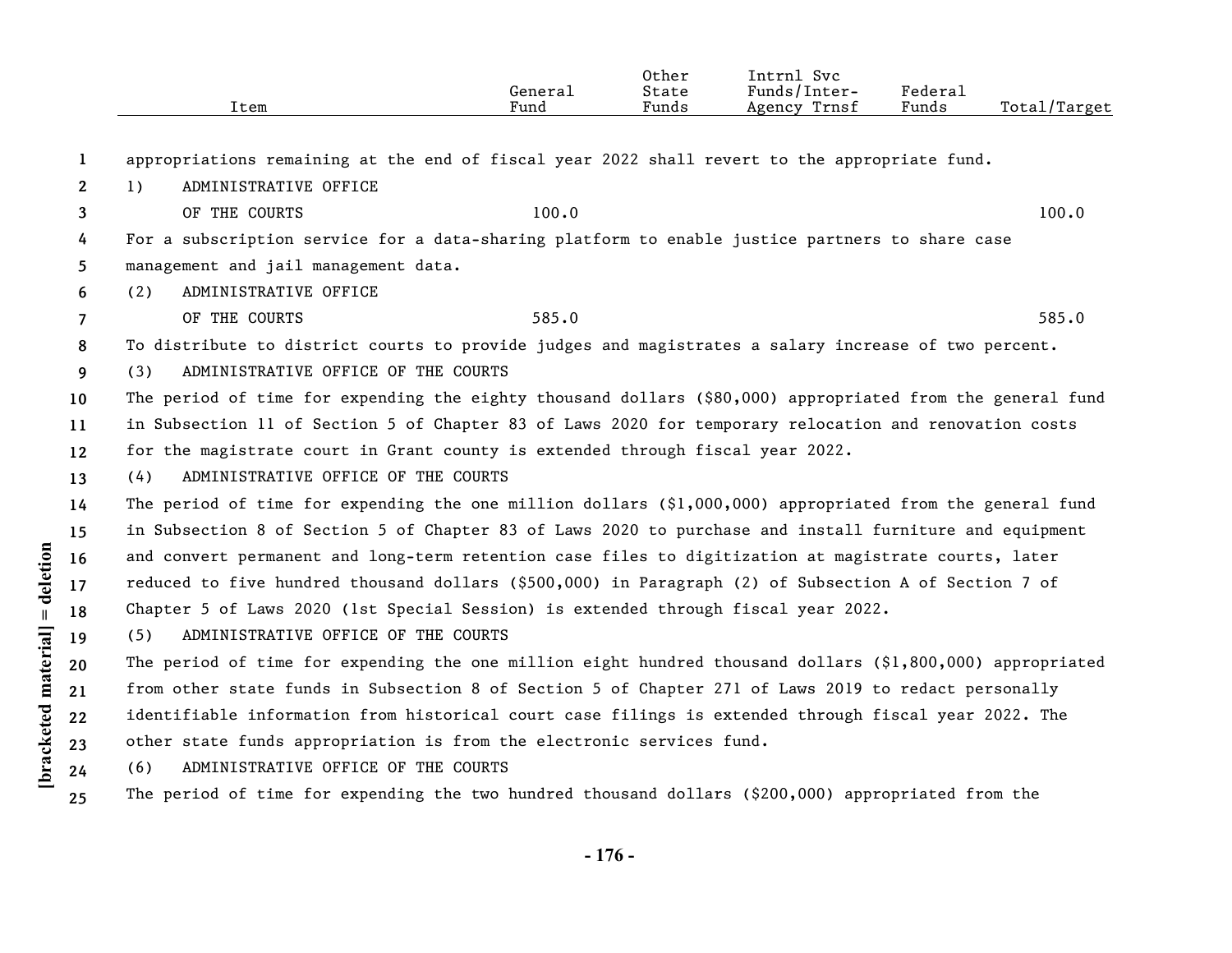| Item | General Fund | Other State Funds | Intrnl Svc Funds/Inter-Agency Trnsf | Federal Funds | Total/Target |
|---|---|---|---|---|---|

appropriations remaining at the end of fiscal year 2022 shall revert to the appropriate fund.

| Item | General Fund | Other State Funds | Intrnl Svc Funds/Inter-Agency Trnsf | Federal Funds | Total/Target |
|---|---|---|---|---|---|
| 1) ADMINISTRATIVE OFFICE OF THE COURTS | 100.0 | | | | 100.0 |

For a subscription service for a data-sharing platform to enable justice partners to share case management and jail management data.

| Item | General Fund | Other State Funds | Intrnl Svc Funds/Inter-Agency Trnsf | Federal Funds | Total/Target |
|---|---|---|---|---|---|
| (2) ADMINISTRATIVE OFFICE OF THE COURTS | 585.0 | | | | 585.0 |

To distribute to district courts to provide judges and magistrates a salary increase of two percent.

(3) ADMINISTRATIVE OFFICE OF THE COURTS

The period of time for expending the eighty thousand dollars ($80,000) appropriated from the general fund in Subsection 11 of Section 5 of Chapter 83 of Laws 2020 for temporary relocation and renovation costs for the magistrate court in Grant county is extended through fiscal year 2022.

(4) ADMINISTRATIVE OFFICE OF THE COURTS

The period of time for expending the one million dollars ($1,000,000) appropriated from the general fund in Subsection 8 of Section 5 of Chapter 83 of Laws 2020 to purchase and install furniture and equipment and convert permanent and long-term retention case files to digitization at magistrate courts, later reduced to five hundred thousand dollars ($500,000) in Paragraph (2) of Subsection A of Section 7 of Chapter 5 of Laws 2020 (1st Special Session) is extended through fiscal year 2022.

(5) ADMINISTRATIVE OFFICE OF THE COURTS

The period of time for expending the one million eight hundred thousand dollars ($1,800,000) appropriated from other state funds in Subsection 8 of Section 5 of Chapter 271 of Laws 2019 to redact personally identifiable information from historical court case filings is extended through fiscal year 2022. The other state funds appropriation is from the electronic services fund.

(6) ADMINISTRATIVE OFFICE OF THE COURTS

The period of time for expending the two hundred thousand dollars ($200,000) appropriated from the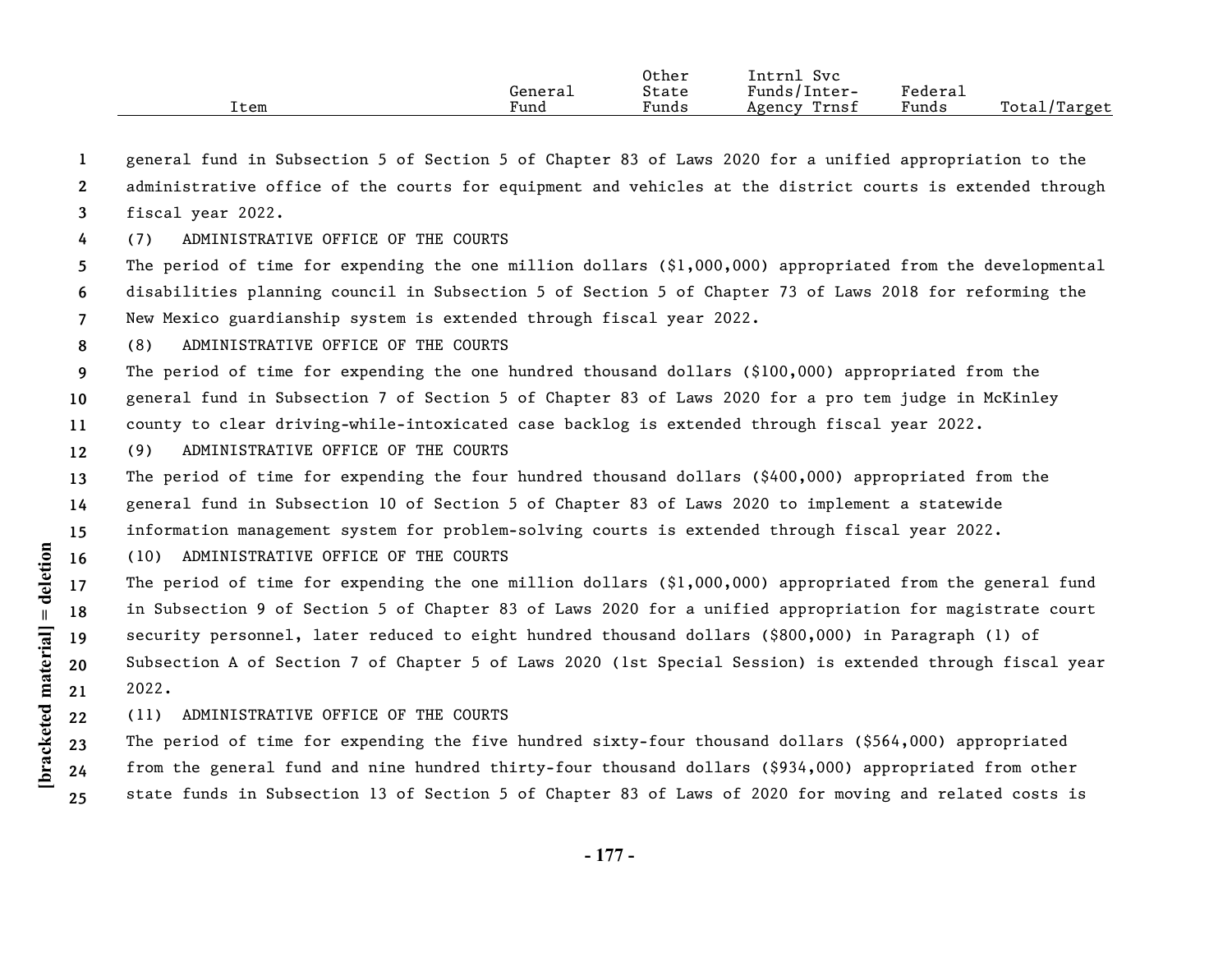| Item | General Fund | Other State Funds | Intrnl Svc Funds/Inter-Agency Trnsf | Federal Funds | Total/Target |
|---|---|---|---|---|---|

general fund in Subsection 5 of Section 5 of Chapter 83 of Laws 2020 for a unified appropriation to the administrative office of the courts for equipment and vehicles at the district courts is extended through fiscal year 2022.

(7) ADMINISTRATIVE OFFICE OF THE COURTS

The period of time for expending the one million dollars ($1,000,000) appropriated from the developmental disabilities planning council in Subsection 5 of Section 5 of Chapter 73 of Laws 2018 for reforming the New Mexico guardianship system is extended through fiscal year 2022.

(8) ADMINISTRATIVE OFFICE OF THE COURTS

The period of time for expending the one hundred thousand dollars ($100,000) appropriated from the general fund in Subsection 7 of Section 5 of Chapter 83 of Laws 2020 for a pro tem judge in McKinley county to clear driving-while-intoxicated case backlog is extended through fiscal year 2022.

(9) ADMINISTRATIVE OFFICE OF THE COURTS

The period of time for expending the four hundred thousand dollars ($400,000) appropriated from the general fund in Subsection 10 of Section 5 of Chapter 83 of Laws 2020 to implement a statewide information management system for problem-solving courts is extended through fiscal year 2022.

(10) ADMINISTRATIVE OFFICE OF THE COURTS

The period of time for expending the one million dollars ($1,000,000) appropriated from the general fund in Subsection 9 of Section 5 of Chapter 83 of Laws 2020 for a unified appropriation for magistrate court security personnel, later reduced to eight hundred thousand dollars ($800,000) in Paragraph (1) of Subsection A of Section 7 of Chapter 5 of Laws 2020 (1st Special Session) is extended through fiscal year 2022.

(11) ADMINISTRATIVE OFFICE OF THE COURTS

The period of time for expending the five hundred sixty-four thousand dollars ($564,000) appropriated from the general fund and nine hundred thirty-four thousand dollars ($934,000) appropriated from other state funds in Subsection 13 of Section 5 of Chapter 83 of Laws of 2020 for moving and related costs is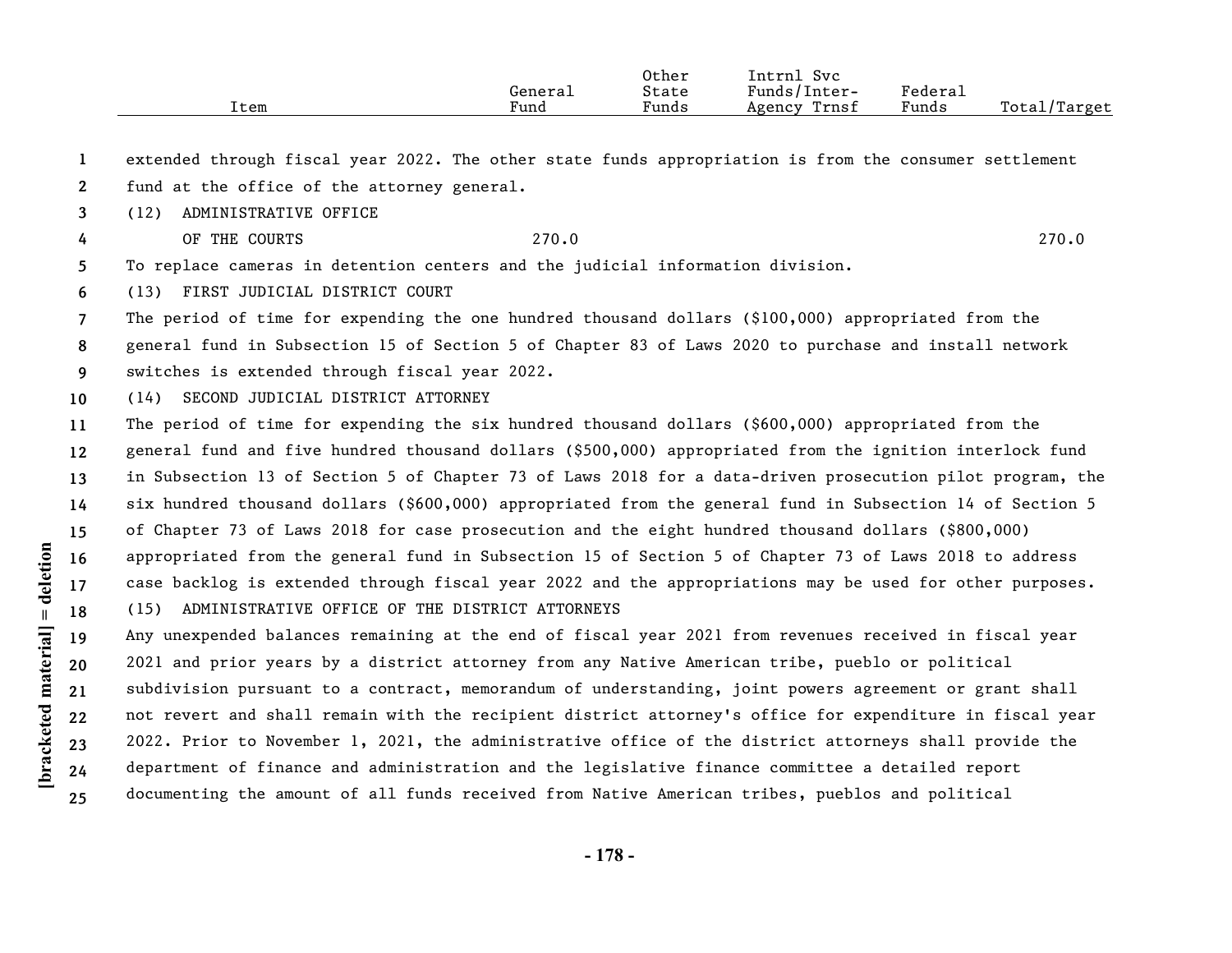| Item | General Fund | Other State Funds | Intrnl Svc Funds/Inter-Agency Trnsf | Federal Funds | Total/Target |
|---|---|---|---|---|---|

extended through fiscal year 2022. The other state funds appropriation is from the consumer settlement fund at the office of the attorney general.

(12) ADMINISTRATIVE OFFICE OF THE COURTS

| Item | General Fund | Other State Funds | Intrnl Svc Funds/Inter-Agency Trnsf | Federal Funds | Total/Target |
|---|---|---|---|---|---|
| (12) ADMINISTRATIVE OFFICE OF THE COURTS | 270.0 | | | | 270.0 |

To replace cameras in detention centers and the judicial information division.

(13) FIRST JUDICIAL DISTRICT COURT

The period of time for expending the one hundred thousand dollars ($100,000) appropriated from the general fund in Subsection 15 of Section 5 of Chapter 83 of Laws 2020 to purchase and install network switches is extended through fiscal year 2022.

(14) SECOND JUDICIAL DISTRICT ATTORNEY

The period of time for expending the six hundred thousand dollars ($600,000) appropriated from the general fund and five hundred thousand dollars ($500,000) appropriated from the ignition interlock fund in Subsection 13 of Section 5 of Chapter 73 of Laws 2018 for a data-driven prosecution pilot program, the six hundred thousand dollars ($600,000) appropriated from the general fund in Subsection 14 of Section 5 of Chapter 73 of Laws 2018 for case prosecution and the eight hundred thousand dollars ($800,000) appropriated from the general fund in Subsection 15 of Section 5 of Chapter 73 of Laws 2018 to address case backlog is extended through fiscal year 2022 and the appropriations may be used for other purposes.

(15) ADMINISTRATIVE OFFICE OF THE DISTRICT ATTORNEYS

Any unexpended balances remaining at the end of fiscal year 2021 from revenues received in fiscal year 2021 and prior years by a district attorney from any Native American tribe, pueblo or political subdivision pursuant to a contract, memorandum of understanding, joint powers agreement or grant shall not revert and shall remain with the recipient district attorney's office for expenditure in fiscal year 2022. Prior to November 1, 2021, the administrative office of the district attorneys shall provide the department of finance and administration and the legislative finance committee a detailed report documenting the amount of all funds received from Native American tribes, pueblos and political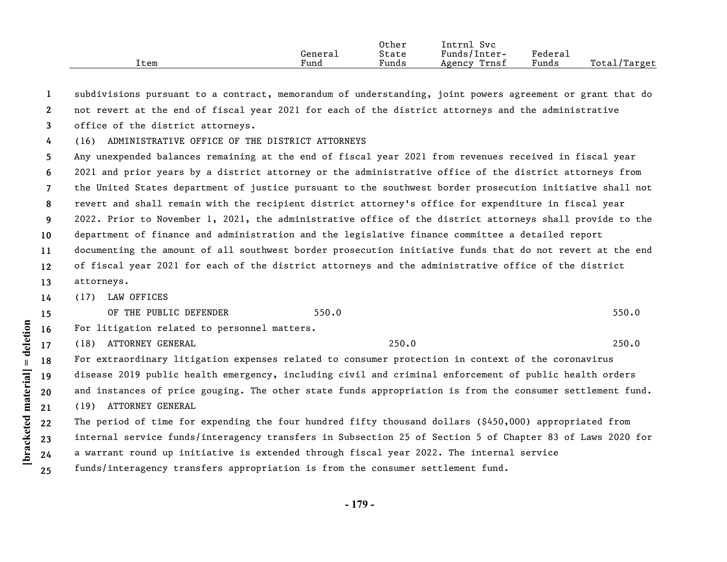| Item | General Fund | Other State Funds | Intrnl Svc Funds/Inter-Agency Trnsf | Federal Funds | Total/Target |
|---|---|---|---|---|---|

subdivisions pursuant to a contract, memorandum of understanding, joint powers agreement or grant that do not revert at the end of fiscal year 2021 for each of the district attorneys and the administrative office of the district attorneys.

(16) ADMINISTRATIVE OFFICE OF THE DISTRICT ATTORNEYS

Any unexpended balances remaining at the end of fiscal year 2021 from revenues received in fiscal year 2021 and prior years by a district attorney or the administrative office of the district attorneys from the United States department of justice pursuant to the southwest border prosecution initiative shall not revert and shall remain with the recipient district attorney's office for expenditure in fiscal year 2022. Prior to November 1, 2021, the administrative office of the district attorneys shall provide to the department of finance and administration and the legislative finance committee a detailed report documenting the amount of all southwest border prosecution initiative funds that do not revert at the end of fiscal year 2021 for each of the district attorneys and the administrative office of the district attorneys.

| Item | General Fund | Other State Funds | Intrnl Svc Funds/Inter-Agency Trnsf | Federal Funds | Total/Target |
|---|---|---|---|---|---|
| (17) LAW OFFICES OF THE PUBLIC DEFENDER | 550.0 | | | | 550.0 |

For litigation related to personnel matters.

| Item | General Fund | Other State Funds | Intrnl Svc Funds/Inter-Agency Trnsf | Federal Funds | Total/Target |
|---|---|---|---|---|---|
| (18) ATTORNEY GENERAL | | 250.0 | | | 250.0 |

For extraordinary litigation expenses related to consumer protection in context of the coronavirus disease 2019 public health emergency, including civil and criminal enforcement of public health orders and instances of price gouging. The other state funds appropriation is from the consumer settlement fund.

(19) ATTORNEY GENERAL

The period of time for expending the four hundred fifty thousand dollars ($450,000) appropriated from internal service funds/interagency transfers in Subsection 25 of Section 5 of Chapter 83 of Laws 2020 for a warrant round up initiative is extended through fiscal year 2022. The internal service funds/interagency transfers appropriation is from the consumer settlement fund.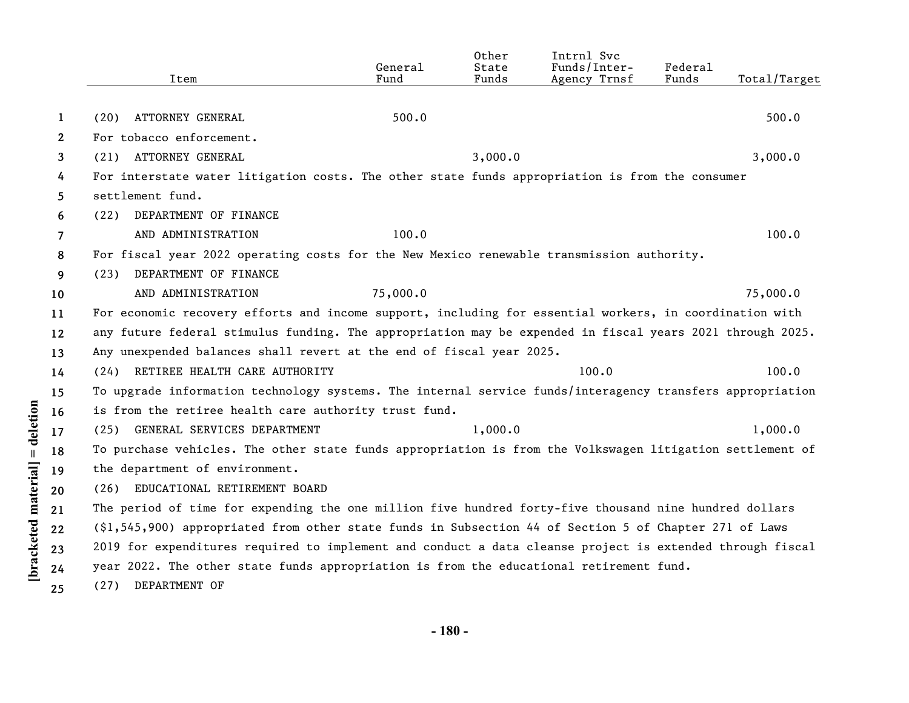| Item | General Fund | Other State Funds | Intrnl Svc Funds/Inter-Agency Trnsf | Federal Funds | Total/Target |
|---|---|---|---|---|---|
| (20) ATTORNEY GENERAL | 500.0 | | | | 500.0 |
| For tobacco enforcement. | | | | | |
| (21) ATTORNEY GENERAL | | 3,000.0 | | | 3,000.0 |
| For interstate water litigation costs. The other state funds appropriation is from the consumer settlement fund. | | | | | |
| (22) DEPARTMENT OF FINANCE AND ADMINISTRATION | 100.0 | | | | 100.0 |
| For fiscal year 2022 operating costs for the New Mexico renewable transmission authority. | | | | | |
| (23) DEPARTMENT OF FINANCE AND ADMINISTRATION | 75,000.0 | | | | 75,000.0 |
| For economic recovery efforts and income support, including for essential workers, in coordination with any future federal stimulus funding. The appropriation may be expended in fiscal years 2021 through 2025. Any unexpended balances shall revert at the end of fiscal year 2025. | | | | | |
| (24) RETIREE HEALTH CARE AUTHORITY | | | 100.0 | | 100.0 |
| To upgrade information technology systems. The internal service funds/interagency transfers appropriation is from the retiree health care authority trust fund. | | | | | |
| (25) GENERAL SERVICES DEPARTMENT | | 1,000.0 | | | 1,000.0 |
| To purchase vehicles. The other state funds appropriation is from the Volkswagen litigation settlement of the department of environment. | | | | | |
| (26) EDUCATIONAL RETIREMENT BOARD | | | | | |
| The period of time for expending the one million five hundred forty-five thousand nine hundred dollars ($1,545,900) appropriated from other state funds in Subsection 44 of Section 5 of Chapter 271 of Laws 2019 for expenditures required to implement and conduct a data cleanse project is extended through fiscal year 2022. The other state funds appropriation is from the educational retirement fund. | | | | | |
| (27) DEPARTMENT OF | | | | | |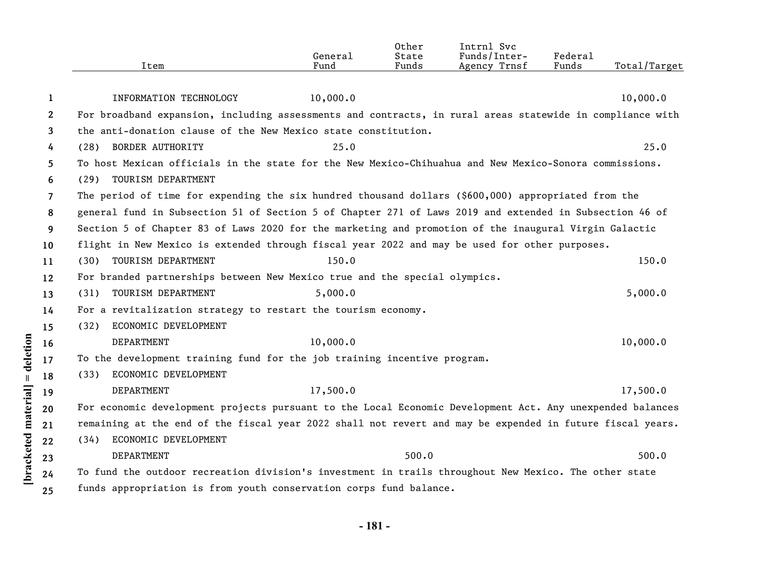| Item | General Fund | Other State Funds | Intrnl Svc Funds/Inter-Agency Trnsf | Federal Funds | Total/Target |
|---|---|---|---|---|---|
| INFORMATION TECHNOLOGY | 10,000.0 | | | | 10,000.0 |

For broadband expansion, including assessments and contracts, in rural areas statewide in compliance with the anti-donation clause of the New Mexico state constitution.

| Item | General Fund | Other State Funds | Intrnl Svc Funds/Inter-Agency Trnsf | Federal Funds | Total/Target |
|---|---|---|---|---|---|
| (28) BORDER AUTHORITY | 25.0 | | | | 25.0 |

To host Mexican officials in the state for the New Mexico-Chihuahua and New Mexico-Sonora commissions.

(29) TOURISM DEPARTMENT

The period of time for expending the six hundred thousand dollars ($600,000) appropriated from the general fund in Subsection 51 of Section 5 of Chapter 271 of Laws 2019 and extended in Subsection 46 of Section 5 of Chapter 83 of Laws 2020 for the marketing and promotion of the inaugural Virgin Galactic flight in New Mexico is extended through fiscal year 2022 and may be used for other purposes.

| Item | General Fund | Other State Funds | Intrnl Svc Funds/Inter-Agency Trnsf | Federal Funds | Total/Target |
|---|---|---|---|---|---|
| (30) TOURISM DEPARTMENT | 150.0 | | | | 150.0 |

For branded partnerships between New Mexico true and the special olympics.

| Item | General Fund | Other State Funds | Intrnl Svc Funds/Inter-Agency Trnsf | Federal Funds | Total/Target |
|---|---|---|---|---|---|
| (31) TOURISM DEPARTMENT | 5,000.0 | | | | 5,000.0 |

For a revitalization strategy to restart the tourism economy.

| Item | General Fund | Other State Funds | Intrnl Svc Funds/Inter-Agency Trnsf | Federal Funds | Total/Target |
|---|---|---|---|---|---|
| (32) ECONOMIC DEVELOPMENT DEPARTMENT | 10,000.0 | | | | 10,000.0 |

To the development training fund for the job training incentive program.

| Item | General Fund | Other State Funds | Intrnl Svc Funds/Inter-Agency Trnsf | Federal Funds | Total/Target |
|---|---|---|---|---|---|
| (33) ECONOMIC DEVELOPMENT DEPARTMENT | 17,500.0 | | | | 17,500.0 |

For economic development projects pursuant to the Local Economic Development Act. Any unexpended balances remaining at the end of the fiscal year 2022 shall not revert and may be expended in future fiscal years.

| Item | General Fund | Other State Funds | Intrnl Svc Funds/Inter-Agency Trnsf | Federal Funds | Total/Target |
|---|---|---|---|---|---|
| (34) ECONOMIC DEVELOPMENT DEPARTMENT | | 500.0 | | | 500.0 |

To fund the outdoor recreation division's investment in trails throughout New Mexico. The other state funds appropriation is from youth conservation corps fund balance.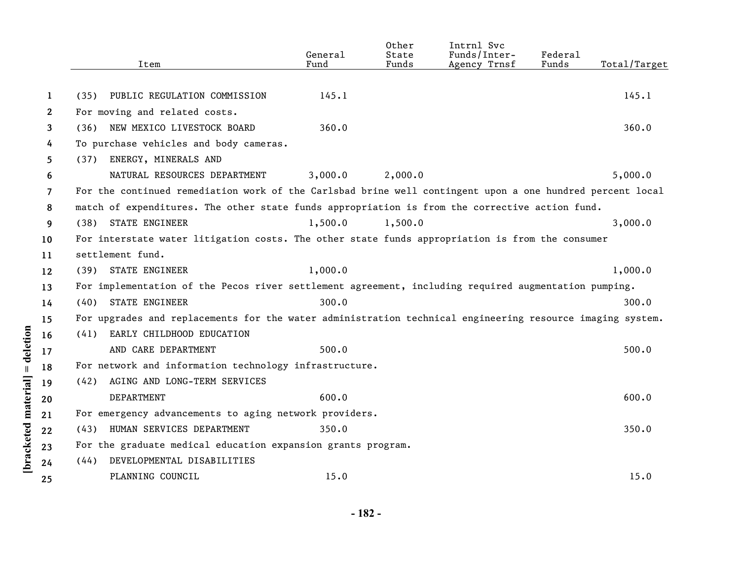| Item | General Fund | Other State Funds | Intrnl Svc Funds/Inter-Agency Trnsf | Federal Funds | Total/Target |
|---|---|---|---|---|---|
| (35) PUBLIC REGULATION COMMISSION | 145.1 | | | | 145.1 |
| For moving and related costs. | | | | | |
| (36) NEW MEXICO LIVESTOCK BOARD | 360.0 | | | | 360.0 |
| To purchase vehicles and body cameras. | | | | | |
| (37) ENERGY, MINERALS AND NATURAL RESOURCES DEPARTMENT | 3,000.0 | 2,000.0 | | | 5,000.0 |
| For the continued remediation work of the Carlsbad brine well contingent upon a one hundred percent local match of expenditures. The other state funds appropriation is from the corrective action fund. | | | | | |
| (38) STATE ENGINEER | 1,500.0 | 1,500.0 | | | 3,000.0 |
| For interstate water litigation costs. The other state funds appropriation is from the consumer settlement fund. | | | | | |
| (39) STATE ENGINEER | 1,000.0 | | | | 1,000.0 |
| For implementation of the Pecos river settlement agreement, including required augmentation pumping. | | | | | |
| (40) STATE ENGINEER | 300.0 | | | | 300.0 |
| For upgrades and replacements for the water administration technical engineering resource imaging system. | | | | | |
| (41) EARLY CHILDHOOD EDUCATION AND CARE DEPARTMENT | 500.0 | | | | 500.0 |
| For network and information technology infrastructure. | | | | | |
| (42) AGING AND LONG-TERM SERVICES DEPARTMENT | 600.0 | | | | 600.0 |
| For emergency advancements to aging network providers. | | | | | |
| (43) HUMAN SERVICES DEPARTMENT | 350.0 | | | | 350.0 |
| For the graduate medical education expansion grants program. | | | | | |
| (44) DEVELOPMENTAL DISABILITIES PLANNING COUNCIL | 15.0 | | | | 15.0 |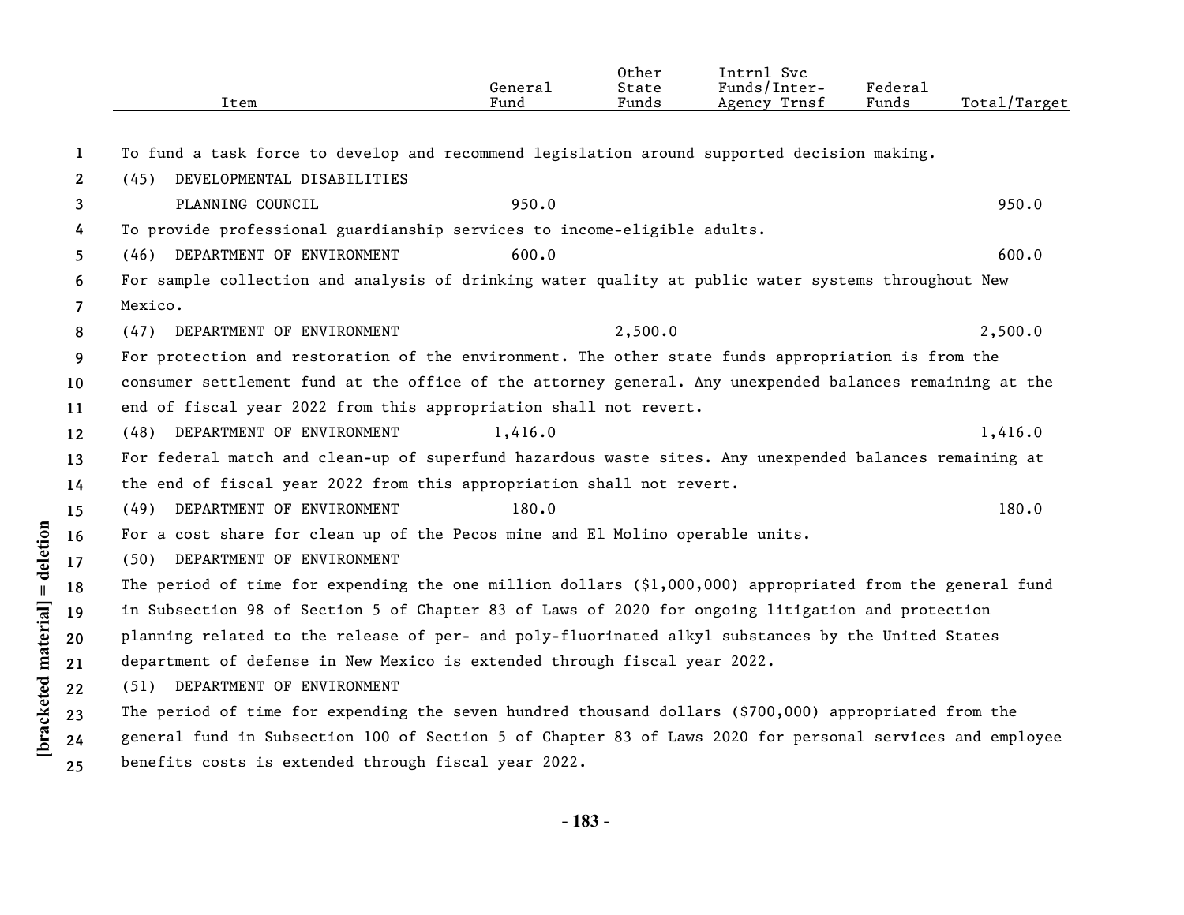| Item | General Fund | Other State Funds | Intrnl Svc Funds/Inter-Agency Trnsf | Federal Funds | Total/Target |
|---|---|---|---|---|---|

To fund a task force to develop and recommend legislation around supported decision making.

| Item | General Fund | Other State Funds | Intrnl Svc Funds/Inter-Agency Trnsf | Federal Funds | Total/Target |
|---|---|---|---|---|---|
| (45) DEVELOPMENTAL DISABILITIES PLANNING COUNCIL | 950.0 | | | | 950.0 |

To provide professional guardianship services to income-eligible adults.

| Item | General Fund | Other State Funds | Intrnl Svc Funds/Inter-Agency Trnsf | Federal Funds | Total/Target |
|---|---|---|---|---|---|
| (46) DEPARTMENT OF ENVIRONMENT | 600.0 | | | | 600.0 |

For sample collection and analysis of drinking water quality at public water systems throughout New Mexico.

| Item | General Fund | Other State Funds | Intrnl Svc Funds/Inter-Agency Trnsf | Federal Funds | Total/Target |
|---|---|---|---|---|---|
| (47) DEPARTMENT OF ENVIRONMENT | | 2,500.0 | | | 2,500.0 |

For protection and restoration of the environment. The other state funds appropriation is from the consumer settlement fund at the office of the attorney general. Any unexpended balances remaining at the end of fiscal year 2022 from this appropriation shall not revert.

| Item | General Fund | Other State Funds | Intrnl Svc Funds/Inter-Agency Trnsf | Federal Funds | Total/Target |
|---|---|---|---|---|---|
| (48) DEPARTMENT OF ENVIRONMENT | 1,416.0 | | | | 1,416.0 |

For federal match and clean-up of superfund hazardous waste sites. Any unexpended balances remaining at the end of fiscal year 2022 from this appropriation shall not revert.

| Item | General Fund | Other State Funds | Intrnl Svc Funds/Inter-Agency Trnsf | Federal Funds | Total/Target |
|---|---|---|---|---|---|
| (49) DEPARTMENT OF ENVIRONMENT | 180.0 | | | | 180.0 |

For a cost share for clean up of the Pecos mine and El Molino operable units.

(50) DEPARTMENT OF ENVIRONMENT

The period of time for expending the one million dollars ($1,000,000) appropriated from the general fund in Subsection 98 of Section 5 of Chapter 83 of Laws of 2020 for ongoing litigation and protection planning related to the release of per- and poly-fluorinated alkyl substances by the United States department of defense in New Mexico is extended through fiscal year 2022.

(51) DEPARTMENT OF ENVIRONMENT

The period of time for expending the seven hundred thousand dollars ($700,000) appropriated from the general fund in Subsection 100 of Section 5 of Chapter 83 of Laws 2020 for personal services and employee benefits costs is extended through fiscal year 2022.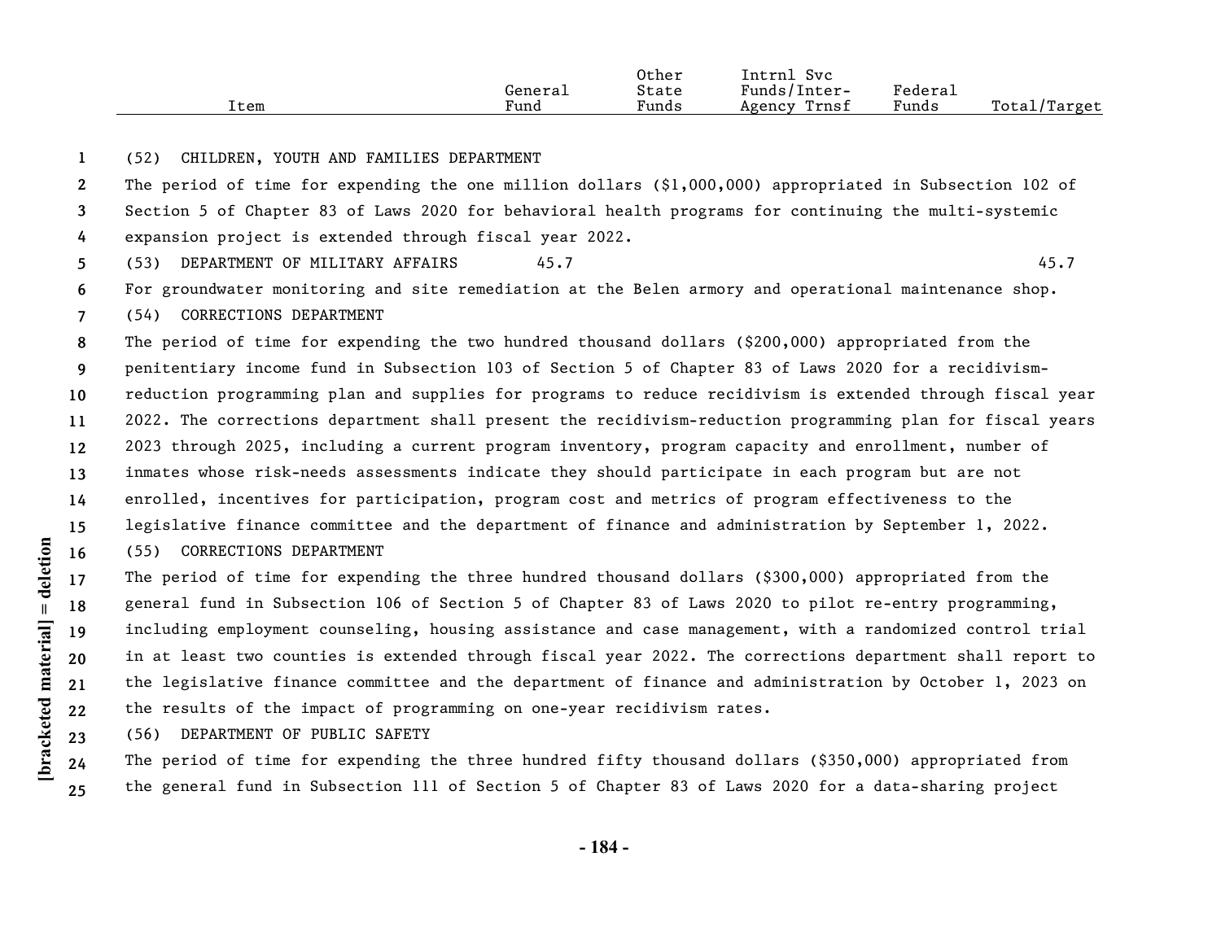| Item | General Fund | Other State Funds | Intrnl Svc Funds/Inter-Agency Trnsf | Federal Funds | Total/Target |
|---|---|---|---|---|---|

(52) CHILDREN, YOUTH AND FAMILIES DEPARTMENT

The period of time for expending the one million dollars ($1,000,000) appropriated in Subsection 102 of Section 5 of Chapter 83 of Laws 2020 for behavioral health programs for continuing the multi-systemic expansion project is extended through fiscal year 2022.

| Item | General Fund | Other State Funds | Intrnl Svc Funds/Inter-Agency Trnsf | Federal Funds | Total/Target |
|---|---|---|---|---|---|
| (53) DEPARTMENT OF MILITARY AFFAIRS | 45.7 | | | | 45.7 |

For groundwater monitoring and site remediation at the Belen armory and operational maintenance shop.

(54) CORRECTIONS DEPARTMENT

The period of time for expending the two hundred thousand dollars ($200,000) appropriated from the penitentiary income fund in Subsection 103 of Section 5 of Chapter 83 of Laws 2020 for a recidivism-reduction programming plan and supplies for programs to reduce recidivism is extended through fiscal year 2022. The corrections department shall present the recidivism-reduction programming plan for fiscal years 2023 through 2025, including a current program inventory, program capacity and enrollment, number of inmates whose risk-needs assessments indicate they should participate in each program but are not enrolled, incentives for participation, program cost and metrics of program effectiveness to the legislative finance committee and the department of finance and administration by September 1, 2022.

(55) CORRECTIONS DEPARTMENT

The period of time for expending the three hundred thousand dollars ($300,000) appropriated from the general fund in Subsection 106 of Section 5 of Chapter 83 of Laws 2020 to pilot re-entry programming, including employment counseling, housing assistance and case management, with a randomized control trial in at least two counties is extended through fiscal year 2022. The corrections department shall report to the legislative finance committee and the department of finance and administration by October 1, 2023 on the results of the impact of programming on one-year recidivism rates.

(56) DEPARTMENT OF PUBLIC SAFETY

The period of time for expending the three hundred fifty thousand dollars ($350,000) appropriated from the general fund in Subsection 111 of Section 5 of Chapter 83 of Laws 2020 for a data-sharing project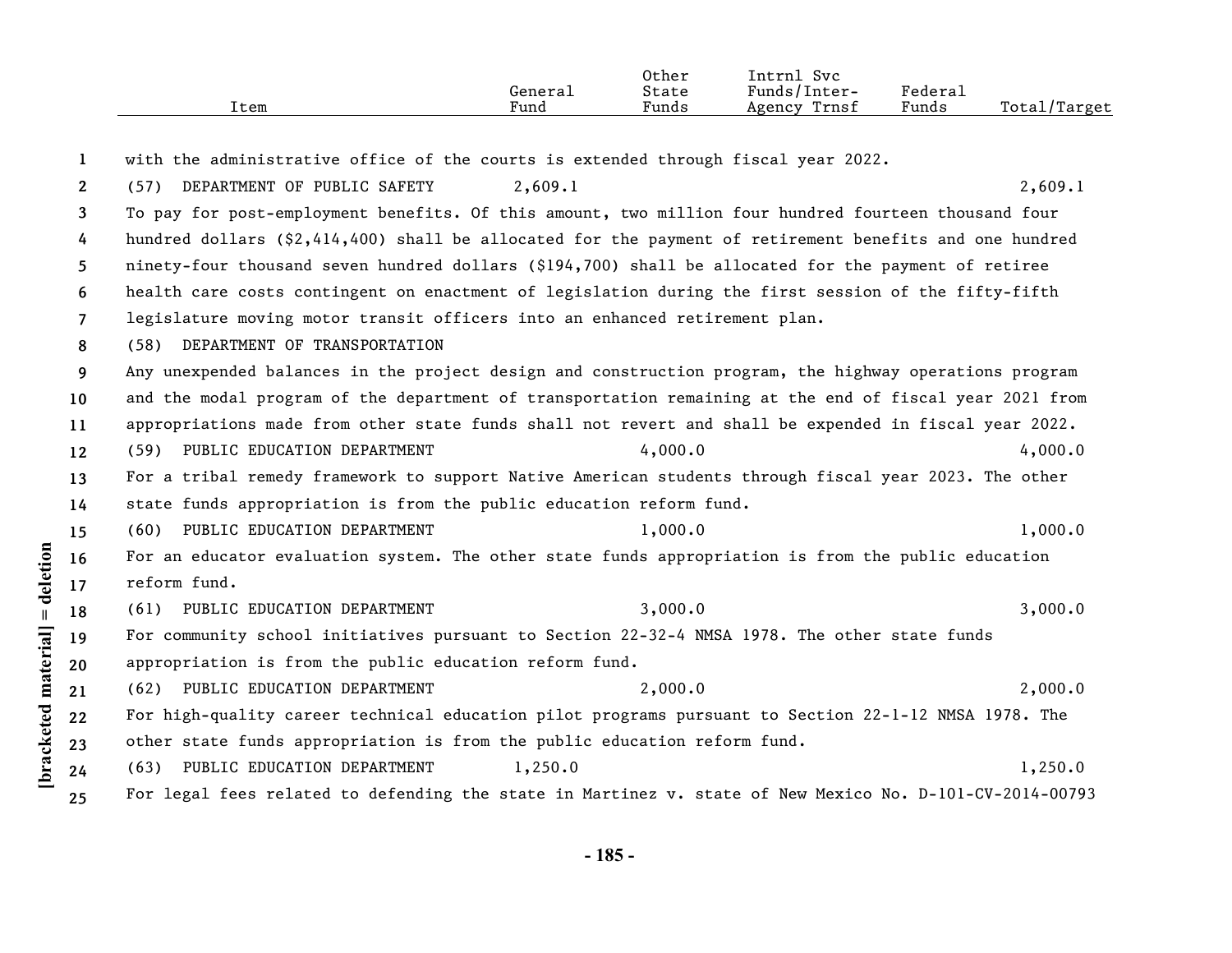| Item | General Fund | Other State Funds | Intrnl Svc Funds/Inter-Agency Trnsf | Federal Funds | Total/Target |
|---|---|---|---|---|---|
| with the administrative office of the courts is extended through fiscal year 2022. | | | | | |
| (57) DEPARTMENT OF PUBLIC SAFETY | 2,609.1 | | | | 2,609.1 |
| To pay for post-employment benefits. Of this amount, two million four hundred fourteen thousand four hundred dollars ($2,414,400) shall be allocated for the payment of retirement benefits and one hundred ninety-four thousand seven hundred dollars ($194,700) shall be allocated for the payment of retiree health care costs contingent on enactment of legislation during the first session of the fifty-fifth legislature moving motor transit officers into an enhanced retirement plan. | | | | | |
| (58) DEPARTMENT OF TRANSPORTATION | | | | | |
| Any unexpended balances in the project design and construction program, the highway operations program and the modal program of the department of transportation remaining at the end of fiscal year 2021 from appropriations made from other state funds shall not revert and shall be expended in fiscal year 2022. | | | | | |
| (59) PUBLIC EDUCATION DEPARTMENT | | 4,000.0 | | | 4,000.0 |
| For a tribal remedy framework to support Native American students through fiscal year 2023. The other state funds appropriation is from the public education reform fund. | | | | | |
| (60) PUBLIC EDUCATION DEPARTMENT | | 1,000.0 | | | 1,000.0 |
| For an educator evaluation system. The other state funds appropriation is from the public education reform fund. | | | | | |
| (61) PUBLIC EDUCATION DEPARTMENT | | 3,000.0 | | | 3,000.0 |
| For community school initiatives pursuant to Section 22-32-4 NMSA 1978. The other state funds appropriation is from the public education reform fund. | | | | | |
| (62) PUBLIC EDUCATION DEPARTMENT | | 2,000.0 | | | 2,000.0 |
| For high-quality career technical education pilot programs pursuant to Section 22-1-12 NMSA 1978. The other state funds appropriation is from the public education reform fund. | | | | | |
| (63) PUBLIC EDUCATION DEPARTMENT | 1,250.0 | | | | 1,250.0 |
| For legal fees related to defending the state in Martinez v. state of New Mexico No. D-101-CV-2014-00793 | | | | | |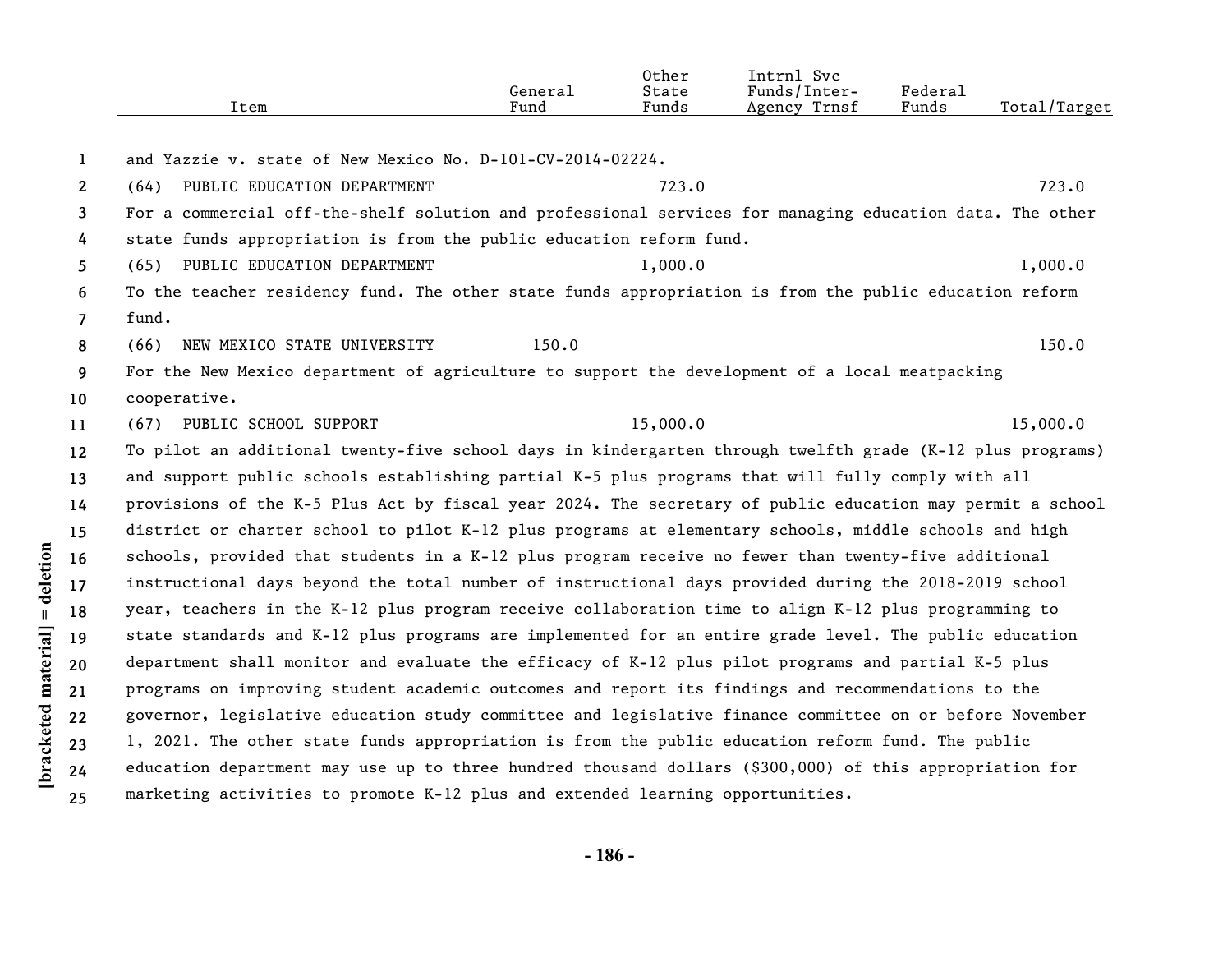| Item | General Fund | Other State Funds | Intrnl Svc Funds/Inter-Agency Trnsf | Federal Funds | Total/Target |
|---|---|---|---|---|---|

and Yazzie v. state of New Mexico No. D-101-CV-2014-02224.

| Item | General Fund | Other State Funds | Intrnl Svc Funds/Inter-Agency Trnsf | Federal Funds | Total/Target |
|---|---|---|---|---|---|
| (64) PUBLIC EDUCATION DEPARTMENT | | 723.0 | | | 723.0 |

For a commercial off-the-shelf solution and professional services for managing education data. The other state funds appropriation is from the public education reform fund.

| Item | General Fund | Other State Funds | Intrnl Svc Funds/Inter-Agency Trnsf | Federal Funds | Total/Target |
|---|---|---|---|---|---|
| (65) PUBLIC EDUCATION DEPARTMENT | | 1,000.0 | | | 1,000.0 |

To the teacher residency fund. The other state funds appropriation is from the public education reform fund.

| Item | General Fund | Other State Funds | Intrnl Svc Funds/Inter-Agency Trnsf | Federal Funds | Total/Target |
|---|---|---|---|---|---|
| (66) NEW MEXICO STATE UNIVERSITY | 150.0 | | | | 150.0 |

For the New Mexico department of agriculture to support the development of a local meatpacking cooperative.

| Item | General Fund | Other State Funds | Intrnl Svc Funds/Inter-Agency Trnsf | Federal Funds | Total/Target |
|---|---|---|---|---|---|
| (67) PUBLIC SCHOOL SUPPORT | | 15,000.0 | | | 15,000.0 |

To pilot an additional twenty-five school days in kindergarten through twelfth grade (K-12 plus programs) and support public schools establishing partial K-5 plus programs that will fully comply with all provisions of the K-5 Plus Act by fiscal year 2024. The secretary of public education may permit a school district or charter school to pilot K-12 plus programs at elementary schools, middle schools and high schools, provided that students in a K-12 plus program receive no fewer than twenty-five additional instructional days beyond the total number of instructional days provided during the 2018-2019 school year, teachers in the K-12 plus program receive collaboration time to align K-12 plus programming to state standards and K-12 plus programs are implemented for an entire grade level. The public education department shall monitor and evaluate the efficacy of K-12 plus pilot programs and partial K-5 plus programs on improving student academic outcomes and report its findings and recommendations to the governor, legislative education study committee and legislative finance committee on or before November 1, 2021. The other state funds appropriation is from the public education reform fund. The public education department may use up to three hundred thousand dollars ($300,000) of this appropriation for marketing activities to promote K-12 plus and extended learning opportunities.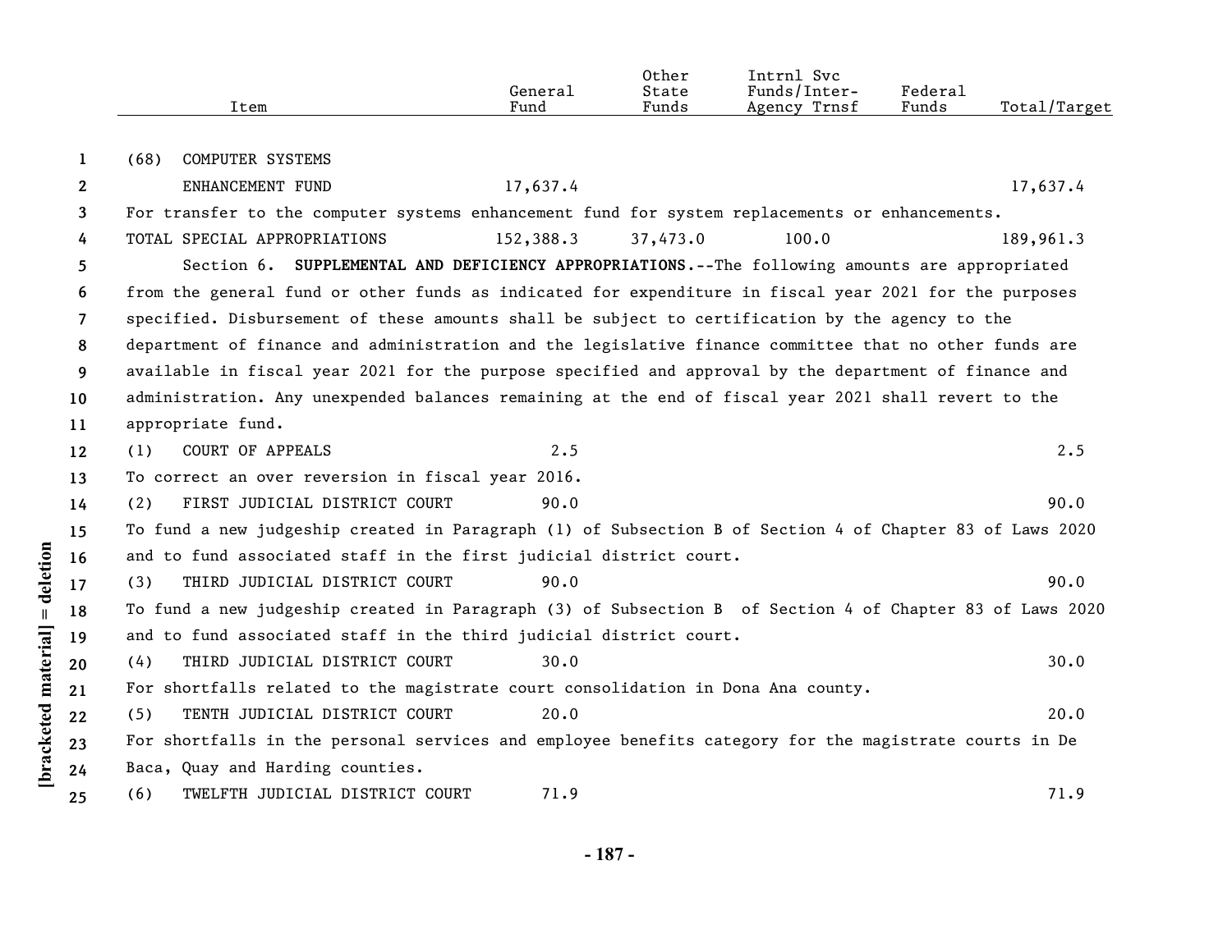| Item | General Fund | Other State Funds | Intrnl Svc Funds/Inter-Agency Trnsf | Federal Funds | Total/Target |
|---|---|---|---|---|---|
| (68) COMPUTER SYSTEMS ENHANCEMENT FUND | 17,637.4 | | | | 17,637.4 |

For transfer to the computer systems enhancement fund for system replacements or enhancements.

| Item | General Fund | Other State Funds | Intrnl Svc Funds/Inter-Agency Trnsf | Federal Funds | Total/Target |
|---|---|---|---|---|---|
| TOTAL SPECIAL APPROPRIATIONS | 152,388.3 | 37,473.0 | 100.0 | | 189,961.3 |

Section 6. **SUPPLEMENTAL AND DEFICIENCY APPROPRIATIONS.**--The following amounts are appropriated from the general fund or other funds as indicated for expenditure in fiscal year 2021 for the purposes specified. Disbursement of these amounts shall be subject to certification by the agency to the department of finance and administration and the legislative finance committee that no other funds are available in fiscal year 2021 for the purpose specified and approval by the department of finance and administration. Any unexpended balances remaining at the end of fiscal year 2021 shall revert to the appropriate fund.

| Item | General Fund | Other State Funds | Intrnl Svc Funds/Inter-Agency Trnsf | Federal Funds | Total/Target |
|---|---|---|---|---|---|
| (1) COURT OF APPEALS | 2.5 | | | | 2.5 |

To correct an over reversion in fiscal year 2016.

| Item | General Fund | Other State Funds | Intrnl Svc Funds/Inter-Agency Trnsf | Federal Funds | Total/Target |
|---|---|---|---|---|---|
| (2) FIRST JUDICIAL DISTRICT COURT | 90.0 | | | | 90.0 |

To fund a new judgeship created in Paragraph (1) of Subsection B of Section 4 of Chapter 83 of Laws 2020 and to fund associated staff in the first judicial district court.

| Item | General Fund | Other State Funds | Intrnl Svc Funds/Inter-Agency Trnsf | Federal Funds | Total/Target |
|---|---|---|---|---|---|
| (3) THIRD JUDICIAL DISTRICT COURT | 90.0 | | | | 90.0 |

To fund a new judgeship created in Paragraph (3) of Subsection B of Section 4 of Chapter 83 of Laws 2020 and to fund associated staff in the third judicial district court.

| Item | General Fund | Other State Funds | Intrnl Svc Funds/Inter-Agency Trnsf | Federal Funds | Total/Target |
|---|---|---|---|---|---|
| (4) THIRD JUDICIAL DISTRICT COURT | 30.0 | | | | 30.0 |

For shortfalls related to the magistrate court consolidation in Dona Ana county.

| Item | General Fund | Other State Funds | Intrnl Svc Funds/Inter-Agency Trnsf | Federal Funds | Total/Target |
|---|---|---|---|---|---|
| (5) TENTH JUDICIAL DISTRICT COURT | 20.0 | | | | 20.0 |

For shortfalls in the personal services and employee benefits category for the magistrate courts in De Baca, Quay and Harding counties.

| Item | General Fund | Other State Funds | Intrnl Svc Funds/Inter-Agency Trnsf | Federal Funds | Total/Target |
|---|---|---|---|---|---|
| (6) TWELFTH JUDICIAL DISTRICT COURT | 71.9 | | | | 71.9 |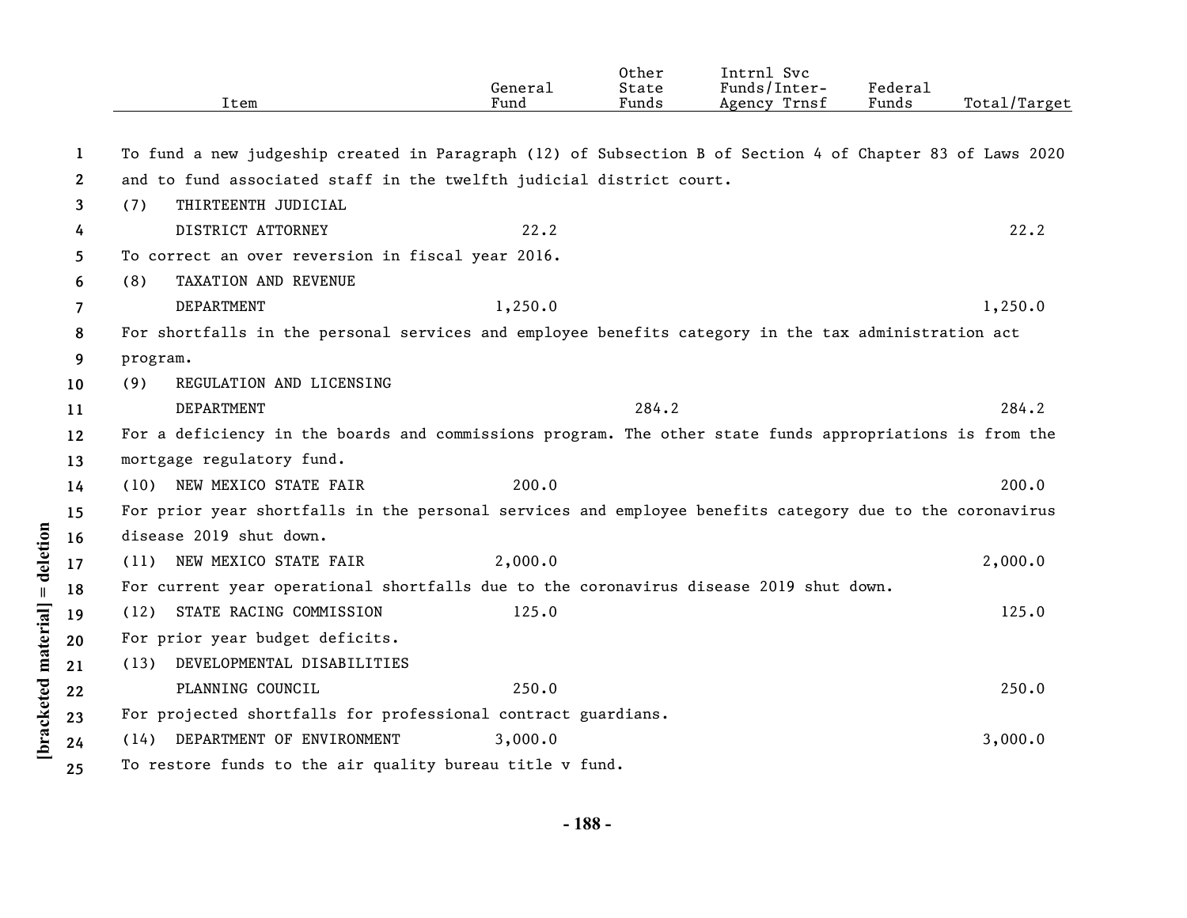| Item | General Fund | Other State Funds | Intrnl Svc Funds/Inter-Agency Trnsf | Federal Funds | Total/Target |
|---|---|---|---|---|---|

To fund a new judgeship created in Paragraph (12) of Subsection B of Section 4 of Chapter 83 of Laws 2020 and to fund associated staff in the twelfth judicial district court.

| Item | General Fund | Other State Funds | Intrnl Svc Funds/Inter-Agency Trnsf | Federal Funds | Total/Target |
|---|---|---|---|---|---|
| (7) THIRTEENTH JUDICIAL DISTRICT ATTORNEY | 22.2 | | | | 22.2 |

To correct an over reversion in fiscal year 2016.

| Item | General Fund | Other State Funds | Intrnl Svc Funds/Inter-Agency Trnsf | Federal Funds | Total/Target |
|---|---|---|---|---|---|
| (8) TAXATION AND REVENUE DEPARTMENT | 1,250.0 | | | | 1,250.0 |

For shortfalls in the personal services and employee benefits category in the tax administration act program.

| Item | General Fund | Other State Funds | Intrnl Svc Funds/Inter-Agency Trnsf | Federal Funds | Total/Target |
|---|---|---|---|---|---|
| (9) REGULATION AND LICENSING DEPARTMENT | | 284.2 | | | 284.2 |

For a deficiency in the boards and commissions program. The other state funds appropriations is from the mortgage regulatory fund.

| Item | General Fund | Other State Funds | Intrnl Svc Funds/Inter-Agency Trnsf | Federal Funds | Total/Target |
|---|---|---|---|---|---|
| (10) NEW MEXICO STATE FAIR | 200.0 | | | | 200.0 |

For prior year shortfalls in the personal services and employee benefits category due to the coronavirus disease 2019 shut down.

| Item | General Fund | Other State Funds | Intrnl Svc Funds/Inter-Agency Trnsf | Federal Funds | Total/Target |
|---|---|---|---|---|---|
| (11) NEW MEXICO STATE FAIR | 2,000.0 | | | | 2,000.0 |

For current year operational shortfalls due to the coronavirus disease 2019 shut down.

| Item | General Fund | Other State Funds | Intrnl Svc Funds/Inter-Agency Trnsf | Federal Funds | Total/Target |
|---|---|---|---|---|---|
| (12) STATE RACING COMMISSION | 125.0 | | | | 125.0 |

For prior year budget deficits.

| Item | General Fund | Other State Funds | Intrnl Svc Funds/Inter-Agency Trnsf | Federal Funds | Total/Target |
|---|---|---|---|---|---|
| (13) DEVELOPMENTAL DISABILITIES PLANNING COUNCIL | 250.0 | | | | 250.0 |

For projected shortfalls for professional contract guardians.

| Item | General Fund | Other State Funds | Intrnl Svc Funds/Inter-Agency Trnsf | Federal Funds | Total/Target |
|---|---|---|---|---|---|
| (14) DEPARTMENT OF ENVIRONMENT | 3,000.0 | | | | 3,000.0 |

To restore funds to the air quality bureau title v fund.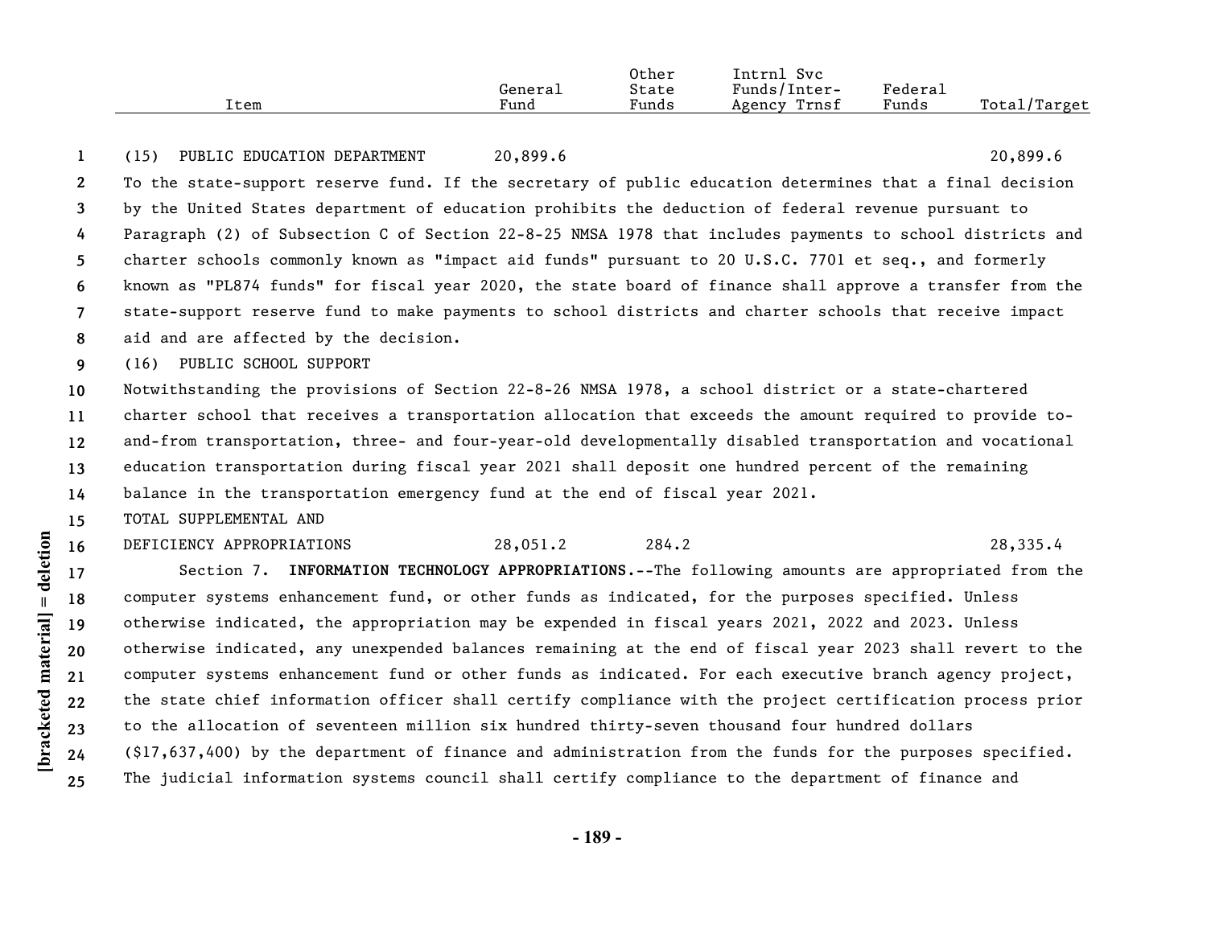| Item | General Fund | Other State Funds | Intrnl Svc Funds/Inter-Agency Trnsf | Federal Funds | Total/Target |
|---|---|---|---|---|---|
| (15) PUBLIC EDUCATION DEPARTMENT | 20,899.6 | | | | 20,899.6 |

To the state-support reserve fund. If the secretary of public education determines that a final decision by the United States department of education prohibits the deduction of federal revenue pursuant to Paragraph (2) of Subsection C of Section 22-8-25 NMSA 1978 that includes payments to school districts and charter schools commonly known as "impact aid funds" pursuant to 20 U.S.C. 7701 et seq., and formerly known as "PL874 funds" for fiscal year 2020, the state board of finance shall approve a transfer from the state-support reserve fund to make payments to school districts and charter schools that receive impact aid and are affected by the decision.

(16) PUBLIC SCHOOL SUPPORT

Notwithstanding the provisions of Section 22-8-26 NMSA 1978, a school district or a state-chartered charter school that receives a transportation allocation that exceeds the amount required to provide to-and-from transportation, three- and four-year-old developmentally disabled transportation and vocational education transportation during fiscal year 2021 shall deposit one hundred percent of the remaining balance in the transportation emergency fund at the end of fiscal year 2021.

| Item | General Fund | Other State Funds | Intrnl Svc Funds/Inter-Agency Trnsf | Federal Funds | Total/Target |
|---|---|---|---|---|---|
| TOTAL SUPPLEMENTAL AND DEFICIENCY APPROPRIATIONS | 28,051.2 | 284.2 | | | 28,335.4 |

Section 7. **INFORMATION TECHNOLOGY APPROPRIATIONS.**--The following amounts are appropriated from the computer systems enhancement fund, or other funds as indicated, for the purposes specified. Unless otherwise indicated, the appropriation may be expended in fiscal years 2021, 2022 and 2023. Unless otherwise indicated, any unexpended balances remaining at the end of fiscal year 2023 shall revert to the computer systems enhancement fund or other funds as indicated. For each executive branch agency project, the state chief information officer shall certify compliance with the project certification process prior to the allocation of seventeen million six hundred thirty-seven thousand four hundred dollars ($17,637,400) by the department of finance and administration from the funds for the purposes specified. The judicial information systems council shall certify compliance to the department of finance and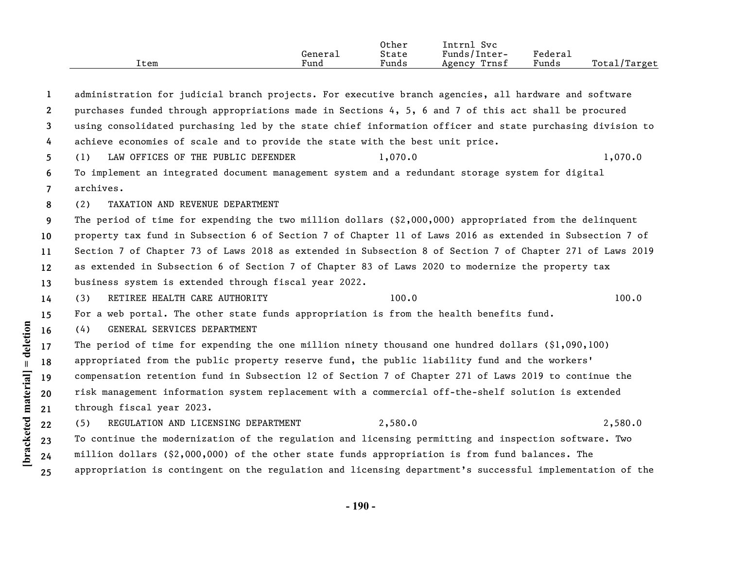| Item | General Fund | Other State Funds | Intrnl Svc Funds/Inter-Agency Trnsf | Federal Funds | Total/Target |
|---|---|---|---|---|---|

administration for judicial branch projects. For executive branch agencies, all hardware and software purchases funded through appropriations made in Sections 4, 5, 6 and 7 of this act shall be procured using consolidated purchasing led by the state chief information officer and state purchasing division to achieve economies of scale and to provide the state with the best unit price.

| Item | General Fund | Other State Funds | Intrnl Svc Funds/Inter-Agency Trnsf | Federal Funds | Total/Target |
|---|---|---|---|---|---|
| (1) LAW OFFICES OF THE PUBLIC DEFENDER | | 1,070.0 | | | 1,070.0 |

To implement an integrated document management system and a redundant storage system for digital archives.

(2) TAXATION AND REVENUE DEPARTMENT

The period of time for expending the two million dollars ($2,000,000) appropriated from the delinquent property tax fund in Subsection 6 of Section 7 of Chapter 11 of Laws 2016 as extended in Subsection 7 of Section 7 of Chapter 73 of Laws 2018 as extended in Subsection 8 of Section 7 of Chapter 271 of Laws 2019 as extended in Subsection 6 of Section 7 of Chapter 83 of Laws 2020 to modernize the property tax business system is extended through fiscal year 2022.

| Item | General Fund | Other State Funds | Intrnl Svc Funds/Inter-Agency Trnsf | Federal Funds | Total/Target |
|---|---|---|---|---|---|
| (3) RETIREE HEALTH CARE AUTHORITY | | 100.0 | | | 100.0 |

For a web portal. The other state funds appropriation is from the health benefits fund.

(4) GENERAL SERVICES DEPARTMENT

The period of time for expending the one million ninety thousand one hundred dollars ($1,090,100) appropriated from the public property reserve fund, the public liability fund and the workers' compensation retention fund in Subsection 12 of Section 7 of Chapter 271 of Laws 2019 to continue the risk management information system replacement with a commercial off-the-shelf solution is extended through fiscal year 2023.

| Item | General Fund | Other State Funds | Intrnl Svc Funds/Inter-Agency Trnsf | Federal Funds | Total/Target |
|---|---|---|---|---|---|
| (5) REGULATION AND LICENSING DEPARTMENT | | 2,580.0 | | | 2,580.0 |

To continue the modernization of the regulation and licensing permitting and inspection software. Two million dollars ($2,000,000) of the other state funds appropriation is from fund balances. The appropriation is contingent on the regulation and licensing department's successful implementation of the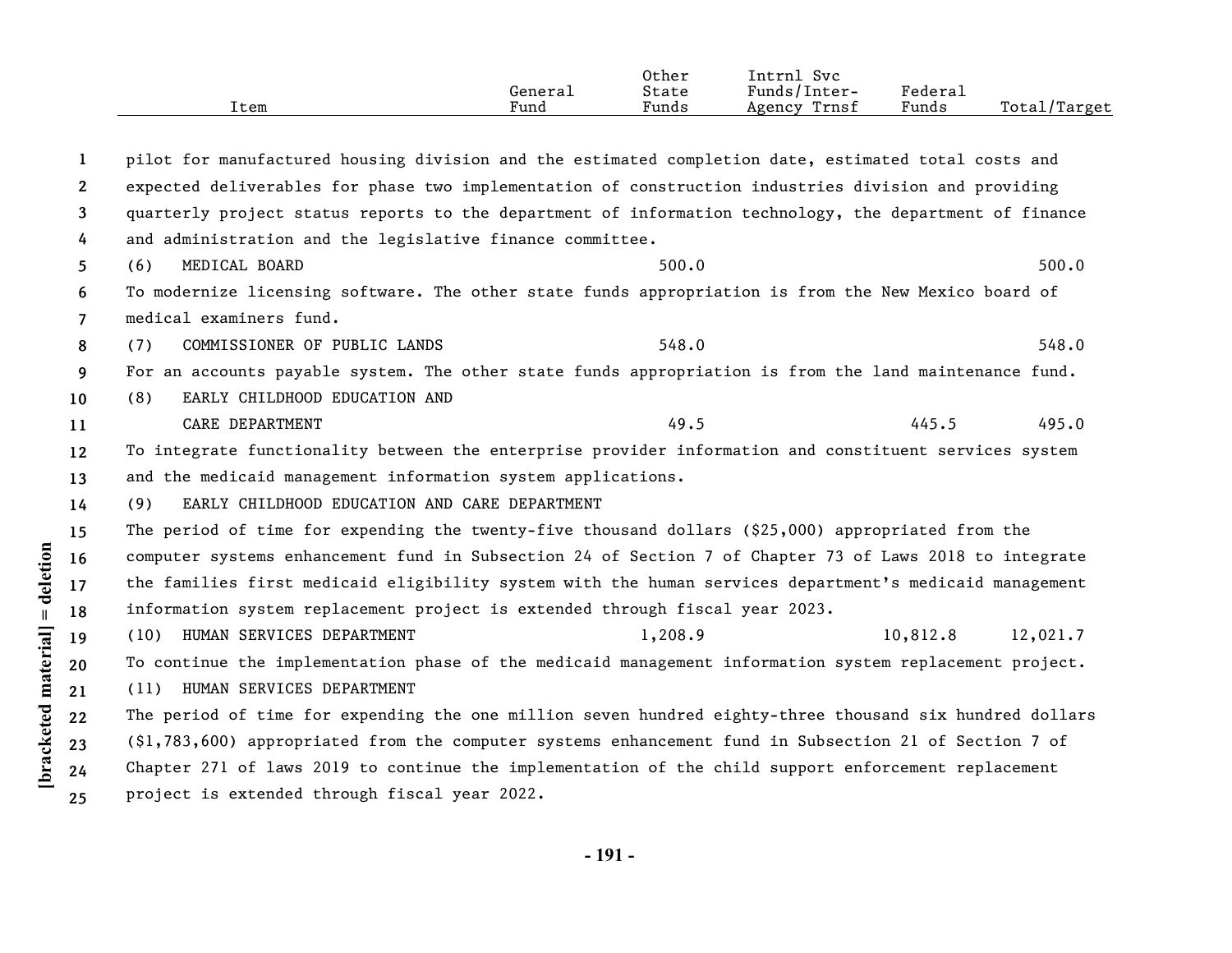| Item | General Fund | Other State Funds | Intrnl Svc Funds/Inter-Agency Trnsf | Federal Funds | Total/Target |
|---|---|---|---|---|---|

pilot for manufactured housing division and the estimated completion date, estimated total costs and expected deliverables for phase two implementation of construction industries division and providing quarterly project status reports to the department of information technology, the department of finance and administration and the legislative finance committee.

| Item | General Fund | Other State Funds | Intrnl Svc Funds/Inter-Agency Trnsf | Federal Funds | Total/Target |
|---|---|---|---|---|---|
| (6) MEDICAL BOARD | | 500.0 | | | 500.0 |

To modernize licensing software. The other state funds appropriation is from the New Mexico board of medical examiners fund.

| Item | General Fund | Other State Funds | Intrnl Svc Funds/Inter-Agency Trnsf | Federal Funds | Total/Target |
|---|---|---|---|---|---|
| (7) COMMISSIONER OF PUBLIC LANDS | | 548.0 | | | 548.0 |

For an accounts payable system. The other state funds appropriation is from the land maintenance fund.

| Item | General Fund | Other State Funds | Intrnl Svc Funds/Inter-Agency Trnsf | Federal Funds | Total/Target |
|---|---|---|---|---|---|
| (8) EARLY CHILDHOOD EDUCATION AND CARE DEPARTMENT | | 49.5 | | 445.5 | 495.0 |

To integrate functionality between the enterprise provider information and constituent services system and the medicaid management information system applications.

(9) EARLY CHILDHOOD EDUCATION AND CARE DEPARTMENT

The period of time for expending the twenty-five thousand dollars ($25,000) appropriated from the computer systems enhancement fund in Subsection 24 of Section 7 of Chapter 73 of Laws 2018 to integrate the families first medicaid eligibility system with the human services department's medicaid management information system replacement project is extended through fiscal year 2023.

| Item | General Fund | Other State Funds | Intrnl Svc Funds/Inter-Agency Trnsf | Federal Funds | Total/Target |
|---|---|---|---|---|---|
| (10) HUMAN SERVICES DEPARTMENT | | 1,208.9 | | 10,812.8 | 12,021.7 |

To continue the implementation phase of the medicaid management information system replacement project.

(11) HUMAN SERVICES DEPARTMENT

The period of time for expending the one million seven hundred eighty-three thousand six hundred dollars ($1,783,600) appropriated from the computer systems enhancement fund in Subsection 21 of Section 7 of Chapter 271 of laws 2019 to continue the implementation of the child support enforcement replacement project is extended through fiscal year 2022.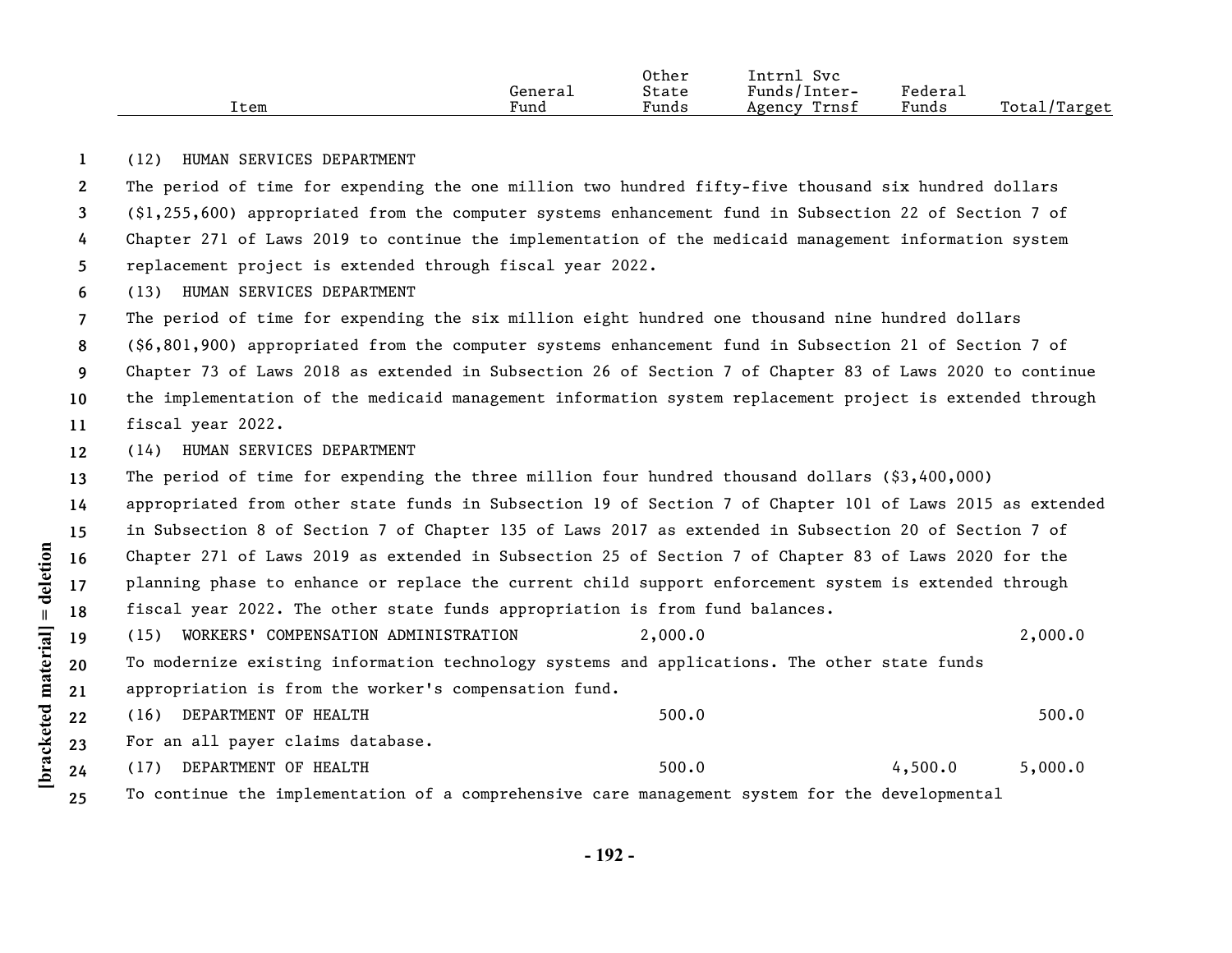| Item | General Fund | Other State Funds | Intrnl Svc Funds/Inter-Agency Trnsf | Federal Funds | Total/Target |
|---|---|---|---|---|---|
| (12) HUMAN SERVICES DEPARTMENT | | | | | |
| The period of time for expending the one million two hundred fifty-five thousand six hundred dollars ($1,255,600) appropriated from the computer systems enhancement fund in Subsection 22 of Section 7 of Chapter 271 of Laws 2019 to continue the implementation of the medicaid management information system replacement project is extended through fiscal year 2022. | | | | | |
| (13) HUMAN SERVICES DEPARTMENT | | | | | |
| The period of time for expending the six million eight hundred one thousand nine hundred dollars ($6,801,900) appropriated from the computer systems enhancement fund in Subsection 21 of Section 7 of Chapter 73 of Laws 2018 as extended in Subsection 26 of Section 7 of Chapter 83 of Laws 2020 to continue the implementation of the medicaid management information system replacement project is extended through fiscal year 2022. | | | | | |
| (14) HUMAN SERVICES DEPARTMENT | | | | | |
| The period of time for expending the three million four hundred thousand dollars ($3,400,000) appropriated from other state funds in Subsection 19 of Section 7 of Chapter 101 of Laws 2015 as extended in Subsection 8 of Section 7 of Chapter 135 of Laws 2017 as extended in Subsection 20 of Section 7 of Chapter 271 of Laws 2019 as extended in Subsection 25 of Section 7 of Chapter 83 of Laws 2020 for the planning phase to enhance or replace the current child support enforcement system is extended through fiscal year 2022. The other state funds appropriation is from fund balances. | | | | | |
| (15) WORKERS' COMPENSATION ADMINISTRATION | | 2,000.0 | | | 2,000.0 |
| To modernize existing information technology systems and applications. The other state funds appropriation is from the worker's compensation fund. | | | | | |
| (16) DEPARTMENT OF HEALTH | | 500.0 | | | 500.0 |
| For an all payer claims database. | | | | | |
| (17) DEPARTMENT OF HEALTH | | 500.0 | | 4,500.0 | 5,000.0 |
| To continue the implementation of a comprehensive care management system for the developmental | | | | | |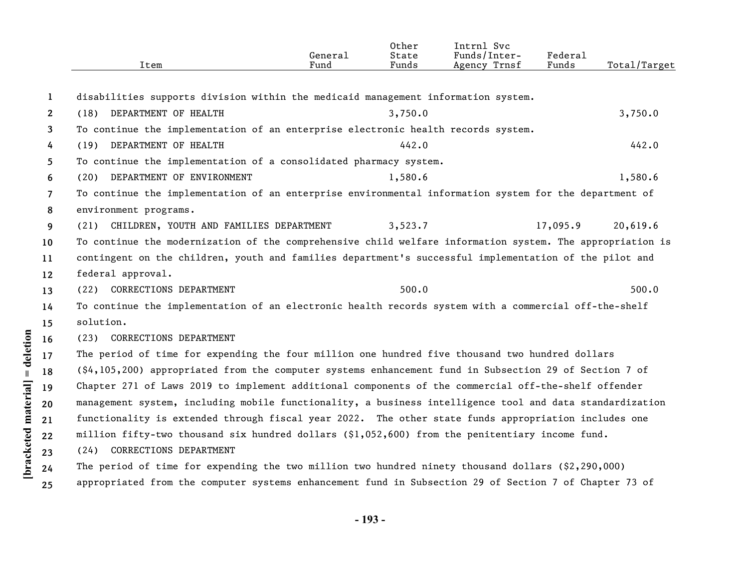| Item | General Fund | Other State Funds | Intrnl Svc Funds/Inter-Agency Trnsf | Federal Funds | Total/Target |
|---|---|---|---|---|---|
| disabilities supports division within the medicaid management information system. | | | | | |
| (18) DEPARTMENT OF HEALTH | | 3,750.0 | | | 3,750.0 |
| To continue the implementation of an enterprise electronic health records system. | | | | | |
| (19) DEPARTMENT OF HEALTH | | 442.0 | | | 442.0 |
| To continue the implementation of a consolidated pharmacy system. | | | | | |
| (20) DEPARTMENT OF ENVIRONMENT | | 1,580.6 | | | 1,580.6 |
| To continue the implementation of an enterprise environmental information system for the department of environment programs. | | | | | |
| (21) CHILDREN, YOUTH AND FAMILIES DEPARTMENT | | 3,523.7 | | 17,095.9 | 20,619.6 |
| To continue the modernization of the comprehensive child welfare information system. The appropriation is contingent on the children, youth and families department's successful implementation of the pilot and federal approval. | | | | | |
| (22) CORRECTIONS DEPARTMENT | | 500.0 | | | 500.0 |
| To continue the implementation of an electronic health records system with a commercial off-the-shelf solution. | | | | | |
| (23) CORRECTIONS DEPARTMENT | | | | | |
| The period of time for expending the four million one hundred five thousand two hundred dollars ($4,105,200) appropriated from the computer systems enhancement fund in Subsection 29 of Section 7 of Chapter 271 of Laws 2019 to implement additional components of the commercial off-the-shelf offender management system, including mobile functionality, a business intelligence tool and data standardization functionality is extended through fiscal year 2022. The other state funds appropriation includes one million fifty-two thousand six hundred dollars ($1,052,600) from the penitentiary income fund. | | | | | |
| (24) CORRECTIONS DEPARTMENT | | | | | |
| The period of time for expending the two million two hundred ninety thousand dollars ($2,290,000) appropriated from the computer systems enhancement fund in Subsection 29 of Section 7 of Chapter 73 of | | | | | |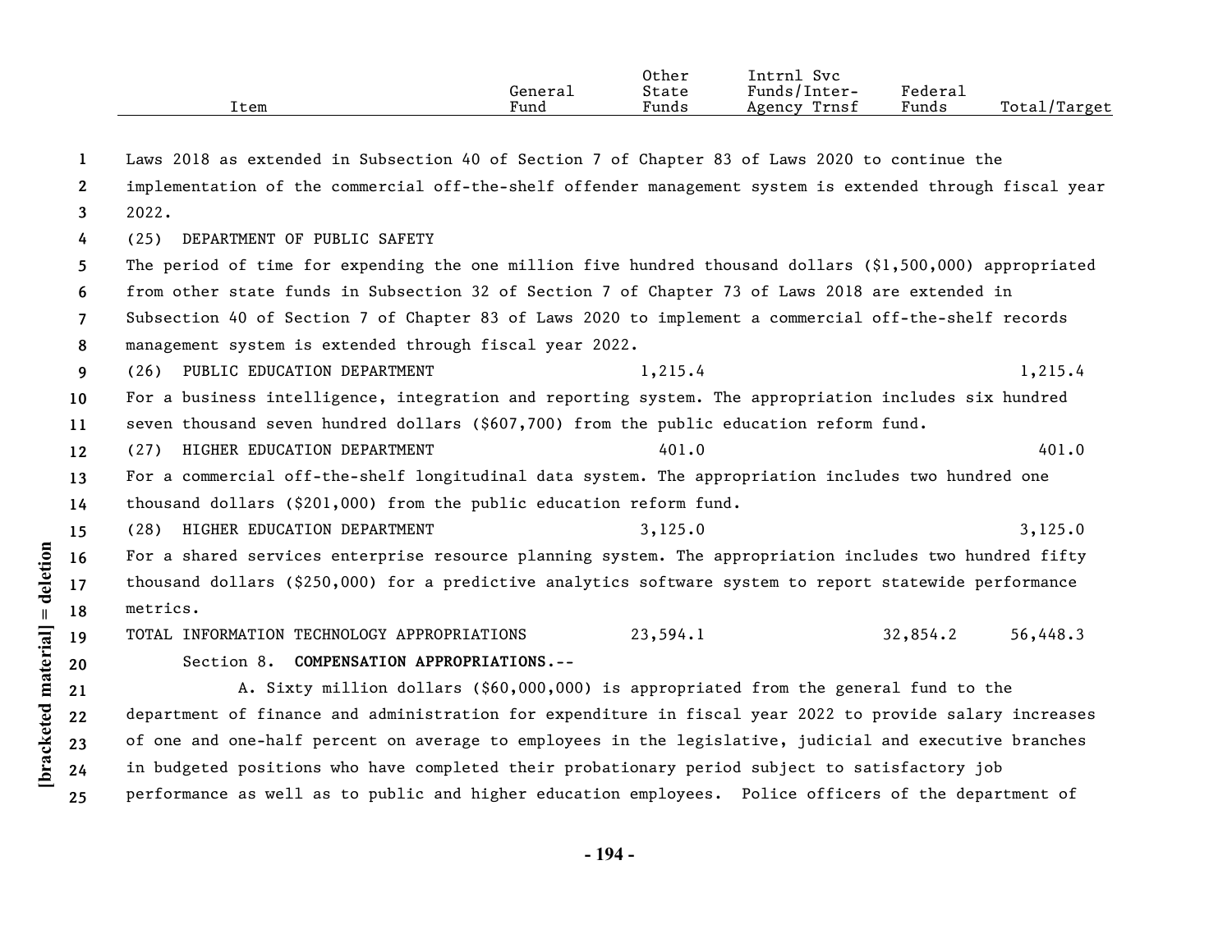| Item | General Fund | Other State Funds | Intrnl Svc Funds/Inter-Agency Trnsf | Federal Funds | Total/Target |
|---|---|---|---|---|---|

Laws 2018 as extended in Subsection 40 of Section 7 of Chapter 83 of Laws 2020 to continue the implementation of the commercial off-the-shelf offender management system is extended through fiscal year 2022.

(25) DEPARTMENT OF PUBLIC SAFETY

The period of time for expending the one million five hundred thousand dollars ($1,500,000) appropriated from other state funds in Subsection 32 of Section 7 of Chapter 73 of Laws 2018 are extended in Subsection 40 of Section 7 of Chapter 83 of Laws 2020 to implement a commercial off-the-shelf records management system is extended through fiscal year 2022.

| Item | General Fund | Other State Funds | Intrnl Svc Funds/Inter-Agency Trnsf | Federal Funds | Total/Target |
|---|---|---|---|---|---|
| (26) PUBLIC EDUCATION DEPARTMENT | | 1,215.4 | | | 1,215.4 |

For a business intelligence, integration and reporting system. The appropriation includes six hundred seven thousand seven hundred dollars ($607,700) from the public education reform fund.

| Item | General Fund | Other State Funds | Intrnl Svc Funds/Inter-Agency Trnsf | Federal Funds | Total/Target |
|---|---|---|---|---|---|
| (27) HIGHER EDUCATION DEPARTMENT | | 401.0 | | | 401.0 |

For a commercial off-the-shelf longitudinal data system. The appropriation includes two hundred one thousand dollars ($201,000) from the public education reform fund.

| Item | General Fund | Other State Funds | Intrnl Svc Funds/Inter-Agency Trnsf | Federal Funds | Total/Target |
|---|---|---|---|---|---|
| (28) HIGHER EDUCATION DEPARTMENT | | 3,125.0 | | | 3,125.0 |

For a shared services enterprise resource planning system. The appropriation includes two hundred fifty thousand dollars ($250,000) for a predictive analytics software system to report statewide performance metrics.

| Item | General Fund | Other State Funds | Intrnl Svc Funds/Inter-Agency Trnsf | Federal Funds | Total/Target |
|---|---|---|---|---|---|
| TOTAL INFORMATION TECHNOLOGY APPROPRIATIONS | | 23,594.1 | | 32,854.2 | 56,448.3 |

Section 8. **COMPENSATION APPROPRIATIONS.--**

A. Sixty million dollars ($60,000,000) is appropriated from the general fund to the department of finance and administration for expenditure in fiscal year 2022 to provide salary increases of one and one-half percent on average to employees in the legislative, judicial and executive branches in budgeted positions who have completed their probationary period subject to satisfactory job performance as well as to public and higher education employees. Police officers of the department of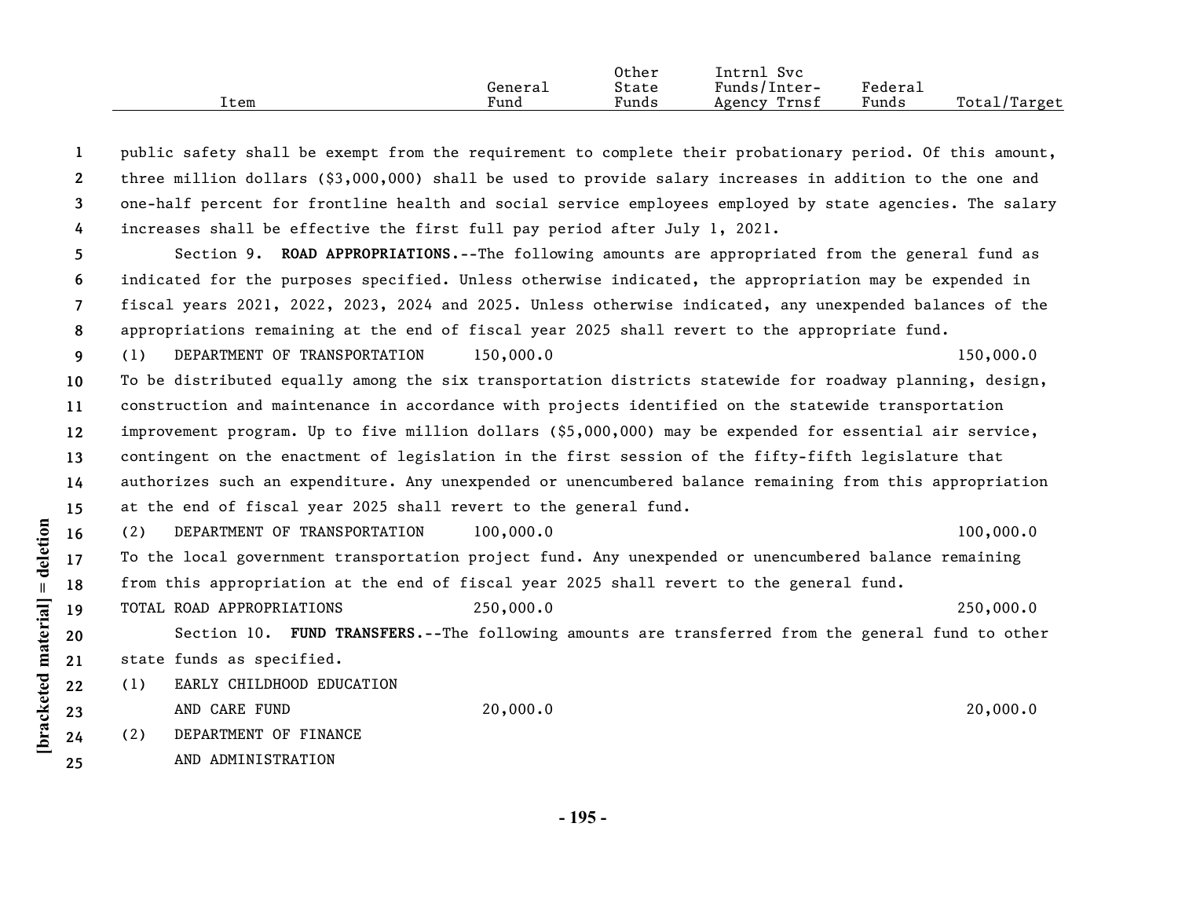| Item | General Fund | Other State Funds | Intrnl Svc Funds/Inter-Agency Trnsf | Federal Funds | Total/Target |
|---|---|---|---|---|---|

public safety shall be exempt from the requirement to complete their probationary period. Of this amount, three million dollars ($3,000,000) shall be used to provide salary increases in addition to the one and one-half percent for frontline health and social service employees employed by state agencies. The salary increases shall be effective the first full pay period after July 1, 2021.

Section 9. **ROAD APPROPRIATIONS.**--The following amounts are appropriated from the general fund as indicated for the purposes specified. Unless otherwise indicated, the appropriation may be expended in fiscal years 2021, 2022, 2023, 2024 and 2025. Unless otherwise indicated, any unexpended balances of the appropriations remaining at the end of fiscal year 2025 shall revert to the appropriate fund.

| Item | General Fund | Other State Funds | Intrnl Svc Funds/Inter-Agency Trnsf | Federal Funds | Total/Target |
|---|---|---|---|---|---|
| (1) DEPARTMENT OF TRANSPORTATION | 150,000.0 | | | | 150,000.0 |

To be distributed equally among the six transportation districts statewide for roadway planning, design, construction and maintenance in accordance with projects identified on the statewide transportation improvement program. Up to five million dollars ($5,000,000) may be expended for essential air service, contingent on the enactment of legislation in the first session of the fifty-fifth legislature that authorizes such an expenditure. Any unexpended or unencumbered balance remaining from this appropriation at the end of fiscal year 2025 shall revert to the general fund.

| Item | General Fund | Other State Funds | Intrnl Svc Funds/Inter-Agency Trnsf | Federal Funds | Total/Target |
|---|---|---|---|---|---|
| (2) DEPARTMENT OF TRANSPORTATION | 100,000.0 | | | | 100,000.0 |

To the local government transportation project fund. Any unexpended or unencumbered balance remaining from this appropriation at the end of fiscal year 2025 shall revert to the general fund.

| Item | General Fund | Other State Funds | Intrnl Svc Funds/Inter-Agency Trnsf | Federal Funds | Total/Target |
|---|---|---|---|---|---|
| TOTAL ROAD APPROPRIATIONS | 250,000.0 | | | | 250,000.0 |

Section 10. **FUND TRANSFERS.**--The following amounts are transferred from the general fund to other state funds as specified.

| Item | General Fund | Other State Funds | Intrnl Svc Funds/Inter-Agency Trnsf | Federal Funds | Total/Target |
|---|---|---|---|---|---|
| (1) EARLY CHILDHOOD EDUCATION AND CARE FUND | 20,000.0 | | | | 20,000.0 |
| (2) DEPARTMENT OF FINANCE AND ADMINISTRATION | | | | | |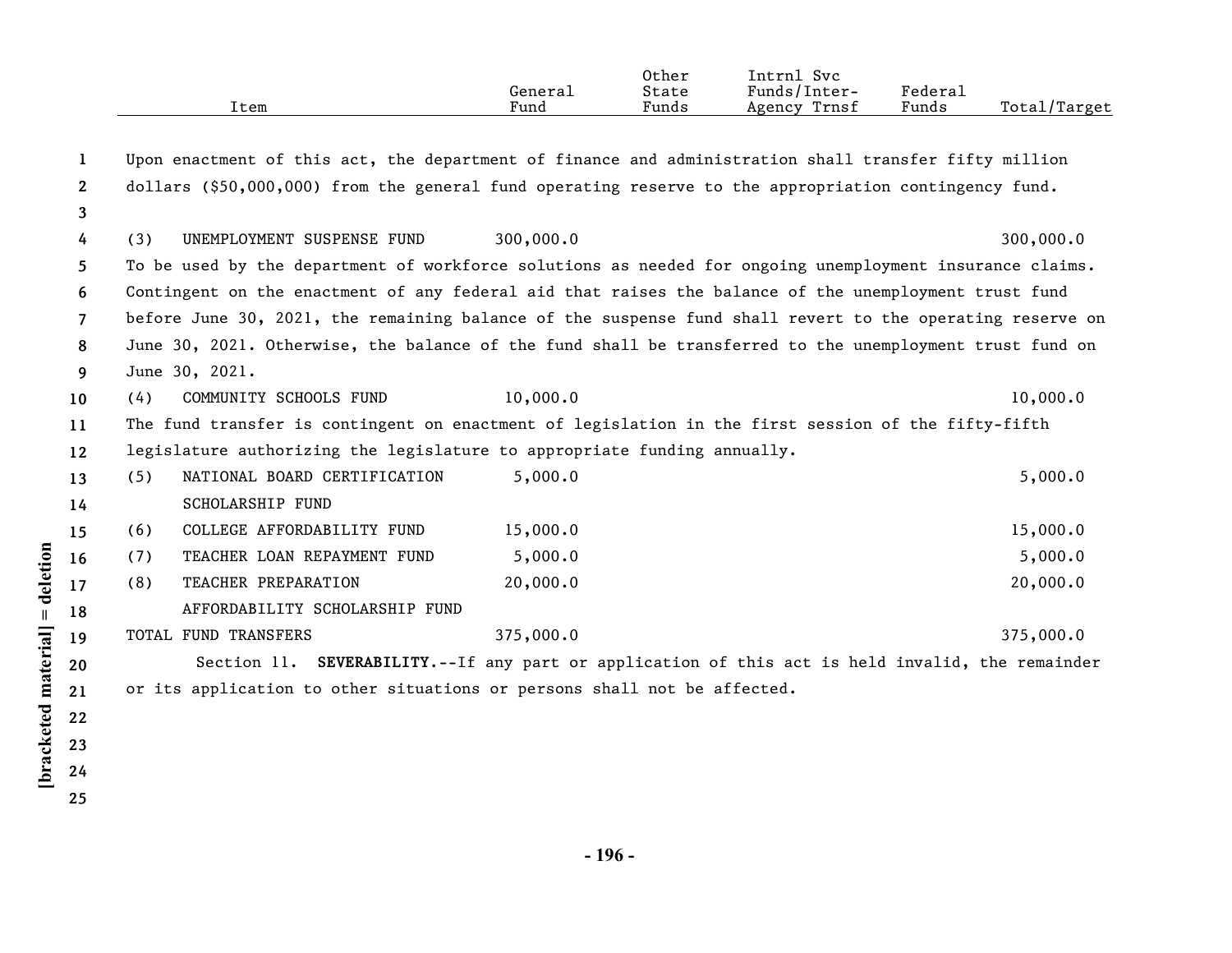| Item | General Fund | Other State Funds | Intrnl Svc Funds/Inter-Agency Trnsf | Federal Funds | Total/Target |
|---|---|---|---|---|---|

Upon enactment of this act, the department of finance and administration shall transfer fifty million dollars ($50,000,000) from the general fund operating reserve to the appropriation contingency fund.

| Item | General Fund | Other State Funds | Intrnl Svc Funds/Inter-Agency Trnsf | Federal Funds | Total/Target |
|---|---|---|---|---|---|
| (3) UNEMPLOYMENT SUSPENSE FUND | 300,000.0 | | | | 300,000.0 |

To be used by the department of workforce solutions as needed for ongoing unemployment insurance claims. Contingent on the enactment of any federal aid that raises the balance of the unemployment trust fund before June 30, 2021, the remaining balance of the suspense fund shall revert to the operating reserve on June 30, 2021. Otherwise, the balance of the fund shall be transferred to the unemployment trust fund on June 30, 2021.

| Item | General Fund | Other State Funds | Intrnl Svc Funds/Inter-Agency Trnsf | Federal Funds | Total/Target |
|---|---|---|---|---|---|
| (4) COMMUNITY SCHOOLS FUND | 10,000.0 | | | | 10,000.0 |

The fund transfer is contingent on enactment of legislation in the first session of the fifty-fifth legislature authorizing the legislature to appropriate funding annually.

| Item | General Fund | Other State Funds | Intrnl Svc Funds/Inter-Agency Trnsf | Federal Funds | Total/Target |
|---|---|---|---|---|---|
| (5) NATIONAL BOARD CERTIFICATION SCHOLARSHIP FUND | 5,000.0 | | | | 5,000.0 |
| (6) COLLEGE AFFORDABILITY FUND | 15,000.0 | | | | 15,000.0 |
| (7) TEACHER LOAN REPAYMENT FUND | 5,000.0 | | | | 5,000.0 |
| (8) TEACHER PREPARATION AFFORDABILITY SCHOLARSHIP FUND | 20,000.0 | | | | 20,000.0 |
| TOTAL FUND TRANSFERS | 375,000.0 | | | | 375,000.0 |

Section 11. **SEVERABILITY.**--If any part or application of this act is held invalid, the remainder or its application to other situations or persons shall not be affected.